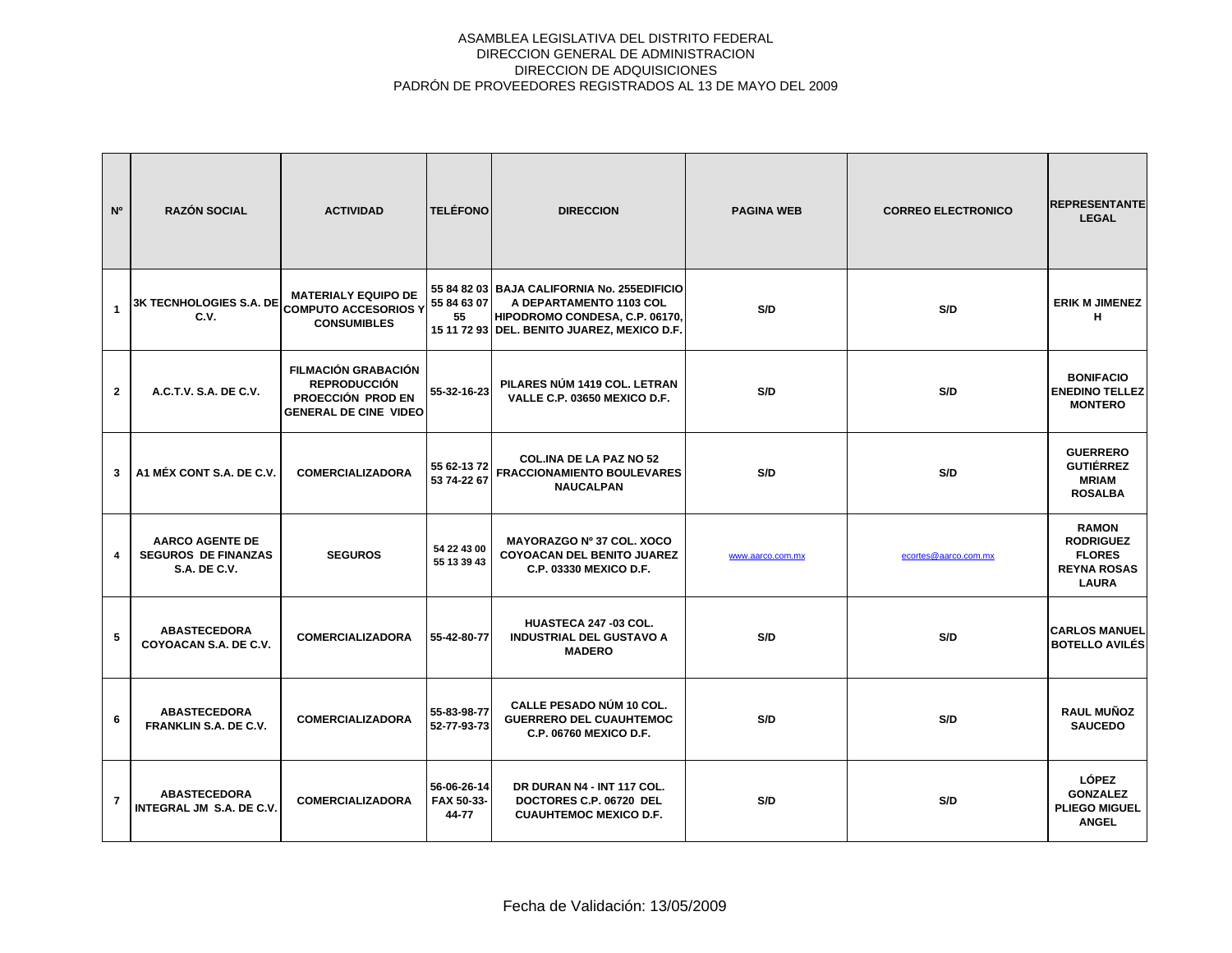ASAMBLEA LEGISLATIVA DEL DISTRITO FEDERAL
DIRECCION GENERAL DE ADMINISTRACION
DIRECCION DE ADQUISICIONES
PADRÓN DE PROVEEDORES REGISTRADOS AL 13 DE MAYO DEL 2009

| Nº | RAZÓN SOCIAL | ACTIVIDAD | TELÉFONO | DIRECCION | PAGINA WEB | CORREO ELECTRONICO | REPRESENTANTE LEGAL |
|---|---|---|---|---|---|---|---|
| 1 | 3K TECNHOLOGIES S.A. DE C.V. | MATERIALY EQUIPO DE COMPUTO ACCESORIOS Y CONSUMIBLES | 55 84 82 03 55 84 63 07 55 15 11 72 93 | BAJA CALIFORNIA No. 255EDIFICIO A DEPARTAMENTO 1103 COL HIPODROMO CONDESA, C.P. 06170, DEL. BENITO JUAREZ, MEXICO D.F. | S/D | S/D | ERIK M JIMENEZ H |
| 2 | A.C.T.V. S.A. DE C.V. | FILMACIÓN GRABACIÓN REPRODUCCIÓN PROECCIÓN PROD EN GENERAL DE CINE VIDEO | 55-32-16-23 | PILARES NÚM 1419 COL. LETRAN VALLE C.P. 03650 MEXICO D.F. | S/D | S/D | BONIFACIO ENEDINO TELLEZ MONTERO |
| 3 | A1 MÉX CONT S.A. DE C.V. | COMERCIALIZADORA | 55 62-13 72 53 74-22 67 | COL.INA DE LA PAZ NO 52 FRACCIONAMIENTO BOULEVARES NAUCALPAN | S/D | S/D | GUERRERO GUTIÉRREZ MRIAM ROSALBA |
| 4 | AARCO AGENTE DE SEGUROS DE FINANZAS S.A. DE C.V. | SEGUROS | 54 22 43 00 55 13 39 43 | MAYORAZGO Nº 37 COL. XOCO COYOACAN DEL BENITO JUAREZ C.P. 03330 MEXICO D.F. | www.aarco.com.mx | ecortes@aarco.com.mx | RAMON RODRIGUEZ FLORES REYNA ROSAS LAURA |
| 5 | ABASTECEDORA COYOACAN S.A. DE C.V. | COMERCIALIZADORA | 55-42-80-77 | HUASTECA 247 -03 COL. INDUSTRIAL DEL GUSTAVO A MADERO | S/D | S/D | CARLOS MANUEL BOTELLO AVILÉS |
| 6 | ABASTECEDORA FRANKLIN S.A. DE C.V. | COMERCIALIZADORA | 55-83-98-77 52-77-93-73 | CALLE PESADO NÚM 10 COL. GUERRERO DEL CUAUHTEMOC C.P. 06760 MEXICO D.F. | S/D | S/D | RAUL MUÑOZ SAUCEDO |
| 7 | ABASTECEDORA INTEGRAL JM S.A. DE C.V. | COMERCIALIZADORA | 56-06-26-14 FAX 50-33-44-77 | DR DURAN N4 - INT 117 COL. DOCTORES C.P. 06720 DEL CUAUHTEMOC MEXICO D.F. | S/D | S/D | LÓPEZ GONZALEZ PLIEGO MIGUEL ANGEL |

Fecha de Validación: 13/05/2009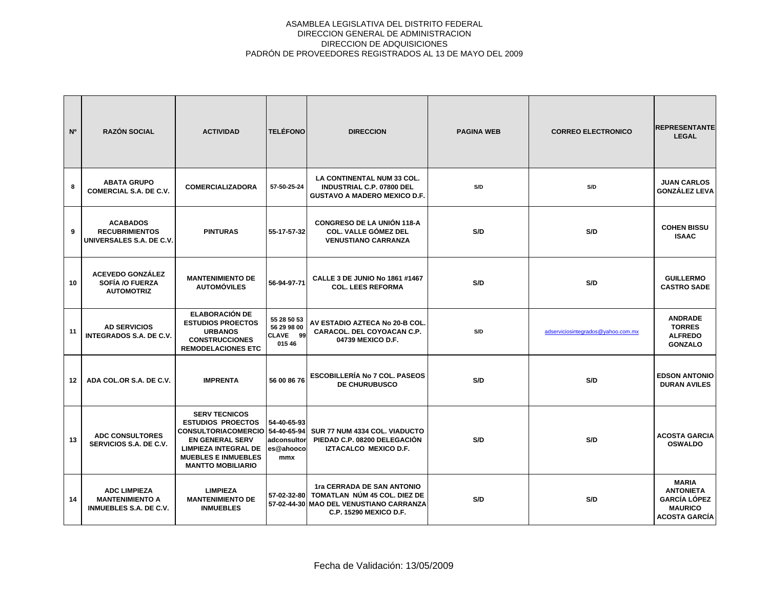ASAMBLEA LEGISLATIVA DEL DISTRITO FEDERAL
DIRECCION GENERAL DE ADMINISTRACION
DIRECCION DE ADQUISICIONES
PADRÓN DE PROVEEDORES REGISTRADOS AL 13 DE MAYO DEL 2009

| Nº | RAZÓN SOCIAL | ACTIVIDAD | TELÉFONO | DIRECCION | PAGINA WEB | CORREO ELECTRONICO | REPRESENTANTE LEGAL |
|---|---|---|---|---|---|---|---|
| 8 | ABATA GRUPO COMERCIAL S.A. DE C.V. | COMERCIALIZADORA | 57-50-25-24 | LA CONTINENTAL NUM 33 COL. INDUSTRIAL C.P. 07800 DEL GUSTAVO A MADERO MEXICO D.F. | S/D | S/D | JUAN CARLOS GONZÁLEZ LEVA |
| 9 | ACABADOS RECUBRIMIENTOS UNIVERSALES S.A. DE C.V. | PINTURAS | 55-17-57-32 | CONGRESO DE LA UNIÓN 118-A COL. VALLE GÓMEZ DEL VENUSTIANO CARRANZA | S/D | S/D | COHEN BISSU ISAAC |
| 10 | ACEVEDO GONZÁLEZ SOFÍA /O FUERZA AUTOMOTRIZ | MANTENIMIENTO DE AUTOMÓVILES | 56-94-97-71 | CALLE 3 DE JUNIO No 1861 #1467 COL. LEES REFORMA | S/D | S/D | GUILLERMO CASTRO SADE |
| 11 | AD SERVICIOS INTEGRADOS S.A. DE C.V. | ELABORACIÓN DE ESTUDIOS PROECTOS URBANOS CONSTRUCCIONES REMODELACIONES ETC | 55 28 50 53 56 29 98 00 CLAVE 99 015 46 | AV ESTADIO AZTECA No 20-B COL. CARACOL. DEL COYOACAN C.P. 04739 MEXICO D.F. | S/D | adserviciosintegrados@yahoo.com.mx | ANDRADE TORRES ALFREDO GONZALO |
| 12 | ADA COL.OR S.A. DE C.V. | IMPRENTA | 56 00 86 76 | ESCOBILLERÍA No 7 COL. PASEOS DE CHURUBUSCO | S/D | S/D | EDSON ANTONIO DURAN AVILES |
| 13 | ADC CONSULTORES SERVICIOS S.A. DE C.V. | SERV TECNICOS ESTUDIOS PROECTOS CONSULTORIACOMERCIO EN GENERAL SERV LIMPIEZA INTEGRAL DE MUEBLES E INMUEBLES MANTTO MOBILIARIO | 54-40-65-93 54-40-65-94 adconsultores@ahoocommx | SUR 77 NUM 4334 COL. VIADUCTO PIEDAD C.P. 08200 DELEGACIÒN IZTACALCO MEXICO D.F. | S/D | S/D | ACOSTA GARCIA OSWALDO |
| 14 | ADC LIMPIEZA MANTENIMIENTO A INMUEBLES S.A. DE C.V. | LIMPIEZA MANTENIMIENTO DE INMUEBLES | 57-02-32-80 57-02-44-30 | 1ra CERRADA DE SAN ANTONIO TOMATLAN NÚM 45 COL. DIEZ DE MAO DEL VENUSTIANO CARRANZA C.P. 15290 MEXICO D.F. | S/D | S/D | MARIA ANTONIETA GARCÍA LÓPEZ MAURICO ACOSTA GARCÍA |

Fecha de Validación: 13/05/2009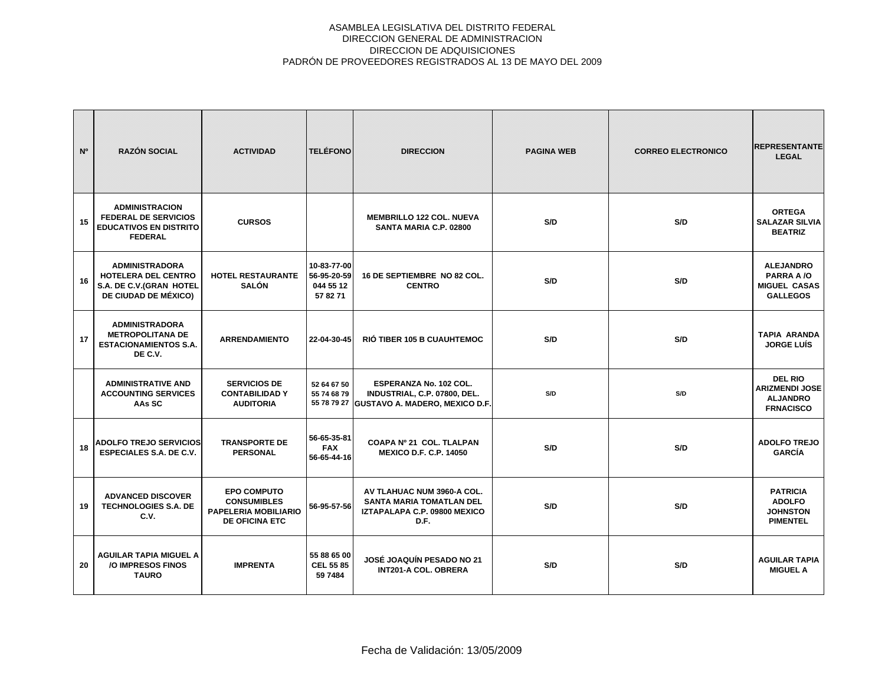ASAMBLEA LEGISLATIVA DEL DISTRITO FEDERAL
DIRECCION GENERAL DE ADMINISTRACION
DIRECCION DE ADQUISICIONES
PADRÓN DE PROVEEDORES REGISTRADOS AL 13 DE MAYO DEL 2009

| Nº | RAZÓN SOCIAL | ACTIVIDAD | TELÉFONO | DIRECCION | PAGINA WEB | CORREO ELECTRONICO | REPRESENTANTE LEGAL |
|---|---|---|---|---|---|---|---|
| 15 | ADMINISTRACION FEDERAL DE SERVICIOS EDUCATIVOS EN DISTRITO FEDERAL | CURSOS | | MEMBRILLO 122 COL. NUEVA SANTA MARIA C.P. 02800 | S/D | S/D | ORTEGA SALAZAR SILVIA BEATRIZ |
| 16 | ADMINISTRADORA HOTELERA DEL CENTRO S.A. DE C.V.(GRAN HOTEL DE CIUDAD DE MÉXICO) | HOTEL RESTAURANTE SALÓN | 10-83-77-00 56-95-20-59 044 55 12 57 82 71 | 16 DE SEPTIEMBRE NO 82 COL. CENTRO | S/D | S/D | ALEJANDRO PARRA A /O MIGUEL CASAS GALLEGOS |
| 17 | ADMINISTRADORA METROPOLITANA DE ESTACIONAMIENTOS S.A. DE C.V. | ARRENDAMIENTO | 22-04-30-45 | RIÓ TIBER 105 B CUAUHTEMOC | S/D | S/D | TAPIA ARANDA JORGE LUÍS |
| | ADMINISTRATIVE AND ACCOUNTING SERVICES AAs SC | SERVICIOS DE CONTABILIDAD Y AUDITORIA | 52 64 67 50 55 74 68 79 55 78 79 27 | ESPERANZA No. 102 COL. INDUSTRIAL, C.P. 07800, DEL. GUSTAVO A. MADERO, MEXICO D.F. | S/D | S/D | DEL RIO ARIZMENDI JOSE ALJANDRO FRNACISCO |
| 18 | ADOLFO TREJO SERVICIOS ESPECIALES S.A. DE C.V. | TRANSPORTE DE PERSONAL | 56-65-35-81 FAX 56-65-44-16 | COAPA Nº 21 COL. TLALPAN MEXICO D.F. C.P. 14050 | S/D | S/D | ADOLFO TREJO GARCÍA |
| 19 | ADVANCED DISCOVER TECHNOLOGIES S.A. DE C.V. | EPO COMPUTO CONSUMIBLES PAPELERIA MOBILIARIO DE OFICINA ETC | 56-95-57-56 | AV TLAHUAC NUM 3960-A COL. SANTA MARIA TOMATLAN DEL IZTAPALAPA C.P. 09800 MEXICO D.F. | S/D | S/D | PATRICIA ADOLFO JOHNSTON PIMENTEL |
| 20 | AGUILAR TAPIA MIGUEL A /O IMPRESOS FINOS TAURO | IMPRENTA | 55 88 65 00 CEL 55 85 59 7484 | JOSÉ JOAQUÍN PESADO NO 21 INT201-A COL. OBRERA | S/D | S/D | AGUILAR TAPIA MIGUEL A |

Fecha de Validación: 13/05/2009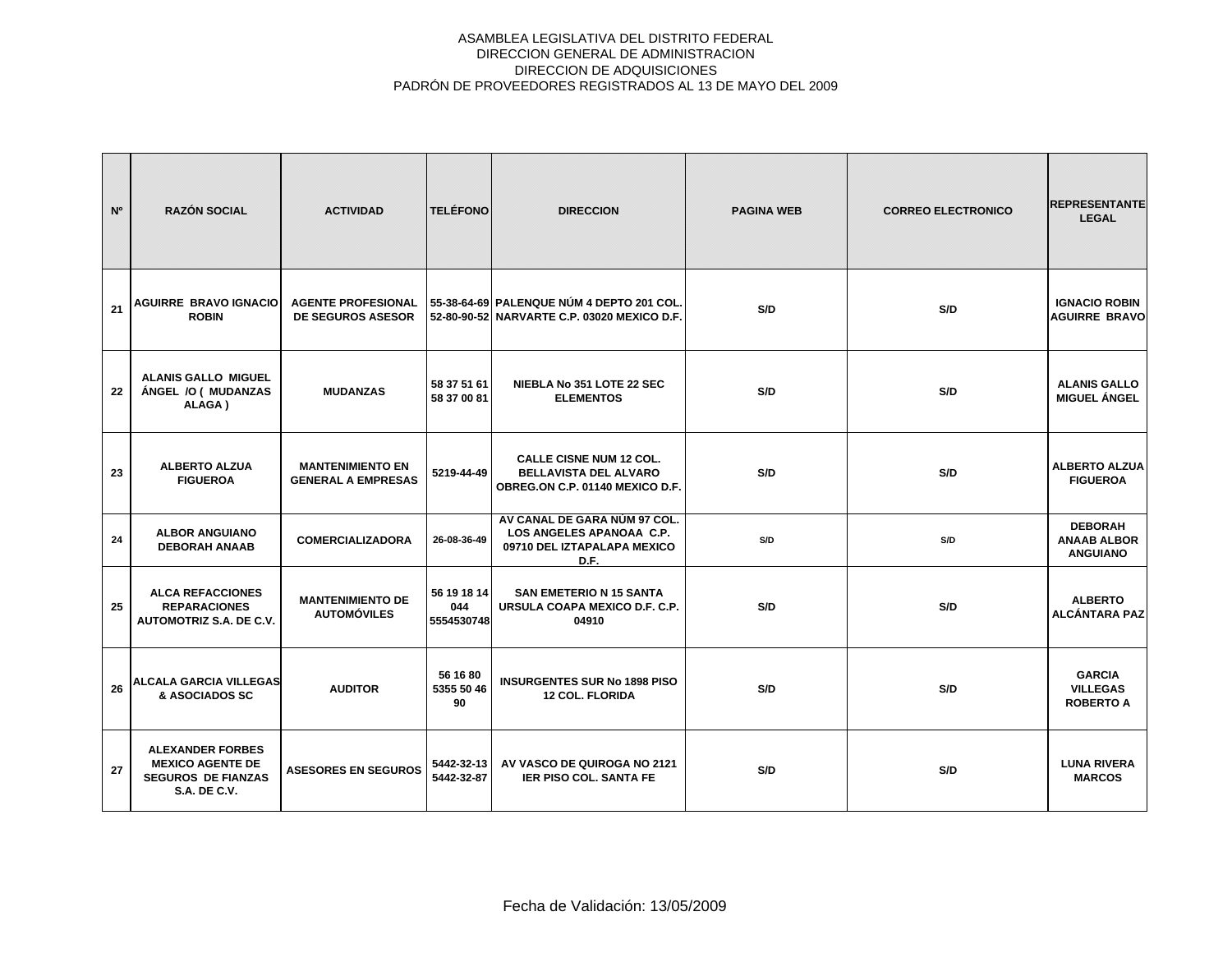ASAMBLEA LEGISLATIVA DEL DISTRITO FEDERAL
DIRECCION GENERAL DE ADMINISTRACION
DIRECCION DE ADQUISICIONES
PADRÓN DE PROVEEDORES REGISTRADOS AL 13 DE MAYO DEL 2009

| Nº | RAZÓN SOCIAL | ACTIVIDAD | TELÉFONO | DIRECCION | PAGINA WEB | CORREO ELECTRONICO | REPRESENTANTE LEGAL |
|---|---|---|---|---|---|---|---|
| 21 | AGUIRRE BRAVO IGNACIO ROBIN | AGENTE PROFESIONAL DE SEGUROS ASESOR | 55-38-64-69 52-80-90-52 | PALENQUE NÚM 4 DEPTO 201 COL. NARVARTE C.P. 03020 MEXICO D.F. | S/D | S/D | IGNACIO ROBIN AGUIRRE BRAVO |
| 22 | ALANIS GALLO MIGUEL ÁNGEL /O ( MUDANZAS ALAGA ) | MUDANZAS | 58 37 51 61 58 37 00 81 | NIEBLA No 351 LOTE 22 SEC ELEMENTOS | S/D | S/D | ALANIS GALLO MIGUEL ÁNGEL |
| 23 | ALBERTO ALZUA FIGUEROA | MANTENIMIENTO EN GENERAL A EMPRESAS | 5219-44-49 | CALLE CISNE NUM 12 COL. BELLAVISTA DEL ALVARO OBREG.ON C.P. 01140 MEXICO D.F. | S/D | S/D | ALBERTO ALZUA FIGUEROA |
| 24 | ALBOR ANGUIANO DEBORAH ANAAB | COMERCIALIZADORA | 26-08-36-49 | AV CANAL DE GARA NÚM 97 COL. LOS ANGELES APANOAA C.P. 09710 DEL IZTAPALAPA MEXICO D.F. | S/D | S/D | DEBORAH ANAAB ALBOR ANGUIANO |
| 25 | ALCA REFACCIONES REPARACIONES AUTOMOTRIZ S.A. DE C.V. | MANTENIMIENTO DE AUTOMÓVILES | 56 19 18 14 044 5554530748 | SAN EMETERIO N 15 SANTA URSULA COAPA MEXICO D.F. C.P. 04910 | S/D | S/D | ALBERTO ALCÁNTARA PAZ |
| 26 | ALCALA GARCIA VILLEGAS & ASOCIADOS SC | AUDITOR | 56 16 80 5355 50 46 90 | INSURGENTES SUR No 1898 PISO 12 COL. FLORIDA | S/D | S/D | GARCIA VILLEGAS ROBERTO A |
| 27 | ALEXANDER FORBES MEXICO AGENTE DE SEGUROS DE FIANZAS S.A. DE C.V. | ASESORES EN SEGUROS | 5442-32-13 5442-32-87 | AV VASCO DE QUIROGA NO 2121 IER PISO COL. SANTA FE | S/D | S/D | LUNA RIVERA MARCOS |

Fecha de Validación: 13/05/2009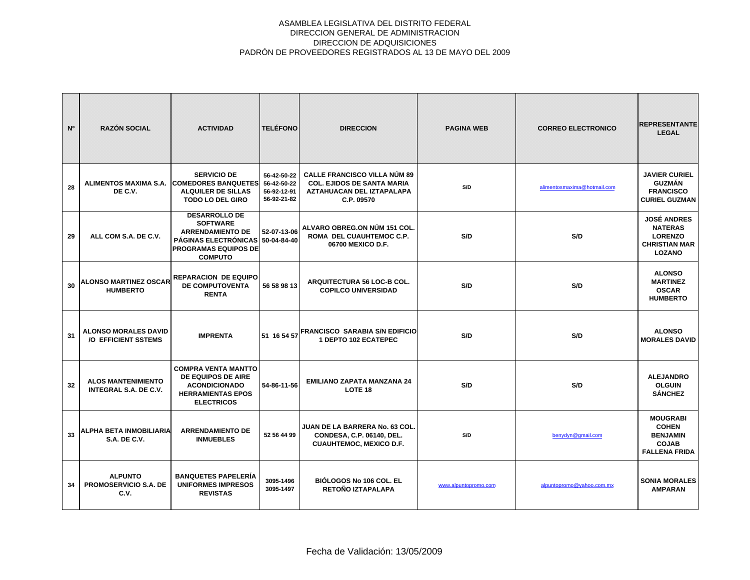ASAMBLEA LEGISLATIVA DEL DISTRITO FEDERAL
DIRECCION GENERAL DE ADMINISTRACION
DIRECCION DE ADQUISICIONES
PADRÓN DE PROVEEDORES REGISTRADOS AL 13 DE MAYO DEL 2009

| Nº | RAZÓN SOCIAL | ACTIVIDAD | TELÉFONO | DIRECCION | PAGINA WEB | CORREO ELECTRONICO | REPRESENTANTE LEGAL |
|---|---|---|---|---|---|---|---|
| 28 | ALIMENTOS MAXIMA S.A. DE C.V. | SERVICIO DE COMEDORES BANQUETES ALQUILER DE SILLAS TODO LO DEL GIRO | 56-42-50-22 56-42-50-22 56-92-12-91 56-92-21-82 | CALLE FRANCISCO VILLA NÚM 89 COL. EJIDOS DE SANTA MARIA AZTAHUACAN DEL IZTAPALAPA C.P. 09570 | S/D | alimentosmaxima@hotmail.com | JAVIER CURIEL GUZMÁN FRANCISCO CURIEL GUZMAN |
| 29 | ALL COM S.A. DE C.V. | DESARROLLO DE SOFTWARE ARRENDAMIENTO DE PÁGINAS ELECTRÓNICAS PROGRAMAS EQUIPOS DE COMPUTO | 52-07-13-06 50-04-84-40 | ALVARO OBREG.ON NÚM 151 COL. ROMA DEL CUAUHTEMOC C.P. 06700 MEXICO D.F. | S/D | S/D | JOSÉ ANDRES NATERAS LORENZO CHRISTIAN MAR LOZANO |
| 30 | ALONSO MARTINEZ OSCAR HUMBERTO | REPARACION DE EQUIPO DE COMPUTOVENTA RENTA | 56 58 98 13 | ARQUITECTURA 56 LOC-B COL. COPILCO UNIVERSIDAD | S/D | S/D | ALONSO MARTINEZ OSCAR HUMBERTO |
| 31 | ALONSO MORALES DAVID /O EFFICIENT SSTEMS | IMPRENTA | 51 16 54 57 | FRANCISCO SARABIA S/N EDIFICIO 1 DEPTO 102 ECATEPEC | S/D | S/D | ALONSO MORALES DAVID |
| 32 | ALOS MANTENIMIENTO INTEGRAL S.A. DE C.V. | COMPRA VENTA MANTTO DE EQUIPOS DE AIRE ACONDICIONADO HERRAMIENTAS EPOS ELECTRICOS | 54-86-11-56 | EMILIANO ZAPATA MANZANA 24 LOTE 18 | S/D | S/D | ALEJANDRO OLGUIN SÁNCHEZ |
| 33 | ALPHA BETA INMOBILIARIA S.A. DE C.V. | ARRENDAMIENTO DE INMUEBLES | 52 56 44 99 | JUAN DE LA BARRERA No. 63 COL. CONDESA, C.P. 06140, DEL. CUAUHTEMOC, MEXICO D.F. | S/D | benydyn@gmail.com | MOUGRABI COHEN BENJAMIN COJAB FALLENA FRIDA |
| 34 | ALPUNTO PROMOSERVICIO S.A. DE C.V. | BANQUETES PAPELERÍA UNIFORMES IMPRESOS REVISTAS | 3095-1496 3095-1497 | BIÓLOGOS No 106 COL. EL RETOÑO IZTAPALAPA | www.alpuntopromo.com | alpuntopromo@yahoo.com.mx | SONIA MORALES AMPARAN |

Fecha de Validación: 13/05/2009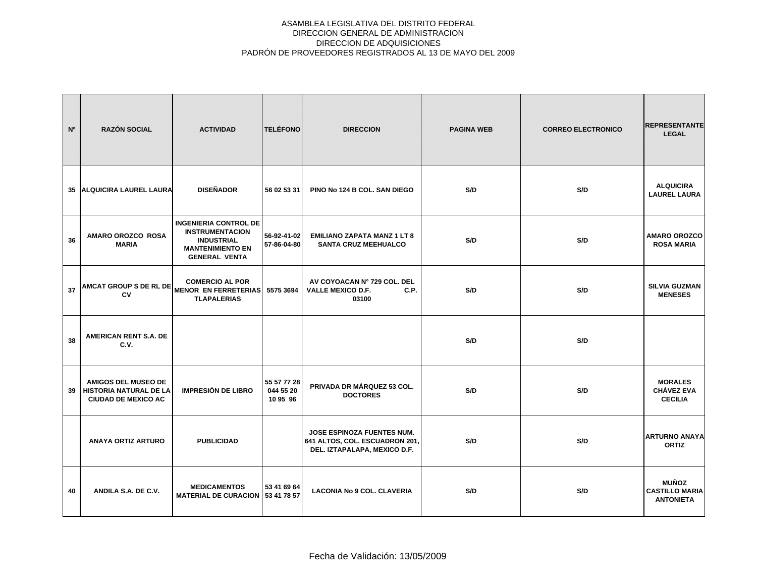ASAMBLEA LEGISLATIVA DEL DISTRITO FEDERAL
DIRECCION GENERAL DE ADMINISTRACION
DIRECCION DE ADQUISICIONES
PADRÓN DE PROVEEDORES REGISTRADOS AL 13 DE MAYO DEL 2009

| Nº | RAZÓN SOCIAL | ACTIVIDAD | TELÉFONO | DIRECCION | PAGINA WEB | CORREO ELECTRONICO | REPRESENTANTE LEGAL |
|---|---|---|---|---|---|---|---|
| 35 | ALQUICIRA LAUREL LAURA | DISEÑADOR | 56 02 53 31 | PINO No 124 B COL. SAN DIEGO | S/D | S/D | ALQUICIRA LAUREL LAURA |
| 36 | AMARO OROZCO ROSA MARIA | INGENIERIA CONTROL DE INSTRUMENTACION INDUSTRIAL MANTENIMIENTO EN GENERAL VENTA | 56-92-41-02 57-86-04-80 | EMILIANO ZAPATA MANZ 1 LT 8 SANTA CRUZ MEEHUALCO | S/D | S/D | AMARO OROZCO ROSA MARIA |
| 37 | AMCAT GROUP S DE RL DE CV | COMERCIO AL POR MENOR EN FERRETERIAS TLAPALERIAS | 5575 3694 | AV COYOACAN N° 729 COL. DEL VALLE MEXICO D.F. C.P. 03100 | S/D | S/D | SILVIA GUZMAN MENESES |
| 38 | AMERICAN RENT S.A. DE C.V. | | | | S/D | S/D | |
| 39 | AMIGOS DEL MUSEO DE HISTORIA NATURAL DE LA CIUDAD DE MEXICO AC | IMPRESIÓN DE LIBRO | 55 57 77 28 044 55 20 10 95 96 | PRIVADA DR MÁRQUEZ 53 COL. DOCTORES | S/D | S/D | MORALES CHÁVEZ EVA CECILIA |
| | ANAYA ORTIZ ARTURO | PUBLICIDAD | | JOSE ESPINOZA FUENTES NUM. 641 ALTOS, COL. ESCUADRON 201, DEL. IZTAPALAPA, MEXICO D.F. | S/D | S/D | ARTURNO ANAYA ORTIZ |
| 40 | ANDILA S.A. DE C.V. | MEDICAMENTOS MATERIAL DE CURACION | 53 41 69 64 53 41 78 57 | LACONIA No 9 COL. CLAVERIA | S/D | S/D | MUÑOZ CASTILLO MARIA ANTONIETA |

Fecha de Validación: 13/05/2009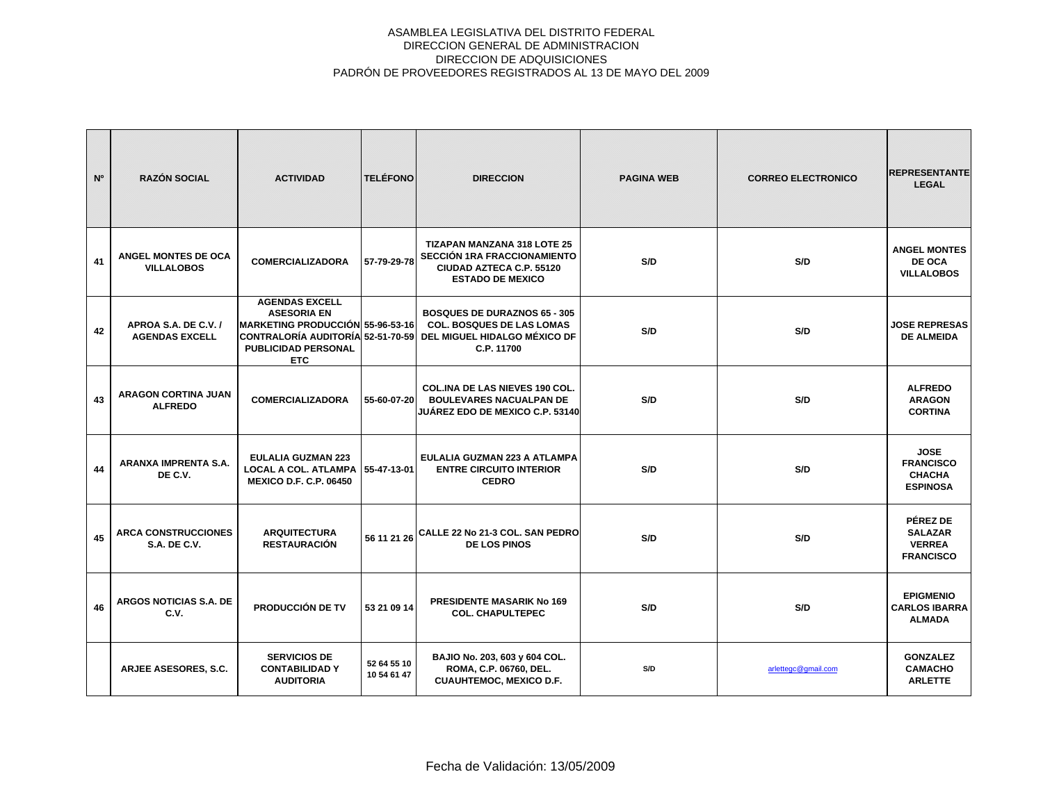ASAMBLEA LEGISLATIVA DEL DISTRITO FEDERAL
DIRECCION GENERAL DE ADMINISTRACION
DIRECCION DE ADQUISICIONES
PADRÓN DE PROVEEDORES REGISTRADOS AL 13 DE MAYO DEL 2009

| Nº | RAZÓN SOCIAL | ACTIVIDAD | TELÉFONO | DIRECCION | PAGINA WEB | CORREO ELECTRONICO | REPRESENTANTE LEGAL |
|---|---|---|---|---|---|---|---|
| 41 | ANGEL MONTES DE OCA VILLALOBOS | COMERCIALIZADORA | 57-79-29-78 | TIZAPAN MANZANA 318 LOTE 25 SECCIÓN 1RA FRACCIONAMIENTO CIUDAD AZTECA C.P. 55120 ESTADO DE MEXICO | S/D | S/D | ANGEL MONTES DE OCA VILLALOBOS |
| 42 | APROA S.A. DE C.V. / AGENDAS EXCELL | AGENDAS EXCELL ASESORIA EN MARKETING PRODUCCIÓN CONTRALORÍA AUDITORÍA PUBLICIDAD PERSONAL ETC | 55-96-53-16 52-51-70-59 | BOSQUES DE DURAZNOS 65 - 305 COL. BOSQUES DE LAS LOMAS DEL MIGUEL HIDALGO MÉXICO DF C.P. 11700 | S/D | S/D | JOSE REPRESAS DE ALMEIDA |
| 43 | ARAGON CORTINA JUAN ALFREDO | COMERCIALIZADORA | 55-60-07-20 | COL.INA DE LAS NIEVES 190 COL. BOULEVARES NACUALPAN DE JUÁREZ EDO DE MEXICO C.P. 53140 | S/D | S/D | ALFREDO ARAGON CORTINA |
| 44 | ARANXA IMPRENTA S.A. DE C.V. | EULALIA GUZMAN 223 LOCAL A COL. ATLAMPA MEXICO D.F. C.P. 06450 | 55-47-13-01 | EULALIA GUZMAN 223 A ATLAMPA ENTRE CIRCUITO INTERIOR CEDRO | S/D | S/D | JOSE FRANCISCO CHACHA ESPINOSA |
| 45 | ARCA CONSTRUCCIONES S.A. DE C.V. | ARQUITECTURA RESTAURACIÓN | 56 11 21 26 | CALLE 22 No 21-3 COL. SAN PEDRO DE LOS PINOS | S/D | S/D | PÉREZ DE SALAZAR VERREA FRANCISCO |
| 46 | ARGOS NOTICIAS S.A. DE C.V. | PRODUCCIÓN DE TV | 53 21 09 14 | PRESIDENTE MASARIK No 169 COL. CHAPULTEPEC | S/D | S/D | EPIGMENIO CARLOS IBARRA ALMADA |
| | ARJEE ASESORES, S.C. | SERVICIOS DE CONTABILIDAD Y AUDITORIA | 52 64 55 10 10 54 61 47 | BAJIO No. 203, 603 y 604 COL. ROMA, C.P. 06760, DEL. CUAUHTEMOC, MEXICO D.F. | S/D | arlettegc@gmail.com | GONZALEZ CAMACHO ARLETTE |

Fecha de Validación: 13/05/2009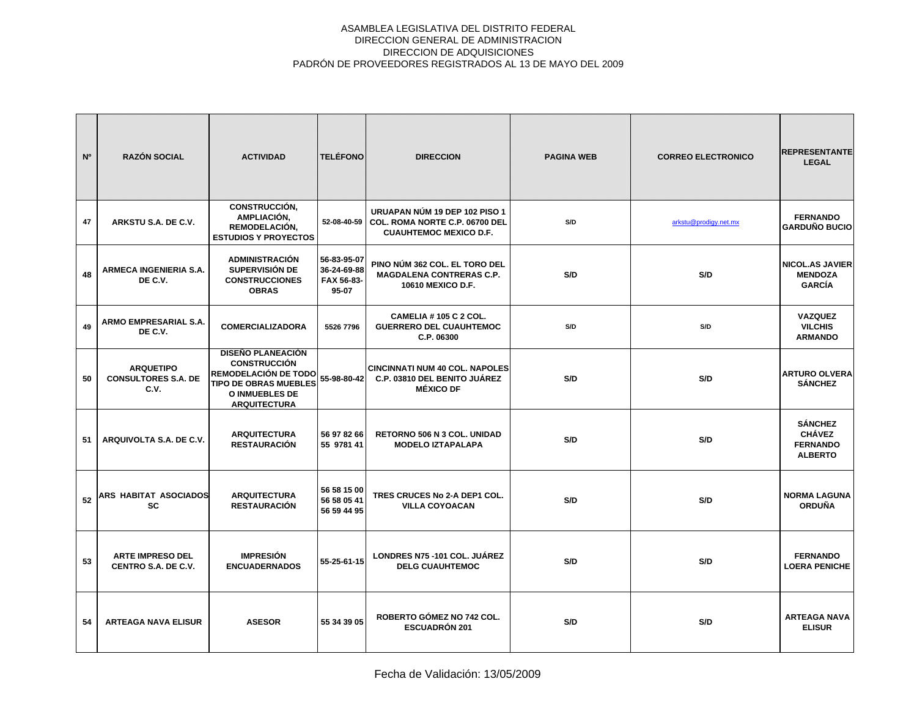ASAMBLEA LEGISLATIVA DEL DISTRITO FEDERAL
DIRECCION GENERAL DE ADMINISTRACION
DIRECCION DE ADQUISICIONES
PADRÓN DE PROVEEDORES REGISTRADOS AL 13 DE MAYO DEL 2009

| Nº | RAZÓN SOCIAL | ACTIVIDAD | TELÉFONO | DIRECCION | PAGINA WEB | CORREO ELECTRONICO | REPRESENTANTE LEGAL |
|---|---|---|---|---|---|---|---|
| 47 | ARKSTU S.A. DE C.V. | CONSTRUCCIÓN, AMPLIACIÓN, REMODELACIÓN, ESTUDIOS Y PROYECTOS | 52-08-40-59 | URUAPAN NÚM 19 DEP 102 PISO 1 COL. ROMA NORTE C.P. 06700 DEL CUAUHTEMOC MEXICO D.F. | S/D | arkstu@prodigy.net.mx | FERNANDO GARDUÑO BUCIO |
| 48 | ARMECA INGENIERIA S.A. DE C.V. | ADMINISTRACIÓN SUPERVISIÓN DE CONSTRUCCIONES OBRAS | 56-83-95-07 36-24-69-88 FAX 56-83-95-07 | PINO NÚM 362 COL. EL TORO DEL MAGDALENA CONTRERAS C.P. 10610 MEXICO D.F. | S/D | S/D | NICOL.AS JAVIER MENDOZA GARCÍA |
| 49 | ARMO EMPRESARIAL S.A. DE C.V. | COMERCIALIZADORA | 5526 7796 | CAMELIA # 105 C 2 COL. GUERRERO DEL CUAUHTEMOC C.P. 06300 | S/D | S/D | VAZQUEZ VILCHIS ARMANDO |
| 50 | ARQUETIPO CONSULTORES S.A. DE C.V. | DISEÑO PLANEACIÓN CONSTRUCCIÓN REMODELACIÓN DE TODO TIPO DE OBRAS MUEBLES O INMUEBLES DE ARQUITECTURA | 55-98-80-42 | CINCINNATI NUM 40 COL. NAPOLES C.P. 03810 DEL BENITO JUÁREZ MÉXICO DF | S/D | S/D | ARTURO OLVERA SÁNCHEZ |
| 51 | ARQUIVOLTA S.A. DE C.V. | ARQUITECTURA RESTAURACIÓN | 56 97 82 66 55 9781 41 | RETORNO 506 N 3 COL. UNIDAD MODELO IZTAPALAPA | S/D | S/D | SÁNCHEZ CHÁVEZ FERNANDO ALBERTO |
| 52 | ARS HABITAT ASOCIADOS SC | ARQUITECTURA RESTAURACIÓN | 56 58 15 00 56 58 05 41 56 59 44 95 | TRES CRUCES No 2-A DEP1 COL. VILLA COYOACAN | S/D | S/D | NORMA LAGUNA ORDUÑA |
| 53 | ARTE IMPRESO DEL CENTRO S.A. DE C.V. | IMPRESIÓN ENCUADERNADOS | 55-25-61-15 | LONDRES N75 -101 COL. JUÁREZ DELG CUAUHTEMOC | S/D | S/D | FERNANDO LOERA PENICHE |
| 54 | ARTEAGA NAVA ELISUR | ASESOR | 55 34 39 05 | ROBERTO GÓMEZ NO 742 COL. ESCUADRÓN 201 | S/D | S/D | ARTEAGA NAVA ELISUR |

Fecha de Validación: 13/05/2009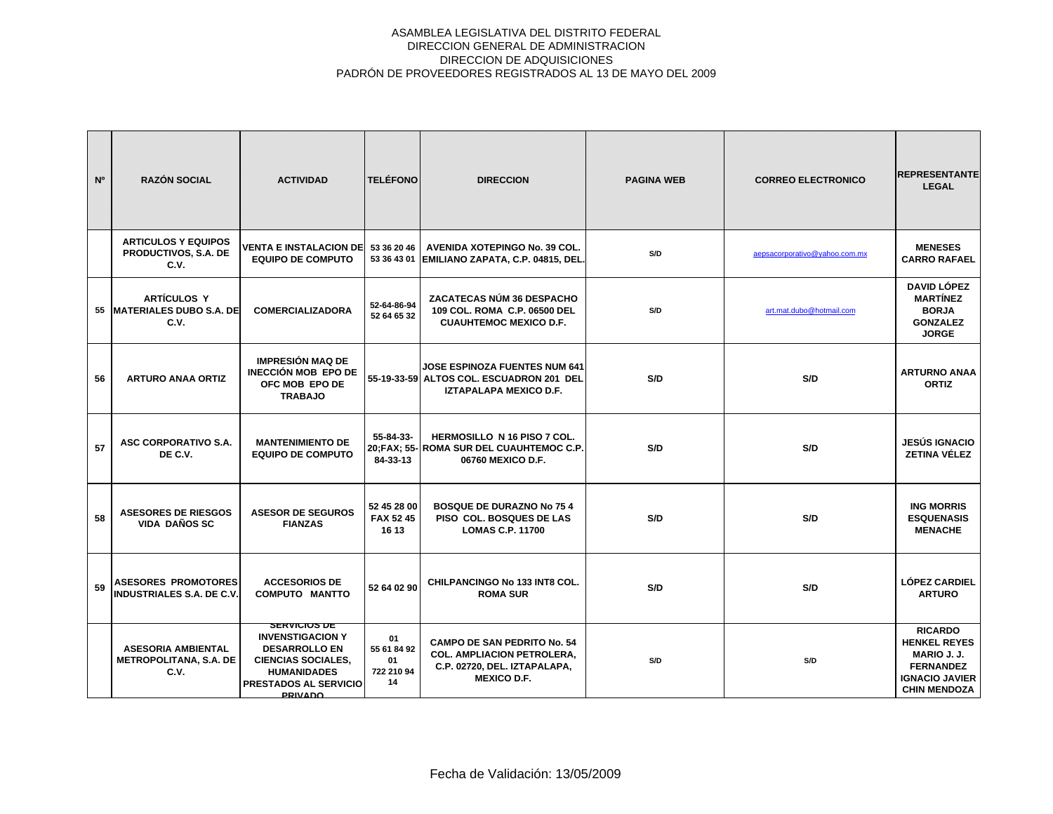ASAMBLEA LEGISLATIVA DEL DISTRITO FEDERAL
DIRECCION GENERAL DE ADMINISTRACION
DIRECCION DE ADQUISICIONES
PADRÓN DE PROVEEDORES REGISTRADOS AL 13 DE MAYO DEL 2009

| Nº | RAZÓN SOCIAL | ACTIVIDAD | TELÉFONO | DIRECCION | PAGINA WEB | CORREO ELECTRONICO | REPRESENTANTE LEGAL |
|---|---|---|---|---|---|---|---|
| | ARTICULOS Y EQUIPOS PRODUCTIVOS, S.A. DE C.V. | VENTA E INSTALACION DE EQUIPO DE COMPUTO | 53 36 20 46 53 36 43 01 | AVENIDA XOTEPINGO No. 39 COL. EMILIANO ZAPATA, C.P. 04815, DEL. | S/D | aepsacorporativo@yahoo.com.mx | MENESES CARRO RAFAEL |
| 55 | ARTÍCULOS Y MATERIALES DUBO S.A. DE C.V. | COMERCIALIZADORA | 52-64-86-94 52 64 65 32 | ZACATECAS NÚM 36 DESPACHO 109 COL. ROMA C.P. 06500 DEL CUAUHTEMOC MEXICO D.F. | S/D | art.mat.dubo@hotmail.com | DAVID LÓPEZ MARTÍNEZ BORJA GONZALEZ JORGE |
| 56 | ARTURO ANAA ORTIZ | IMPRESIÓN MAQ DE INECCIÓN MOB EPO DE OFC MOB EPO DE TRABAJO | 55-19-33-59 | JOSE ESPINOZA FUENTES NUM 641 ALTOS COL. ESCUADRON 201 DEL IZTAPALAPA MEXICO D.F. | S/D | S/D | ARTURNO ANAA ORTIZ |
| 57 | ASC CORPORATIVO S.A. DE C.V. | MANTENIMIENTO DE EQUIPO DE COMPUTO | 55-84-33-20;FAX; 55-84-33-13 | HERMOSILLO N 16 PISO 7 COL. ROMA SUR DEL CUAUHTEMOC C.P. 06760 MEXICO D.F. | S/D | S/D | JESÚS IGNACIO ZETINA VÉLEZ |
| 58 | ASESORES DE RIESGOS VIDA DAÑOS SC | ASESOR DE SEGUROS FIANZAS | 52 45 28 00 FAX 52 45 16 13 | BOSQUE DE DURAZNO No 75 4 PISO COL. BOSQUES DE LAS LOMAS C.P. 11700 | S/D | S/D | ING MORRIS ESQUENASIS MENACHE |
| 59 | ASESORES PROMOTORES INDUSTRIALES S.A. DE C.V. | ACCESORIOS DE COMPUTO MANTTO | 52 64 02 90 | CHILPANCINGO No 133 INT8 COL. ROMA SUR | S/D | S/D | LÓPEZ CARDIEL ARTURO |
| | ASESORIA AMBIENTAL METROPOLITANA, S.A. DE C.V. | SERVICIOS DE INVENSTIGACION Y DESARROLLO EN CIENCIAS SOCIALES, HUMANIDADES PRESTADOS AL SERVICIO PRIVADO | 01 55 61 84 92 01 722 210 94 14 | CAMPO DE SAN PEDRITO No. 54 COL. AMPLIACION PETROLERA, C.P. 02720, DEL. IZTAPALAPA, MEXICO D.F. | S/D | S/D | RICARDO HENKEL REYES MARIO J. J. FERNANDEZ IGNACIO JAVIER CHIN MENDOZA |

Fecha de Validación: 13/05/2009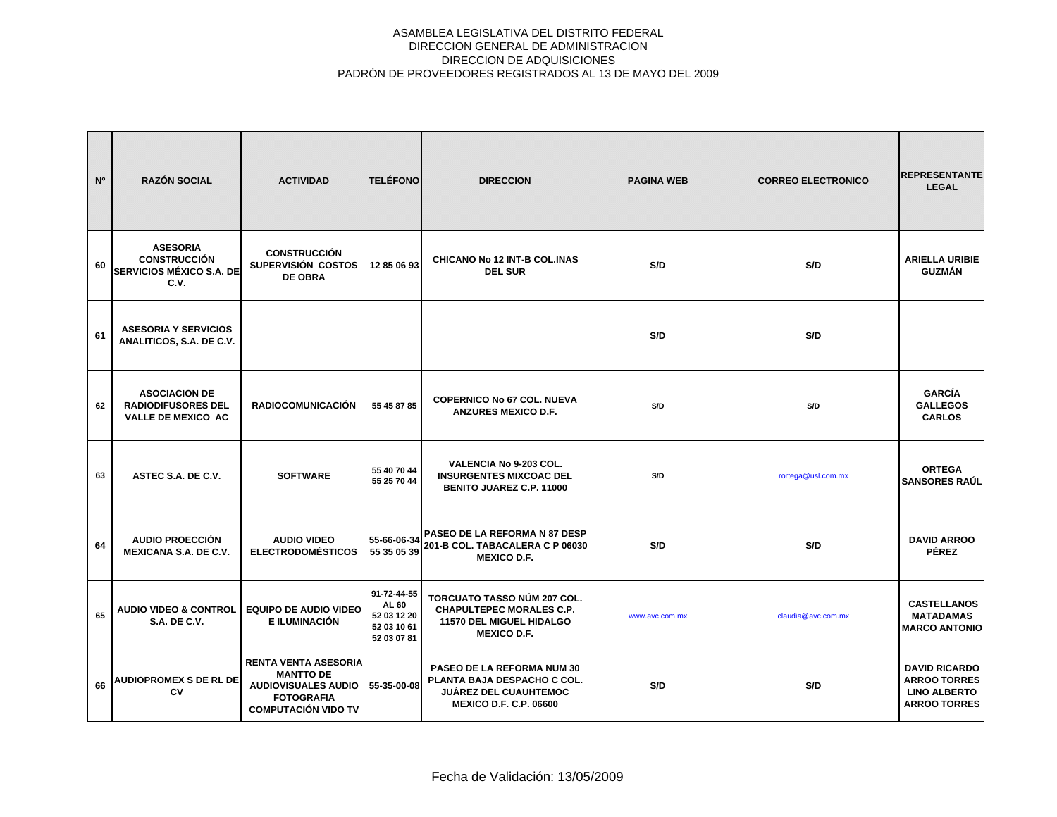ASAMBLEA LEGISLATIVA DEL DISTRITO FEDERAL
DIRECCION GENERAL DE ADMINISTRACION
DIRECCION DE ADQUISICIONES
PADRÓN DE PROVEEDORES REGISTRADOS AL 13 DE MAYO DEL 2009

| Nº | RAZÓN SOCIAL | ACTIVIDAD | TELÉFONO | DIRECCION | PAGINA WEB | CORREO ELECTRONICO | REPRESENTANTE LEGAL |
|---|---|---|---|---|---|---|---|
| 60 | ASESORIA CONSTRUCCIÓN SERVICIOS MÉXICO S.A. DE C.V. | CONSTRUCCIÓN SUPERVISIÓN COSTOS DE OBRA | 12 85 06 93 | CHICANO No 12 INT-B COL.INAS DEL SUR | S/D | S/D | ARIELLA URIBIE GUZMÁN |
| 61 | ASESORIA Y SERVICIOS ANALITICOS, S.A. DE C.V. | | | | S/D | S/D | |
| 62 | ASOCIACION DE RADIODIFUSORES DEL VALLE DE MEXICO AC | RADIOCOMUNICACIÓN | 55 45 87 85 | COPERNICO No 67 COL. NUEVA ANZURES MEXICO D.F. | S/D | S/D | GARCÍA GALLEGOS CARLOS |
| 63 | ASTEC S.A. DE C.V. | SOFTWARE | 55 40 70 44 55 25 70 44 | VALENCIA No 9-203 COL. INSURGENTES MIXCOAC DEL BENITO JUAREZ C.P. 11000 | S/D | rortega@usl.com.mx | ORTEGA SANSORES RAÚL |
| 64 | AUDIO PROECCIÓN MEXICANA S.A. DE C.V. | AUDIO VIDEO ELECTRODOMÉSTICOS | 55-66-06-34 55 35 05 39 | PASEO DE LA REFORMA N 87 DESP 201-B COL. TABACALERA C P 06030 MEXICO D.F. | S/D | S/D | DAVID ARROO PÉREZ |
| 65 | AUDIO VIDEO & CONTROL S.A. DE C.V. | EQUIPO DE AUDIO VIDEO E ILUMINACIÓN | 91-72-44-55 AL 60 52 03 12 20 52 03 10 61 52 03 07 81 | TORCUATO TASSO NÚM 207 COL. CHAPULTEPEC MORALES C.P. 11570 DEL MIGUEL HIDALGO MEXICO D.F. | www.avc.com.mx | claudia@avc.com.mx | CASTELLANOS MATADAMAS MARCO ANTONIO |
| 66 | AUDIOPROMEX S DE RL DE CV | RENTA VENTA ASESORIA MANTTO DE AUDIOVISUALES AUDIO FOTOGRAFIA COMPUTACIÓN VIDO TV | 55-35-00-08 | PASEO DE LA REFORMA NUM 30 PLANTA BAJA DESPACHO C COL. JUÁREZ DEL CUAUHTEMOC MEXICO D.F. C.P. 06600 | S/D | S/D | DAVID RICARDO ARROO TORRES LINO ALBERTO ARROO TORRES |

Fecha de Validación: 13/05/2009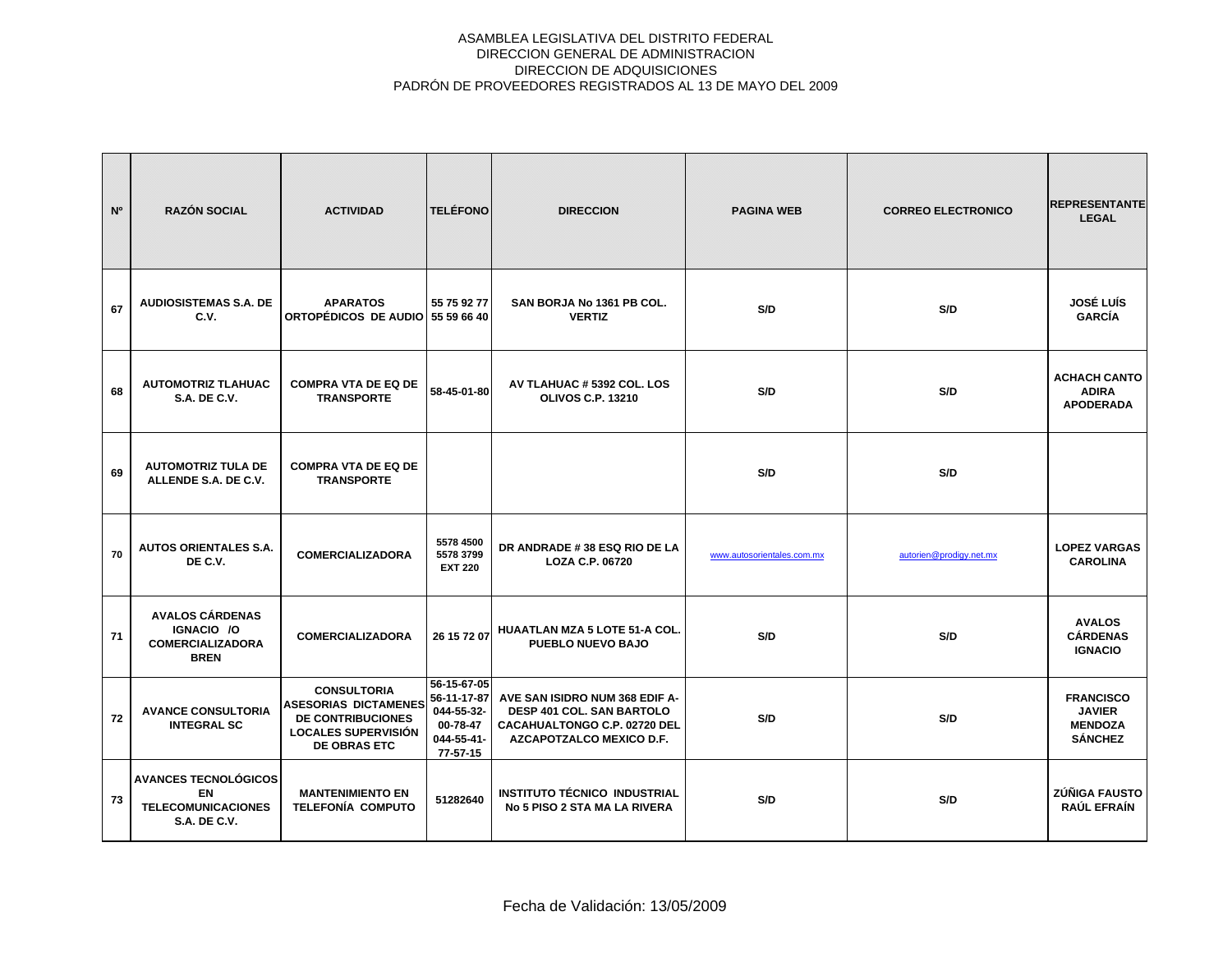ASAMBLEA LEGISLATIVA DEL DISTRITO FEDERAL
DIRECCION GENERAL DE ADMINISTRACION
DIRECCION DE ADQUISICIONES
PADRÓN DE PROVEEDORES REGISTRADOS AL 13 DE MAYO DEL 2009

| Nº | RAZÓN SOCIAL | ACTIVIDAD | TELÉFONO | DIRECCION | PAGINA WEB | CORREO ELECTRONICO | REPRESENTANTE LEGAL |
|---|---|---|---|---|---|---|---|
| 67 | AUDIOSISTEMAS S.A. DE C.V. | APARATOS ORTOPÉDICOS DE AUDIO | 55 75 92 77 55 59 66 40 | SAN BORJA No 1361 PB COL. VERTIZ | S/D | S/D | JOSÉ LUÍS GARCÍA |
| 68 | AUTOMOTRIZ TLAHUAC S.A. DE C.V. | COMPRA VTA DE EQ DE TRANSPORTE | 58-45-01-80 | AV TLAHUAC # 5392 COL. LOS OLIVOS C.P. 13210 | S/D | S/D | ACHACH CANTO ADIRA APODERADA |
| 69 | AUTOMOTRIZ TULA DE ALLENDE S.A. DE C.V. | COMPRA VTA DE EQ DE TRANSPORTE | | | S/D | S/D | |
| 70 | AUTOS ORIENTALES S.A. DE C.V. | COMERCIALIZADORA | 5578 4500 5578 3799 EXT 220 | DR ANDRADE # 38 ESQ RIO DE LA LOZA C.P. 06720 | www.autosorientales.com.mx | autorien@prodigy.net.mx | LOPEZ VARGAS CAROLINA |
| 71 | AVALOS CÁRDENAS IGNACIO /O COMERCIALIZADORA BREN | COMERCIALIZADORA | 26 15 72 07 | HUAATLAN MZA 5 LOTE 51-A COL. PUEBLO NUEVO BAJO | S/D | S/D | AVALOS CÁRDENAS IGNACIO |
| 72 | AVANCE CONSULTORIA INTEGRAL SC | CONSULTORIA ASESORIAS DICTAMENES DE CONTRIBUCIONES LOCALES SUPERVISIÓN DE OBRAS ETC | 56-15-67-05 56-11-17-87 044-55-32-00-78-47 044-55-41-77-57-15 | AVE SAN ISIDRO NUM 368 EDIF A-DESP 401 COL. SAN BARTOLO CACAHUALTONGO C.P. 02720 DEL AZCAPOTZALCO MEXICO D.F. | S/D | S/D | FRANCISCO JAVIER MENDOZA SÁNCHEZ |
| 73 | AVANCES TECNOLÓGICOS EN TELECOMUNICACIONES S.A. DE C.V. | MANTENIMIENTO EN TELEFONÍA COMPUTO | 51282640 | INSTITUTO TÉCNICO INDUSTRIAL No 5 PISO 2 STA MA LA RIVERA | S/D | S/D | ZÚÑIGA FAUSTO RAÚL EFRAÍN |

Fecha de Validación: 13/05/2009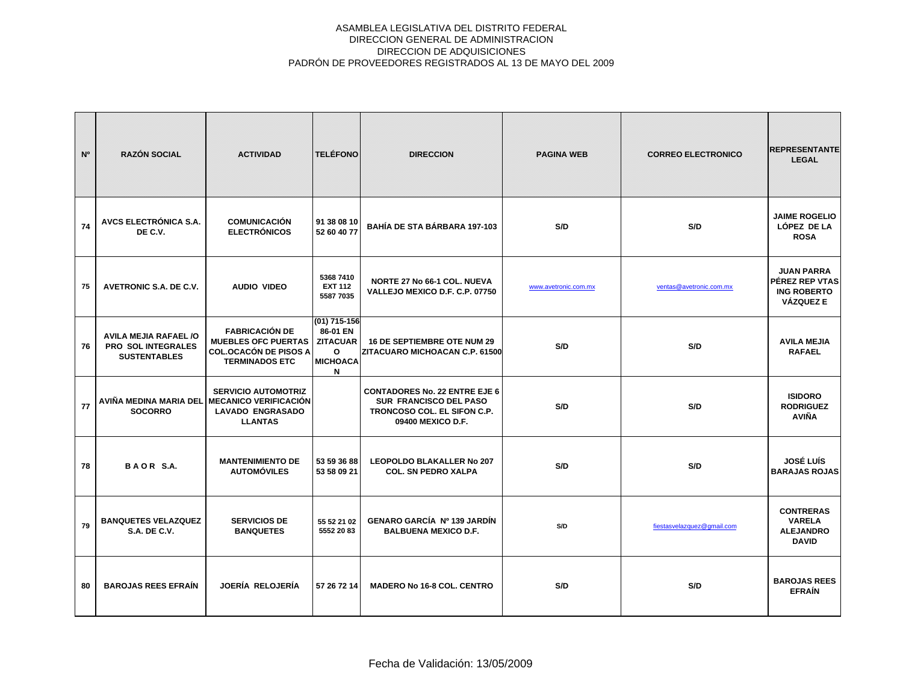ASAMBLEA LEGISLATIVA DEL DISTRITO FEDERAL
DIRECCION GENERAL DE ADMINISTRACION
DIRECCION DE ADQUISICIONES
PADRÓN DE PROVEEDORES REGISTRADOS AL 13 DE MAYO DEL 2009

| Nº | RAZÓN SOCIAL | ACTIVIDAD | TELÉFONO | DIRECCION | PAGINA WEB | CORREO ELECTRONICO | REPRESENTANTE LEGAL |
|---|---|---|---|---|---|---|---|
| 74 | AVCS ELECTRÓNICA S.A. DE C.V. | COMUNICACIÓN ELECTRÓNICOS | 91 38 08 10 52 60 40 77 | BAHÍA DE STA BÁRBARA 197-103 | S/D | S/D | JAIME ROGELIO LÓPEZ DE LA ROSA |
| 75 | AVETRONIC S.A. DE C.V. | AUDIO VIDEO | 5368 7410 EXT 112 5587 7035 | NORTE 27 No 66-1 COL. NUEVA VALLEJO MEXICO D.F. C.P. 07750 | www.avetronic.com.mx | ventas@avetronic.com.mx | JUAN PARRA PÉREZ REP VTAS ING ROBERTO VÁZQUEZ E |
| 76 | AVILA MEJIA RAFAEL /O PRO SOL INTEGRALES SUSTENTABLES | FABRICACIÓN DE MUEBLES OFC PUERTAS COL.OCACÓN DE PISOS A TERMINADOS ETC | (01) 715-156 86-01 EN ZITACUARO MICHOACAN | 16 DE SEPTIEMBRE OTE NUM 29 ZITACUARO MICHOACAN C.P. 61500 | S/D | S/D | AVILA MEJIA RAFAEL |
| 77 | AVIÑA MEDINA MARIA DEL SOCORRO | SERVICIO AUTOMOTRIZ MECANICO VERIFICACIÓN LAVADO ENGRASADO LLANTAS | | CONTADORES No. 22 ENTRE EJE 6 SUR FRANCISCO DEL PASO TRONCOSO COL. EL SIFON C.P. 09400 MEXICO D.F. | S/D | S/D | ISIDORO RODRIGUEZ AVIÑA |
| 78 | B A O R S.A. | MANTENIMIENTO DE AUTOMÓVILES | 53 59 36 88 53 58 09 21 | LEOPOLDO BLAKALLER No 207 COL. SN PEDRO XALPA | S/D | S/D | JOSÉ LUÍS BARAJAS ROJAS |
| 79 | BANQUETES VELAZQUEZ S.A. DE C.V. | SERVICIOS DE BANQUETES | 55 52 21 02 5552 20 83 | GENARO GARCÍA Nº 139 JARDÍN BALBUENA MEXICO D.F. | S/D | fiestasvelazquez@gmail.com | CONTRERAS VARELA ALEJANDRO DAVID |
| 80 | BAROJAS REES EFRAÍN | JOERÍA RELOJERÍA | 57 26 72 14 | MADERO No 16-8 COL. CENTRO | S/D | S/D | BAROJAS REES EFRAÍN |

Fecha de Validación: 13/05/2009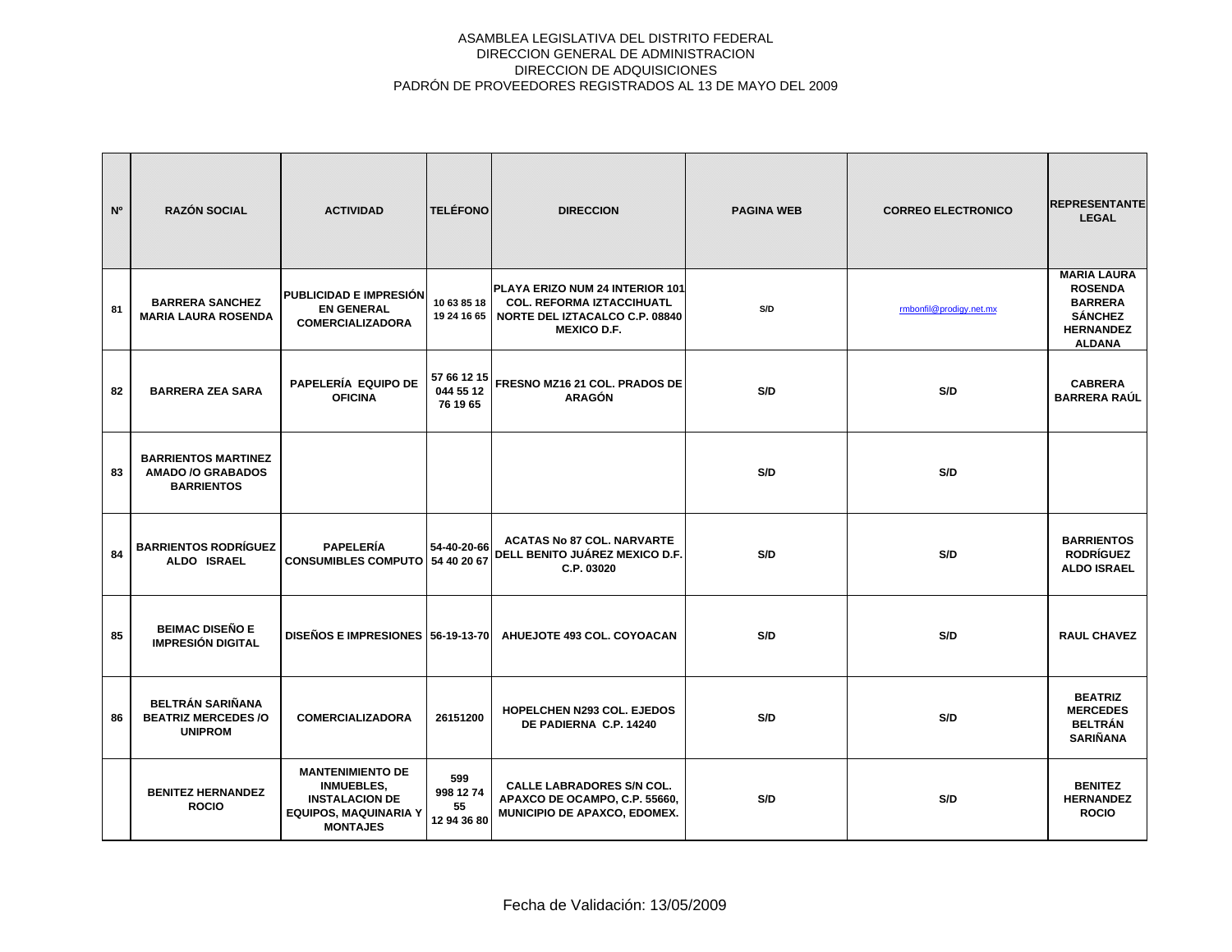ASAMBLEA LEGISLATIVA DEL DISTRITO FEDERAL
DIRECCION GENERAL DE ADMINISTRACION
DIRECCION DE ADQUISICIONES
PADRÓN DE PROVEEDORES REGISTRADOS AL 13 DE MAYO DEL 2009

| Nº | RAZÓN SOCIAL | ACTIVIDAD | TELÉFONO | DIRECCION | PAGINA WEB | CORREO ELECTRONICO | REPRESENTANTE LEGAL |
|---|---|---|---|---|---|---|---|
| 81 | BARRERA SANCHEZ MARIA LAURA ROSENDA | PUBLICIDAD E IMPRESIÓN EN GENERAL COMERCIALIZADORA | 10 63 85 18 19 24 16 65 | PLAYA ERIZO NUM 24 INTERIOR 101 COL. REFORMA IZTACCIHUATL NORTE DEL IZTACALCO C.P. 08840 MEXICO D.F. | S/D | rmbonfil@prodigy.net.mx | MARIA LAURA ROSENDA BARRERA SÁNCHEZ HERNANDEZ ALDANA |
| 82 | BARRERA ZEA SARA | PAPELERÍA EQUIPO DE OFICINA | 57 66 12 15 044 55 12 76 19 65 | FRESNO MZ16 21 COL. PRADOS DE ARAGÓN | S/D | S/D | CABRERA BARRERA RAÚL |
| 83 | BARRIENTOS MARTINEZ AMADO /O GRABADOS BARRIENTOS | | | | S/D | S/D | |
| 84 | BARRIENTOS RODRÍGUEZ ALDO ISRAEL | PAPELERÍA CONSUMIBLES COMPUTO | 54-40-20-66 54 40 20 67 | ACATAS No 87 COL. NARVARTE DELL BENITO JUÁREZ MEXICO D.F. C.P. 03020 | S/D | S/D | BARRIENTOS RODRÍGUEZ ALDO ISRAEL |
| 85 | BEIMAC DISEÑO E IMPRESIÓN DIGITAL | DISEÑOS E IMPRESIONES | 56-19-13-70 | AHUEJOTE 493 COL. COYOACAN | S/D | S/D | RAUL CHAVEZ |
| 86 | BELTRÁN SARIÑANA BEATRIZ MERCEDES /O UNIPROM | COMERCIALIZADORA | 26151200 | HOPELCHEN N293 COL. EJEDOS DE PADIERNA C.P. 14240 | S/D | S/D | BEATRIZ MERCEDES BELTRÁN SARIÑANA |
| | BENITEZ HERNANDEZ ROCIO | MANTENIMIENTO DE INMUEBLES, INSTALACION DE EQUIPOS, MAQUINARIA Y MONTAJES | 599 998 12 74 55 12 94 36 80 | CALLE LABRADORES S/N COL. APAXCO DE OCAMPO, C.P. 55660, MUNICIPIO DE APAXCO, EDOMEX. | S/D | S/D | BENITEZ HERNANDEZ ROCIO |

Fecha de Validación: 13/05/2009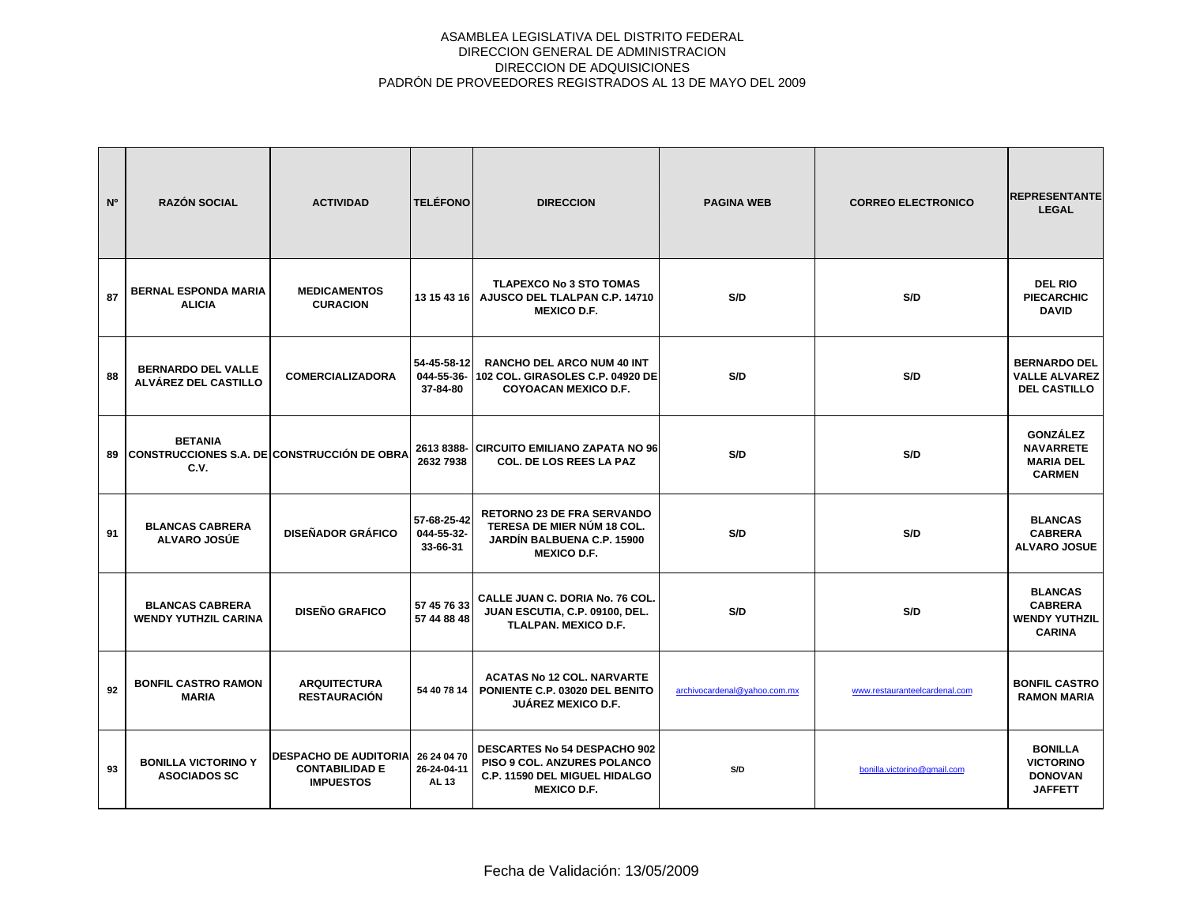ASAMBLEA LEGISLATIVA DEL DISTRITO FEDERAL
DIRECCION GENERAL DE ADMINISTRACION
DIRECCION DE ADQUISICIONES
PADRÓN DE PROVEEDORES REGISTRADOS AL 13 DE MAYO DEL 2009

| Nº | RAZÓN SOCIAL | ACTIVIDAD | TELÉFONO | DIRECCION | PAGINA WEB | CORREO ELECTRONICO | REPRESENTANTE LEGAL |
|---|---|---|---|---|---|---|---|
| 87 | BERNAL ESPONDA MARIA ALICIA | MEDICAMENTOS CURACION | 13 15 43 16 | TLAPEXCO No 3 STO TOMAS AJUSCO DEL TLALPAN C.P. 14710 MEXICO D.F. | S/D | S/D | DEL RIO PIECARCHIC DAVID |
| 88 | BERNARDO DEL VALLE ALVÁREZ DEL CASTILLO | COMERCIALIZADORA | 54-45-58-12 044-55-36-37-84-80 | RANCHO DEL ARCO NUM 40 INT 102 COL. GIRASOLES C.P. 04920 DE COYOACAN MEXICO D.F. | S/D | S/D | BERNARDO DEL VALLE ALVAREZ DEL CASTILLO |
| 89 | BETANIA CONSTRUCCIONES S.A. DE C.V. | CONSTRUCCIÓN DE OBRA | 2613 8388-2632 7938 | CIRCUITO EMILIANO ZAPATA NO 96 COL. DE LOS REES LA PAZ | S/D | S/D | GONZÁLEZ NAVARRETE MARIA DEL CARMEN |
| 91 | BLANCAS CABRERA ALVARO JOSÚE | DISEÑADOR GRÁFICO | 57-68-25-42 044-55-32-33-66-31 | RETORNO 23 DE FRA SERVANDO TERESA DE MIER NÚM 18 COL. JARDÍN BALBUENA C.P. 15900 MEXICO D.F. | S/D | S/D | BLANCAS CABRERA ALVARO JOSUE |
| | BLANCAS CABRERA WENDY YUTHZIL CARINA | DISEÑO GRAFICO | 57 45 76 33 57 44 88 48 | CALLE JUAN C. DORIA No. 76 COL. JUAN ESCUTIA, C.P. 09100, DEL. TLALPAN. MEXICO D.F. | S/D | S/D | BLANCAS CABRERA WENDY YUTHZIL CARINA |
| 92 | BONFIL CASTRO RAMON MARIA | ARQUITECTURA RESTAURACIÓN | 54 40 78 14 | ACATAS No 12 COL. NARVARTE PONIENTE C.P. 03020 DEL BENITO JUÁREZ MEXICO D.F. | archivocardenal@yahoo.com.mx | www.restauranteelcardenal.com | BONFIL CASTRO RAMON MARIA |
| 93 | BONILLA VICTORINO Y ASOCIADOS SC | DESPACHO DE AUDITORIA CONTABILIDAD E IMPUESTOS | 26 24 04 70 26-24-04-11 AL 13 | DESCARTES No 54 DESPACHO 902 PISO 9 COL. ANZURES POLANCO C.P. 11590 DEL MIGUEL HIDALGO MEXICO D.F. | S/D | bonilla.victorino@gmail.com | BONILLA VICTORINO DONOVAN JAFFETT |

Fecha de Validación: 13/05/2009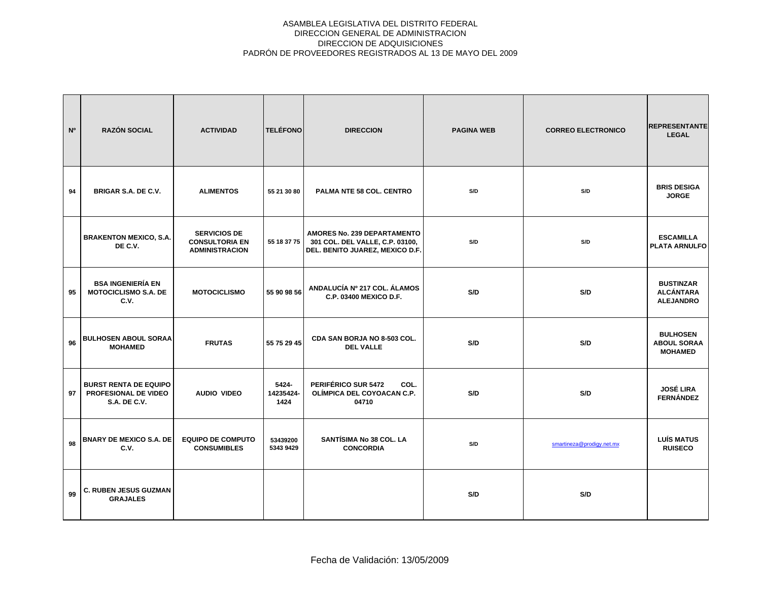ASAMBLEA LEGISLATIVA DEL DISTRITO FEDERAL
DIRECCION GENERAL DE ADMINISTRACION
DIRECCION DE ADQUISICIONES
PADRÓN DE PROVEEDORES REGISTRADOS AL 13 DE MAYO DEL 2009

| Nº | RAZÓN SOCIAL | ACTIVIDAD | TELÉFONO | DIRECCION | PAGINA WEB | CORREO ELECTRONICO | REPRESENTANTE LEGAL |
|---|---|---|---|---|---|---|---|
| 94 | BRIGAR S.A. DE C.V. | ALIMENTOS | 55 21 30 80 | PALMA NTE 58 COL. CENTRO | S/D | S/D | BRIS DESIGA JORGE |
| | BRAKENTON MEXICO, S.A. DE C.V. | SERVICIOS DE CONSULTORIA EN ADMINISTRACION | 55 18 37 75 | AMORES No. 239 DEPARTAMENTO 301 COL. DEL VALLE, C.P. 03100, DEL. BENITO JUAREZ, MEXICO D.F. | S/D | S/D | ESCAMILLA PLATA ARNULFO |
| 95 | BSA INGENIERÍA EN MOTOCICLISMO S.A. DE C.V. | MOTOCICLISMO | 55 90 98 56 | ANDALUCÍA Nº 217 COL. ÁLAMOS C.P. 03400 MEXICO D.F. | S/D | S/D | BUSTINZAR ALCÁNTARA ALEJANDRO |
| 96 | BULHOSEN ABOUL SORAA MOHAMED | FRUTAS | 55 75 29 45 | CDA SAN BORJA NO 8-503 COL. DEL VALLE | S/D | S/D | BULHOSEN ABOUL SORAA MOHAMED |
| 97 | BURST RENTA DE EQUIPO PROFESIONAL DE VIDEO S.A. DE C.V. | AUDIO VIDEO | 5424-14235424-1424 | PERIFÉRICO SUR 5472 COL. OLÍMPICA DEL COYOACAN C.P. 04710 | S/D | S/D | JOSÉ LIRA FERNÁNDEZ |
| 98 | BNARY DE MEXICO S.A. DE C.V. | EQUIPO DE COMPUTO CONSUMIBLES | 53439200 5343 9429 | SANTÍSIMA No 38 COL. LA CONCORDIA | S/D | smartineza@prodigy.net.mx | LUÍS MATUS RUISECO |
| 99 | C. RUBEN JESUS GUZMAN GRAJALES | | | | S/D | S/D | |

Fecha de Validación: 13/05/2009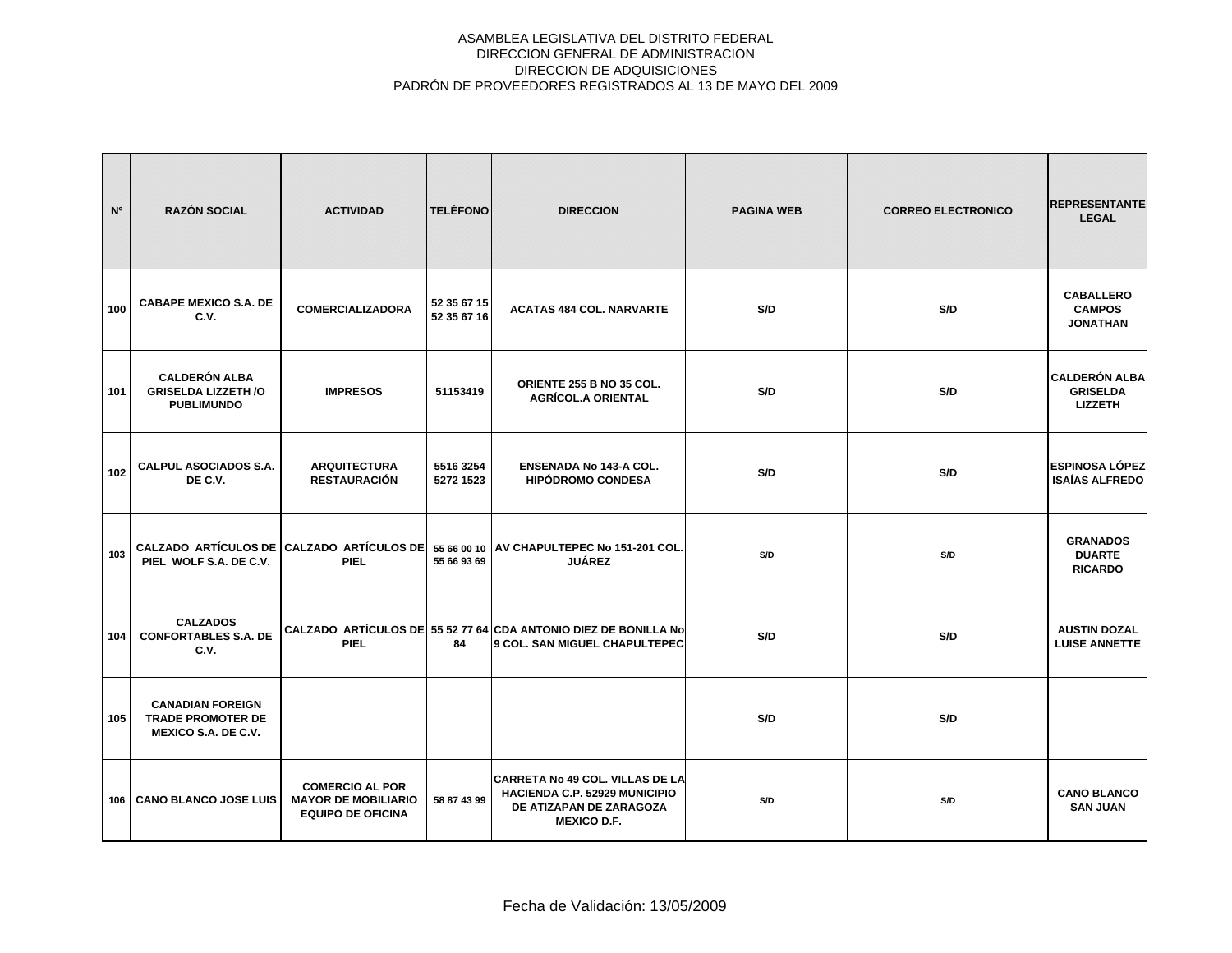ASAMBLEA LEGISLATIVA DEL DISTRITO FEDERAL
DIRECCION GENERAL DE ADMINISTRACION
DIRECCION DE ADQUISICIONES
PADRÓN DE PROVEEDORES REGISTRADOS AL 13 DE MAYO DEL 2009

| Nº | RAZÓN SOCIAL | ACTIVIDAD | TELÉFONO | DIRECCION | PAGINA WEB | CORREO ELECTRONICO | REPRESENTANTE LEGAL |
|---|---|---|---|---|---|---|---|
| 100 | CABAPE MEXICO S.A. DE C.V. | COMERCIALIZADORA | 52 35 67 15 52 35 67 16 | ACATAS 484 COL. NARVARTE | S/D | S/D | CABALLERO CAMPOS JONATHAN |
| 101 | CALDERÓN ALBA GRISELDA LIZZETH /O PUBLIMUNDO | IMPRESOS | 51153419 | ORIENTE 255 B NO 35 COL. AGRÍCOL.A ORIENTAL | S/D | S/D | CALDERÓN ALBA GRISELDA LIZZETH |
| 102 | CALPUL ASOCIADOS S.A. DE C.V. | ARQUITECTURA RESTAURACIÓN | 5516 3254 5272 1523 | ENSENADA No 143-A COL. HIPÓDROMO CONDESA | S/D | S/D | ESPINOSA LÓPEZ ISAÍAS ALFREDO |
| 103 | CALZADO ARTÍCULOS DE PIEL WOLF S.A. DE C.V. | CALZADO ARTÍCULOS DE PIEL | 55 66 00 10 55 66 93 69 | AV CHAPULTEPEC No 151-201 COL. JUÁREZ | S/D | S/D | GRANADOS DUARTE RICARDO |
| 104 | CALZADOS CONFORTABLES S.A. DE C.V. | CALZADO ARTÍCULOS DE PIEL | 55 52 77 64 84 | CDA ANTONIO DIEZ DE BONILLA No 9 COL. SAN MIGUEL CHAPULTEPEC | S/D | S/D | AUSTIN DOZAL LUISE ANNETTE |
| 105 | CANADIAN FOREIGN TRADE PROMOTER DE MEXICO S.A. DE C.V. | | | | S/D | S/D | |
| 106 | CANO BLANCO JOSE LUIS | COMERCIO AL POR MAYOR DE MOBILIARIO EQUIPO DE OFICINA | 58 87 43 99 | CARRETA No 49 COL. VILLAS DE LA HACIENDA C.P. 52929 MUNICIPIO DE ATIZAPAN DE ZARAGOZA MEXICO D.F. | S/D | S/D | CANO BLANCO SAN JUAN |

Fecha de Validación: 13/05/2009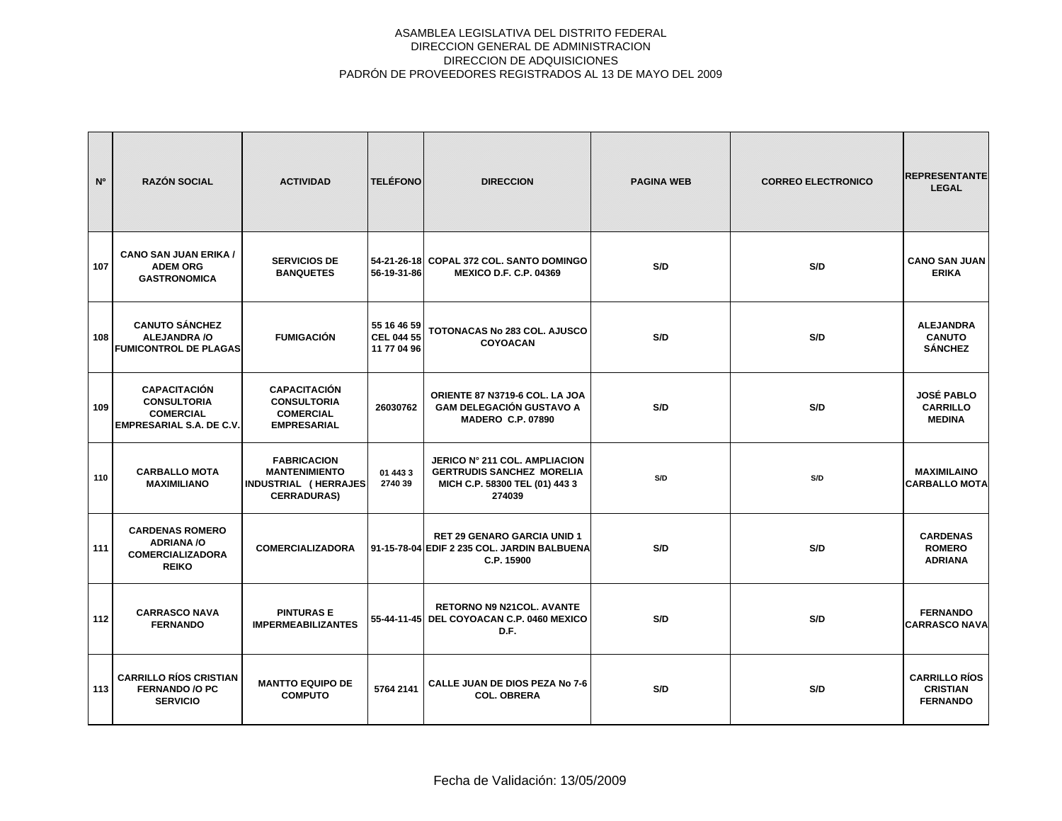ASAMBLEA LEGISLATIVA DEL DISTRITO FEDERAL
DIRECCION GENERAL DE ADMINISTRACION
DIRECCION DE ADQUISICIONES
PADRÓN DE PROVEEDORES REGISTRADOS AL 13 DE MAYO DEL 2009

| Nº | RAZÓN SOCIAL | ACTIVIDAD | TELÉFONO | DIRECCION | PAGINA WEB | CORREO ELECTRONICO | REPRESENTANTE LEGAL |
|---|---|---|---|---|---|---|---|
| 107 | CANO SAN JUAN ERIKA / ADEM ORG GASTRONOMICA | SERVICIOS DE BANQUETES | 54-21-26-18 56-19-31-86 | COPAL 372 COL. SANTO DOMINGO MEXICO D.F. C.P. 04369 | S/D | S/D | CANO SAN JUAN ERIKA |
| 108 | CANUTO SÁNCHEZ ALEJANDRA /O FUMICONTROL DE PLAGAS | FUMIGACIÓN | 55 16 46 59 CEL 044 55 11 77 04 96 | TOTONACAS No 283 COL. AJUSCO COYOACAN | S/D | S/D | ALEJANDRA CANUTO SÁNCHEZ |
| 109 | CAPACITACIÓN CONSULTORIA COMERCIAL EMPRESARIAL S.A. DE C.V. | CAPACITACIÓN CONSULTORIA COMERCIAL EMPRESARIAL | 26030762 | ORIENTE 87 N3719-6 COL. LA JOA GAM DELEGACIÓN GUSTAVO A MADERO C.P. 07890 | S/D | S/D | JOSÉ PABLO CARRILLO MEDINA |
| 110 | CARBALLO MOTA MAXIMILIANO | FABRICACION MANTENIMIENTO INDUSTRIAL ( HERRAJES CERRADURAS) | 01 443 3 2740 39 | JERICO N° 211 COL. AMPLIACION GERTRUDIS SANCHEZ MORELIA MICH C.P. 58300 TEL (01) 443 3 274039 | S/D | S/D | MAXIMILAINO CARBALLO MOTA |
| 111 | CARDENAS ROMERO ADRIANA /O COMERCIALIZADORA REIKO | COMERCIALIZADORA | 91-15-78-04 | RET 29 GENARO GARCIA UNID 1 EDIF 2 235 COL. JARDIN BALBUENA C.P. 15900 | S/D | S/D | CARDENAS ROMERO ADRIANA |
| 112 | CARRASCO NAVA FERNANDO | PINTURAS E IMPERMEABILIZANTES | 55-44-11-45 | RETORNO N9 N21COL. AVANTE DEL COYOACAN C.P. 0460 MEXICO D.F. | S/D | S/D | FERNANDO CARRASCO NAVA |
| 113 | CARRILLO RÍOS CRISTIAN FERNANDO /O PC SERVICIO | MANTTO EQUIPO DE COMPUTO | 5764 2141 | CALLE JUAN DE DIOS PEZA No 7-6 COL. OBRERA | S/D | S/D | CARRILLO RÍOS CRISTIAN FERNANDO |

Fecha de Validación: 13/05/2009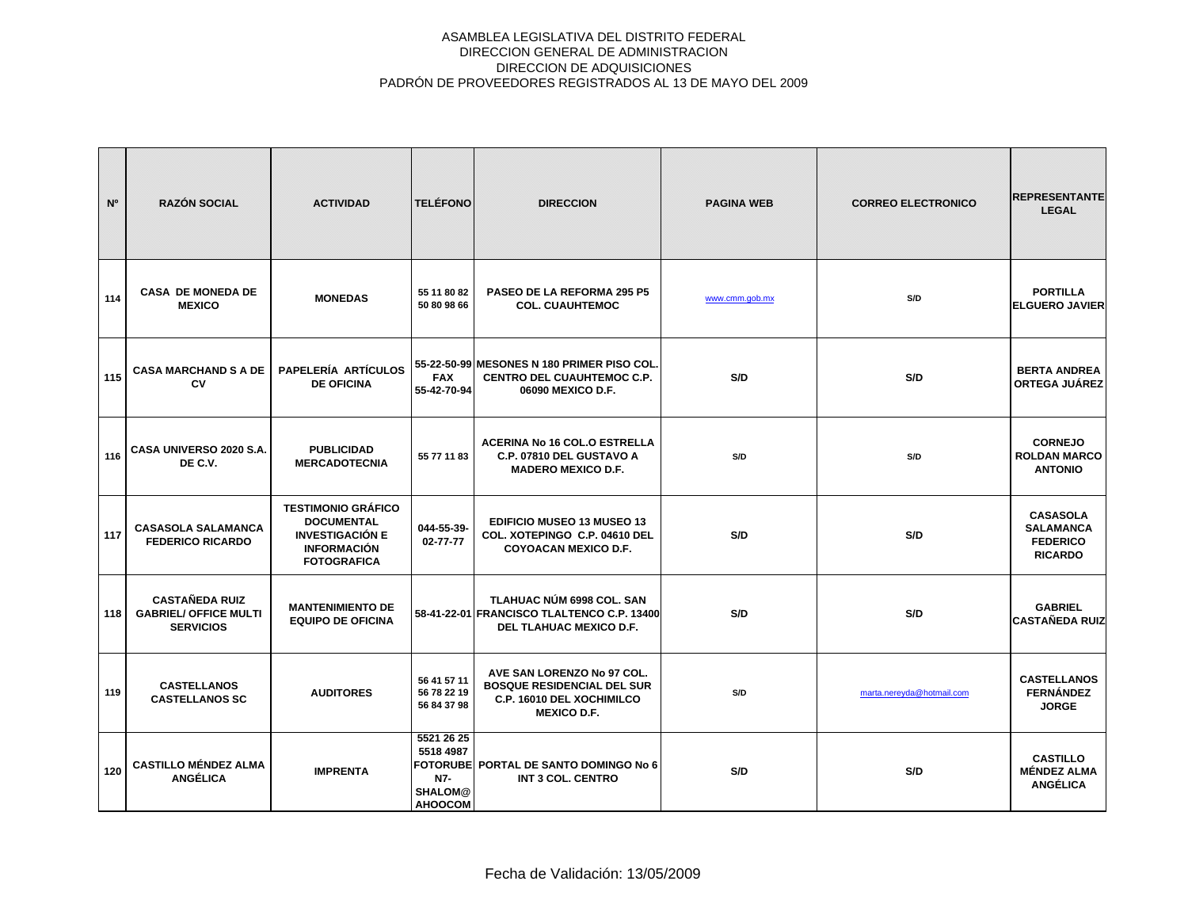ASAMBLEA LEGISLATIVA DEL DISTRITO FEDERAL
DIRECCION GENERAL DE ADMINISTRACION
DIRECCION DE ADQUISICIONES
PADRÓN DE PROVEEDORES REGISTRADOS AL 13 DE MAYO DEL 2009

| Nº | RAZÓN SOCIAL | ACTIVIDAD | TELÉFONO | DIRECCION | PAGINA WEB | CORREO ELECTRONICO | REPRESENTANTE LEGAL |
|---|---|---|---|---|---|---|---|
| 114 | CASA DE MONEDA DE MEXICO | MONEDAS | 55 11 80 82 50 80 98 66 | PASEO DE LA REFORMA 295 P5 COL. CUAUHTEMOC | www.cmm.gob.mx | S/D | PORTILLA ELGUERO JAVIER |
| 115 | CASA MARCHAND S A DE CV | PAPELERÍA ARTÍCULOS DE OFICINA | 55-22-50-99 FAX 55-42-70-94 | MESONES N 180 PRIMER PISO COL. CENTRO DEL CUAUHTEMOC C.P. 06090 MEXICO D.F. | S/D | S/D | BERTA ANDREA ORTEGA JUÁREZ |
| 116 | CASA UNIVERSO 2020 S.A. DE C.V. | PUBLICIDAD MERCADOTECNIA | 55 77 11 83 | ACERINA No 16 COL.O ESTRELLA C.P. 07810 DEL GUSTAVO A MADERO MEXICO D.F. | S/D | S/D | CORNEJO ROLDAN MARCO ANTONIO |
| 117 | CASASOLA SALAMANCA FEDERICO RICARDO | TESTIMONIO GRÁFICO DOCUMENTAL INVESTIGACIÓN E INFORMACIÓN FOTOGRAFICA | 044-55-39-02-77-77 | EDIFICIO MUSEO 13 MUSEO 13 COL. XOTEPINGO C.P. 04610 DEL COYOACAN MEXICO D.F. | S/D | S/D | CASASOLA SALAMANCA FEDERICO RICARDO |
| 118 | CASTAÑEDA RUIZ GABRIEL/ OFFICE MULTI SERVICIOS | MANTENIMIENTO DE EQUIPO DE OFICINA | 58-41-22-01 | TLAHUAC NÚM 6998 COL. SAN FRANCISCO TLALTENCO C.P. 13400 DEL TLAHUAC MEXICO D.F. | S/D | S/D | GABRIEL CASTAÑEDA RUIZ |
| 119 | CASTELLANOS CASTELLANOS SC | AUDITORES | 56 41 57 11 56 78 22 19 56 84 37 98 | AVE SAN LORENZO No 97 COL. BOSQUE RESIDENCIAL DEL SUR C.P. 16010 DEL XOCHIMILCO MEXICO D.F. | S/D | marta.nereyda@hotmail.com | CASTELLANOS FERNÁNDEZ JORGE |
| 120 | CASTILLO MÉNDEZ ALMA ANGÉLICA | IMPRENTA | 5521 26 25 5518 4987 FOTORUBE N7-SHALOM@ AHOOCOM | PORTAL DE SANTO DOMINGO No 6 INT 3 COL. CENTRO | S/D | S/D | CASTILLO MÉNDEZ ALMA ANGÉLICA |

Fecha de Validación: 13/05/2009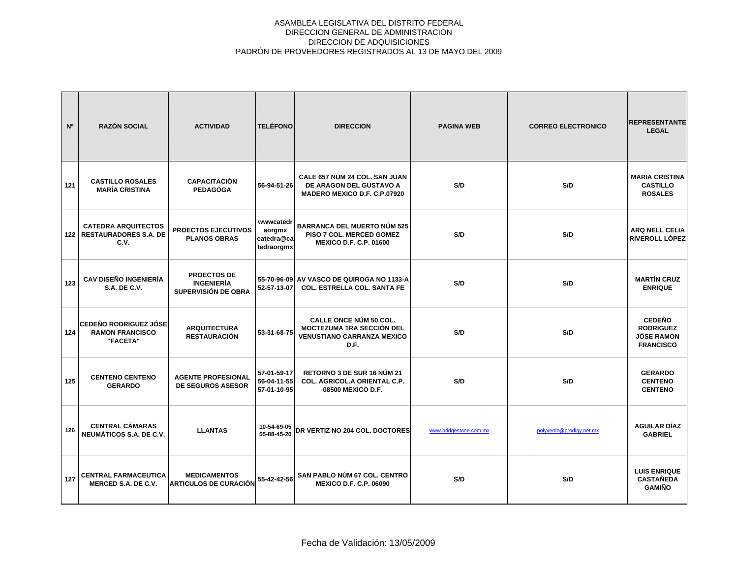ASAMBLEA LEGISLATIVA DEL DISTRITO FEDERAL
DIRECCION GENERAL DE ADMINISTRACION
DIRECCION DE ADQUISICIONES
PADRÓN DE PROVEEDORES REGISTRADOS AL 13 DE MAYO DEL 2009

| Nº | RAZÓN SOCIAL | ACTIVIDAD | TELÉFONO | DIRECCION | PAGINA WEB | CORREO ELECTRONICO | REPRESENTANTE LEGAL |
|---|---|---|---|---|---|---|---|
| 121 | CASTILLO ROSALES MARÍA CRISTINA | CAPACITACIÓN PEDAGOGA | 56-94-51-26 | CALE 657 NUM 24 COL. SAN JUAN DE ARAGON DEL GUSTAVO A MADERO MEXICO D.F. C.P.07920 | S/D | S/D | MARIA CRISTINA CASTILLO ROSALES |
| 122 | CATEDRA ARQUITECTOS RESTAURADORES S.A. DE C.V. | PROECTOS EJECUTIVOS PLANOS OBRAS | wwwcatedraorgmx catedra@catedraorgmx | BARRANCA DEL MUERTO NÚM 525 PISO 7 COL. MERCED GOMEZ MEXICO D.F. C.P. 01600 | S/D | S/D | ARQ NELL CELIA RIVEROLL LÓPEZ |
| 123 | CAV DISEÑO INGENIERÍA S.A. DE C.V. | PROECTOS DE INGENIERÍA SUPERVISIÓN DE OBRA | 55-70-96-09 52-57-13-07 | AV VASCO DE QUIROGA NO 1133-A COL. ESTRELLA COL. SANTA FE | S/D | S/D | MARTÍN CRUZ ENRIQUE |
| 124 | CEDEÑO RODRIGUEZ JÓSE RAMON FRANCISCO "FACETA" | ARQUITECTURA RESTAURACIÓN | 53-31-68-75 | CALLE ONCE NÚM 50 COL. MOCTEZUMA 1RA SECCIÓN DEL VENUSTIANO CARRANZA MEXICO D.F. | S/D | S/D | CEDEÑO RODRIGUEZ JÓSE RAMON FRANCISCO |
| 125 | CENTENO CENTENO GERARDO | AGENTE PROFESIONAL DE SEGUROS ASESOR | 57-01-59-17 56-04-11-55 57-01-10-95 | RETORNO 3 DE SUR 16 NÚM 21 COL. AGRICOL.A ORIENTAL C.P. 08500 MEXICO D.F. | S/D | S/D | GERARDO CENTENO CENTENO |
| 126 | CENTRAL CÁMARAS NEUMÁTICOS S.A. DE C.V. | LLANTAS | 10-54-69-05 55-88-45-20 | DR VERTIZ NO 204 COL. DOCTORES | www.bridgestone.com.mx | polyvertiz@prodigy.net.mx | AGUILAR DÍAZ GABRIEL |
| 127 | CENTRAL FARMACEUTICA MERCED S.A. DE C.V. | MEDICAMENTOS ARTICULOS DE CURACIÓN | 55-42-42-56 | SAN PABLO NÚM 67 COL. CENTRO MEXICO D.F. C.P. 06090 | S/D | S/D | LUIS ENRIQUE CASTAÑEDA GAMIÑO |

Fecha de Validación: 13/05/2009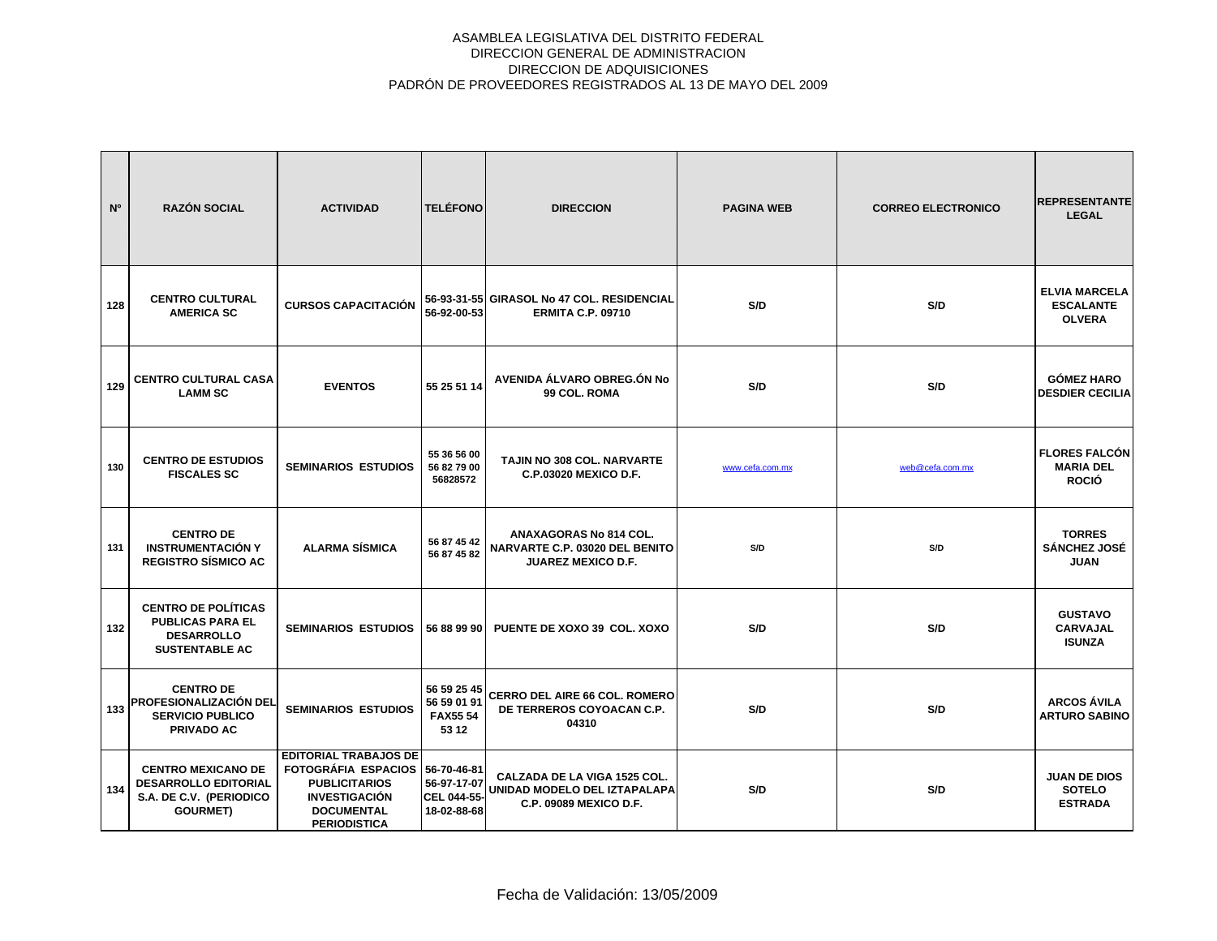ASAMBLEA LEGISLATIVA DEL DISTRITO FEDERAL
DIRECCION GENERAL DE ADMINISTRACION
DIRECCION DE ADQUISICIONES
PADRÓN DE PROVEEDORES REGISTRADOS AL 13 DE MAYO DEL 2009

| Nº | RAZÓN SOCIAL | ACTIVIDAD | TELÉFONO | DIRECCION | PAGINA WEB | CORREO ELECTRONICO | REPRESENTANTE LEGAL |
|---|---|---|---|---|---|---|---|
| 128 | CENTRO CULTURAL AMERICA SC | CURSOS CAPACITACIÓN | 56-93-31-55 56-92-00-53 | GIRASOL No 47 COL. RESIDENCIAL ERMITA C.P. 09710 | S/D | S/D | ELVIA MARCELA ESCALANTE OLVERA |
| 129 | CENTRO CULTURAL CASA LAMM SC | EVENTOS | 55 25 51 14 | AVENIDA ÁLVARO OBREG.ÓN No 99 COL. ROMA | S/D | S/D | GÓMEZ HARO DESDIER CECILIA |
| 130 | CENTRO DE ESTUDIOS FISCALES SC | SEMINARIOS ESTUDIOS | 55 36 56 00 56 82 79 00 56828572 | TAJIN NO 308 COL. NARVARTE C.P.03020 MEXICO D.F. | www.cefa.com.mx | web@cefa.com.mx | FLORES FALCÓN MARIA DEL ROCIÓ |
| 131 | CENTRO DE INSTRUMENTACIÓN Y REGISTRO SÍSMICO AC | ALARMA SÍSMICA | 56 87 45 42 56 87 45 82 | ANAXAGORAS No 814 COL. NARVARTE C.P. 03020 DEL BENITO JUAREZ MEXICO D.F. | S/D | S/D | TORRES SÁNCHEZ JOSÉ JUAN |
| 132 | CENTRO DE POLÍTICAS PUBLICAS PARA EL DESARROLLO SUSTENTABLE AC | SEMINARIOS ESTUDIOS | 56 88 99 90 | PUENTE DE XOXO 39 COL. XOXO | S/D | S/D | GUSTAVO CARVAJAL ISUNZA |
| 133 | CENTRO DE PROFESIONALIZACIÓN DEL SERVICIO PUBLICO PRIVADO AC | SEMINARIOS ESTUDIOS | 56 59 25 45 56 59 01 91 FAX55 54 53 12 | CERRO DEL AIRE 66 COL. ROMERO DE TERREROS COYOACAN C.P. 04310 | S/D | S/D | ARCOS ÁVILA ARTURO SABINO |
| 134 | CENTRO MEXICANO DE DESARROLLO EDITORIAL S.A. DE C.V. (PERIODICO GOURMET) | EDITORIAL TRABAJOS DE FOTOGRÁFIA ESPACIOS PUBLICITARIOS INVESTIGACIÓN DOCUMENTAL PERIODISTICA | 56-70-46-81 56-97-17-07 CEL 044-55-18-02-88-68 | CALZADA DE LA VIGA 1525 COL. UNIDAD MODELO DEL IZTAPALAPA C.P. 09089 MEXICO D.F. | S/D | S/D | JUAN DE DIOS SOTELO ESTRADA |

Fecha de Validación: 13/05/2009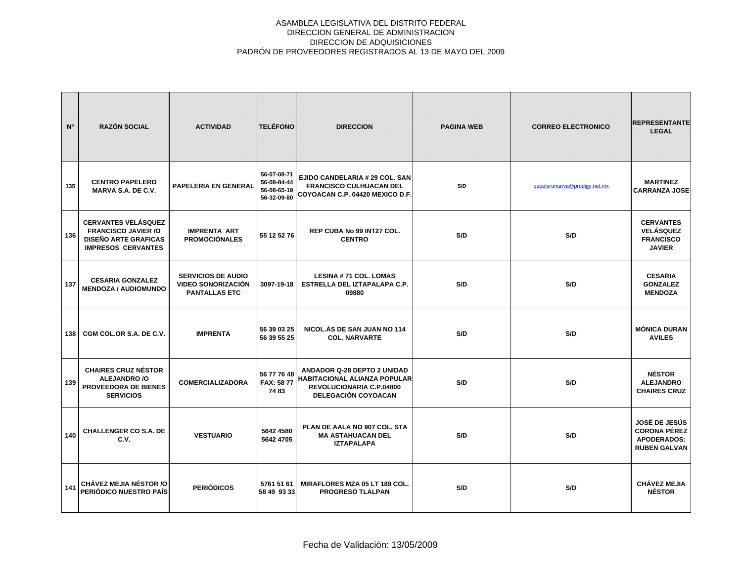ASAMBLEA LEGISLATIVA DEL DISTRITO FEDERAL
DIRECCION GENERAL DE ADMINISTRACION
DIRECCION DE ADQUISICIONES
PADRÓN DE PROVEEDORES REGISTRADOS AL 13 DE MAYO DEL 2009

| Nº | RAZÓN SOCIAL | ACTIVIDAD | TELÉFONO | DIRECCION | PAGINA WEB | CORREO ELECTRONICO | REPRESENTANTE LEGAL |
|---|---|---|---|---|---|---|---|
| 135 | CENTRO PAPELERO MARVA S.A. DE C.V. | PAPELERIA EN GENERAL | 56-07-08-71 56-08-84-44 56-08-65-19 56-32-09-80 | EJIDO CANDELARIA # 29 COL. SAN FRANCISCO CULHUACAN DEL COYOACAN C.P. 04420 MEXICO D.F. | S/D | papeleromarva@prodigy.net.mx | MARTINEZ CARRANZA JOSE |
| 136 | CERVANTES VELÁSQUEZ FRANCISCO JAVIER /O DISEÑO ARTE GRAFICAS IMPRESOS CERVANTES | IMPRENTA ART PROMOCIÓNALES | 55 12 52 76 | REP CUBA No 99 INT27 COL. CENTRO | S/D | S/D | CERVANTES VELÁSQUEZ FRANCISCO JAVIER |
| 137 | CESARIA GONZALEZ MENDOZA / AUDIOMUNDO | SERVICIOS DE AUDIO VIDEO SONORIZACIÓN PANTALLAS ETC | 3097-19-18 | LESINA # 71 COL. LOMAS ESTRELLA DEL IZTAPALAPA C.P. 09880 | S/D | S/D | CESARIA GONZALEZ MENDOZA |
| 138 | CGM COL.OR S.A. DE C.V. | IMPRENTA | 56 39 03 25 56 39 55 25 | NICOL.ÁS DE SAN JUAN NO 114 COL. NARVARTE | S/D | S/D | MÓNICA DURAN AVILES |
| 139 | CHAIRES CRUZ NÉSTOR ALEJANDRO /O PROVEEDORA DE BIENES SERVICIOS | COMERCIALIZADORA | 56 77 76 48 FAX: 58 77 74 83 | ANDADOR Q-28 DEPTO 2 UNIDAD HABITACIONAL ALIANZA POPULAR REVOLUCIONARIA C.P.04800 DELEGACIÓN COYOACAN | S/D | S/D | NÉSTOR ALEJANDRO CHAIRES CRUZ |
| 140 | CHALLENGER CO S.A. DE C.V. | VESTUARIO | 5642 4580 5642 4705 | PLAN DE AALA NO 907 COL. STA MA ASTAHUACAN DEL IZTAPALAPA | S/D | S/D | JOSÉ DE JESÚS CORONA PÉREZ APODERADOS: RUBEN GALVAN |
| 141 | CHÁVEZ MEJIA NÉSTOR /O PERIÓDICO NUESTRO PAÍS | PERIÓDICOS | 5761 51 61 58 49 93 33 | MIRAFLORES MZA 05 LT 189 COL. PROGRESO TLALPAN | S/D | S/D | CHÁVEZ MEJIA NÉSTOR |

Fecha de Validación: 13/05/2009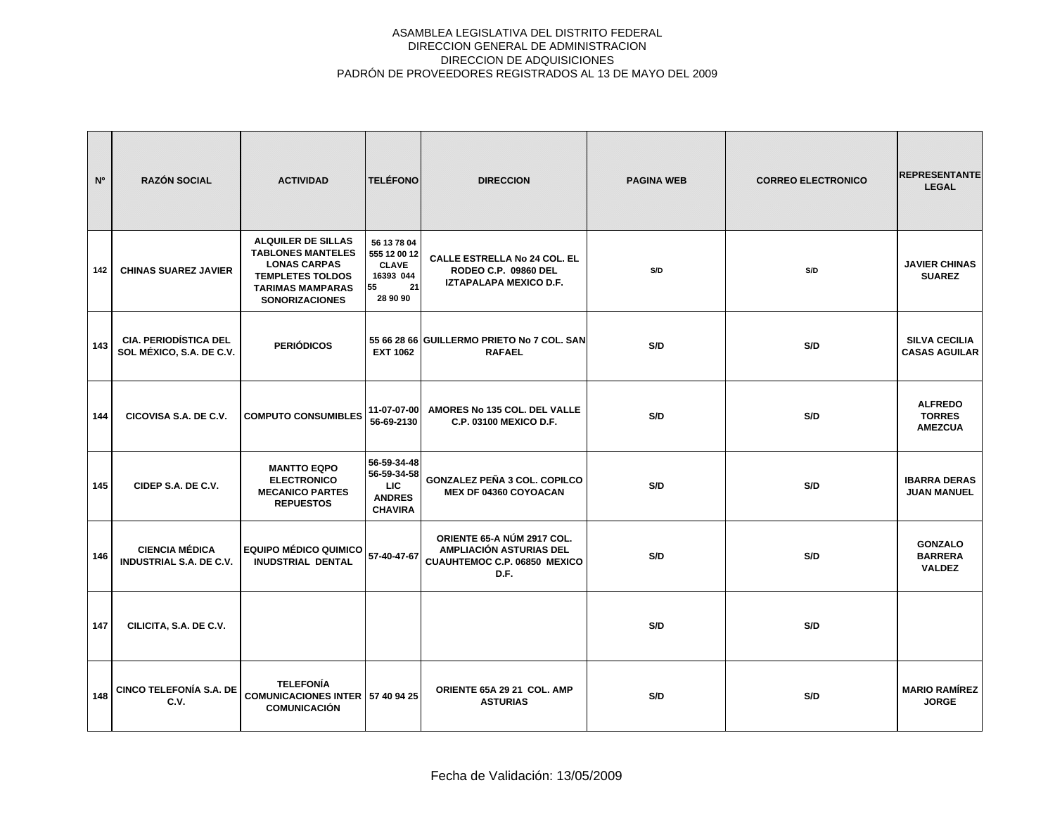ASAMBLEA LEGISLATIVA DEL DISTRITO FEDERAL
DIRECCION GENERAL DE ADMINISTRACION
DIRECCION DE ADQUISICIONES
PADRÓN DE PROVEEDORES REGISTRADOS AL 13 DE MAYO DEL 2009

| Nº | RAZÓN SOCIAL | ACTIVIDAD | TELÉFONO | DIRECCION | PAGINA WEB | CORREO ELECTRONICO | REPRESENTANTE LEGAL |
|---|---|---|---|---|---|---|---|
| 142 | CHINAS SUAREZ JAVIER | ALQUILER DE SILLAS TABLONES MANTELES LONAS CARPAS TEMPLETES TOLDOS TARIMAS MAMPARAS SONORIZACIONES | 56 13 78 04 555 12 00 12 CLAVE 16393 044 55 21 28 90 90 | CALLE ESTRELLA No 24 COL. EL RODEO C.P. 09860 DEL IZTAPALAPA MEXICO D.F. | S/D | S/D | JAVIER CHINAS SUAREZ |
| 143 | CIA. PERIODÍSTICA DEL SOL MÉXICO, S.A. DE C.V. | PERIÓDICOS | 55 66 28 66 EXT 1062 | GUILLERMO PRIETO No 7 COL. SAN RAFAEL | S/D | S/D | SILVA CECILIA CASAS AGUILAR |
| 144 | CICOVISA S.A. DE C.V. | COMPUTO CONSUMIBLES | 11-07-07-00 56-69-2130 | AMORES No 135 COL. DEL VALLE C.P. 03100 MEXICO D.F. | S/D | S/D | ALFREDO TORRES AMEZCUA |
| 145 | CIDEP S.A. DE C.V. | MANTTO EQPO ELECTRONICO MECANICO PARTES REPUESTOS | 56-59-34-48 56-59-34-58 LIC ANDRES CHAVIRA | GONZALEZ PEÑA 3 COL. COPILCO MEX DF 04360 COYOACAN | S/D | S/D | IBARRA DERAS JUAN MANUEL |
| 146 | CIENCIA MÉDICA INDUSTRIAL S.A. DE C.V. | EQUIPO MÉDICO QUIMICO INUDSTRIAL DENTAL | 57-40-47-67 | ORIENTE 65-A NÚM 2917 COL. AMPLIACIÓN ASTURIAS DEL CUAUHTEMOC C.P. 06850 MEXICO D.F. | S/D | S/D | GONZALO BARRERA VALDEZ |
| 147 | CILICITA, S.A. DE C.V. | | | | S/D | S/D | |
| 148 | CINCO TELEFONÍA S.A. DE C.V. | TELEFONÍA COMUNICACIONES INTER COMUNICACIÓN | 57 40 94 25 | ORIENTE 65A 29 21 COL. AMP ASTURIAS | S/D | S/D | MARIO RAMÍREZ JORGE |

Fecha de Validación: 13/05/2009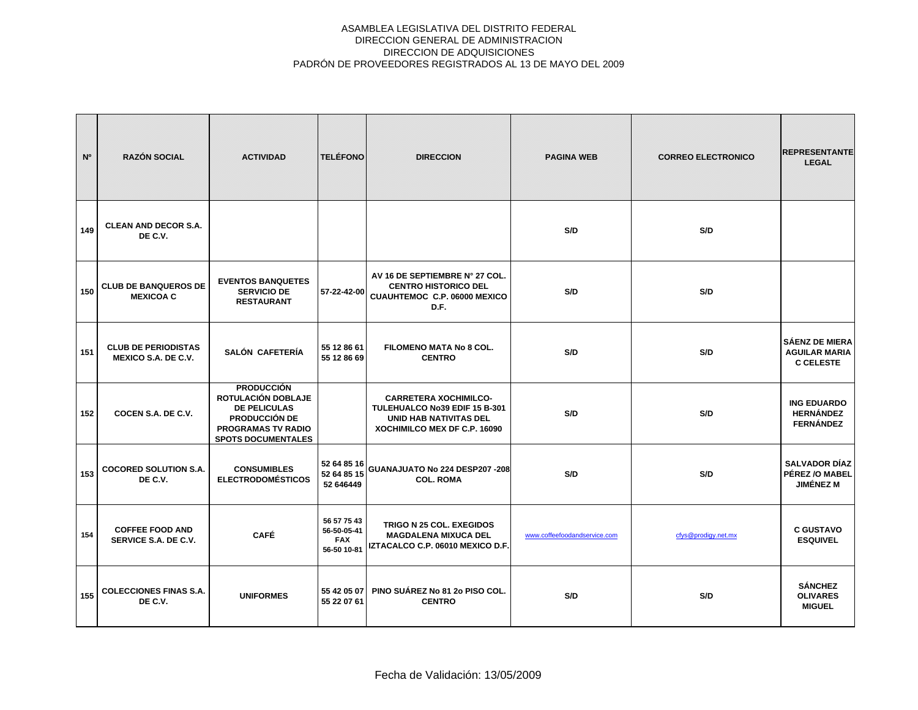ASAMBLEA LEGISLATIVA DEL DISTRITO FEDERAL
DIRECCION GENERAL DE ADMINISTRACION
DIRECCION DE ADQUISICIONES
PADRÓN DE PROVEEDORES REGISTRADOS AL 13 DE MAYO DEL 2009

| Nº | RAZÓN SOCIAL | ACTIVIDAD | TELÉFONO | DIRECCION | PAGINA WEB | CORREO ELECTRONICO | REPRESENTANTE LEGAL |
|---|---|---|---|---|---|---|---|
| 149 | CLEAN AND DECOR S.A. DE C.V. | | | | S/D | S/D | |
| 150 | CLUB DE BANQUEROS DE MEXICOA C | EVENTOS BANQUETES SERVICIO DE RESTAURANT | 57-22-42-00 | AV 16 DE SEPTIEMBRE N° 27 COL. CENTRO HISTORICO DEL CUAUHTEMOC C.P. 06000 MEXICO D.F. | S/D | S/D | |
| 151 | CLUB DE PERIODISTAS MEXICO S.A. DE C.V. | SALÓN CAFETERÍA | 55 12 86 61 55 12 86 69 | FILOMENO MATA No 8 COL. CENTRO | S/D | S/D | SÁENZ DE MIERA AGUILAR MARIA C CELESTE |
| 152 | COCEN S.A. DE C.V. | PRODUCCIÓN ROTULACIÓN DOBLAJE DE PELICULAS PRODUCCIÓN DE PROGRAMAS TV RADIO SPOTS DOCUMENTALES | | CARRETERA XOCHIMILCO-TULEHUALCO No39 EDIF 15 B-301 UNID HAB NATIVITAS DEL XOCHIMILCO MEX DF C.P. 16090 | S/D | S/D | ING EDUARDO HERNÁNDEZ FERNÁNDEZ |
| 153 | COCORED SOLUTION S.A. DE C.V. | CONSUMIBLES ELECTRODOMÉSTICOS | 52 64 85 16 52 64 85 15 52 646449 | GUANAJUATO No 224 DESP207 -208 COL. ROMA | S/D | S/D | SALVADOR DÍAZ PÉREZ /O MABEL JIMÉNEZ M |
| 154 | COFFEE FOOD AND SERVICE S.A. DE C.V. | CAFÉ | 56 57 75 43 56-50-05-41 FAX 56-50 10-81 | TRIGO N 25 COL. EXEGIDOS MAGDALENA MIXUCA DEL IZTACALCO C.P. 06010 MEXICO D.F. | www.coffeefoodandservice.com | cfys@prodigy.net.mx | C GUSTAVO ESQUIVEL |
| 155 | COLECCIONES FINAS S.A. DE C.V. | UNIFORMES | 55 42 05 07 55 22 07 61 | PINO SUÁREZ No 81 2o PISO COL. CENTRO | S/D | S/D | SÁNCHEZ OLIVARES MIGUEL |

Fecha de Validación: 13/05/2009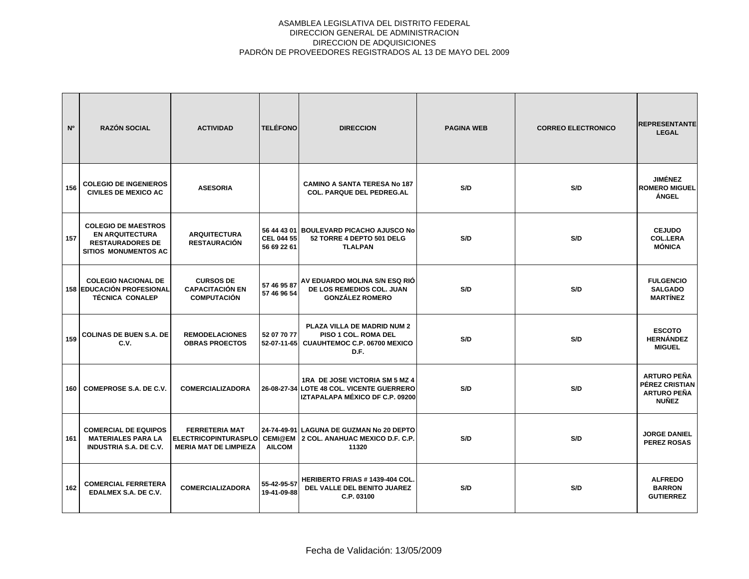ASAMBLEA LEGISLATIVA DEL DISTRITO FEDERAL
DIRECCION GENERAL DE ADMINISTRACION
DIRECCION DE ADQUISICIONES
PADRÓN DE PROVEEDORES REGISTRADOS AL 13 DE MAYO DEL 2009

| Nº | RAZÓN SOCIAL | ACTIVIDAD | TELÉFONO | DIRECCION | PAGINA WEB | CORREO ELECTRONICO | REPRESENTANTE LEGAL |
|---|---|---|---|---|---|---|---|
| 156 | COLEGIO DE INGENIEROS CIVILES DE MEXICO AC | ASESORIA | | CAMINO A SANTA TERESA No 187 COL. PARQUE DEL PEDREG.AL | S/D | S/D | JIMÉNEZ ROMERO MIGUEL ÁNGEL |
| 157 | COLEGIO DE MAESTROS EN ARQUITECTURA RESTAURADORES DE SITIOS MONUMENTOS AC | ARQUITECTURA RESTAURACIÓN | 56 44 43 01 CEL 044 55 56 69 22 61 | BOULEVARD PICACHO AJUSCO No 52 TORRE 4 DEPTO 501 DELG TLALPAN | S/D | S/D | CEJUDO COL.LERA MÓNICA |
| 158 | COLEGIO NACIONAL DE EDUCACIÓN PROFESIONAL TÉCNICA CONALEP | CURSOS DE CAPACITACIÓN EN COMPUTACIÓN | 57 46 95 87 57 46 96 54 | AV EDUARDO MOLINA S/N ESQ RIÓ DE LOS REMEDIOS COL. JUAN GONZÁLEZ ROMERO | S/D | S/D | FULGENCIO SALGADO MARTÍNEZ |
| 159 | COLINAS DE BUEN S.A. DE C.V. | REMODELACIONES OBRAS PROECTOS | 52 07 70 77 52-07-11-65 | PLAZA VILLA DE MADRID NUM 2 PISO 1 COL. ROMA DEL CUAUHTEMOC C.P. 06700 MEXICO D.F. | S/D | S/D | ESCOTO HERNÁNDEZ MIGUEL |
| 160 | COMEPROSE S.A. DE C.V. | COMERCIALIZADORA | 26-08-27-34 | 1RA DE JOSE VICTORIA SM 5 MZ 4 LOTE 48 COL. VICENTE GUERRERO IZTAPALAPA MÉXICO DF C.P. 09200 | S/D | S/D | ARTURO PEÑA PÉREZ CRISTIAN ARTURO PEÑA NUÑEZ |
| 161 | COMERCIAL DE EQUIPOS MATERIALES PARA LA INDUSTRIA S.A. DE C.V. | FERRETERIA MAT ELECTRICOPINTURASPLOMERIA MAT DE LIMPIEZA | 24-74-49-91 CEMI@EMAILCOM | LAGUNA DE GUZMAN No 20 DEPTO 2 COL. ANAHUAC MEXICO D.F. C.P. 11320 | S/D | S/D | JORGE DANIEL PEREZ ROSAS |
| 162 | COMERCIAL FERRETERA EDALMEX S.A. DE C.V. | COMERCIALIZADORA | 55-42-95-57 19-41-09-88 | HERIBERTO FRIAS # 1439-404 COL. DEL VALLE DEL BENITO JUAREZ C.P. 03100 | S/D | S/D | ALFREDO BARRON GUTIERREZ |

Fecha de Validación: 13/05/2009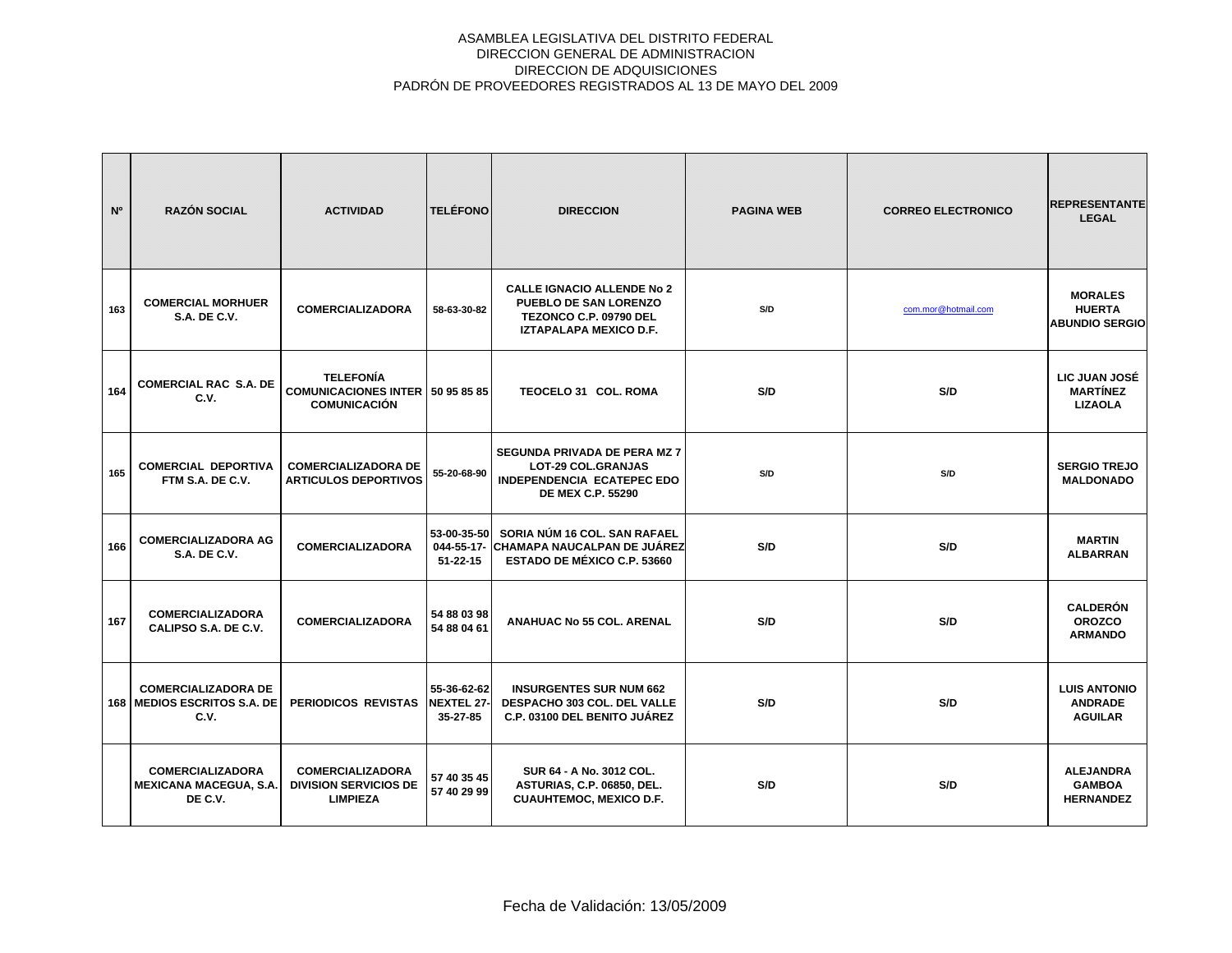ASAMBLEA LEGISLATIVA DEL DISTRITO FEDERAL
DIRECCION GENERAL DE ADMINISTRACION
DIRECCION DE ADQUISICIONES
PADRÓN DE PROVEEDORES REGISTRADOS AL 13 DE MAYO DEL 2009

| Nº | RAZÓN SOCIAL | ACTIVIDAD | TELÉFONO | DIRECCION | PAGINA WEB | CORREO ELECTRONICO | REPRESENTANTE LEGAL |
|---|---|---|---|---|---|---|---|
| 163 | COMERCIAL MORHUER S.A. DE C.V. | COMERCIALIZADORA | 58-63-30-82 | CALLE IGNACIO ALLENDE No 2 PUEBLO DE SAN LORENZO TEZONCO C.P. 09790 DEL IZTAPALAPA MEXICO D.F. | S/D | com.mor@hotmail.com | MORALES HUERTA ABUNDIO SERGIO |
| 164 | COMERCIAL RAC S.A. DE C.V. | TELEFONÍA COMUNICACIONES INTER COMUNICACIÓN | 50 95 85 85 | TEOCELO 31 COL. ROMA | S/D | S/D | LIC JUAN JOSÉ MARTÍNEZ LIZAOLA |
| 165 | COMERCIAL DEPORTIVA FTM S.A. DE C.V. | COMERCIALIZADORA DE ARTICULOS DEPORTIVOS | 55-20-68-90 | SEGUNDA PRIVADA DE PERA MZ 7 LOT-29 COL.GRANJAS INDEPENDENCIA ECATEPEC EDO DE MEX C.P. 55290 | S/D | S/D | SERGIO TREJO MALDONADO |
| 166 | COMERCIALIZADORA AG S.A. DE C.V. | COMERCIALIZADORA | 53-00-35-50 044-55-17-51-22-15 | SORIA NÚM 16 COL. SAN RAFAEL CHAMAPA NAUCALPAN DE JUÁREZ ESTADO DE MÉXICO C.P. 53660 | S/D | S/D | MARTIN ALBARRAN |
| 167 | COMERCIALIZADORA CALIPSO S.A. DE C.V. | COMERCIALIZADORA | 54 88 03 98 54 88 04 61 | ANAHUAC No 55 COL. ARENAL | S/D | S/D | CALDERÓN OROZCO ARMANDO |
| 168 | COMERCIALIZADORA DE MEDIOS ESCRITOS S.A. DE C.V. | PERIODICOS REVISTAS | 55-36-62-62 NEXTEL 27-35-27-85 | INSURGENTES SUR NUM 662 DESPACHO 303 COL. DEL VALLE C.P. 03100 DEL BENITO JUÁREZ | S/D | S/D | LUIS ANTONIO ANDRADE AGUILAR |
| | COMERCIALIZADORA MEXICANA MACEGUA, S.A. DE C.V. | COMERCIALIZADORA DIVISION SERVICIOS DE LIMPIEZA | 57 40 35 45 57 40 29 99 | SUR 64 - A No. 3012 COL. ASTURIAS, C.P. 06850, DEL. CUAUHTEMOC, MEXICO D.F. | S/D | S/D | ALEJANDRA GAMBOA HERNANDEZ |

Fecha de Validación: 13/05/2009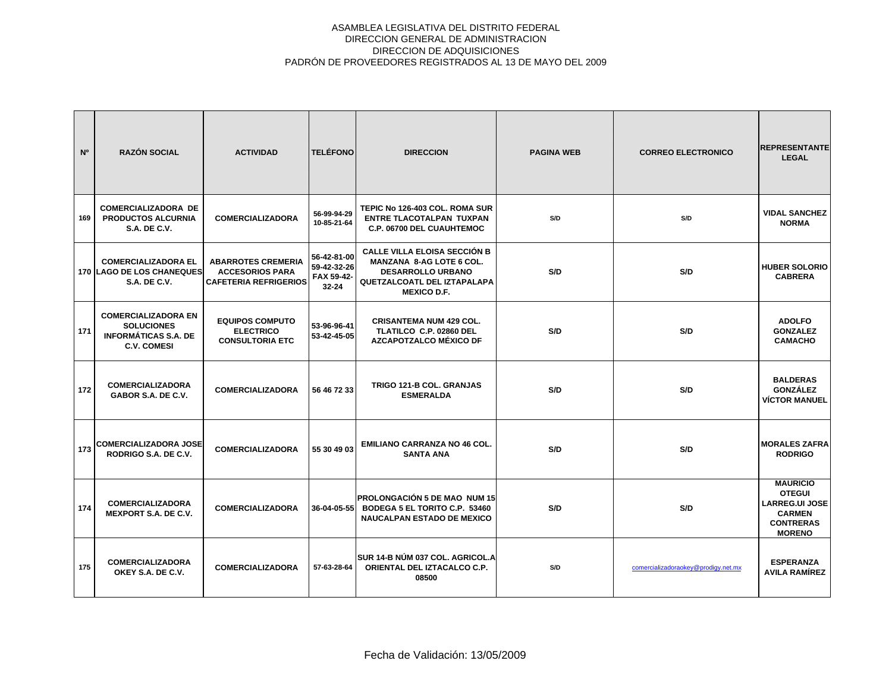ASAMBLEA LEGISLATIVA DEL DISTRITO FEDERAL
DIRECCION GENERAL DE ADMINISTRACION
DIRECCION DE ADQUISICIONES
PADRÓN DE PROVEEDORES REGISTRADOS AL 13 DE MAYO DEL 2009

| Nº | RAZÓN SOCIAL | ACTIVIDAD | TELÉFONO | DIRECCION | PAGINA WEB | CORREO ELECTRONICO | REPRESENTANTE LEGAL |
|---|---|---|---|---|---|---|---|
| 169 | COMERCIALIZADORA DE PRODUCTOS ALCURNIA S.A. DE C.V. | COMERCIALIZADORA | 56-99-94-29 10-85-21-64 | TEPIC No 126-403 COL. ROMA SUR ENTRE TLACOTALPAN TUXPAN C.P. 06700 DEL CUAUHTEMOC | S/D | S/D | VIDAL SANCHEZ NORMA |
| 170 | COMERCIALIZADORA EL LAGO DE LOS CHANEQUES S.A. DE C.V. | ABARROTES CREMERIA ACCESORIOS PARA CAFETERIA REFRIGERIOS | 56-42-81-00 59-42-32-26 FAX 59-42-32-24 | CALLE VILLA ELOISA SECCIÓN B MANZANA 8-AG LOTE 6 COL. DESARROLLO URBANO QUETZALCOATL DEL IZTAPALAPA MEXICO D.F. | S/D | S/D | HUBER SOLORIO CABRERA |
| 171 | COMERCIALIZADORA EN SOLUCIONES INFORMÁTICAS S.A. DE C.V. COMESI | EQUIPOS COMPUTO ELECTRICO CONSULTORIA ETC | 53-96-96-41 53-42-45-05 | CRISANTEMA NUM 429 COL. TLATILCO C.P. 02860 DEL AZCAPOTZALCO MÉXICO DF | S/D | S/D | ADOLFO GONZALEZ CAMACHO |
| 172 | COMERCIALIZADORA GABOR S.A. DE C.V. | COMERCIALIZADORA | 56 46 72 33 | TRIGO 121-B COL. GRANJAS ESMERALDA | S/D | S/D | BALDERAS GONZÁLEZ VÍCTOR MANUEL |
| 173 | COMERCIALIZADORA JOSE RODRIGO S.A. DE C.V. | COMERCIALIZADORA | 55 30 49 03 | EMILIANO CARRANZA NO 46 COL. SANTA ANA | S/D | S/D | MORALES ZAFRA RODRIGO |
| 174 | COMERCIALIZADORA MEXPORT S.A. DE C.V. | COMERCIALIZADORA | 36-04-05-55 | PROLONGACIÓN 5 DE MAO NUM 15 BODEGA 5 EL TORITO C.P. 53460 NAUCALPAN ESTADO DE MEXICO | S/D | S/D | MAURICIO OTEGUI LARREG.UI JOSE CARMEN CONTRERAS MORENO |
| 175 | COMERCIALIZADORA OKEY S.A. DE C.V. | COMERCIALIZADORA | 57-63-28-64 | SUR 14-B NÚM 037 COL. AGRICOL.A ORIENTAL DEL IZTACALCO C.P. 08500 | S/D | comercializadoraokey@prodigy.net.mx | ESPERANZA AVILA RAMÍREZ |

Fecha de Validación: 13/05/2009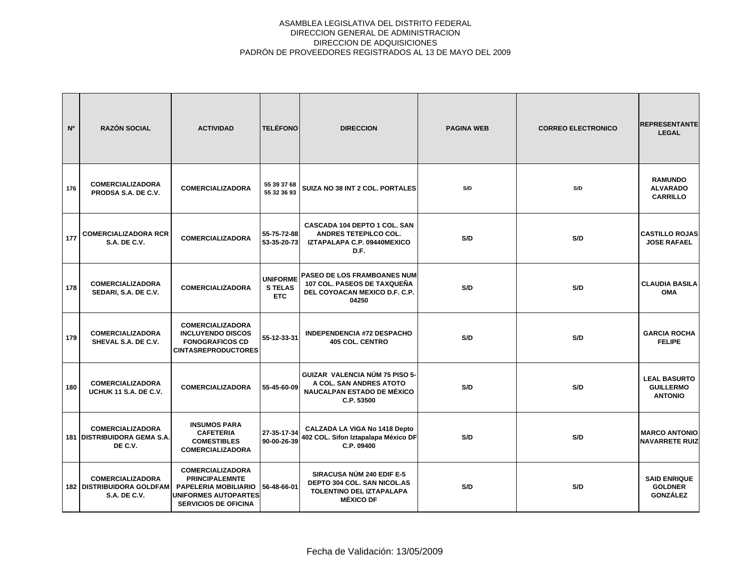ASAMBLEA LEGISLATIVA DEL DISTRITO FEDERAL
DIRECCION GENERAL DE ADMINISTRACION
DIRECCION DE ADQUISICIONES
PADRÓN DE PROVEEDORES REGISTRADOS AL 13 DE MAYO DEL 2009

| Nº | RAZÓN SOCIAL | ACTIVIDAD | TELÉFONO | DIRECCION | PAGINA WEB | CORREO ELECTRONICO | REPRESENTANTE LEGAL |
|---|---|---|---|---|---|---|---|
| 176 | COMERCIALIZADORA PRODSA S.A. DE C.V. | COMERCIALIZADORA | 55 39 37 68 55 32 36 93 | SUIZA NO 38 INT 2 COL. PORTALES | S/D | S/D | RAMUNDO ALVARADO CARRILLO |
| 177 | COMERCIALIZADORA RCR S.A. DE C.V. | COMERCIALIZADORA | 55-75-72-88 53-35-20-73 | CASCADA 104 DEPTO 1 COL. SAN ANDRES TETEPILCO COL. IZTAPALAPA C.P. 09440MEXICO D.F. | S/D | S/D | CASTILLO ROJAS JOSE RAFAEL |
| 178 | COMERCIALIZADORA SEDARI, S.A. DE C.V. | COMERCIALIZADORA | UNIFORMES TELAS ETC | PASEO DE LOS FRAMBOANES NUM 107 COL. PASEOS DE TAXQUEÑA DEL COYOACAN MEXICO D.F. C.P. 04250 | S/D | S/D | CLAUDIA BASILA OMA |
| 179 | COMERCIALIZADORA SHEVAL S.A. DE C.V. | COMERCIALIZADORA INCLUYENDO DISCOS FONOGRAFICOS CD CINTASREPRODUCTORES | 55-12-33-31 | INDEPENDENCIA #72 DESPACHO 405 COL. CENTRO | S/D | S/D | GARCIA ROCHA FELIPE |
| 180 | COMERCIALIZADORA UCHUK 11 S.A. DE C.V. | COMERCIALIZADORA | 55-45-60-09 | GUIZAR VALENCIA NÚM 75 PISO 5-A COL. SAN ANDRES ATOTO NAUCALPAN ESTADO DE MÉXICO C.P. 53500 | S/D | S/D | LEAL BASURTO GUILLERMO ANTONIO |
| 181 | COMERCIALIZADORA DISTRIBUIDORA GEMA S.A. DE C.V. | INSUMOS PARA CAFETERIA COMESTIBLES COMERCIALIZADORA | 27-35-17-34 90-00-26-39 | CALZADA LA VIGA No 1418 Depto 402 COL. Sifon Iztapalapa México DF C.P. 09400 | S/D | S/D | MARCO ANTONIO NAVARRETE RUIZ |
| 182 | COMERCIALIZADORA DISTRIBUIDORA GOLDFAM S.A. DE C.V. | COMERCIALIZADORA PRINCIPALEMNTE PAPELERIA MOBILIARIO UNIFORMES AUTOPARTES SERVICIOS DE OFICINA | 56-48-66-01 | SIRACUSA NÚM 240 EDIF E-5 DEPTO 304 COL. SAN NICOL.AS TOLENTINO DEL IZTAPALAPA MÉXICO DF | S/D | S/D | SAID ENRIQUE GOLDNER GONZÁLEZ |

Fecha de Validación: 13/05/2009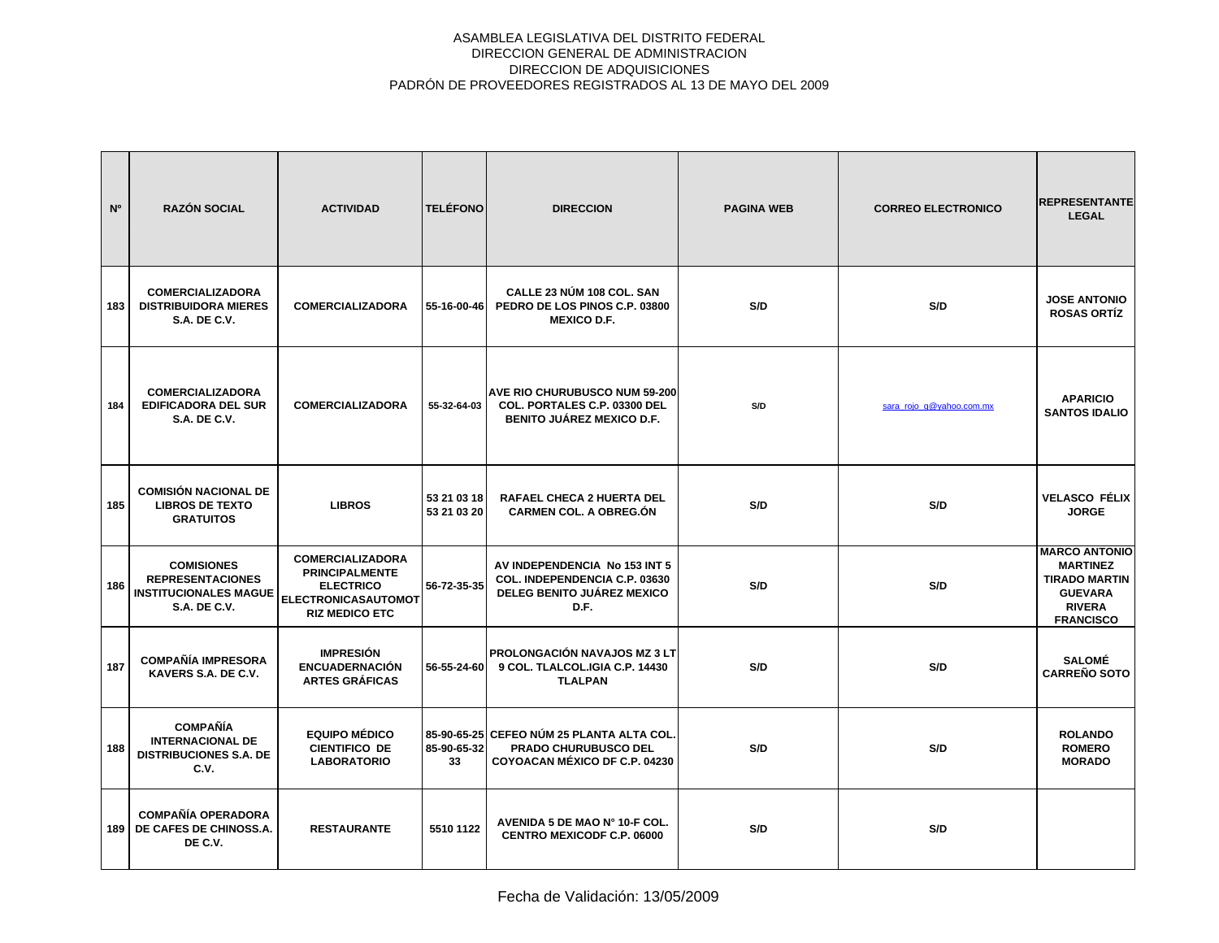ASAMBLEA LEGISLATIVA DEL DISTRITO FEDERAL
DIRECCION GENERAL DE ADMINISTRACION
DIRECCION DE ADQUISICIONES
PADRÓN DE PROVEEDORES REGISTRADOS AL 13 DE MAYO DEL 2009

| Nº | RAZÓN SOCIAL | ACTIVIDAD | TELÉFONO | DIRECCION | PAGINA WEB | CORREO ELECTRONICO | REPRESENTANTE LEGAL |
|---|---|---|---|---|---|---|---|
| 183 | COMERCIALIZADORA DISTRIBUIDORA MIERES S.A. DE C.V. | COMERCIALIZADORA | 55-16-00-46 | CALLE 23 NÚM 108 COL. SAN PEDRO DE LOS PINOS C.P. 03800 MEXICO D.F. | S/D | S/D | JOSE ANTONIO ROSAS ORTÍZ |
| 184 | COMERCIALIZADORA EDIFICADORA DEL SUR S.A. DE C.V. | COMERCIALIZADORA | 55-32-64-03 | AVE RIO CHURUBUSCO NUM 59-200 COL. PORTALES C.P. 03300 DEL BENITO JUÁREZ MEXICO D.F. | S/D | sara_rojo_g@yahoo.com.mx | APARICIO SANTOS IDALIO |
| 185 | COMISIÓN NACIONAL DE LIBROS DE TEXTO GRATUITOS | LIBROS | 53 21 03 18 53 21 03 20 | RAFAEL CHECA 2 HUERTA DEL CARMEN COL. A OBREG.ÓN | S/D | S/D | VELASCO FÉLIX JORGE |
| 186 | COMISIONES REPRESENTACIONES INSTITUCIONALES MAGUE S.A. DE C.V. | COMERCIALIZADORA PRINCIPALMENTE ELECTRICO ELECTRONICASAUTOMOTRIZ MEDICO ETC | 56-72-35-35 | AV INDEPENDENCIA No 153 INT 5 COL. INDEPENDENCIA C.P. 03630 DELEG BENITO JUÁREZ MEXICO D.F. | S/D | S/D | MARCO ANTONIO MARTINEZ TIRADO MARTIN GUEVARA RIVERA FRANCISCO |
| 187 | COMPAÑÍA IMPRESORA KAVERS S.A. DE C.V. | IMPRESIÓN ENCUADERNACIÓN ARTES GRÁFICAS | 56-55-24-60 | PROLONGACIÓN NAVAJOS MZ 3 LT 9 COL. TLALCOL.IGIA C.P. 14430 TLALPAN | S/D | S/D | SALOMÉ CARREÑO SOTO |
| 188 | COMPAÑÍA INTERNACIONAL DE DISTRIBUCIONES S.A. DE C.V. | EQUIPO MÉDICO CIENTIFICO DE LABORATORIO | 85-90-65-25 85-90-65-32 33 | CEFEO NÚM 25 PLANTA ALTA COL. PRADO CHURUBUSCO DEL COYOACAN MÉXICO DF C.P. 04230 | S/D | S/D | ROLANDO ROMERO MORADO |
| 189 | COMPAÑÍA OPERADORA DE CAFES DE CHINOSS.A. DE C.V. | RESTAURANTE | 5510 1122 | AVENIDA 5 DE MAO N° 10-F COL. CENTRO MEXICODF C.P. 06000 | S/D | S/D | |

Fecha de Validación: 13/05/2009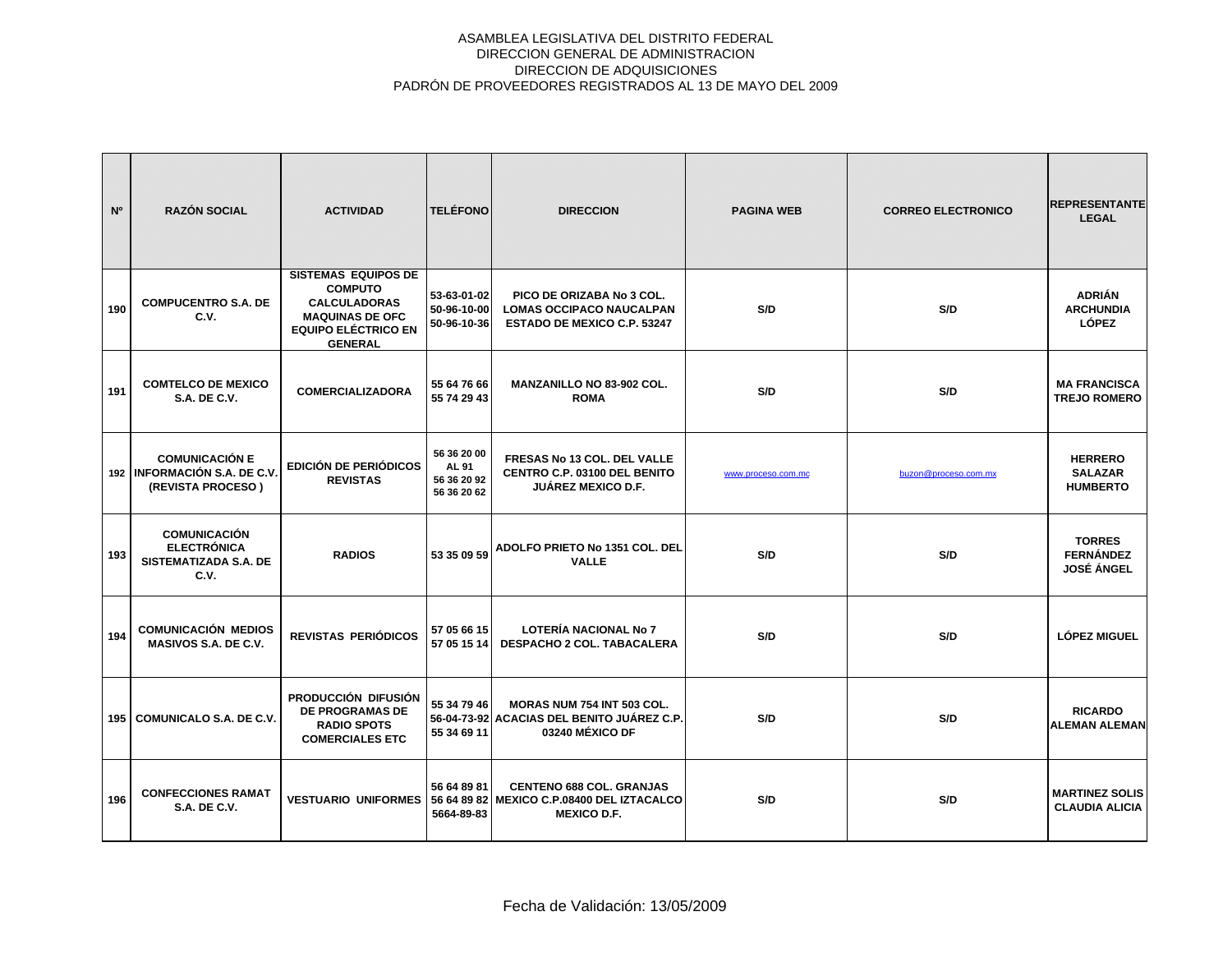ASAMBLEA LEGISLATIVA DEL DISTRITO FEDERAL
DIRECCION GENERAL DE ADMINISTRACION
DIRECCION DE ADQUISICIONES
PADRÓN DE PROVEEDORES REGISTRADOS AL 13 DE MAYO DEL 2009

| Nº | RAZÓN SOCIAL | ACTIVIDAD | TELÉFONO | DIRECCION | PAGINA WEB | CORREO ELECTRONICO | REPRESENTANTE LEGAL |
|---|---|---|---|---|---|---|---|
| 190 | COMPUCENTRO S.A. DE C.V. | SISTEMAS EQUIPOS DE COMPUTO CALCULADORAS MAQUINAS DE OFC EQUIPO ELÉCTRICO EN GENERAL | 53-63-01-02 50-96-10-00 50-96-10-36 | PICO DE ORIZABA No 3 COL. LOMAS OCCIPACO NAUCALPAN ESTADO DE MEXICO C.P. 53247 | S/D | S/D | ADRIÁN ARCHUNDIA LÓPEZ |
| 191 | COMTELCO DE MEXICO S.A. DE C.V. | COMERCIALIZADORA | 55 64 76 66 55 74 29 43 | MANZANILLO NO 83-902 COL. ROMA | S/D | S/D | MA FRANCISCA TREJO ROMERO |
| 192 | COMUNICACIÓN E INFORMACIÓN S.A. DE C.V. (REVISTA PROCESO ) | EDICIÓN DE PERIÓDICOS REVISTAS | 56 36 20 00 AL 91 56 36 20 92 56 36 20 62 | FRESAS No 13 COL. DEL VALLE CENTRO C.P. 03100 DEL BENITO JUÁREZ MEXICO D.F. | www.proceso.com.mc | buzon@proceso.com.mx | HERRERO SALAZAR HUMBERTO |
| 193 | COMUNICACIÓN ELECTRÓNICA SISTEMATIZADA S.A. DE C.V. | RADIOS | 53 35 09 59 | ADOLFO PRIETO No 1351 COL. DEL VALLE | S/D | S/D | TORRES FERNÁNDEZ JOSÉ ÁNGEL |
| 194 | COMUNICACIÓN MEDIOS MASIVOS S.A. DE C.V. | REVISTAS PERIÓDICOS | 57 05 66 15 57 05 15 14 | LOTERÍA NACIONAL No 7 DESPACHO 2 COL. TABACALERA | S/D | S/D | LÓPEZ MIGUEL |
| 195 | COMUNICALO S.A. DE C.V. | PRODUCCIÓN DIFUSIÓN DE PROGRAMAS DE RADIO SPOTS COMERCIALES ETC | 55 34 79 46 56-04-73-92 55 34 69 11 | MORAS NUM 754 INT 503 COL. ACACIAS DEL BENITO JUÁREZ C.P. 03240 MÉXICO DF | S/D | S/D | RICARDO ALEMAN ALEMAN |
| 196 | CONFECCIONES RAMAT S.A. DE C.V. | VESTUARIO UNIFORMES | 56 64 89 81 56 64 89 82 5664-89-83 | CENTENO 688 COL. GRANJAS MEXICO C.P.08400 DEL IZTACALCO MEXICO D.F. | S/D | S/D | MARTINEZ SOLIS CLAUDIA ALICIA |

Fecha de Validación: 13/05/2009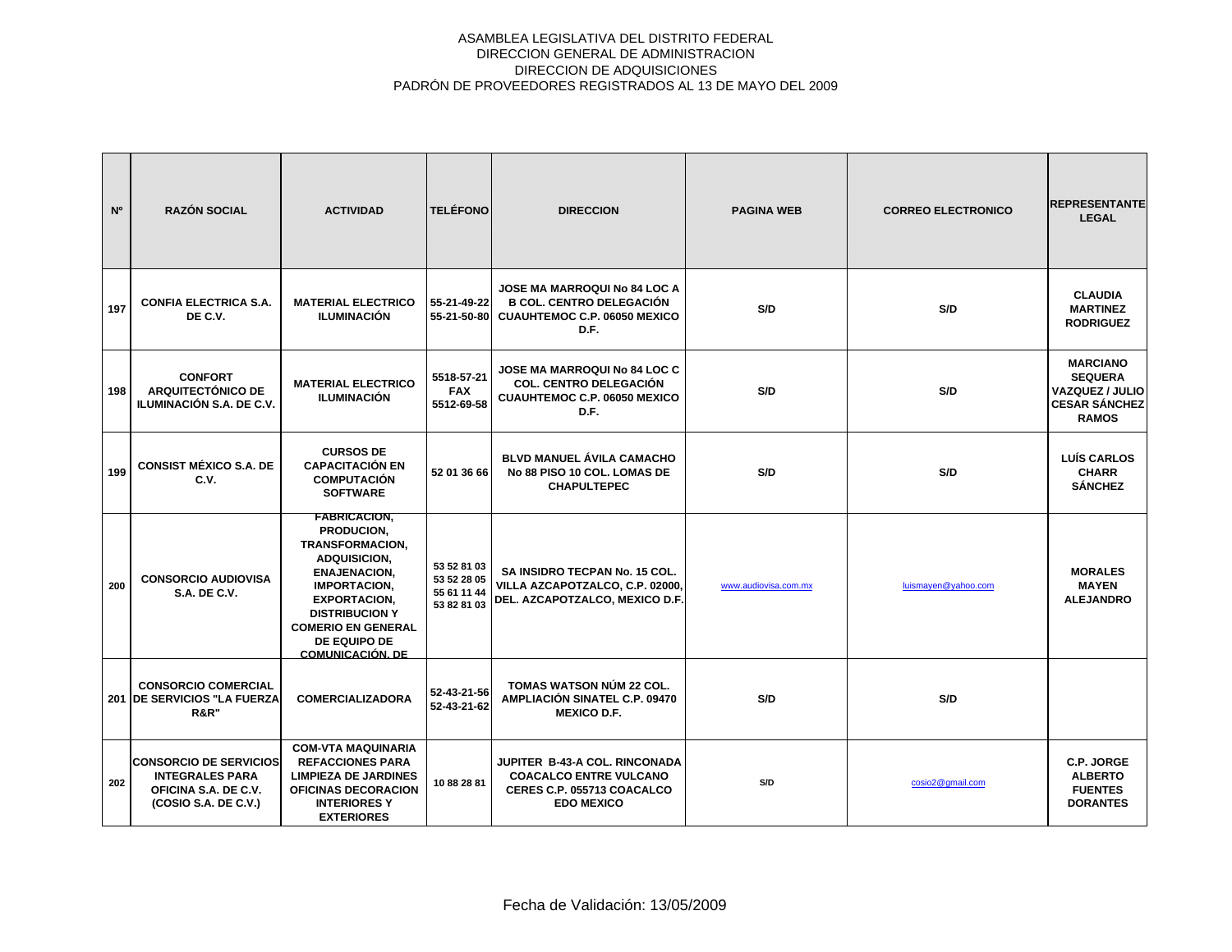ASAMBLEA LEGISLATIVA DEL DISTRITO FEDERAL
DIRECCION GENERAL DE ADMINISTRACION
DIRECCION DE ADQUISICIONES
PADRÓN DE PROVEEDORES REGISTRADOS AL 13 DE MAYO DEL 2009

| Nº | RAZÓN SOCIAL | ACTIVIDAD | TELÉFONO | DIRECCION | PAGINA WEB | CORREO ELECTRONICO | REPRESENTANTE LEGAL |
|---|---|---|---|---|---|---|---|
| 197 | CONFIA ELECTRICA S.A. DE C.V. | MATERIAL ELECTRICO ILUMINACIÓN | 55-21-49-22 55-21-50-80 | JOSE MA MARROQUI No 84 LOC A B COL. CENTRO DELEGACIÓN CUAUHTEMOC C.P. 06050 MEXICO D.F. | S/D | S/D | CLAUDIA MARTINEZ RODRIGUEZ |
| 198 | CONFORT ARQUITECTÓNICO DE ILUMINACIÓN S.A. DE C.V. | MATERIAL ELECTRICO ILUMINACIÓN | 5518-57-21 FAX 5512-69-58 | JOSE MA MARROQUI No 84 LOC C COL. CENTRO DELEGACIÓN CUAUHTEMOC C.P. 06050 MEXICO D.F. | S/D | S/D | MARCIANO SEQUERA VAZQUEZ / JULIO CESAR SÁNCHEZ RAMOS |
| 199 | CONSIST MÉXICO S.A. DE C.V. | CURSOS DE CAPACITACIÓN EN COMPUTACIÓN SOFTWARE | 52 01 36 66 | BLVD MANUEL ÁVILA CAMACHO No 88 PISO 10 COL. LOMAS DE CHAPULTEPEC | S/D | S/D | LUÍS CARLOS CHARR SÁNCHEZ |
| 200 | CONSORCIO AUDIOVISA S.A. DE C.V. | FABRICACION, PRODUCION, TRANSFORMACION, ADQUISICION, ENAJENACION, IMPORTACION, EXPORTACION, DISTRIBUCION Y COMERIO EN GENERAL DE EQUIPO DE COMUNICACIÓN, DE | 53 52 81 03 53 52 28 05 55 61 11 44 53 82 81 03 | SA INSIDRO TECPAN No. 15 COL. VILLA AZCAPOTZALCO, C.P. 02000, DEL. AZCAPOTZALCO, MEXICO D.F. | www.audiovisa.com.mx | luismayen@yahoo.com | MORALES MAYEN ALEJANDRO |
| 201 | CONSORCIO COMERCIAL DE SERVICIOS "LA FUERZA R&R" | COMERCIALIZADORA | 52-43-21-56 52-43-21-62 | TOMAS WATSON NÚM 22 COL. AMPLIACIÓN SINATEL C.P. 09470 MEXICO D.F. | S/D | S/D | |
| 202 | CONSORCIO DE SERVICIOS INTEGRALES PARA OFICINA S.A. DE C.V. (COSIO S.A. DE C.V.) | COM-VTA MAQUINARIA REFACCIONES PARA LIMPIEZA DE JARDINES OFICINAS DECORACION INTERIORES Y EXTERIORES | 10 88 28 81 | JUPITER B-43-A COL. RINCONADA COACALCO ENTRE VULCANO CERES C.P. 055713 COACALCO EDO MEXICO | S/D | cosio2@gmail.com | C.P. JORGE ALBERTO FUENTES DORANTES |

Fecha de Validación: 13/05/2009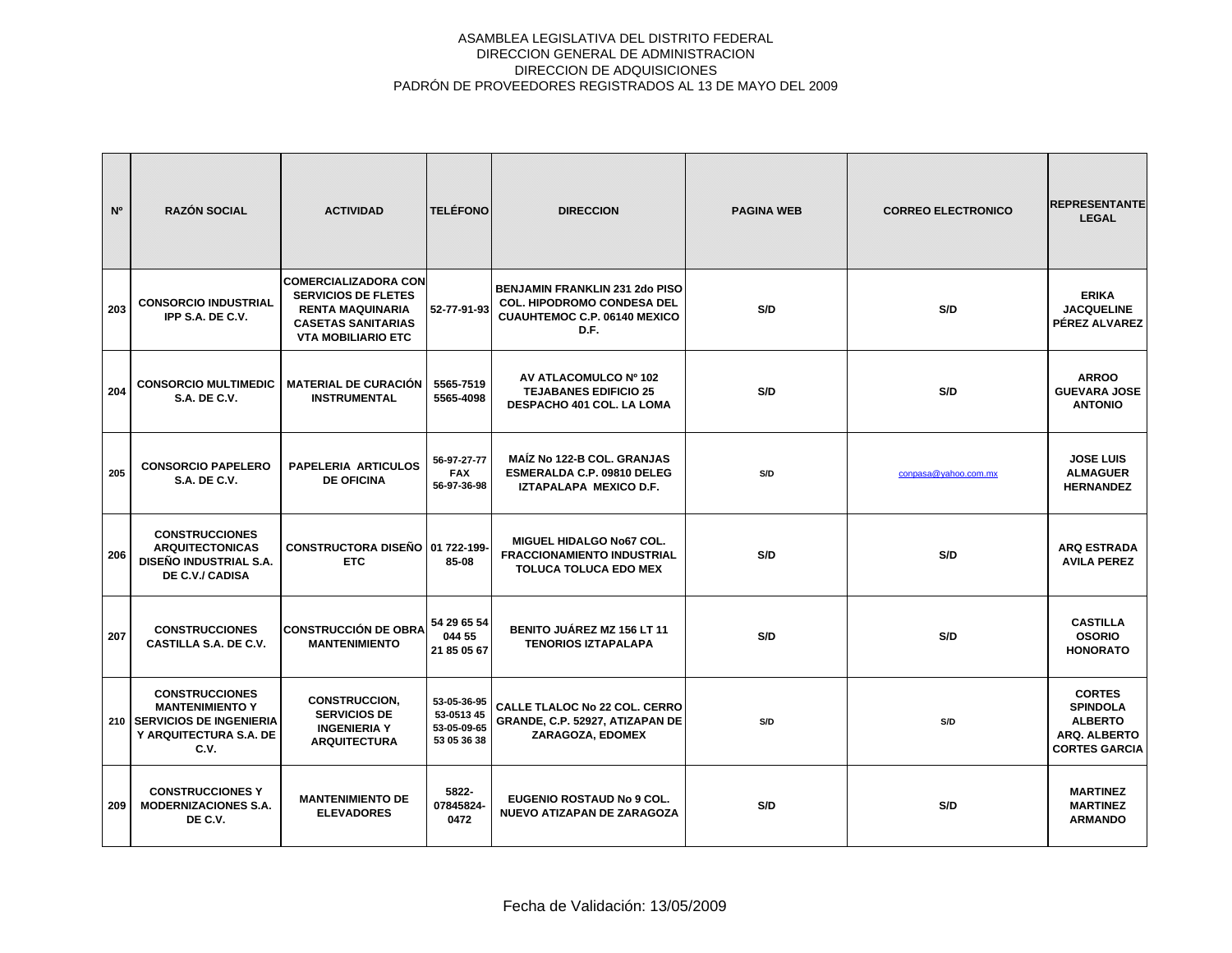ASAMBLEA LEGISLATIVA DEL DISTRITO FEDERAL
DIRECCION GENERAL DE ADMINISTRACION
DIRECCION DE ADQUISICIONES
PADRÓN DE PROVEEDORES REGISTRADOS AL 13 DE MAYO DEL 2009

| Nº | RAZÓN SOCIAL | ACTIVIDAD | TELÉFONO | DIRECCION | PAGINA WEB | CORREO ELECTRONICO | REPRESENTANTE LEGAL |
|---|---|---|---|---|---|---|---|
| 203 | CONSORCIO INDUSTRIAL IPP S.A. DE C.V. | COMERCIALIZADORA CON SERVICIOS DE FLETES RENTA MAQUINARIA CASETAS SANITARIAS VTA MOBILIARIO ETC | 52-77-91-93 | BENJAMIN FRANKLIN 231 2do PISO COL. HIPODROMO CONDESA DEL CUAUHTEMOC C.P. 06140 MEXICO D.F. | S/D | S/D | ERIKA JACQUELINE PÉREZ ALVAREZ |
| 204 | CONSORCIO MULTIMEDIC S.A. DE C.V. | MATERIAL DE CURACIÓN INSTRUMENTAL | 5565-7519 5565-4098 | AV ATLACOMULCO Nº 102 TEJABANES EDIFICIO 25 DESPACHO 401 COL. LA LOMA | S/D | S/D | ARROO GUEVARA JOSE ANTONIO |
| 205 | CONSORCIO PAPELERO S.A. DE C.V. | PAPELERIA ARTICULOS DE OFICINA | 56-97-27-77 FAX 56-97-36-98 | MAÍZ No 122-B COL. GRANJAS ESMERALDA C.P. 09810 DELEG IZTAPALAPA MEXICO D.F. | S/D | conpasa@yahoo.com.mx | JOSE LUIS ALMAGUER HERNANDEZ |
| 206 | CONSTRUCCIONES ARQUITECTONICAS DISEÑO INDUSTRIAL S.A. DE C.V./ CADISA | CONSTRUCTORA DISEÑO ETC | 01 722-199-85-08 | MIGUEL HIDALGO No67 COL. FRACCIONAMIENTO INDUSTRIAL TOLUCA TOLUCA EDO MEX | S/D | S/D | ARQ ESTRADA AVILA PEREZ |
| 207 | CONSTRUCCIONES CASTILLA S.A. DE C.V. | CONSTRUCCIÓN DE OBRA MANTENIMIENTO | 54 29 65 54 044 55 21 85 05 67 | BENITO JUÁREZ MZ 156 LT 11 TENORIOS IZTAPALAPA | S/D | S/D | CASTILLA OSORIO HONORATO |
| 210 | CONSTRUCCIONES MANTENIMIENTO Y SERVICIOS DE INGENIERIA Y ARQUITECTURA S.A. DE C.V. | CONSTRUCCION, SERVICIOS DE INGENIERIA Y ARQUITECTURA | 53-05-36-95 53-0513 45 53-05-09-65 53 05 36 38 | CALLE TLALOC No 22 COL. CERRO GRANDE, C.P. 52927, ATIZAPAN DE ZARAGOZA, EDOMEX | S/D | S/D | CORTES SPINDOLA ALBERTO ARQ. ALBERTO CORTES GARCIA |
| 209 | CONSTRUCCIONES Y MODERNIZACIONES S.A. DE C.V. | MANTENIMIENTO DE ELEVADORES | 5822-07845824-0472 | EUGENIO ROSTAUD No 9 COL. NUEVO ATIZAPAN DE ZARAGOZA | S/D | S/D | MARTINEZ MARTINEZ ARMANDO |

Fecha de Validación: 13/05/2009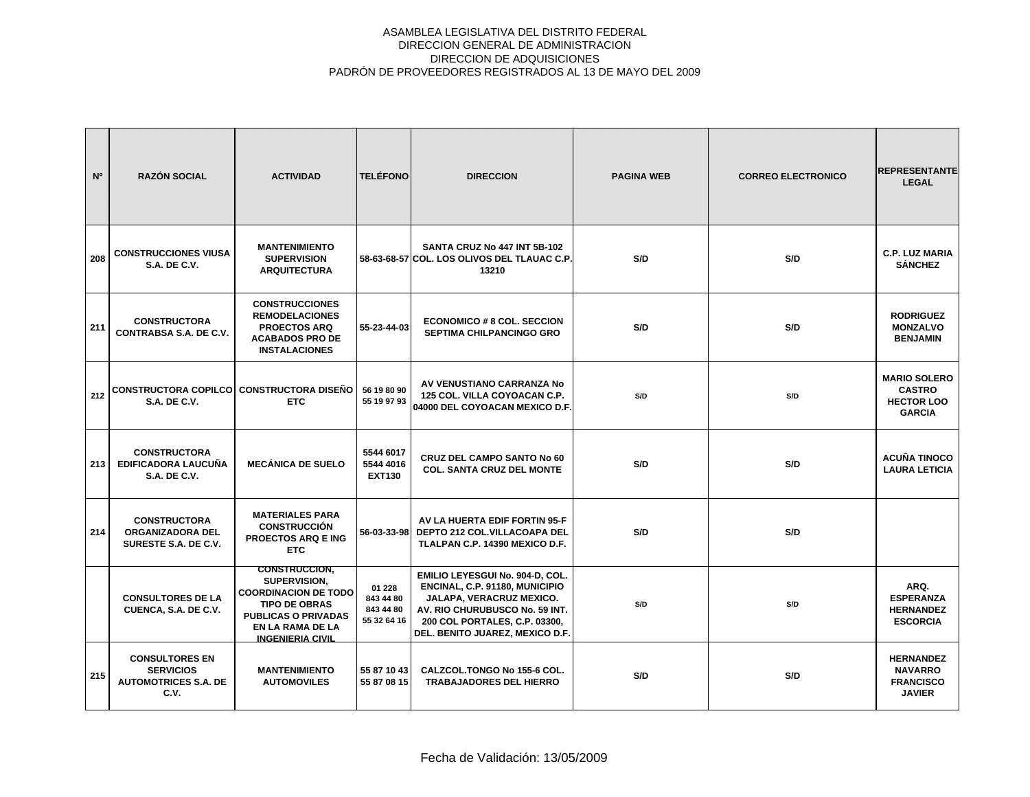ASAMBLEA LEGISLATIVA DEL DISTRITO FEDERAL
DIRECCION GENERAL DE ADMINISTRACION
DIRECCION DE ADQUISICIONES
PADRÓN DE PROVEEDORES REGISTRADOS AL 13 DE MAYO DEL 2009

| Nº | RAZÓN SOCIAL | ACTIVIDAD | TELÉFONO | DIRECCION | PAGINA WEB | CORREO ELECTRONICO | REPRESENTANTE LEGAL |
|---|---|---|---|---|---|---|---|
| 208 | CONSTRUCCIONES VIUSA S.A. DE C.V. | MANTENIMIENTO SUPERVISION ARQUITECTURA | 58-63-68-57 | SANTA CRUZ No 447 INT 5B-102 COL. LOS OLIVOS DEL TLAUAC C.P. 13210 | S/D | S/D | C.P. LUZ MARIA SÁNCHEZ |
| 211 | CONSTRUCTORA CONTRABSA S.A. DE C.V. | CONSTRUCCIONES REMODELACIONES PROECTOS ARQ ACABADOS PRO DE INSTALACIONES | 55-23-44-03 | ECONOMICO # 8 COL. SECCION SEPTIMA CHILPANCINGO GRO | S/D | S/D | RODRIGUEZ MONZALVO BENJAMIN |
| 212 | CONSTRUCTORA COPILCO S.A. DE C.V. | CONSTRUCTORA DISEÑO ETC | 56 19 80 90 55 19 97 93 | AV VENUSTIANO CARRANZA No 125 COL. VILLA COYOACAN C.P. 04000 DEL COYOACAN MEXICO D.F. | S/D | S/D | MARIO SOLERO CASTRO HECTOR LOO GARCIA |
| 213 | CONSTRUCTORA EDIFICADORA LAUCUÑA S.A. DE C.V. | MECÁNICA DE SUELO | 5544 6017 5544 4016 EXT130 | CRUZ DEL CAMPO SANTO No 60 COL. SANTA CRUZ DEL MONTE | S/D | S/D | ACUÑA TINOCO LAURA LETICIA |
| 214 | CONSTRUCTORA ORGANIZADORA DEL SURESTE S.A. DE C.V. | MATERIALES PARA CONSTRUCCIÓN PROECTOS ARQ E ING ETC | 56-03-33-98 | AV LA HUERTA EDIF FORTIN 95-F DEPTO 212 COL.VILLACOAPA DEL TLALPAN C.P. 14390 MEXICO D.F. | S/D | S/D | |
| | CONSULTORES DE LA CUENCA, S.A. DE C.V. | CONSTRUCCION, SUPERVISION, COORDINACION DE TODO TIPO DE OBRAS PUBLICAS O PRIVADAS EN LA RAMA DE LA INGENIERIA CIVIL | 01 228 843 44 80 843 44 80 55 32 64 16 | EMILIO LEYESGUI No. 904-D, COL. ENCINAL, C.P. 91180, MUNICIPIO JALAPA, VERACRUZ MEXICO. AV. RIO CHURUBUSCO No. 59 INT. 200 COL PORTALES, C.P. 03300, DEL. BENITO JUAREZ, MEXICO D.F. | S/D | S/D | ARQ. ESPERANZA HERNANDEZ ESCORCIA |
| 215 | CONSULTORES EN SERVICIOS AUTOMOTRICES S.A. DE C.V. | MANTENIMIENTO AUTOMOVILES | 55 87 10 43 55 87 08 15 | CALZCOL.TONGO No 155-6 COL. TRABAJADORES DEL HIERRO | S/D | S/D | HERNANDEZ NAVARRO FRANCISCO JAVIER |

Fecha de Validación: 13/05/2009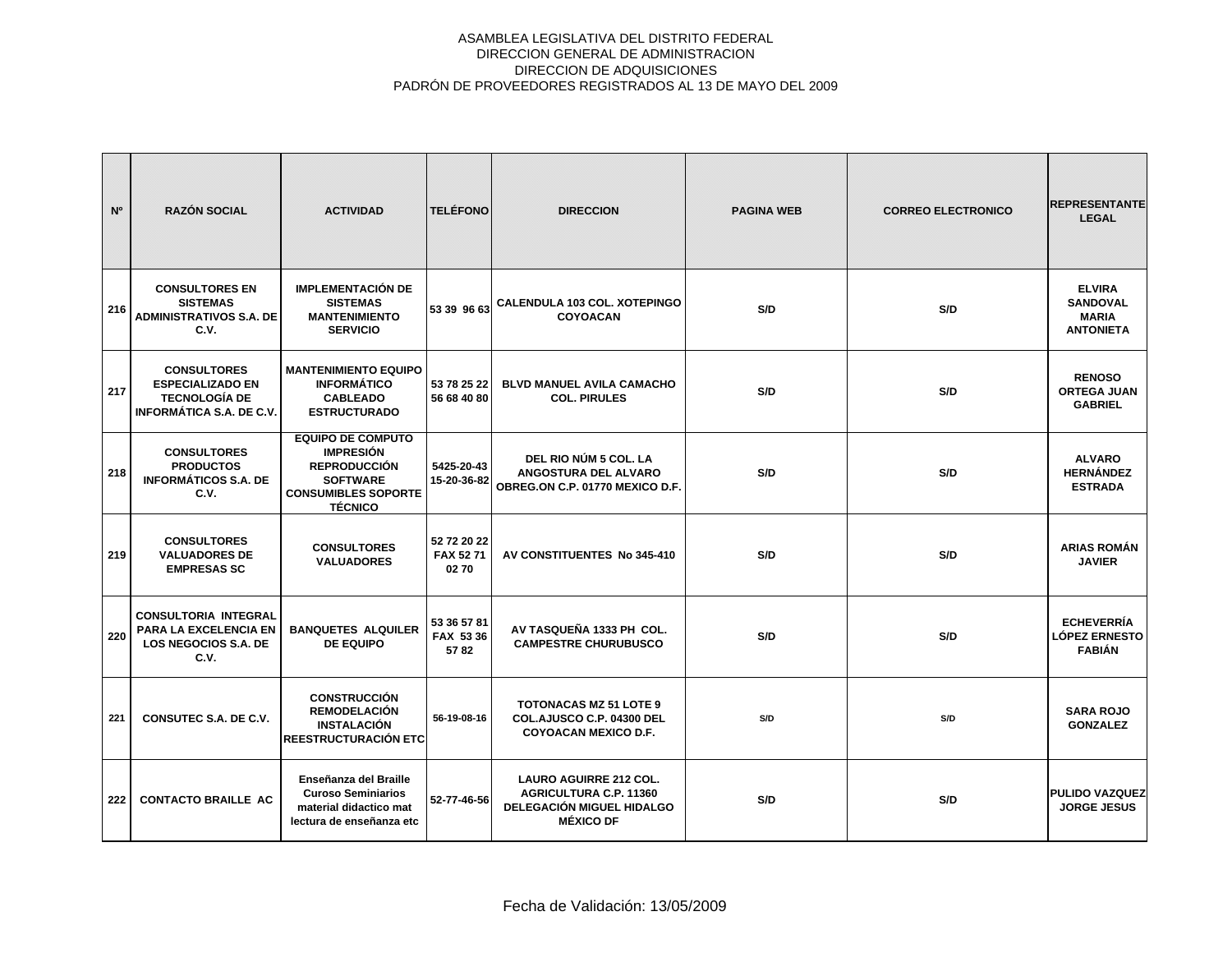ASAMBLEA LEGISLATIVA DEL DISTRITO FEDERAL
DIRECCION GENERAL DE ADMINISTRACION
DIRECCION DE ADQUISICIONES
PADRÓN DE PROVEEDORES REGISTRADOS AL 13 DE MAYO DEL 2009

| Nº | RAZÓN SOCIAL | ACTIVIDAD | TELÉFONO | DIRECCION | PAGINA WEB | CORREO ELECTRONICO | REPRESENTANTE LEGAL |
|---|---|---|---|---|---|---|---|
| 216 | CONSULTORES EN SISTEMAS ADMINISTRATIVOS S.A. DE C.V. | IMPLEMENTACIÓN DE SISTEMAS MANTENIMIENTO SERVICIO | 53 39 96 63 | CALENDULA 103 COL. XOTEPINGO COYOACAN | S/D | S/D | ELVIRA SANDOVAL MARIA ANTONIETA |
| 217 | CONSULTORES ESPECIALIZADO EN TECNOLOGÍA DE INFORMÁTICA S.A. DE C.V. | MANTENIMIENTO EQUIPO INFORMÁTICO CABLEADO ESTRUCTURADO | 53 78 25 22 56 68 40 80 | BLVD MANUEL AVILA CAMACHO COL. PIRULES | S/D | S/D | RENOSO ORTEGA JUAN GABRIEL |
| 218 | CONSULTORES PRODUCTOS INFORMÁTICOS S.A. DE C.V. | EQUIPO DE COMPUTO IMPRESIÓN REPRODUCCIÓN SOFTWARE CONSUMIBLES SOPORTE TÉCNICO | 5425-20-43 15-20-36-82 | DEL RIO NÚM 5 COL. LA ANGOSTURA DEL ALVARO OBREG.ON C.P. 01770 MEXICO D.F. | S/D | S/D | ALVARO HERNÁNDEZ ESTRADA |
| 219 | CONSULTORES VALUADORES DE EMPRESAS SC | CONSULTORES VALUADORES | 52 72 20 22 FAX 52 71 02 70 | AV CONSTITUENTES No 345-410 | S/D | S/D | ARIAS ROMÁN JAVIER |
| 220 | CONSULTORIA INTEGRAL PARA LA EXCELENCIA EN LOS NEGOCIOS S.A. DE C.V. | BANQUETES ALQUILER DE EQUIPO | 53 36 57 81 FAX 53 36 57 82 | AV TASQUEÑA 1333 PH COL. CAMPESTRE CHURUBUSCO | S/D | S/D | ECHEVERRÍA LÓPEZ ERNESTO FABIÁN |
| 221 | CONSUTEC S.A. DE C.V. | CONSTRUCCIÓN REMODELACIÓN INSTALACIÓN REESTRUCTURACIÓN ETC | 56-19-08-16 | TOTONACAS MZ 51 LOTE 9 COL.AJUSCO C.P. 04300 DEL COYOACAN MEXICO D.F. | S/D | S/D | SARA ROJO GONZALEZ |
| 222 | CONTACTO BRAILLE AC | Enseñanza del Braille Curoso Seminiarios material didactico mat lectura de enseñanza etc | 52-77-46-56 | LAURO AGUIRRE 212 COL. AGRICULTURA C.P. 11360 DELEGACIÓN MIGUEL HIDALGO MÉXICO DF | S/D | S/D | PULIDO VAZQUEZ JORGE JESUS |

Fecha de Validación: 13/05/2009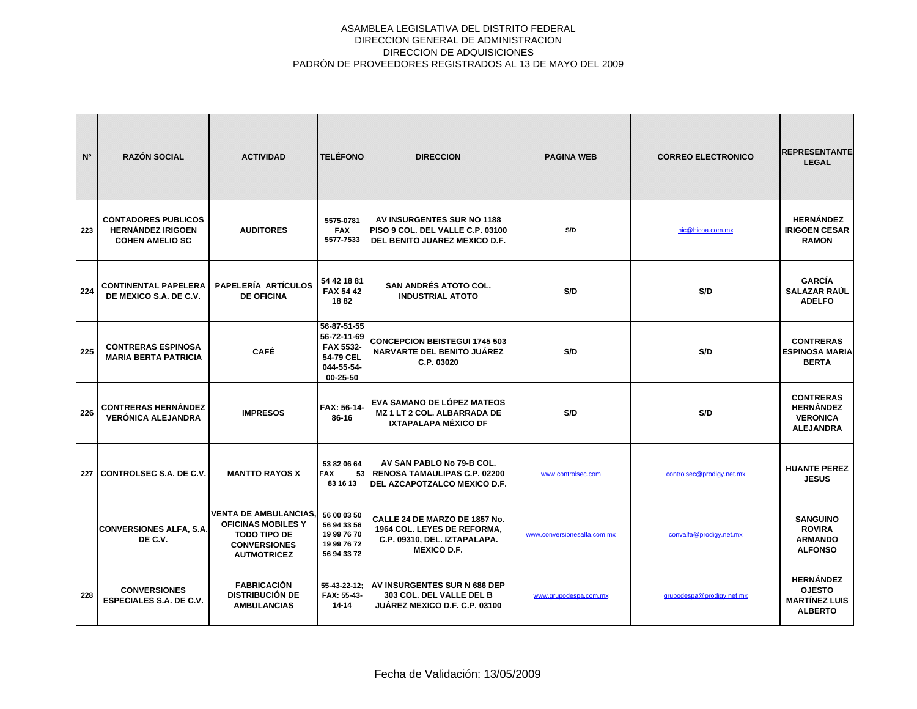ASAMBLEA LEGISLATIVA DEL DISTRITO FEDERAL
DIRECCION GENERAL DE ADMINISTRACION
DIRECCION DE ADQUISICIONES
PADRÓN DE PROVEEDORES REGISTRADOS AL 13 DE MAYO DEL 2009

| Nº | RAZÓN SOCIAL | ACTIVIDAD | TELÉFONO | DIRECCION | PAGINA WEB | CORREO ELECTRONICO | REPRESENTANTE LEGAL |
|---|---|---|---|---|---|---|---|
| 223 | CONTADORES PUBLICOS HERNÁNDEZ IRIGOEN COHEN AMELIO SC | AUDITORES | 5575-0781 FAX 5577-7533 | AV INSURGENTES SUR NO 1188 PISO 9 COL. DEL VALLE C.P. 03100 DEL BENITO JUAREZ MEXICO D.F. | S/D | hic@hicoa.com.mx | HERNÁNDEZ IRIGOEN CESAR RAMON |
| 224 | CONTINENTAL PAPELERA DE MEXICO S.A. DE C.V. | PAPELERÍA ARTÍCULOS DE OFICINA | 54 42 18 81 FAX 54 42 18 82 | SAN ANDRÉS ATOTO COL. INDUSTRIAL ATOTO | S/D | S/D | GARCÍA SALAZAR RAÚL ADELFO |
| 225 | CONTRERAS ESPINOSA MARIA BERTA PATRICIA | CAFÉ | 56-87-51-55 56-72-11-69 FAX 5532-54-79 CEL 044-55-54-00-25-50 | CONCEPCION BEISTEGUI 1745 503 NARVARTE DEL BENITO JUÁREZ C.P. 03020 | S/D | S/D | CONTRERAS ESPINOSA MARIA BERTA |
| 226 | CONTRERAS HERNÁNDEZ VERÓNICA ALEJANDRA | IMPRESOS | FAX: 56-14-86-16 | EVA SAMANO DE LÓPEZ MATEOS MZ 1 LT 2 COL. ALBARRADA DE IXTAPALAPA MÉXICO DF | S/D | S/D | CONTRERAS HERNÁNDEZ VERONICA ALEJANDRA |
| 227 | CONTROLSEC S.A. DE C.V. | MANTTO RAYOS X | 53 82 06 64 FAX 53 83 16 13 | AV SAN PABLO No 79-B COL. RENOSA TAMAULIPAS C.P. 02200 DEL AZCAPOTZALCO MEXICO D.F. | www.controlsec.com | controlsec@prodigy.net.mx | HUANTE PEREZ JESUS |
| | CONVERSIONES ALFA, S.A. DE C.V. | VENTA DE AMBULANCIAS, OFICINAS MOBILES Y TODO TIPO DE CONVERSIONES AUTMOTRICEZ | 56 00 03 50 56 94 33 56 19 99 76 70 19 99 76 72 56 94 33 72 | CALLE 24 DE MARZO DE 1857 No. 1964 COL. LEYES DE REFORMA, C.P. 09310, DEL. IZTAPALAPA. MEXICO D.F. | www.conversionesalfa.com.mx | convalfa@prodigy.net.mx | SANGUINO ROVIRA ARMANDO ALFONSO |
| 228 | CONVERSIONES ESPECIALES S.A. DE C.V. | FABRICACIÓN DISTRIBUCIÓN DE AMBULANCIAS | 55-43-22-12; FAX: 55-43-14-14 | AV INSURGENTES SUR N 686 DEP 303 COL. DEL VALLE DEL B JUÁREZ MEXICO D.F. C.P. 03100 | www.grupodespa.com.mx | grupodespa@prodigy.net.mx | HERNÁNDEZ OJESTO MARTÍNEZ LUIS ALBERTO |

Fecha de Validación: 13/05/2009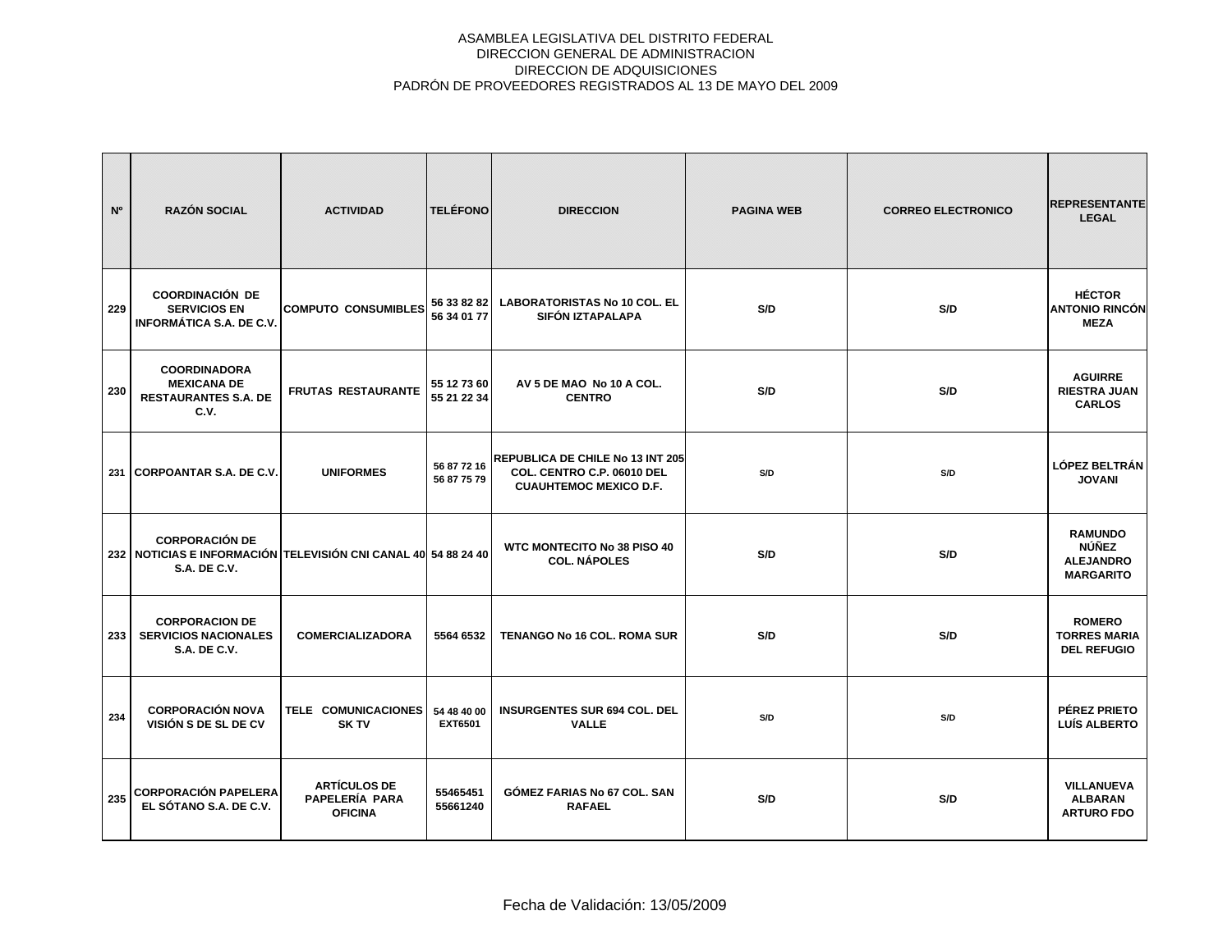ASAMBLEA LEGISLATIVA DEL DISTRITO FEDERAL
DIRECCION GENERAL DE ADMINISTRACION
DIRECCION DE ADQUISICIONES
PADRÓN DE PROVEEDORES REGISTRADOS AL 13 DE MAYO DEL 2009

| Nº | RAZÓN SOCIAL | ACTIVIDAD | TELÉFONO | DIRECCION | PAGINA WEB | CORREO ELECTRONICO | REPRESENTANTE LEGAL |
|---|---|---|---|---|---|---|---|
| 229 | COORDINACIÓN DE SERVICIOS EN INFORMÁTICA S.A. DE C.V. | COMPUTO CONSUMIBLES | 56 33 82 82 56 34 01 77 | LABORATORISTAS No 10 COL. EL SIFÓN IZTAPALAPA | S/D | S/D | HÉCTOR ANTONIO RINCÓN MEZA |
| 230 | COORDINADORA MEXICANA DE RESTAURANTES S.A. DE C.V. | FRUTAS RESTAURANTE | 55 12 73 60 55 21 22 34 | AV 5 DE MAO No 10 A COL. CENTRO | S/D | S/D | AGUIRRE RIESTRA JUAN CARLOS |
| 231 | CORPOANTAR S.A. DE C.V. | UNIFORMES | 56 87 72 16 56 87 75 79 | REPUBLICA DE CHILE No 13 INT 205 COL. CENTRO C.P. 06010 DEL CUAUHTEMOC MEXICO D.F. | S/D | S/D | LÓPEZ BELTRÁN JOVANI |
| 232 | CORPORACIÓN DE NOTICIAS E INFORMACIÓN S.A. DE C.V. | TELEVISIÓN CNI CANAL 40 | 54 88 24 40 | WTC MONTECITO No 38 PISO 40 COL. NÁPOLES | S/D | S/D | RAMUNDO NÚÑEZ ALEJANDRO MARGARITO |
| 233 | CORPORACION DE SERVICIOS NACIONALES S.A. DE C.V. | COMERCIALIZADORA | 5564 6532 | TENANGO No 16 COL. ROMA SUR | S/D | S/D | ROMERO TORRES MARIA DEL REFUGIO |
| 234 | CORPORACIÓN NOVA VISIÓN S DE SL DE CV | TELE COMUNICACIONES SK TV | 54 48 40 00 EXT6501 | INSURGENTES SUR 694 COL. DEL VALLE | S/D | S/D | PÉREZ PRIETO LUÍS ALBERTO |
| 235 | CORPORACIÓN PAPELERA EL SÓTANO S.A. DE C.V. | ARTÍCULOS DE PAPELERÍA PARA OFICINA | 55465451 55661240 | GÓMEZ FARIAS No 67 COL. SAN RAFAEL | S/D | S/D | VILLANUEVA ALBARAN ARTURO FDO |

Fecha de Validación: 13/05/2009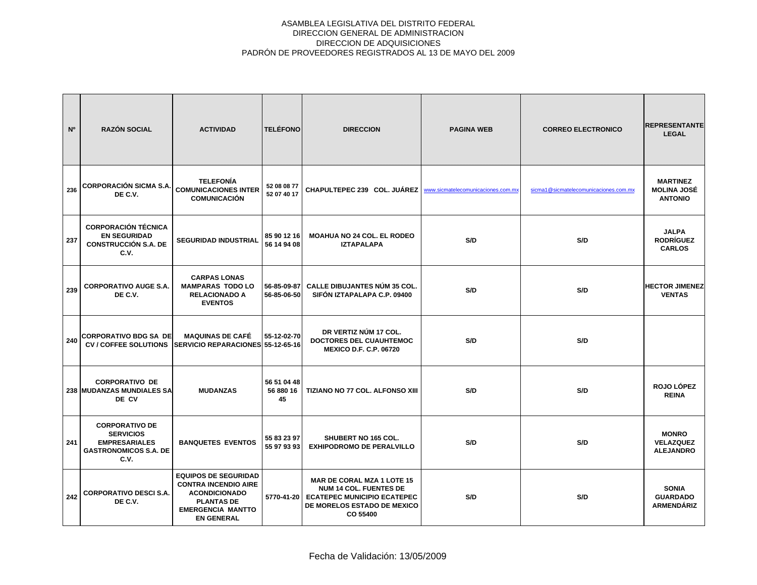ASAMBLEA LEGISLATIVA DEL DISTRITO FEDERAL
DIRECCION GENERAL DE ADMINISTRACION
DIRECCION DE ADQUISICIONES
PADRÓN DE PROVEEDORES REGISTRADOS AL 13 DE MAYO DEL 2009

| Nº | RAZÓN SOCIAL | ACTIVIDAD | TELÉFONO | DIRECCION | PAGINA WEB | CORREO ELECTRONICO | REPRESENTANTE LEGAL |
|---|---|---|---|---|---|---|---|
| 236 | CORPORACIÓN SICMA S.A. DE C.V. | TELEFONÍA COMUNICACIONES INTER COMUNICACIÓN | 52 08 08 77 52 07 40 17 | CHAPULTEPEC 239 COL. JUÁREZ | www.sicmatelecomunicaciones.com.mx | sicma1@sicmatelecomunicaciones.com.mx | MARTINEZ MOLINA JOSÉ ANTONIO |
| 237 | CORPORACIÓN TÉCNICA EN SEGURIDAD CONSTRUCCIÓN S.A. DE C.V. | SEGURIDAD INDUSTRIAL | 85 90 12 16 56 14 94 08 | MOAHUA NO 24 COL. EL RODEO IZTAPALAPA | S/D | S/D | JALPA RODRÍGUEZ CARLOS |
| 239 | CORPORATIVO AUGE S.A. DE C.V. | CARPAS LONAS MAMPARAS TODO LO RELACIONADO A EVENTOS | 56-85-09-87 56-85-06-50 | CALLE DIBUJANTES NÚM 35 COL. SIFÓN IZTAPALAPA C.P. 09400 | S/D | S/D | HECTOR JIMENEZ VENTAS |
| 240 | CORPORATIVO BDG SA DE CV / COFFEE SOLUTIONS | MAQUINAS DE CAFÉ SERVICIO REPARACIONES | 55-12-02-70 55-12-65-16 | DR VERTIZ NÚM 17 COL. DOCTORES DEL CUAUHTEMOC MEXICO D.F. C.P. 06720 | S/D | S/D | |
| 238 | CORPORATIVO DE MUDANZAS MUNDIALES SA DE CV | MUDANZAS | 56 51 04 48 56 880 16 45 | TIZIANO NO 77 COL. ALFONSO XIII | S/D | S/D | ROJO LÓPEZ REINA |
| 241 | CORPORATIVO DE SERVICIOS EMPRESARIALES GASTRONOMICOS S.A. DE C.V. | BANQUETES EVENTOS | 55 83 23 97 55 97 93 93 | SHUBERT NO 165 COL. EXHIPODROMO DE PERALVILLO | S/D | S/D | MONRO VELAZQUEZ ALEJANDRO |
| 242 | CORPORATIVO DESCI S.A. DE C.V. | EQUIPOS DE SEGURIDAD CONTRA INCENDIO AIRE ACONDICIONADO PLANTAS DE EMERGENCIA MANTTO EN GENERAL | 5770-41-20 | MAR DE CORAL MZA 1 LOTE 15 NUM 14 COL. FUENTES DE ECATEPEC MUNICIPIO ECATEPEC DE MORELOS ESTADO DE MEXICO CO 55400 | S/D | S/D | SONIA GUARDADO ARMENDÁRIZ |

Fecha de Validación: 13/05/2009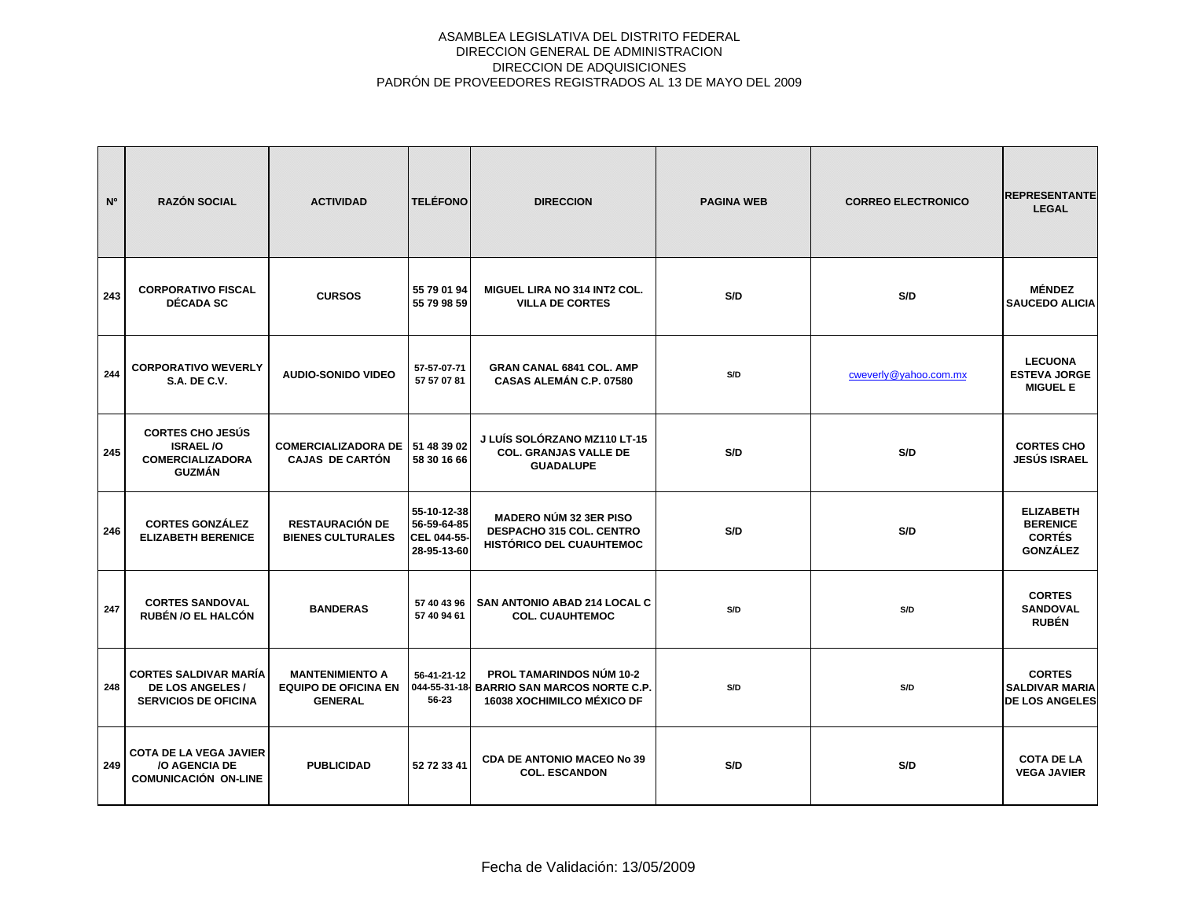ASAMBLEA LEGISLATIVA DEL DISTRITO FEDERAL
DIRECCION GENERAL DE ADMINISTRACION
DIRECCION DE ADQUISICIONES
PADRÓN DE PROVEEDORES REGISTRADOS AL 13 DE MAYO DEL 2009

| Nº | RAZÓN SOCIAL | ACTIVIDAD | TELÉFONO | DIRECCION | PAGINA WEB | CORREO ELECTRONICO | REPRESENTANTE LEGAL |
|---|---|---|---|---|---|---|---|
| 243 | CORPORATIVO FISCAL DÉCADA SC | CURSOS | 55 79 01 94 55 79 98 59 | MIGUEL LIRA NO 314 INT2 COL. VILLA DE CORTES | S/D | S/D | MÉNDEZ SAUCEDO ALICIA |
| 244 | CORPORATIVO WEVERLY S.A. DE C.V. | AUDIO-SONIDO VIDEO | 57-57-07-71 57 57 07 81 | GRAN CANAL 6841 COL. AMP CASAS ALEMÁN C.P. 07580 | S/D | cweverly@yahoo.com.mx | LECUONA ESTEVA JORGE MIGUEL E |
| 245 | CORTES CHO JESÚS ISRAEL /O COMERCIALIZADORA GUZMÁN | COMERCIALIZADORA DE CAJAS DE CARTÓN | 51 48 39 02 58 30 16 66 | J LUÍS SOLÓRZANO MZ110 LT-15 COL. GRANJAS VALLE DE GUADALUPE | S/D | S/D | CORTES CHO JESÚS ISRAEL |
| 246 | CORTES GONZÁLEZ ELIZABETH BERENICE | RESTAURACIÓN DE BIENES CULTURALES | 55-10-12-38 56-59-64-85 CEL 044-55-28-95-13-60 | MADERO NÚM 32 3ER PISO DESPACHO 315 COL. CENTRO HISTÓRICO DEL CUAUHTEMOC | S/D | S/D | ELIZABETH BERENICE CORTÉS GONZÁLEZ |
| 247 | CORTES SANDOVAL RUBÉN /O EL HALCÓN | BANDERAS | 57 40 43 96 57 40 94 61 | SAN ANTONIO ABAD 214 LOCAL C COL. CUAUHTEMOC | S/D | S/D | CORTES SANDOVAL RUBÉN |
| 248 | CORTES SALDIVAR MARÍA DE LOS ANGELES / SERVICIOS DE OFICINA | MANTENIMIENTO A EQUIPO DE OFICINA EN GENERAL | 56-41-21-12 044-55-31-18-56-23 | PROL TAMARINDOS NÚM 10-2 BARRIO SAN MARCOS NORTE C.P. 16038 XOCHIMILCO MÉXICO DF | S/D | S/D | CORTES SALDIVAR MARIA DE LOS ANGELES |
| 249 | COTA DE LA VEGA JAVIER /O AGENCIA DE COMUNICACIÓN ON-LINE | PUBLICIDAD | 52 72 33 41 | CDA DE ANTONIO MACEO No 39 COL. ESCANDON | S/D | S/D | COTA DE LA VEGA JAVIER |

Fecha de Validación: 13/05/2009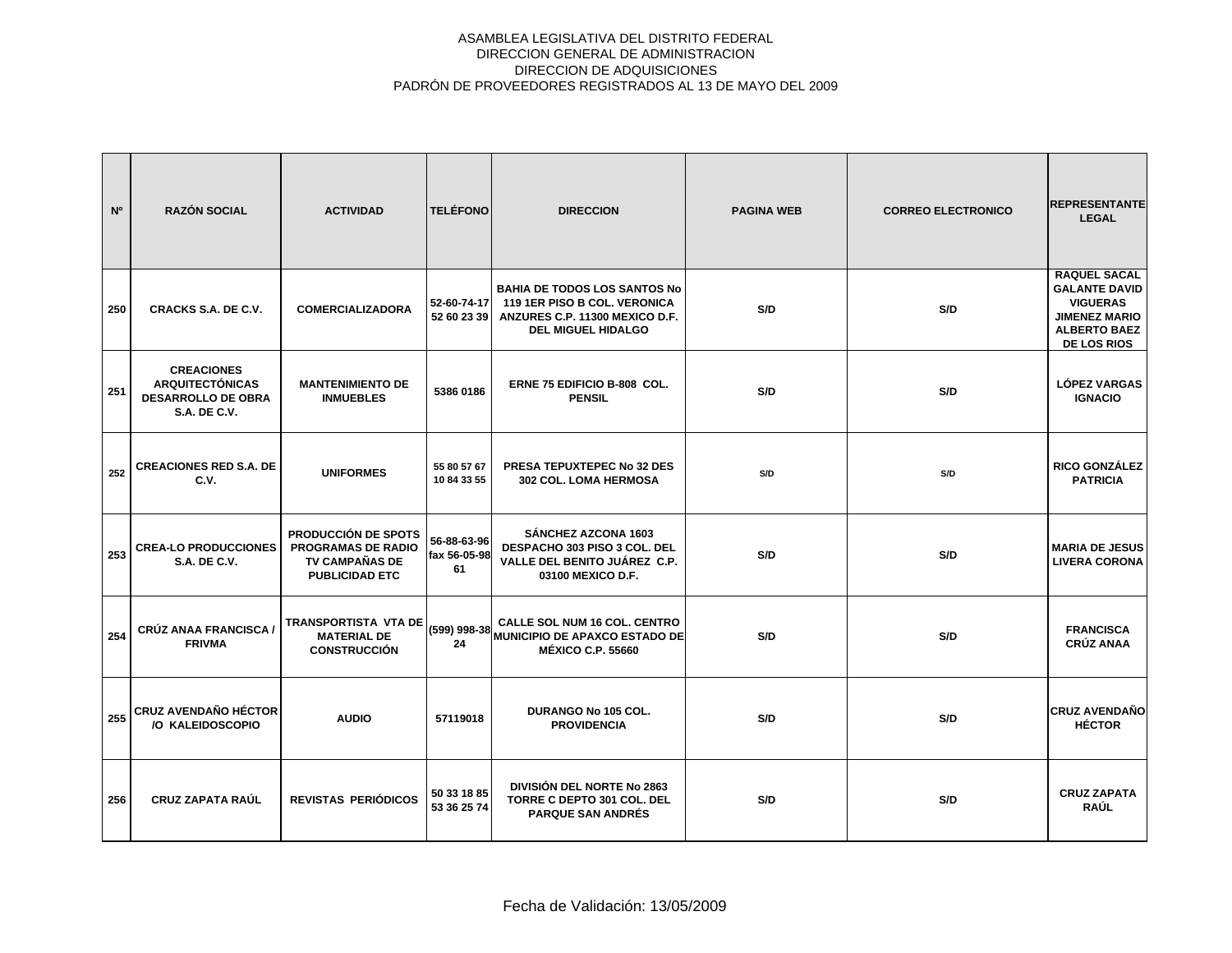ASAMBLEA LEGISLATIVA DEL DISTRITO FEDERAL
DIRECCION GENERAL DE ADMINISTRACION
DIRECCION DE ADQUISICIONES
PADRÓN DE PROVEEDORES REGISTRADOS AL 13 DE MAYO DEL 2009

| Nº | RAZÓN SOCIAL | ACTIVIDAD | TELÉFONO | DIRECCION | PAGINA WEB | CORREO ELECTRONICO | REPRESENTANTE LEGAL |
|---|---|---|---|---|---|---|---|
| 250 | CRACKS S.A. DE C.V. | COMERCIALIZADORA | 52-60-74-17 52 60 23 39 | BAHIA DE TODOS LOS SANTOS No 119 1ER PISO B COL. VERONICA ANZURES C.P. 11300 MEXICO D.F. DEL MIGUEL HIDALGO | S/D | S/D | RAQUEL SACAL GALANTE DAVID VIGUERAS JIMENEZ MARIO ALBERTO BAEZ DE LOS RIOS |
| 251 | CREACIONES ARQUITECTÓNICAS DESARROLLO DE OBRA S.A. DE C.V. | MANTENIMIENTO DE INMUEBLES | 5386 0186 | ERNE 75 EDIFICIO B-808 COL. PENSIL | S/D | S/D | LÓPEZ VARGAS IGNACIO |
| 252 | CREACIONES RED S.A. DE C.V. | UNIFORMES | 55 80 57 67 10 84 33 55 | PRESA TEPUXTEPEC No 32 DES 302 COL. LOMA HERMOSA | S/D | S/D | RICO GONZÁLEZ PATRICIA |
| 253 | CREA-LO PRODUCCIONES S.A. DE C.V. | PRODUCCIÓN DE SPOTS PROGRAMAS DE RADIO TV CAMPAÑAS DE PUBLICIDAD ETC | 56-88-63-96 fax 56-05-98 61 | SÁNCHEZ AZCONA 1603 DESPACHO 303 PISO 3 COL. DEL VALLE DEL BENITO JUÁREZ C.P. 03100 MEXICO D.F. | S/D | S/D | MARIA DE JESUS LIVERA CORONA |
| 254 | CRÚZ ANAA FRANCISCA / FRIVMA | TRANSPORTISTA VTA DE MATERIAL DE CONSTRUCCIÓN | (599) 998-38 24 | CALLE SOL NUM 16 COL. CENTRO MUNICIPIO DE APAXCO ESTADO DE MÉXICO C.P. 55660 | S/D | S/D | FRANCISCA CRÚZ ANAA |
| 255 | CRUZ AVENDAÑO HÉCTOR /O KALEIDOSCOPIO | AUDIO | 57119018 | DURANGO No 105 COL. PROVIDENCIA | S/D | S/D | CRUZ AVENDAÑO HÉCTOR |
| 256 | CRUZ ZAPATA RAÚL | REVISTAS PERIÓDICOS | 50 33 18 85 53 36 25 74 | DIVISIÓN DEL NORTE No 2863 TORRE C DEPTO 301 COL. DEL PARQUE SAN ANDRÉS | S/D | S/D | CRUZ ZAPATA RAÚL |

Fecha de Validación: 13/05/2009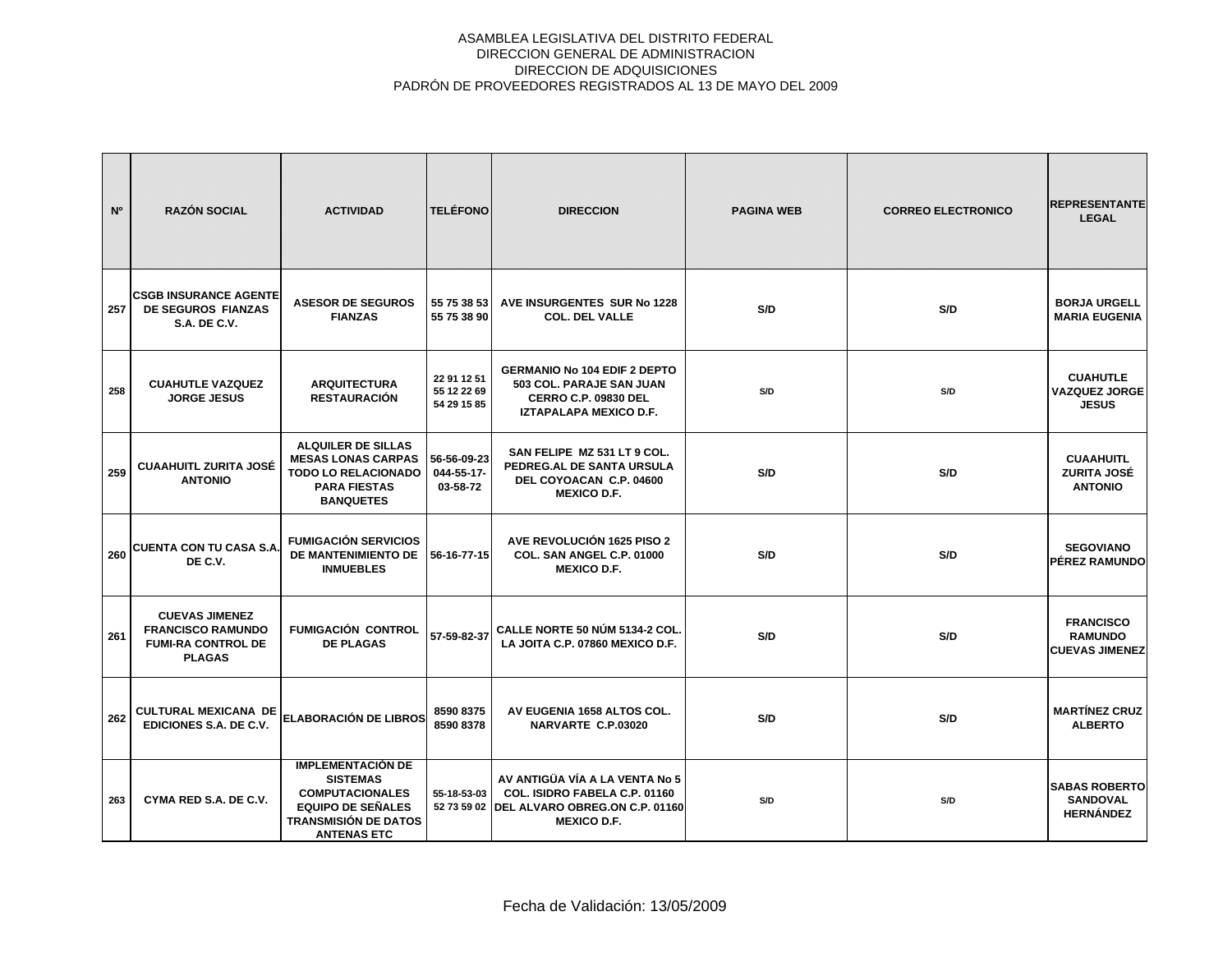ASAMBLEA LEGISLATIVA DEL DISTRITO FEDERAL
DIRECCION GENERAL DE ADMINISTRACION
DIRECCION DE ADQUISICIONES
PADRÓN DE PROVEEDORES REGISTRADOS AL 13 DE MAYO DEL 2009

| Nº | RAZÓN SOCIAL | ACTIVIDAD | TELÉFONO | DIRECCION | PAGINA WEB | CORREO ELECTRONICO | REPRESENTANTE LEGAL |
|---|---|---|---|---|---|---|---|
| 257 | CSGB INSURANCE AGENTE DE SEGUROS FIANZAS S.A. DE C.V. | ASESOR DE SEGUROS FIANZAS | 55 75 38 53 55 75 38 90 | AVE INSURGENTES SUR No 1228 COL. DEL VALLE | S/D | S/D | BORJA URGELL MARIA EUGENIA |
| 258 | CUAHUTLE VAZQUEZ JORGE JESUS | ARQUITECTURA RESTAURACIÓN | 22 91 12 51 55 12 22 69 54 29 15 85 | GERMANIO No 104 EDIF 2 DEPTO 503 COL. PARAJE SAN JUAN CERRO C.P. 09830 DEL IZTAPALAPA MEXICO D.F. | S/D | S/D | CUAHUTLE VAZQUEZ JORGE JESUS |
| 259 | CUAAHUITL ZURITA JOSÉ ANTONIO | ALQUILER DE SILLAS MESAS LONAS CARPAS TODO LO RELACIONADO PARA FIESTAS BANQUETES | 56-56-09-23 044-55-17-03-58-72 | SAN FELIPE MZ 531 LT 9 COL. PEDREG.AL DE SANTA URSULA DEL COYOACAN C.P. 04600 MEXICO D.F. | S/D | S/D | CUAAHUITL ZURITA JOSÉ ANTONIO |
| 260 | CUENTA CON TU CASA S.A. DE C.V. | FUMIGACIÓN SERVICIOS DE MANTENIMIENTO DE INMUEBLES | 56-16-77-15 | AVE REVOLUCIÓN 1625 PISO 2 COL. SAN ANGEL C.P. 01000 MEXICO D.F. | S/D | S/D | SEGOVIANO PÉREZ RAMUNDO |
| 261 | CUEVAS JIMENEZ FRANCISCO RAMUNDO FUMI-RA CONTROL DE PLAGAS | FUMIGACIÓN CONTROL DE PLAGAS | 57-59-82-37 | CALLE NORTE 50 NÚM 5134-2 COL. LA JOITA C.P. 07860 MEXICO D.F. | S/D | S/D | FRANCISCO RAMUNDO CUEVAS JIMENEZ |
| 262 | CULTURAL MEXICANA DE EDICIONES S.A. DE C.V. | ELABORACIÓN DE LIBROS | 8590 8375 8590 8378 | AV EUGENIA 1658 ALTOS COL. NARVARTE C.P.03020 | S/D | S/D | MARTÍNEZ CRUZ ALBERTO |
| 263 | CYMA RED S.A. DE C.V. | IMPLEMENTACIÓN DE SISTEMAS COMPUTACIONALES EQUIPO DE SEÑALES TRANSMISIÓN DE DATOS ANTENAS ETC | 55-18-53-03 52 73 59 02 | AV ANTIGÜA VÍA A LA VENTA No 5 COL. ISIDRO FABELA C.P. 01160 DEL ALVARO OBREG.ON C.P. 01160 MEXICO D.F. | S/D | S/D | SABAS ROBERTO SANDOVAL HERNÁNDEZ |

Fecha de Validación: 13/05/2009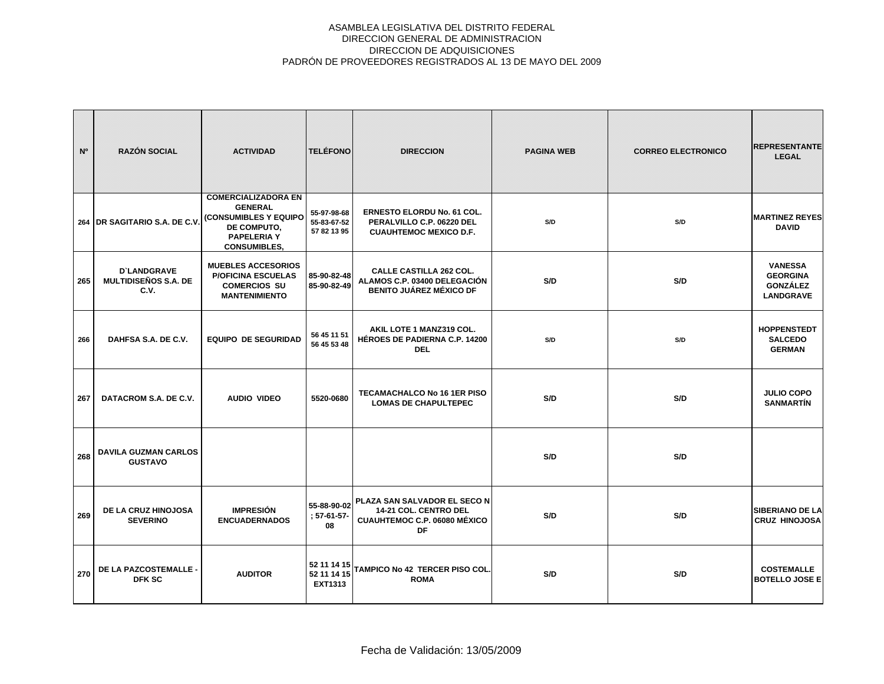ASAMBLEA LEGISLATIVA DEL DISTRITO FEDERAL
DIRECCION GENERAL DE ADMINISTRACION
DIRECCION DE ADQUISICIONES
PADRÓN DE PROVEEDORES REGISTRADOS AL 13 DE MAYO DEL 2009

| Nº | RAZÓN SOCIAL | ACTIVIDAD | TELÉFONO | DIRECCION | PAGINA WEB | CORREO ELECTRONICO | REPRESENTANTE LEGAL |
|---|---|---|---|---|---|---|---|
| 264 | DR SAGITARIO S.A. DE C.V. | COMERCIALIZADORA EN GENERAL (CONSUMIBLES Y EQUIPO DE COMPUTO, PAPELERIA Y CONSUMIBLES, | 55-97-98-68 55-83-67-52 57 82 13 95 | ERNESTO ELORDU No. 61 COL. PERALVILLO C.P. 06220 DEL CUAUHTEMOC MEXICO D.F. | S/D | S/D | MARTINEZ REYES DAVID |
| 265 | D`LANDGRAVE MULTIDISEÑOS S.A. DE C.V. | MUEBLES ACCESORIOS P/OFICINA ESCUELAS COMERCIOS SU MANTENIMIENTO | 85-90-82-48 85-90-82-49 | CALLE CASTILLA 262 COL. ALAMOS C.P. 03400 DELEGACIÓN BENITO JUÁREZ MÉXICO DF | S/D | S/D | VANESSA GEORGINA GONZÁLEZ LANDGRAVE |
| 266 | DAHFSA S.A. DE C.V. | EQUIPO DE SEGURIDAD | 56 45 11 51 56 45 53 48 | AKIL LOTE 1 MANZ319 COL. HÉROES DE PADIERNA C.P. 14200 DEL | S/D | S/D | HOPPENSTEDT SALCEDO GERMAN |
| 267 | DATACROM S.A. DE C.V. | AUDIO VIDEO | 5520-0680 | TECAMACHALCO No 16 1ER PISO LOMAS DE CHAPULTEPEC | S/D | S/D | JULIO COPO SANMARTÍN |
| 268 | DAVILA GUZMAN CARLOS GUSTAVO | | | | S/D | S/D | |
| 269 | DE LA CRUZ HINOJOSA SEVERINO | IMPRESIÓN ENCUADERNADOS | 55-88-90-02 ; 57-61-57-08 | PLAZA SAN SALVADOR EL SECO N 14-21 COL. CENTRO DEL CUAUHTEMOC C.P. 06080 MÉXICO DF | S/D | S/D | SIBERIANO DE LA CRUZ HINOJOSA |
| 270 | DE LA PAZCOSTEMALLE - DFK SC | AUDITOR | 52 11 14 15 52 11 14 15 EXT1313 | TAMPICO No 42 TERCER PISO COL. ROMA | S/D | S/D | COSTEMALLE BOTELLO JOSE E |

Fecha de Validación: 13/05/2009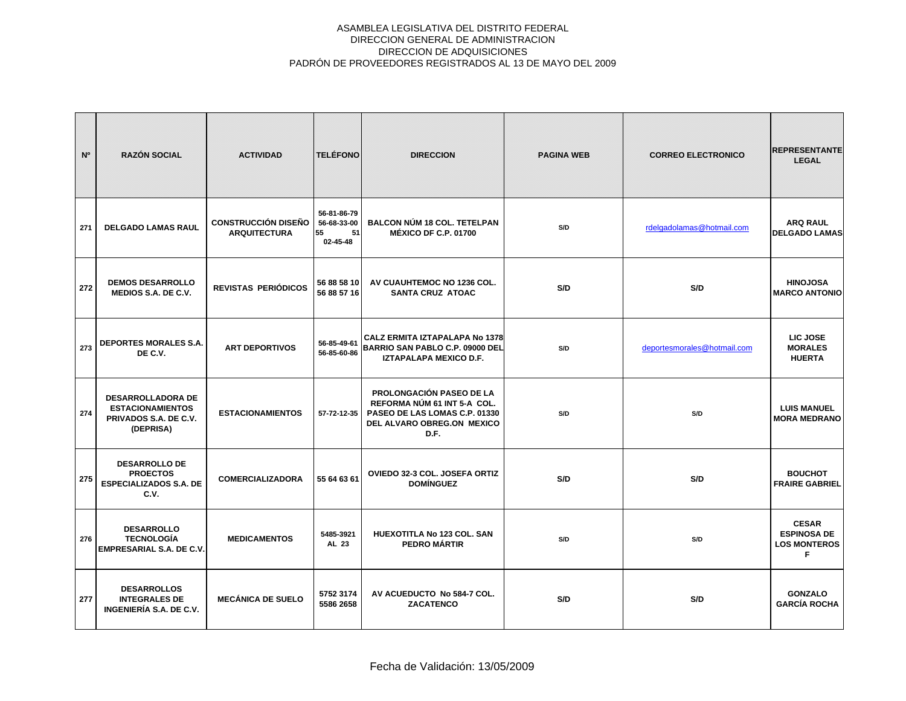ASAMBLEA LEGISLATIVA DEL DISTRITO FEDERAL
DIRECCION GENERAL DE ADMINISTRACION
DIRECCION DE ADQUISICIONES
PADRÓN DE PROVEEDORES REGISTRADOS AL 13 DE MAYO DEL 2009

| Nº | RAZÓN SOCIAL | ACTIVIDAD | TELÉFONO | DIRECCION | PAGINA WEB | CORREO ELECTRONICO | REPRESENTANTE LEGAL |
|---|---|---|---|---|---|---|---|
| 271 | DELGADO LAMAS RAUL | CONSTRUCCIÓN DISEÑO ARQUITECTURA | 56-81-86-79 56-68-33-00 55 51 02-45-48 | BALCON NÚM 18 COL. TETELPAN MÉXICO DF C.P. 01700 | S/D | rdelgadolamas@hotmail.com | ARQ RAUL DELGADO LAMAS |
| 272 | DEMOS DESARROLLO MEDIOS S.A. DE C.V. | REVISTAS PERIÓDICOS | 56 88 58 10 56 88 57 16 | AV CUAUHTEMOC NO 1236 COL. SANTA CRUZ ATOAC | S/D | S/D | HINOJOSA MARCO ANTONIO |
| 273 | DEPORTES MORALES S.A. DE C.V. | ART DEPORTIVOS | 56-85-49-61 56-85-60-86 | CALZ ERMITA IZTAPALAPA No 1378 BARRIO SAN PABLO C.P. 09000 DEL IZTAPALAPA MEXICO D.F. | S/D | deportesmorales@hotmail.com | LIC JOSE MORALES HUERTA |
| 274 | DESARROLLADORA DE ESTACIONAMIENTOS PRIVADOS S.A. DE C.V. (DEPRISA) | ESTACIONAMIENTOS | 57-72-12-35 | PROLONGACIÓN PASEO DE LA REFORMA NÚM 61 INT 5-A COL. PASEO DE LAS LOMAS C.P. 01330 DEL ALVARO OBREG.ON MEXICO D.F. | S/D | S/D | LUIS MANUEL MORA MEDRANO |
| 275 | DESARROLLO DE PROECTOS ESPECIALIZADOS S.A. DE C.V. | COMERCIALIZADORA | 55 64 63 61 | OVIEDO 32-3 COL. JOSEFA ORTIZ DOMÍNGUEZ | S/D | S/D | BOUCHOT FRAIRE GABRIEL |
| 276 | DESARROLLO TECNOLOGÍA EMPRESARIAL S.A. DE C.V. | MEDICAMENTOS | 5485-3921 AL 23 | HUEXOTITLA No 123 COL. SAN PEDRO MÁRTIR | S/D | S/D | CESAR ESPINOSA DE LOS MONTEROS F |
| 277 | DESARROLLOS INTEGRALES DE INGENIERÍA S.A. DE C.V. | MECÁNICA DE SUELO | 5752 3174 5586 2658 | AV ACUEDUCTO No 584-7 COL. ZACATENCO | S/D | S/D | GONZALO GARCÍA ROCHA |

Fecha de Validación: 13/05/2009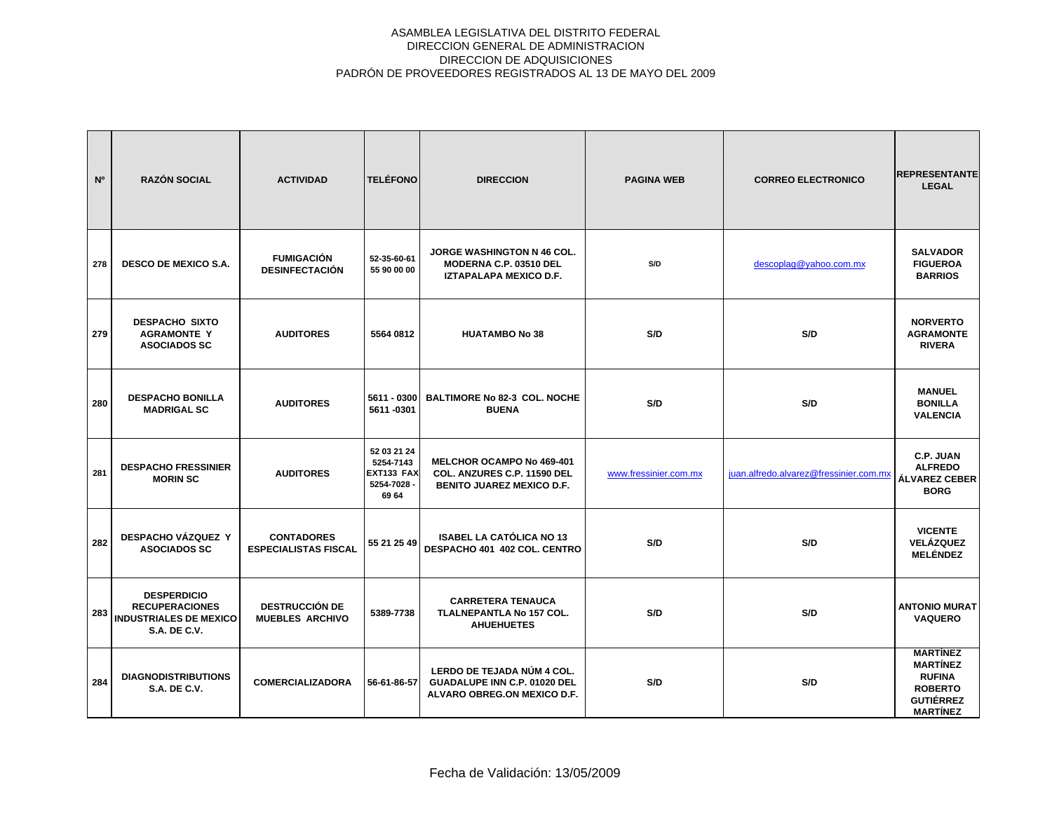ASAMBLEA LEGISLATIVA DEL DISTRITO FEDERAL
DIRECCION GENERAL DE ADMINISTRACION
DIRECCION DE ADQUISICIONES
PADRÓN DE PROVEEDORES REGISTRADOS AL 13 DE MAYO DEL 2009

| Nº | RAZÓN SOCIAL | ACTIVIDAD | TELÉFONO | DIRECCION | PAGINA WEB | CORREO ELECTRONICO | REPRESENTANTE LEGAL |
|---|---|---|---|---|---|---|---|
| 278 | DESCO DE MEXICO S.A. | FUMIGACIÓN DESINFECTACIÓN | 52-35-60-61 55 90 00 00 | JORGE WASHINGTON N 46 COL. MODERNA C.P. 03510 DEL IZTAPALAPA MEXICO D.F. | S/D | descoplag@yahoo.com.mx | SALVADOR FIGUEROA BARRIOS |
| 279 | DESPACHO SIXTO AGRAMONTE Y ASOCIADOS SC | AUDITORES | 5564 0812 | HUATAMBO No 38 | S/D | S/D | NORVERTO AGRAMONTE RIVERA |
| 280 | DESPACHO BONILLA MADRIGAL SC | AUDITORES | 5611 - 0300 5611 -0301 | BALTIMORE No 82-3 COL. NOCHE BUENA | S/D | S/D | MANUEL BONILLA VALENCIA |
| 281 | DESPACHO FRESSINIER MORIN SC | AUDITORES | 52 03 21 24 5254-7143 EXT133 FAX 5254-7028 - 69 64 | MELCHOR OCAMPO No 469-401 COL. ANZURES C.P. 11590 DEL BENITO JUAREZ MEXICO D.F. | www.fressinier.com.mx | juan.alfredo.alvarez@fressinier.com.mx | C.P. JUAN ALFREDO ÁLVAREZ CEBERBORG |
| 282 | DESPACHO VÁZQUEZ Y ASOCIADOS SC | CONTADORES ESPECIALISTAS FISCAL | 55 21 25 49 | ISABEL LA CATÓLICA NO 13 DESPACHO 401 402 COL. CENTRO | S/D | S/D | VICENTE VELÁZQUEZ MELÉNDEZ |
| 283 | DESPERDICIO RECUPERACIONES INDUSTRIALES DE MEXICO S.A. DE C.V. | DESTRUCCIÓN DE MUEBLES ARCHIVO | 5389-7738 | CARRETERA TENAUCA TLALNEPANTLA No 157 COL. AHUEHUETES | S/D | S/D | ANTONIO MURAT VAQUERO |
| 284 | DIAGNODISTRIBUTIONS S.A. DE C.V. | COMERCIALIZADORA | 56-61-86-57 | LERDO DE TEJADA NÚM 4 COL. GUADALUPE INN C.P. 01020 DEL ALVARO OBREG.ON MEXICO D.F. | S/D | S/D | MARTÍNEZ MARTÍNEZ RUFINA ROBERTO GUTIÉRREZ MARTÍNEZ |

Fecha de Validación: 13/05/2009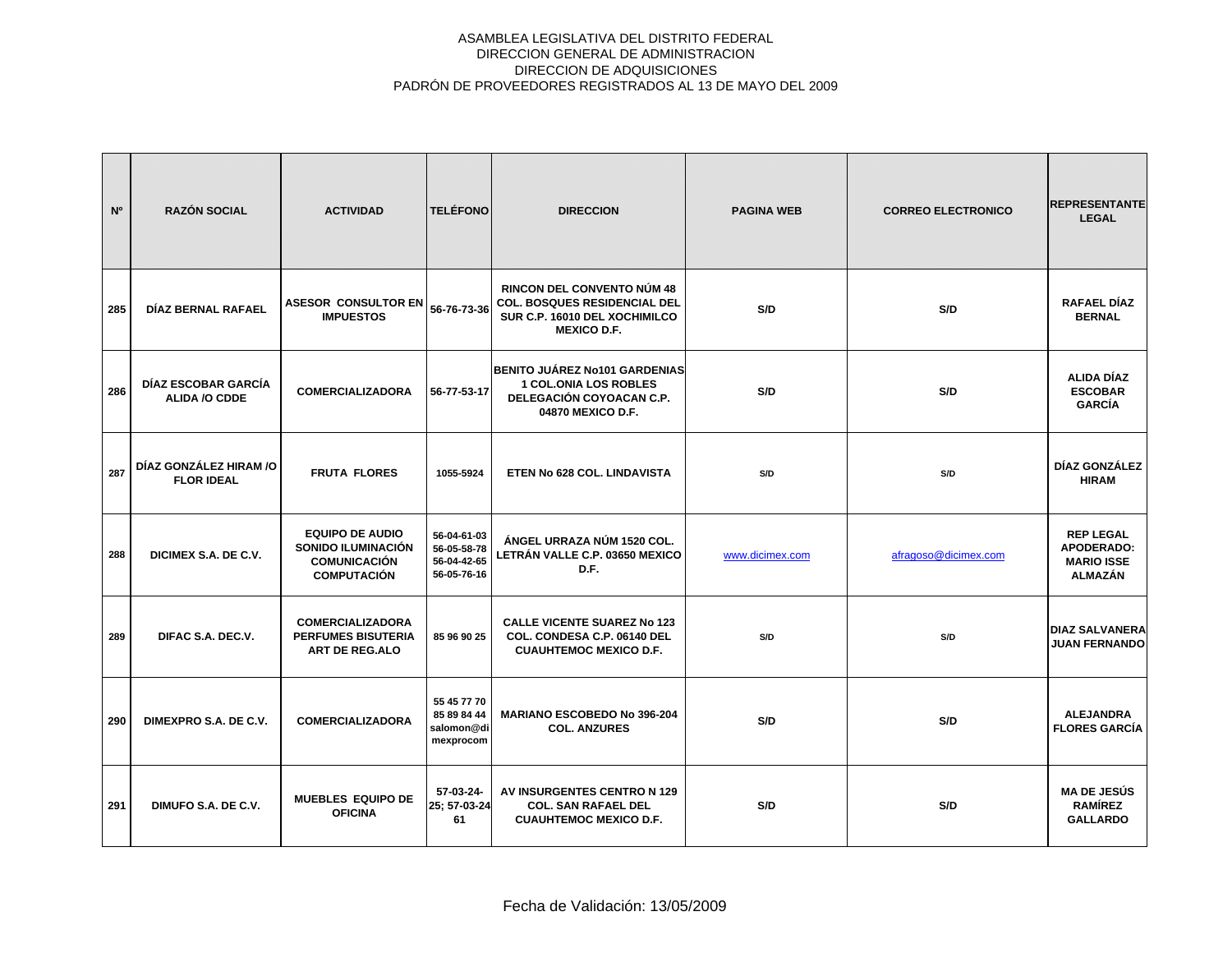ASAMBLEA LEGISLATIVA DEL DISTRITO FEDERAL
DIRECCION GENERAL DE ADMINISTRACION
DIRECCION DE ADQUISICIONES
PADRÓN DE PROVEEDORES REGISTRADOS AL 13 DE MAYO DEL 2009

| Nº | RAZÓN SOCIAL | ACTIVIDAD | TELÉFONO | DIRECCION | PAGINA WEB | CORREO ELECTRONICO | REPRESENTANTE LEGAL |
|---|---|---|---|---|---|---|---|
| 285 | DÍAZ BERNAL RAFAEL | ASESOR CONSULTOR EN IMPUESTOS | 56-76-73-36 | RINCON DEL CONVENTO NÚM 48 COL. BOSQUES RESIDENCIAL DEL SUR C.P. 16010 DEL XOCHIMILCO MEXICO D.F. | S/D | S/D | RAFAEL DÍAZ BERNAL |
| 286 | DÍAZ ESCOBAR GARCÍA ALIDA /O CDDE | COMERCIALIZADORA | 56-77-53-17 | BENITO JUÁREZ No101 GARDENIAS 1 COL.ONIA LOS ROBLES DELEGACIÓN COYOACAN C.P. 04870 MEXICO D.F. | S/D | S/D | ALIDA DÍAZ ESCOBAR GARCÍA |
| 287 | DÍAZ GONZÁLEZ HIRAM /O FLOR IDEAL | FRUTA FLORES | 1055-5924 | ETEN No 628 COL. LINDAVISTA | S/D | S/D | DÍAZ GONZÁLEZ HIRAM |
| 288 | DICIMEX S.A. DE C.V. | EQUIPO DE AUDIO SONIDO ILUMINACIÓN COMUNICACIÓN COMPUTACIÓN | 56-04-61-03 56-05-58-78 56-04-42-65 56-05-76-16 | ÁNGEL URRAZA NÚM 1520 COL. LETRÁN VALLE C.P. 03650 MEXICO D.F. | www.dicimex.com | afragoso@dicimex.com | REP LEGAL APODERADO: MARIO ISSE ALMAZÁN |
| 289 | DIFAC S.A. DEC.V. | COMERCIALIZADORA PERFUMES BISUTERIA ART DE REG.ALO | 85 96 90 25 | CALLE VICENTE SUAREZ No 123 COL. CONDESA C.P. 06140 DEL CUAUHTEMOC MEXICO D.F. | S/D | S/D | DIAZ SALVANERA JUAN FERNANDO |
| 290 | DIMEXPRO S.A. DE C.V. | COMERCIALIZADORA | 55 45 77 70 85 89 84 44 salomon@dimexprocom | MARIANO ESCOBEDO No 396-204 COL. ANZURES | S/D | S/D | ALEJANDRA FLORES GARCÍA |
| 291 | DIMUFO S.A. DE C.V. | MUEBLES EQUIPO DE OFICINA | 57-03-24-25; 57-03-24 61 | AV INSURGENTES CENTRO N 129 COL. SAN RAFAEL DEL CUAUHTEMOC MEXICO D.F. | S/D | S/D | MA DE JESÚS RAMÍREZ GALLARDO |

Fecha de Validación: 13/05/2009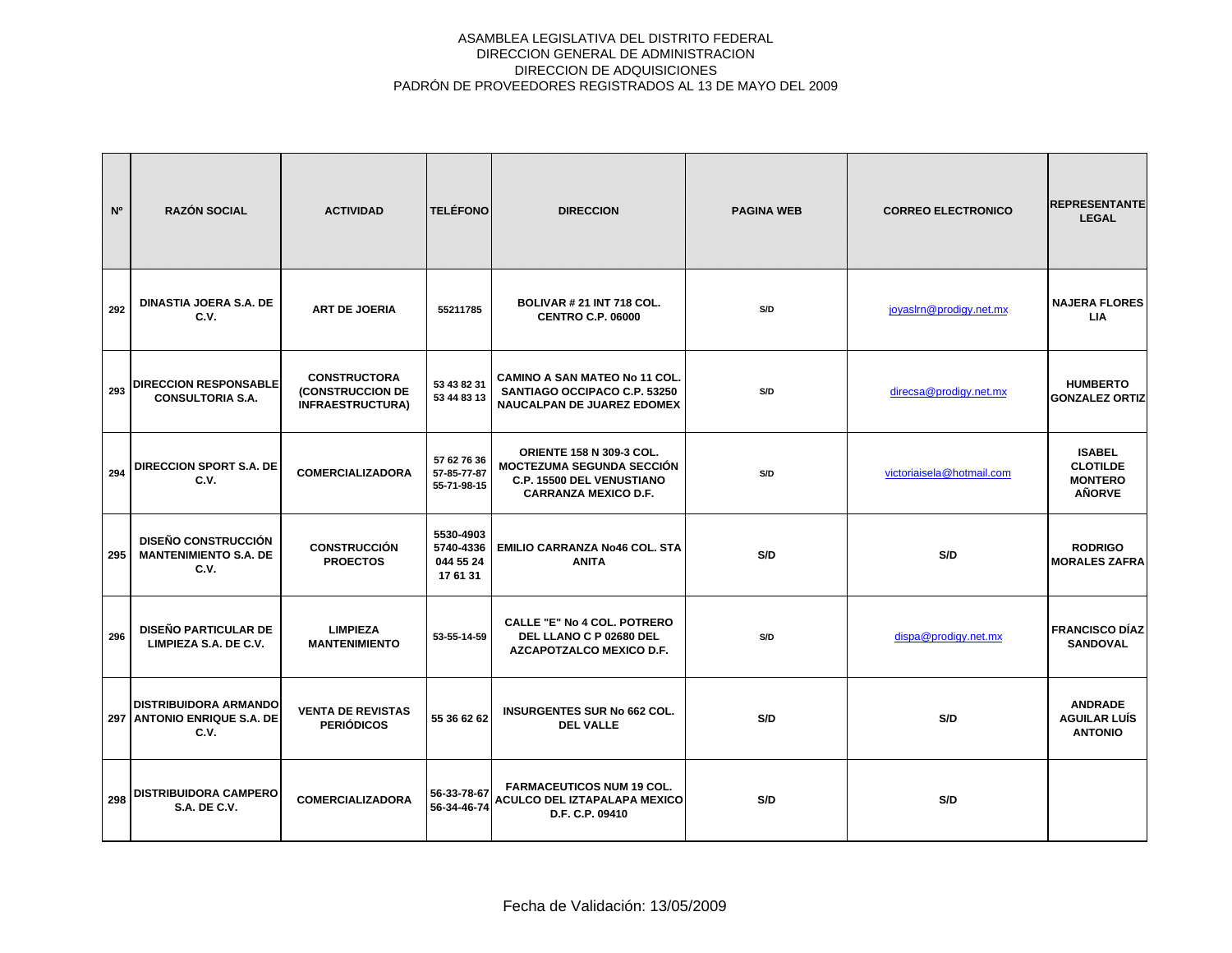ASAMBLEA LEGISLATIVA DEL DISTRITO FEDERAL
DIRECCION GENERAL DE ADMINISTRACION
DIRECCION DE ADQUISICIONES
PADRÓN DE PROVEEDORES REGISTRADOS AL 13 DE MAYO DEL 2009

| Nº | RAZÓN SOCIAL | ACTIVIDAD | TELÉFONO | DIRECCION | PAGINA WEB | CORREO ELECTRONICO | REPRESENTANTE LEGAL |
|---|---|---|---|---|---|---|---|
| 292 | DINASTIA JOERA S.A. DE C.V. | ART DE JOERIA | 55211785 | BOLIVAR # 21 INT 718 COL. CENTRO C.P. 06000 | S/D | joyaslrn@prodigy.net.mx | NAJERA FLORES LIA |
| 293 | DIRECCION RESPONSABLE CONSULTORIA S.A. | CONSTRUCTORA (CONSTRUCCION DE INFRAESTRUCTURA) | 53 43 82 31 53 44 83 13 | CAMINO A SAN MATEO No 11 COL. SANTIAGO OCCIPACO C.P. 53250 NAUCALPAN DE JUAREZ EDOMEX | S/D | direcsa@prodigy.net.mx | HUMBERTO GONZALEZ ORTIZ |
| 294 | DIRECCION SPORT S.A. DE C.V. | COMERCIALIZADORA | 57 62 76 36 57-85-77-87 55-71-98-15 | ORIENTE 158 N 309-3 COL. MOCTEZUMA SEGUNDA SECCIÓN C.P. 15500 DEL VENUSTIANO CARRANZA MEXICO D.F. | S/D | victoriaisela@hotmail.com | ISABEL CLOTILDE MONTERO AÑORVE |
| 295 | DISEÑO CONSTRUCCIÓN MANTENIMIENTO S.A. DE C.V. | CONSTRUCCIÓN PROECTOS | 5530-4903 5740-4336 044 55 24 17 61 31 | EMILIO CARRANZA No46 COL. STA ANITA | S/D | S/D | RODRIGO MORALES ZAFRA |
| 296 | DISEÑO PARTICULAR DE LIMPIEZA S.A. DE C.V. | LIMPIEZA MANTENIMIENTO | 53-55-14-59 | CALLE "E" No 4 COL. POTRERO DEL LLANO C P 02680 DEL AZCAPOTZALCO MEXICO D.F. | S/D | dispa@prodigy.net.mx | FRANCISCO DÍAZ SANDOVAL |
| 297 | DISTRIBUIDORA ARMANDO ANTONIO ENRIQUE S.A. DE C.V. | VENTA DE REVISTAS PERIÓDICOS | 55 36 62 62 | INSURGENTES SUR No 662 COL. DEL VALLE | S/D | S/D | ANDRADE AGUILAR LUÍS ANTONIO |
| 298 | DISTRIBUIDORA CAMPERO S.A. DE C.V. | COMERCIALIZADORA | 56-33-78-67 56-34-46-74 | FARMACEUTICOS NUM 19 COL. ACULCO DEL IZTAPALAPA MEXICO D.F. C.P. 09410 | S/D | S/D | |

Fecha de Validación: 13/05/2009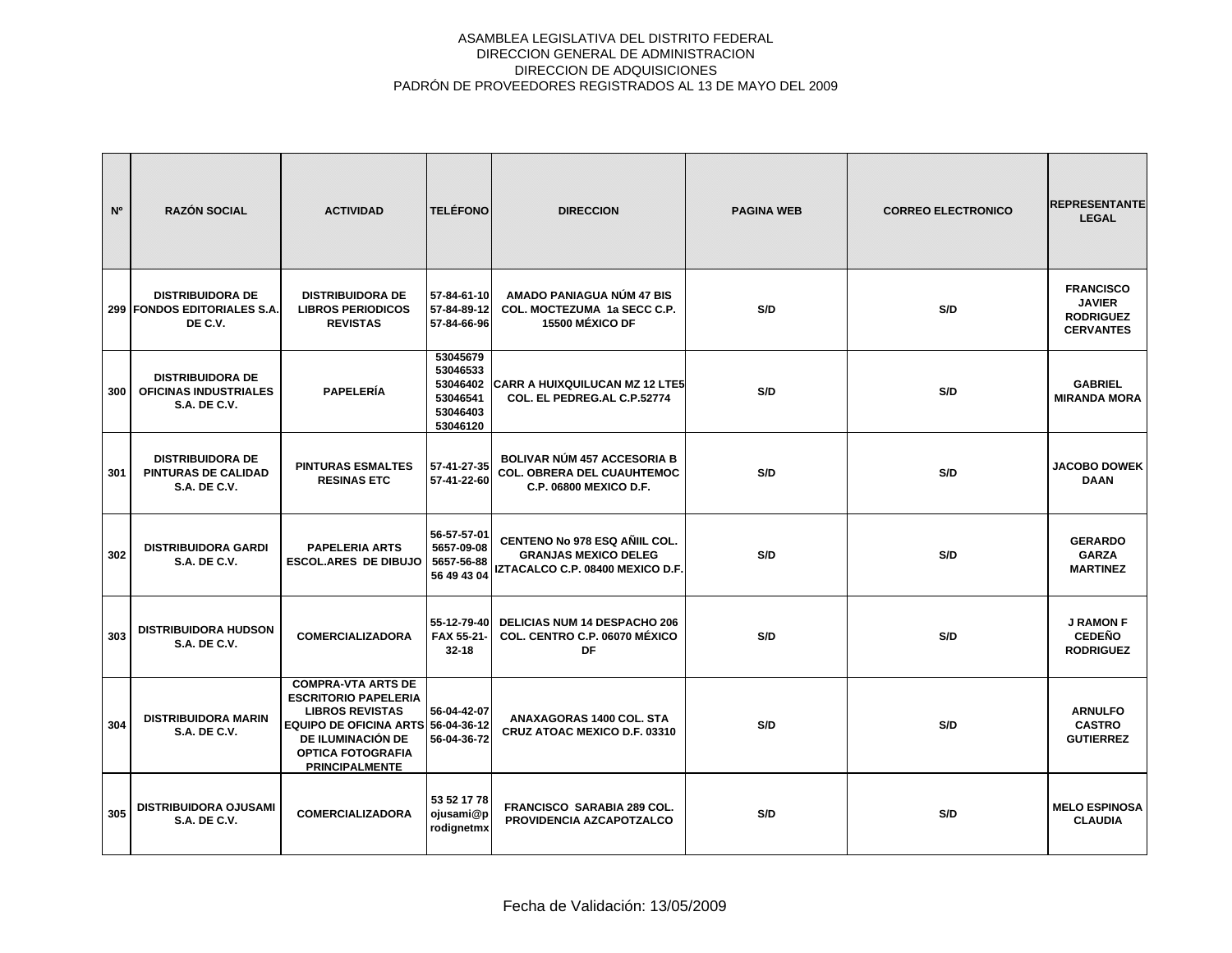ASAMBLEA LEGISLATIVA DEL DISTRITO FEDERAL
DIRECCION GENERAL DE ADMINISTRACION
DIRECCION DE ADQUISICIONES
PADRÓN DE PROVEEDORES REGISTRADOS AL 13 DE MAYO DEL 2009

| Nº | RAZÓN SOCIAL | ACTIVIDAD | TELÉFONO | DIRECCION | PAGINA WEB | CORREO ELECTRONICO | REPRESENTANTE LEGAL |
|---|---|---|---|---|---|---|---|
| 299 | DISTRIBUIDORA DE FONDOS EDITORIALES S.A. DE C.V. | DISTRIBUIDORA DE LIBROS PERIODICOS REVISTAS | 57-84-61-10 57-84-89-12 57-84-66-96 | AMADO PANIAGUA NÚM 47 BIS COL. MOCTEZUMA 1a SECC C.P. 15500 MÉXICO DF | S/D | S/D | FRANCISCO JAVIER RODRIGUEZ CERVANTES |
| 300 | DISTRIBUIDORA DE OFICINAS INDUSTRIALES S.A. DE C.V. | PAPELERÍA | 53045679 53046533 53046402 53046541 53046403 53046120 | CARR A HUIXQUILUCAN MZ 12 LTE5 COL. EL PEDREG.AL C.P.52774 | S/D | S/D | GABRIEL MIRANDA MORA |
| 301 | DISTRIBUIDORA DE PINTURAS DE CALIDAD S.A. DE C.V. | PINTURAS ESMALTES RESINAS ETC | 57-41-27-35 57-41-22-60 | BOLIVAR NÚM 457 ACCESORIA B COL. OBRERA DEL CUAUHTEMOC C.P. 06800 MEXICO D.F. | S/D | S/D | JACOBO DOWEK DAAN |
| 302 | DISTRIBUIDORA GARDI S.A. DE C.V. | PAPELERIA ARTS ESCOL.ARES DE DIBUJO | 56-57-57-01 5657-09-08 5657-56-88 56 49 43 04 | CENTENO No 978 ESQ AÑIIL COL. GRANJAS MEXICO DELEG IZTACALCO C.P. 08400 MEXICO D.F. | S/D | S/D | GERARDO GARZA MARTINEZ |
| 303 | DISTRIBUIDORA HUDSON S.A. DE C.V. | COMERCIALIZADORA | 55-12-79-40 FAX 55-21-32-18 | DELICIAS NUM 14 DESPACHO 206 COL. CENTRO C.P. 06070 MÉXICO DF | S/D | S/D | J RAMON F CEDEÑO RODRIGUEZ |
| 304 | DISTRIBUIDORA MARIN S.A. DE C.V. | COMPRA-VTA ARTS DE ESCRITORIO PAPELERIA LIBROS REVISTAS EQUIPO DE OFICINA ARTS DE ILUMINACIÓN DE OPTICA FOTOGRAFIA PRINCIPALMENTE | 56-04-42-07 56-04-36-12 56-04-36-72 | ANAXAGORAS 1400 COL. STA CRUZ ATOAC MEXICO D.F. 03310 | S/D | S/D | ARNULFO CASTRO GUTIERREZ |
| 305 | DISTRIBUIDORA OJUSAMI S.A. DE C.V. | COMERCIALIZADORA | 53 52 17 78 ojusami@prodignetmx | FRANCISCO SARABIA 289 COL. PROVIDENCIA AZCAPOTZALCO | S/D | S/D | MELO ESPINOSA CLAUDIA |

Fecha de Validación: 13/05/2009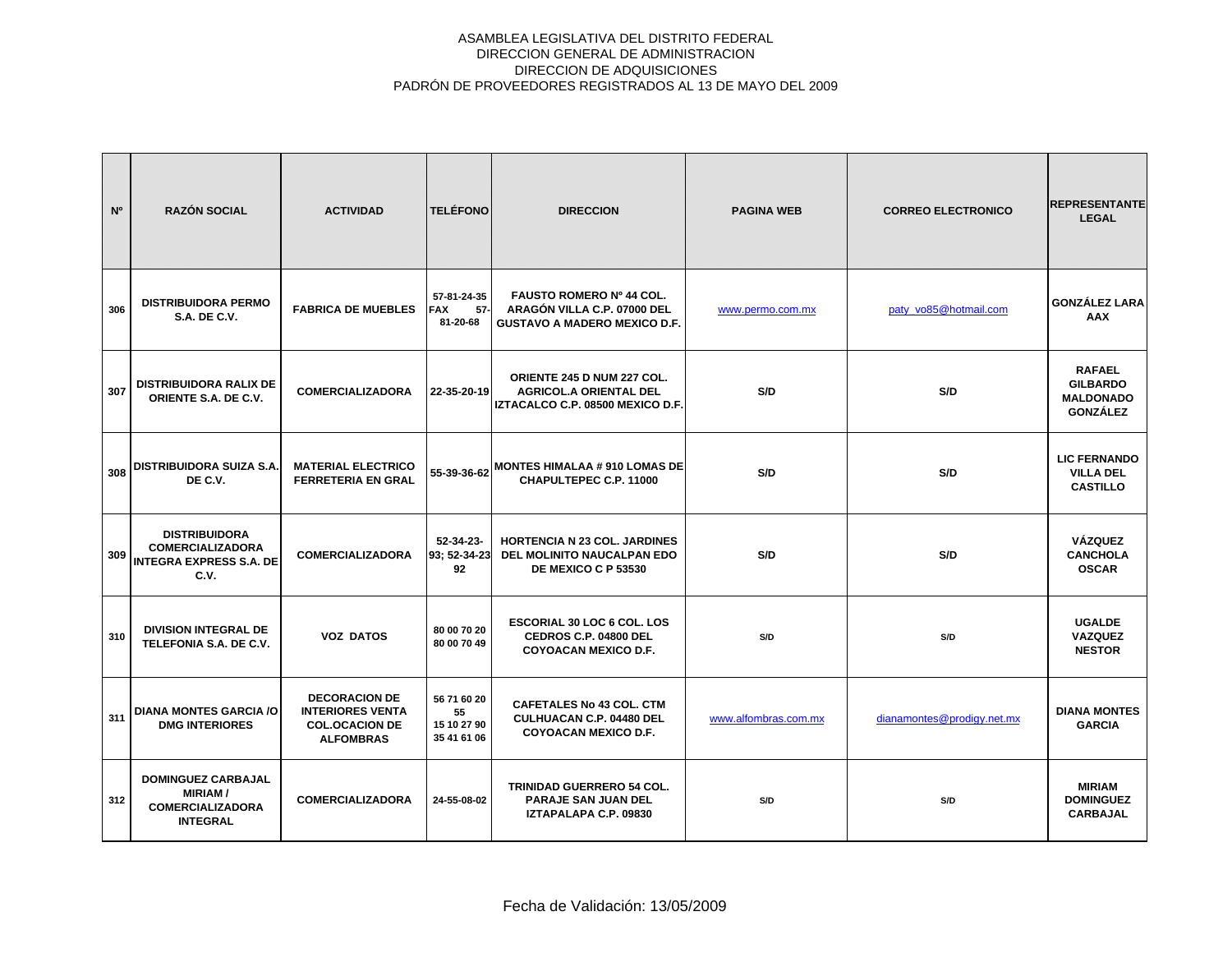ASAMBLEA LEGISLATIVA DEL DISTRITO FEDERAL
DIRECCION GENERAL DE ADMINISTRACION
DIRECCION DE ADQUISICIONES
PADRÓN DE PROVEEDORES REGISTRADOS AL 13 DE MAYO DEL 2009

| Nº | RAZÓN SOCIAL | ACTIVIDAD | TELÉFONO | DIRECCION | PAGINA WEB | CORREO ELECTRONICO | REPRESENTANTE LEGAL |
|---|---|---|---|---|---|---|---|
| 306 | DISTRIBUIDORA PERMO S.A. DE C.V. | FABRICA DE MUEBLES | 57-81-24-35 FAX 57-81-20-68 | FAUSTO ROMERO Nº 44 COL. ARAGÓN VILLA C.P. 07000 DEL GUSTAVO A MADERO MEXICO D.F. | www.permo.com.mx | paty_vo85@hotmail.com | GONZÁLEZ LARA AAX |
| 307 | DISTRIBUIDORA RALIX DE ORIENTE S.A. DE C.V. | COMERCIALIZADORA | 22-35-20-19 | ORIENTE 245 D NUM 227 COL. AGRICOL.A ORIENTAL DEL IZTACALCO C.P. 08500 MEXICO D.F. | S/D | S/D | RAFAEL GILBARDO MALDONADO GONZÁLEZ |
| 308 | DISTRIBUIDORA SUIZA S.A. DE C.V. | MATERIAL ELECTRICO FERRETERIA EN GRAL | 55-39-36-62 | MONTES HIMALAA # 910 LOMAS DE CHAPULTEPEC C.P. 11000 | S/D | S/D | LIC FERNANDO VILLA DEL CASTILLO |
| 309 | DISTRIBUIDORA COMERCIALIZADORA INTEGRA EXPRESS S.A. DE C.V. | COMERCIALIZADORA | 52-34-23-93; 52-34-23 92 | HORTENCIA N 23 COL. JARDINES DEL MOLINITO NAUCALPAN EDO DE MEXICO C P 53530 | S/D | S/D | VÁZQUEZ CANCHOLA OSCAR |
| 310 | DIVISION INTEGRAL DE TELEFONIA S.A. DE C.V. | VOZ DATOS | 80 00 70 20 80 00 70 49 | ESCORIAL 30 LOC 6 COL. LOS CEDROS C.P. 04800 DEL COYOACAN MEXICO D.F. | S/D | S/D | UGALDE VAZQUEZ NESTOR |
| 311 | DIANA MONTES GARCIA /O DMG INTERIORES | DECORACION DE INTERIORES VENTA COL.OCACION DE ALFOMBRAS | 56 71 60 20 55 15 10 27 90 35 41 61 06 | CAFETALES No 43 COL. CTM CULHUACAN C.P. 04480 DEL COYOACAN MEXICO D.F. | www.alfombras.com.mx | dianamontes@prodigy.net.mx | DIANA MONTES GARCIA |
| 312 | DOMINGUEZ CARBAJAL MIRIAM / COMERCIALIZADORA INTEGRAL | COMERCIALIZADORA | 24-55-08-02 | TRINIDAD GUERRERO 54 COL. PARAJE SAN JUAN DEL IZTAPALAPA C.P. 09830 | S/D | S/D | MIRIAM DOMINGUEZ CARBAJAL |

Fecha de Validación: 13/05/2009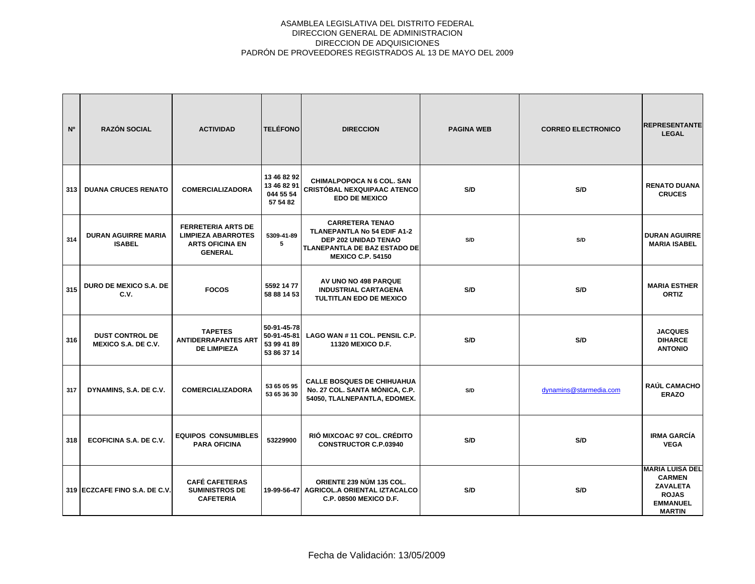ASAMBLEA LEGISLATIVA DEL DISTRITO FEDERAL
DIRECCION GENERAL DE ADMINISTRACION
DIRECCION DE ADQUISICIONES
PADRÓN DE PROVEEDORES REGISTRADOS AL 13 DE MAYO DEL 2009

| Nº | RAZÓN SOCIAL | ACTIVIDAD | TELÉFONO | DIRECCION | PAGINA WEB | CORREO ELECTRONICO | REPRESENTANTE LEGAL |
|---|---|---|---|---|---|---|---|
| 313 | DUANA CRUCES RENATO | COMERCIALIZADORA | 13 46 82 92 13 46 82 91 044 55 54 57 54 82 | CHIMALPOPOCA N 6 COL. SAN CRISTÓBAL NEXQUIPAAC ATENCO EDO DE MEXICO | S/D | S/D | RENATO DUANA CRUCES |
| 314 | DURAN AGUIRRE MARIA ISABEL | FERRETERIA ARTS DE LIMPIEZA ABARROTES ARTS OFICINA EN GENERAL | 5309-41-89 5 | CARRETERA TENAO TLANEPANTLA No 54 EDIF A1-2 DEP 202 UNIDAD TENAO TLANEPANTLA DE BAZ ESTADO DE MEXICO C.P. 54150 | S/D | S/D | DURAN AGUIRRE MARIA ISABEL |
| 315 | DURO DE MEXICO S.A. DE C.V. | FOCOS | 5592 14 77 58 88 14 53 | AV UNO NO 498 PARQUE INDUSTRIAL CARTAGENA TULTITLAN EDO DE MEXICO | S/D | S/D | MARIA ESTHER ORTIZ |
| 316 | DUST CONTROL DE MEXICO S.A. DE C.V. | TAPETES ANTIDERRAPANTES ART DE LIMPIEZA | 50-91-45-78 50-91-45-81 53 99 41 89 53 86 37 14 | LAGO WAN # 11 COL. PENSIL C.P. 11320 MEXICO D.F. | S/D | S/D | JACQUES DIHARCE ANTONIO |
| 317 | DYNAMINS, S.A. DE C.V. | COMERCIALIZADORA | 53 65 05 95 53 65 36 30 | CALLE BOSQUES DE CHIHUAHUA No. 27 COL. SANTA MÓNICA, C.P. 54050, TLALNEPANTLA, EDOMEX. | S/D | dynamins@starmedia.com | RAÚL CAMACHO ERAZO |
| 318 | ECOFICINA S.A. DE C.V. | EQUIPOS CONSUMIBLES PARA OFICINA | 53229900 | RIÓ MIXCOAC 97 COL. CRÉDITO CONSTRUCTOR C.P.03940 | S/D | S/D | IRMA GARCÍA VEGA |
| 319 | ECZCAFE FINO S.A. DE C.V. | CAFÉ CAFETERAS SUMINISTROS DE CAFETERIA | 19-99-56-47 | ORIENTE 239 NÚM 135 COL. AGRICOL.A ORIENTAL IZTACALCO C.P. 08500 MEXICO D.F. | S/D | S/D | MARIA LUISA DEL CARMEN ZAVALETA ROJAS EMMANUEL MARTIN |

Fecha de Validación: 13/05/2009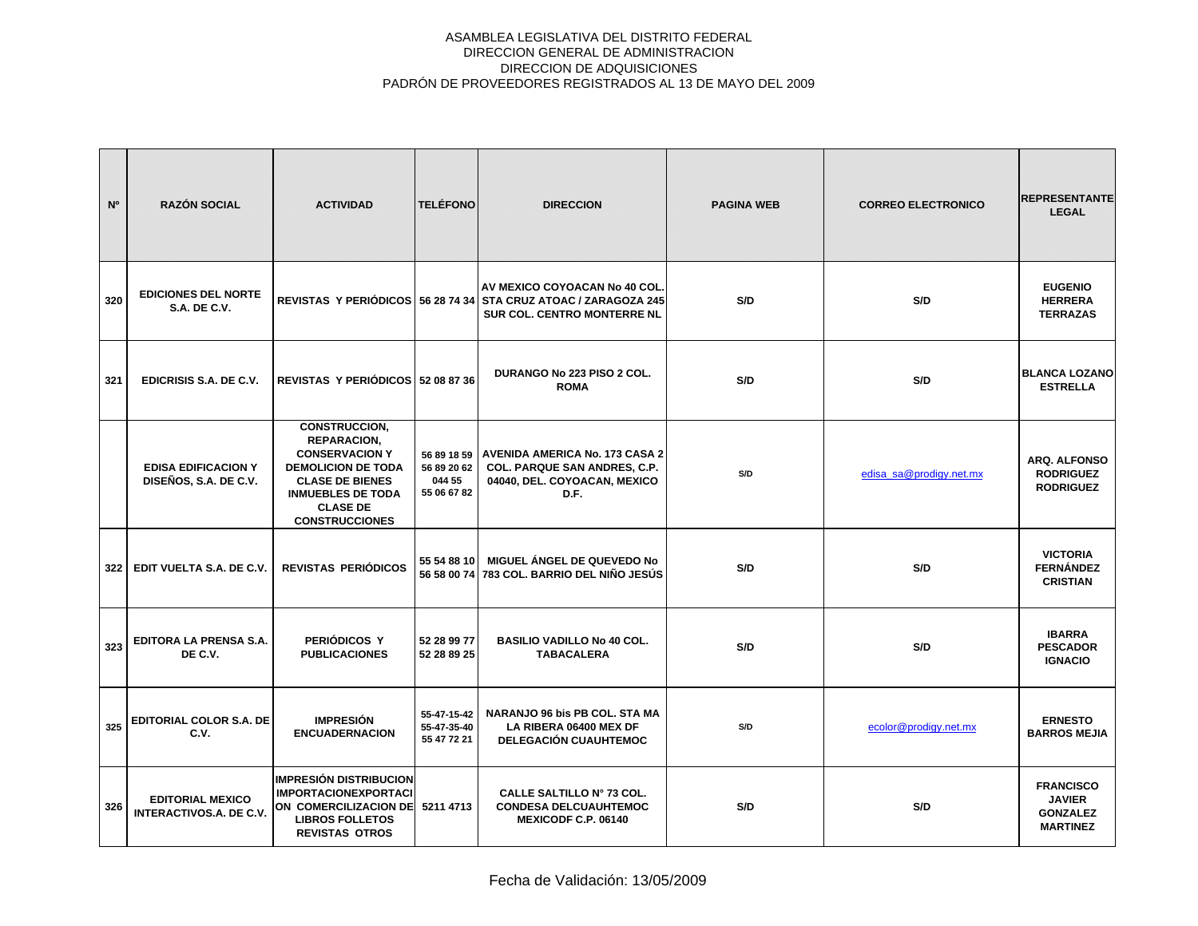ASAMBLEA LEGISLATIVA DEL DISTRITO FEDERAL
DIRECCION GENERAL DE ADMINISTRACION
DIRECCION DE ADQUISICIONES
PADRÓN DE PROVEEDORES REGISTRADOS AL 13 DE MAYO DEL 2009

| Nº | RAZÓN SOCIAL | ACTIVIDAD | TELÉFONO | DIRECCION | PAGINA WEB | CORREO ELECTRONICO | REPRESENTANTE LEGAL |
|---|---|---|---|---|---|---|---|
| 320 | EDICIONES DEL NORTE S.A. DE C.V. | REVISTAS Y PERIÓDICOS | 56 28 74 34 | AV MEXICO COYOACAN No 40 COL. STA CRUZ ATOAC / ZARAGOZA 245 SUR COL. CENTRO MONTERRE NL | S/D | S/D | EUGENIO HERRERA TERRAZAS |
| 321 | EDICRISIS S.A. DE C.V. | REVISTAS Y PERIÓDICOS | 52 08 87 36 | DURANGO No 223 PISO 2 COL. ROMA | S/D | S/D | BLANCA LOZANO ESTRELLA |
| | EDISA EDIFICACION Y DISEÑOS, S.A. DE C.V. | CONSTRUCCION, REPARACION, CONSERVACION Y DEMOLICION DE TODA CLASE DE BIENES INMUEBLES DE TODA CLASE DE CONSTRUCCIONES | 56 89 18 59 56 89 20 62 044 55 55 06 67 82 | AVENIDA AMERICA No. 173 CASA 2 COL. PARQUE SAN ANDRES, C.P. 04040, DEL. COYOACAN, MEXICO D.F. | S/D | edisa_sa@prodigy.net.mx | ARQ. ALFONSO RODRIGUEZ RODRIGUEZ |
| 322 | EDIT VUELTA S.A. DE C.V. | REVISTAS PERIÓDICOS | 55 54 88 10 56 58 00 74 | MIGUEL ÁNGEL DE QUEVEDO No 783 COL. BARRIO DEL NIÑO JESÚS | S/D | S/D | VICTORIA FERNÁNDEZ CRISTIAN |
| 323 | EDITORA LA PRENSA S.A. DE C.V. | PERIÓDICOS Y PUBLICACIONES | 52 28 99 77 52 28 89 25 | BASILIO VADILLO No 40 COL. TABACALERA | S/D | S/D | IBARRA PESCADOR IGNACIO |
| 325 | EDITORIAL COLOR S.A. DE C.V. | IMPRESIÓN ENCUADERNACION | 55-47-15-42 55-47-35-40 55 47 72 21 | NARANJO 96 bis PB COL. STA MA LA RIBERA 06400 MEX DF DELEGACIÓN CUAUHTEMOC | S/D | ecolor@prodigy.net.mx | ERNESTO BARROS MEJIA |
| 326 | EDITORIAL MEXICO INTERACTIVOS.A. DE C.V. | IMPRESIÓN DISTRIBUCION IMPORTACIONEXPORTACION COMERCILIZACION DE LIBROS FOLLETOS REVISTAS OTROS | 5211 4713 | CALLE SALTILLO N° 73 COL. CONDESA DELCUAUHTEMOC MEXICODF C.P. 06140 | S/D | S/D | FRANCISCO JAVIER GONZALEZ MARTINEZ |

Fecha de Validación: 13/05/2009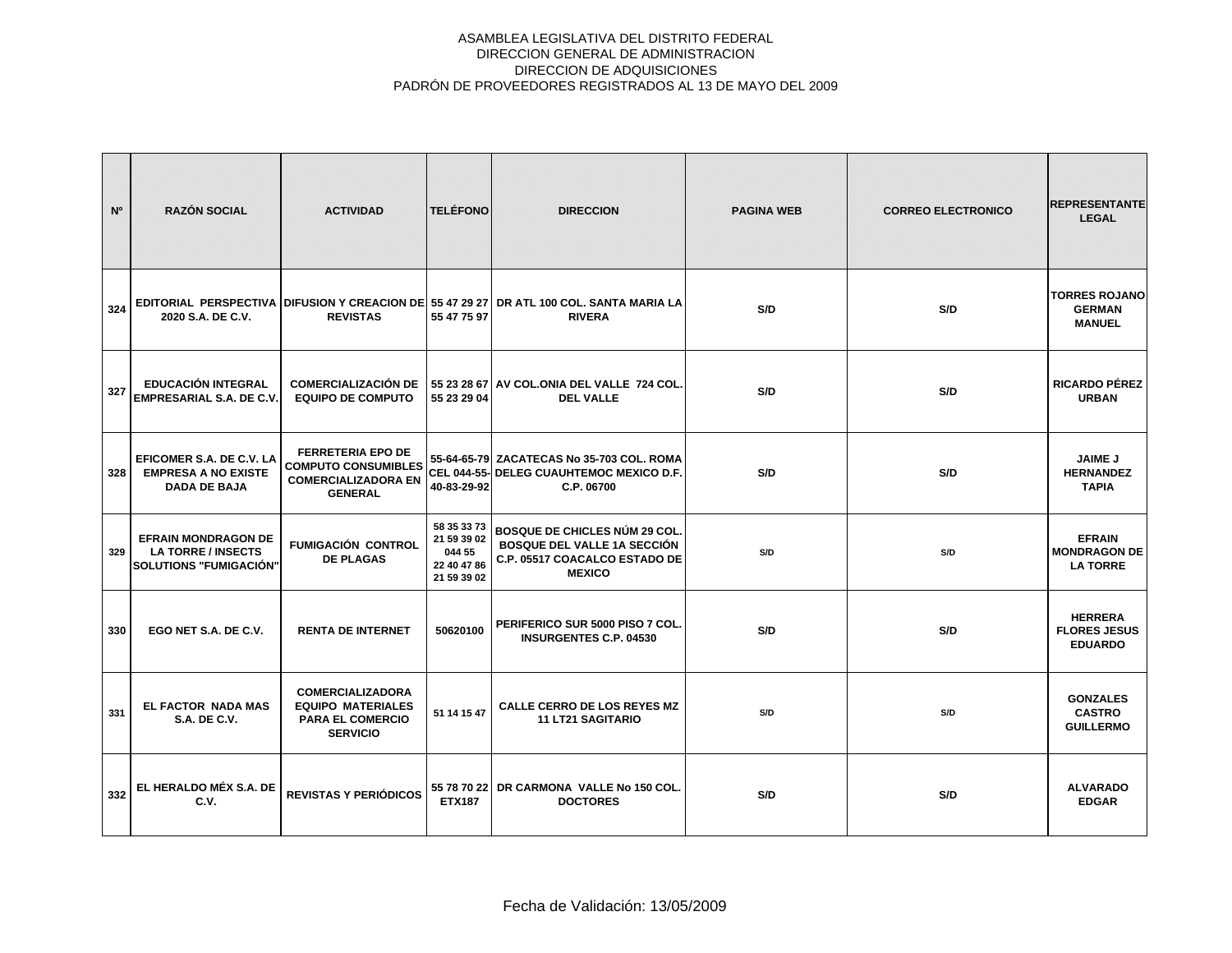ASAMBLEA LEGISLATIVA DEL DISTRITO FEDERAL
DIRECCION GENERAL DE ADMINISTRACION
DIRECCION DE ADQUISICIONES
PADRÓN DE PROVEEDORES REGISTRADOS AL 13 DE MAYO DEL 2009

| Nº | RAZÓN SOCIAL | ACTIVIDAD | TELÉFONO | DIRECCION | PAGINA WEB | CORREO ELECTRONICO | REPRESENTANTE LEGAL |
|---|---|---|---|---|---|---|---|
| 324 | EDITORIAL PERSPECTIVA 2020 S.A. DE C.V. | DIFUSION Y CREACION DE REVISTAS | 55 47 29 27 55 47 75 97 | DR ATL 100 COL. SANTA MARIA LA RIVERA | S/D | S/D | TORRES ROJANO GERMAN MANUEL |
| 327 | EDUCACIÓN INTEGRAL EMPRESARIAL S.A. DE C.V. | COMERCIALIZACIÓN DE EQUIPO DE COMPUTO | 55 23 28 67 55 23 29 04 | AV COL.ONIA DEL VALLE 724 COL. DEL VALLE | S/D | S/D | RICARDO PÉREZ URBAN |
| 328 | EFICOMER S.A. DE C.V. LA EMPRESA A NO EXISTE DADA DE BAJA | FERRETERIA EPO DE COMPUTO CONSUMIBLES COMERCIALIZADORA EN GENERAL | 55-64-65-79 CEL 044-55-40-83-29-92 | ZACATECAS No 35-703 COL. ROMA DELEG CUAUHTEMOC MEXICO D.F. C.P. 06700 | S/D | S/D | JAIME J HERNANDEZ TAPIA |
| 329 | EFRAIN MONDRAGON DE LA TORRE / INSECTS SOLUTIONS "FUMIGACIÓN" | FUMIGACIÓN CONTROL DE PLAGAS | 58 35 33 73 21 59 39 02 044 55 22 40 47 86 21 59 39 02 | BOSQUE DE CHICLES NÚM 29 COL. BOSQUE DEL VALLE 1A SECCIÓN C.P. 05517 COACALCO ESTADO DE MEXICO | S/D | S/D | EFRAIN MONDRAGON DE LA TORRE |
| 330 | EGO NET S.A. DE C.V. | RENTA DE INTERNET | 50620100 | PERIFERICO SUR 5000 PISO 7 COL. INSURGENTES C.P. 04530 | S/D | S/D | HERRERA FLORES JESUS EDUARDO |
| 331 | EL FACTOR NADA MAS S.A. DE C.V. | COMERCIALIZADORA EQUIPO MATERIALES PARA EL COMERCIO SERVICIO | 51 14 15 47 | CALLE CERRO DE LOS REYES MZ 11 LT21 SAGITARIO | S/D | S/D | GONZALES CASTRO GUILLERMO |
| 332 | EL HERALDO MÉX S.A. DE C.V. | REVISTAS Y PERIÓDICOS | 55 78 70 22 ETX187 | DR CARMONA VALLE No 150 COL. DOCTORES | S/D | S/D | ALVARADO EDGAR |

Fecha de Validación: 13/05/2009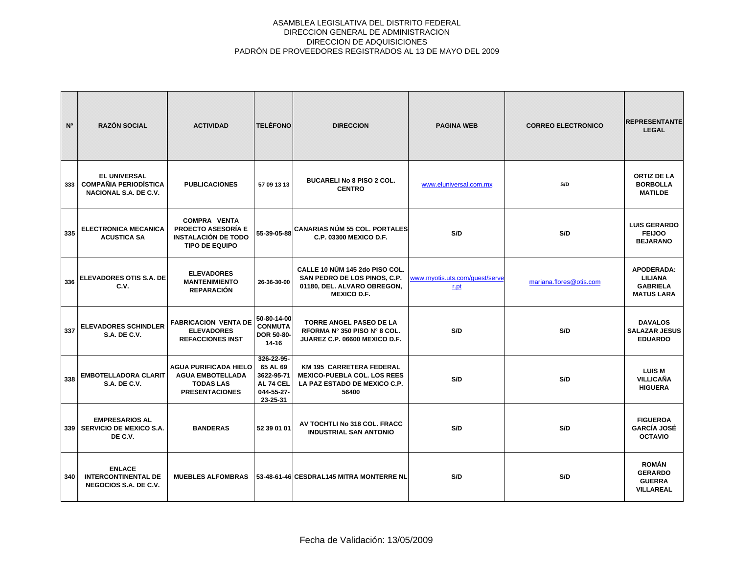ASAMBLEA LEGISLATIVA DEL DISTRITO FEDERAL
DIRECCION GENERAL DE ADMINISTRACION
DIRECCION DE ADQUISICIONES
PADRÓN DE PROVEEDORES REGISTRADOS AL 13 DE MAYO DEL 2009

| Nº | RAZÓN SOCIAL | ACTIVIDAD | TELÉFONO | DIRECCION | PAGINA WEB | CORREO ELECTRONICO | REPRESENTANTE LEGAL |
|---|---|---|---|---|---|---|---|
| 333 | EL UNIVERSAL COMPAÑIA PERIODÍSTICA NACIONAL S.A. DE C.V. | PUBLICACIONES | 57 09 13 13 | BUCARELI No 8 PISO 2 COL. CENTRO | www.eluniversal.com.mx | S/D | ORTIZ DE LA BORBOLLA MATILDE |
| 335 | ELECTRONICA MECANICA ACUSTICA SA | COMPRA VENTA PROECTO ASESORÍA E INSTALACIÓN DE TODO TIPO DE EQUIPO | 55-39-05-88 | CANARIAS NÚM 55 COL. PORTALES C.P. 03300 MEXICO D.F. | S/D | S/D | LUIS GERARDO FEIJOO BEJARANO |
| 336 | ELEVADORES OTIS S.A. DE C.V. | ELEVADORES MANTENIMIENTO REPARACIÓN | 26-36-30-00 | CALLE 10 NÚM 145 2do PISO COL. SAN PEDRO DE LOS PINOS, C.P. 01180, DEL. ALVARO OBREGON, MEXICO D.F. | www.myotis.uts.com/guest/server.pt | mariana.flores@otis.com | APODERADA: LILIANA GABRIELA MATUS LARA |
| 337 | ELEVADORES SCHINDLER S.A. DE C.V. | FABRICACION VENTA DE ELEVADORES REFACCIONES INST | 50-80-14-00 CONMUTADOR 50-80-14-16 | TORRE ANGEL PASEO DE LA RFORMA N° 350 PISO N° 8 COL. JUAREZ C.P. 06600 MEXICO D.F. | S/D | S/D | DAVALOS SALAZAR JESUS EDUARDO |
| 338 | EMBOTELLADORA CLARIT S.A. DE C.V. | AGUA PURIFICADA HIELO AGUA EMBOTELLADA TODAS LAS PRESENTACIONES | 326-22-95-65 AL 69 3622-95-71 AL 74 CEL 044-55-27-23-25-31 | KM 195 CARRETERA FEDERAL MEXICO-PUEBLA COL. LOS REES LA PAZ ESTADO DE MEXICO C.P. 56400 | S/D | S/D | LUIS M VILLICAÑA HIGUERA |
| 339 | EMPRESARIOS AL SERVICIO DE MEXICO S.A. DE C.V. | BANDERAS | 52 39 01 01 | AV TOCHTLI No 318 COL. FRACC INDUSTRIAL SAN ANTONIO | S/D | S/D | FIGUEROA GARCÍA JOSÉ OCTAVIO |
| 340 | ENLACE INTERCONTINENTAL DE NEGOCIOS S.A. DE C.V. | MUEBLES ALFOMBRAS | 53-48-61-46 | CESDRAL145 MITRA MONTERRE NL | S/D | S/D | ROMÁN GERARDO GUERRA VILLAREAL |

Fecha de Validación: 13/05/2009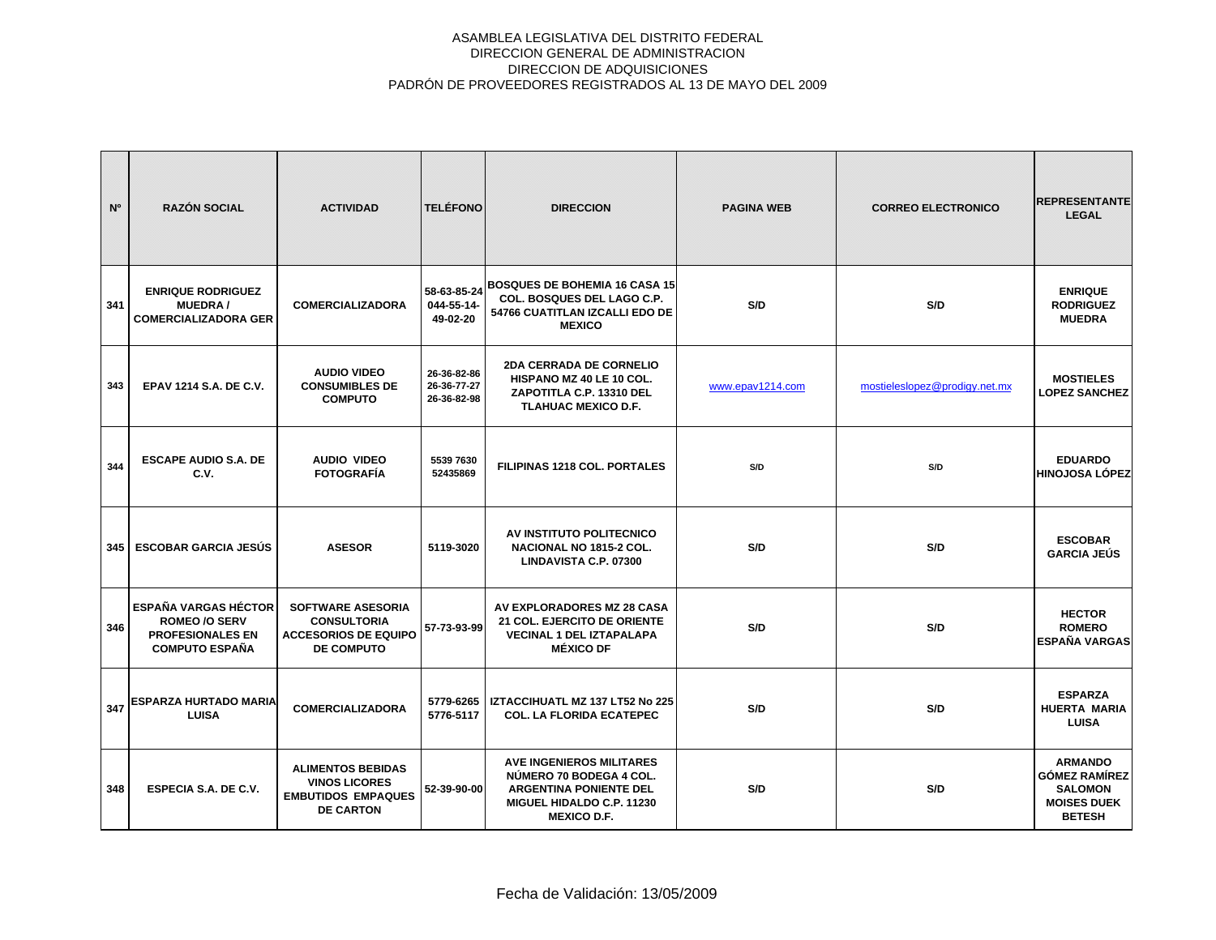ASAMBLEA LEGISLATIVA DEL DISTRITO FEDERAL
DIRECCION GENERAL DE ADMINISTRACION
DIRECCION DE ADQUISICIONES
PADRÓN DE PROVEEDORES REGISTRADOS AL 13 DE MAYO DEL 2009

| Nº | RAZÓN SOCIAL | ACTIVIDAD | TELÉFONO | DIRECCION | PAGINA WEB | CORREO ELECTRONICO | REPRESENTANTE LEGAL |
|---|---|---|---|---|---|---|---|
| 341 | ENRIQUE RODRIGUEZ MUEDRA / COMERCIALIZADORA GER | COMERCIALIZADORA | 58-63-85-24 044-55-14-49-02-20 | BOSQUES DE BOHEMIA 16 CASA 15 COL. BOSQUES DEL LAGO C.P. 54766 CUATITLAN IZCALLI EDO DE MEXICO | S/D | S/D | ENRIQUE RODRIGUEZ MUEDRA |
| 343 | EPAV 1214 S.A. DE C.V. | AUDIO VIDEO CONSUMIBLES DE COMPUTO | 26-36-82-86 26-36-77-27 26-36-82-98 | 2DA CERRADA DE CORNELIO HISPANO MZ 40 LE 10 COL. ZAPOTITLA C.P. 13310 DEL TLAHUAC MEXICO D.F. | www.epav1214.com | mostieleslopez@prodigy.net.mx | MOSTIELES LOPEZ SANCHEZ |
| 344 | ESCAPE AUDIO S.A. DE C.V. | AUDIO VIDEO FOTOGRAFÍA | 5539 7630 52435869 | FILIPINAS 1218 COL. PORTALES | S/D | S/D | EDUARDO HINOJOSA LÓPEZ |
| 345 | ESCOBAR GARCIA JESÚS | ASESOR | 5119-3020 | AV INSTITUTO POLITECNICO NACIONAL NO 1815-2 COL. LINDAVISTA C.P. 07300 | S/D | S/D | ESCOBAR GARCIA JEÚS |
| 346 | ESPAÑA VARGAS HÉCTOR ROMEO /O SERV PROFESIONALES EN COMPUTO ESPAÑA | SOFTWARE ASESORIA CONSULTORIA ACCESORIOS DE EQUIPO DE COMPUTO | 57-73-93-99 | AV EXPLORADORES MZ 28 CASA 21 COL. EJERCITO DE ORIENTE VECINAL 1 DEL IZTAPALAPA MÉXICO DF | S/D | S/D | HECTOR ROMERO ESPAÑA VARGAS |
| 347 | ESPARZA HURTADO MARIA LUISA | COMERCIALIZADORA | 5779-6265 5776-5117 | IZTACCIHUATL MZ 137 LT52 No 225 COL. LA FLORIDA ECATEPEC | S/D | S/D | ESPARZA HUERTA MARIA LUISA |
| 348 | ESPECIA S.A. DE C.V. | ALIMENTOS BEBIDAS VINOS LICORES EMBUTIDOS EMPAQUES DE CARTON | 52-39-90-00 | AVE INGENIEROS MILITARES NÚMERO 70 BODEGA 4 COL. ARGENTINA PONIENTE DEL MIGUEL HIDALDO C.P. 11230 MEXICO D.F. | S/D | S/D | ARMANDO GÓMEZ RAMÍREZ SALOMON MOISES DUEK BETESH |

Fecha de Validación: 13/05/2009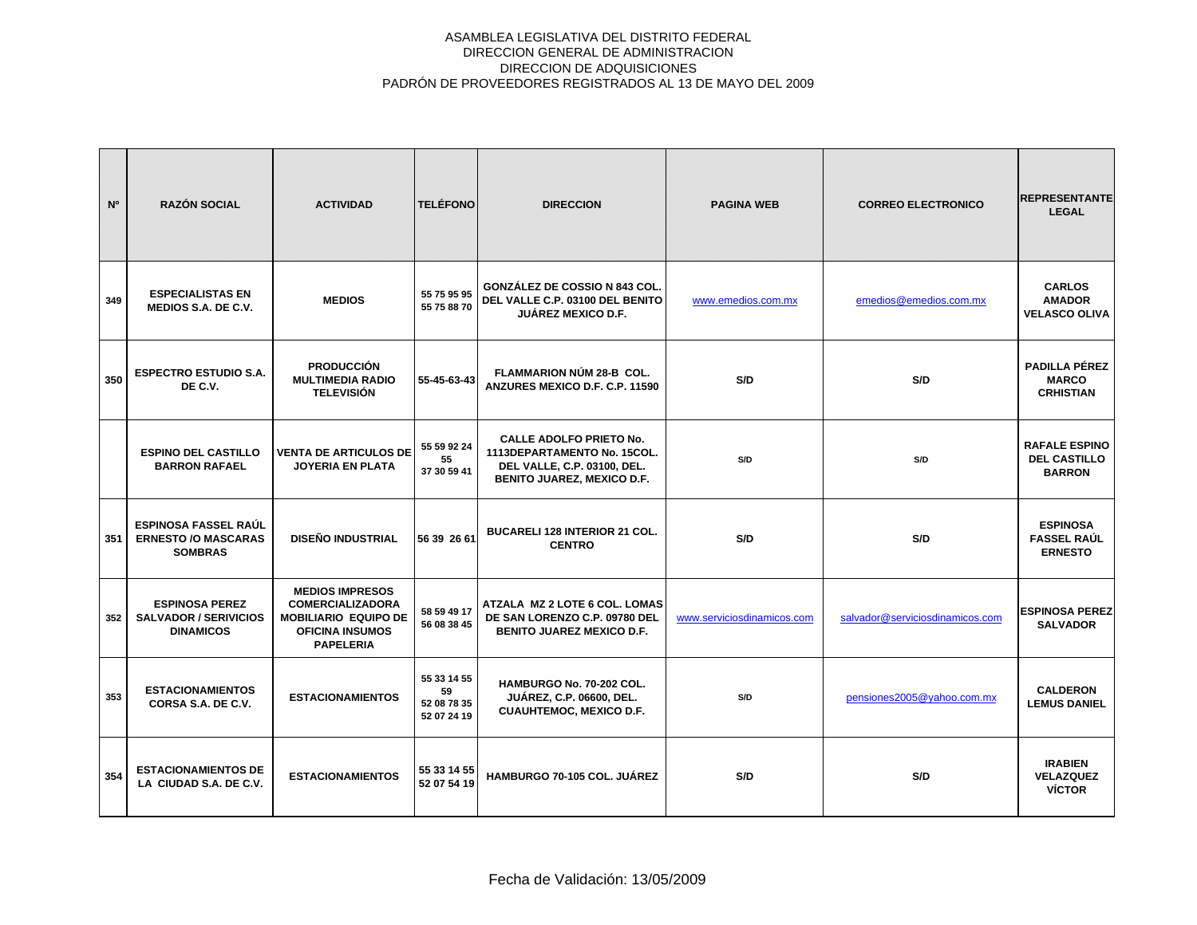ASAMBLEA LEGISLATIVA DEL DISTRITO FEDERAL
DIRECCION GENERAL DE ADMINISTRACION
DIRECCION DE ADQUISICIONES
PADRÓN DE PROVEEDORES REGISTRADOS AL 13 DE MAYO DEL 2009

| Nº | RAZÓN SOCIAL | ACTIVIDAD | TELÉFONO | DIRECCION | PAGINA WEB | CORREO ELECTRONICO | REPRESENTANTE LEGAL |
|---|---|---|---|---|---|---|---|
| 349 | ESPECIALISTAS EN MEDIOS S.A. DE C.V. | MEDIOS | 55 75 95 95 55 75 88 70 | GONZÁLEZ DE COSSIO N 843 COL. DEL VALLE C.P. 03100 DEL BENITO JUÁREZ MEXICO D.F. | www.emedios.com.mx | emedios@emedios.com.mx | CARLOS AMADOR VELASCO OLIVA |
| 350 | ESPECTRO ESTUDIO S.A. DE C.V. | PRODUCCIÓN MULTIMEDIA RADIO TELEVISIÓN | 55-45-63-43 | FLAMMARION NÚM 28-B COL. ANZURES MEXICO D.F. C.P. 11590 | S/D | S/D | PADILLA PÉREZ MARCO CRHISTIAN |
| | ESPINO DEL CASTILLO BARRON RAFAEL | VENTA DE ARTICULOS DE JOYERIA EN PLATA | 55 59 92 24 55 37 30 59 41 | CALLE ADOLFO PRIETO No. 1113DEPARTAMENTO No. 15COL. DEL VALLE, C.P. 03100, DEL. BENITO JUAREZ, MEXICO D.F. | S/D | S/D | RAFALE ESPINO DEL CASTILLO BARRON |
| 351 | ESPINOSA FASSEL RAÚL ERNESTO /O MASCARAS SOMBRAS | DISEÑO INDUSTRIAL | 56 39 26 61 | BUCARELI 128 INTERIOR 21 COL. CENTRO | S/D | S/D | ESPINOSA FASSEL RAÚL ERNESTO |
| 352 | ESPINOSA PEREZ SALVADOR / SERVICIOS DINAMICOS | MEDIOS IMPRESOS COMERCIALIZADORA MOBILIARIO EQUIPO DE OFICINA INSUMOS PAPELERIA | 58 59 49 17 56 08 38 45 | ATZALA MZ 2 LOTE 6 COL. LOMAS DE SAN LORENZO C.P. 09780 DEL BENITO JUAREZ MEXICO D.F. | www.serviciosdinamicos.com | salvador@serviciosdinamicos.com | ESPINOSA PEREZ SALVADOR |
| 353 | ESTACIONAMIENTOS CORSA S.A. DE C.V. | ESTACIONAMIENTOS | 55 33 14 55 59 52 08 78 35 52 07 24 19 | HAMBURGO No. 70-202 COL. JUÁREZ, C.P. 06600, DEL. CUAUHTEMOC, MEXICO D.F. | S/D | pensiones2005@yahoo.com.mx | CALDERON LEMUS DANIEL |
| 354 | ESTACIONAMIENTOS DE LA CIUDAD S.A. DE C.V. | ESTACIONAMIENTOS | 55 33 14 55 52 07 54 19 | HAMBURGO 70-105 COL. JUÁREZ | S/D | S/D | IRABIEN VELAZQUEZ VÍCTOR |

Fecha de Validación: 13/05/2009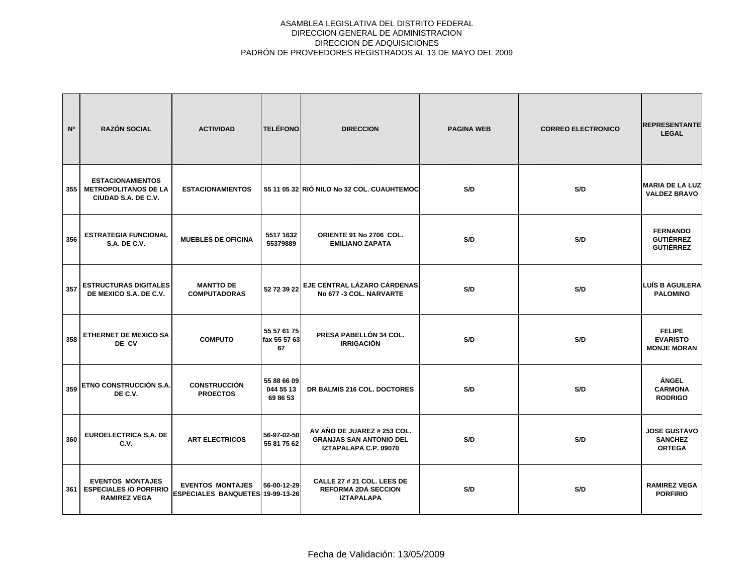ASAMBLEA LEGISLATIVA DEL DISTRITO FEDERAL
DIRECCION GENERAL DE ADMINISTRACION
DIRECCION DE ADQUISICIONES
PADRÓN DE PROVEEDORES REGISTRADOS AL 13 DE MAYO DEL 2009

| Nº | RAZÓN SOCIAL | ACTIVIDAD | TELÉFONO | DIRECCION | PAGINA WEB | CORREO ELECTRONICO | REPRESENTANTE LEGAL |
|---|---|---|---|---|---|---|---|
| 355 | ESTACIONAMIENTOS METROPOLITANOS DE LA CIUDAD S.A. DE C.V. | ESTACIONAMIENTOS | 55 11 05 32 | RIÓ NILO No 32 COL. CUAUHTEMOC | S/D | S/D | MARIA DE LA LUZ VALDEZ BRAVO |
| 356 | ESTRATEGIA FUNCIONAL S.A. DE C.V. | MUEBLES DE OFICINA | 5517 1632 55379889 | ORIENTE 91 No 2706 COL. EMILIANO ZAPATA | S/D | S/D | FERNANDO GUTIÉRREZ GUTIÉRREZ |
| 357 | ESTRUCTURAS DIGITALES DE MEXICO S.A. DE C.V. | MANTTO DE COMPUTADORAS | 52 72 39 22 | EJE CENTRAL LÁZARO CÁRDENAS No 677 -3 COL. NARVARTE | S/D | S/D | LUÍS B AGUILERA PALOMINO |
| 358 | ETHERNET DE MEXICO SA DE CV | COMPUTO | 55 57 61 75 fax 55 57 63 67 | PRESA PABELLÓN 34 COL. IRRIGACIÓN | S/D | S/D | FELIPE EVARISTO MONJE MORAN |
| 359 | ETNO CONSTRUCCIÓN S.A. DE C.V. | CONSTRUCCIÓN PROECTOS | 55 88 66 09 044 55 13 69 86 53 | DR BALMIS 216 COL. DOCTORES | S/D | S/D | ÁNGEL CARMONA RODRIGO |
| 360 | EUROELECTRICA S.A. DE C.V. | ART ELECTRICOS | 56-97-02-50 55 81 75 62 | AV AÑO DE JUAREZ # 253 COL. GRANJAS SAN ANTONIO DEL IZTAPALAPA C.P. 09070 | S/D | S/D | JOSE GUSTAVO SANCHEZ ORTEGA |
| 361 | EVENTOS MONTAJES ESPECIALES /O PORFIRIO RAMIREZ VEGA | EVENTOS MONTAJES ESPECIALES BANQUETES | 56-00-12-29 19-99-13-26 | CALLE 27 # 21 COL. LEES DE REFORMA 2DA SECCION IZTAPALAPA | S/D | S/D | RAMIREZ VEGA PORFIRIO |

Fecha de Validación: 13/05/2009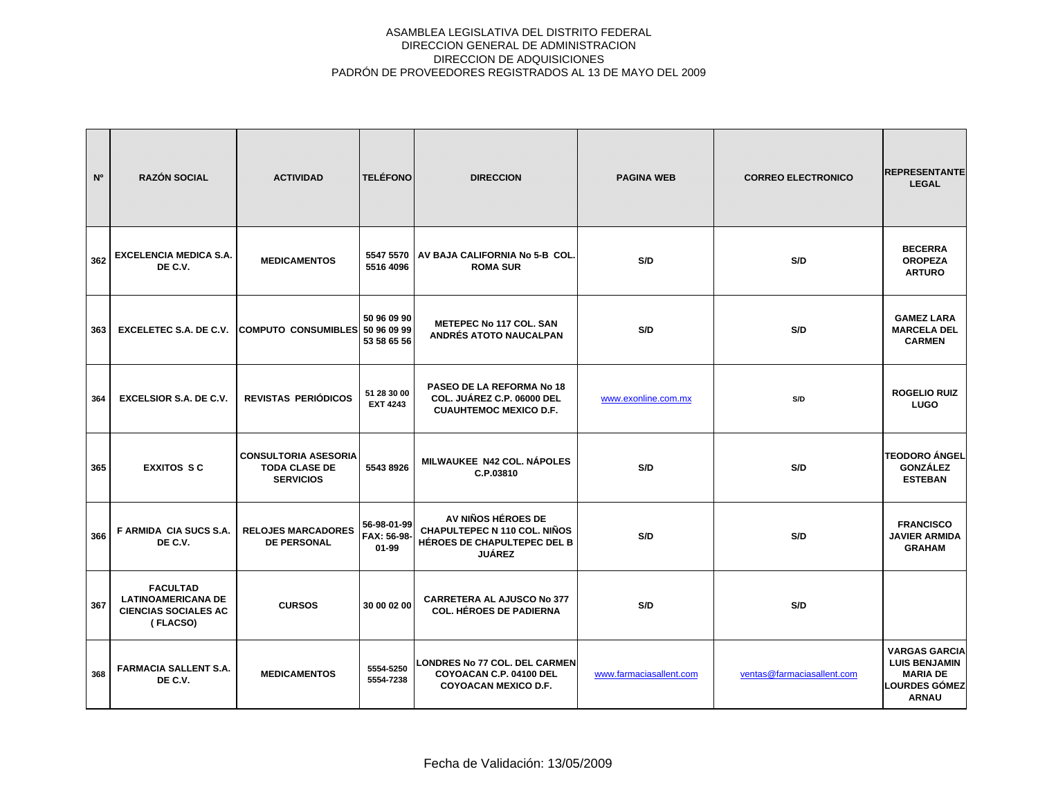ASAMBLEA LEGISLATIVA DEL DISTRITO FEDERAL
DIRECCION GENERAL DE ADMINISTRACION
DIRECCION DE ADQUISICIONES
PADRÓN DE PROVEEDORES REGISTRADOS AL 13 DE MAYO DEL 2009

| Nº | RAZÓN SOCIAL | ACTIVIDAD | TELÉFONO | DIRECCION | PAGINA WEB | CORREO ELECTRONICO | REPRESENTANTE LEGAL |
|---|---|---|---|---|---|---|---|
| 362 | EXCELENCIA MEDICA S.A. DE C.V. | MEDICAMENTOS | 5547 5570 5516 4096 | AV BAJA CALIFORNIA No 5-B COL. ROMA SUR | S/D | S/D | BECERRA OROPEZA ARTURO |
| 363 | EXCELETEC S.A. DE C.V. | COMPUTO CONSUMIBLES | 50 96 09 90 50 96 09 99 53 58 65 56 | METEPEC No 117 COL. SAN ANDRÉS ATOTO NAUCALPAN | S/D | S/D | GAMEZ LARA MARCELA DEL CARMEN |
| 364 | EXCELSIOR S.A. DE C.V. | REVISTAS PERIÓDICOS | 51 28 30 00 EXT 4243 | PASEO DE LA REFORMA No 18 COL. JUÁREZ C.P. 06000 DEL CUAUHTEMOC MEXICO D.F. | www.exonline.com.mx | S/D | ROGELIO RUIZ LUGO |
| 365 | EXXITOS S C | CONSULTORIA ASESORIA TODA CLASE DE SERVICIOS | 5543 8926 | MILWAUKEE N42 COL. NÁPOLES C.P.03810 | S/D | S/D | TEODORO ÁNGEL GONZÁLEZ ESTEBAN |
| 366 | F ARMIDA CIA SUCS S.A. DE C.V. | RELOJES MARCADORES DE PERSONAL | 56-98-01-99 FAX: 56-98-01-99 | AV NIÑOS HÉROES DE CHAPULTEPEC N 110 COL. NIÑOS HÉROES DE CHAPULTEPEC DEL B JUÁREZ | S/D | S/D | FRANCISCO JAVIER ARMIDA GRAHAM |
| 367 | FACULTAD LATINOAMERICANA DE CIENCIAS SOCIALES AC ( FLACSO) | CURSOS | 30 00 02 00 | CARRETERA AL AJUSCO No 377 COL. HÉROES DE PADIERNA | S/D | S/D | |
| 368 | FARMACIA SALLENT S.A. DE C.V. | MEDICAMENTOS | 5554-5250 5554-7238 | LONDRES No 77 COL. DEL CARMEN COYOACAN C.P. 04100 DEL COYOACAN MEXICO D.F. | www.farmaciasallent.com | ventas@farmaciasallent.com | VARGAS GARCIA LUIS BENJAMIN MARIA DE LOURDES GÓMEZ ARNAU |

Fecha de Validación: 13/05/2009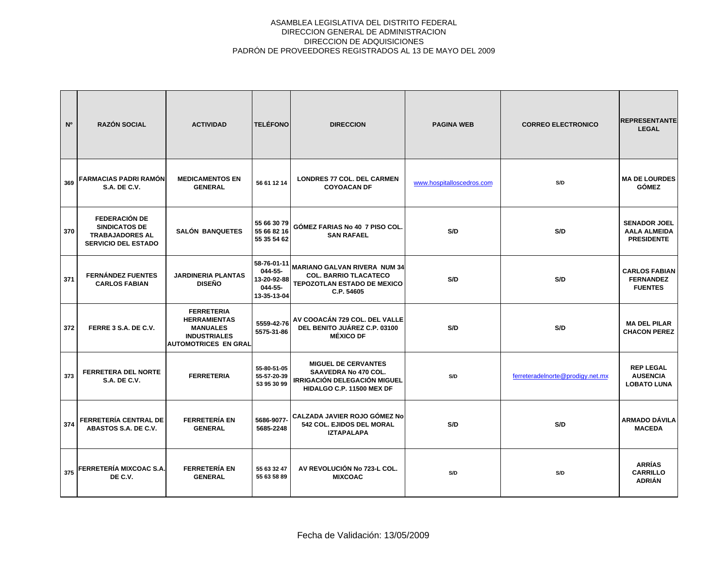ASAMBLEA LEGISLATIVA DEL DISTRITO FEDERAL
DIRECCION GENERAL DE ADMINISTRACION
DIRECCION DE ADQUISICIONES
PADRÓN DE PROVEEDORES REGISTRADOS AL 13 DE MAYO DEL 2009

| Nº | RAZÓN SOCIAL | ACTIVIDAD | TELÉFONO | DIRECCION | PAGINA WEB | CORREO ELECTRONICO | REPRESENTANTE LEGAL |
|---|---|---|---|---|---|---|---|
| 369 | FARMACIAS PADRI RAMÓN S.A. DE C.V. | MEDICAMENTOS EN GENERAL | 56 61 12 14 | LONDRES 77 COL. DEL CARMEN COYOACAN DF | www.hospitalloscedros.com | S/D | MA DE LOURDES GÓMEZ |
| 370 | FEDERACIÓN DE SINDICATOS DE TRABAJADORES AL SERVICIO DEL ESTADO | SALÓN BANQUETES | 55 66 30 79 55 66 82 16 55 35 54 62 | GÓMEZ FARIAS No 40 7 PISO COL. SAN RAFAEL | S/D | S/D | SENADOR JOEL AALA ALMEIDA PRESIDENTE |
| 371 | FERNÁNDEZ FUENTES CARLOS FABIAN | JARDINERIA PLANTAS DISEÑO | 58-76-01-11 044-55-13-20-92-88 044-55-13-35-13-04 | MARIANO GALVAN RIVERA NUM 34 COL. BARRIO TLACATECO TEPOZOTLAN ESTADO DE MEXICO C.P. 54605 | S/D | S/D | CARLOS FABIAN FERNANDEZ FUENTES |
| 372 | FERRE 3 S.A. DE C.V. | FERRETERIA HERRAMIENTAS MANUALES INDUSTRIALES AUTOMOTRICES EN GRAL | 5559-42-76 5575-31-86 | AV COOACÁN 729 COL. DEL VALLE DEL BENITO JUÁREZ C.P. 03100 MÉXICO DF | S/D | S/D | MA DEL PILAR CHACON PEREZ |
| 373 | FERRETERA DEL NORTE S.A. DE C.V. | FERRETERIA | 55-80-51-05 55-57-20-39 53 95 30 99 | MIGUEL DE CERVANTES SAAVEDRA No 470 COL. IRRIGACIÓN DELEGACIÓN MIGUEL HIDALGO C.P. 11500 MEX DF | S/D | ferreteradelnorte@prodigy.net.mx | REP LEGAL AUSENCIA LOBATO LUNA |
| 374 | FERRETERÍA CENTRAL DE ABASTOS S.A. DE C.V. | FERRETERÍA EN GENERAL | 5686-9077-5685-2248 | CALZADA JAVIER ROJO GÓMEZ No 542 COL. EJIDOS DEL MORAL IZTAPALAPA | S/D | S/D | ARMADO DÁVILA MACEDA |
| 375 | FERRETERÍA MIXCOAC S.A. DE C.V. | FERRETERÍA EN GENERAL | 55 63 32 47 55 63 58 89 | AV REVOLUCIÓN No 723-L COL. MIXCOAC | S/D | S/D | ARRÍAS CARRILLO ADRIÁN |

Fecha de Validación: 13/05/2009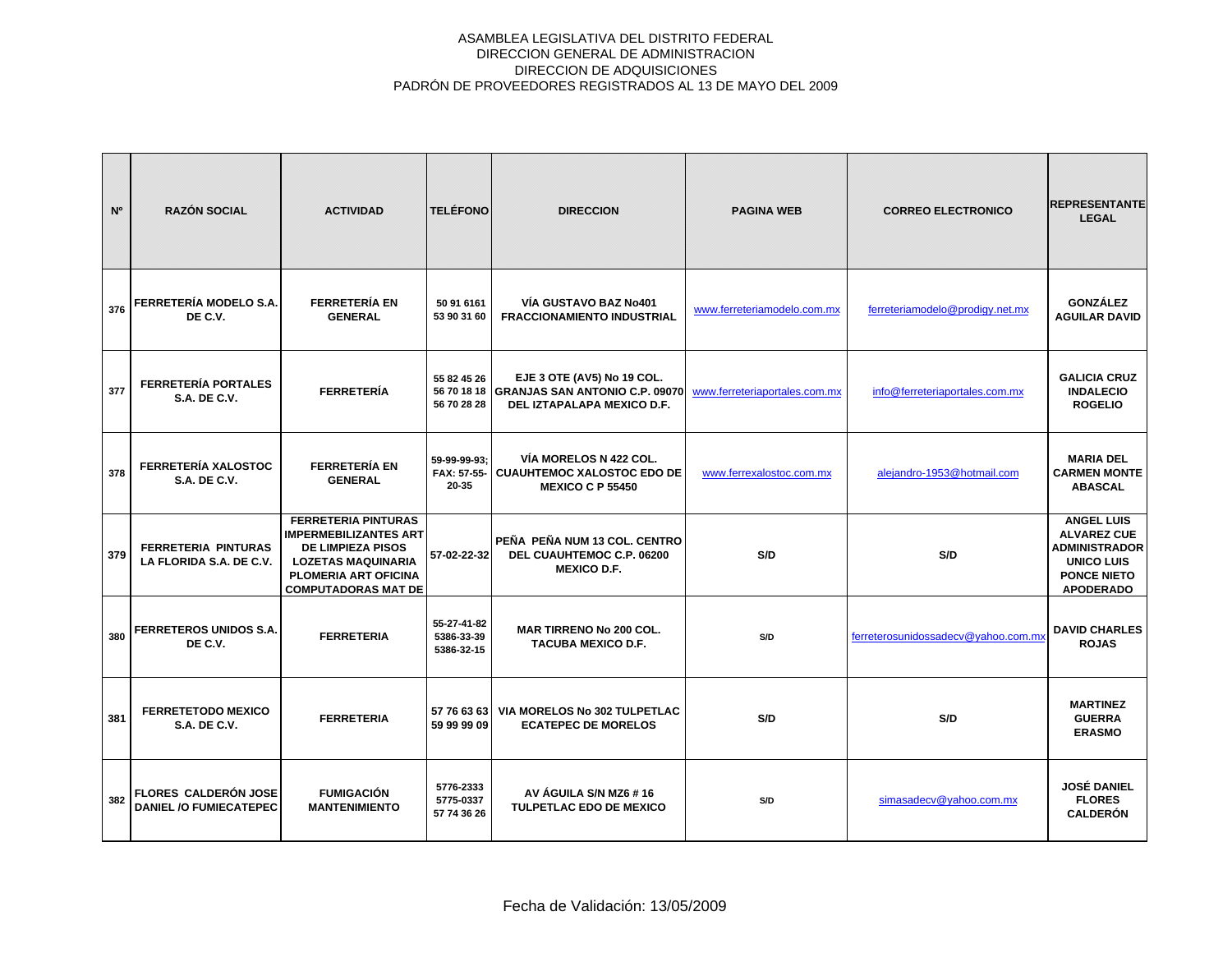ASAMBLEA LEGISLATIVA DEL DISTRITO FEDERAL
DIRECCION GENERAL DE ADMINISTRACION
DIRECCION DE ADQUISICIONES
PADRÓN DE PROVEEDORES REGISTRADOS AL 13 DE MAYO DEL 2009

| Nº | RAZÓN SOCIAL | ACTIVIDAD | TELÉFONO | DIRECCION | PAGINA WEB | CORREO ELECTRONICO | REPRESENTANTE LEGAL |
|---|---|---|---|---|---|---|---|
| 376 | FERRETERÍA MODELO S.A. DE C.V. | FERRETERÍA EN GENERAL | 50 91 6161 53 90 31 60 | VÍA GUSTAVO BAZ No401 FRACCIONAMIENTO INDUSTRIAL | www.ferreteriamodelo.com.mx | ferreteriamodelo@prodigy.net.mx | GONZÁLEZ AGUILAR DAVID |
| 377 | FERRETERÍA PORTALES S.A. DE C.V. | FERRETERÍA | 55 82 45 26 56 70 18 18 56 70 28 28 | EJE 3 OTE (AV5) No 19 COL. GRANJAS SAN ANTONIO C.P. 09070 DEL IZTAPALAPA MEXICO D.F. | www.ferreteriaportales.com.mx | info@ferreteriaportales.com.mx | GALICIA CRUZ INDALECIO ROGELIO |
| 378 | FERRETERÍA XALOSTOC S.A. DE C.V. | FERRETERÍA EN GENERAL | 59-99-99-93; FAX: 57-55-20-35 | VÍA MORELOS N 422 COL. CUAUHTEMOC XALOSTOC EDO DE MEXICO C P 55450 | www.ferrexalostoc.com.mx | alejandro-1953@hotmail.com | MARIA DEL CARMEN MONTE ABASCAL |
| 379 | FERRETERIA PINTURAS LA FLORIDA S.A. DE C.V. | FERRETERIA PINTURAS IMPERMEBILIZANTES ART DE LIMPIEZA PISOS LOZETAS MAQUINARIA PLOMERIA ART OFICINA COMPUTADORAS MAT DE | 57-02-22-32 | PEÑA PEÑA NUM 13 COL. CENTRO DEL CUAUHTEMOC C.P. 06200 MEXICO D.F. | S/D | S/D | ANGEL LUIS ALVAREZ CUE ADMINISTRADOR UNICO LUIS PONCE NIETO APODERADO |
| 380 | FERRETEROS UNIDOS S.A. DE C.V. | FERRETERIA | 55-27-41-82 5386-33-39 5386-32-15 | MAR TIRRENO No 200 COL. TACUBA MEXICO D.F. | S/D | ferreterosunidossadecv@yahoo.com.mx | DAVID CHARLES ROJAS |
| 381 | FERRETETODO MEXICO S.A. DE C.V. | FERRETERIA | 57 76 63 63 59 99 99 09 | VIA MORELOS No 302 TULPETLAC ECATEPEC DE MORELOS | S/D | S/D | MARTINEZ GUERRA ERASMO |
| 382 | FLORES CALDERÓN JOSE DANIEL /O FUMIECATEPEC | FUMIGACIÓN MANTENIMIENTO | 5776-2333 5775-0337 57 74 36 26 | AV ÁGUILA S/N MZ6 # 16 TULPETLAC EDO DE MEXICO | S/D | simasadecv@yahoo.com.mx | JOSÉ DANIEL FLORES CALDERÓN |

Fecha de Validación: 13/05/2009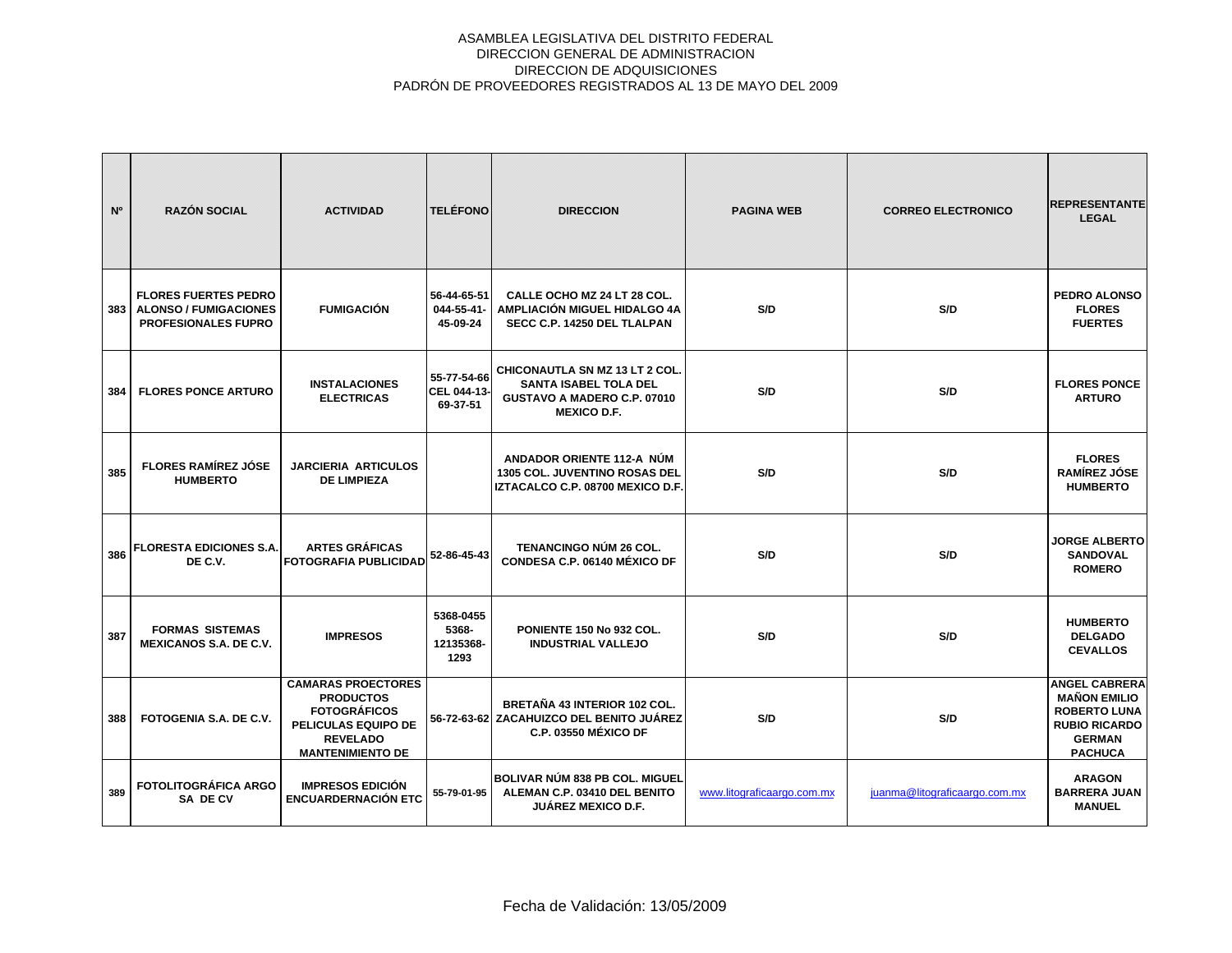ASAMBLEA LEGISLATIVA DEL DISTRITO FEDERAL
DIRECCION GENERAL DE ADMINISTRACION
DIRECCION DE ADQUISICIONES
PADRÓN DE PROVEEDORES REGISTRADOS AL 13 DE MAYO DEL 2009

| Nº | RAZÓN SOCIAL | ACTIVIDAD | TELÉFONO | DIRECCION | PAGINA WEB | CORREO ELECTRONICO | REPRESENTANTE LEGAL |
|---|---|---|---|---|---|---|---|
| 383 | FLORES FUERTES PEDRO ALONSO / FUMIGACIONES PROFESIONALES FUPRO | FUMIGACIÓN | 56-44-65-51 044-55-41-45-09-24 | CALLE OCHO MZ 24 LT 28 COL. AMPLIACIÓN MIGUEL HIDALGO 4A SECC C.P. 14250 DEL TLALPAN | S/D | S/D | PEDRO ALONSO FLORES FUERTES |
| 384 | FLORES PONCE ARTURO | INSTALACIONES ELECTRICAS | 55-77-54-66 CEL 044-13-69-37-51 | CHICONAUTLA SN MZ 13 LT 2 COL. SANTA ISABEL TOLA DEL GUSTAVO A MADERO C.P. 07010 MEXICO D.F. | S/D | S/D | FLORES PONCE ARTURO |
| 385 | FLORES RAMÍREZ JÓSE HUMBERTO | JARCIERIA ARTICULOS DE LIMPIEZA | | ANDADOR ORIENTE 112-A NÚM 1305 COL. JUVENTINO ROSAS DEL IZTACALCO C.P. 08700 MEXICO D.F. | S/D | S/D | FLORES RAMÍREZ JÓSE HUMBERTO |
| 386 | FLORESTA EDICIONES S.A. DE C.V. | ARTES GRÁFICAS FOTOGRAFIA PUBLICIDAD | 52-86-45-43 | TENANCINGO NÚM 26 COL. CONDESA C.P. 06140 MÉXICO DF | S/D | S/D | JORGE ALBERTO SANDOVAL ROMERO |
| 387 | FORMAS SISTEMAS MEXICANOS S.A. DE C.V. | IMPRESOS | 5368-0455 5368-12135368-1293 | PONIENTE 150 No 932 COL. INDUSTRIAL VALLEJO | S/D | S/D | HUMBERTO DELGADO CEVALLOS |
| 388 | FOTOGENIA S.A. DE C.V. | CAMARAS PROECTORES PRODUCTOS FOTOGRÁFICOS PELICULAS EQUIPO DE REVELADO MANTENIMIENTO DE | 56-72-63-62 | BRETAÑA 43 INTERIOR 102 COL. ZACAHUIZCO DEL BENITO JUÁREZ C.P. 03550 MÉXICO DF | S/D | S/D | ANGEL CABRERA MAÑON EMILIO ROBERTO LUNA RUBIO RICARDO GERMAN PACHUCA |
| 389 | FOTOLITOGRÁFICA ARGO SA DE CV | IMPRESOS EDICIÓN ENCUARDERNACIÓN ETC | 55-79-01-95 | BOLIVAR NÚM 838 PB COL. MIGUEL ALEMAN C.P. 03410 DEL BENITO JUÁREZ MEXICO D.F. | www.litograficaargo.com.mx | juanma@litograficaargo.com.mx | ARAGON BARRERA JUAN MANUEL |

Fecha de Validación: 13/05/2009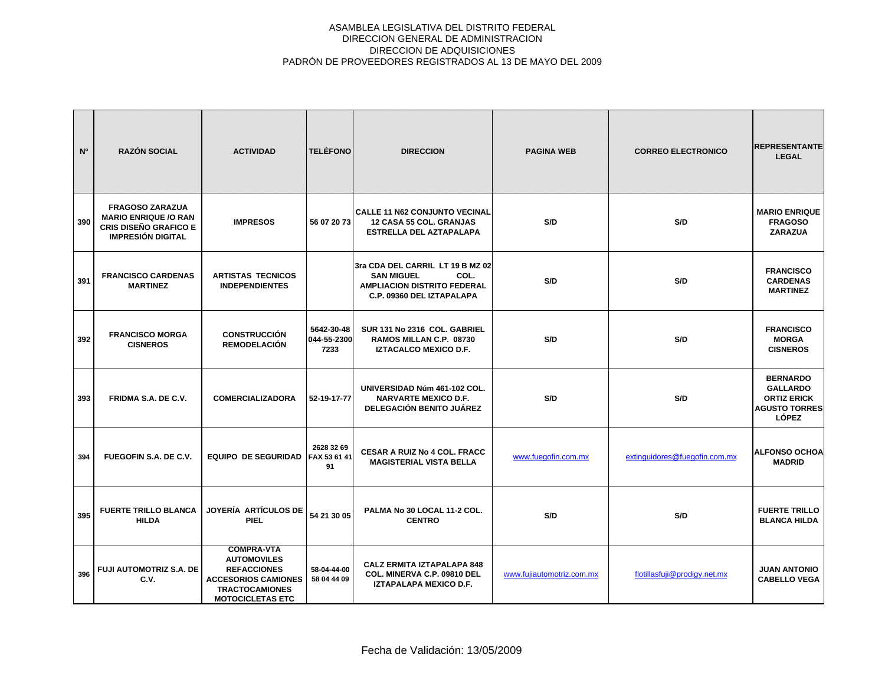ASAMBLEA LEGISLATIVA DEL DISTRITO FEDERAL
DIRECCION GENERAL DE ADMINISTRACION
DIRECCION DE ADQUISICIONES
PADRÓN DE PROVEEDORES REGISTRADOS AL 13 DE MAYO DEL 2009

| Nº | RAZÓN SOCIAL | ACTIVIDAD | TELÉFONO | DIRECCION | PAGINA WEB | CORREO ELECTRONICO | REPRESENTANTE LEGAL |
|---|---|---|---|---|---|---|---|
| 390 | FRAGOSO ZARAZUA MARIO ENRIQUE /O RAN CRIS DISEÑO GRAFICO E IMPRESIÓN DIGITAL | IMPRESOS | 56 07 20 73 | CALLE 11 N62 CONJUNTO VECINAL 12 CASA 55 COL. GRANJAS ESTRELLA DEL AZTAPALAPA | S/D | S/D | MARIO ENRIQUE FRAGOSO ZARAZUA |
| 391 | FRANCISCO CARDENAS MARTINEZ | ARTISTAS TECNICOS INDEPENDIENTES | | 3ra CDA DEL CARRIL LT 19 B MZ 02 SAN MIGUEL COL. AMPLIACION DISTRITO FEDERAL C.P. 09360 DEL IZTAPALAPA | S/D | S/D | FRANCISCO CARDENAS MARTINEZ |
| 392 | FRANCISCO MORGA CISNEROS | CONSTRUCCIÓN REMODELACIÓN | 5642-30-48 044-55-2300 7233 | SUR 131 No 2316 COL. GABRIEL RAMOS MILLAN C.P. 08730 IZTACALCO MEXICO D.F. | S/D | S/D | FRANCISCO MORGA CISNEROS |
| 393 | FRIDMA S.A. DE C.V. | COMERCIALIZADORA | 52-19-17-77 | UNIVERSIDAD Núm 461-102 COL. NARVARTE MEXICO D.F. DELEGACIÓN BENITO JUÁREZ | S/D | S/D | BERNARDO GALLARDO ORTIZ ERICK AGUSTO TORRES LÓPEZ |
| 394 | FUEGOFIN S.A. DE C.V. | EQUIPO DE SEGURIDAD | 2628 32 69 FAX 53 61 41 91 | CESAR A RUIZ No 4 COL. FRACC MAGISTERIAL VISTA BELLA | www.fuegofin.com.mx | extinguidores@fuegofin.com.mx | ALFONSO OCHOA MADRID |
| 395 | FUERTE TRILLO BLANCA HILDA | JOYERÍA ARTÍCULOS DE PIEL | 54 21 30 05 | PALMA No 30 LOCAL 11-2 COL. CENTRO | S/D | S/D | FUERTE TRILLO BLANCA HILDA |
| 396 | FUJI AUTOMOTRIZ S.A. DE C.V. | COMPRA-VTA AUTOMOVILES REFACCIONES ACCESORIOS CAMIONES TRACTOCAMIONES MOTOCICLETAS ETC | 58-04-44-00 58 04 44 09 | CALZ ERMITA IZTAPALAPA 848 COL. MINERVA C.P. 09810 DEL IZTAPALAPA MEXICO D.F. | www.fujiautomotriz.com.mx | flotillasfuji@prodigy.net.mx | JUAN ANTONIO CABELLO VEGA |

Fecha de Validación: 13/05/2009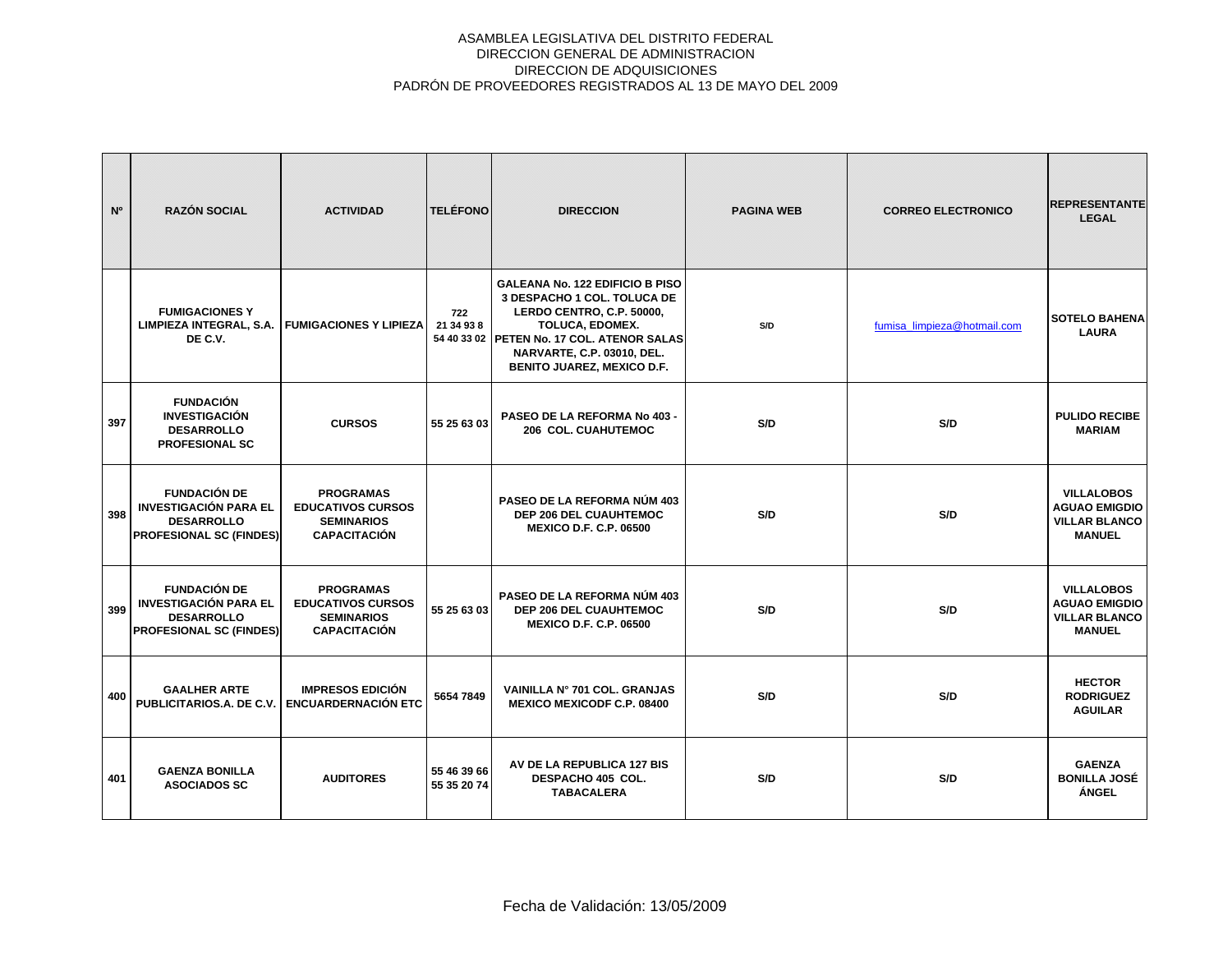ASAMBLEA LEGISLATIVA DEL DISTRITO FEDERAL
DIRECCION GENERAL DE ADMINISTRACION
DIRECCION DE ADQUISICIONES
PADRÓN DE PROVEEDORES REGISTRADOS AL 13 DE MAYO DEL 2009

| Nº | RAZÓN SOCIAL | ACTIVIDAD | TELÉFONO | DIRECCION | PAGINA WEB | CORREO ELECTRONICO | REPRESENTANTE LEGAL |
|---|---|---|---|---|---|---|---|
| | FUMIGACIONES Y LIMPIEZA INTEGRAL, S.A. DE C.V. | FUMIGACIONES Y LIPIEZA | 722 21 34 93 8 54 40 33 02 | GALEANA No. 122 EDIFICIO B PISO 3 DESPACHO 1 COL. TOLUCA DE LERDO CENTRO, C.P. 50000, TOLUCA, EDOMEX. PETEN No. 17 COL. ATENOR SALAS NARVARTE, C.P. 03010, DEL. BENITO JUAREZ, MEXICO D.F. | S/D | fumisa_limpieza@hotmail.com | SOTELO BAHENA LAURA |
| 397 | FUNDACIÓN INVESTIGACIÓN DESARROLLO PROFESIONAL SC | CURSOS | 55 25 63 03 | PASEO DE LA REFORMA No 403 - 206 COL. CUAHUTEMOC | S/D | S/D | PULIDO RECIBE MARIAM |
| 398 | FUNDACIÓN DE INVESTIGACIÓN PARA EL DESARROLLO PROFESIONAL SC (FINDES) | PROGRAMAS EDUCATIVOS CURSOS SEMINARIOS CAPACITACIÓN | | PASEO DE LA REFORMA NÚM 403 DEP 206 DEL CUAUHTEMOC MEXICO D.F. C.P. 06500 | S/D | S/D | VILLALOBOS AGUAO EMIGDIO VILLAR BLANCO MANUEL |
| 399 | FUNDACIÓN DE INVESTIGACIÓN PARA EL DESARROLLO PROFESIONAL SC (FINDES) | PROGRAMAS EDUCATIVOS CURSOS SEMINARIOS CAPACITACIÓN | 55 25 63 03 | PASEO DE LA REFORMA NÚM 403 DEP 206 DEL CUAUHTEMOC MEXICO D.F. C.P. 06500 | S/D | S/D | VILLALOBOS AGUAO EMIGDIO VILLAR BLANCO MANUEL |
| 400 | GAALHER ARTE PUBLICITARIOS.A. DE C.V. | IMPRESOS EDICIÓN ENCUARDERNACIÓN ETC | 5654 7849 | VAINILLA N° 701 COL. GRANJAS MEXICO MEXICODF C.P. 08400 | S/D | S/D | HECTOR RODRIGUEZ AGUILAR |
| 401 | GAENZA BONILLA ASOCIADOS SC | AUDITORES | 55 46 39 66 55 35 20 74 | AV DE LA REPUBLICA 127 BIS DESPACHO 405 COL. TABACALERA | S/D | S/D | GAENZA BONILLA JOSÉ ÁNGEL |

Fecha de Validación: 13/05/2009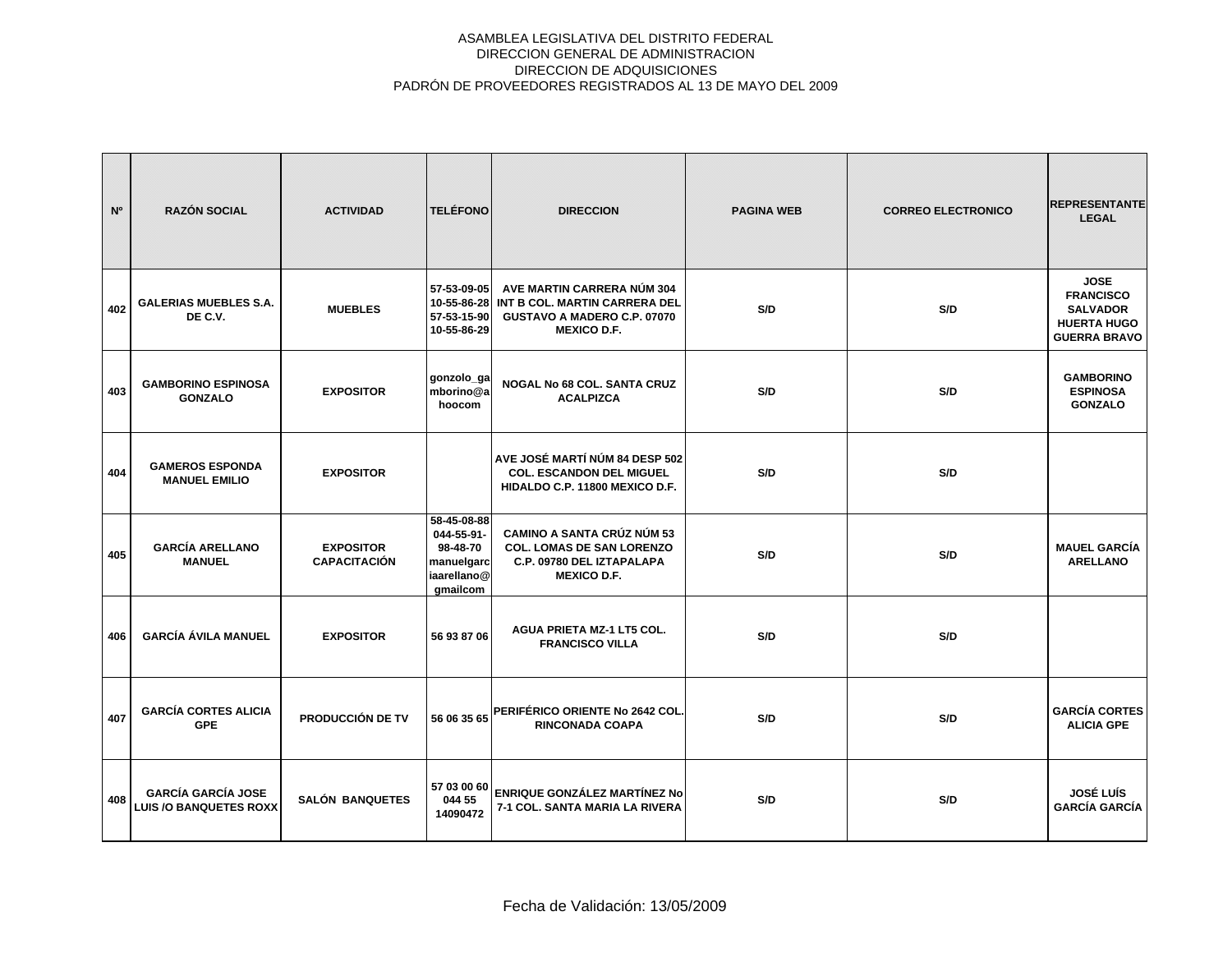ASAMBLEA LEGISLATIVA DEL DISTRITO FEDERAL
DIRECCION GENERAL DE ADMINISTRACION
DIRECCION DE ADQUISICIONES
PADRÓN DE PROVEEDORES REGISTRADOS AL 13 DE MAYO DEL 2009

| Nº | RAZÓN SOCIAL | ACTIVIDAD | TELÉFONO | DIRECCION | PAGINA WEB | CORREO ELECTRONICO | REPRESENTANTE LEGAL |
|---|---|---|---|---|---|---|---|
| 402 | GALERIAS MUEBLES S.A. DE C.V. | MUEBLES | 57-53-09-05 10-55-86-28 57-53-15-90 10-55-86-29 | AVE MARTIN CARRERA NÚM 304 INT B COL. MARTIN CARRERA DEL GUSTAVO A MADERO C.P. 07070 MEXICO D.F. | S/D | S/D | JOSE FRANCISCO SALVADOR HUERTA HUGO GUERRA BRAVO |
| 403 | GAMBORINO ESPINOSA GONZALO | EXPOSITOR | gonzolo_gamborino@ahoocom | NOGAL No 68 COL. SANTA CRUZ ACALPIZCA | S/D | S/D | GAMBORINO ESPINOSA GONZALO |
| 404 | GAMEROS ESPONDA MANUEL EMILIO | EXPOSITOR | | AVE JOSÉ MARTÍ NÚM 84 DESP 502 COL. ESCANDON DEL MIGUEL HIDALDO C.P. 11800 MEXICO D.F. | S/D | S/D | |
| 405 | GARCÍA ARELLANO MANUEL | EXPOSITOR CAPACITACIÓN | 58-45-08-88 044-55-91-98-48-70 manuelgarciaarellano@gmailcom | CAMINO A SANTA CRÚZ NÚM 53 COL. LOMAS DE SAN LORENZO C.P. 09780 DEL IZTAPALAPA MEXICO D.F. | S/D | S/D | MAUEL GARCÍA ARELLANO |
| 406 | GARCÍA ÁVILA MANUEL | EXPOSITOR | 56 93 87 06 | AGUA PRIETA MZ-1 LT5 COL. FRANCISCO VILLA | S/D | S/D | |
| 407 | GARCÍA CORTES ALICIA GPE | PRODUCCIÓN DE TV | 56 06 35 65 | PERIFÉRICO ORIENTE No 2642 COL. RINCONADA COAPA | S/D | S/D | GARCÍA CORTES ALICIA GPE |
| 408 | GARCÍA GARCÍA JOSE LUIS /O BANQUETES ROXX | SALÓN BANQUETES | 57 03 00 60 044 55 14090472 | ENRIQUE GONZÁLEZ MARTÍNEZ No 7-1 COL. SANTA MARIA LA RIVERA | S/D | S/D | JOSÉ LUÍS GARCÍA GARCÍA |

Fecha de Validación: 13/05/2009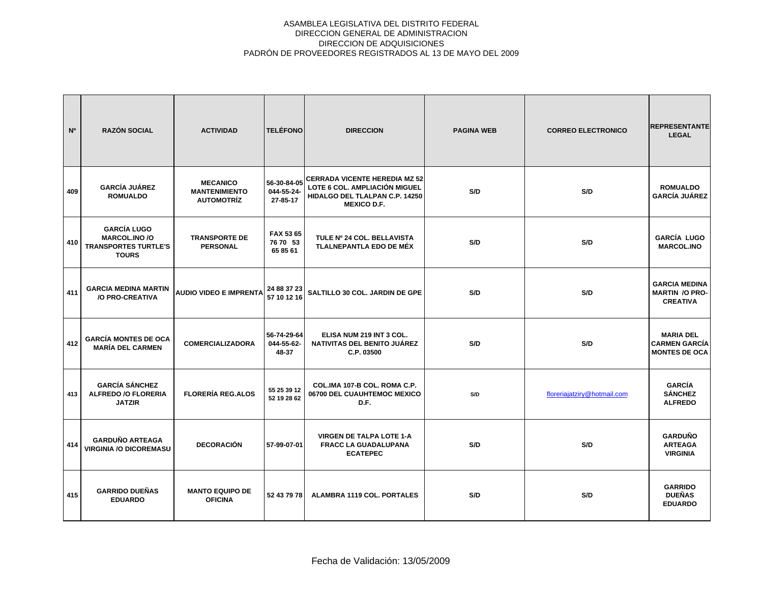ASAMBLEA LEGISLATIVA DEL DISTRITO FEDERAL
DIRECCION GENERAL DE ADMINISTRACION
DIRECCION DE ADQUISICIONES
PADRÓN DE PROVEEDORES REGISTRADOS AL 13 DE MAYO DEL 2009

| Nº | RAZÓN SOCIAL | ACTIVIDAD | TELÉFONO | DIRECCION | PAGINA WEB | CORREO ELECTRONICO | REPRESENTANTE LEGAL |
|---|---|---|---|---|---|---|---|
| 409 | GARCÍA JUÁREZ ROMUALDO | MECANICO MANTENIMIENTO AUTOMOTRÍZ | 56-30-84-05 044-55-24-27-85-17 | CERRADA VICENTE HEREDIA MZ 52 LOTE 6 COL. AMPLIACIÓN MIGUEL HIDALGO DEL TLALPAN C.P. 14250 MEXICO D.F. | S/D | S/D | ROMUALDO GARCÍA JUÁREZ |
| 410 | GARCÍA LUGO MARCOL.INO /O TRANSPORTES TURTLE'S TOURS | TRANSPORTE DE PERSONAL | FAX 53 65 76 70 53 65 85 61 | TULE Nº 24 COL. BELLAVISTA TLALNEPANTLA EDO DE MÉX | S/D | S/D | GARCÍA LUGO MARCOL.INO |
| 411 | GARCIA MEDINA MARTIN /O PRO-CREATIVA | AUDIO VIDEO E IMPRENTA | 24 88 37 23 57 10 12 16 | SALTILLO 30 COL. JARDIN DE GPE | S/D | S/D | GARCIA MEDINA MARTIN /O PRO-CREATIVA |
| 412 | GARCÍA MONTES DE OCA MARÍA DEL CARMEN | COMERCIALIZADORA | 56-74-29-64 044-55-62-48-37 | ELISA NUM 219 INT 3 COL. NATIVITAS DEL BENITO JUÁREZ C.P. 03500 | S/D | S/D | MARIA DEL CARMEN GARCÍA MONTES DE OCA |
| 413 | GARCÍA SÁNCHEZ ALFREDO /O FLORERIA JATZIR | FLORERÍA REG.ALOS | 55 25 39 12 52 19 28 62 | COL.IMA 107-B COL. ROMA C.P. 06700 DEL CUAUHTEMOC MEXICO D.F. | S/D | floreriajatziry@hotmail.com | GARCÍA SÁNCHEZ ALFREDO |
| 414 | GARDUÑO ARTEAGA VIRGINIA /O DICOREMASU | DECORACIÓN | 57-99-07-01 | VIRGEN DE TALPA LOTE 1-A FRACC LA GUADALUPANA ECATEPEC | S/D | S/D | GARDUÑO ARTEAGA VIRGINIA |
| 415 | GARRIDO DUEÑAS EDUARDO | MANTO EQUIPO DE OFICINA | 52 43 79 78 | ALAMBRA 1119 COL. PORTALES | S/D | S/D | GARRIDO DUEÑAS EDUARDO |

Fecha de Validación: 13/05/2009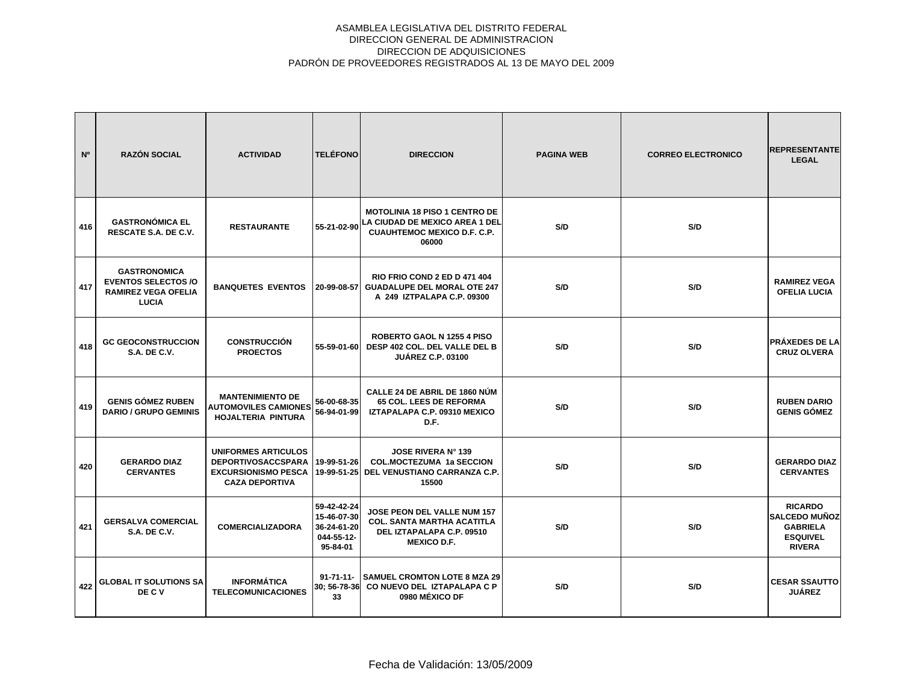ASAMBLEA LEGISLATIVA DEL DISTRITO FEDERAL
DIRECCION GENERAL DE ADMINISTRACION
DIRECCION DE ADQUISICIONES
PADRÓN DE PROVEEDORES REGISTRADOS AL 13 DE MAYO DEL 2009

| Nº | RAZÓN SOCIAL | ACTIVIDAD | TELÉFONO | DIRECCION | PAGINA WEB | CORREO ELECTRONICO | REPRESENTANTE LEGAL |
|---|---|---|---|---|---|---|---|
| 416 | GASTRONÓMICA EL RESCATE S.A. DE C.V. | RESTAURANTE | 55-21-02-90 | MOTOLINIA 18 PISO 1 CENTRO DE LA CIUDAD DE MEXICO AREA 1 DEL CUAUHTEMOC MEXICO D.F. C.P. 06000 | S/D | S/D | |
| 417 | GASTRONOMICA EVENTOS SELECTOS /O RAMIREZ VEGA OFELIA LUCIA | BANQUETES EVENTOS | 20-99-08-57 | RIO FRIO COND 2 ED D 471 404 GUADALUPE DEL MORAL OTE 247 A 249 IZTPALAPA C.P. 09300 | S/D | S/D | RAMIREZ VEGA OFELIA LUCIA |
| 418 | GC GEOCONSTRUCCION S.A. DE C.V. | CONSTRUCCIÓN PROECTOS | 55-59-01-60 | ROBERTO GAOL N 1255 4 PISO DESP 402 COL. DEL VALLE DEL B JUÁREZ C.P. 03100 | S/D | S/D | PRÁXEDES DE LA CRUZ OLVERA |
| 419 | GENIS GÓMEZ RUBEN DARIO / GRUPO GEMINIS | MANTENIMIENTO DE AUTOMOVILES CAMIONES HOJALTERIA PINTURA | 56-00-68-35 56-94-01-99 | CALLE 24 DE ABRIL DE 1860 NÚM 65 COL. LEES DE REFORMA IZTAPALAPA C.P. 09310 MEXICO D.F. | S/D | S/D | RUBEN DARIO GENIS GÓMEZ |
| 420 | GERARDO DIAZ CERVANTES | UNIFORMES ARTICULOS DEPORTIVOSACCSPARA EXCURSIONISMO PESCA CAZA DEPORTIVA | 19-99-51-26 19-99-51-25 | JOSE RIVERA N° 139 COL.MOCTEZUMA 1a SECCION DEL VENUSTIANO CARRANZA C.P. 15500 | S/D | S/D | GERARDO DIAZ CERVANTES |
| 421 | GERSALVA COMERCIAL S.A. DE C.V. | COMERCIALIZADORA | 59-42-42-24 15-46-07-30 36-24-61-20 044-55-12-95-84-01 | JOSE PEON DEL VALLE NUM 157 COL. SANTA MARTHA ACATITLA DEL IZTAPALAPA C.P. 09510 MEXICO D.F. | S/D | S/D | RICARDO SALCEDO MUÑOZ GABRIELA ESQUIVEL RIVERA |
| 422 | GLOBAL IT SOLUTIONS SA DE C V | INFORMÁTICA TELECOMUNICACIONES | 91-71-11-30; 56-78-36 33 | SAMUEL CROMTON LOTE 8 MZA 29 CO NUEVO DEL IZTAPALAPA C P 0980 MÉXICO DF | S/D | S/D | CESAR SSAUTTO JUÁREZ |

Fecha de Validación: 13/05/2009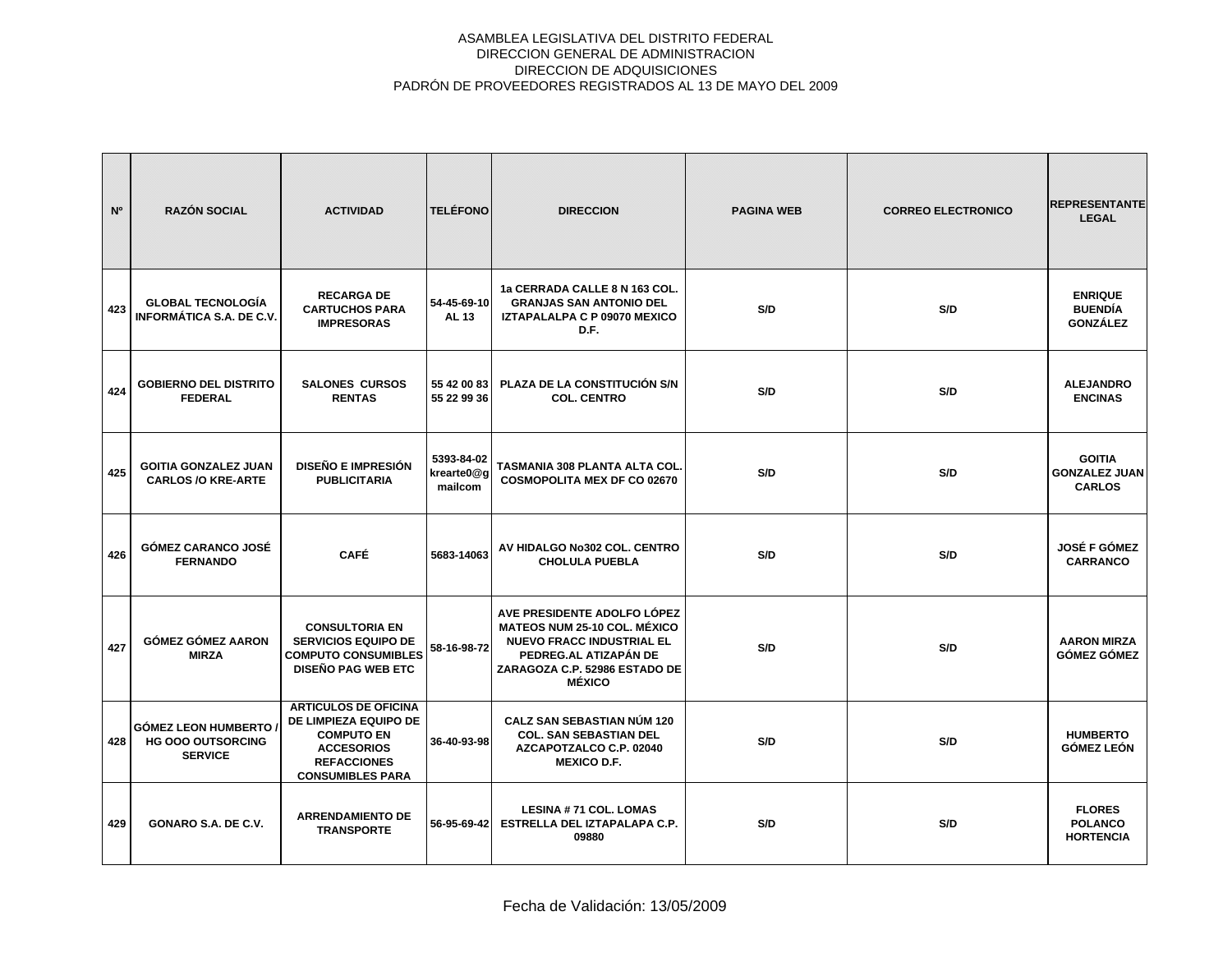ASAMBLEA LEGISLATIVA DEL DISTRITO FEDERAL
DIRECCION GENERAL DE ADMINISTRACION
DIRECCION DE ADQUISICIONES
PADRÓN DE PROVEEDORES REGISTRADOS AL 13 DE MAYO DEL 2009

| Nº | RAZÓN SOCIAL | ACTIVIDAD | TELÉFONO | DIRECCION | PAGINA WEB | CORREO ELECTRONICO | REPRESENTANTE LEGAL |
|---|---|---|---|---|---|---|---|
| 423 | GLOBAL TECNOLOGÍA INFORMÁTICA S.A. DE C.V. | RECARGA DE CARTUCHOS PARA IMPRESORAS | 54-45-69-10 AL 13 | 1a CERRADA CALLE 8 N 163 COL. GRANJAS SAN ANTONIO DEL IZTAPALAPA C P 09070 MEXICO D.F. | S/D | S/D | ENRIQUE BUENDÍA GONZÁLEZ |
| 424 | GOBIERNO DEL DISTRITO FEDERAL | SALONES CURSOS RENTAS | 55 42 00 83 55 22 99 36 | PLAZA DE LA CONSTITUCIÓN S/N COL. CENTRO | S/D | S/D | ALEJANDRO ENCINAS |
| 425 | GOITIA GONZALEZ JUAN CARLOS /O KRE-ARTE | DISEÑO E IMPRESIÓN PUBLICITARIA | 5393-84-02 krearte0@gmailcom | TASMANIA 308 PLANTA ALTA COL. COSMOPOLITA MEX DF CO 02670 | S/D | S/D | GOITIA GONZALEZ JUAN CARLOS |
| 426 | GÓMEZ CARANCO JOSÉ FERNANDO | CAFÉ | 5683-14063 | AV HIDALGO No302 COL. CENTRO CHOLULA PUEBLA | S/D | S/D | JOSÉ F GÓMEZ CARRANCO |
| 427 | GÓMEZ GÓMEZ AARON MIRZA | CONSULTORIA EN SERVICIOS EQUIPO DE COMPUTO CONSUMIBLES DISEÑO PAG WEB ETC | 58-16-98-72 | AVE PRESIDENTE ADOLFO LÓPEZ MATEOS NUM 25-10 COL. MÉXICO NUEVO FRACC INDUSTRIAL EL PEDREG.AL ATIZAPÁN DE ZARAGOZA C.P. 52986 ESTADO DE MÉXICO | S/D | S/D | AARON MIRZA GÓMEZ GÓMEZ |
| 428 | GÓMEZ LEON HUMBERTO / HG OOO OUTSORCING SERVICE | ARTICULOS DE OFICINA DE LIMPIEZA EQUIPO DE COMPUTO EN ACCESORIOS REFACCIONES CONSUMIBLES PARA | 36-40-93-98 | CALZ SAN SEBASTIAN NÚM 120 COL. SAN SEBASTIAN DEL AZCAPOTZALCO C.P. 02040 MEXICO D.F. | S/D | S/D | HUMBERTO GÓMEZ LEÓN |
| 429 | GONARO S.A. DE C.V. | ARRENDAMIENTO DE TRANSPORTE | 56-95-69-42 | LESINA # 71 COL. LOMAS ESTRELLA DEL IZTAPALAPA C.P. 09880 | S/D | S/D | FLORES POLANCO HORTENCIA |

Fecha de Validación: 13/05/2009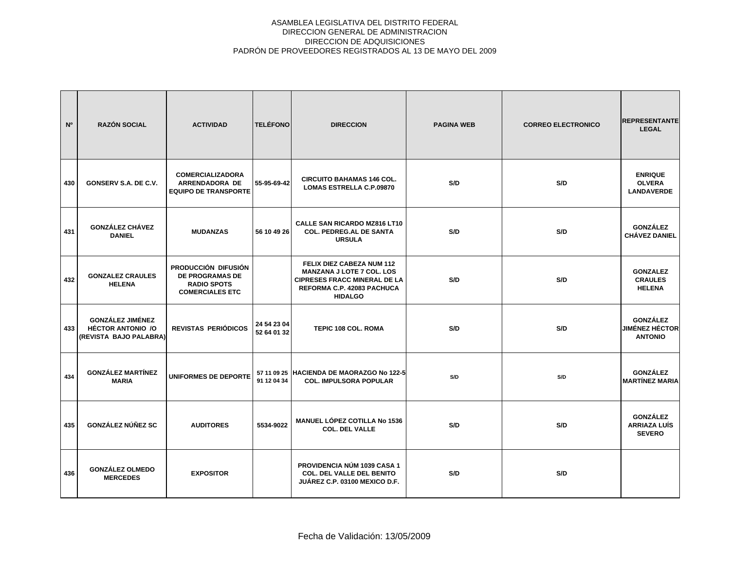ASAMBLEA LEGISLATIVA DEL DISTRITO FEDERAL
DIRECCION GENERAL DE ADMINISTRACION
DIRECCION DE ADQUISICIONES
PADRÓN DE PROVEEDORES REGISTRADOS AL 13 DE MAYO DEL 2009

| Nº | RAZÓN SOCIAL | ACTIVIDAD | TELÉFONO | DIRECCION | PAGINA WEB | CORREO ELECTRONICO | REPRESENTANTE LEGAL |
|---|---|---|---|---|---|---|---|
| 430 | GONSERV S.A. DE C.V. | COMERCIALIZADORA ARRENDADORA DE EQUIPO DE TRANSPORTE | 55-95-69-42 | CIRCUITO BAHAMAS 146 COL. LOMAS ESTRELLA C.P.09870 | S/D | S/D | ENRIQUE OLVERA LANDAVERDE |
| 431 | GONZÁLEZ CHÁVEZ DANIEL | MUDANZAS | 56 10 49 26 | CALLE SAN RICARDO MZ816 LT10 COL. PEDREG.AL DE SANTA URSULA | S/D | S/D | GONZÁLEZ CHÁVEZ DANIEL |
| 432 | GONZALEZ CRAULES HELENA | PRODUCCIÓN DIFUSIÓN DE PROGRAMAS DE RADIO SPOTS COMERCIALES ETC | | FELIX DIEZ CABEZA NUM 112 MANZANA J LOTE 7 COL. LOS CIPRESES FRACC MINERAL DE LA REFORMA C.P. 42083 PACHUCA HIDALGO | S/D | S/D | GONZALEZ CRAULES HELENA |
| 433 | GONZÁLEZ JIMÉNEZ HÉCTOR ANTONIO /O (REVISTA BAJO PALABRA) | REVISTAS PERIÓDICOS | 24 54 23 04 52 64 01 32 | TEPIC 108 COL. ROMA | S/D | S/D | GONZÁLEZ JIMÉNEZ HÉCTOR ANTONIO |
| 434 | GONZÁLEZ MARTÍNEZ MARIA | UNIFORMES DE DEPORTE | 57 11 09 25 91 12 04 34 | HACIENDA DE MAORAZGO No 122-5 COL. IMPULSORA POPULAR | S/D | S/D | GONZÁLEZ MARTÍNEZ MARIA |
| 435 | GONZÁLEZ NÚÑEZ SC | AUDITORES | 5534-9022 | MANUEL LÓPEZ COTILLA No 1536 COL. DEL VALLE | S/D | S/D | GONZÁLEZ ARRIAZA LUÍS SEVERO |
| 436 | GONZÁLEZ OLMEDO MERCEDES | EXPOSITOR | | PROVIDENCIA NÚM 1039 CASA 1 COL. DEL VALLE DEL BENITO JUÁREZ C.P. 03100 MEXICO D.F. | S/D | S/D | |

Fecha de Validación: 13/05/2009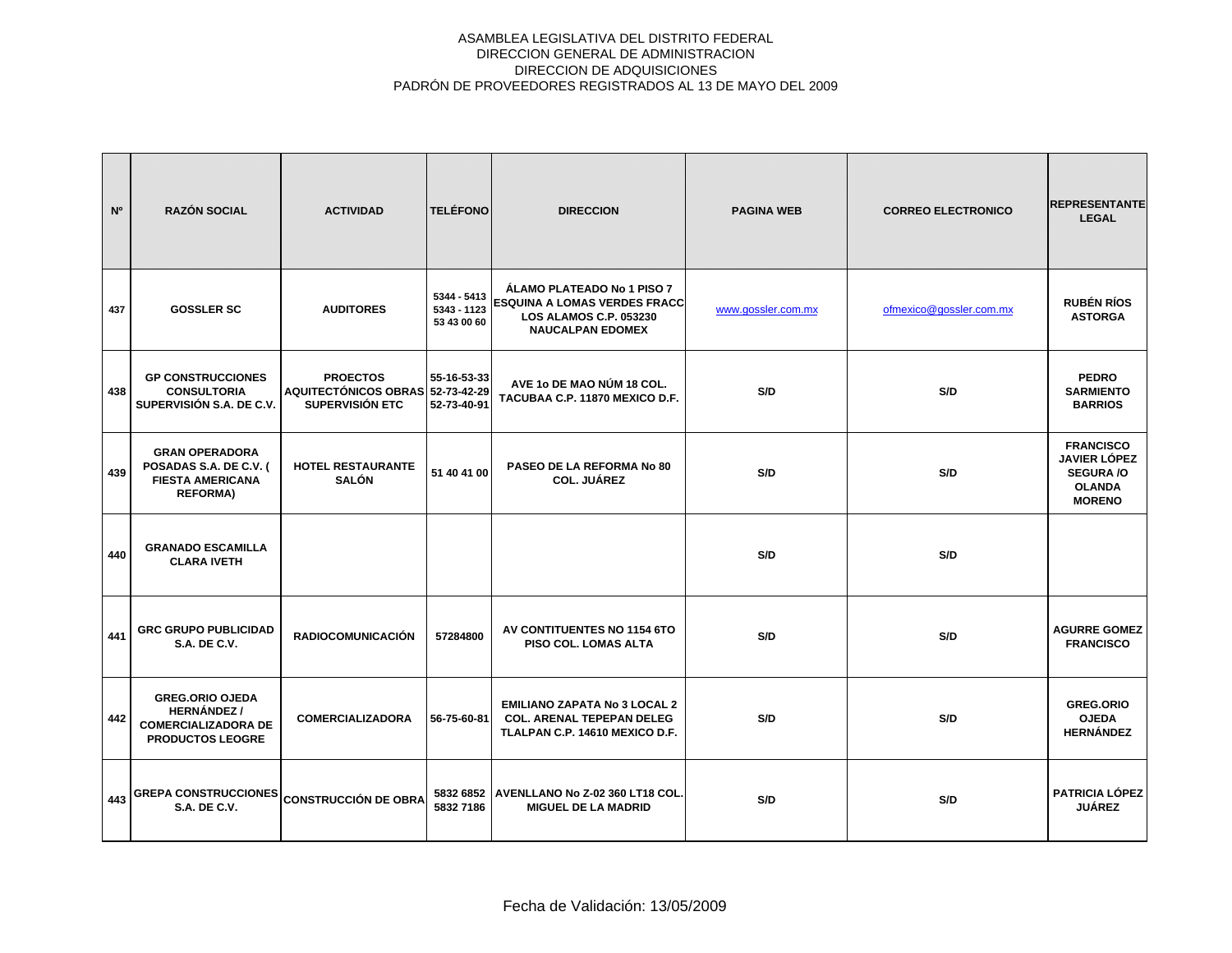ASAMBLEA LEGISLATIVA DEL DISTRITO FEDERAL
DIRECCION GENERAL DE ADMINISTRACION
DIRECCION DE ADQUISICIONES
PADRÓN DE PROVEEDORES REGISTRADOS AL 13 DE MAYO DEL 2009

| Nº | RAZÓN SOCIAL | ACTIVIDAD | TELÉFONO | DIRECCION | PAGINA WEB | CORREO ELECTRONICO | REPRESENTANTE LEGAL |
|---|---|---|---|---|---|---|---|
| 437 | GOSSLER SC | AUDITORES | 5344 - 5413 5343 - 1123 53 43 00 60 | ÁLAMO PLATEADO No 1 PISO 7 ESQUINA A LOMAS VERDES FRACC LOS ALAMOS C.P. 053230 NAUCALPAN EDOMEX | www.gossler.com.mx | ofmexico@gossler.com.mx | RUBÉN RÍOS ASTORGA |
| 438 | GP CONSTRUCCIONES CONSULTORIA SUPERVISIÓN S.A. DE C.V. | PROECTOS AQUITECTÓNICOS OBRAS SUPERVISIÓN ETC | 55-16-53-33 52-73-42-29 52-73-40-91 | AVE 1o DE MAO NÚM 18 COL. TACUBAA C.P. 11870 MEXICO D.F. | S/D | S/D | PEDRO SARMIENTO BARRIOS |
| 439 | GRAN OPERADORA POSADAS S.A. DE C.V. ( FIESTA AMERICANA REFORMA) | HOTEL RESTAURANTE SALÓN | 51 40 41 00 | PASEO DE LA REFORMA No 80 COL. JUÁREZ | S/D | S/D | FRANCISCO JAVIER LÓPEZ SEGURA /O OLANDA MORENO |
| 440 | GRANADO ESCAMILLA CLARA IVETH | | | | S/D | S/D | |
| 441 | GRC GRUPO PUBLICIDAD S.A. DE C.V. | RADIOCOMUNICACIÓN | 57284800 | AV CONTITUENTES NO 1154 6TO PISO COL. LOMAS ALTA | S/D | S/D | AGURRE GOMEZ FRANCISCO |
| 442 | GREG.ORIO OJEDA HERNÁNDEZ / COMERCIALIZADORA DE PRODUCTOS LEOGRE | COMERCIALIZADORA | 56-75-60-81 | EMILIANO ZAPATA No 3 LOCAL 2 COL. ARENAL TEPEPAN DELEG TLALPAN C.P. 14610 MEXICO D.F. | S/D | S/D | GREG.ORIO OJEDA HERNÁNDEZ |
| 443 | GREPA CONSTRUCCIONES S.A. DE C.V. | CONSTRUCCIÓN DE OBRA | 5832 6852 5832 7186 | AVENLLANO No Z-02 360 LT18 COL. MIGUEL DE LA MADRID | S/D | S/D | PATRICIA LÓPEZ JUÁREZ |

Fecha de Validación: 13/05/2009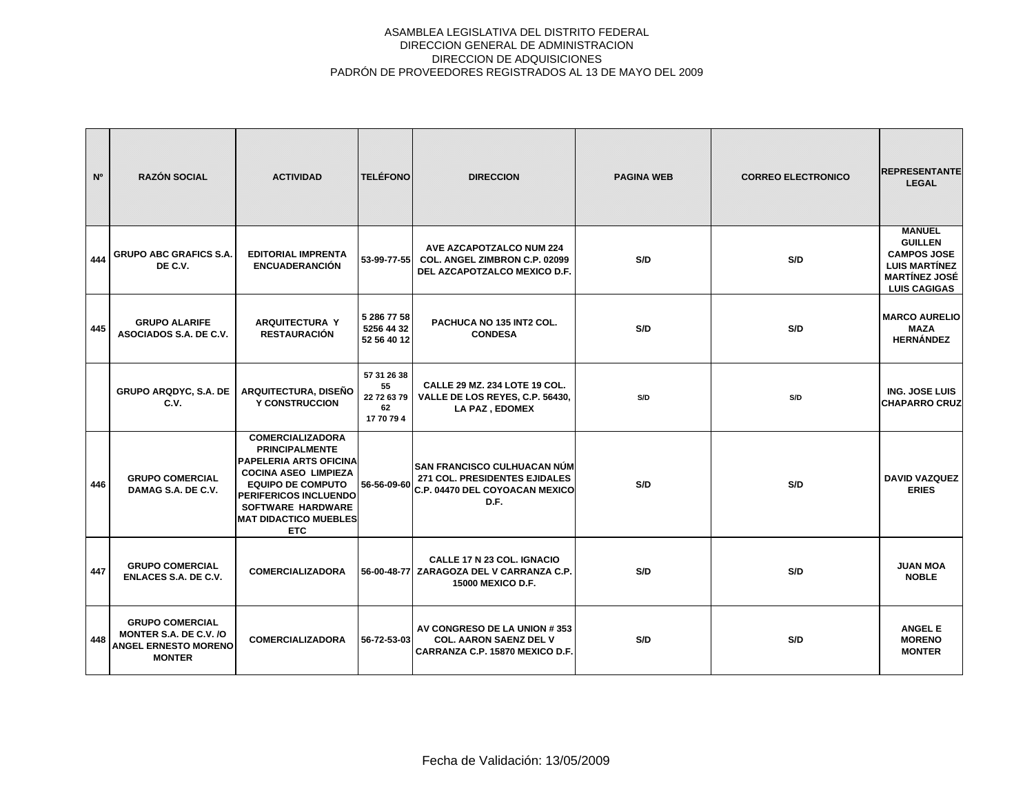ASAMBLEA LEGISLATIVA DEL DISTRITO FEDERAL
DIRECCION GENERAL DE ADMINISTRACION
DIRECCION DE ADQUISICIONES
PADRÓN DE PROVEEDORES REGISTRADOS AL 13 DE MAYO DEL 2009

| Nº | RAZÓN SOCIAL | ACTIVIDAD | TELÉFONO | DIRECCION | PAGINA WEB | CORREO ELECTRONICO | REPRESENTANTE LEGAL |
|---|---|---|---|---|---|---|---|
| 444 | GRUPO ABC GRAFICS S.A. DE C.V. | EDITORIAL IMPRENTA ENCUADERANCIÓN | 53-99-77-55 | AVE AZCAPOTZALCO NUM 224 COL. ANGEL ZIMBRON C.P. 02099 DEL AZCAPOTZALCO MEXICO D.F. | S/D | S/D | MANUEL GUILLEN CAMPOS JOSE LUIS MARTÍNEZ MARTÍNEZ JOSÉ LUIS CAGIGAS |
| 445 | GRUPO ALARIFE ASOCIADOS S.A. DE C.V. | ARQUITECTURA Y RESTAURACIÓN | 5 286 77 58 5256 44 32 52 56 40 12 | PACHUCA NO 135 INT2 COL. CONDESA | S/D | S/D | MARCO AURELIO MAZA HERNÁNDEZ |
| | GRUPO ARQDYC, S.A. DE C.V. | ARQUITECTURA, DISEÑO Y CONSTRUCCION | 57 31 26 38 55 22 72 63 79 62 17 70 79 4 | CALLE 29 MZ. 234 LOTE 19 COL. VALLE DE LOS REYES, C.P. 56430, LA PAZ , EDOMEX | S/D | S/D | ING. JOSE LUIS CHAPARRO CRUZ |
| 446 | GRUPO COMERCIAL DAMAG S.A. DE C.V. | COMERCIALIZADORA PRINCIPALMENTE PAPELERIA ARTS OFICINA COCINA ASEO LIMPIEZA EQUIPO DE COMPUTO PERIFERICOS INCLUENDO SOFTWARE HARDWARE MAT DIDACTICO MUEBLES ETC | 56-56-09-60 | SAN FRANCISCO CULHUACAN NÚM 271 COL. PRESIDENTES EJIDALES C.P. 04470 DEL COYOACAN MEXICO D.F. | S/D | S/D | DAVID VAZQUEZ ERIES |
| 447 | GRUPO COMERCIAL ENLACES S.A. DE C.V. | COMERCIALIZADORA | 56-00-48-77 | CALLE 17 N 23 COL. IGNACIO ZARAGOZA DEL V CARRANZA C.P. 15000 MEXICO D.F. | S/D | S/D | JUAN MOA NOBLE |
| 448 | GRUPO COMERCIAL MONTER S.A. DE C.V. /O ANGEL ERNESTO MORENO MONTER | COMERCIALIZADORA | 56-72-53-03 | AV CONGRESO DE LA UNION # 353 COL. AARON SAENZ DEL V CARRANZA C.P. 15870 MEXICO D.F. | S/D | S/D | ANGEL E MORENO MONTER |

Fecha de Validación: 13/05/2009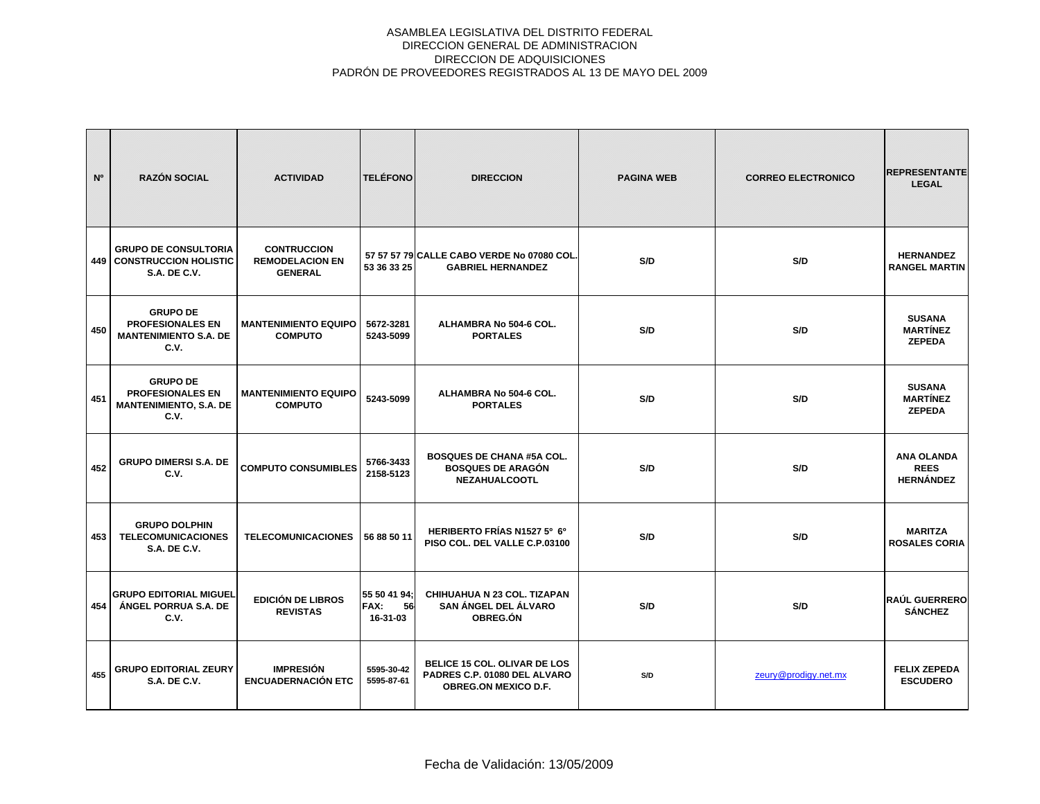ASAMBLEA LEGISLATIVA DEL DISTRITO FEDERAL
DIRECCION GENERAL DE ADMINISTRACION
DIRECCION DE ADQUISICIONES
PADRÓN DE PROVEEDORES REGISTRADOS AL 13 DE MAYO DEL 2009

| Nº | RAZÓN SOCIAL | ACTIVIDAD | TELÉFONO | DIRECCION | PAGINA WEB | CORREO ELECTRONICO | REPRESENTANTE LEGAL |
|---|---|---|---|---|---|---|---|
| 449 | GRUPO DE CONSULTORIA CONSTRUCCION HOLISTIC S.A. DE C.V. | CONTRUCCION REMODELACION EN GENERAL | 57 57 57 79 53 36 33 25 | CALLE CABO VERDE No 07080 COL. GABRIEL HERNANDEZ | S/D | S/D | HERNANDEZ RANGEL MARTIN |
| 450 | GRUPO DE PROFESIONALES EN MANTENIMIENTO S.A. DE C.V. | MANTENIMIENTO EQUIPO COMPUTO | 5672-3281 5243-5099 | ALHAMBRA No 504-6 COL. PORTALES | S/D | S/D | SUSANA MARTÍNEZ ZEPEDA |
| 451 | GRUPO DE PROFESIONALES EN MANTENIMIENTO, S.A. DE C.V. | MANTENIMIENTO EQUIPO COMPUTO | 5243-5099 | ALHAMBRA No 504-6 COL. PORTALES | S/D | S/D | SUSANA MARTÍNEZ ZEPEDA |
| 452 | GRUPO DIMERSI S.A. DE C.V. | COMPUTO CONSUMIBLES | 5766-3433 2158-5123 | BOSQUES DE CHANA #5A COL. BOSQUES DE ARAGÓN NEZAHUALCOOTL | S/D | S/D | ANA OLANDA REES HERNÁNDEZ |
| 453 | GRUPO DOLPHIN TELECOMUNICACIONES S.A. DE C.V. | TELECOMUNICACIONES | 56 88 50 11 | HERIBERTO FRÍAS N1527 5º 6º PISO COL. DEL VALLE C.P.03100 | S/D | S/D | MARITZA ROSALES CORIA |
| 454 | GRUPO EDITORIAL MIGUEL ÁNGEL PORRUA S.A. DE C.V. | EDICIÓN DE LIBROS REVISTAS | 55 50 41 94; FAX: 56-16-31-03 | CHIHUAHUA N 23 COL. TIZAPAN SAN ÁNGEL DEL ÁLVARO OBREG.ÓN | S/D | S/D | RAÚL GUERRERO SÁNCHEZ |
| 455 | GRUPO EDITORIAL ZEURY S.A. DE C.V. | IMPRESIÓN ENCUADERNACIÓN ETC | 5595-30-42 5595-87-61 | BELICE 15 COL. OLIVAR DE LOS PADRES C.P. 01080 DEL ALVARO OBREG.ON MEXICO D.F. | S/D | zeury@prodigy.net.mx | FELIX ZEPEDA ESCUDERO |

Fecha de Validación: 13/05/2009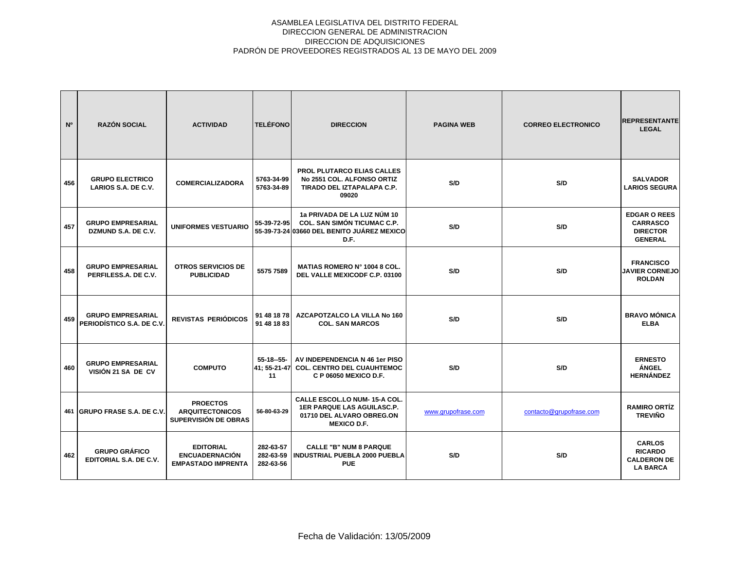ASAMBLEA LEGISLATIVA DEL DISTRITO FEDERAL
DIRECCION GENERAL DE ADMINISTRACION
DIRECCION DE ADQUISICIONES
PADRÓN DE PROVEEDORES REGISTRADOS AL 13 DE MAYO DEL 2009

| Nº | RAZÓN SOCIAL | ACTIVIDAD | TELÉFONO | DIRECCION | PAGINA WEB | CORREO ELECTRONICO | REPRESENTANTE LEGAL |
|---|---|---|---|---|---|---|---|
| 456 | GRUPO ELECTRICO LARIOS S.A. DE C.V. | COMERCIALIZADORA | 5763-34-99 5763-34-89 | PROL PLUTARCO ELIAS CALLES No 2551 COL. ALFONSO ORTIZ TIRADO DEL IZTAPALAPA C.P. 09020 | S/D | S/D | SALVADOR LARIOS SEGURA |
| 457 | GRUPO EMPRESARIAL DZMUND S.A. DE C.V. | UNIFORMES VESTUARIO | 55-39-72-95 55-39-73-24 | 1a PRIVADA DE LA LUZ NÚM 10 COL. SAN SIMÓN TICUMAC C.P. 03660 DEL BENITO JUÁREZ MEXICO D.F. | S/D | S/D | EDGAR O REES CARRASCO DIRECTOR GENERAL |
| 458 | GRUPO EMPRESARIAL PERFILESS.A. DE C.V. | OTROS SERVICIOS DE PUBLICIDAD | 5575 7589 | MATIAS ROMERO N° 1004 8 COL. DEL VALLE MEXICODF C.P. 03100 | S/D | S/D | FRANCISCO JAVIER CORNEJO ROLDAN |
| 459 | GRUPO EMPRESARIAL PERIODÍSTICO S.A. DE C.V. | REVISTAS PERIÓDICOS | 91 48 18 78 91 48 18 83 | AZCAPOTZALCO LA VILLA No 160 COL. SAN MARCOS | S/D | S/D | BRAVO MÓNICA ELBA |
| 460 | GRUPO EMPRESARIAL VISIÓN 21 SA DE CV | COMPUTO | 55-18--55-41; 55-21-47 11 | AV INDEPENDENCIA N 46 1er PISO COL. CENTRO DEL CUAUHTEMOC C P 06050 MEXICO D.F. | S/D | S/D | ERNESTO ÁNGEL HERNÁNDEZ |
| 461 | GRUPO FRASE S.A. DE C.V. | PROECTOS ARQUITECTONICOS SUPERVISIÓN DE OBRAS | 56-80-63-29 | CALLE ESCOL.LO NUM- 15-A COL. 1ER PARQUE LAS AGUILASC.P. 01710 DEL ALVARO OBREG.ON MEXICO D.F. | www.grupofrase.com | contacto@grupofrase.com | RAMIRO ORTÍZ TREVIÑO |
| 462 | GRUPO GRÁFICO EDITORIAL S.A. DE C.V. | EDITORIAL ENCUADERNACIÓN EMPASTADO IMPRENTA | 282-63-57 282-63-59 282-63-56 | CALLE "B" NUM 8 PARQUE INDUSTRIAL PUEBLA 2000 PUEBLA PUE | S/D | S/D | CARLOS RICARDO CALDERON DE LA BARCA |

Fecha de Validación: 13/05/2009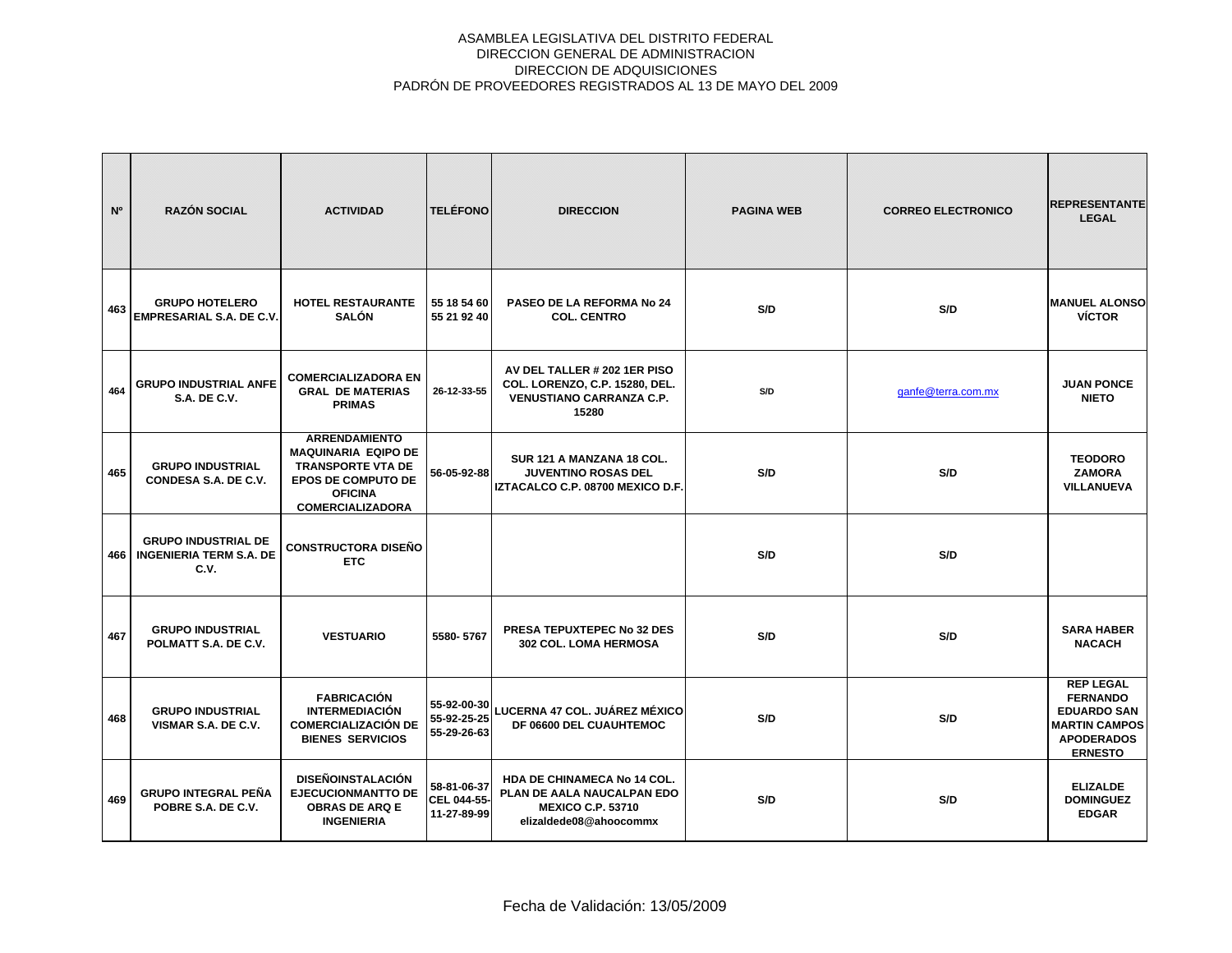ASAMBLEA LEGISLATIVA DEL DISTRITO FEDERAL
DIRECCION GENERAL DE ADMINISTRACION
DIRECCION DE ADQUISICIONES
PADRÓN DE PROVEEDORES REGISTRADOS AL 13 DE MAYO DEL 2009

| Nº | RAZÓN SOCIAL | ACTIVIDAD | TELÉFONO | DIRECCION | PAGINA WEB | CORREO ELECTRONICO | REPRESENTANTE LEGAL |
|---|---|---|---|---|---|---|---|
| 463 | GRUPO HOTELERO EMPRESARIAL S.A. DE C.V. | HOTEL RESTAURANTE SALÓN | 55 18 54 60 55 21 92 40 | PASEO DE LA REFORMA No 24 COL. CENTRO | S/D | S/D | MANUEL ALONSO VÍCTOR |
| 464 | GRUPO INDUSTRIAL ANFE S.A. DE C.V. | COMERCIALIZADORA EN GRAL DE MATERIAS PRIMAS | 26-12-33-55 | AV DEL TALLER # 202 1ER PISO COL. LORENZO, C.P. 15280, DEL. VENUSTIANO CARRANZA C.P. 15280 | S/D | ganfe@terra.com.mx | JUAN PONCE NIETO |
| 465 | GRUPO INDUSTRIAL CONDESA S.A. DE C.V. | ARRENDAMIENTO MAQUINARIA EQIPO DE TRANSPORTE VTA DE EPOS DE COMPUTO DE OFICINA COMERCIALIZADORA | 56-05-92-88 | SUR 121 A MANZANA 18 COL. JUVENTINO ROSAS DEL IZTACALCO C.P. 08700 MEXICO D.F. | S/D | S/D | TEODORO ZAMORA VILLANUEVA |
| 466 | GRUPO INDUSTRIAL DE INGENIERIA TERM S.A. DE C.V. | CONSTRUCTORA DISEÑO ETC | | | S/D | S/D | |
| 467 | GRUPO INDUSTRIAL POLMATT S.A. DE C.V. | VESTUARIO | 5580- 5767 | PRESA TEPUXTEPEC No 32 DES 302 COL. LOMA HERMOSA | S/D | S/D | SARA HABER NACACH |
| 468 | GRUPO INDUSTRIAL VISMAR S.A. DE C.V. | FABRICACIÓN INTERMEDIACIÓN COMERCIALIZACIÓN DE BIENES SERVICIOS | 55-92-00-30 55-92-25-25 55-29-26-63 | LUCERNA 47 COL. JUÁREZ MÉXICO DF 06600 DEL CUAUHTEMOC | S/D | S/D | REP LEGAL FERNANDO EDUARDO SAN MARTIN CAMPOS APODERADOS ERNESTO |
| 469 | GRUPO INTEGRAL PEÑA POBRE S.A. DE C.V. | DISEÑOINSTALACIÓN EJECUCIONMANTTO DE OBRAS DE ARQ E INGENIERIA | 58-81-06-37 CEL 044-55-11-27-89-99 | HDA DE CHINAMECA No 14 COL. PLAN DE AALA NAUCALPAN EDO MEXICO C.P. 53710 elizaldede08@ahoocommx | S/D | S/D | ELIZALDE DOMINGUEZ EDGAR |

Fecha de Validación: 13/05/2009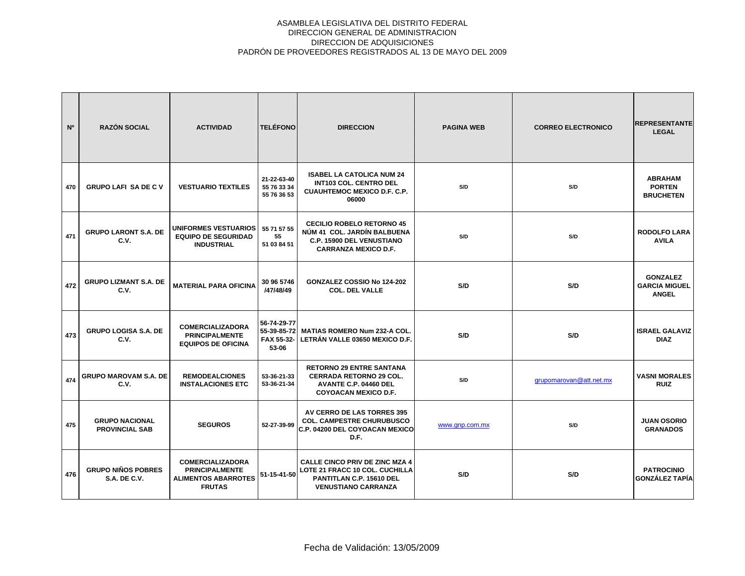ASAMBLEA LEGISLATIVA DEL DISTRITO FEDERAL
DIRECCION GENERAL DE ADMINISTRACION
DIRECCION DE ADQUISICIONES
PADRÓN DE PROVEEDORES REGISTRADOS AL 13 DE MAYO DEL 2009

| Nº | RAZÓN SOCIAL | ACTIVIDAD | TELÉFONO | DIRECCION | PAGINA WEB | CORREO ELECTRONICO | REPRESENTANTE LEGAL |
|---|---|---|---|---|---|---|---|
| 470 | GRUPO LAFI SA DE C V | VESTUARIO TEXTILES | 21-22-63-40 55 76 33 34 55 76 36 53 | ISABEL LA CATOLICA NUM 24 INT103 COL. CENTRO DEL CUAUHTEMOC MEXICO D.F. C.P. 06000 | S/D | S/D | ABRAHAM PORTEN BRUCHETEN |
| 471 | GRUPO LARONT S.A. DE C.V. | UNIFORMES VESTUARIOS EQUIPO DE SEGURIDAD INDUSTRIAL | 55 71 57 55 55 51 03 84 51 | CECILIO ROBELO RETORNO 45 NÚM 41 COL. JARDÍN BALBUENA C.P. 15900 DEL VENUSTIANO CARRANZA MEXICO D.F. | S/D | S/D | RODOLFO LARA AVILA |
| 472 | GRUPO LIZMANT S.A. DE C.V. | MATERIAL PARA OFICINA | 30 96 5746 /47/48/49 | GONZALEZ COSSIO No 124-202 COL. DEL VALLE | S/D | S/D | GONZALEZ GARCIA MIGUEL ANGEL |
| 473 | GRUPO LOGISA S.A. DE C.V. | COMERCIALIZADORA PRINCIPALMENTE EQUIPOS DE OFICINA | 56-74-29-77 55-39-85-72 FAX 55-32-53-06 | MATIAS ROMERO Num 232-A COL. LETRÁN VALLE 03650 MEXICO D.F. | S/D | S/D | ISRAEL GALAVIZ DIAZ |
| 474 | GRUPO MAROVAM S.A. DE C.V. | REMODEALCIONES INSTALACIONES ETC | 53-36-21-33 53-36-21-34 | RETORNO 29 ENTRE SANTANA CERRADA RETORNO 29 COL. AVANTE C.P. 04460 DEL COYOACAN MEXICO D.F. | S/D | grupomarovan@att.net.mx | VASNI MORALES RUIZ |
| 475 | GRUPO NACIONAL PROVINCIAL SAB | SEGUROS | 52-27-39-99 | AV CERRO DE LAS TORRES 395 COL. CAMPESTRE CHURUBUSCO C.P. 04200 DEL COYOACAN MEXICO D.F. | www.gnp.com.mx | S/D | JUAN OSORIO GRANADOS |
| 476 | GRUPO NIÑOS POBRES S.A. DE C.V. | COMERCIALIZADORA PRINCIPALMENTE ALIMENTOS ABARROTES FRUTAS | 51-15-41-50 | CALLE CINCO PRIV DE ZINC MZA 4 LOTE 21 FRACC 10 COL. CUCHILLA PANTITLAN C.P. 15610 DEL VENUSTIANO CARRANZA | S/D | S/D | PATROCINIO GONZÁLEZ TAPÍA |

Fecha de Validación: 13/05/2009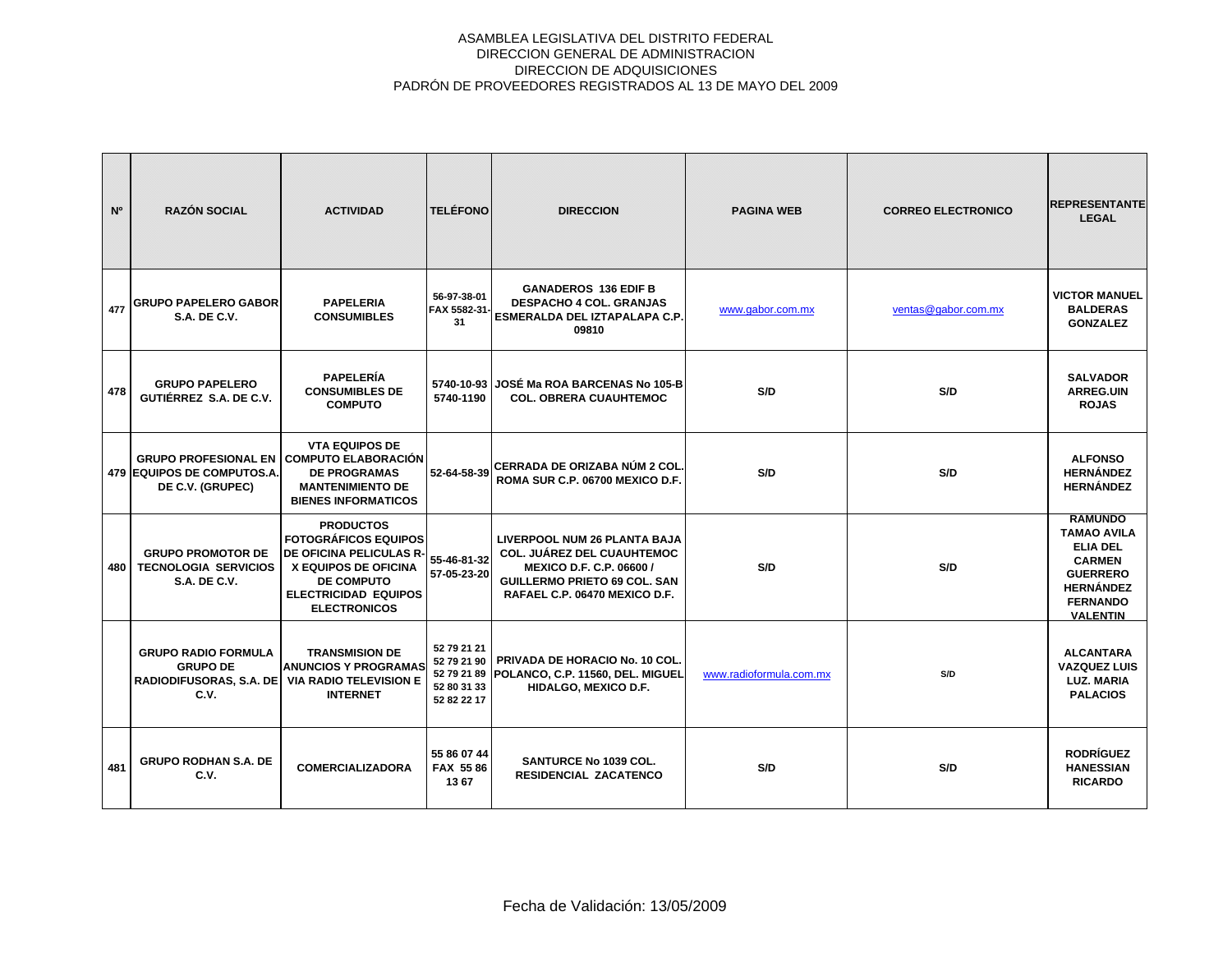ASAMBLEA LEGISLATIVA DEL DISTRITO FEDERAL
DIRECCION GENERAL DE ADMINISTRACION
DIRECCION DE ADQUISICIONES
PADRÓN DE PROVEEDORES REGISTRADOS AL 13 DE MAYO DEL 2009

| Nº | RAZÓN SOCIAL | ACTIVIDAD | TELÉFONO | DIRECCION | PAGINA WEB | CORREO ELECTRONICO | REPRESENTANTE LEGAL |
|---|---|---|---|---|---|---|---|
| 477 | GRUPO PAPELERO GABOR S.A. DE C.V. | PAPELERIA CONSUMIBLES | 56-97-38-01 FAX 5582-31-31 | GANADEROS 136 EDIF B DESPACHO 4 COL. GRANJAS ESMERALDA DEL IZTAPALAPA C.P. 09810 | www.gabor.com.mx | ventas@gabor.com.mx | VICTOR MANUEL BALDERAS GONZALEZ |
| 478 | GRUPO PAPELERO GUTIÉRREZ S.A. DE C.V. | PAPELERÍA CONSUMIBLES DE COMPUTO | 5740-10-93 5740-1190 | JOSÉ Ma ROA BARCENAS No 105-B COL. OBRERA CUAUHTEMOC | S/D | S/D | SALVADOR ARREG.UIN ROJAS |
| 479 | GRUPO PROFESIONAL EN EQUIPOS DE COMPUTOS.A. DE C.V. (GRUPEC) | VTA EQUIPOS DE COMPUTO ELABORACIÓN DE PROGRAMAS MANTENIMIENTO DE BIENES INFORMATICOS | 52-64-58-39 | CERRADA DE ORIZABA NÚM 2 COL. ROMA SUR C.P. 06700 MEXICO D.F. | S/D | S/D | ALFONSO HERNÁNDEZ HERNÁNDEZ |
| 480 | GRUPO PROMOTOR DE TECNOLOGIA SERVICIOS S.A. DE C.V. | PRODUCTOS FOTOGRÁFICOS EQUIPOS DE OFICINA PELICULAS R-X EQUIPOS DE OFICINA DE COMPUTO ELECTRICIDAD EQUIPOS ELECTRONICOS | 55-46-81-32 57-05-23-20 | LIVERPOOL NUM 26 PLANTA BAJA COL. JUÁREZ DEL CUAUHTEMOC MEXICO D.F. C.P. 06600 / GUILLERMO PRIETO 69 COL. SAN RAFAEL C.P. 06470 MEXICO D.F. | S/D | S/D | RAMUNDO TAMAO AVILA ELIA DEL CARMEN GUERRERO HERNÁNDEZ FERNANDO VALENTIN |
| | GRUPO RADIO FORMULA GRUPO DE RADIODIFUSORAS, S.A. DE C.V. | TRANSMISION DE ANUNCIOS Y PROGRAMAS VIA RADIO TELEVISION E INTERNET | 52 79 21 21 52 79 21 90 52 79 21 89 52 80 31 33 52 82 22 17 | PRIVADA DE HORACIO No. 10 COL. POLANCO, C.P. 11560, DEL. MIGUEL HIDALGO, MEXICO D.F. | www.radioformula.com.mx | S/D | ALCANTARA VAZQUEZ LUIS LUZ. MARIA PALACIOS |
| 481 | GRUPO RODHAN S.A. DE C.V. | COMERCIALIZADORA | 55 86 07 44 FAX 55 86 13 67 | SANTURCE No 1039 COL. RESIDENCIAL ZACATENCO | S/D | S/D | RODRÍGUEZ HANESSIAN RICARDO |

Fecha de Validación: 13/05/2009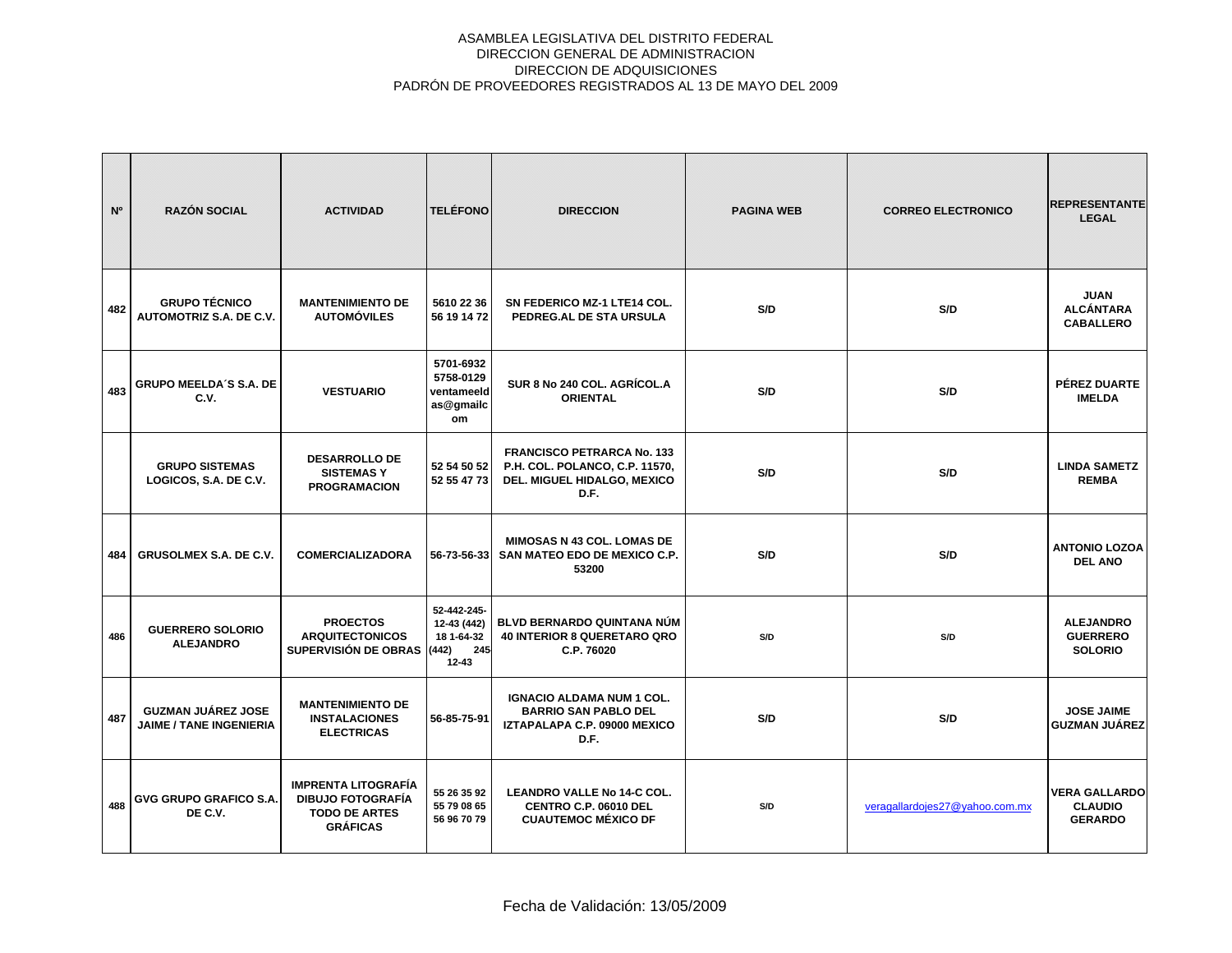ASAMBLEA LEGISLATIVA DEL DISTRITO FEDERAL
DIRECCION GENERAL DE ADMINISTRACION
DIRECCION DE ADQUISICIONES
PADRÓN DE PROVEEDORES REGISTRADOS AL 13 DE MAYO DEL 2009

| Nº | RAZÓN SOCIAL | ACTIVIDAD | TELÉFONO | DIRECCION | PAGINA WEB | CORREO ELECTRONICO | REPRESENTANTE LEGAL |
|---|---|---|---|---|---|---|---|
| 482 | GRUPO TÉCNICO AUTOMOTRIZ S.A. DE C.V. | MANTENIMIENTO DE AUTOMÓVILES | 5610 22 36 56 19 14 72 | SN FEDERICO MZ-1 LTE14 COL. PEDREG.AL DE STA URSULA | S/D | S/D | JUAN ALCÁNTARA CABALLERO |
| 483 | GRUPO MEELDA´S S.A. DE C.V. | VESTUARIO | 5701-6932 5758-0129 ventameeldas@gmailcom | SUR 8 No 240 COL. AGRÍCOL.A ORIENTAL | S/D | S/D | PÉREZ DUARTE IMELDA |
| | GRUPO SISTEMAS LOGICOS, S.A. DE C.V. | DESARROLLO DE SISTEMAS Y PROGRAMACION | 52 54 50 52 52 55 47 73 | FRANCISCO PETRARCA No. 133 P.H. COL. POLANCO, C.P. 11570, DEL. MIGUEL HIDALGO, MEXICO D.F. | S/D | S/D | LINDA SAMETZ REMBA |
| 484 | GRUSOLMEX S.A. DE C.V. | COMERCIALIZADORA | 56-73-56-33 | MIMOSAS N 43 COL. LOMAS DE SAN MATEO EDO DE MEXICO C.P. 53200 | S/D | S/D | ANTONIO LOZOA DEL ANO |
| 486 | GUERRERO SOLORIO ALEJANDRO | PROECTOS ARQUITECTONICOS SUPERVISIÓN DE OBRAS | 52-442-245-12-43 (442) 18 1-64-32 (442) 245 12-43 | BLVD BERNARDO QUINTANA NÚM 40 INTERIOR 8 QUERETARO QRO C.P. 76020 | S/D | S/D | ALEJANDRO GUERRERO SOLORIO |
| 487 | GUZMAN JUÁREZ JOSE JAIME / TANE INGENIERIA | MANTENIMIENTO DE INSTALACIONES ELECTRICAS | 56-85-75-91 | IGNACIO ALDAMA NUM 1 COL. BARRIO SAN PABLO DEL IZTAPALAPA C.P. 09000 MEXICO D.F. | S/D | S/D | JOSE JAIME GUZMAN JUÁREZ |
| 488 | GVG GRUPO GRAFICO S.A. DE C.V. | IMPRENTA LITOGRAFÍA DIBUJO FOTOGRAFÍA TODO DE ARTES GRÁFICAS | 55 26 35 92 55 79 08 65 56 96 70 79 | LEANDRO VALLE No 14-C COL. CENTRO C.P. 06010 DEL CUAUTEMOC MÉXICO DF | S/D | veragallardojes27@yahoo.com.mx | VERA GALLARDO CLAUDIO GERARDO |

Fecha de Validación: 13/05/2009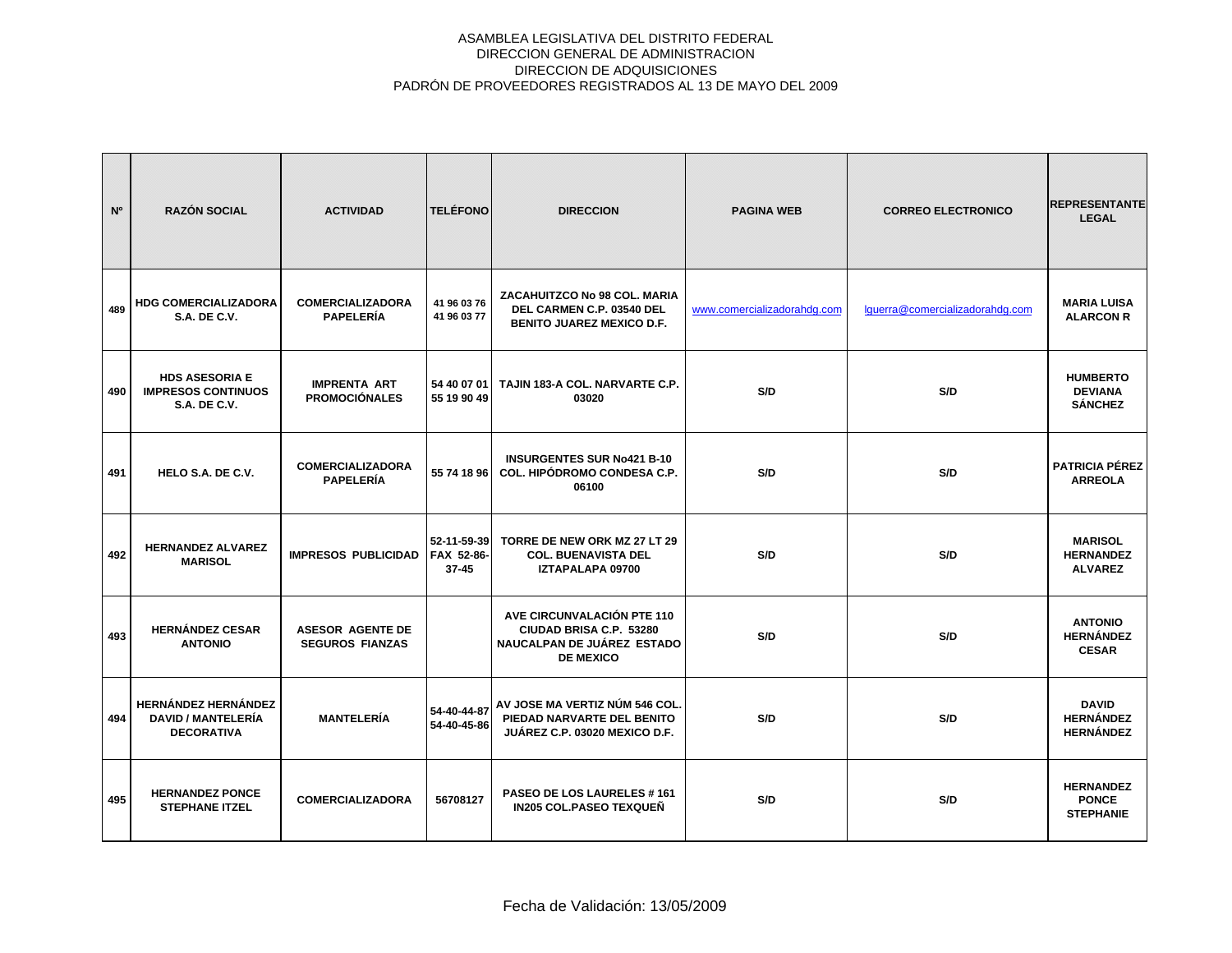ASAMBLEA LEGISLATIVA DEL DISTRITO FEDERAL
DIRECCION GENERAL DE ADMINISTRACION
DIRECCION DE ADQUISICIONES
PADRÓN DE PROVEEDORES REGISTRADOS AL 13 DE MAYO DEL 2009

| Nº | RAZÓN SOCIAL | ACTIVIDAD | TELÉFONO | DIRECCION | PAGINA WEB | CORREO ELECTRONICO | REPRESENTANTE LEGAL |
|---|---|---|---|---|---|---|---|
| 489 | HDG COMERCIALIZADORA S.A. DE C.V. | COMERCIALIZADORA PAPELERÍA | 41 96 03 76 41 96 03 77 | ZACAHUITZCO No 98 COL. MARIA DEL CARMEN C.P. 03540 DEL BENITO JUAREZ MEXICO D.F. | www.comercializadorahdg.com | lguerra@comercializadorahdg.com | MARIA LUISA ALARCON R |
| 490 | HDS ASESORIA E IMPRESOS CONTINUOS S.A. DE C.V. | IMPRENTA ART PROMOCIÓNALES | 54 40 07 01 55 19 90 49 | TAJIN 183-A COL. NARVARTE C.P. 03020 | S/D | S/D | HUMBERTO DEVIANA SÁNCHEZ |
| 491 | HELO S.A. DE C.V. | COMERCIALIZADORA PAPELERÍA | 55 74 18 96 | INSURGENTES SUR No421 B-10 COL. HIPÓDROMO CONDESA C.P. 06100 | S/D | S/D | PATRICIA PÉREZ ARREOLA |
| 492 | HERNANDEZ ALVAREZ MARISOL | IMPRESOS PUBLICIDAD | 52-11-59-39 FAX 52-86-37-45 | TORRE DE NEW ORK MZ 27 LT 29 COL. BUENAVISTA DEL IZTAPALAPA 09700 | S/D | S/D | MARISOL HERNANDEZ ALVAREZ |
| 493 | HERNÁNDEZ CESAR ANTONIO | ASESOR AGENTE DE SEGUROS FIANZAS | | AVE CIRCUNVALACIÓN PTE 110 CIUDAD BRISA C.P. 53280 NAUCALPAN DE JUÁREZ ESTADO DE MEXICO | S/D | S/D | ANTONIO HERNÁNDEZ CESAR |
| 494 | HERNÁNDEZ HERNÁNDEZ DAVID / MANTELERÍA DECORATIVA | MANTELERÍA | 54-40-44-87 54-40-45-86 | AV JOSE MA VERTIZ NÚM 546 COL. PIEDAD NARVARTE DEL BENITO JUÁREZ C.P. 03020 MEXICO D.F. | S/D | S/D | DAVID HERNÁNDEZ HERNÁNDEZ |
| 495 | HERNANDEZ PONCE STEPHANE ITZEL | COMERCIALIZADORA | 56708127 | PASEO DE LOS LAURELES # 161 IN205 COL.PASEO TEXQUEÑ | S/D | S/D | HERNANDEZ PONCE STEPHANIE |

Fecha de Validación: 13/05/2009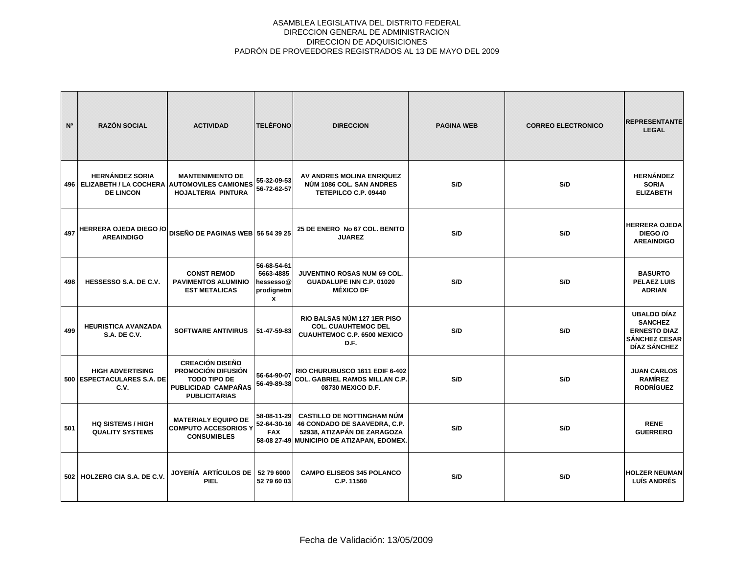ASAMBLEA LEGISLATIVA DEL DISTRITO FEDERAL
DIRECCION GENERAL DE ADMINISTRACION
DIRECCION DE ADQUISICIONES
PADRÓN DE PROVEEDORES REGISTRADOS AL 13 DE MAYO DEL 2009

| Nº | RAZÓN SOCIAL | ACTIVIDAD | TELÉFONO | DIRECCION | PAGINA WEB | CORREO ELECTRONICO | REPRESENTANTE LEGAL |
|---|---|---|---|---|---|---|---|
| 496 | HERNÁNDEZ SORIA ELIZABETH / LA COCHERA DE LINCON | MANTENIMIENTO DE AUTOMOVILES CAMIONES HOJALTERIA PINTURA | 55-32-09-53 56-72-62-57 | AV ANDRES MOLINA ENRIQUEZ NÚM 1086 COL. SAN ANDRES TETEPILCO C.P. 09440 | S/D | S/D | HERNÁNDEZ SORIA ELIZABETH |
| 497 | HERRERA OJEDA DIEGO /O AREAINDIGO | DISEÑO DE PAGINAS WEB | 56 54 39 25 | 25 DE ENERO No 67 COL. BENITO JUAREZ | S/D | S/D | HERRERA OJEDA DIEGO /O AREAINDIGO |
| 498 | HESSESSO S.A. DE C.V. | CONST REMOD PAVIMENTOS ALUMINIO EST METALICAS | 56-68-54-61 5663-4885 hessesso@prodignetmx | JUVENTINO ROSAS NUM 69 COL. GUADALUPE INN C.P. 01020 MÉXICO DF | S/D | S/D | BASURTO PELAEZ LUIS ADRIAN |
| 499 | HEURISTICA AVANZADA S.A. DE C.V. | SOFTWARE ANTIVIRUS | 51-47-59-83 | RIO BALSAS NÚM 127 1ER PISO COL. CUAUHTEMOC DEL CUAUHTEMOC C.P. 6500 MEXICO D.F. | S/D | S/D | UBALDO DÍAZ SANCHEZ ERNESTO DIAZ SÁNCHEZ CESAR DÍAZ SÁNCHEZ |
| 500 | HIGH ADVERTISING ESPECTACULARES S.A. DE C.V. | CREACIÓN DISEÑO PROMOCIÓN DIFUSIÓN TODO TIPO DE PUBLICIDAD CAMPAÑAS PUBLICITARIAS | 56-64-90-07 56-49-89-38 | RIO CHURUBUSCO 1611 EDIF 6-402 COL. GABRIEL RAMOS MILLAN C.P. 08730 MEXICO D.F. | S/D | S/D | JUAN CARLOS RAMÍREZ RODRÍGUEZ |
| 501 | HQ SISTEMS / HIGH QUALITY SYSTEMS | MATERIALY EQUIPO DE COMPUTO ACCESORIOS Y CONSUMIBLES | 58-08-11-29 52-64-30-16 FAX 58-08 27-49 | CASTILLO DE NOTTINGHAM NÚM 46 CONDADO DE SAAVEDRA, C.P. 52938, ATIZAPÁN DE ZARAGOZA MUNICIPIO DE ATIZAPAN, EDOMEX. | S/D | S/D | RENE GUERRERO |
| 502 | HOLZERG CIA S.A. DE C.V. | JOYERÍA ARTÍCULOS DE PIEL | 52 79 6000 52 79 60 03 | CAMPO ELISEOS 345 POLANCO C.P. 11560 | S/D | S/D | HOLZER NEUMAN LUÍS ANDRÉS |

Fecha de Validación: 13/05/2009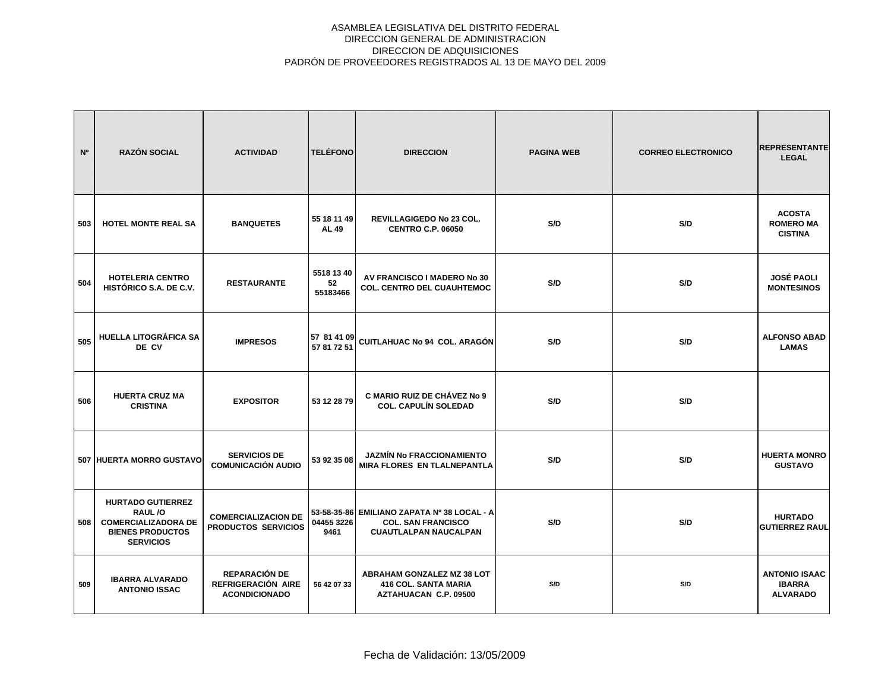ASAMBLEA LEGISLATIVA DEL DISTRITO FEDERAL
DIRECCION GENERAL DE ADMINISTRACION
DIRECCION DE ADQUISICIONES
PADRÓN DE PROVEEDORES REGISTRADOS AL 13 DE MAYO DEL 2009

| Nº | RAZÓN SOCIAL | ACTIVIDAD | TELÉFONO | DIRECCION | PAGINA WEB | CORREO ELECTRONICO | REPRESENTANTE LEGAL |
|---|---|---|---|---|---|---|---|
| 503 | HOTEL MONTE REAL SA | BANQUETES | 55 18 11 49 AL 49 | REVILLAGIGEDO No 23 COL. CENTRO C.P. 06050 | S/D | S/D | ACOSTA ROMERO MA CISTINA |
| 504 | HOTELERIA CENTRO HISTÓRICO S.A. DE C.V. | RESTAURANTE | 5518 13 40 52 55183466 | AV FRANCISCO I MADERO No 30 COL. CENTRO DEL CUAUHTEMOC | S/D | S/D | JOSÉ PAOLI MONTESINOS |
| 505 | HUELLA LITOGRÁFICA SA DE CV | IMPRESOS | 57 81 41 09 57 81 72 51 | CUITLAHUAC No 94 COL. ARAGÓN | S/D | S/D | ALFONSO ABAD LAMAS |
| 506 | HUERTA CRUZ MA CRISTINA | EXPOSITOR | 53 12 28 79 | C MARIO RUIZ DE CHÁVEZ No 9 COL. CAPULÍN SOLEDAD | S/D | S/D | |
| 507 | HUERTA MORRO GUSTAVO | SERVICIOS DE COMUNICACIÓN AUDIO | 53 92 35 08 | JAZMÍN No FRACCIONAMIENTO MIRA FLORES EN TLALNEPANTLA | S/D | S/D | HUERTA MONRO GUSTAVO |
| 508 | HURTADO GUTIERREZ RAUL /O COMERCIALIZADORA DE BIENES PRODUCTOS SERVICIOS | COMERCIALIZACION DE PRODUCTOS SERVICIOS | 53-58-35-86 04455 3226 9461 | EMILIANO ZAPATA Nº 38 LOCAL - A COL. SAN FRANCISCO CUAUTLALPAN NAUCALPAN | S/D | S/D | HURTADO GUTIERREZ RAUL |
| 509 | IBARRA ALVARADO ANTONIO ISSAC | REPARACIÓN DE REFRIGERACIÓN AIRE ACONDICIONADO | 56 42 07 33 | ABRAHAM GONZALEZ MZ 38 LOT 416 COL. SANTA MARIA AZTAHUACAN C.P. 09500 | S/D | S/D | ANTONIO ISAAC IBARRA ALVARADO |

Fecha de Validación: 13/05/2009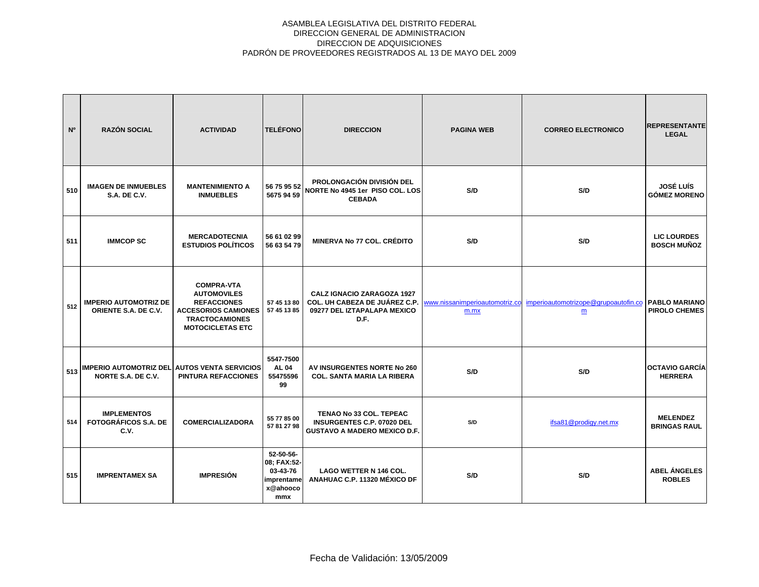ASAMBLEA LEGISLATIVA DEL DISTRITO FEDERAL
DIRECCION GENERAL DE ADMINISTRACION
DIRECCION DE ADQUISICIONES
PADRÓN DE PROVEEDORES REGISTRADOS AL 13 DE MAYO DEL 2009

| Nº | RAZÓN SOCIAL | ACTIVIDAD | TELÉFONO | DIRECCION | PAGINA WEB | CORREO ELECTRONICO | REPRESENTANTE LEGAL |
|---|---|---|---|---|---|---|---|
| 510 | IMAGEN DE INMUEBLES S.A. DE C.V. | MANTENIMIENTO A INMUEBLES | 56 75 95 52 5675 94 59 | PROLONGACIÓN DIVISIÓN DEL NORTE No 4945 1er PISO COL. LOS CEBADA | S/D | S/D | JOSÉ LUÍS GÓMEZ MORENO |
| 511 | IMMCOP SC | MERCADOTECNIA ESTUDIOS POLÍTICOS | 56 61 02 99 56 63 54 79 | MINERVA No 77 COL. CRÉDITO | S/D | S/D | LIC LOURDES BOSCH MUÑOZ |
| 512 | IMPERIO AUTOMOTRIZ DE ORIENTE S.A. DE C.V. | COMPRA-VTA AUTOMOVILES REFACCIONES ACCESORIOS CAMIONES TRACTOCAMIONES MOTOCICLETAS ETC | 57 45 13 80 57 45 13 85 | CALZ IGNACIO ZARAGOZA 1927 COL. UH CABEZA DE JUÁREZ C.P. 09277 DEL IZTAPALAPA MEXICO D.F. | www.nissanimperioautomotriz.com.mx | imperioautomotrizope@grupoautofin.com | PABLO MARIANO PIROLO CHEMES |
| 513 | IMPERIO AUTOMOTRIZ DEL NORTE S.A. DE C.V. | AUTOS VENTA SERVICIOS PINTURA REFACCIONES | 5547-7500 AL 04 55475596 99 | AV INSURGENTES NORTE No 260 COL. SANTA MARIA LA RIBERA | S/D | S/D | OCTAVIO GARCÍA HERRERA |
| 514 | IMPLEMENTOS FOTOGRÁFICOS S.A. DE C.V. | COMERCIALIZADORA | 55 77 85 00 57 81 27 98 | TENAO No 33 COL. TEPEAC INSURGENTES C.P. 07020 DEL GUSTAVO A MADERO MEXICO D.F. | S/D | ifsa81@prodigy.net.mx | MELENDEZ BRINGAS RAUL |
| 515 | IMPRENTAMEX SA | IMPRESIÓN | 52-50-56-08; FAX:52-03-43-76 imprentamex@ahoocommx | LAGO WETTER N 146 COL. ANAHUAC C.P. 11320 MÉXICO DF | S/D | S/D | ABEL ÁNGELES ROBLES |

Fecha de Validación: 13/05/2009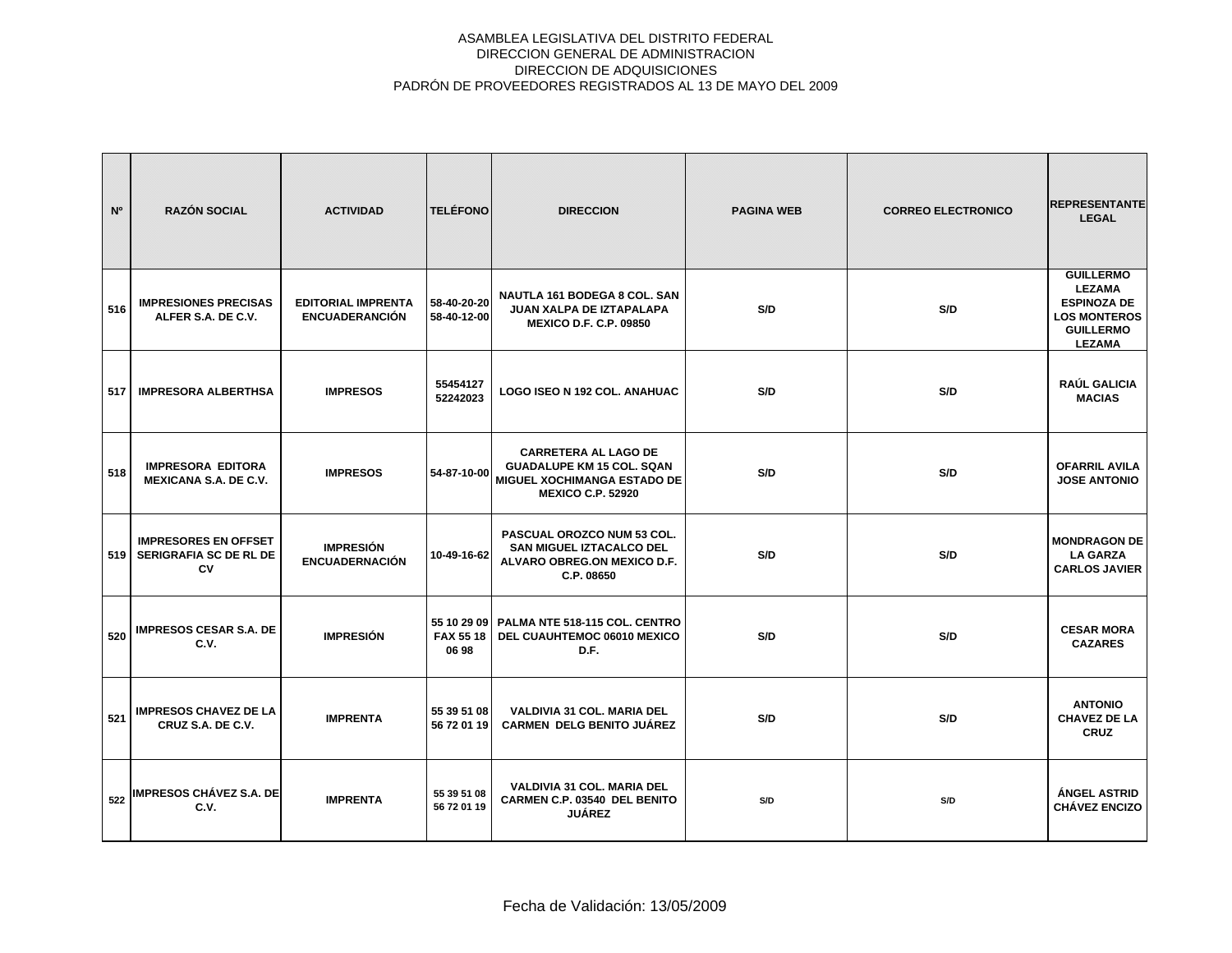ASAMBLEA LEGISLATIVA DEL DISTRITO FEDERAL
DIRECCION GENERAL DE ADMINISTRACION
DIRECCION DE ADQUISICIONES
PADRÓN DE PROVEEDORES REGISTRADOS AL 13 DE MAYO DEL 2009

| Nº | RAZÓN SOCIAL | ACTIVIDAD | TELÉFONO | DIRECCION | PAGINA WEB | CORREO ELECTRONICO | REPRESENTANTE LEGAL |
|---|---|---|---|---|---|---|---|
| 516 | IMPRESIONES PRECISAS ALFER S.A. DE C.V. | EDITORIAL IMPRENTA ENCUADERANCIÓN | 58-40-20-20 58-40-12-00 | NAUTLA 161 BODEGA 8 COL. SAN JUAN XALPA DE IZTAPALAPA MEXICO D.F. C.P. 09850 | S/D | S/D | GUILLERMO LEZAMA ESPINOZA DE LOS MONTEROS GUILLERMO LEZAMA |
| 517 | IMPRESORA ALBERTHSA | IMPRESOS | 55454127 52242023 | LOGO ISEO N 192 COL. ANAHUAC | S/D | S/D | RAÚL GALICIA MACIAS |
| 518 | IMPRESORA EDITORA MEXICANA S.A. DE C.V. | IMPRESOS | 54-87-10-00 | CARRETERA AL LAGO DE GUADALUPE KM 15 COL. SQAN MIGUEL XOCHIMANGA ESTADO DE MEXICO C.P. 52920 | S/D | S/D | OFARRIL AVILA JOSE ANTONIO |
| 519 | IMPRESORES EN OFFSET SERIGRAFIA SC DE RL DE CV | IMPRESIÓN ENCUADERNACIÓN | 10-49-16-62 | PASCUAL OROZCO NUM 53 COL. SAN MIGUEL IZTACALCO DEL ALVARO OBREG.ON MEXICO D.F. C.P. 08650 | S/D | S/D | MONDRAGON DE LA GARZA CARLOS JAVIER |
| 520 | IMPRESOS CESAR S.A. DE C.V. | IMPRESIÓN | 55 10 29 09 FAX 55 18 06 98 | PALMA NTE 518-115 COL. CENTRO DEL CUAUHTEMOC 06010 MEXICO D.F. | S/D | S/D | CESAR MORA CAZARES |
| 521 | IMPRESOS CHAVEZ DE LA CRUZ S.A. DE C.V. | IMPRENTA | 55 39 51 08 56 72 01 19 | VALDIVIA 31 COL. MARIA DEL CARMEN DELG BENITO JUÁREZ | S/D | S/D | ANTONIO CHAVEZ DE LA CRUZ |
| 522 | IMPRESOS CHÁVEZ S.A. DE C.V. | IMPRENTA | 55 39 51 08 56 72 01 19 | VALDIVIA 31 COL. MARIA DEL CARMEN C.P. 03540 DEL BENITO JUÁREZ | S/D | S/D | ÁNGEL ASTRID CHÁVEZ ENCIZO |

Fecha de Validación: 13/05/2009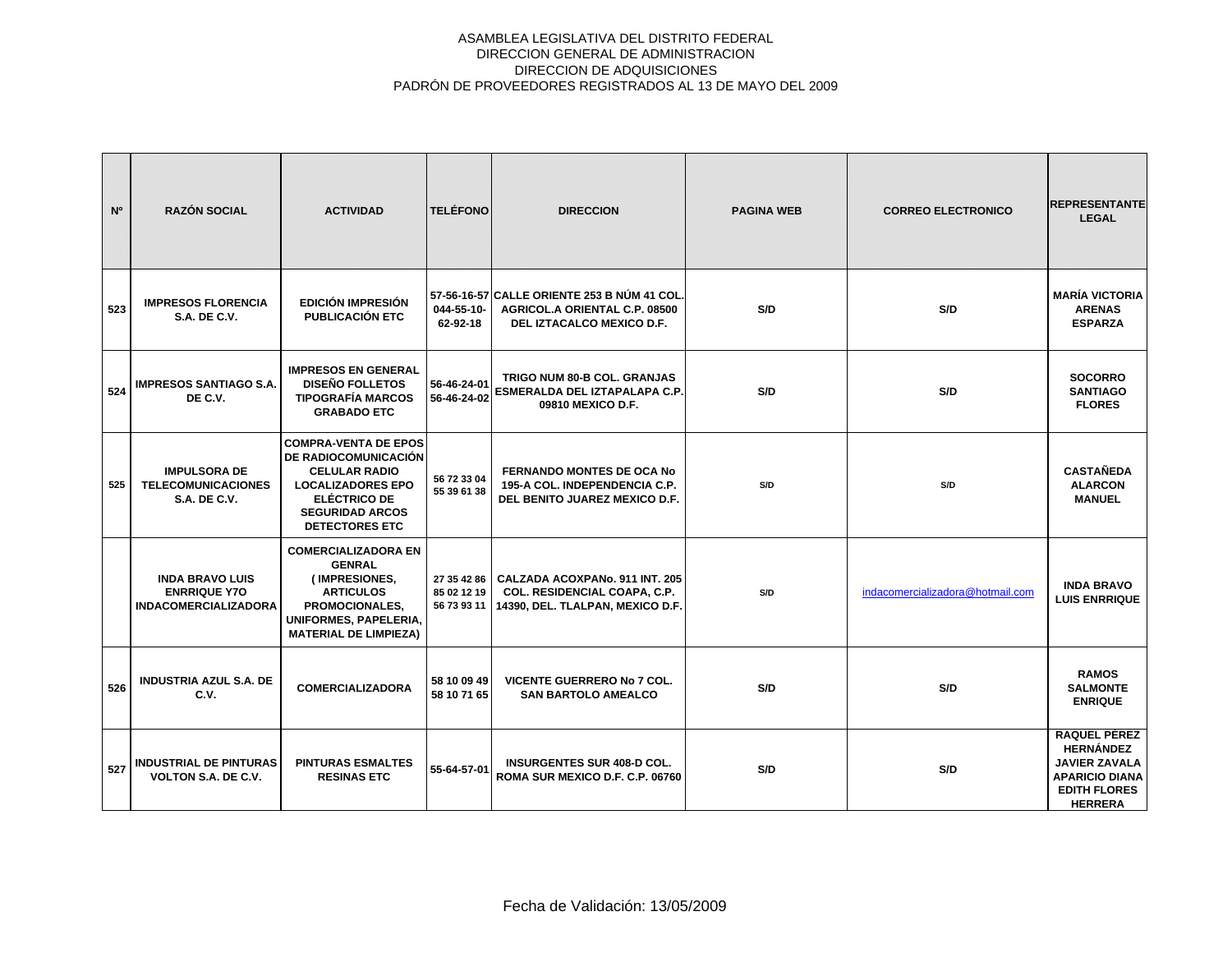ASAMBLEA LEGISLATIVA DEL DISTRITO FEDERAL
DIRECCION GENERAL DE ADMINISTRACION
DIRECCION DE ADQUISICIONES
PADRÓN DE PROVEEDORES REGISTRADOS AL 13 DE MAYO DEL 2009

| Nº | RAZÓN SOCIAL | ACTIVIDAD | TELÉFONO | DIRECCION | PAGINA WEB | CORREO ELECTRONICO | REPRESENTANTE LEGAL |
|---|---|---|---|---|---|---|---|
| 523 | IMPRESOS FLORENCIA S.A. DE C.V. | EDICIÓN IMPRESIÓN PUBLICACIÓN ETC | 57-56-16-57 044-55-10-62-92-18 | CALLE ORIENTE 253 B NÚM 41 COL. AGRICOL.A ORIENTAL C.P. 08500 DEL IZTACALCO MEXICO D.F. | S/D | S/D | MARÍA VICTORIA ARENAS ESPARZA |
| 524 | IMPRESOS SANTIAGO S.A. DE C.V. | IMPRESOS EN GENERAL DISEÑO FOLLETOS TIPOGRAFÍA MARCOS GRABADO ETC | 56-46-24-01 56-46-24-02 | TRIGO NUM 80-B COL. GRANJAS ESMERALDA DEL IZTAPALAPA C.P. 09810 MEXICO D.F. | S/D | S/D | SOCORRO SANTIAGO FLORES |
| 525 | IMPULSORA DE TELECOMUNICACIONES S.A. DE C.V. | COMPRA-VENTA DE EPOS DE RADIOCOMUNICACIÓN CELULAR RADIO LOCALIZADORES EPO ELÉCTRICO DE SEGURIDAD ARCOS DETECTORES ETC | 56 72 33 04 55 39 61 38 | FERNANDO MONTES DE OCA No 195-A COL. INDEPENDENCIA C.P. DEL BENITO JUAREZ MEXICO D.F. | S/D | S/D | CASTAÑEDA ALARCON MANUEL |
| | INDA BRAVO LUIS ENRRIQUE Y7O INDACOMERCIALIZADORA | COMERCIALIZADORA EN GENRAL ( IMPRESIONES, ARTICULOS PROMOCIONALES, UNIFORMES, PAPELERIA, MATERIAL DE LIMPIEZA) | 27 35 42 86 85 02 12 19 56 73 93 11 | CALZADA ACOXPANo. 911 INT. 205 COL. RESIDENCIAL COAPA, C.P. 14390, DEL. TLALPAN, MEXICO D.F. | S/D | indacomercializadora@hotmail.com | INDA BRAVO LUIS ENRRIQUE |
| 526 | INDUSTRIA AZUL S.A. DE C.V. | COMERCIALIZADORA | 58 10 09 49 58 10 71 65 | VICENTE GUERRERO No 7 COL. SAN BARTOLO AMEALCO | S/D | S/D | RAMOS SALMONTE ENRIQUE |
| 527 | INDUSTRIAL DE PINTURAS VOLTON S.A. DE C.V. | PINTURAS ESMALTES RESINAS ETC | 55-64-57-01 | INSURGENTES SUR 408-D COL. ROMA SUR MEXICO D.F. C.P. 06760 | S/D | S/D | RAQUEL PÉREZ HERNÁNDEZ JAVIER ZAVALA APARICIO DIANA EDITH FLORES HERRERA |

Fecha de Validación: 13/05/2009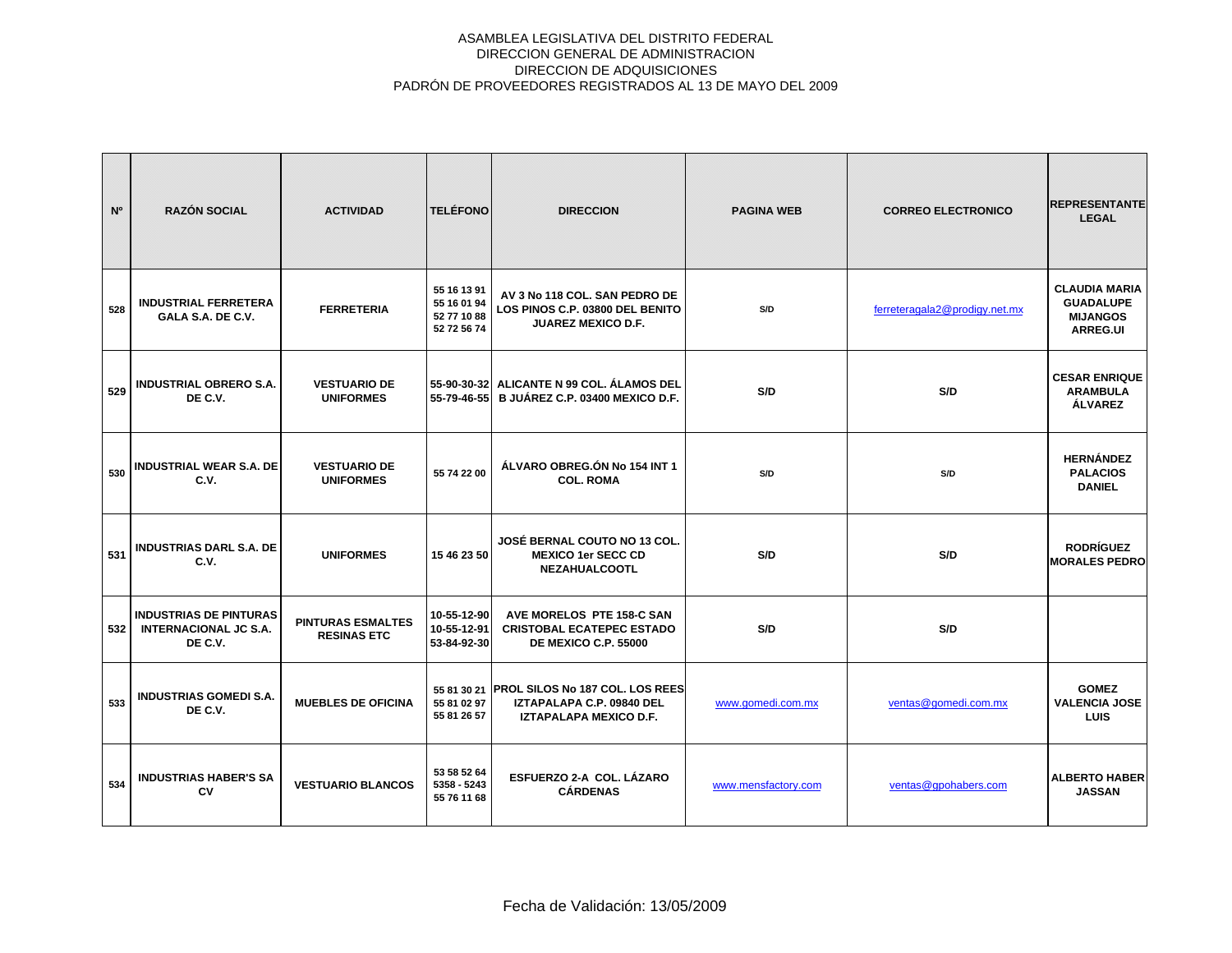ASAMBLEA LEGISLATIVA DEL DISTRITO FEDERAL
DIRECCION GENERAL DE ADMINISTRACION
DIRECCION DE ADQUISICIONES
PADRÓN DE PROVEEDORES REGISTRADOS AL 13 DE MAYO DEL 2009

| Nº | RAZÓN SOCIAL | ACTIVIDAD | TELÉFONO | DIRECCION | PAGINA WEB | CORREO ELECTRONICO | REPRESENTANTE LEGAL |
|---|---|---|---|---|---|---|---|
| 528 | INDUSTRIAL FERRETERA GALA S.A. DE C.V. | FERRETERIA | 55 16 13 91 55 16 01 94 52 77 10 88 52 72 56 74 | AV 3 No 118 COL. SAN PEDRO DE LOS PINOS C.P. 03800 DEL BENITO JUAREZ MEXICO D.F. | S/D | ferreteragala2@prodigy.net.mx | CLAUDIA MARIA GUADALUPE MIJANGOS ARREG.UI |
| 529 | INDUSTRIAL OBRERO S.A. DE C.V. | VESTUARIO DE UNIFORMES | 55-90-30-32 55-79-46-55 | ALICANTE N 99 COL. ÁLAMOS DEL B JUÁREZ C.P. 03400 MEXICO D.F. | S/D | S/D | CESAR ENRIQUE ARAMBULA ÁLVAREZ |
| 530 | INDUSTRIAL WEAR S.A. DE C.V. | VESTUARIO DE UNIFORMES | 55 74 22 00 | ÁLVARO OBREG.ÓN No 154 INT 1 COL. ROMA | S/D | S/D | HERNÁNDEZ PALACIOS DANIEL |
| 531 | INDUSTRIAS DARL S.A. DE C.V. | UNIFORMES | 15 46 23 50 | JOSÉ BERNAL COUTO NO 13 COL. MEXICO 1er SECC CD NEZAHUALCOOTL | S/D | S/D | RODRÍGUEZ MORALES PEDRO |
| 532 | INDUSTRIAS DE PINTURAS INTERNACIONAL JC S.A. DE C.V. | PINTURAS ESMALTES RESINAS ETC | 10-55-12-90 10-55-12-91 53-84-92-30 | AVE MORELOS PTE 158-C SAN CRISTOBAL ECATEPEC ESTADO DE MEXICO C.P. 55000 | S/D | S/D | |
| 533 | INDUSTRIAS GOMEDI S.A. DE C.V. | MUEBLES DE OFICINA | 55 81 30 21 55 81 02 97 55 81 26 57 | PROL SILOS No 187 COL. LOS REES IZTAPALAPA C.P. 09840 DEL IZTAPALAPA MEXICO D.F. | www.gomedi.com.mx | ventas@gomedi.com.mx | GOMEZ VALENCIA JOSE LUIS |
| 534 | INDUSTRIAS HABER'S SA CV | VESTUARIO BLANCOS | 53 58 52 64 5358 - 5243 55 76 11 68 | ESFUERZO 2-A COL. LÁZARO CÁRDENAS | www.mensfactory.com | ventas@gpohabers.com | ALBERTO HABER JASSAN |

Fecha de Validación: 13/05/2009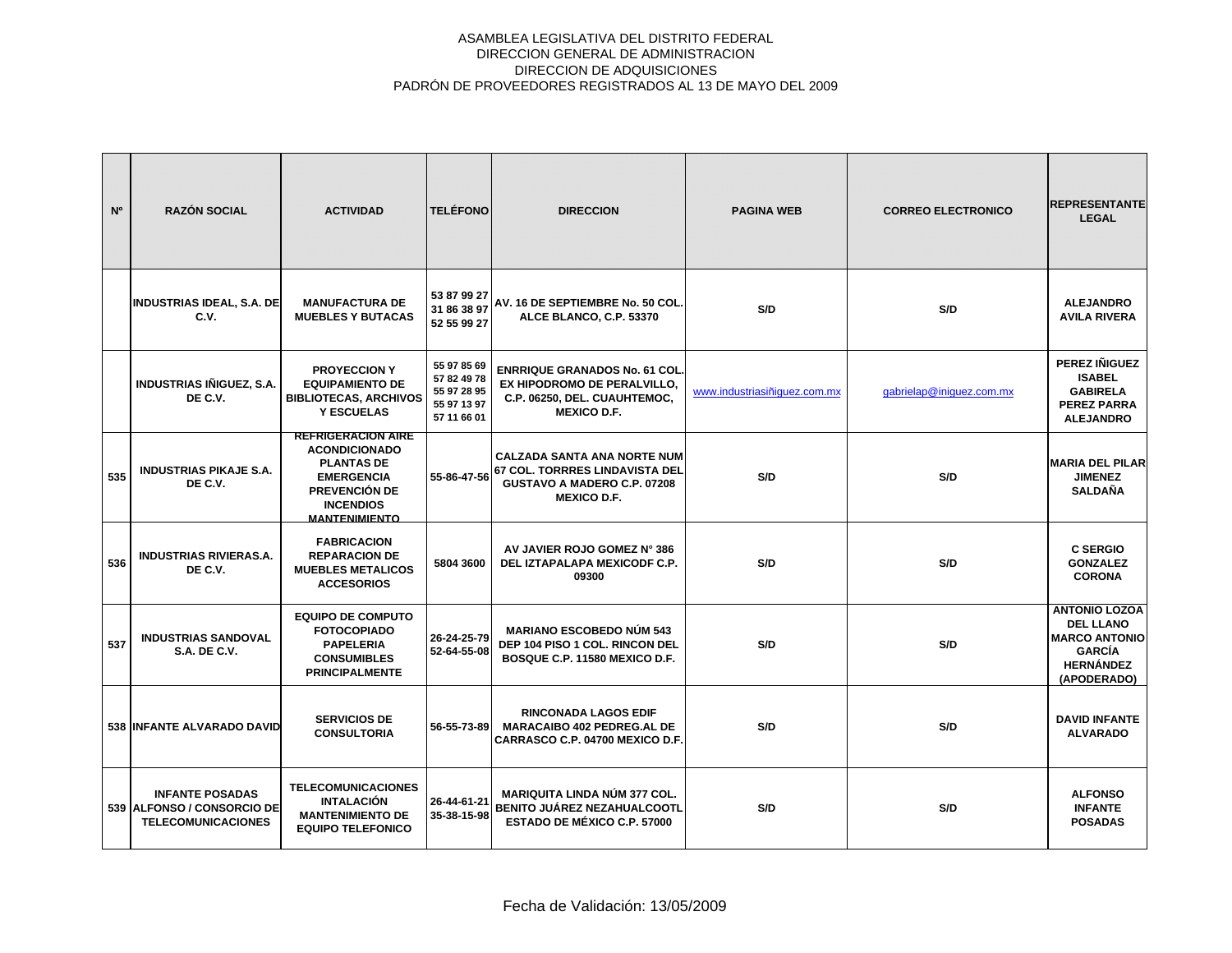ASAMBLEA LEGISLATIVA DEL DISTRITO FEDERAL
DIRECCION GENERAL DE ADMINISTRACION
DIRECCION DE ADQUISICIONES
PADRÓN DE PROVEEDORES REGISTRADOS AL 13 DE MAYO DEL 2009

| Nº | RAZÓN SOCIAL | ACTIVIDAD | TELÉFONO | DIRECCION | PAGINA WEB | CORREO ELECTRONICO | REPRESENTANTE LEGAL |
|---|---|---|---|---|---|---|---|
| | INDUSTRIAS IDEAL, S.A. DE C.V. | MANUFACTURA DE MUEBLES Y BUTACAS | 53 87 99 27 31 86 38 97 52 55 99 27 | AV. 16 DE SEPTIEMBRE No. 50 COL. ALCE BLANCO, C.P. 53370 | S/D | S/D | ALEJANDRO AVILA RIVERA |
| | INDUSTRIAS IÑIGUEZ, S.A. DE C.V. | PROYECCION Y EQUIPAMIENTO DE BIBLIOTECAS, ARCHIVOS Y ESCUELAS | 55 97 85 69 57 82 49 78 55 97 28 95 55 97 13 97 57 11 66 01 | ENRRIQUE GRANADOS No. 61 COL. EX HIPODROMO DE PERALVILLO, C.P. 06250, DEL. CUAUHTEMOC, MEXICO D.F. | www.industriasiñiguez.com.mx | gabrielap@iniguez.com.mx | PEREZ IÑIGUEZ ISABEL GABIRELA PEREZ PARRA ALEJANDRO |
| 535 | INDUSTRIAS PIKAJE S.A. DE C.V. | REFRIGERACION AIRE ACONDICIONADO PLANTAS DE EMERGENCIA PREVENCIÓN DE INCENDIOS MANTENIMIENTO | 55-86-47-56 | CALZADA SANTA ANA NORTE NUM 67 COL. TORRRES LINDAVISTA DEL GUSTAVO A MADERO C.P. 07208 MEXICO D.F. | S/D | S/D | MARIA DEL PILAR JIMENEZ SALDAÑA |
| 536 | INDUSTRIAS RIVIERAS.A. DE C.V. | FABRICACION REPARACION DE MUEBLES METALICOS ACCESORIOS | 5804 3600 | AV JAVIER ROJO GOMEZ N° 386 DEL IZTAPALAPA MEXICODF C.P. 09300 | S/D | S/D | C SERGIO GONZALEZ CORONA |
| 537 | INDUSTRIAS SANDOVAL S.A. DE C.V. | EQUIPO DE COMPUTO FOTOCOPIADO PAPELERIA CONSUMIBLES PRINCIPALMENTE | 26-24-25-79 52-64-55-08 | MARIANO ESCOBEDO NÚM 543 DEP 104 PISO 1 COL. RINCON DEL BOSQUE C.P. 11580 MEXICO D.F. | S/D | S/D | ANTONIO LOZOA DEL LLANO MARCO ANTONIO GARCÍA HERNÁNDEZ (APODERADO) |
| 538 | INFANTE ALVARADO DAVID | SERVICIOS DE CONSULTORIA | 56-55-73-89 | RINCONADA LAGOS EDIF MARACAIBO 402 PEDREG.AL DE CARRASCO C.P. 04700 MEXICO D.F. | S/D | S/D | DAVID INFANTE ALVARADO |
| 539 | INFANTE POSADAS ALFONSO / CONSORCIO DE TELECOMUNICACIONES | TELECOMUNICACIONES INTALACIÓN MANTENIMIENTO DE EQUIPO TELEFONICO | 26-44-61-21 35-38-15-98 | MARIQUITA LINDA NÚM 377 COL. BENITO JUÁREZ NEZAHUALCOOTL ESTADO DE MÉXICO C.P. 57000 | S/D | S/D | ALFONSO INFANTE POSADAS |

Fecha de Validación: 13/05/2009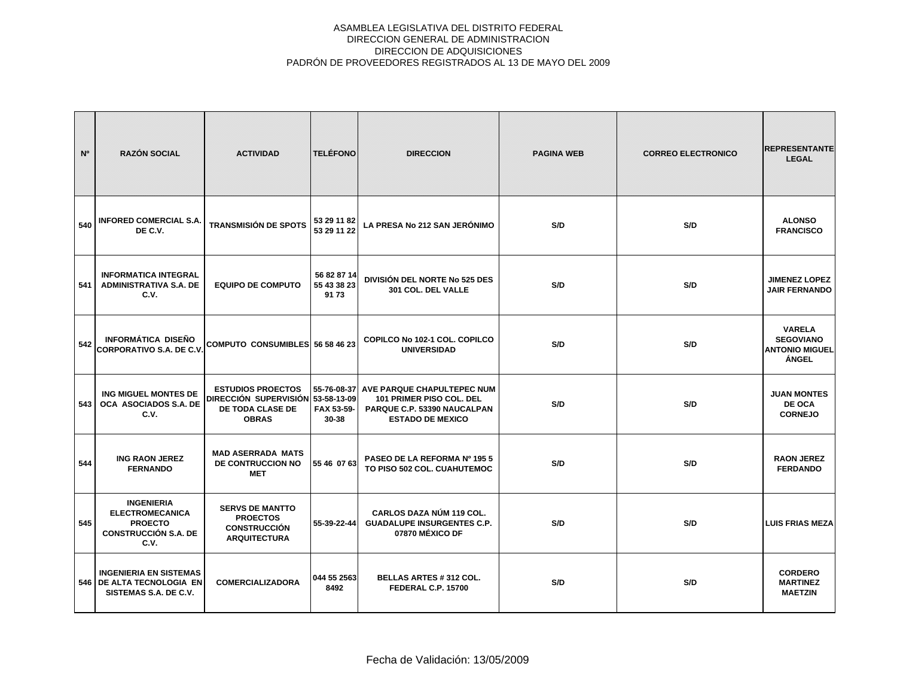ASAMBLEA LEGISLATIVA DEL DISTRITO FEDERAL
DIRECCION GENERAL DE ADMINISTRACION
DIRECCION DE ADQUISICIONES
PADRÓN DE PROVEEDORES REGISTRADOS AL 13 DE MAYO DEL 2009

| Nº | RAZÓN SOCIAL | ACTIVIDAD | TELÉFONO | DIRECCION | PAGINA WEB | CORREO ELECTRONICO | REPRESENTANTE LEGAL |
|---|---|---|---|---|---|---|---|
| 540 | INFORED COMERCIAL S.A. DE C.V. | TRANSMISIÓN DE SPOTS | 53 29 11 82 53 29 11 22 | LA PRESA No 212 SAN JERÓNIMO | S/D | S/D | ALONSO FRANCISCO |
| 541 | INFORMATICA INTEGRAL ADMINISTRATIVA S.A. DE C.V. | EQUIPO DE COMPUTO | 56 82 87 14 55 43 38 23 91 73 | DIVISIÓN DEL NORTE No 525 DES 301 COL. DEL VALLE | S/D | S/D | JIMENEZ LOPEZ JAIR FERNANDO |
| 542 | INFORMÁTICA DISEÑO CORPORATIVO S.A. DE C.V. | COMPUTO CONSUMIBLES | 56 58 46 23 | COPILCO No 102-1 COL. COPILCO UNIVERSIDAD | S/D | S/D | VARELA SEGOVIANO ANTONIO MIGUEL ÁNGEL |
| 543 | ING MIGUEL MONTES DE OCA ASOCIADOS S.A. DE C.V. | ESTUDIOS PROECTOS DIRECCIÓN SUPERVISIÓN DE TODA CLASE DE OBRAS | 55-76-08-37 53-58-13-09 FAX 53-59-30-38 | AVE PARQUE CHAPULTEPEC NUM 101 PRIMER PISO COL. DEL PARQUE C.P. 53390 NAUCALPAN ESTADO DE MEXICO | S/D | S/D | JUAN MONTES DE OCA CORNEJO |
| 544 | ING RAON JEREZ FERNANDO | MAD ASERRADA MATS DE CONTRUCCION NO MET | 55 46 07 63 | PASEO DE LA REFORMA Nº 195 5 TO PISO 502 COL. CUAHUTEMOC | S/D | S/D | RAON JEREZ FERDANDO |
| 545 | INGENIERIA ELECTROMECANICA PROECTO CONSTRUCCIÓN S.A. DE C.V. | SERVS DE MANTTO PROECTOS CONSTRUCCIÓN ARQUITECTURA | 55-39-22-44 | CARLOS DAZA NÚM 119 COL. GUADALUPE INSURGENTES C.P. 07870 MÉXICO DF | S/D | S/D | LUIS FRIAS MEZA |
| 546 | INGENIERIA EN SISTEMAS DE ALTA TECNOLOGIA EN SISTEMAS S.A. DE C.V. | COMERCIALIZADORA | 044 55 2563 8492 | BELLAS ARTES # 312 COL. FEDERAL C.P. 15700 | S/D | S/D | CORDERO MARTINEZ MAETZIN |

Fecha de Validación: 13/05/2009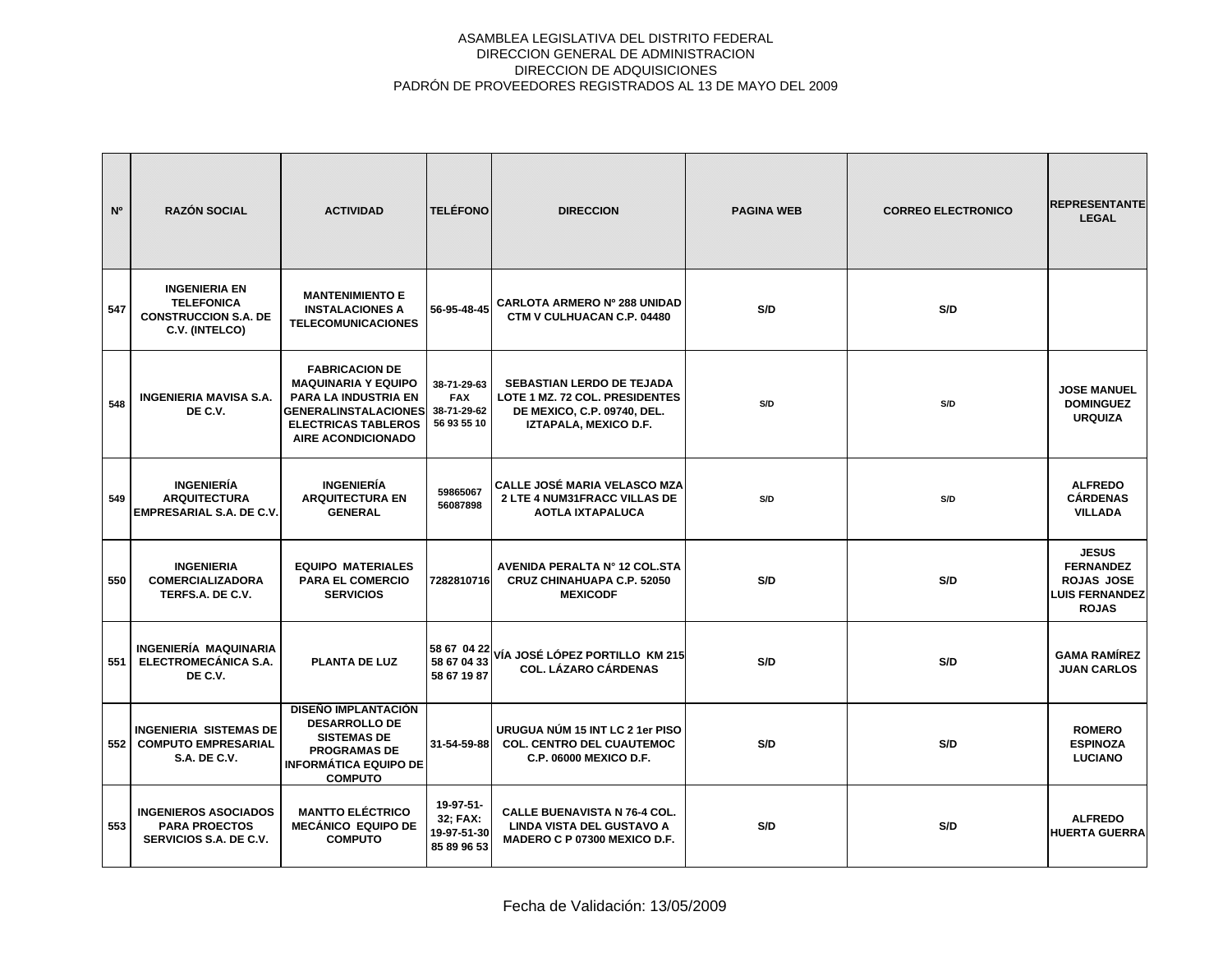ASAMBLEA LEGISLATIVA DEL DISTRITO FEDERAL
DIRECCION GENERAL DE ADMINISTRACION
DIRECCION DE ADQUISICIONES
PADRÓN DE PROVEEDORES REGISTRADOS AL 13 DE MAYO DEL 2009

| Nº | RAZÓN SOCIAL | ACTIVIDAD | TELÉFONO | DIRECCION | PAGINA WEB | CORREO ELECTRONICO | REPRESENTANTE LEGAL |
|---|---|---|---|---|---|---|---|
| 547 | INGENIERIA EN TELEFONICA CONSTRUCCION S.A. DE C.V. (INTELCO) | MANTENIMIENTO E INSTALACIONES A TELECOMUNICACIONES | 56-95-48-45 | CARLOTA ARMERO Nº 288 UNIDAD CTM V CULHUACAN C.P. 04480 | S/D | S/D | |
| 548 | INGENIERIA MAVISA S.A. DE C.V. | FABRICACION DE MAQUINARIA Y EQUIPO PARA LA INDUSTRIA EN GENERALINSTALACIONES ELECTRICAS TABLEROS AIRE ACONDICIONADO | 38-71-29-63 FAX 38-71-29-62 56 93 55 10 | SEBASTIAN LERDO DE TEJADA LOTE 1 MZ. 72 COL. PRESIDENTES DE MEXICO, C.P. 09740, DEL. IZTAPALA, MEXICO D.F. | S/D | S/D | JOSE MANUEL DOMINGUEZ URQUIZA |
| 549 | INGENIERÍA ARQUITECTURA EMPRESARIAL S.A. DE C.V. | INGENIERÍA ARQUITECTURA EN GENERAL | 59865067 56087898 | CALLE JOSÉ MARIA VELASCO MZA 2 LTE 4 NUM31FRACC VILLAS DE AOTLA IXTAPALUCA | S/D | S/D | ALFREDO CÁRDENAS VILLADA |
| 550 | INGENIERIA COMERCIALIZADORA TERFS.A. DE C.V. | EQUIPO MATERIALES PARA EL COMERCIO SERVICIOS | 7282810716 | AVENIDA PERALTA N° 12 COL.STA CRUZ CHINAHUAPA C.P. 52050 MEXICODF | S/D | S/D | JESUS FERNANDEZ ROJAS JOSE LUIS FERNANDEZ ROJAS |
| 551 | INGENIERÍA MAQUINARIA ELECTROMECÁNICA S.A. DE C.V. | PLANTA DE LUZ | 58 67 04 22 58 67 04 33 58 67 19 87 | VÍA JOSÉ LÓPEZ PORTILLO KM 215 COL. LÁZARO CÁRDENAS | S/D | S/D | GAMA RAMÍREZ JUAN CARLOS |
| 552 | INGENIERIA SISTEMAS DE COMPUTO EMPRESARIAL S.A. DE C.V. | DISEÑO IMPLANTACIÓN DESARROLLO DE SISTEMAS DE PROGRAMAS DE INFORMÁTICA EQUIPO DE COMPUTO | 31-54-59-88 | URUGUA NÚM 15 INT LC 2 1er PISO COL. CENTRO DEL CUAUTEMOC C.P. 06000 MEXICO D.F. | S/D | S/D | ROMERO ESPINOZA LUCIANO |
| 553 | INGENIEROS ASOCIADOS PARA PROECTOS SERVICIOS S.A. DE C.V. | MANTTO ELÉCTRICO MECÁNICO EQUIPO DE COMPUTO | 19-97-51-32; FAX: 19-97-51-30 85 89 96 53 | CALLE BUENAVISTA N 76-4 COL. LINDA VISTA DEL GUSTAVO A MADERO C P 07300 MEXICO D.F. | S/D | S/D | ALFREDO HUERTA GUERRA |

Fecha de Validación: 13/05/2009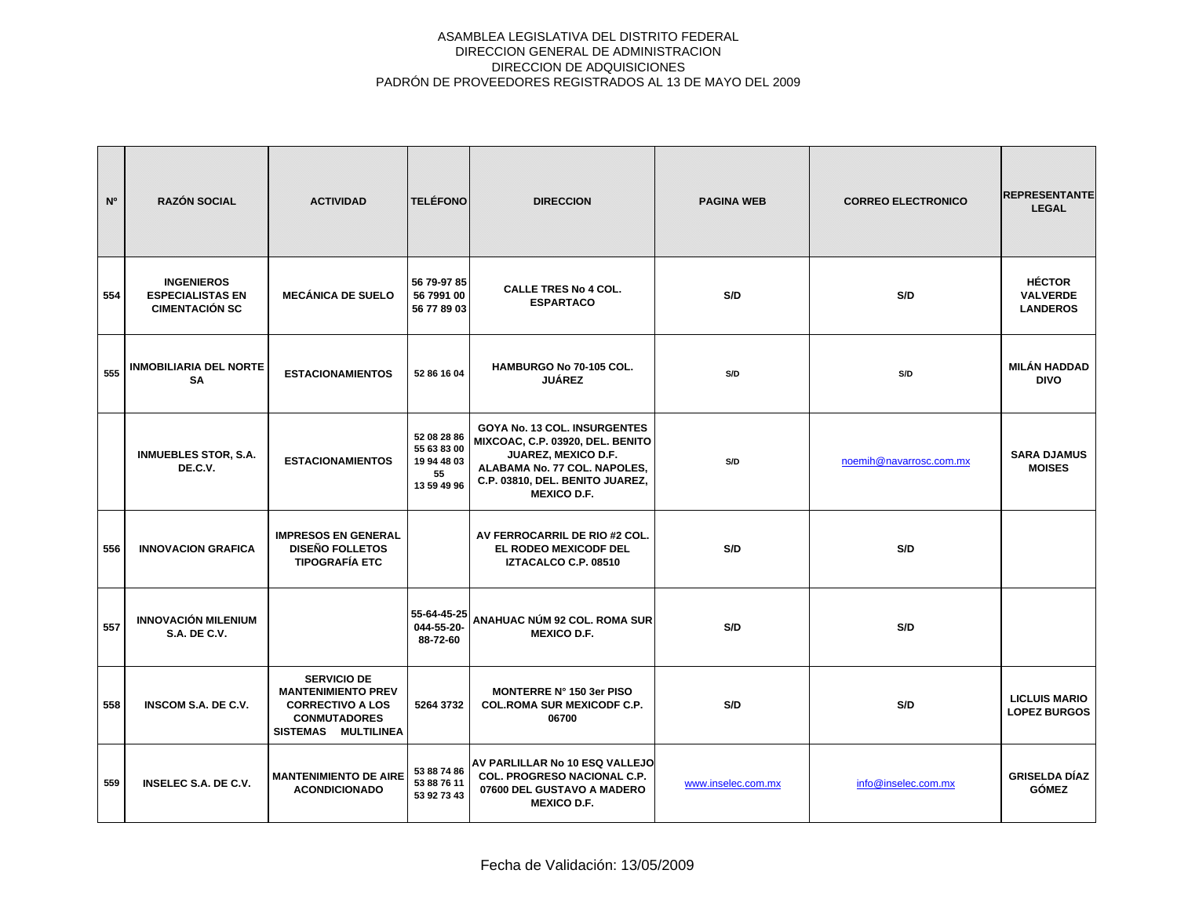ASAMBLEA LEGISLATIVA DEL DISTRITO FEDERAL
DIRECCION GENERAL DE ADMINISTRACION
DIRECCION DE ADQUISICIONES
PADRÓN DE PROVEEDORES REGISTRADOS AL 13 DE MAYO DEL 2009

| Nº | RAZÓN SOCIAL | ACTIVIDAD | TELÉFONO | DIRECCION | PAGINA WEB | CORREO ELECTRONICO | REPRESENTANTE LEGAL |
|---|---|---|---|---|---|---|---|
| 554 | INGENIEROS ESPECIALISTAS EN CIMENTACIÓN SC | MECÁNICA DE SUELO | 56 79-97 85 56 7991 00 56 77 89 03 | CALLE TRES No 4 COL. ESPARTACO | S/D | S/D | HÉCTOR VALVERDE LANDEROS |
| 555 | INMOBILIARIA DEL NORTE SA | ESTACIONAMIENTOS | 52 86 16 04 | HAMBURGO No 70-105 COL. JUÁREZ | S/D | S/D | MILÁN HADDAD DIVO |
| | INMUEBLES STOR, S.A. DE.C.V. | ESTACIONAMIENTOS | 52 08 28 86 55 63 83 00 19 94 48 03 55 13 59 49 96 | GOYA No. 13 COL. INSURGENTES MIXCOAC, C.P. 03920, DEL. BENITO JUAREZ, MEXICO D.F. ALABAMA No. 77 COL. NAPOLES, C.P. 03810, DEL. BENITO JUAREZ, MEXICO D.F. | S/D | noemih@navarrosc.com.mx | SARA DJAMUS MOISES |
| 556 | INNOVACION GRAFICA | IMPRESOS EN GENERAL DISEÑO FOLLETOS TIPOGRAFÍA ETC | | AV FERROCARRIL DE RIO #2 COL. EL RODEO MEXICODF DEL IZTACALCO C.P. 08510 | S/D | S/D | |
| 557 | INNOVACIÓN MILENIUM S.A. DE C.V. | | 55-64-45-25 044-55-20-88-72-60 | ANAHUAC NÚM 92 COL. ROMA SUR MEXICO D.F. | S/D | S/D | |
| 558 | INSCOM S.A. DE C.V. | SERVICIO DE MANTENIMIENTO PREV CORRECTIVO A LOS CONMUTADORES SISTEMAS MULTILINEA | 5264 3732 | MONTERRE N° 150 3er PISO COL.ROMA SUR MEXICODF C.P. 06700 | S/D | S/D | LICLUIS MARIO LOPEZ BURGOS |
| 559 | INSELEC S.A. DE C.V. | MANTENIMIENTO DE AIRE ACONDICIONADO | 53 88 74 86 53 88 76 11 53 92 73 43 | AV PARLILLAR No 10 ESQ VALLEJO COL. PROGRESO NACIONAL C.P. 07600 DEL GUSTAVO A MADERO MEXICO D.F. | www.inselec.com.mx | info@inselec.com.mx | GRISELDA DÍAZ GÓMEZ |

Fecha de Validación: 13/05/2009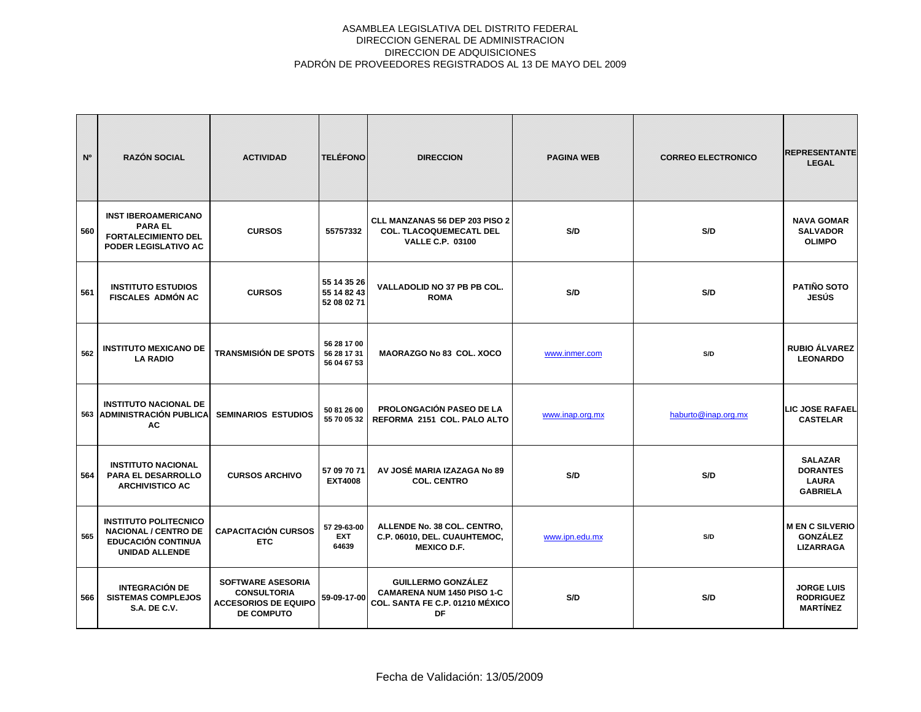ASAMBLEA LEGISLATIVA DEL DISTRITO FEDERAL
DIRECCION GENERAL DE ADMINISTRACION
DIRECCION DE ADQUISICIONES
PADRÓN DE PROVEEDORES REGISTRADOS AL 13 DE MAYO DEL 2009

| Nº | RAZÓN SOCIAL | ACTIVIDAD | TELÉFONO | DIRECCION | PAGINA WEB | CORREO ELECTRONICO | REPRESENTANTE LEGAL |
|---|---|---|---|---|---|---|---|
| 560 | INST IBEROAMERICANO PARA EL FORTALECIMIENTO DEL PODER LEGISLATIVO AC | CURSOS | 55757332 | CLL MANZANAS 56 DEP 203 PISO 2 COL. TLACOQUEMECATL DEL VALLE C.P. 03100 | S/D | S/D | NAVA GOMAR SALVADOR OLIMPO |
| 561 | INSTITUTO ESTUDIOS FISCALES ADMÓN AC | CURSOS | 55 14 35 26 55 14 82 43 52 08 02 71 | VALLADOLID NO 37 PB PB COL. ROMA | S/D | S/D | PATIÑO SOTO JESÚS |
| 562 | INSTITUTO MEXICANO DE LA RADIO | TRANSMISIÓN DE SPOTS | 56 28 17 00 56 28 17 31 56 04 67 53 | MAORAZGO No 83 COL. XOCO | www.inmer.com | S/D | RUBIO ÁLVAREZ LEONARDO |
| 563 | INSTITUTO NACIONAL DE ADMINISTRACIÓN PUBLICA AC | SEMINARIOS ESTUDIOS | 50 81 26 00 55 70 05 32 | PROLONGACIÓN PASEO DE LA REFORMA 2151 COL. PALO ALTO | www.inap.org.mx | haburto@inap.org.mx | LIC JOSE RAFAEL CASTELAR |
| 564 | INSTITUTO NACIONAL PARA EL DESARROLLO ARCHIVISTICO AC | CURSOS ARCHIVO | 57 09 70 71 EXT4008 | AV JOSÉ MARIA IZAZAGA No 89 COL. CENTRO | S/D | S/D | SALAZAR DORANTES LAURA GABRIELA |
| 565 | INSTITUTO POLITECNICO NACIONAL / CENTRO DE EDUCACIÓN CONTINUA UNIDAD ALLENDE | CAPACITACIÓN CURSOS ETC | 57 29-63-00 EXT 64639 | ALLENDE No. 38 COL. CENTRO, C.P. 06010, DEL. CUAUHTEMOC, MEXICO D.F. | www.ipn.edu.mx | S/D | M EN C SILVERIO GONZÁLEZ LIZARRAGA |
| 566 | INTEGRACIÓN DE SISTEMAS COMPLEJOS S.A. DE C.V. | SOFTWARE ASESORIA CONSULTORIA ACCESORIOS DE EQUIPO DE COMPUTO | 59-09-17-00 | GUILLERMO GONZÁLEZ CAMARENA NUM 1450 PISO 1-C COL. SANTA FE C.P. 01210 MÉXICO DF | S/D | S/D | JORGE LUIS RODRIGUEZ MARTÍNEZ |

Fecha de Validación: 13/05/2009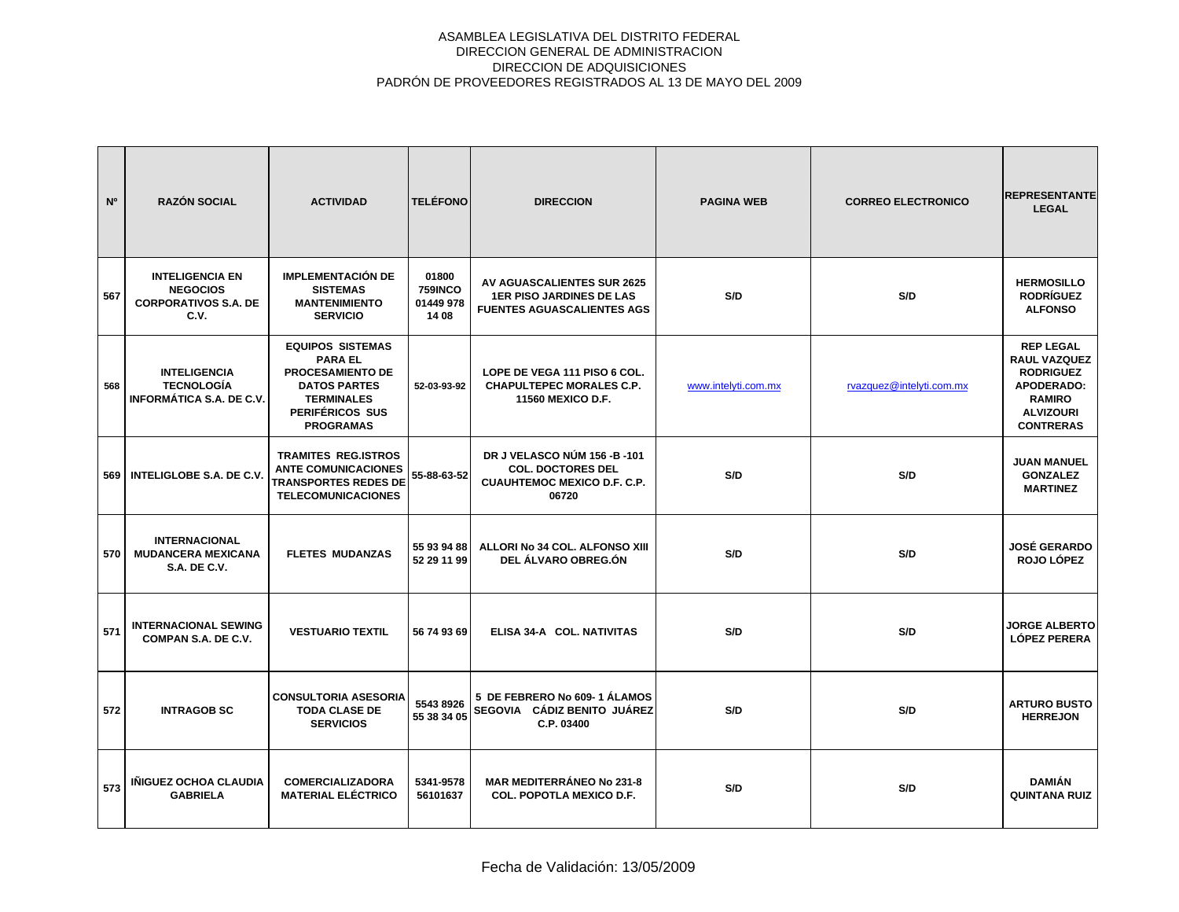ASAMBLEA LEGISLATIVA DEL DISTRITO FEDERAL
DIRECCION GENERAL DE ADMINISTRACION
DIRECCION DE ADQUISICIONES
PADRÓN DE PROVEEDORES REGISTRADOS AL 13 DE MAYO DEL 2009

| Nº | RAZÓN SOCIAL | ACTIVIDAD | TELÉFONO | DIRECCION | PAGINA WEB | CORREO ELECTRONICO | REPRESENTANTE LEGAL |
|---|---|---|---|---|---|---|---|
| 567 | INTELIGENCIA EN NEGOCIOS CORPORATIVOS S.A. DE C.V. | IMPLEMENTACIÓN DE SISTEMAS MANTENIMIENTO SERVICIO | 01800 759INCO 01449 978 14 08 | AV AGUASCALIENTES SUR 2625 1ER PISO JARDINES DE LAS FUENTES AGUASCALIENTES AGS | S/D | S/D | HERMOSILLO RODRÍGUEZ ALFONSO |
| 568 | INTELIGENCIA TECNOLOGÍA INFORMÁTICA S.A. DE C.V. | EQUIPOS SISTEMAS PARA EL PROCESAMIENTO DE DATOS PARTES TERMINALES PERIFÉRICOS SUS PROGRAMAS | 52-03-93-92 | LOPE DE VEGA 111 PISO 6 COL. CHAPULTEPEC MORALES C.P. 11560 MEXICO D.F. | www.intelyti.com.mx | rvazquez@intelyti.com.mx | REP LEGAL RAUL VAZQUEZ RODRIGUEZ APODERADO: RAMIRO ALVIZOURI CONTRERAS |
| 569 | INTELIGLOBE S.A. DE C.V. | TRAMITES REG.ISTROS ANTE COMUNICACIONES TRANSPORTES REDES DE TELECOMUNICACIONES | 55-88-63-52 | DR J VELASCO NÚM 156 -B -101 COL. DOCTORES DEL CUAUHTEMOC MEXICO D.F. C.P. 06720 | S/D | S/D | JUAN MANUEL GONZALEZ MARTINEZ |
| 570 | INTERNACIONAL MUDANCERA MEXICANA S.A. DE C.V. | FLETES MUDANZAS | 55 93 94 88 52 29 11 99 | ALLORI No 34 COL. ALFONSO XIII DEL ÁLVARO OBREG.ÓN | S/D | S/D | JOSÉ GERARDO ROJO LÓPEZ |
| 571 | INTERNACIONAL SEWING COMPAN S.A. DE C.V. | VESTUARIO TEXTIL | 56 74 93 69 | ELISA 34-A COL. NATIVITAS | S/D | S/D | JORGE ALBERTO LÓPEZ PERERA |
| 572 | INTRAGOB SC | CONSULTORIA ASESORIA TODA CLASE DE SERVICIOS | 5543 8926 55 38 34 05 | 5 DE FEBRERO No 609- 1 ÁLAMOS SEGOVIA CÁDIZ BENITO JUÁREZ C.P. 03400 | S/D | S/D | ARTURO BUSTO HERREJON |
| 573 | IÑIGUEZ OCHOA CLAUDIA GABRIELA | COMERCIALIZADORA MATERIAL ELÉCTRICO | 5341-9578 56101637 | MAR MEDITERRÁNEO No 231-8 COL. POPOTLA MEXICO D.F. | S/D | S/D | DAMIÁN QUINTANA RUIZ |

Fecha de Validación: 13/05/2009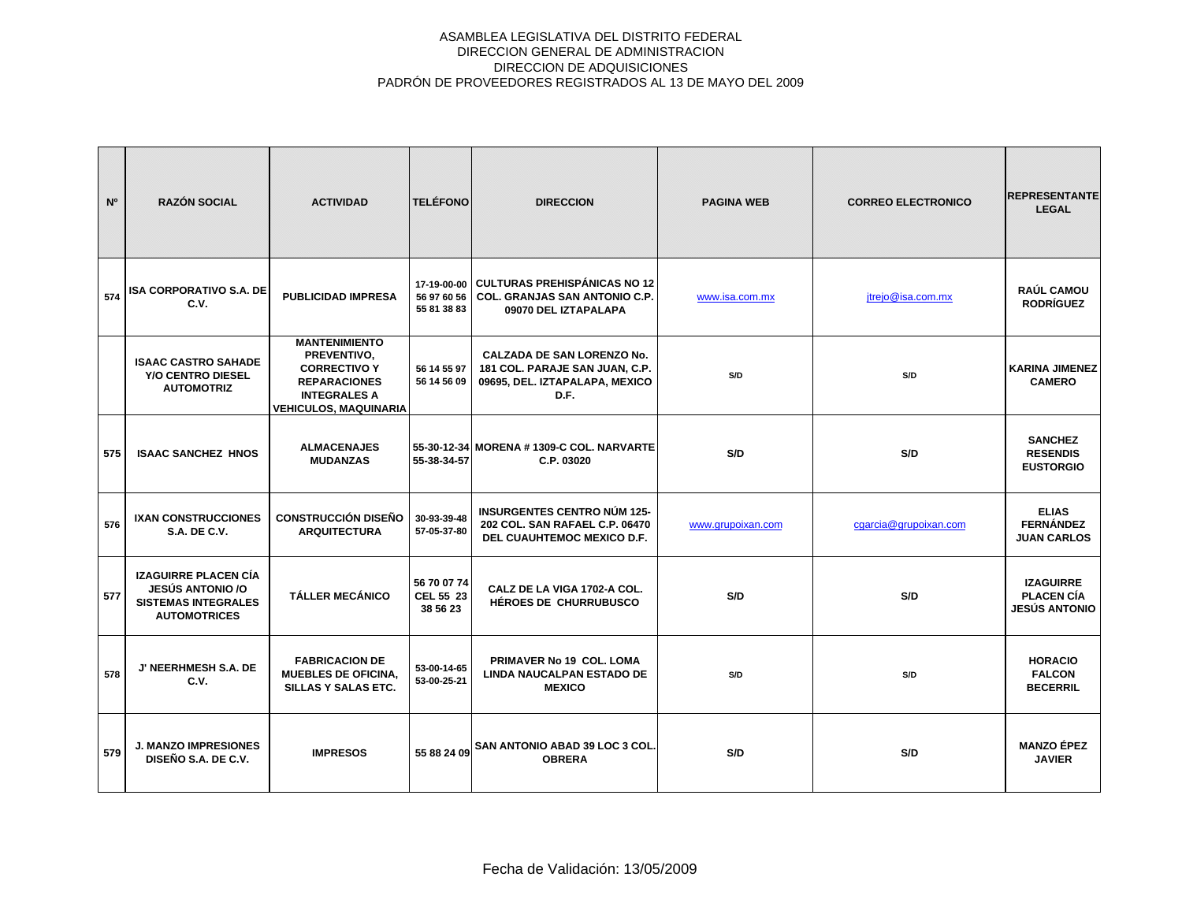ASAMBLEA LEGISLATIVA DEL DISTRITO FEDERAL
DIRECCION GENERAL DE ADMINISTRACION
DIRECCION DE ADQUISICIONES
PADRÓN DE PROVEEDORES REGISTRADOS AL 13 DE MAYO DEL 2009

| Nº | RAZÓN SOCIAL | ACTIVIDAD | TELÉFONO | DIRECCION | PAGINA WEB | CORREO ELECTRONICO | REPRESENTANTE LEGAL |
|---|---|---|---|---|---|---|---|
| 574 | ISA CORPORATIVO S.A. DE C.V. | PUBLICIDAD IMPRESA | 17-19-00-00 56 97 60 56 55 81 38 83 | CULTURAS PREHISPÁNICAS NO 12 COL. GRANJAS SAN ANTONIO C.P. 09070 DEL IZTAPALAPA | www.isa.com.mx | jtrejo@isa.com.mx | RAÚL CAMOU RODRÍGUEZ |
| | ISAAC CASTRO SAHADE Y/O CENTRO DIESEL AUTOMOTRIZ | MANTENIMIENTO PREVENTIVO, CORRECTIVO Y REPARACIONES INTEGRALES A VEHICULOS, MAQUINARIA | 56 14 55 97 56 14 56 09 | CALZADA DE SAN LORENZO No. 181 COL. PARAJE SAN JUAN, C.P. 09695, DEL. IZTAPALAPA, MEXICO D.F. | S/D | S/D | KARINA JIMENEZ CAMERO |
| 575 | ISAAC SANCHEZ HNOS | ALMACENAJES MUDANZAS | 55-30-12-34 55-38-34-57 | MORENA # 1309-C COL. NARVARTE C.P. 03020 | S/D | S/D | SANCHEZ RESENDIS EUSTORGIO |
| 576 | IXAN CONSTRUCCIONES S.A. DE C.V. | CONSTRUCCIÓN DISEÑO ARQUITECTURA | 30-93-39-48 57-05-37-80 | INSURGENTES CENTRO NÚM 125-202 COL. SAN RAFAEL C.P. 06470 DEL CUAUHTEMOC MEXICO D.F. | www.grupoixan.com | cgarcia@grupoixan.com | ELIAS FERNÁNDEZ JUAN CARLOS |
| 577 | IZAGUIRRE PLACEN CÍA JESÚS ANTONIO /O SISTEMAS INTEGRALES AUTOMOTRICES | TÁLLER MECÁNICO | 56 70 07 74 CEL 55 23 38 56 23 | CALZ DE LA VIGA 1702-A COL. HÉROES DE CHURRUBUSCO | S/D | S/D | IZAGUIRRE PLACEN CÍA JESÚS ANTONIO |
| 578 | J' NEERHMESH S.A. DE C.V. | FABRICACION DE MUEBLES DE OFICINA, SILLAS Y SALAS ETC. | 53-00-14-65 53-00-25-21 | PRIMAVER No 19 COL. LOMA LINDA NAUCALPAN ESTADO DE MEXICO | S/D | S/D | HORACIO FALCON BECERRIL |
| 579 | J. MANZO IMPRESIONES DISEÑO S.A. DE C.V. | IMPRESOS | 55 88 24 09 | SAN ANTONIO ABAD 39 LOC 3 COL. OBRERA | S/D | S/D | MANZO ÉPEZ JAVIER |

Fecha de Validación: 13/05/2009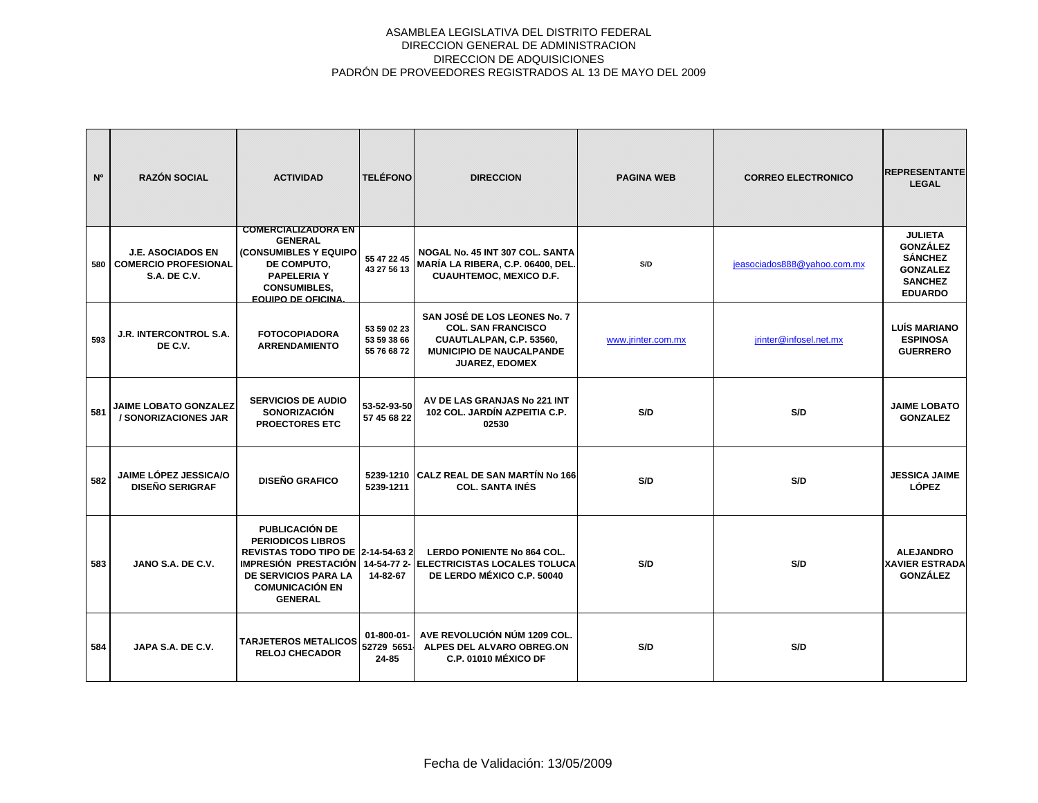ASAMBLEA LEGISLATIVA DEL DISTRITO FEDERAL
DIRECCION GENERAL DE ADMINISTRACION
DIRECCION DE ADQUISICIONES
PADRÓN DE PROVEEDORES REGISTRADOS AL 13 DE MAYO DEL 2009

| Nº | RAZÓN SOCIAL | ACTIVIDAD | TELÉFONO | DIRECCION | PAGINA WEB | CORREO ELECTRONICO | REPRESENTANTE LEGAL |
|---|---|---|---|---|---|---|---|
| 580 | J.E. ASOCIADOS EN COMERCIO PROFESIONAL S.A. DE C.V. | COMERCIALIZADORA EN GENERAL (CONSUMIBLES Y EQUIPO DE COMPUTO, PAPELERIA Y CONSUMIBLES, EQUIPO DE OFICINA, | 55 47 22 45 43 27 56 13 | NOGAL No. 45 INT 307 COL. SANTA MARÍA LA RIBERA, C.P. 06400, DEL. CUAUHTEMOC, MEXICO D.F. | S/D | jeasociados888@yahoo.com.mx | JULIETA GONZÁLEZ SÁNCHEZ GONZALEZ SANCHEZ EDUARDO |
| 593 | J.R. INTERCONTROL S.A. DE C.V. | FOTOCOPIADORA ARRENDAMIENTO | 53 59 02 23 53 59 38 66 55 76 68 72 | SAN JOSÉ DE LOS LEONES No. 7 COL. SAN FRANCISCO CUAUTLALPAN, C.P. 53560, MUNICIPIO DE NAUCALPANDE JUAREZ, EDOMEX | www.jrinter.com.mx | jrinter@infosel.net.mx | LUÍS MARIANO ESPINOSA GUERRERO |
| 581 | JAIME LOBATO GONZALEZ / SONORIZACIONES JAR | SERVICIOS DE AUDIO SONORIZACIÓN PROECTORES ETC | 53-52-93-50 57 45 68 22 | AV DE LAS GRANJAS No 221 INT 102 COL. JARDÍN AZPEITIA C.P. 02530 | S/D | S/D | JAIME LOBATO GONZALEZ |
| 582 | JAIME LÓPEZ JESSICA/O DISEÑO SERIGRAF | DISEÑO GRAFICO | 5239-1210 5239-1211 | CALZ REAL DE SAN MARTÍN No 166 COL. SANTA INÉS | S/D | S/D | JESSICA JAIME LÓPEZ |
| 583 | JANO S.A. DE C.V. | PUBLICACIÓN DE PERIODICOS LIBROS REVISTAS TODO TIPO DE IMPRESIÓN PRESTACIÓN DE SERVICIOS PARA LA COMUNICACIÓN EN GENERAL | 2-14-54-63 2 14-54-77 2-14-82-67 | LERDO PONIENTE No 864 COL. ELECTRICISTAS LOCALES TOLUCA DE LERDO MÉXICO C.P. 50040 | S/D | S/D | ALEJANDRO XAVIER ESTRADA GONZÁLEZ |
| 584 | JAPA S.A. DE C.V. | TARJETEROS METALICOS RELOJ CHECADOR | 01-800-01-52729 5651-24-85 | AVE REVOLUCIÓN NÚM 1209 COL. ALPES DEL ALVARO OBREG.ON C.P. 01010 MÉXICO DF | S/D | S/D | |

Fecha de Validación: 13/05/2009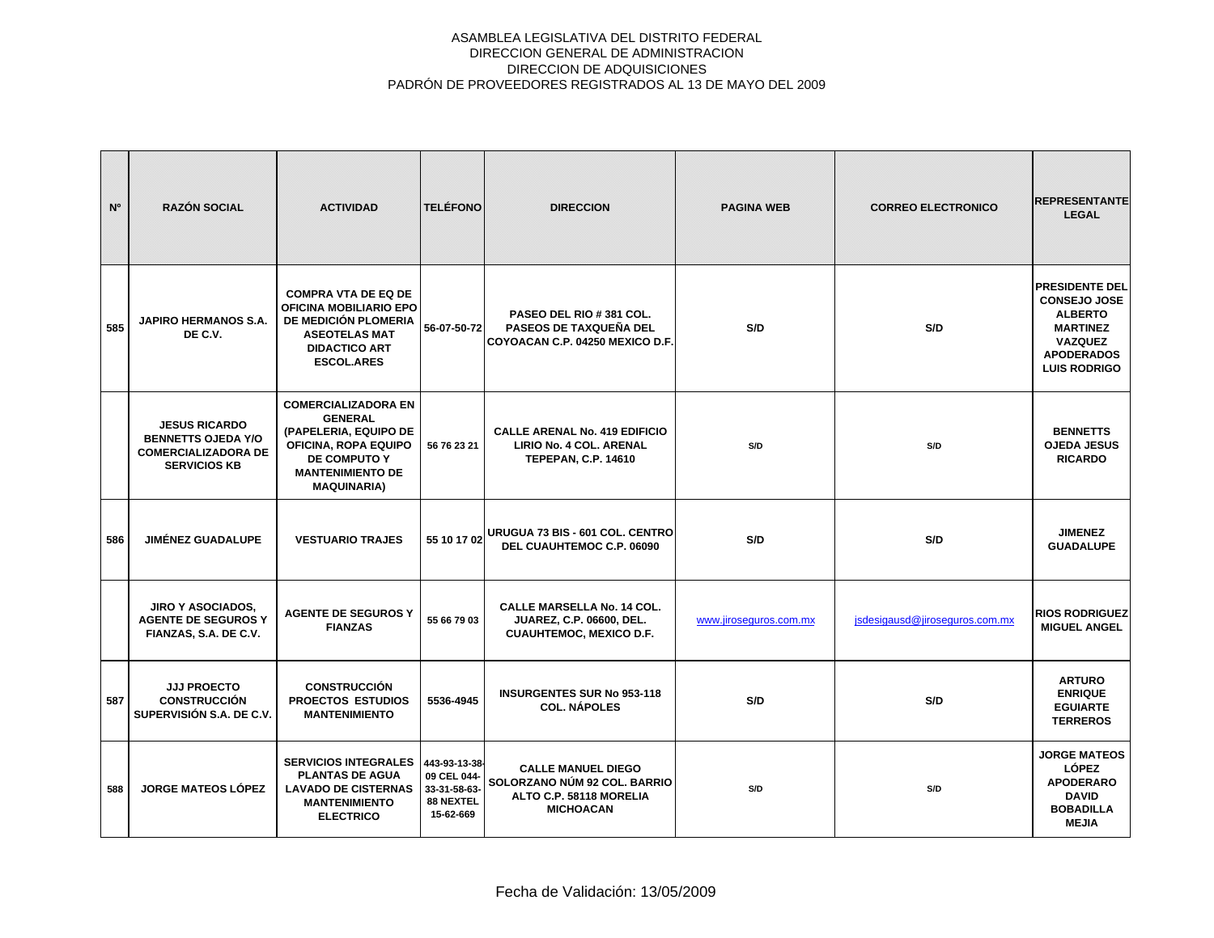ASAMBLEA LEGISLATIVA DEL DISTRITO FEDERAL
DIRECCION GENERAL DE ADMINISTRACION
DIRECCION DE ADQUISICIONES
PADRÓN DE PROVEEDORES REGISTRADOS AL 13 DE MAYO DEL 2009

| Nº | RAZÓN SOCIAL | ACTIVIDAD | TELÉFONO | DIRECCION | PAGINA WEB | CORREO ELECTRONICO | REPRESENTANTE LEGAL |
|---|---|---|---|---|---|---|---|
| 585 | JAPIRO HERMANOS S.A. DE C.V. | COMPRA VTA DE EQ DE OFICINA MOBILIARIO EPO DE MEDICIÓN PLOMERIA ASEOTELAS MAT DIDACTICO ART ESCOL.ARES | 56-07-50-72 | PASEO DEL RIO # 381 COL. PASEOS DE TAXQUEÑA DEL COYOACAN C.P. 04250 MEXICO D.F. | S/D | S/D | PRESIDENTE DEL CONSEJO JOSE ALBERTO MARTINEZ VAZQUEZ APODERADOS LUIS RODRIGO |
| | JESUS RICARDO BENNETTS OJEDA Y/O COMERCIALIZADORA DE SERVICIOS KB | COMERCIALIZADORA EN GENERAL (PAPELERIA, EQUIPO DE OFICINA, ROPA EQUIPO DE COMPUTO Y MANTENIMIENTO DE MAQUINARIA) | 56 76 23 21 | CALLE ARENAL No. 419 EDIFICIO LIRIO No. 4 COL. ARENAL TEPEPAN, C.P. 14610 | S/D | S/D | BENNETTS OJEDA JESUS RICARDO |
| 586 | JIMÉNEZ GUADALUPE | VESTUARIO TRAJES | 55 10 17 02 | URUGUA 73 BIS - 601 COL. CENTRO DEL CUAUHTEMOC C.P. 06090 | S/D | S/D | JIMENEZ GUADALUPE |
| | JIRO Y ASOCIADOS, AGENTE DE SEGUROS Y FIANZAS, S.A. DE C.V. | AGENTE DE SEGUROS Y FIANZAS | 55 66 79 03 | CALLE MARSELLA No. 14 COL. JUAREZ, C.P. 06600, DEL. CUAUHTEMOC, MEXICO D.F. | www.jiroseguros.com.mx | jsdesigausd@jiroseguros.com.mx | RIOS RODRIGUEZ MIGUEL ANGEL |
| 587 | JJJ PROECTO CONSTRUCCIÓN SUPERVISIÓN S.A. DE C.V. | CONSTRUCCIÓN PROECTOS ESTUDIOS MANTENIMIENTO | 5536-4945 | INSURGENTES SUR No 953-118 COL. NÁPOLES | S/D | S/D | ARTURO ENRIQUE EGUIARTE TERREROS |
| 588 | JORGE MATEOS LÓPEZ | SERVICIOS INTEGRALES PLANTAS DE AGUA LAVADO DE CISTERNAS MANTENIMIENTO ELECTRICO | 443-93-13-38-09 CEL 044-33-31-58-63-88 NEXTEL 15-62-669 | CALLE MANUEL DIEGO SOLORZANO NÚM 92 COL. BARRIO ALTO C.P. 58118 MORELIA MICHOACAN | S/D | S/D | JORGE MATEOS LÓPEZ APODERARO DAVID BOBADILLA MEJIA |

Fecha de Validación: 13/05/2009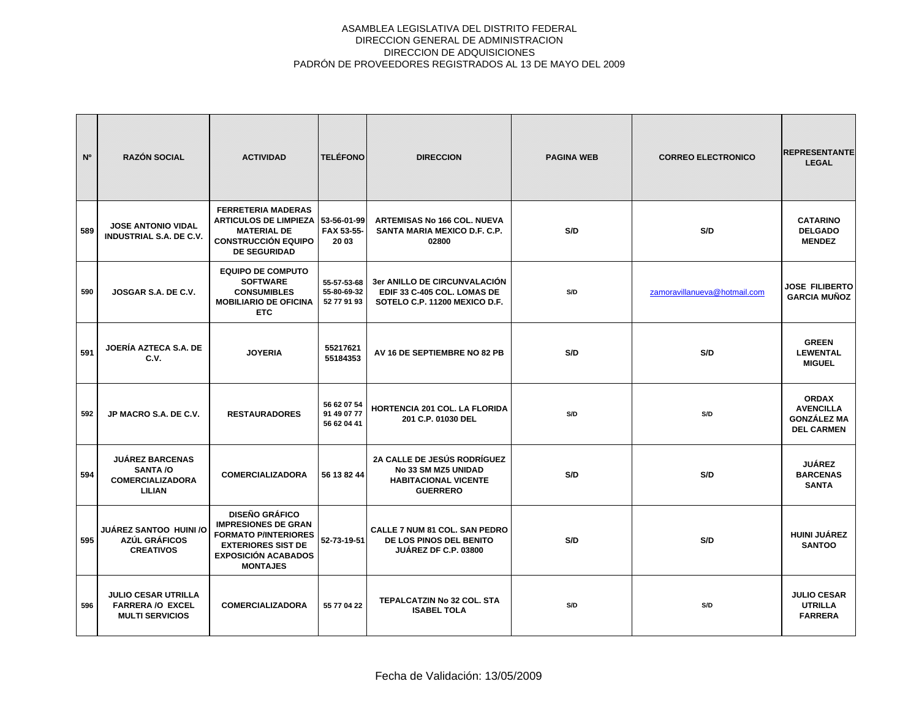ASAMBLEA LEGISLATIVA DEL DISTRITO FEDERAL
DIRECCION GENERAL DE ADMINISTRACION
DIRECCION DE ADQUISICIONES
PADRÓN DE PROVEEDORES REGISTRADOS AL 13 DE MAYO DEL 2009

| Nº | RAZÓN SOCIAL | ACTIVIDAD | TELÉFONO | DIRECCION | PAGINA WEB | CORREO ELECTRONICO | REPRESENTANTE LEGAL |
|---|---|---|---|---|---|---|---|
| 589 | JOSE ANTONIO VIDAL INDUSTRIAL S.A. DE C.V. | FERRETERIA MADERAS ARTICULOS DE LIMPIEZA MATERIAL DE CONSTRUCCIÓN EQUIPO DE SEGURIDAD | 53-56-01-99 FAX 53-55-20 03 | ARTEMISAS No 166 COL. NUEVA SANTA MARIA MEXICO D.F. C.P. 02800 | S/D | S/D | CATARINO DELGADO MENDEZ |
| 590 | JOSGAR S.A. DE C.V. | EQUIPO DE COMPUTO SOFTWARE CONSUMIBLES MOBILIARIO DE OFICINA ETC | 55-57-53-68 55-80-69-32 52 77 91 93 | 3er ANILLO DE CIRCUNVALACIÓN EDIF 33 C-405 COL. LOMAS DE SOTELO C.P. 11200 MEXICO D.F. | S/D | zamoravillanueva@hotmail.com | JOSE FILIBERTO GARCIA MUÑOZ |
| 591 | JOERÍA AZTECA S.A. DE C.V. | JOYERIA | 55217621 55184353 | AV 16 DE SEPTIEMBRE NO 82 PB | S/D | S/D | GREEN LEWENTAL MIGUEL |
| 592 | JP MACRO S.A. DE C.V. | RESTAURADORES | 56 62 07 54 91 49 07 77 56 62 04 41 | HORTENCIA 201 COL. LA FLORIDA 201 C.P. 01030 DEL | S/D | S/D | ORDAX AVENCILLA GONZÁLEZ MA DEL CARMEN |
| 594 | JUÁREZ BARCENAS SANTA /O COMERCIALIZADORA LILIAN | COMERCIALIZADORA | 56 13 82 44 | 2A CALLE DE JESÚS RODRÍGUEZ No 33 SM MZ5 UNIDAD HABITACIONAL VICENTE GUERRERO | S/D | S/D | JUÁREZ BARCENAS SANTA |
| 595 | JUÁREZ SANTOO HUINI /O AZÚL GRÁFICOS CREATIVOS | DISEÑO GRÁFICO IMPRESIONES DE GRAN FORMATO P/INTERIORES EXTERIORES SIST DE EXPOSICIÓN ACABADOS MONTAJES | 52-73-19-51 | CALLE 7 NUM 81 COL. SAN PEDRO DE LOS PINOS DEL BENITO JUÁREZ DF C.P. 03800 | S/D | S/D | HUINI JUÁREZ SANTOO |
| 596 | JULIO CESAR UTRILLA FARRERA /O EXCEL MULTI SERVICIOS | COMERCIALIZADORA | 55 77 04 22 | TEPALCATZIN No 32 COL. STA ISABEL TOLA | S/D | S/D | JULIO CESAR UTRILLA FARRERA |

Fecha de Validación: 13/05/2009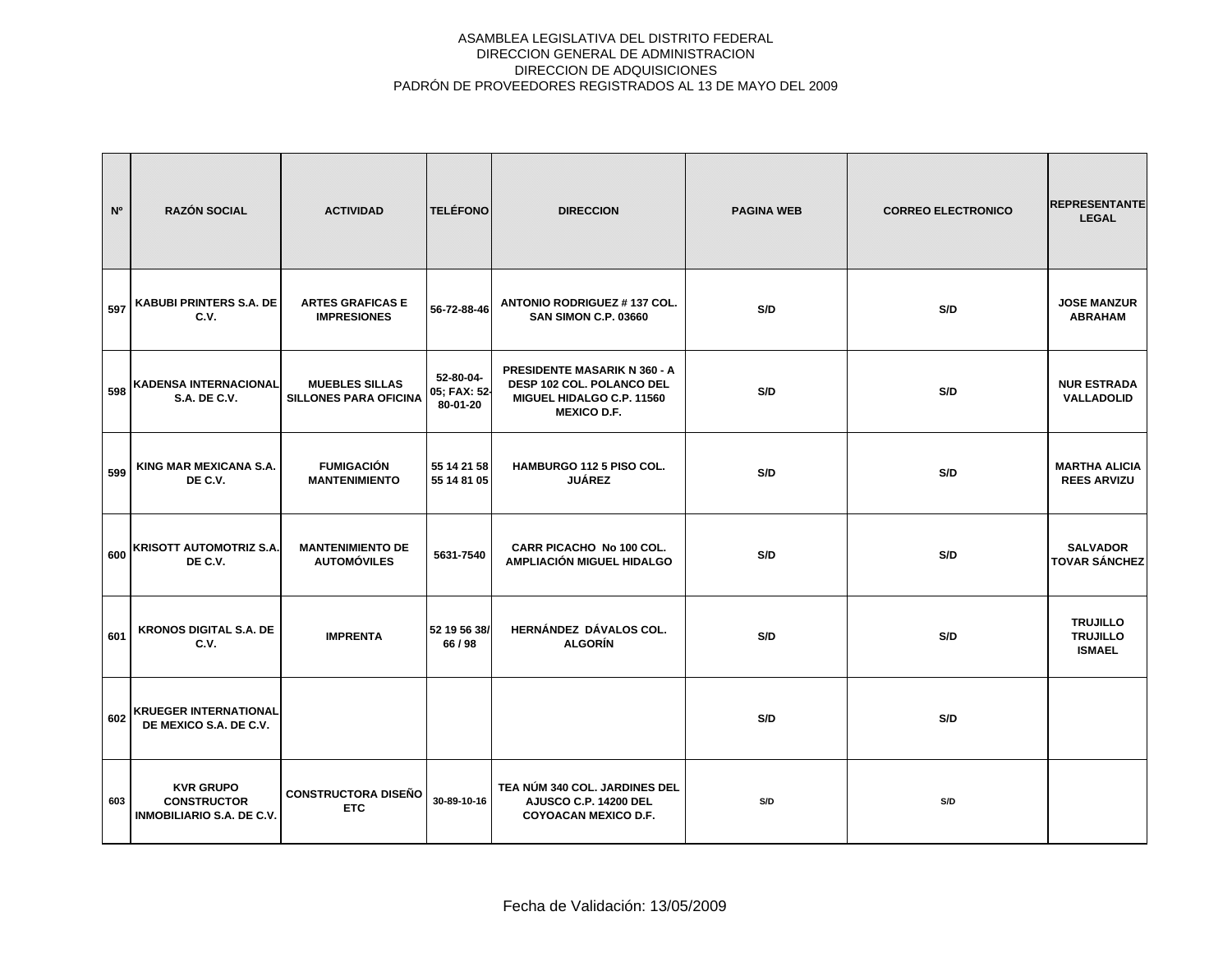ASAMBLEA LEGISLATIVA DEL DISTRITO FEDERAL
DIRECCION GENERAL DE ADMINISTRACION
DIRECCION DE ADQUISICIONES
PADRÓN DE PROVEEDORES REGISTRADOS AL 13 DE MAYO DEL 2009

| Nº | RAZÓN SOCIAL | ACTIVIDAD | TELÉFONO | DIRECCION | PAGINA WEB | CORREO ELECTRONICO | REPRESENTANTE LEGAL |
|---|---|---|---|---|---|---|---|
| 597 | KABUBI PRINTERS S.A. DE C.V. | ARTES GRAFICAS E IMPRESIONES | 56-72-88-46 | ANTONIO RODRIGUEZ # 137 COL. SAN SIMON C.P. 03660 | S/D | S/D | JOSE MANZUR ABRAHAM |
| 598 | KADENSA INTERNACIONAL S.A. DE C.V. | MUEBLES SILLAS SILLONES PARA OFICINA | 52-80-04-05; FAX: 52-80-01-20 | PRESIDENTE MASARIK N 360 - A DESP 102 COL. POLANCO DEL MIGUEL HIDALGO C.P. 11560 MEXICO D.F. | S/D | S/D | NUR ESTRADA VALLADOLID |
| 599 | KING MAR MEXICANA S.A. DE C.V. | FUMIGACIÓN MANTENIMIENTO | 55 14 21 58 55 14 81 05 | HAMBURGO 112 5 PISO COL. JUÁREZ | S/D | S/D | MARTHA ALICIA REES ARVIZU |
| 600 | KRISOTT AUTOMOTRIZ S.A. DE C.V. | MANTENIMIENTO DE AUTOMÓVILES | 5631-7540 | CARR PICACHO No 100 COL. AMPLIACIÓN MIGUEL HIDALGO | S/D | S/D | SALVADOR TOVAR SÁNCHEZ |
| 601 | KRONOS DIGITAL S.A. DE C.V. | IMPRENTA | 52 19 56 38/ 66 / 98 | HERNÁNDEZ DÁVALOS COL. ALGORÍN | S/D | S/D | TRUJILLO TRUJILLO ISMAEL |
| 602 | KRUEGER INTERNATIONAL DE MEXICO S.A. DE C.V. | | | | S/D | S/D | |
| 603 | KVR GRUPO CONSTRUCTOR INMOBILIARIO S.A. DE C.V. | CONSTRUCTORA DISEÑO ETC | 30-89-10-16 | TEA NÚM 340 COL. JARDINES DEL AJUSCO C.P. 14200 DEL COYOACAN MEXICO D.F. | S/D | S/D | |

Fecha de Validación: 13/05/2009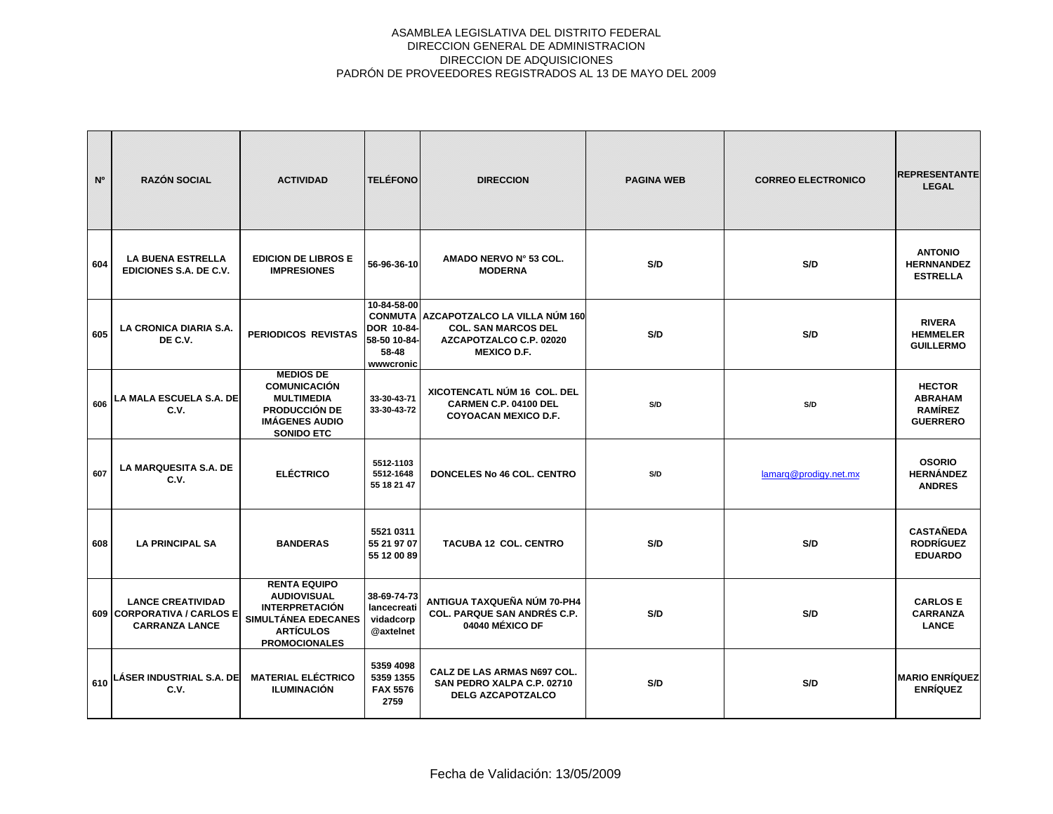ASAMBLEA LEGISLATIVA DEL DISTRITO FEDERAL
DIRECCION GENERAL DE ADMINISTRACION
DIRECCION DE ADQUISICIONES
PADRÓN DE PROVEEDORES REGISTRADOS AL 13 DE MAYO DEL 2009

| Nº | RAZÓN SOCIAL | ACTIVIDAD | TELÉFONO | DIRECCION | PAGINA WEB | CORREO ELECTRONICO | REPRESENTANTE LEGAL |
|---|---|---|---|---|---|---|---|
| 604 | LA BUENA ESTRELLA EDICIONES S.A. DE C.V. | EDICION DE LIBROS E IMPRESIONES | 56-96-36-10 | AMADO NERVO N° 53 COL. MODERNA | S/D | S/D | ANTONIO HERNNANDEZ ESTRELLA |
| 605 | LA CRONICA DIARIA S.A. DE C.V. | PERIODICOS REVISTAS | 10-84-58-00 CONMUTADOR 10-84-58-50 10-84-58-48 wwwcronic | AZCAPOTZALCO LA VILLA NÚM 160 COL. SAN MARCOS DEL AZCAPOTZALCO C.P. 02020 MEXICO D.F. | S/D | S/D | RIVERA HEMMELER GUILLERMO |
| 606 | LA MALA ESCUELA S.A. DE C.V. | MEDIOS DE COMUNICACIÓN MULTIMEDIA PRODUCCIÓN DE IMÁGENES AUDIO SONIDO ETC | 33-30-43-71 33-30-43-72 | XICOTENCATL NÚM 16 COL. DEL CARMEN C.P. 04100 DEL COYOACAN MEXICO D.F. | S/D | S/D | HECTOR ABRAHAM RAMÍREZ GUERRERO |
| 607 | LA MARQUESITA S.A. DE C.V. | ELÉCTRICO | 5512-1103 5512-1648 55 18 21 47 | DONCELES No 46 COL. CENTRO | S/D | lamarq@prodigy.net.mx | OSORIO HERNÁNDEZ ANDRES |
| 608 | LA PRINCIPAL SA | BANDERAS | 5521 0311 55 21 97 07 55 12 00 89 | TACUBA 12 COL. CENTRO | S/D | S/D | CASTAÑEDA RODRÍGUEZ EDUARDO |
| 609 | LANCE CREATIVIDAD CORPORATIVA / CARLOS E CARRANZA LANCE | RENTA EQUIPO AUDIOVISUAL INTERPRETACIÓN SIMULTÁNEA EDECANES ARTÍCULOS PROMOCIONALES | 38-69-74-73 lancecreatividadcorp @axtelnet | ANTIGUA TAXQUEÑA NÚM 70-PH4 COL. PARQUE SAN ANDRÉS C.P. 04040 MÉXICO DF | S/D | S/D | CARLOS E CARRANZA LANCE |
| 610 | LÁSER INDUSTRIAL S.A. DE C.V. | MATERIAL ELÉCTRICO ILUMINACIÓN | 5359 4098 5359 1355 FAX 5576 2759 | CALZ DE LAS ARMAS N697 COL. SAN PEDRO XALPA C.P. 02710 DELG AZCAPOTZALCO | S/D | S/D | MARIO ENRÍQUEZ ENRÍQUEZ |

Fecha de Validación: 13/05/2009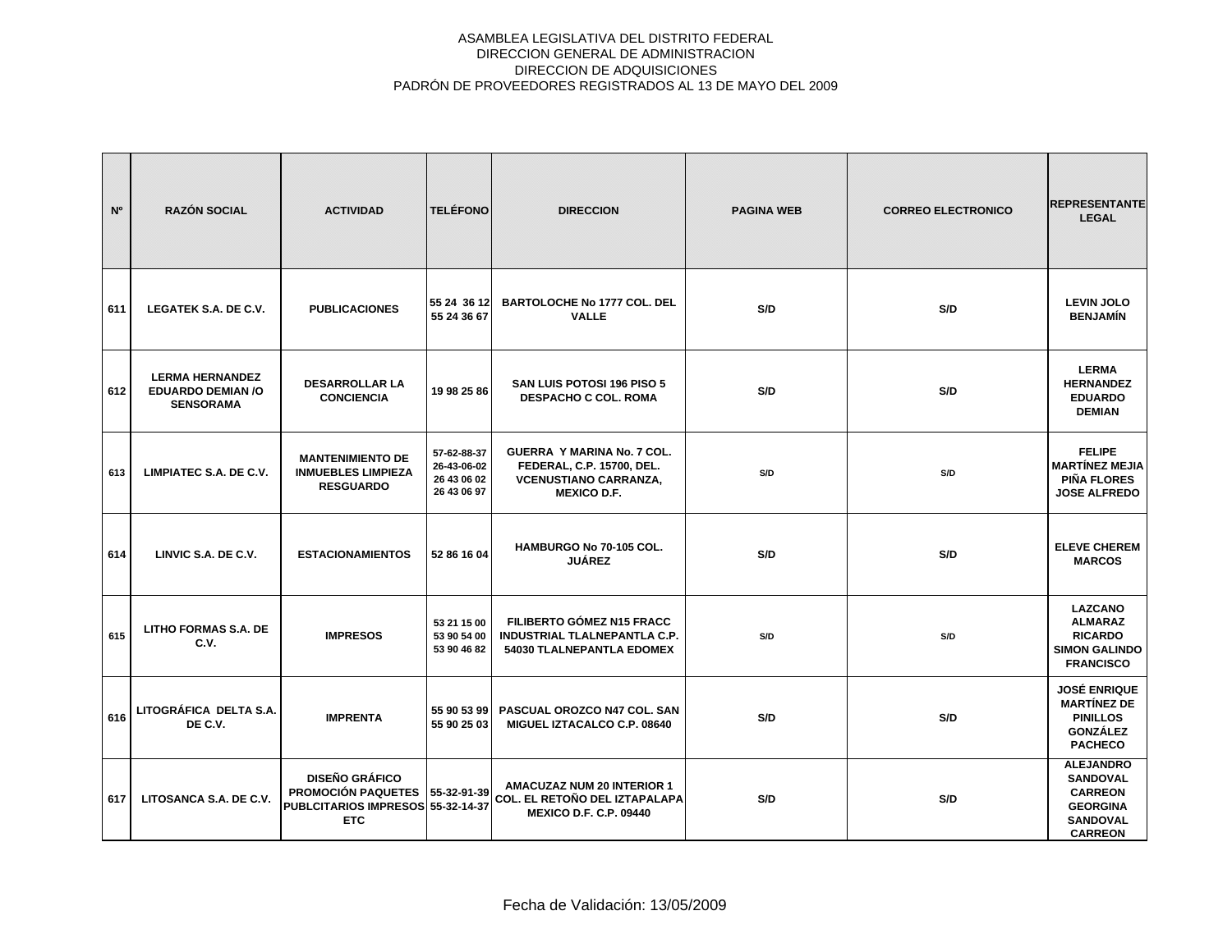ASAMBLEA LEGISLATIVA DEL DISTRITO FEDERAL
DIRECCION GENERAL DE ADMINISTRACION
DIRECCION DE ADQUISICIONES
PADRÓN DE PROVEEDORES REGISTRADOS AL 13 DE MAYO DEL 2009

| Nº | RAZÓN SOCIAL | ACTIVIDAD | TELÉFONO | DIRECCION | PAGINA WEB | CORREO ELECTRONICO | REPRESENTANTE LEGAL |
|---|---|---|---|---|---|---|---|
| 611 | LEGATEK S.A. DE C.V. | PUBLICACIONES | 55 24 36 12 55 24 36 67 | BARTOLOCHE No 1777 COL. DEL VALLE | S/D | S/D | LEVIN JOLO BENJAMÍN |
| 612 | LERMA HERNANDEZ EDUARDO DEMIAN /O SENSORAMA | DESARROLLAR LA CONCIENCIA | 19 98 25 86 | SAN LUIS POTOSI 196 PISO 5 DESPACHO C COL. ROMA | S/D | S/D | LERMA HERNANDEZ EDUARDO DEMIAN |
| 613 | LIMPIATEC S.A. DE C.V. | MANTENIMIENTO DE INMUEBLES LIMPIEZA RESGUARDO | 57-62-88-37 26-43-06-02 26 43 06 02 26 43 06 97 | GUERRA Y MARINA No. 7 COL. FEDERAL, C.P. 15700, DEL. VCENUSTIANO CARRANZA, MEXICO D.F. | S/D | S/D | FELIPE MARTÍNEZ MEJIA PIÑA FLORES JOSE ALFREDO |
| 614 | LINVIC S.A. DE C.V. | ESTACIONAMIENTOS | 52 86 16 04 | HAMBURGO No 70-105 COL. JUÁREZ | S/D | S/D | ELEVE CHEREM MARCOS |
| 615 | LITHO FORMAS S.A. DE C.V. | IMPRESOS | 53 21 15 00 53 90 54 00 53 90 46 82 | FILIBERTO GÓMEZ N15 FRACC INDUSTRIAL TLALNEPANTLA C.P. 54030 TLALNEPANTLA EDOMEX | S/D | S/D | LAZCANO ALMARAZ RICARDO SIMON GALINDO FRANCISCO |
| 616 | LITOGRÁFICA DELTA S.A. DE C.V. | IMPRENTA | 55 90 53 99 55 90 25 03 | PASCUAL OROZCO N47 COL. SAN MIGUEL IZTACALCO C.P. 08640 | S/D | S/D | JOSÉ ENRIQUE MARTÍNEZ DE PINILLOS GONZÁLEZ PACHECO |
| 617 | LITOSANCA S.A. DE C.V. | DISEÑO GRÁFICO PROMOCIÓN PAQUETES PUBLCITARIOS IMPRESOS ETC | 55-32-91-39 55-32-14-37 | AMACUZAZ NUM 20 INTERIOR 1 COL. EL RETOÑO DEL IZTAPALAPA MEXICO D.F. C.P. 09440 | S/D | S/D | ALEJANDRO SANDOVAL CARREON GEORGINA SANDOVAL CARREON |

Fecha de Validación: 13/05/2009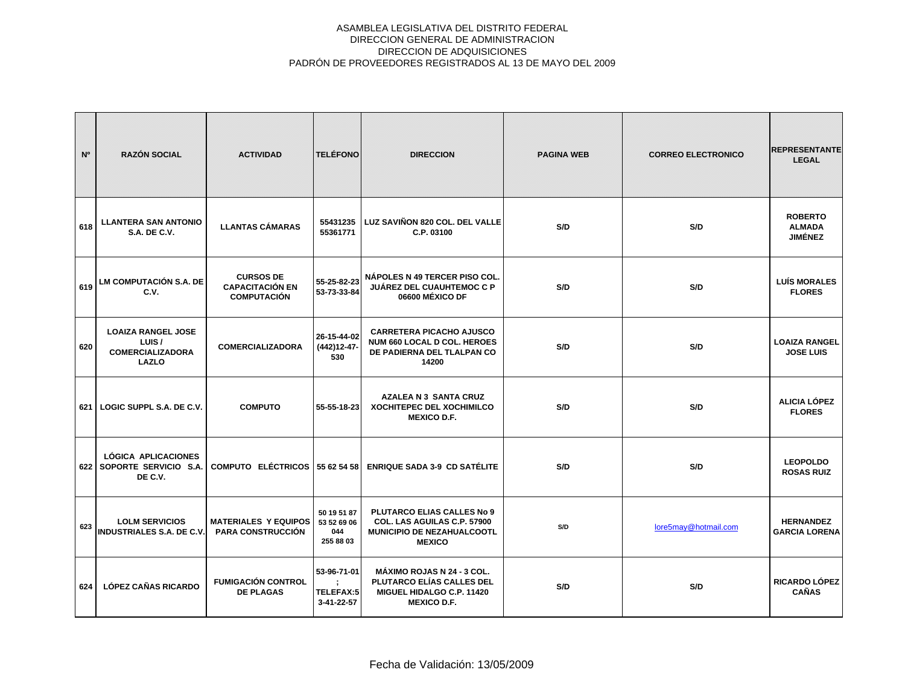ASAMBLEA LEGISLATIVA DEL DISTRITO FEDERAL
DIRECCION GENERAL DE ADMINISTRACION
DIRECCION DE ADQUISICIONES
PADRÓN DE PROVEEDORES REGISTRADOS AL 13 DE MAYO DEL 2009

| Nº | RAZÓN SOCIAL | ACTIVIDAD | TELÉFONO | DIRECCION | PAGINA WEB | CORREO ELECTRONICO | REPRESENTANTE LEGAL |
|---|---|---|---|---|---|---|---|
| 618 | LLANTERA SAN ANTONIO S.A. DE C.V. | LLANTAS CÁMARAS | 55431235 55361771 | LUZ SAVIÑON 820 COL. DEL VALLE C.P. 03100 | S/D | S/D | ROBERTO ALMADA JIMÉNEZ |
| 619 | LM COMPUTACIÓN S.A. DE C.V. | CURSOS DE CAPACITACIÓN EN COMPUTACIÓN | 55-25-82-23 53-73-33-84 | NÁPOLES N 49 TERCER PISO COL. JUÁREZ DEL CUAUHTEMOC C P 06600 MÉXICO DF | S/D | S/D | LUÍS MORALES FLORES |
| 620 | LOAIZA RANGEL JOSE LUIS / COMERCIALIZADORA LAZLO | COMERCIALIZADORA | 26-15-44-02 (442)12-47-530 | CARRETERA PICACHO AJUSCO NUM 660 LOCAL D COL. HEROES DE PADIERNA DEL TLALPAN CO 14200 | S/D | S/D | LOAIZA RANGEL JOSE LUIS |
| 621 | LOGIC SUPPL S.A. DE C.V. | COMPUTO | 55-55-18-23 | AZALEA N 3 SANTA CRUZ XOCHITEPEC DEL XOCHIMILCO MEXICO D.F. | S/D | S/D | ALICIA LÓPEZ FLORES |
| 622 | LÓGICA APLICACIONES SOPORTE SERVICIO S.A. DE C.V. | COMPUTO ELÉCTRICOS | 55 62 54 58 | ENRIQUE SADA 3-9 CD SATÉLITE | S/D | S/D | LEOPOLDO ROSAS RUIZ |
| 623 | LOLM SERVICIOS INDUSTRIALES S.A. DE C.V. | MATERIALES Y EQUIPOS PARA CONSTRUCCIÓN | 50 19 51 87 53 52 69 06 044 255 88 03 | PLUTARCO ELIAS CALLES No 9 COL. LAS AGUILAS C.P. 57900 MUNICIPIO DE NEZAHUALCOOTL MEXICO | S/D | lore5may@hotmail.com | HERNANDEZ GARCIA LORENA |
| 624 | LÓPEZ CAÑAS RICARDO | FUMIGACIÓN CONTROL DE PLAGAS | 53-96-71-01 ; TELEFAX:5 3-41-22-57 | MÁXIMO ROJAS N 24 - 3 COL. PLUTARCO ELÍAS CALLES DEL MIGUEL HIDALGO C.P. 11420 MEXICO D.F. | S/D | S/D | RICARDO LÓPEZ CAÑAS |

Fecha de Validación: 13/05/2009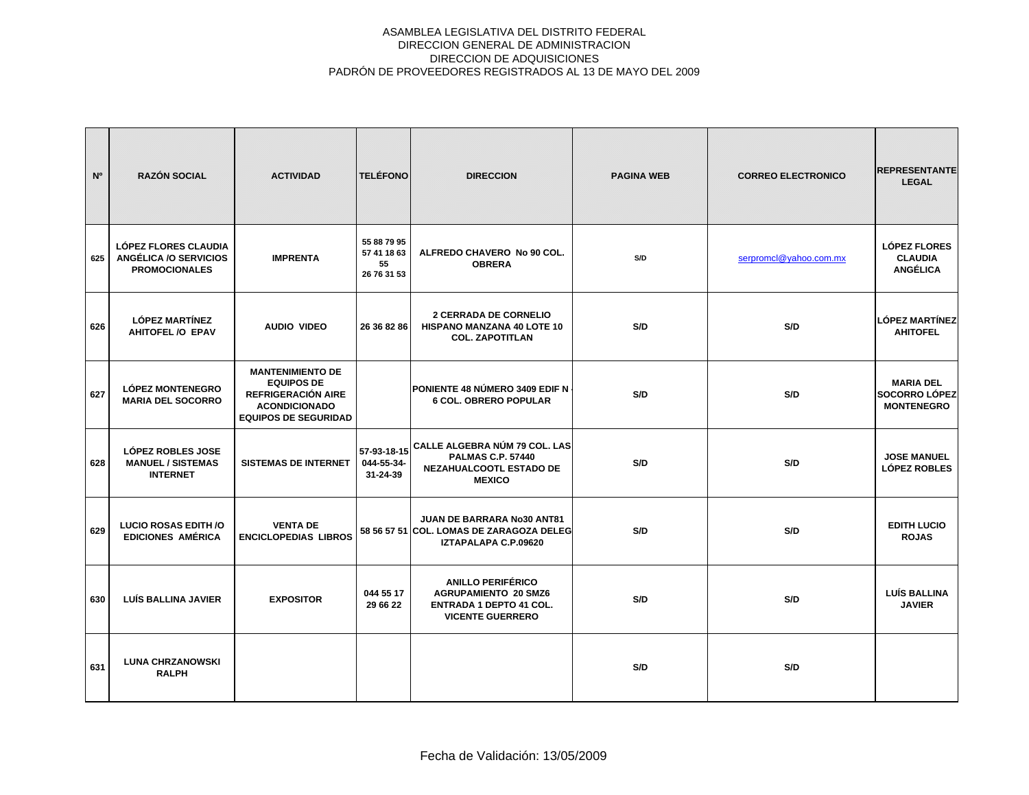ASAMBLEA LEGISLATIVA DEL DISTRITO FEDERAL
DIRECCION GENERAL DE ADMINISTRACION
DIRECCION DE ADQUISICIONES
PADRÓN DE PROVEEDORES REGISTRADOS AL 13 DE MAYO DEL 2009

| Nº | RAZÓN SOCIAL | ACTIVIDAD | TELÉFONO | DIRECCION | PAGINA WEB | CORREO ELECTRONICO | REPRESENTANTE LEGAL |
|---|---|---|---|---|---|---|---|
| 625 | LÓPEZ FLORES CLAUDIA ANGÉLICA /O SERVICIOS PROMOCIONALES | IMPRENTA | 55 88 79 95 57 41 18 63 55 26 76 31 53 | ALFREDO CHAVERO No 90 COL. OBRERA | S/D | serpromcl@yahoo.com.mx | LÓPEZ FLORES CLAUDIA ANGÉLICA |
| 626 | LÓPEZ MARTÍNEZ AHITOFEL /O EPAV | AUDIO VIDEO | 26 36 82 86 | 2 CERRADA DE CORNELIO HISPANO MANZANA 40 LOTE 10 COL. ZAPOTITLAN | S/D | S/D | LÓPEZ MARTÍNEZ AHITOFEL |
| 627 | LÓPEZ MONTENEGRO MARIA DEL SOCORRO | MANTENIMIENTO DE EQUIPOS DE REFRIGERACIÓN AIRE ACONDICIONADO EQUIPOS DE SEGURIDAD | | PONIENTE 48 NÚMERO 3409 EDIF N - 6 COL. OBRERO POPULAR | S/D | S/D | MARIA DEL SOCORRO LÓPEZ MONTENEGRO |
| 628 | LÓPEZ ROBLES JOSE MANUEL / SISTEMAS INTERNET | SISTEMAS DE INTERNET | 57-93-18-15 044-55-34-31-24-39 | CALLE ALGEBRA NÚM 79 COL. LAS PALMAS C.P. 57440 NEZAHUALCOOTL ESTADO DE MEXICO | S/D | S/D | JOSE MANUEL LÓPEZ ROBLES |
| 629 | LUCIO ROSAS EDITH /O EDICIONES AMÉRICA | VENTA DE ENCICLOPEDIAS LIBROS | 58 56 57 51 | JUAN DE BARRARA No30 ANT81 COL. LOMAS DE ZARAGOZA DELEG IZTAPALAPA C.P.09620 | S/D | S/D | EDITH LUCIO ROJAS |
| 630 | LUÍS BALLINA JAVIER | EXPOSITOR | 044 55 17 29 66 22 | ANILLO PERIFÉRICO AGRUPAMIENTO 20 SMZ6 ENTRADA 1 DEPTO 41 COL. VICENTE GUERRERO | S/D | S/D | LUÍS BALLINA JAVIER |
| 631 | LUNA CHRZANOWSKI RALPH | | | | S/D | S/D | |

Fecha de Validación: 13/05/2009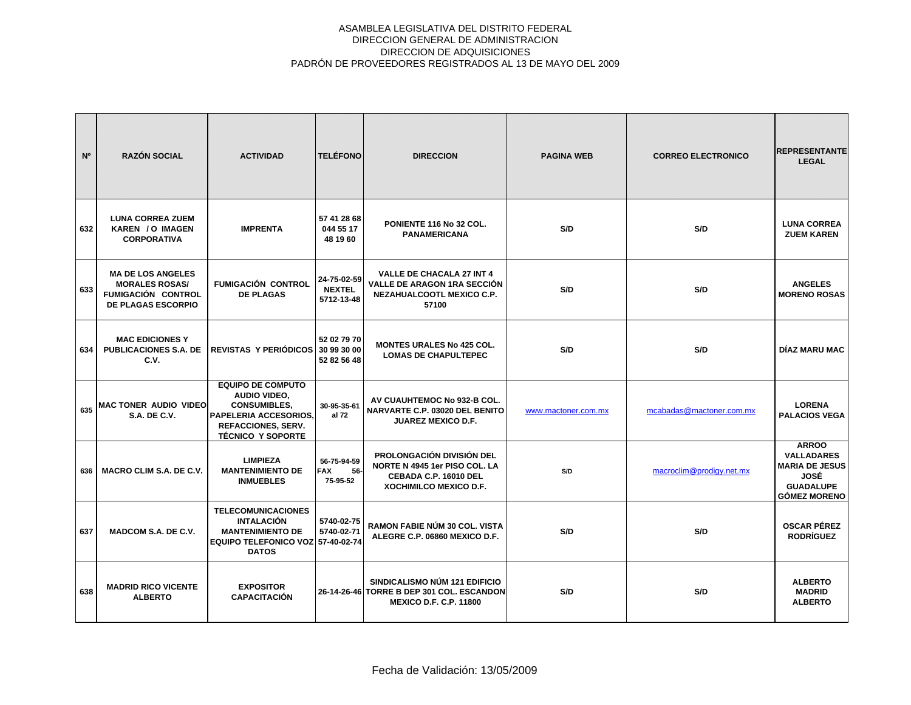ASAMBLEA LEGISLATIVA DEL DISTRITO FEDERAL
DIRECCION GENERAL DE ADMINISTRACION
DIRECCION DE ADQUISICIONES
PADRÓN DE PROVEEDORES REGISTRADOS AL 13 DE MAYO DEL 2009

| Nº | RAZÓN SOCIAL | ACTIVIDAD | TELÉFONO | DIRECCION | PAGINA WEB | CORREO ELECTRONICO | REPRESENTANTE LEGAL |
|---|---|---|---|---|---|---|---|
| 632 | LUNA CORREA ZUEM KAREN / O IMAGEN CORPORATIVA | IMPRENTA | 57 41 28 68 044 55 17 48 19 60 | PONIENTE 116 No 32 COL. PANAMERICANA | S/D | S/D | LUNA CORREA ZUEM KAREN |
| 633 | MA DE LOS ANGELES MORALES ROSAS/ FUMIGACIÓN CONTROL DE PLAGAS ESCORPIO | FUMIGACIÓN CONTROL DE PLAGAS | 24-75-02-59 NEXTEL 5712-13-48 | VALLE DE CHACALA 27 INT 4 VALLE DE ARAGON 1RA SECCIÓN NEZAHUALCOOTL MEXICO C.P. 57100 | S/D | S/D | ANGELES MORENO ROSAS |
| 634 | MAC EDICIONES Y PUBLICACIONES S.A. DE C.V. | REVISTAS Y PERIÓDICOS | 52 02 79 70 30 99 30 00 52 82 56 48 | MONTES URALES No 425 COL. LOMAS DE CHAPULTEPEC | S/D | S/D | DÍAZ MARU MAC |
| 635 | MAC TONER AUDIO VIDEO S.A. DE C.V. | EQUIPO DE COMPUTO AUDIO VIDEO, CONSUMIBLES, PAPELERIA ACCESORIOS, REFACCIONES, SERV. TÉCNICO Y SOPORTE | 30-95-35-61 al 72 | AV CUAUHTEMOC No 932-B COL. NARVARTE C.P. 03020 DEL BENITO JUAREZ MEXICO D.F. | www.mactoner.com.mx | mcabadas@mactoner.com.mx | LORENA PALACIOS VEGA |
| 636 | MACRO CLIM S.A. DE C.V. | LIMPIEZA MANTENIMIENTO DE INMUEBLES | 56-75-94-59 FAX 56-75-95-52 | PROLONGACIÓN DIVISIÓN DEL NORTE N 4945 1er PISO COL. LA CEBADA C.P. 16010 DEL XOCHIMILCO MEXICO D.F. | S/D | macroclim@prodigy.net.mx | ARROO VALLADARES MARIA DE JESUS JOSÉ GUADALUPE GÓMEZ MORENO |
| 637 | MADCOM S.A. DE C.V. | TELECOMUNICACIONES INTALACIÓN MANTENIMIENTO DE EQUIPO TELEFONICO VOZ DATOS | 5740-02-75 5740-02-71 57-40-02-74 | RAMON FABIE NÚM 30 COL. VISTA ALEGRE C.P. 06860 MEXICO D.F. | S/D | S/D | OSCAR PÉREZ RODRÍGUEZ |
| 638 | MADRID RICO VICENTE ALBERTO | EXPOSITOR CAPACITACIÓN | 26-14-26-46 | SINDICALISMO NÚM 121 EDIFICIO TORRE B DEP 301 COL. ESCANDON MEXICO D.F. C.P. 11800 | S/D | S/D | ALBERTO MADRID ALBERTO |

Fecha de Validación: 13/05/2009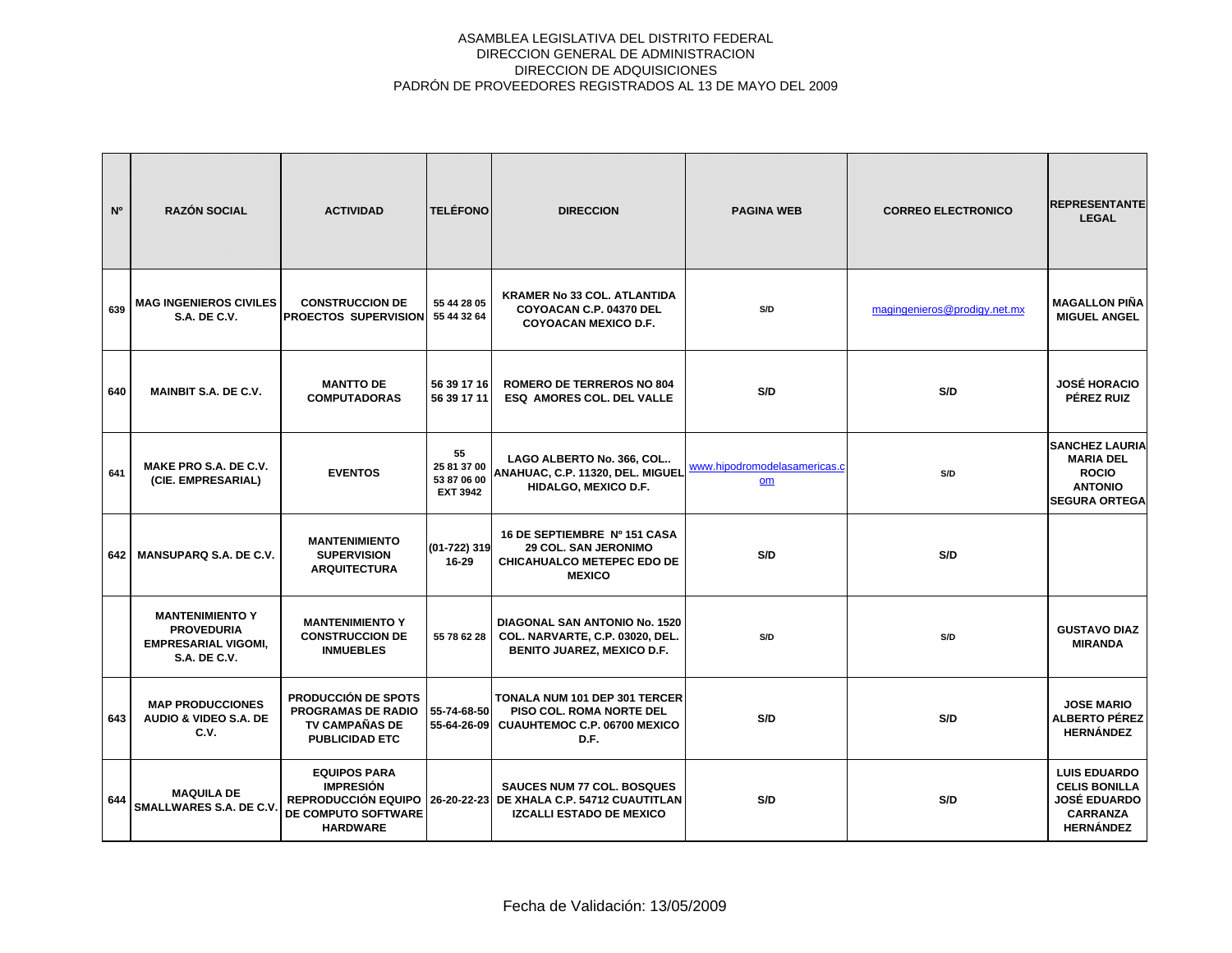ASAMBLEA LEGISLATIVA DEL DISTRITO FEDERAL
DIRECCION GENERAL DE ADMINISTRACION
DIRECCION DE ADQUISICIONES
PADRÓN DE PROVEEDORES REGISTRADOS AL 13 DE MAYO DEL 2009

| Nº | RAZÓN SOCIAL | ACTIVIDAD | TELÉFONO | DIRECCION | PAGINA WEB | CORREO ELECTRONICO | REPRESENTANTE LEGAL |
|---|---|---|---|---|---|---|---|
| 639 | MAG INGENIEROS CIVILES S.A. DE C.V. | CONSTRUCCION DE PROECTOS SUPERVISION | 55 44 28 05 55 44 32 64 | KRAMER No 33 COL. ATLANTIDA COYOACAN C.P. 04370 DEL COYOACAN MEXICO D.F. | S/D | magingenieros@prodigy.net.mx | MAGALLON PIÑA MIGUEL ANGEL |
| 640 | MAINBIT S.A. DE C.V. | MANTTO DE COMPUTADORAS | 56 39 17 16 56 39 17 11 | ROMERO DE TERREROS NO 804 ESQ AMORES COL. DEL VALLE | S/D | S/D | JOSÉ HORACIO PÉREZ RUIZ |
| 641 | MAKE PRO S.A. DE C.V. (CIE. EMPRESARIAL) | EVENTOS | 55 25 81 37 00 53 87 06 00 EXT 3942 | LAGO ALBERTO No. 366, COL.. ANAHUAC, C.P. 11320, DEL. MIGUEL HIDALGO, MEXICO D.F. | www.hipodromodelasamericas.com | S/D | SANCHEZ LAURIA MARIA DEL ROCIO ANTONIO SEGURA ORTEGA |
| 642 | MANSUPARQ S.A. DE C.V. | MANTENIMIENTO SUPERVISION ARQUITECTURA | (01-722) 319 16-29 | 16 DE SEPTIEMBRE Nº 151 CASA 29 COL. SAN JERONIMO CHICAHUALCO METEPEC EDO DE MEXICO | S/D | S/D | |
| | MANTENIMIENTO Y PROVEDURIA EMPRESARIAL VIGOMI, S.A. DE C.V. | MANTENIMIENTO Y CONSTRUCCION DE INMUEBLES | 55 78 62 28 | DIAGONAL SAN ANTONIO No. 1520 COL. NARVARTE, C.P. 03020, DEL. BENITO JUAREZ, MEXICO D.F. | S/D | S/D | GUSTAVO DIAZ MIRANDA |
| 643 | MAP PRODUCCIONES AUDIO & VIDEO S.A. DE C.V. | PRODUCCIÓN DE SPOTS PROGRAMAS DE RADIO TV CAMPAÑAS DE PUBLICIDAD ETC | 55-74-68-50 55-64-26-09 | TONALA NUM 101 DEP 301 TERCER PISO COL. ROMA NORTE DEL CUAUHTEMOC C.P. 06700 MEXICO D.F. | S/D | S/D | JOSE MARIO ALBERTO PÉREZ HERNÁNDEZ |
| 644 | MAQUILA DE SMALLWARES S.A. DE C.V. | EQUIPOS PARA IMPRESIÓN REPRODUCCIÓN EQUIPO DE COMPUTO SOFTWARE HARDWARE | 26-20-22-23 | SAUCES NUM 77 COL. BOSQUES DE XHALA C.P. 54712 CUAUTITLAN IZCALLI ESTADO DE MEXICO | S/D | S/D | LUIS EDUARDO CELIS BONILLA JOSÉ EDUARDO CARRANZA HERNÁNDEZ |

Fecha de Validación: 13/05/2009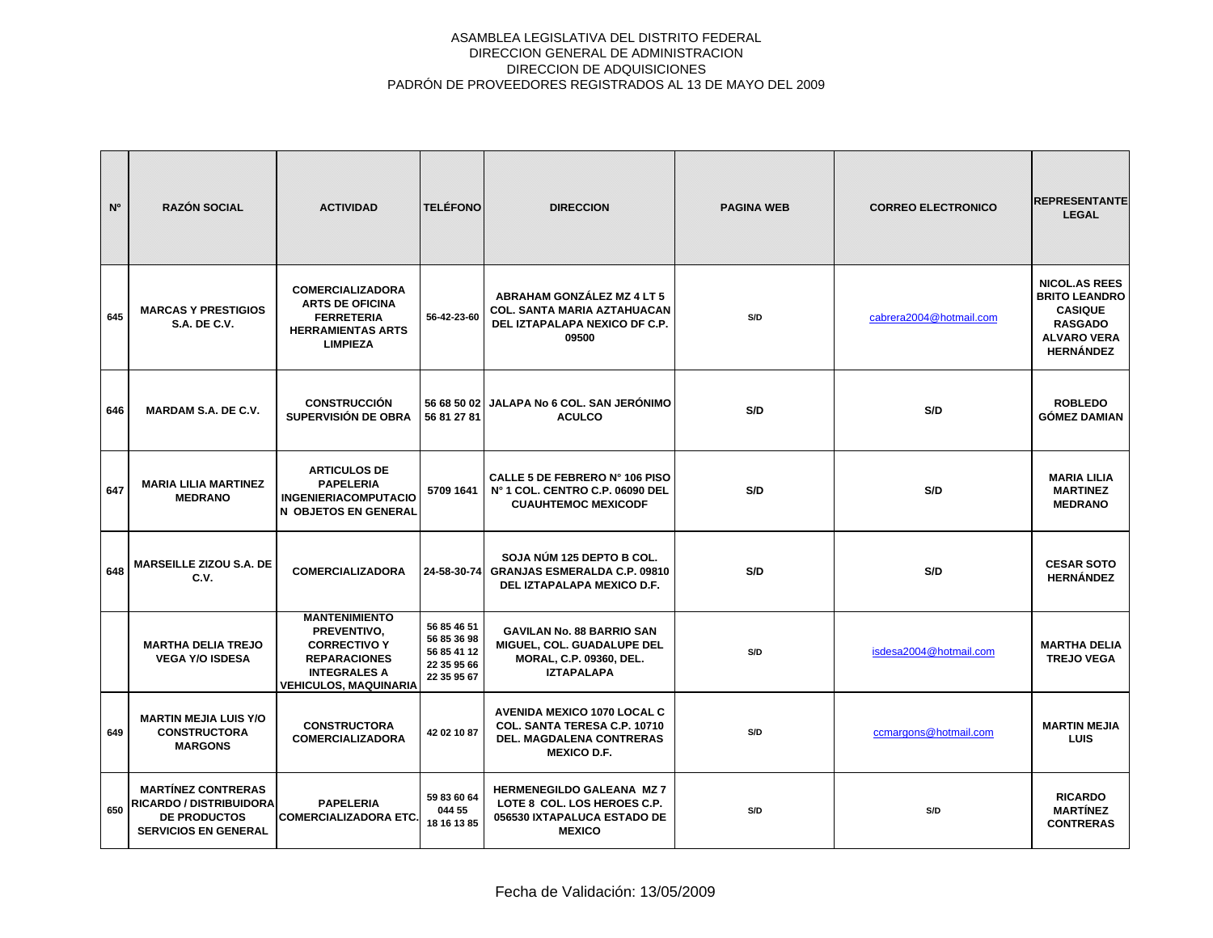ASAMBLEA LEGISLATIVA DEL DISTRITO FEDERAL
DIRECCION GENERAL DE ADMINISTRACION
DIRECCION DE ADQUISICIONES
PADRÓN DE PROVEEDORES REGISTRADOS AL 13 DE MAYO DEL 2009

| Nº | RAZÓN SOCIAL | ACTIVIDAD | TELÉFONO | DIRECCION | PAGINA WEB | CORREO ELECTRONICO | REPRESENTANTE LEGAL |
|---|---|---|---|---|---|---|---|
| 645 | MARCAS Y PRESTIGIOS S.A. DE C.V. | COMERCIALIZADORA ARTS DE OFICINA FERRETERIA HERRAMIENTAS ARTS LIMPIEZA | 56-42-23-60 | ABRAHAM GONZÁLEZ MZ 4 LT 5 COL. SANTA MARIA AZTAHUACAN DEL IZTAPALAPA NEXICO DF C.P. 09500 | S/D | cabrera2004@hotmail.com | NICOL.AS REES BRITO LEANDRO CASIQUE RASGADO ALVARO VERA HERNÁNDEZ |
| 646 | MARDAM S.A. DE C.V. | CONSTRUCCIÓN SUPERVISIÓN DE OBRA | 56 68 50 02 56 81 27 81 | JALAPA No 6 COL. SAN JERÓNIMO ACULCO | S/D | S/D | ROBLEDO GÓMEZ DAMIAN |
| 647 | MARIA LILIA MARTINEZ MEDRANO | ARTICULOS DE PAPELERIA INGENIERIACOMPUTACION OBJETOS EN GENERAL | 5709 1641 | CALLE 5 DE FEBRERO N° 106 PISO N° 1 COL. CENTRO C.P. 06090 DEL CUAUHTEMOC MEXICODF | S/D | S/D | MARIA LILIA MARTINEZ MEDRANO |
| 648 | MARSEILLE ZIZOU S.A. DE C.V. | COMERCIALIZADORA | 24-58-30-74 | SOJA NÚM 125 DEPTO B COL. GRANJAS ESMERALDA C.P. 09810 DEL IZTAPALAPA MEXICO D.F. | S/D | S/D | CESAR SOTO HERNÁNDEZ |
| | MARTHA DELIA TREJO VEGA Y/O ISDESA | MANTENIMIENTO PREVENTIVO, CORRECTIVO Y REPARACIONES INTEGRALES A VEHICULOS, MAQUINARIA | 56 85 46 51 56 85 36 98 56 85 41 12 22 35 95 66 22 35 95 67 | GAVILAN No. 88 BARRIO SAN MIGUEL, COL. GUADALUPE DEL MORAL, C.P. 09360, DEL. IZTAPALAPA | S/D | isdesa2004@hotmail.com | MARTHA DELIA TREJO VEGA |
| 649 | MARTIN MEJIA LUIS Y/O CONSTRUCTORA MARGONS | CONSTRUCTORA COMERCIALIZADORA | 42 02 10 87 | AVENIDA MEXICO 1070 LOCAL C COL. SANTA TERESA C.P. 10710 DEL. MAGDALENA CONTRERAS MEXICO D.F. | S/D | ccmargons@hotmail.com | MARTIN MEJIA LUIS |
| 650 | MARTÍNEZ CONTRERAS RICARDO / DISTRIBUIDORA DE PRODUCTOS SERVICIOS EN GENERAL | PAPELERIA COMERCIALIZADORA ETC. | 59 83 60 64 044 55 18 16 13 85 | HERMENEGILDO GALEANA MZ 7 LOTE 8 COL. LOS HEROES C.P. 056530 IXTAPALUCA ESTADO DE MEXICO | S/D | S/D | RICARDO MARTÍNEZ CONTRERAS |

Fecha de Validación: 13/05/2009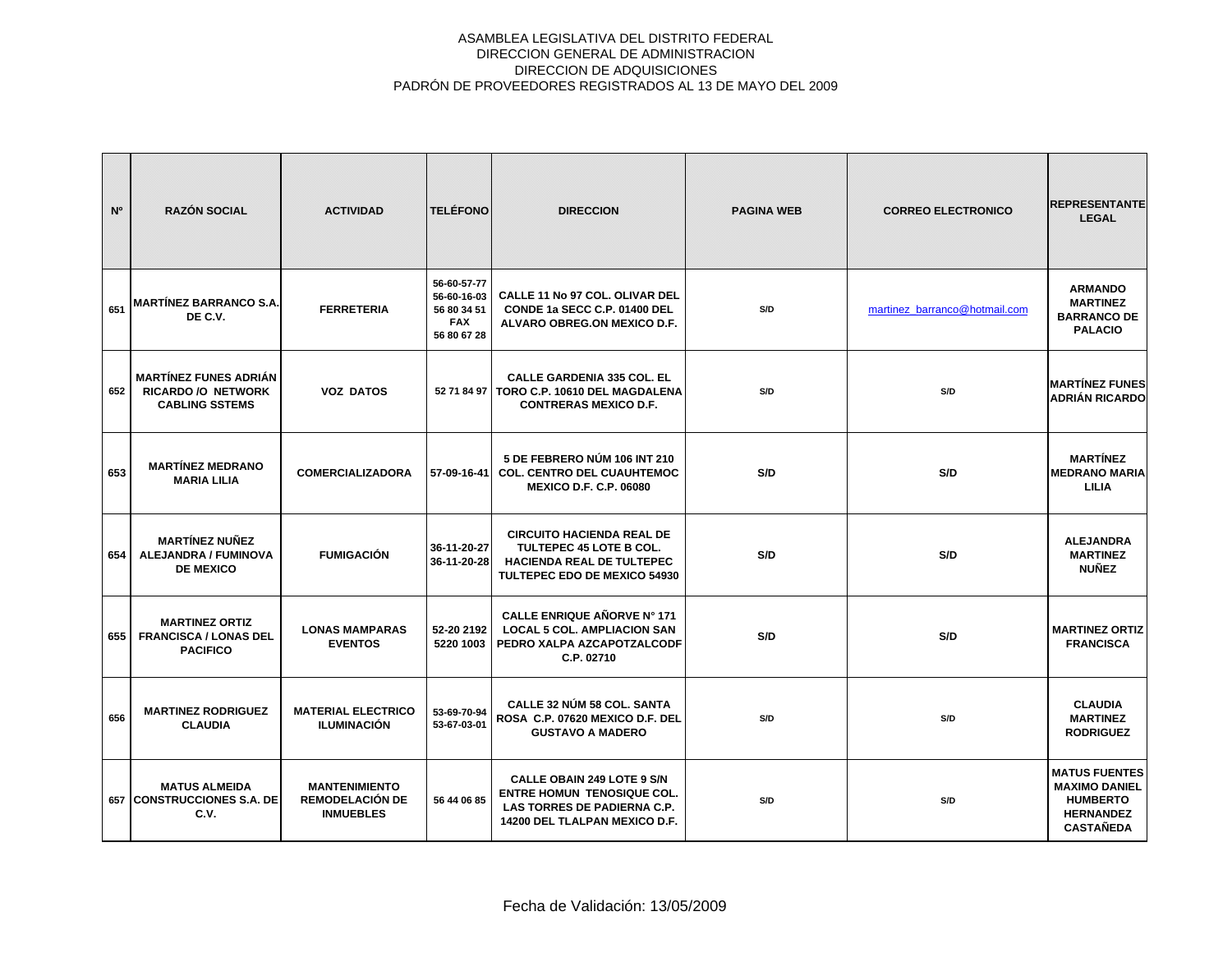ASAMBLEA LEGISLATIVA DEL DISTRITO FEDERAL
DIRECCION GENERAL DE ADMINISTRACION
DIRECCION DE ADQUISICIONES
PADRÓN DE PROVEEDORES REGISTRADOS AL 13 DE MAYO DEL 2009

| Nº | RAZÓN SOCIAL | ACTIVIDAD | TELÉFONO | DIRECCION | PAGINA WEB | CORREO ELECTRONICO | REPRESENTANTE LEGAL |
|---|---|---|---|---|---|---|---|
| 651 | MARTÍNEZ BARRANCO S.A. DE C.V. | FERRETERIA | 56-60-57-77 56-60-16-03 56 80 34 51 FAX 56 80 67 28 | CALLE 11 No 97 COL. OLIVAR DEL CONDE 1a SECC C.P. 01400 DEL ALVARO OBREG.ON MEXICO D.F. | S/D | martinez_barranco@hotmail.com | ARMANDO MARTINEZ BARRANCO DE PALACIO |
| 652 | MARTÍNEZ FUNES ADRIÁN RICARDO /O NETWORK CABLING SSTEMS | VOZ DATOS | 52 71 84 97 | CALLE GARDENIA 335 COL. EL TORO C.P. 10610 DEL MAGDALENA CONTRERAS MEXICO D.F. | S/D | S/D | MARTÍNEZ FUNES ADRIÁN RICARDO |
| 653 | MARTÍNEZ MEDRANO MARIA LILIA | COMERCIALIZADORA | 57-09-16-41 | 5 DE FEBRERO NÚM 106 INT 210 COL. CENTRO DEL CUAUHTEMOC MEXICO D.F. C.P. 06080 | S/D | S/D | MARTÍNEZ MEDRANO MARIA LILIA |
| 654 | MARTÍNEZ NUÑEZ ALEJANDRA / FUMINOVA DE MEXICO | FUMIGACIÓN | 36-11-20-27 36-11-20-28 | CIRCUITO HACIENDA REAL DE TULTEPEC 45 LOTE B COL. HACIENDA REAL DE TULTEPEC TULTEPEC EDO DE MEXICO 54930 | S/D | S/D | ALEJANDRA MARTINEZ NUÑEZ |
| 655 | MARTINEZ ORTIZ FRANCISCA / LONAS DEL PACIFICO | LONAS MAMPARAS EVENTOS | 52-20 2192 5220 1003 | CALLE ENRIQUE AÑORVE N° 171 LOCAL 5 COL. AMPLIACION SAN PEDRO XALPA AZCAPOTZALCODF C.P. 02710 | S/D | S/D | MARTINEZ ORTIZ FRANCISCA |
| 656 | MARTINEZ RODRIGUEZ CLAUDIA | MATERIAL ELECTRICO ILUMINACIÓN | 53-69-70-94 53-67-03-01 | CALLE 32 NÚM 58 COL. SANTA ROSA C.P. 07620 MEXICO D.F. DEL GUSTAVO A MADERO | S/D | S/D | CLAUDIA MARTINEZ RODRIGUEZ |
| 657 | MATUS ALMEIDA CONSTRUCCIONES S.A. DE C.V. | MANTENIMIENTO REMODELACIÓN DE INUEBLES | 56 44 06 85 | CALLE OBAIN 249 LOTE 9 S/N ENTRE HOMUN TENOSIQUE COL. LAS TORRES DE PADIERNA C.P. 14200 DEL TLALPAN MEXICO D.F. | S/D | S/D | MATUS FUENTES MAXIMO DANIEL HUMBERTO HERNANDEZ CASTAÑEDA |

Fecha de Validación: 13/05/2009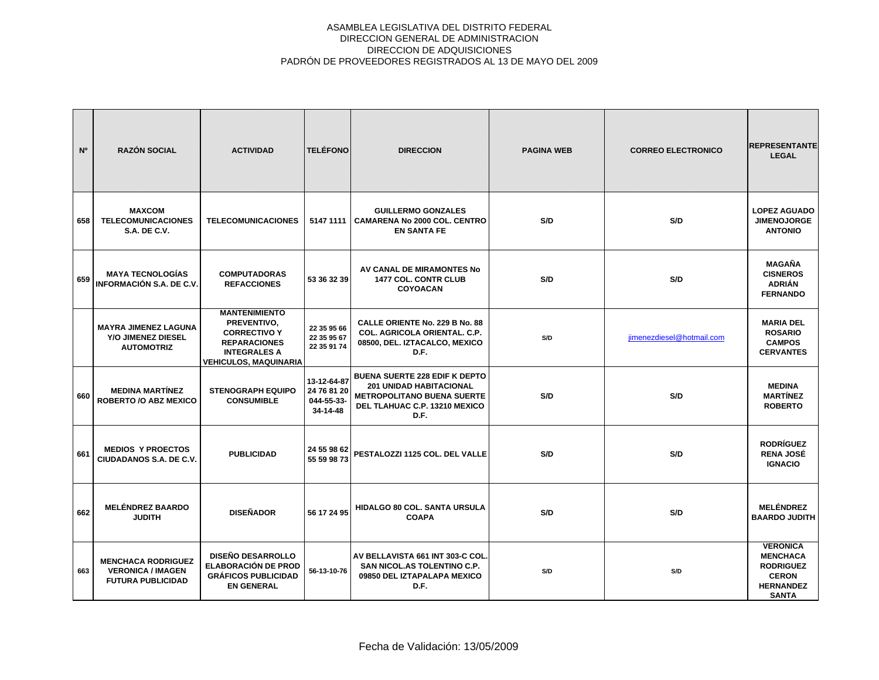ASAMBLEA LEGISLATIVA DEL DISTRITO FEDERAL
DIRECCION GENERAL DE ADMINISTRACION
DIRECCION DE ADQUISICIONES
PADRÓN DE PROVEEDORES REGISTRADOS AL 13 DE MAYO DEL 2009

| Nº | RAZÓN SOCIAL | ACTIVIDAD | TELÉFONO | DIRECCION | PAGINA WEB | CORREO ELECTRONICO | REPRESENTANTE LEGAL |
|---|---|---|---|---|---|---|---|
| 658 | MAXCOM TELECOMUNICACIONES S.A. DE C.V. | TELECOMUNICACIONES | 5147 1111 | GUILLERMO GONZALES CAMARENA No 2000 COL. CENTRO EN SANTA FE | S/D | S/D | LOPEZ AGUADO JIMENOJORGE ANTONIO |
| 659 | MAYA TECNOLOGÍAS INFORMACIÓN S.A. DE C.V. | COMPUTADORAS REFACCIONES | 53 36 32 39 | AV CANAL DE MIRAMONTES No 1477 COL. CONTR CLUB COYOACAN | S/D | S/D | MAGAÑA CISNEROS ADRIÁN FERNANDO |
| | MAYRA JIMENEZ LAGUNA Y/O JIMENEZ DIESEL AUTOMOTRIZ | MANTENIMIENTO PREVENTIVO, CORRECTIVO Y REPARACIONES INTEGRALES A VEHICULOS, MAQUINARIA | 22 35 95 66 22 35 95 67 22 35 91 74 | CALLE ORIENTE No. 229 B No. 88 COL. AGRICOLA ORIENTAL. C.P. 08500, DEL. IZTACALCO, MEXICO D.F. | S/D | jimenezdiesel@hotmail.com | MARIA DEL ROSARIO CAMPOS CERVANTES |
| 660 | MEDINA MARTÍNEZ ROBERTO /O ABZ MEXICO | STENOGRAPH EQUIPO CONSUMIBLE | 13-12-64-87 24 76 81 20 044-55-33-34-14-48 | BUENA SUERTE 228 EDIF K DEPTO 201 UNIDAD HABITACIONAL METROPOLITANO BUENA SUERTE DEL TLAHUAC C.P. 13210 MEXICO D.F. | S/D | S/D | MEDINA MARTÍNEZ ROBERTO |
| 661 | MEDIOS Y PROECTOS CIUDADANOS S.A. DE C.V. | PUBLICIDAD | 24 55 98 62 55 59 98 73 | PESTALOZZI 1125 COL. DEL VALLE | S/D | S/D | RODRÍGUEZ RENA JOSÉ IGNACIO |
| 662 | MELÉNDREZ BAARDO JUDITH | DISEÑADOR | 56 17 24 95 | HIDALGO 80 COL. SANTA URSULA COAPA | S/D | S/D | MELÉNDREZ BAARDO JUDITH |
| 663 | MENCHACA RODRIGUEZ VERONICA / IMAGEN FUTURA PUBLICIDAD | DISEÑO DESARROLLO ELABORACIÓN DE PROD GRÁFICOS PUBLICIDAD EN GENERAL | 56-13-10-76 | AV BELLAVISTA 661 INT 303-C COL. SAN NICOL.AS TOLENTINO C.P. 09850 DEL IZTAPALAPA MEXICO D.F. | S/D | S/D | VERONICA MENCHACA RODRIGUEZ CERON HERNANDEZ SANTA |

Fecha de Validación: 13/05/2009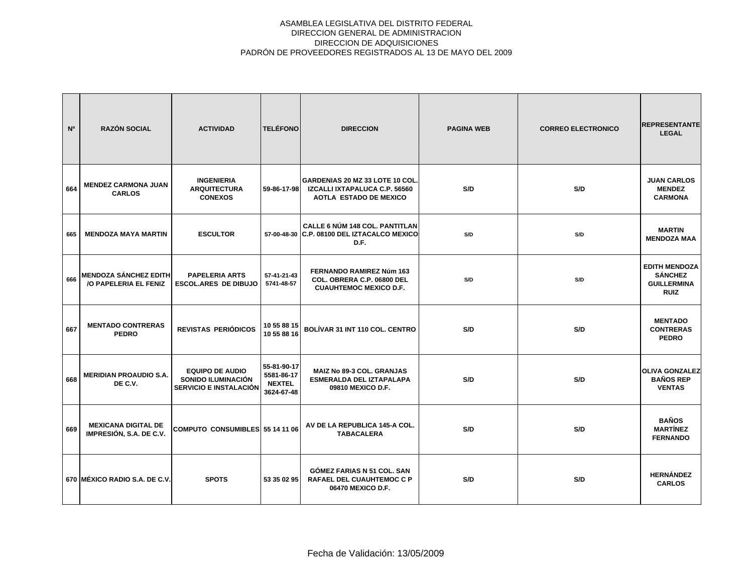ASAMBLEA LEGISLATIVA DEL DISTRITO FEDERAL
DIRECCION GENERAL DE ADMINISTRACION
DIRECCION DE ADQUISICIONES
PADRÓN DE PROVEEDORES REGISTRADOS AL 13 DE MAYO DEL 2009

| Nº | RAZÓN SOCIAL | ACTIVIDAD | TELÉFONO | DIRECCION | PAGINA WEB | CORREO ELECTRONICO | REPRESENTANTE LEGAL |
|---|---|---|---|---|---|---|---|
| 664 | MENDEZ CARMONA JUAN CARLOS | INGENIERIA ARQUITECTURA CONEXOS | 59-86-17-98 | GARDENIAS 20 MZ 33 LOTE 10 COL. IZCALLI IXTAPALUCA C.P. 56560 AOTLA ESTADO DE MEXICO | S/D | S/D | JUAN CARLOS MENDEZ CARMONA |
| 665 | MENDOZA MAYA MARTIN | ESCULTOR | 57-00-48-30 | CALLE 6 NÚM 148 COL. PANTITLAN C.P. 08100 DEL IZTACALCO MEXICO D.F. | S/D | S/D | MARTIN MENDOZA MAA |
| 666 | MENDOZA SÁNCHEZ EDITH /O PAPELERIA EL FENIZ | PAPELERIA ARTS ESCOL.ARES DE DIBUJO | 57-41-21-43 5741-48-57 | FERNANDO RAMIREZ Núm 163 COL. OBRERA C.P. 06800 DEL CUAUHTEMOC MEXICO D.F. | S/D | S/D | EDITH MENDOZA SÁNCHEZ GUILLERMINA RUIZ |
| 667 | MENTADO CONTRERAS PEDRO | REVISTAS PERIÓDICOS | 10 55 88 15 10 55 88 16 | BOLÍVAR 31 INT 110 COL. CENTRO | S/D | S/D | MENTADO CONTRERAS PEDRO |
| 668 | MERIDIAN PROAUDIO S.A. DE C.V. | EQUIPO DE AUDIO SONIDO ILUMINACIÓN SERVICIO E INSTALACIÓN | 55-81-90-17 5581-86-17 NEXTEL 3624-67-48 | MAIZ No 89-3 COL. GRANJAS ESMERALDA DEL IZTAPALAPA 09810 MEXICO D.F. | S/D | S/D | OLIVA GONZALEZ BAÑOS REP VENTAS |
| 669 | MEXICANA DIGITAL DE IMPRESIÓN, S.A. DE C.V. | COMPUTO CONSUMIBLES | 55 14 11 06 | AV DE LA REPUBLICA 145-A COL. TABACALERA | S/D | S/D | BAÑOS MARTÍNEZ FERNANDO |
| 670 | MÉXICO RADIO S.A. DE C.V. | SPOTS | 53 35 02 95 | GÓMEZ FARIAS N 51 COL. SAN RAFAEL DEL CUAUHTEMOC C P 06470 MEXICO D.F. | S/D | S/D | HERNÁNDEZ CARLOS |

Fecha de Validación: 13/05/2009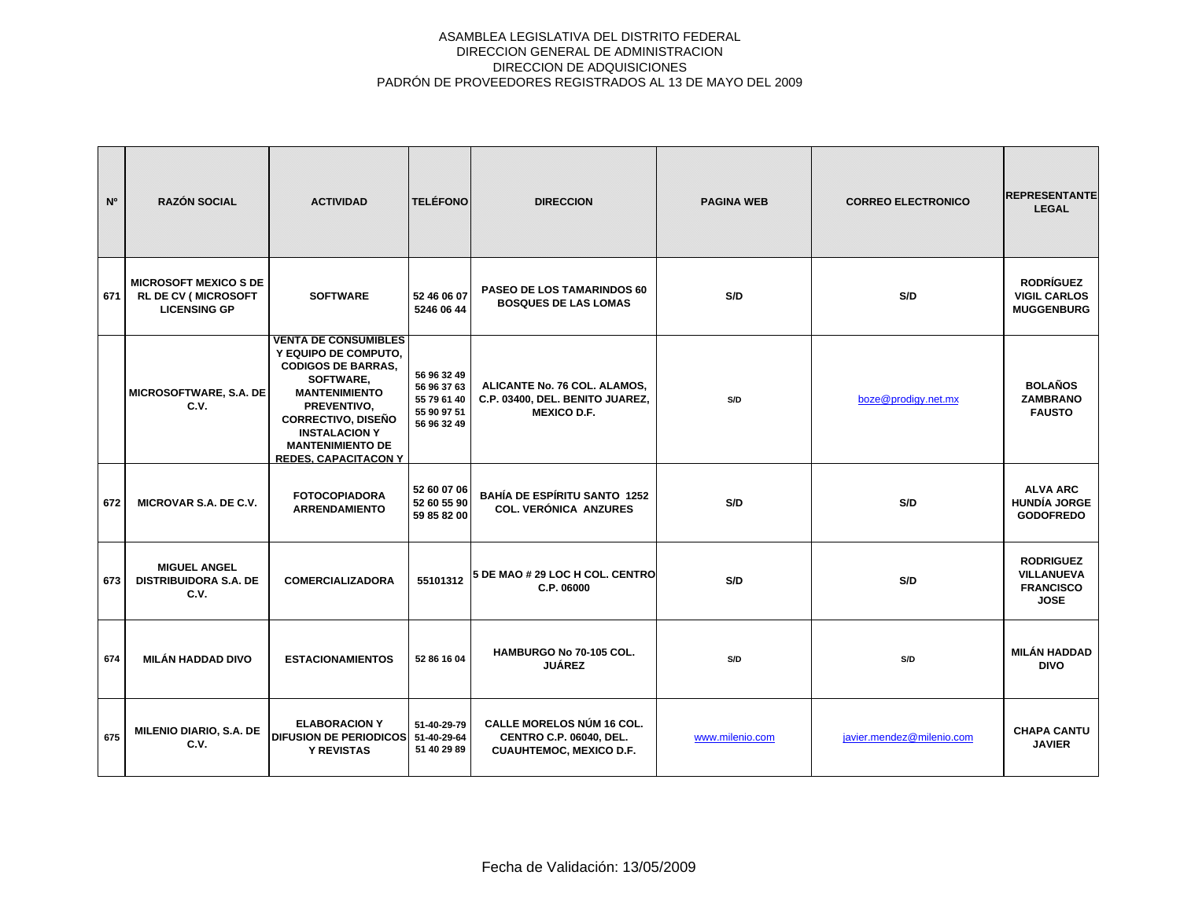ASAMBLEA LEGISLATIVA DEL DISTRITO FEDERAL
DIRECCION GENERAL DE ADMINISTRACION
DIRECCION DE ADQUISICIONES
PADRÓN DE PROVEEDORES REGISTRADOS AL 13 DE MAYO DEL 2009

| Nº | RAZÓN SOCIAL | ACTIVIDAD | TELÉFONO | DIRECCION | PAGINA WEB | CORREO ELECTRONICO | REPRESENTANTE LEGAL |
|---|---|---|---|---|---|---|---|
| 671 | MICROSOFT MEXICO S DE RL DE CV ( MICROSOFT LICENSING GP | SOFTWARE | 52 46 06 07 5246 06 44 | PASEO DE LOS TAMARINDOS 60 BOSQUES DE LAS LOMAS | S/D | S/D | RODRÍGUEZ VIGIL CARLOS MUGGENBURG |
| | MICROSOFTWARE, S.A. DE C.V. | VENTA DE CONSUMIBLES Y EQUIPO DE COMPUTO, CODIGOS DE BARRAS, SOFTWARE, MANTENIMIENTO PREVENTIVO, CORRECTIVO, DISEÑO INSTALACION Y MANTENIMIENTO DE REDES, CAPACITACON Y | 56 96 32 49 56 96 37 63 55 79 61 40 55 90 97 51 56 96 32 49 | ALICANTE No. 76 COL. ALAMOS, C.P. 03400, DEL. BENITO JUAREZ, MEXICO D.F. | S/D | boze@prodigy.net.mx | BOLAÑOS ZAMBRANO FAUSTO |
| 672 | MICROVAR S.A. DE C.V. | FOTOCOPIADORA ARRENDAMIENTO | 52 60 07 06 52 60 55 90 59 85 82 00 | BAHÍA DE ESPÍRITU SANTO 1252 COL. VERÓNICA ANZURES | S/D | S/D | ALVA ARC HUNDÍA JORGE GODOFREDO |
| 673 | MIGUEL ANGEL DISTRIBUIDORA S.A. DE C.V. | COMERCIALIZADORA | 55101312 | 5 DE MAO # 29 LOC H COL. CENTRO C.P. 06000 | S/D | S/D | RODRIGUEZ VILLANUEVA FRANCISCO JOSE |
| 674 | MILÁN HADDAD DIVO | ESTACIONAMIENTOS | 52 86 16 04 | HAMBURGO No 70-105 COL. JUÁREZ | S/D | S/D | MILÁN HADDAD DIVO |
| 675 | MILENIO DIARIO, S.A. DE C.V. | ELABORACION Y DIFUSION DE PERIODICOS Y REVISTAS | 51-40-29-79 51-40-29-64 51 40 29 89 | CALLE MORELOS NÚM 16 COL. CENTRO C.P. 06040, DEL. CUAUHTEMOC, MEXICO D.F. | www.milenio.com | javier.mendez@milenio.com | CHAPA CANTU JAVIER |

Fecha de Validación: 13/05/2009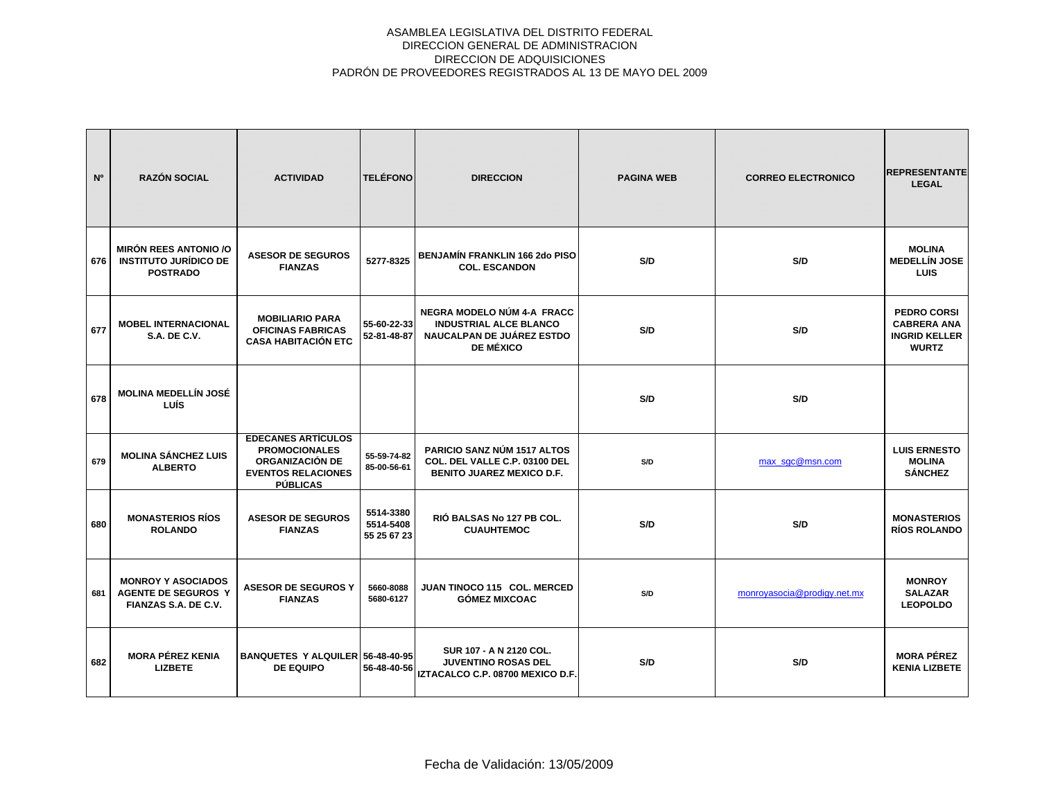ASAMBLEA LEGISLATIVA DEL DISTRITO FEDERAL
DIRECCION GENERAL DE ADMINISTRACION
DIRECCION DE ADQUISICIONES
PADRÓN DE PROVEEDORES REGISTRADOS AL 13 DE MAYO DEL 2009

| Nº | RAZÓN SOCIAL | ACTIVIDAD | TELÉFONO | DIRECCION | PAGINA WEB | CORREO ELECTRONICO | REPRESENTANTE LEGAL |
|---|---|---|---|---|---|---|---|
| 676 | MIRÓN REES ANTONIO /O INSTITUTO JURÍDICO DE POSTRADO | ASESOR DE SEGUROS FIANZAS | 5277-8325 | BENJAMÍN FRANKLIN 166 2do PISO COL. ESCANDON | S/D | S/D | MOLINA MEDELLÍN JOSE LUIS |
| 677 | MOBEL INTERNACIONAL S.A. DE C.V. | MOBILIARIO PARA OFICINAS FABRICAS CASA HABITACIÓN ETC | 55-60-22-33 52-81-48-87 | NEGRA MODELO NÚM 4-A FRACC INDUSTRIAL ALCE BLANCO NAUCALPAN DE JUÁREZ ESTDO DE MÉXICO | S/D | S/D | PEDRO CORSI CABRERA ANA INGRID KELLER WURTZ |
| 678 | MOLINA MEDELLÍN JOSÉ LUÍS | | | | S/D | S/D | |
| 679 | MOLINA SÁNCHEZ LUIS ALBERTO | EDECANES ARTÍCULOS PROMOCIONALES ORGANIZACIÓN DE EVENTOS RELACIONES PÚBLICAS | 55-59-74-82 85-00-56-61 | PARICIO SANZ NÚM 1517 ALTOS COL. DEL VALLE C.P. 03100 DEL BENITO JUAREZ MEXICO D.F. | S/D | max_sgc@msn.com | LUIS ERNESTO MOLINA SÁNCHEZ |
| 680 | MONASTERIOS RÍOS ROLANDO | ASESOR DE SEGUROS FIANZAS | 5514-3380 5514-5408 55 25 67 23 | RIÓ BALSAS No 127 PB COL. CUAUHTEMOC | S/D | S/D | MONASTERIOS RÍOS ROLANDO |
| 681 | MONROY Y ASOCIADOS AGENTE DE SEGUROS Y FIANZAS S.A. DE C.V. | ASESOR DE SEGUROS Y FIANZAS | 5660-8088 5680-6127 | JUAN TINOCO 115 COL. MERCED GÓMEZ MIXCOAC | S/D | monroyasocia@prodigy.net.mx | MONROY SALAZAR LEOPOLDO |
| 682 | MORA PÉREZ KENIA LIZBETE | BANQUETES Y ALQUILER DE EQUIPO | 56-48-40-95 56-48-40-56 | SUR 107 - A N 2120 COL. JUVENTINO ROSAS DEL IZTACALCO C.P. 08700 MEXICO D.F. | S/D | S/D | MORA PÉREZ KENIA LIZBETE |

Fecha de Validación: 13/05/2009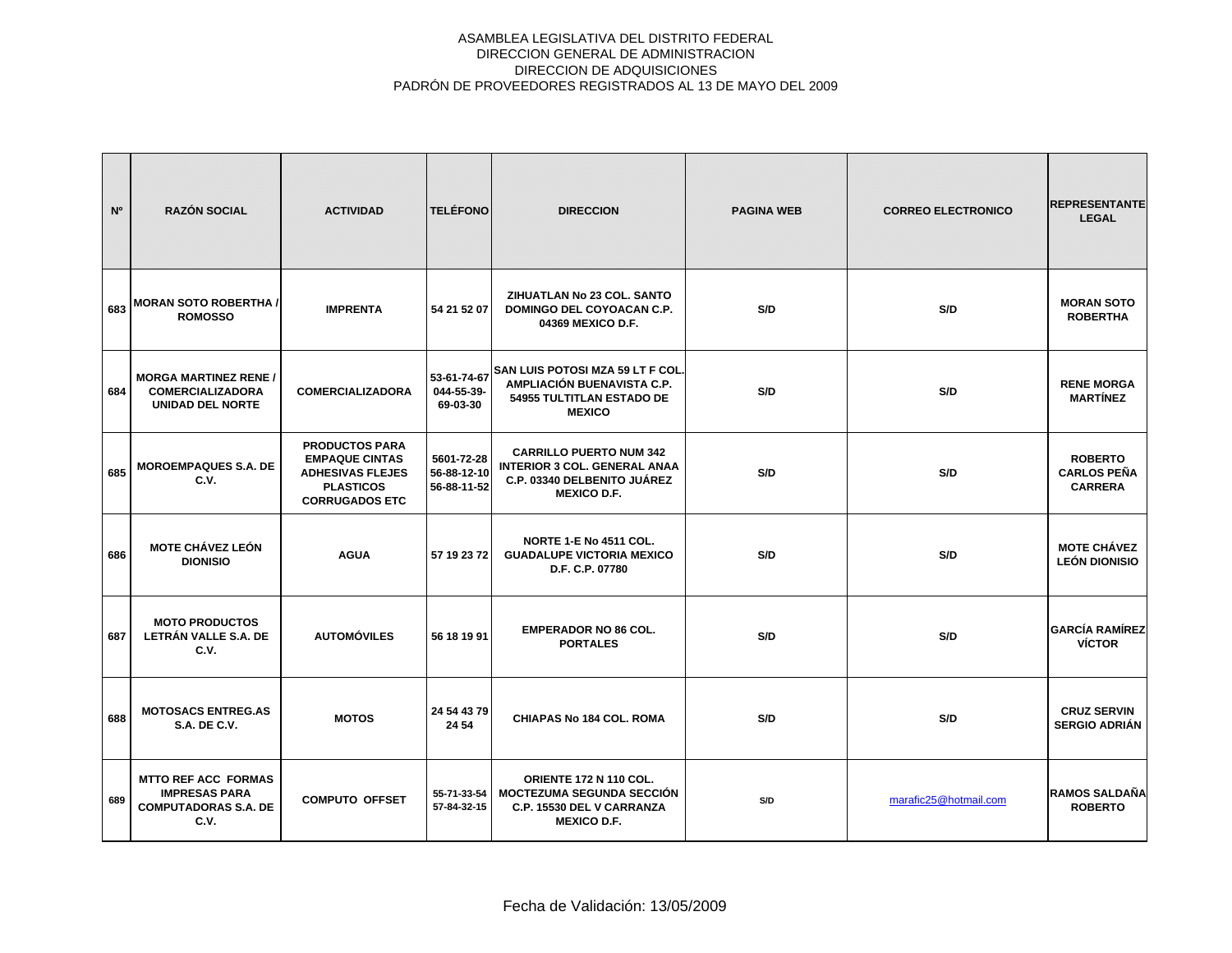ASAMBLEA LEGISLATIVA DEL DISTRITO FEDERAL
DIRECCION GENERAL DE ADMINISTRACION
DIRECCION DE ADQUISICIONES
PADRÓN DE PROVEEDORES REGISTRADOS AL 13 DE MAYO DEL 2009

| Nº | RAZÓN SOCIAL | ACTIVIDAD | TELÉFONO | DIRECCION | PAGINA WEB | CORREO ELECTRONICO | REPRESENTANTE LEGAL |
|---|---|---|---|---|---|---|---|
| 683 | MORAN SOTO ROBERTHA / ROMOSSO | IMPRENTA | 54 21 52 07 | ZIHUATLAN No 23 COL. SANTO DOMINGO DEL COYOACAN C.P. 04369 MEXICO D.F. | S/D | S/D | MORAN SOTO ROBERTHA |
| 684 | MORGA MARTINEZ RENE / COMERCIALIZADORA UNIDAD DEL NORTE | COMERCIALIZADORA | 53-61-74-67 044-55-39-69-03-30 | SAN LUIS POTOSI MZA 59 LT F COL. AMPLIACIÓN BUENAVISTA C.P. 54955 TULTITLAN ESTADO DE MEXICO | S/D | S/D | RENE MORGA MARTÍNEZ |
| 685 | MOROEMPAQUES S.A. DE C.V. | PRODUCTOS PARA EMPAQUE CINTAS ADHESIVAS FLEJES PLASTICOS CORRUGADOS ETC | 5601-72-28 56-88-12-10 56-88-11-52 | CARRILLO PUERTO NUM 342 INTERIOR 3 COL. GENERAL ANAA C.P. 03340 DELBENITO JUÁREZ MEXICO D.F. | S/D | S/D | ROBERTO CARLOS PEÑA CARRERA |
| 686 | MOTE CHÁVEZ LEÓN DIONISIO | AGUA | 57 19 23 72 | NORTE 1-E No 4511 COL. GUADALUPE VICTORIA MEXICO D.F. C.P. 07780 | S/D | S/D | MOTE CHÁVEZ LEÓN DIONISIO |
| 687 | MOTO PRODUCTOS LETRÁN VALLE S.A. DE C.V. | AUTOMÓVILES | 56 18 19 91 | EMPERADOR NO 86 COL. PORTALES | S/D | S/D | GARCÍA RAMÍREZ VÍCTOR |
| 688 | MOTOSACS ENTREG.AS S.A. DE C.V. | MOTOS | 24 54 43 79 24 54 | CHIAPAS No 184 COL. ROMA | S/D | S/D | CRUZ SERVIN SERGIO ADRIÁN |
| 689 | MTTO REF ACC FORMAS IMPRESAS PARA COMPUTADORAS S.A. DE C.V. | COMPUTO OFFSET | 55-71-33-54 57-84-32-15 | ORIENTE 172 N 110 COL. MOCTEZUMA SEGUNDA SECCIÓN C.P. 15530 DEL V CARRANZA MEXICO D.F. | S/D | marafic25@hotmail.com | RAMOS SALDAÑA ROBERTO |

Fecha de Validación: 13/05/2009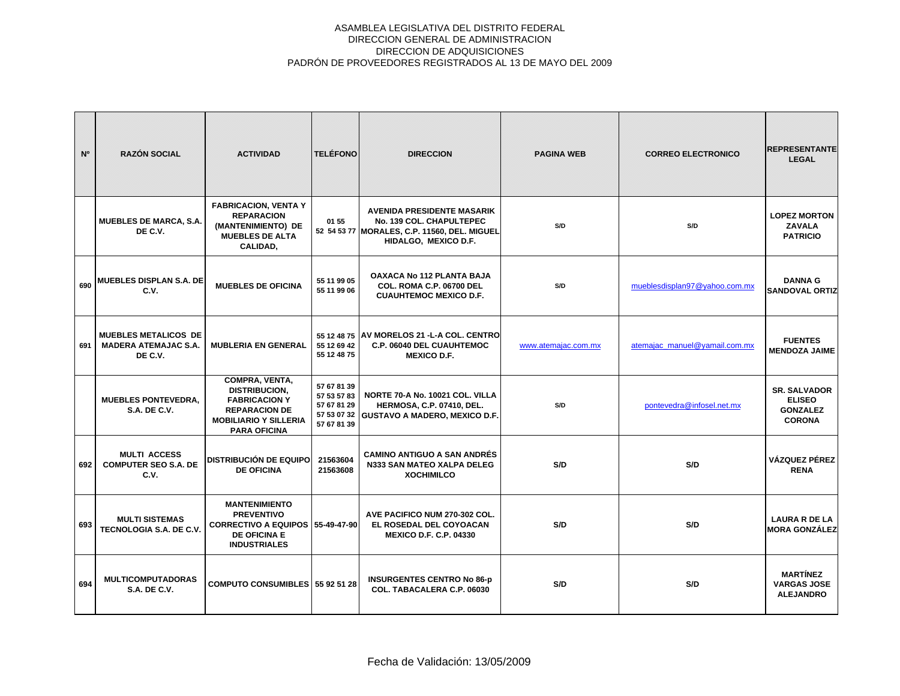ASAMBLEA LEGISLATIVA DEL DISTRITO FEDERAL
DIRECCION GENERAL DE ADMINISTRACION
DIRECCION DE ADQUISICIONES
PADRÓN DE PROVEEDORES REGISTRADOS AL 13 DE MAYO DEL 2009

| Nº | RAZÓN SOCIAL | ACTIVIDAD | TELÉFONO | DIRECCION | PAGINA WEB | CORREO ELECTRONICO | REPRESENTANTE LEGAL |
|---|---|---|---|---|---|---|---|
| | MUEBLES DE MARCA, S.A. DE C.V. | FABRICACION, VENTA Y REPARACION (MANTENIMIENTO) DE MUEBLES DE ALTA CALIDAD, | 01 55 52 54 53 77 | AVENIDA PRESIDENTE MASARIK No. 139 COL. CHAPULTEPEC MORALES, C.P. 11560, DEL. MIGUEL HIDALGO, MEXICO D.F. | S/D | S/D | LOPEZ MORTON ZAVALA PATRICIO |
| 690 | MUEBLES DISPLAN S.A. DE C.V. | MUEBLES DE OFICINA | 55 11 99 05 55 11 99 06 | OAXACA No 112 PLANTA BAJA COL. ROMA C.P. 06700 DEL CUAUHTEMOC MEXICO D.F. | S/D | mueblesdisplan97@yahoo.com.mx | DANNA G SANDOVAL ORTIZ |
| 691 | MUEBLES METALICOS DE MADERA ATEMAJAC S.A. DE C.V. | MUBLERIA EN GENERAL | 55 12 48 75 55 12 69 42 55 12 48 75 | AV MORELOS 21 -L-A COL. CENTRO C.P. 06040 DEL CUAUHTEMOC MEXICO D.F. | www.atemajac.com.mx | atemajac_manuel@yamail.com.mx | FUENTES MENDOZA JAIME |
| | MUEBLES PONTEVEDRA, S.A. DE C.V. | COMPRA, VENTA, DISTRIBUCION, FABRICACION Y REPARACION DE MOBILIARIO Y SILLERIA PARA OFICINA | 57 67 81 39 57 53 57 83 57 67 81 29 57 53 07 32 57 67 81 39 | NORTE 70-A No. 10021 COL. VILLA HERMOSA, C.P. 07410, DEL. GUSTAVO A MADERO, MEXICO D.F. | S/D | pontevedra@infosel.net.mx | SR. SALVADOR ELISEO GONZALEZ CORONA |
| 692 | MULTI ACCESS COMPUTER SEO S.A. DE C.V. | DISTRIBUCIÓN DE EQUIPO DE OFICINA | 21563604 21563608 | CAMINO ANTIGUO A SAN ANDRÉS N333 SAN MATEO XALPA DELEG XOCHIMILCO | S/D | S/D | VÁZQUEZ PÉREZ RENA |
| 693 | MULTI SISTEMAS TECNOLOGIA S.A. DE C.V. | MANTENIMIENTO PREVENTIVO CORRECTIVO A EQUIPOS DE OFICINA E INDUSTRIALES | 55-49-47-90 | AVE PACIFICO NUM 270-302 COL. EL ROSEDAL DEL COYOACAN MEXICO D.F. C.P. 04330 | S/D | S/D | LAURA R DE LA MORA GONZÁLEZ |
| 694 | MULTICOMPUTADORAS S.A. DE C.V. | COMPUTO CONSUMIBLES | 55 92 51 28 | INSURGENTES CENTRO No 86-p COL. TABACALERA C.P. 06030 | S/D | S/D | MARTÍNEZ VARGAS JOSE ALEJANDRO |

Fecha de Validación: 13/05/2009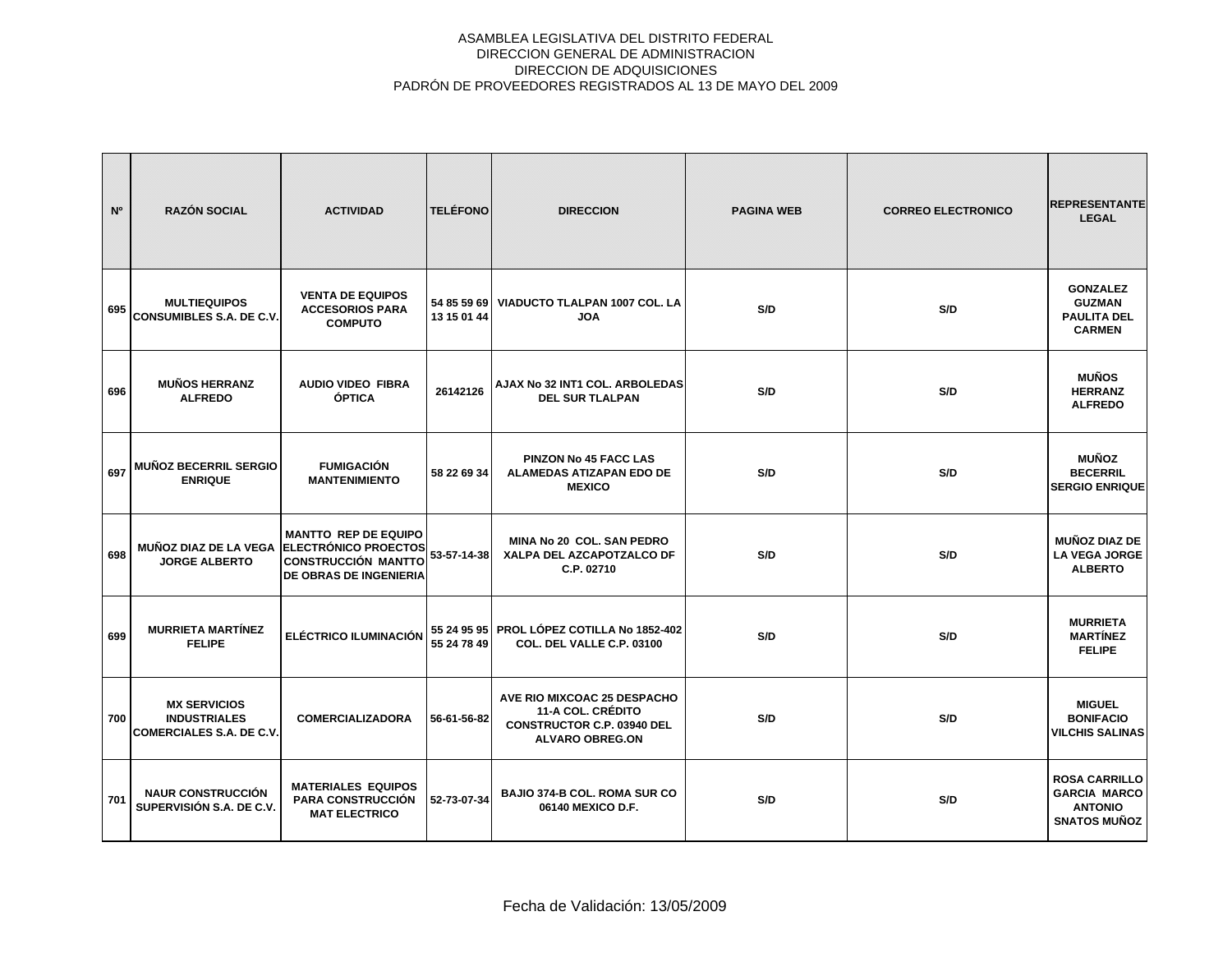ASAMBLEA LEGISLATIVA DEL DISTRITO FEDERAL
DIRECCION GENERAL DE ADMINISTRACION
DIRECCION DE ADQUISICIONES
PADRÓN DE PROVEEDORES REGISTRADOS AL 13 DE MAYO DEL 2009

| Nº | RAZÓN SOCIAL | ACTIVIDAD | TELÉFONO | DIRECCION | PAGINA WEB | CORREO ELECTRONICO | REPRESENTANTE LEGAL |
|---|---|---|---|---|---|---|---|
| 695 | MULTIEQUIPOS CONSUMIBLES S.A. DE C.V. | VENTA DE EQUIPOS ACCESORIOS PARA COMPUTO | 54 85 59 69 13 15 01 44 | VIADUCTO TLALPAN 1007 COL. LA JOA | S/D | S/D | GONZALEZ GUZMAN PAULITA DEL CARMEN |
| 696 | MUÑOS HERRANZ ALFREDO | AUDIO VIDEO FIBRA ÓPTICA | 26142126 | AJAX No 32 INT1 COL. ARBOLEDAS DEL SUR TLALPAN | S/D | S/D | MUÑOS HERRANZ ALFREDO |
| 697 | MUÑOZ BECERRIL SERGIO ENRIQUE | FUMIGACIÓN MANTENIMIENTO | 58 22 69 34 | PINZON No 45 FACC LAS ALAMEDAS ATIZAPAN EDO DE MEXICO | S/D | S/D | MUÑOZ BECERRIL SERGIO ENRIQUE |
| 698 | MUÑOZ DIAZ DE LA VEGA JORGE ALBERTO | MANTTO REP DE EQUIPO ELECTRÓNICO PROECTOS CONSTRUCCIÓN MANTTO DE OBRAS DE INGENIERIA | 53-57-14-38 | MINA No 20 COL. SAN PEDRO XALPA DEL AZCAPOTZALCO DF C.P. 02710 | S/D | S/D | MUÑOZ DIAZ DE LA VEGA JORGE ALBERTO |
| 699 | MURRIETA MARTÍNEZ FELIPE | ELÉCTRICO ILUMINACIÓN | 55 24 95 95 55 24 78 49 | PROL LÓPEZ COTILLA No 1852-402 COL. DEL VALLE C.P. 03100 | S/D | S/D | MURRIETA MARTÍNEZ FELIPE |
| 700 | MX SERVICIOS INDUSTRIALES COMERCIALES S.A. DE C.V. | COMERCIALIZADORA | 56-61-56-82 | AVE RIO MIXCOAC 25 DESPACHO 11-A COL. CRÉDITO CONSTRUCTOR C.P. 03940 DEL ALVARO OBREG.ON | S/D | S/D | MIGUEL BONIFACIO VILCHIS SALINAS |
| 701 | NAUR CONSTRUCCIÓN SUPERVISIÓN S.A. DE C.V. | MATERIALES EQUIPOS PARA CONSTRUCCIÓN MAT ELECTRICO | 52-73-07-34 | BAJIO 374-B COL. ROMA SUR CO 06140 MEXICO D.F. | S/D | S/D | ROSA CARRILLO GARCIA MARCO ANTONIO SNATOS MUÑOZ |

Fecha de Validación: 13/05/2009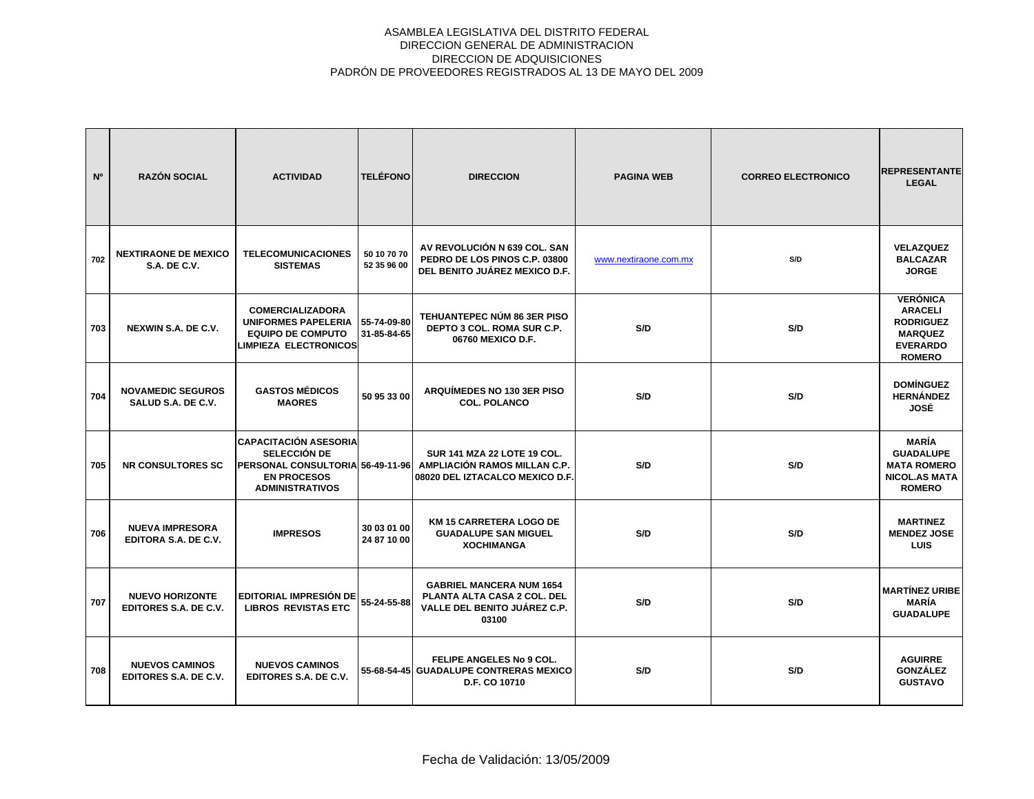ASAMBLEA LEGISLATIVA DEL DISTRITO FEDERAL
DIRECCION GENERAL DE ADMINISTRACION
DIRECCION DE ADQUISICIONES
PADRÓN DE PROVEEDORES REGISTRADOS AL 13 DE MAYO DEL 2009

| Nº | RAZÓN SOCIAL | ACTIVIDAD | TELÉFONO | DIRECCION | PAGINA WEB | CORREO ELECTRONICO | REPRESENTANTE LEGAL |
|---|---|---|---|---|---|---|---|
| 702 | NEXTIRAONE DE MEXICO S.A. DE C.V. | TELECOMUNICACIONES SISTEMAS | 50 10 70 70 52 35 96 00 | AV REVOLUCIÓN N 639 COL. SAN PEDRO DE LOS PINOS C.P. 03800 DEL BENITO JUÁREZ MEXICO D.F. | www.nextiraone.com.mx | S/D | VELAZQUEZ BALCAZAR JORGE |
| 703 | NEXWIN S.A. DE C.V. | COMERCIALIZADORA UNIFORMES PAPELERIA EQUIPO DE COMPUTO LIMPIEZA ELECTRONICOS | 55-74-09-80 31-85-84-65 | TEHUANTEPEC NÚM 86 3ER PISO DEPTO 3 COL. ROMA SUR C.P. 06760 MEXICO D.F. | S/D | S/D | VERÓNICA ARACELI RODRIGUEZ MARQUEZ EVERARDO ROMERO |
| 704 | NOVAMEDIC SEGUROS SALUD S.A. DE C.V. | GASTOS MÉDICOS MAORES | 50 95 33 00 | ARQUÍMEDES NO 130 3ER PISO COL. POLANCO | S/D | S/D | DOMÍNGUEZ HERNÁNDEZ JOSÉ |
| 705 | NR CONSULTORES SC | CAPACITACIÓN ASESORIA SELECCIÓN DE PERSONAL CONSULTORIA EN PROCESOS ADMINISTRATIVOS | 56-49-11-96 | SUR 141 MZA 22 LOTE 19 COL. AMPLIACIÓN RAMOS MILLAN C.P. 08020 DEL IZTACALCO MEXICO D.F. | S/D | S/D | MARÍA GUADALUPE MATA ROMERO NICOL.AS MATA ROMERO |
| 706 | NUEVA IMPRESORA EDITORA S.A. DE C.V. | IMPRESOS | 30 03 01 00 24 87 10 00 | KM 15 CARRETERA LOGO DE GUADALUPE SAN MIGUEL XOCHIMANGA | S/D | S/D | MARTINEZ MENDEZ JOSE LUIS |
| 707 | NUEVO HORIZONTE EDITORES S.A. DE C.V. | EDITORIAL IMPRESIÓN DE LIBROS REVISTAS ETC | 55-24-55-88 | GABRIEL MANCERA NUM 1654 PLANTA ALTA CASA 2 COL. DEL VALLE DEL BENITO JUÁREZ C.P. 03100 | S/D | S/D | MARTÍNEZ URIBE MARÍA GUADALUPE |
| 708 | NUEVOS CAMINOS EDITORES S.A. DE C.V. | NUEVOS CAMINOS EDITORES S.A. DE C.V. | 55-68-54-45 | FELIPE ANGELES No 9 COL. GUADALUPE CONTRERAS MEXICO D.F. CO 10710 | S/D | S/D | AGUIRRE GONZÁLEZ GUSTAVO |

Fecha de Validación: 13/05/2009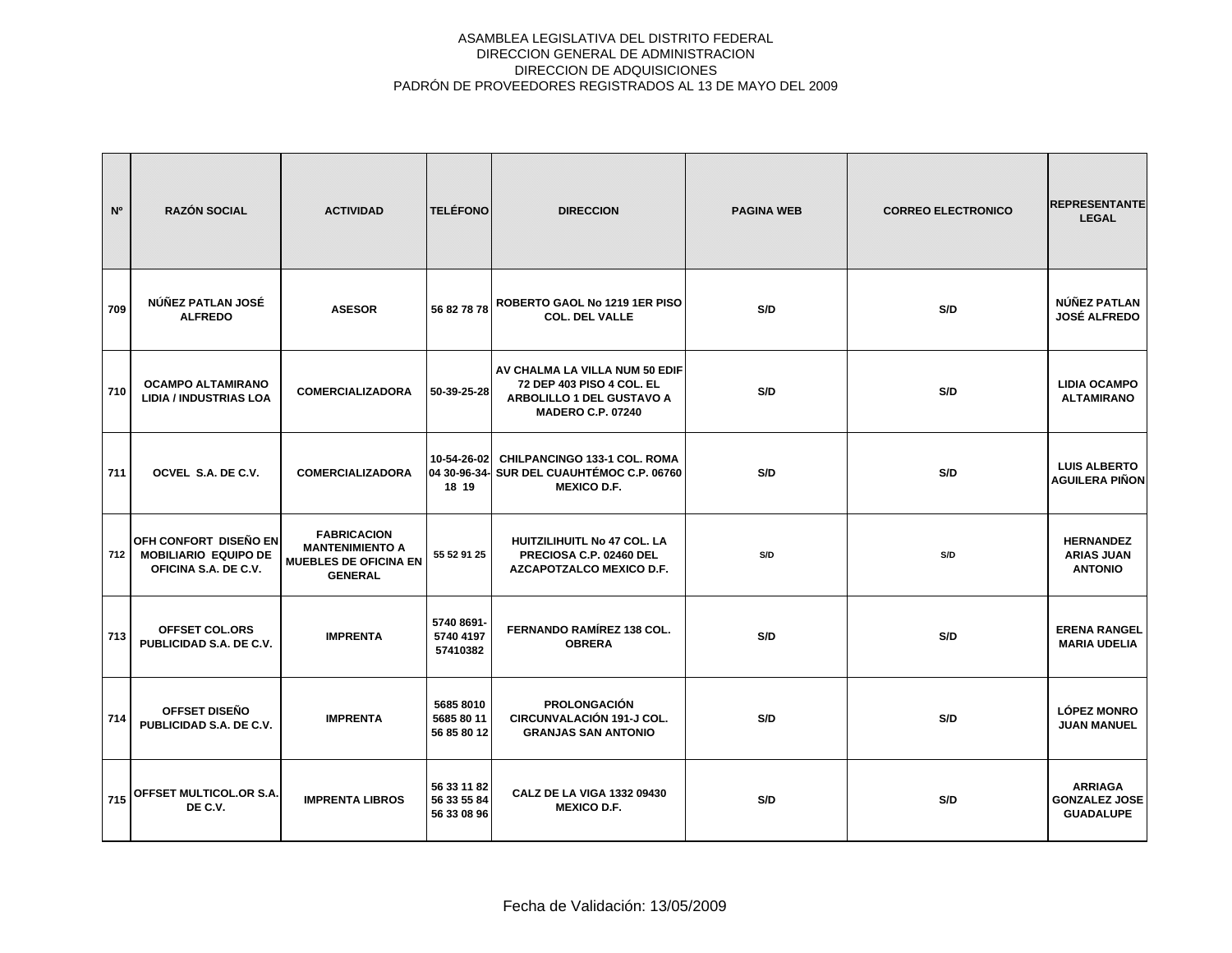ASAMBLEA LEGISLATIVA DEL DISTRITO FEDERAL
DIRECCION GENERAL DE ADMINISTRACION
DIRECCION DE ADQUISICIONES
PADRÓN DE PROVEEDORES REGISTRADOS AL 13 DE MAYO DEL 2009

| Nº | RAZÓN SOCIAL | ACTIVIDAD | TELÉFONO | DIRECCION | PAGINA WEB | CORREO ELECTRONICO | REPRESENTANTE LEGAL |
|---|---|---|---|---|---|---|---|
| 709 | NÚÑEZ PATLAN JOSÉ ALFREDO | ASESOR | 56 82 78 78 | ROBERTO GAOL No 1219 1ER PISO COL. DEL VALLE | S/D | S/D | NÚÑEZ PATLAN JOSÉ ALFREDO |
| 710 | OCAMPO ALTAMIRANO LIDIA / INDUSTRIAS LOA | COMERCIALIZADORA | 50-39-25-28 | AV CHALMA LA VILLA NUM 50 EDIF 72 DEP 403 PISO 4 COL. EL ARBOLILLO 1 DEL GUSTAVO A MADERO C.P. 07240 | S/D | S/D | LIDIA OCAMPO ALTAMIRANO |
| 711 | OCVEL S.A. DE C.V. | COMERCIALIZADORA | 10-54-26-02 04 30-96-34-18 19 | CHILPANCINGO 133-1 COL. ROMA SUR DEL CUAUHTÉMOC C.P. 06760 MEXICO D.F. | S/D | S/D | LUIS ALBERTO AGUILERA PIÑON |
| 712 | OFH CONFORT DISEÑO EN MOBILIARIO EQUIPO DE OFICINA S.A. DE C.V. | FABRICACION MANTENIMIENTO A MUEBLES DE OFICINA EN GENERAL | 55 52 91 25 | HUITZILIHUITL No 47 COL. LA PRECIOSA C.P. 02460 DEL AZCAPOTZALCO MEXICO D.F. | S/D | S/D | HERNANDEZ ARIAS JUAN ANTONIO |
| 713 | OFFSET COL.ORS PUBLICIDAD S.A. DE C.V. | IMPRENTA | 5740 8691-5740 4197 57410382 | FERNANDO RAMÍREZ 138 COL. OBRERA | S/D | S/D | ERENA RANGEL MARIA UDELIA |
| 714 | OFFSET DISEÑO PUBLICIDAD S.A. DE C.V. | IMPRENTA | 5685 8010 5685 80 11 56 85 80 12 | PROLONGACIÓN CIRCUNVALACIÓN 191-J COL. GRANJAS SAN ANTONIO | S/D | S/D | LÓPEZ MONRO JUAN MANUEL |
| 715 | OFFSET MULTICOL.OR S.A. DE C.V. | IMPRENTA LIBROS | 56 33 11 82 56 33 55 84 56 33 08 96 | CALZ DE LA VIGA 1332 09430 MEXICO D.F. | S/D | S/D | ARRIAGA GONZALEZ JOSE GUADALUPE |

Fecha de Validación: 13/05/2009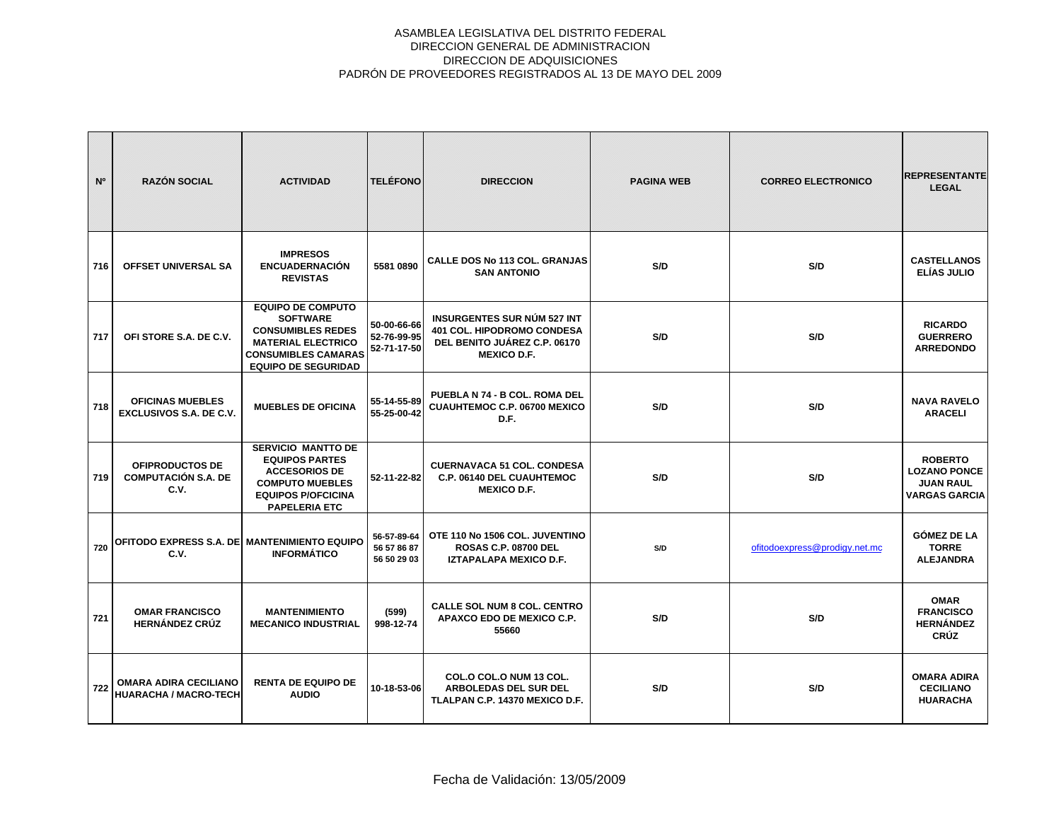ASAMBLEA LEGISLATIVA DEL DISTRITO FEDERAL
DIRECCION GENERAL DE ADMINISTRACION
DIRECCION DE ADQUISICIONES
PADRÓN DE PROVEEDORES REGISTRADOS AL 13 DE MAYO DEL 2009

| Nº | RAZÓN SOCIAL | ACTIVIDAD | TELÉFONO | DIRECCION | PAGINA WEB | CORREO ELECTRONICO | REPRESENTANTE LEGAL |
|---|---|---|---|---|---|---|---|
| 716 | OFFSET UNIVERSAL SA | IMPRESOS ENCUADERNACIÓN REVISTAS | 5581 0890 | CALLE DOS No 113 COL. GRANJAS SAN ANTONIO | S/D | S/D | CASTELLANOS ELÍAS JULIO |
| 717 | OFI STORE S.A. DE C.V. | EQUIPO DE COMPUTO SOFTWARE CONSUMIBLES REDES MATERIAL ELECTRICO CONSUMIBLES CAMARAS EQUIPO DE SEGURIDAD | 50-00-66-66 52-76-99-95 52-71-17-50 | INSURGENTES SUR NÚM 527 INT 401 COL. HIPODROMO CONDESA DEL BENITO JUÁREZ C.P. 06170 MEXICO D.F. | S/D | S/D | RICARDO GUERRERO ARREDONDO |
| 718 | OFICINAS MUEBLES EXCLUSIVOS S.A. DE C.V. | MUEBLES DE OFICINA | 55-14-55-89 55-25-00-42 | PUEBLA N 74 - B COL. ROMA DEL CUAUHTEMOC C.P. 06700 MEXICO D.F. | S/D | S/D | NAVA RAVELO ARACELI |
| 719 | OFIPRODUCTOS DE COMPUTACIÓN S.A. DE C.V. | SERVICIO MANTTO DE EQUIPOS PARTES ACCESORIOS DE COMPUTO MUEBLES EQUIPOS P/OFCICINA PAPELERIA ETC | 52-11-22-82 | CUERNAVACA 51 COL. CONDESA C.P. 06140 DEL CUAUHTEMOC MEXICO D.F. | S/D | S/D | ROBERTO LOZANO PONCE JUAN RAUL VARGAS GARCIA |
| 720 | OFITODO EXPRESS S.A. DE C.V. | MANTENIMIENTO EQUIPO INFORMÁTICO | 56-57-89-64 56 57 86 87 56 50 29 03 | OTE 110 No 1506 COL. JUVENTINO ROSAS C.P. 08700 DEL IZTAPALAPA MEXICO D.F. | S/D | ofitodoexpress@prodigy.net.mc | GÓMEZ DE LA TORRE ALEJANDRA |
| 721 | OMAR FRANCISCO HERNÁNDEZ CRÚZ | MANTENIMIENTO MECANICO INDUSTRIAL | (599) 998-12-74 | CALLE SOL NUM 8 COL. CENTRO APAXCO EDO DE MEXICO C.P. 55660 | S/D | S/D | OMAR FRANCISCO HERNÁNDEZ CRÚZ |
| 722 | OMARA ADIRA CECILIANO HUARACHA / MACRO-TECH | RENTA DE EQUIPO DE AUDIO | 10-18-53-06 | COL.O COL.O NUM 13 COL. ARBOLEDAS DEL SUR DEL TLALPAN C.P. 14370 MEXICO D.F. | S/D | S/D | OMARA ADIRA CECILIANO HUARACHA |

Fecha de Validación: 13/05/2009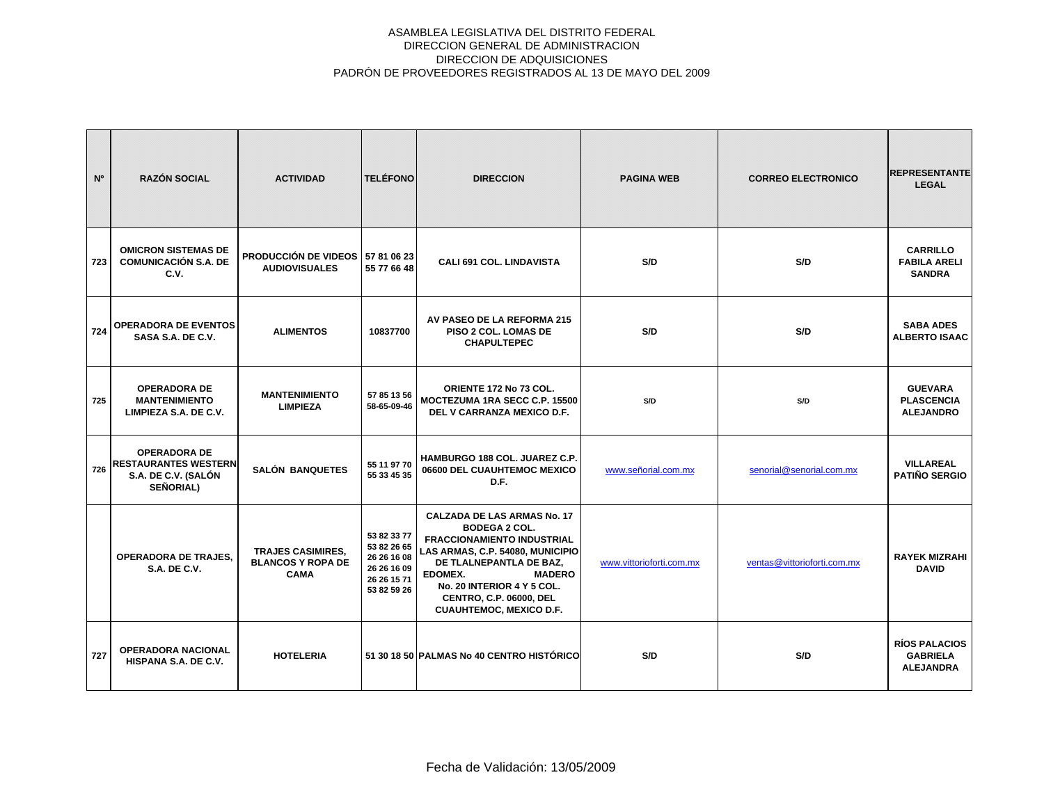ASAMBLEA LEGISLATIVA DEL DISTRITO FEDERAL
DIRECCION GENERAL DE ADMINISTRACION
DIRECCION DE ADQUISICIONES
PADRÓN DE PROVEEDORES REGISTRADOS AL 13 DE MAYO DEL 2009

| Nº | RAZÓN SOCIAL | ACTIVIDAD | TELÉFONO | DIRECCION | PAGINA WEB | CORREO ELECTRONICO | REPRESENTANTE LEGAL |
|---|---|---|---|---|---|---|---|
| 723 | OMICRON SISTEMAS DE COMUNICACIÓN S.A. DE C.V. | PRODUCCIÓN DE VIDEOS AUDIOVISUALES | 57 81 06 23 55 77 66 48 | CALI 691 COL. LINDAVISTA | S/D | S/D | CARRILLO FABILA ARELI SANDRA |
| 724 | OPERADORA DE EVENTOS SASA S.A. DE C.V. | ALIMENTOS | 10837700 | AV PASEO DE LA REFORMA 215 PISO 2 COL. LOMAS DE CHAPULTEPEC | S/D | S/D | SABA ADES ALBERTO ISAAC |
| 725 | OPERADORA DE MANTENIMIENTO LIMPIEZA S.A. DE C.V. | MANTENIMIENTO LIMPIEZA | 57 85 13 56 58-65-09-46 | ORIENTE 172 No 73 COL. MOCTEZUMA 1RA SECC C.P. 15500 DEL V CARRANZA MEXICO D.F. | S/D | S/D | GUEVARA PLASCENCIA ALEJANDRO |
| 726 | OPERADORA DE RESTAURANTES WESTERN S.A. DE C.V. (SALÓN SEÑORIAL) | SALÓN BANQUETES | 55 11 97 70 55 33 45 35 | HAMBURGO 188 COL. JUAREZ C.P. 06600 DEL CUAUHTEMOC MEXICO D.F. | www.señorial.com.mx | senorial@senorial.com.mx | VILLAREAL PATIÑO SERGIO |
| | OPERADORA DE TRAJES, S.A. DE C.V. | TRAJES CASIMIRES, BLANCOS Y ROPA DE CAMA | 53 82 33 77 53 82 26 65 26 26 16 08 26 26 16 09 26 26 15 71 53 82 59 26 | CALZADA DE LAS ARMAS No. 17 BODEGA 2 COL. FRACCIONAMIENTO INDUSTRIAL LAS ARMAS, C.P. 54080, MUNICIPIO DE TLALNEPANTLA DE BAZ, EDOMEX. MADERO No. 20 INTERIOR 4 Y 5 COL. CENTRO, C.P. 06000, DEL CUAUHTEMOC, MEXICO D.F. | www.vittorioforti.com.mx | ventas@vittorioforti.com.mx | RAYEK MIZRAHI DAVID |
| 727 | OPERADORA NACIONAL HISPANA S.A. DE C.V. | HOTELERIA | 51 30 18 50 | PALMAS No 40 CENTRO HISTÓRICO | S/D | S/D | RÍOS PALACIOS GABRIELA ALEJANDRA |

Fecha de Validación: 13/05/2009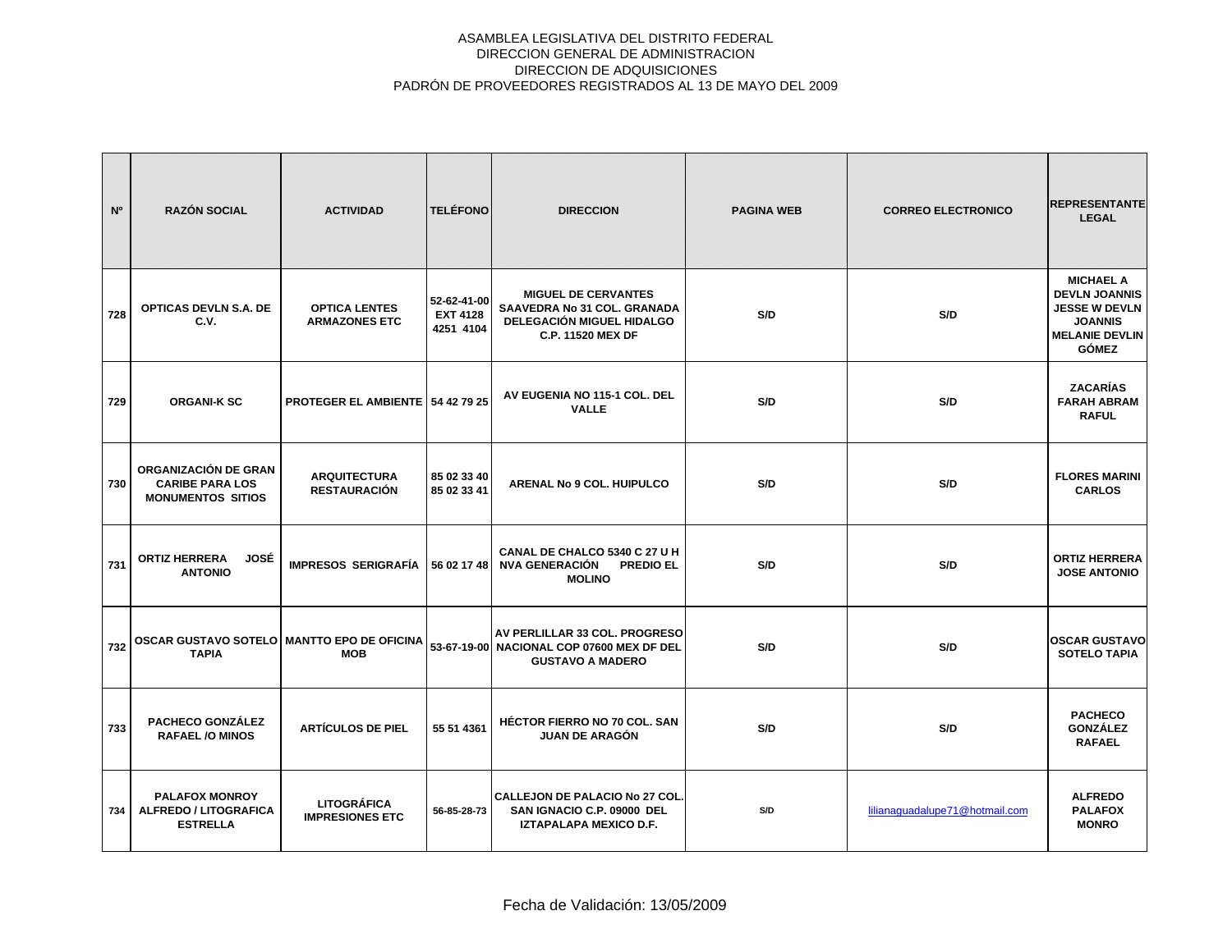ASAMBLEA LEGISLATIVA DEL DISTRITO FEDERAL
DIRECCION GENERAL DE ADMINISTRACION
DIRECCION DE ADQUISICIONES
PADRÓN DE PROVEEDORES REGISTRADOS AL 13 DE MAYO DEL 2009

| Nº | RAZÓN SOCIAL | ACTIVIDAD | TELÉFONO | DIRECCION | PAGINA WEB | CORREO ELECTRONICO | REPRESENTANTE LEGAL |
|---|---|---|---|---|---|---|---|
| 728 | OPTICAS DEVLN S.A. DE C.V. | OPTICA LENTES ARMAZONES ETC | 52-62-41-00 EXT 4128 4251 4104 | MIGUEL DE CERVANTES SAAVEDRA No 31 COL. GRANADA DELEGACIÓN MIGUEL HIDALGO C.P. 11520 MEX DF | S/D | S/D | MICHAEL A DEVLN JOANNIS JESSE W DEVLN JOANNIS MELANIE DEVLIN GÓMEZ |
| 729 | ORGANI-K SC | PROTEGER EL AMBIENTE | 54 42 79 25 | AV EUGENIA NO 115-1 COL. DEL VALLE | S/D | S/D | ZACARÍAS FARAH ABRAM RAFUL |
| 730 | ORGANIZACIÓN DE GRAN CARIBE PARA LOS MONUMENTOS SITIOS | ARQUITECTURA RESTAURACIÓN | 85 02 33 40 85 02 33 41 | ARENAL No 9 COL. HUIPULCO | S/D | S/D | FLORES MARINI CARLOS |
| 731 | ORTIZ HERRERA JOSÉ ANTONIO | IMPRESOS SERIGRAFÍA | 56 02 17 48 | CANAL DE CHALCO 5340 C 27 U H NVA GENERACIÓN PREDIO EL MOLINO | S/D | S/D | ORTIZ HERRERA JOSE ANTONIO |
| 732 | OSCAR GUSTAVO SOTELO TAPIA | MANTTO EPO DE OFICINA MOB | 53-67-19-00 | AV PERLILLAR 33 COL. PROGRESO NACIONAL COP 07600 MEX DF DEL GUSTAVO A MADERO | S/D | S/D | OSCAR GUSTAVO SOTELO TAPIA |
| 733 | PACHECO GONZÁLEZ RAFAEL /O MINOS | ARTÍCULOS DE PIEL | 55 51 4361 | HÉCTOR FIERRO NO 70 COL. SAN JUAN DE ARAGÓN | S/D | S/D | PACHECO GONZÁLEZ RAFAEL |
| 734 | PALAFOX MONROY ALFREDO / LITOGRAFICA ESTRELLA | LITOGRÁFICA IMPRESIONES ETC | 56-85-28-73 | CALLEJON DE PALACIO No 27 COL. SAN IGNACIO C.P. 09000 DEL IZTAPALAPA MEXICO D.F. | S/D | lilianaguadalupe71@hotmail.com | ALFREDO PALAFOX MONRO |

Fecha de Validación: 13/05/2009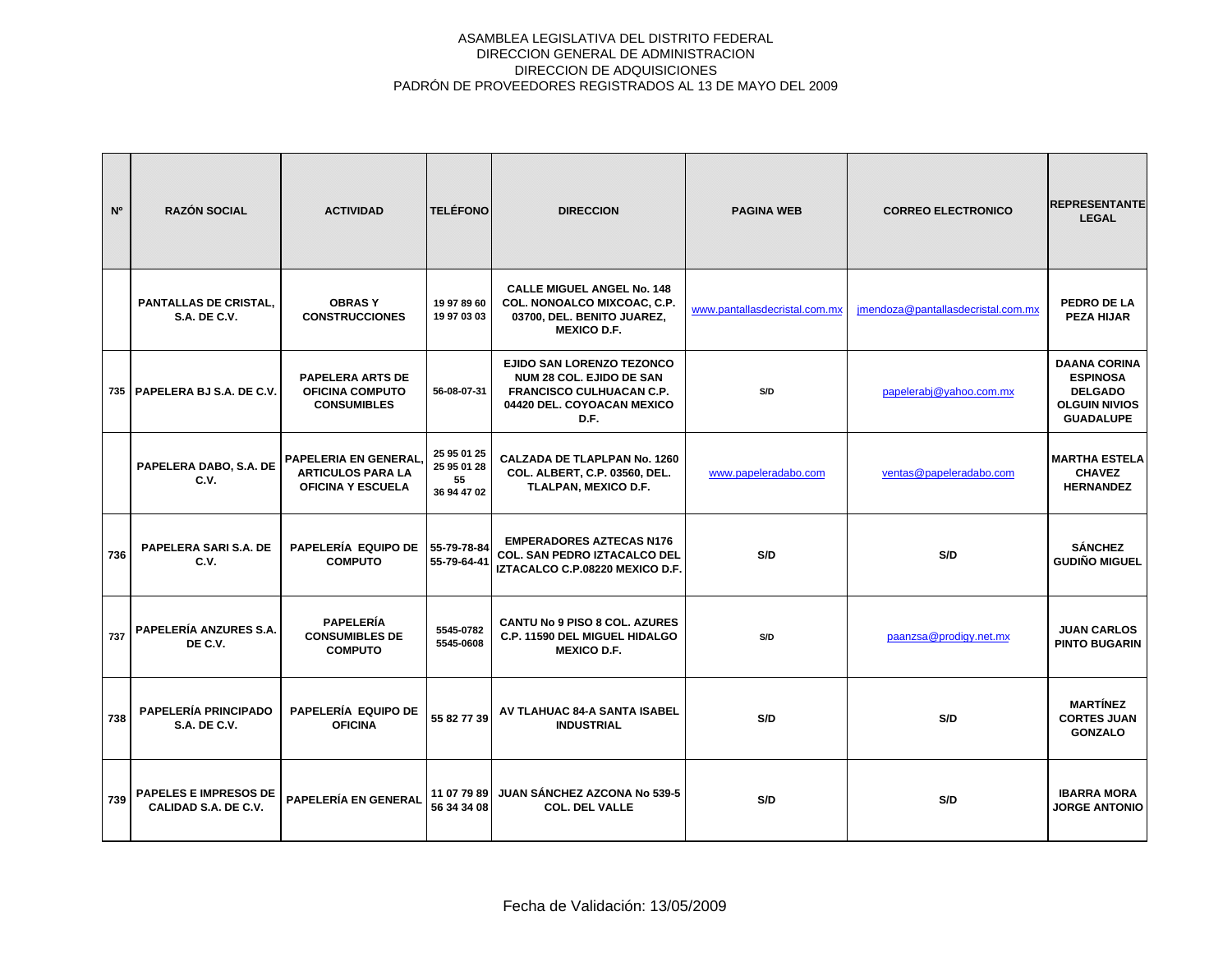ASAMBLEA LEGISLATIVA DEL DISTRITO FEDERAL
DIRECCION GENERAL DE ADMINISTRACION
DIRECCION DE ADQUISICIONES
PADRÓN DE PROVEEDORES REGISTRADOS AL 13 DE MAYO DEL 2009

| Nº | RAZÓN SOCIAL | ACTIVIDAD | TELÉFONO | DIRECCION | PAGINA WEB | CORREO ELECTRONICO | REPRESENTANTE LEGAL |
|---|---|---|---|---|---|---|---|
| | PANTALLAS DE CRISTAL, S.A. DE C.V. | OBRAS Y CONSTRUCCIONES | 19 97 89 60 19 97 03 03 | CALLE MIGUEL ANGEL No. 148 COL. NONOALCO MIXCOAC, C.P. 03700, DEL. BENITO JUAREZ, MEXICO D.F. | www.pantallasdecristal.com.mx | jmendoza@pantallasdecristal.com.mx | PEDRO DE LA PEZA HIJAR |
| 735 | PAPELERA BJ S.A. DE C.V. | PAPELERA ARTS DE OFICINA COMPUTO CONSUMIBLES | 56-08-07-31 | EJIDO SAN LORENZO TEZONCO NUM 28 COL. EJIDO DE SAN FRANCISCO CULHUACAN C.P. 04420 DEL. COYOACAN MEXICO D.F. | S/D | papelerabj@yahoo.com.mx | DAANA CORINA ESPINOSA DELGADO OLGUIN NIVIOS GUADALUPE |
| | PAPELERA DABO, S.A. DE C.V. | PAPELERIA EN GENERAL, ARTICULOS PARA LA OFICINA Y ESCUELA | 25 95 01 25 25 95 01 28 55 36 94 47 02 | CALZADA DE TLAPLPAN No. 1260 COL. ALBERT, C.P. 03560, DEL. TLALPAN, MEXICO D.F. | www.papeleradabo.com | ventas@papeleradabo.com | MARTHA ESTELA CHAVEZ HERNANDEZ |
| 736 | PAPELERA SARI S.A. DE C.V. | PAPELERÍA EQUIPO DE COMPUTO | 55-79-78-84 55-79-64-41 | EMPERADORES AZTECAS N176 COL. SAN PEDRO IZTACALCO DEL IZTACALCO C.P.08220 MEXICO D.F. | S/D | S/D | SÁNCHEZ GUDIÑO MIGUEL |
| 737 | PAPELERÍA ANZURES S.A. DE C.V. | PAPELERÍA CONSUMIBLES DE COMPUTO | 5545-0782 5545-0608 | CANTU No 9 PISO 8 COL. AZURES C.P. 11590 DEL MIGUEL HIDALGO MEXICO D.F. | S/D | paanzsa@prodigy.net.mx | JUAN CARLOS PINTO BUGARIN |
| 738 | PAPELERÍA PRINCIPADO S.A. DE C.V. | PAPELERÍA EQUIPO DE OFICINA | 55 82 77 39 | AV TLAHUAC 84-A SANTA ISABEL INDUSTRIAL | S/D | S/D | MARTÍNEZ CORTES JUAN GONZALO |
| 739 | PAPELES E IMPRESOS DE CALIDAD S.A. DE C.V. | PAPELERÍA EN GENERAL | 11 07 79 89 56 34 34 08 | JUAN SÁNCHEZ AZCONA No 539-5 COL. DEL VALLE | S/D | S/D | IBARRA MORA JORGE ANTONIO |

Fecha de Validación: 13/05/2009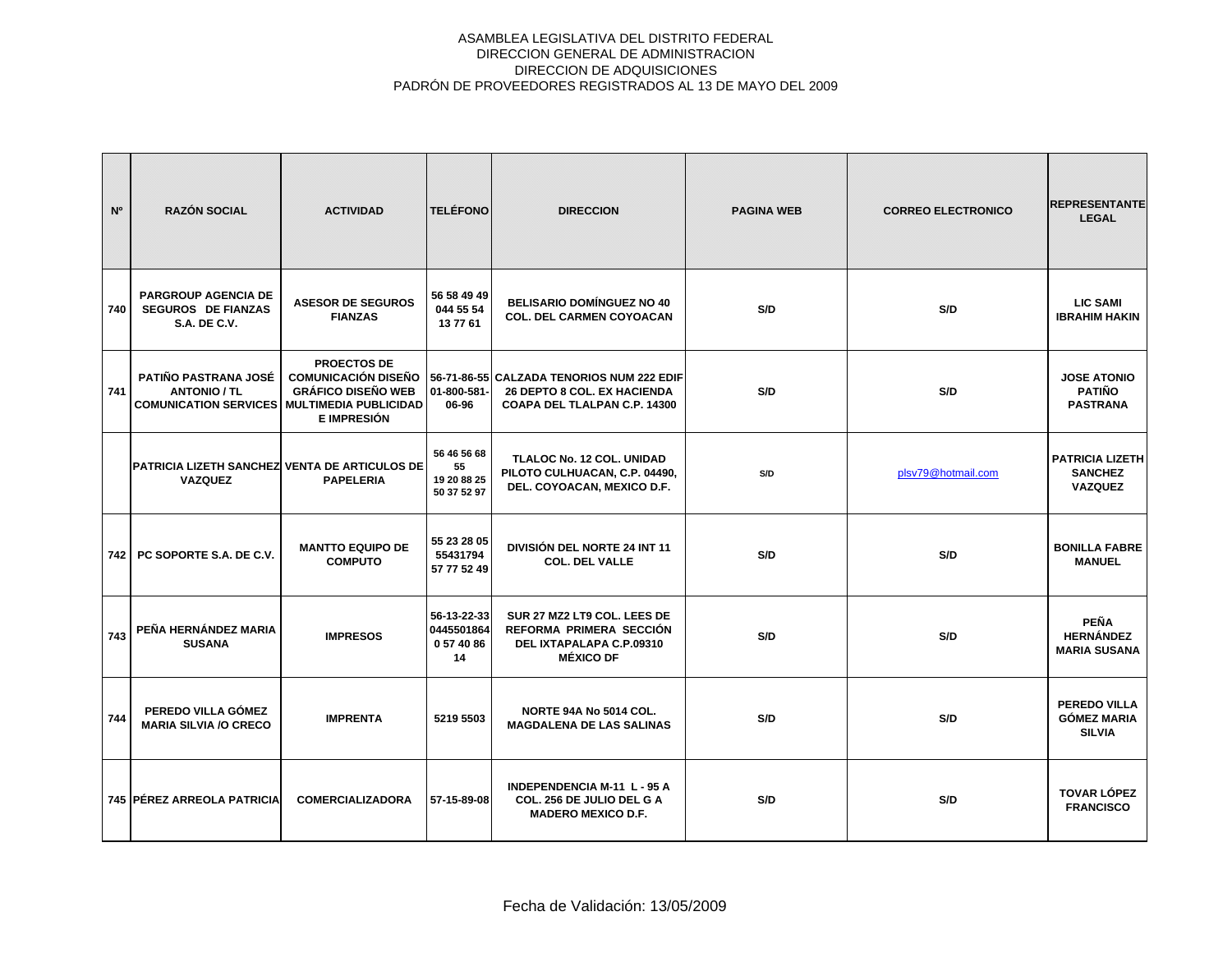ASAMBLEA LEGISLATIVA DEL DISTRITO FEDERAL
DIRECCION GENERAL DE ADMINISTRACION
DIRECCION DE ADQUISICIONES
PADRÓN DE PROVEEDORES REGISTRADOS AL 13 DE MAYO DEL 2009

| Nº | RAZÓN SOCIAL | ACTIVIDAD | TELÉFONO | DIRECCION | PAGINA WEB | CORREO ELECTRONICO | REPRESENTANTE LEGAL |
|---|---|---|---|---|---|---|---|
| 740 | PARGROUP AGENCIA DE SEGUROS DE FIANZAS S.A. DE C.V. | ASESOR DE SEGUROS FIANZAS | 56 58 49 49 044 55 54 13 77 61 | BELISARIO DOMÍNGUEZ NO 40 COL. DEL CARMEN COYOACAN | S/D | S/D | LIC SAMI IBRAHIM HAKIN |
| 741 | PATIÑO PASTRANA JOSÉ ANTONIO / TL COMUNICATION SERVICES | PROECTOS DE COMUNICACIÓN DISEÑO GRÁFICO DISEÑO WEB MULTIMEDIA PUBLICIDAD E IMPRESIÓN | 56-71-86-55 01-800-581-06-96 | CALZADA TENORIOS NUM 222 EDIF 26 DEPTO 8 COL. EX HACIENDA COAPA DEL TLALPAN C.P. 14300 | S/D | S/D | JOSE ATONIO PATIÑO PASTRANA |
| | PATRICIA LIZETH SANCHEZ VAZQUEZ | VENTA DE ARTICULOS DE PAPELERIA | 56 46 56 68 55 19 20 88 25 50 37 52 97 | TLALOC No. 12 COL. UNIDAD PILOTO CULHUACAN, C.P. 04490, DEL. COYOACAN, MEXICO D.F. | S/D | plsv79@hotmail.com | PATRICIA LIZETH SANCHEZ VAZQUEZ |
| 742 | PC SOPORTE S.A. DE C.V. | MANTTO EQUIPO DE COMPUTO | 55 23 28 05 55431794 57 77 52 49 | DIVISIÓN DEL NORTE 24 INT 11 COL. DEL VALLE | S/D | S/D | BONILLA FABRE MANUEL |
| 743 | PEÑA HERNÁNDEZ MARIA SUSANA | IMPRESOS | 56-13-22-33 0445501864 0 57 40 86 14 | SUR 27 MZ2 LT9 COL. LEES DE REFORMA PRIMERA SECCIÓN DEL IXTAPALAPA C.P.09310 MÉXICO DF | S/D | S/D | PEÑA HERNÁNDEZ MARIA SUSANA |
| 744 | PEREDO VILLA GÓMEZ MARIA SILVIA /O CRECO | IMPRENTA | 5219 5503 | NORTE 94A No 5014 COL. MAGDALENA DE LAS SALINAS | S/D | S/D | PEREDO VILLA GÓMEZ MARIA SILVIA |
| 745 | PÉREZ ARREOLA PATRICIA | COMERCIALIZADORA | 57-15-89-08 | INDEPENDENCIA M-11 L - 95 A COL. 256 DE JULIO DEL G A MADERO MEXICO D.F. | S/D | S/D | TOVAR LÓPEZ FRANCISCO |

Fecha de Validación: 13/05/2009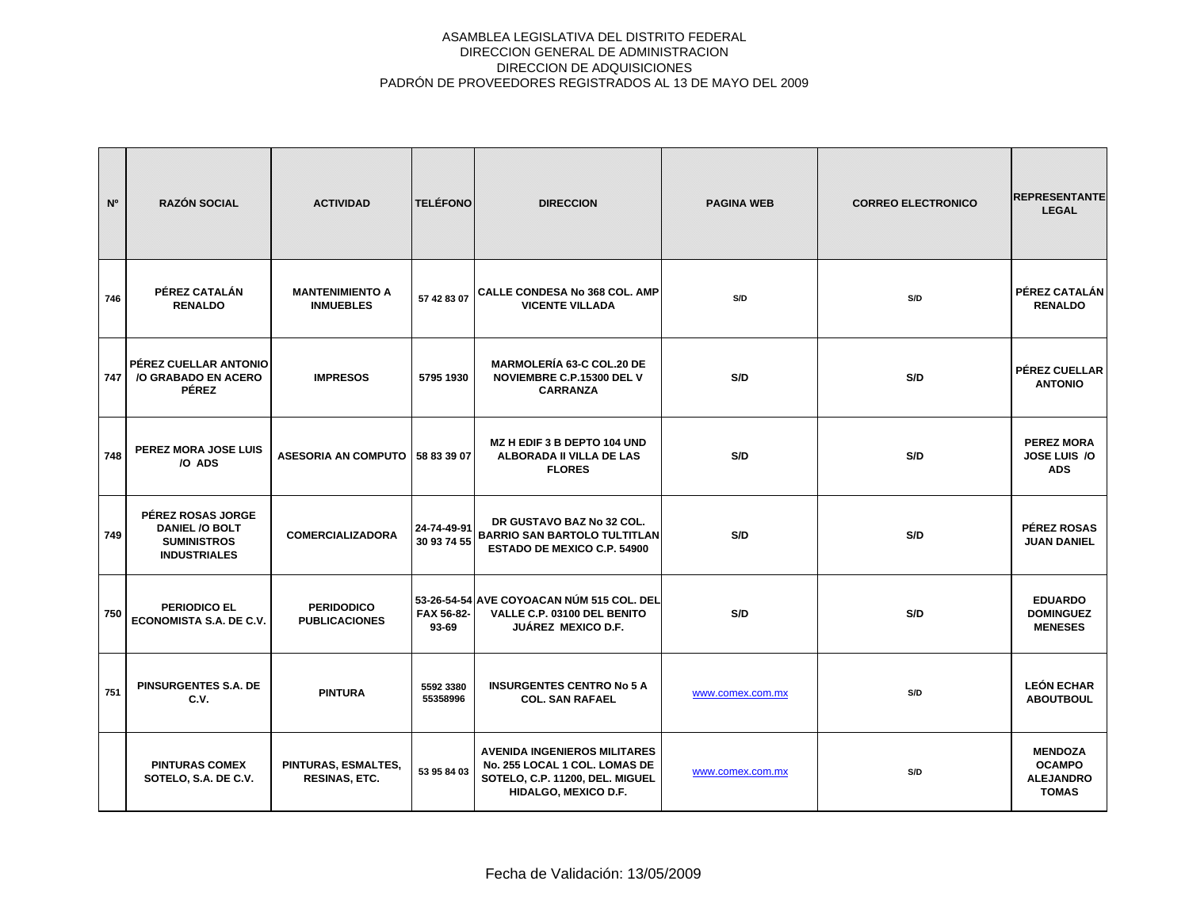ASAMBLEA LEGISLATIVA DEL DISTRITO FEDERAL
DIRECCION GENERAL DE ADMINISTRACION
DIRECCION DE ADQUISICIONES
PADRÓN DE PROVEEDORES REGISTRADOS AL 13 DE MAYO DEL 2009

| Nº | RAZÓN SOCIAL | ACTIVIDAD | TELÉFONO | DIRECCION | PAGINA WEB | CORREO ELECTRONICO | REPRESENTANTE LEGAL |
|---|---|---|---|---|---|---|---|
| 746 | PÉREZ CATALÁN RENALDO | MANTENIMIENTO A INMUEBLES | 57 42 83 07 | CALLE CONDESA No 368 COL. AMP VICENTE VILLADA | S/D | S/D | PÉREZ CATALÁN RENALDO |
| 747 | PÉREZ CUELLAR ANTONIO /O GRABADO EN ACERO PÉREZ | IMPRESOS | 5795 1930 | MARMOLERÍA 63-C COL.20 DE NOVIEMBRE C.P.15300 DEL V CARRANZA | S/D | S/D | PÉREZ CUELLAR ANTONIO |
| 748 | PEREZ MORA JOSE LUIS /O ADS | ASESORIA AN COMPUTO | 58 83 39 07 | MZ H EDIF 3 B DEPTO 104 UND ALBORADA II VILLA DE LAS FLORES | S/D | S/D | PEREZ MORA JOSE LUIS /O ADS |
| 749 | PÉREZ ROSAS JORGE DANIEL /O BOLT SUMINISTROS INDUSTRIALES | COMERCIALIZADORA | 24-74-49-91 30 93 74 55 | DR GUSTAVO BAZ No 32 COL. BARRIO SAN BARTOLO TULTITLAN ESTADO DE MEXICO C.P. 54900 | S/D | S/D | PÉREZ ROSAS JUAN DANIEL |
| 750 | PERIODICO EL ECONOMISTA S.A. DE C.V. | PERIODICO PUBLICACIONES | 53-26-54-54 FAX 56-82-93-69 | AVE COYOACAN NÚM 515 COL. DEL VALLE C.P. 03100 DEL BENITO JUÁREZ MEXICO D.F. | S/D | S/D | EDUARDO DOMINGUEZ MENESES |
| 751 | PINSURGENTES S.A. DE C.V. | PINTURA | 5592 3380 55358996 | INSURGENTES CENTRO No 5 A COL. SAN RAFAEL | www.comex.com.mx | S/D | LEÓN ECHAR ABOUTBOUL |
| | PINTURAS COMEX SOTELO, S.A. DE C.V. | PINTURAS, ESMALTES, RESINAS, ETC. | 53 95 84 03 | AVENIDA INGENIEROS MILITARES No. 255 LOCAL 1 COL. LOMAS DE SOTELO, C.P. 11200, DEL. MIGUEL HIDALGO, MEXICO D.F. | www.comex.com.mx | S/D | MENDOZA OCAMPO ALEJANDRO TOMAS |

Fecha de Validación: 13/05/2009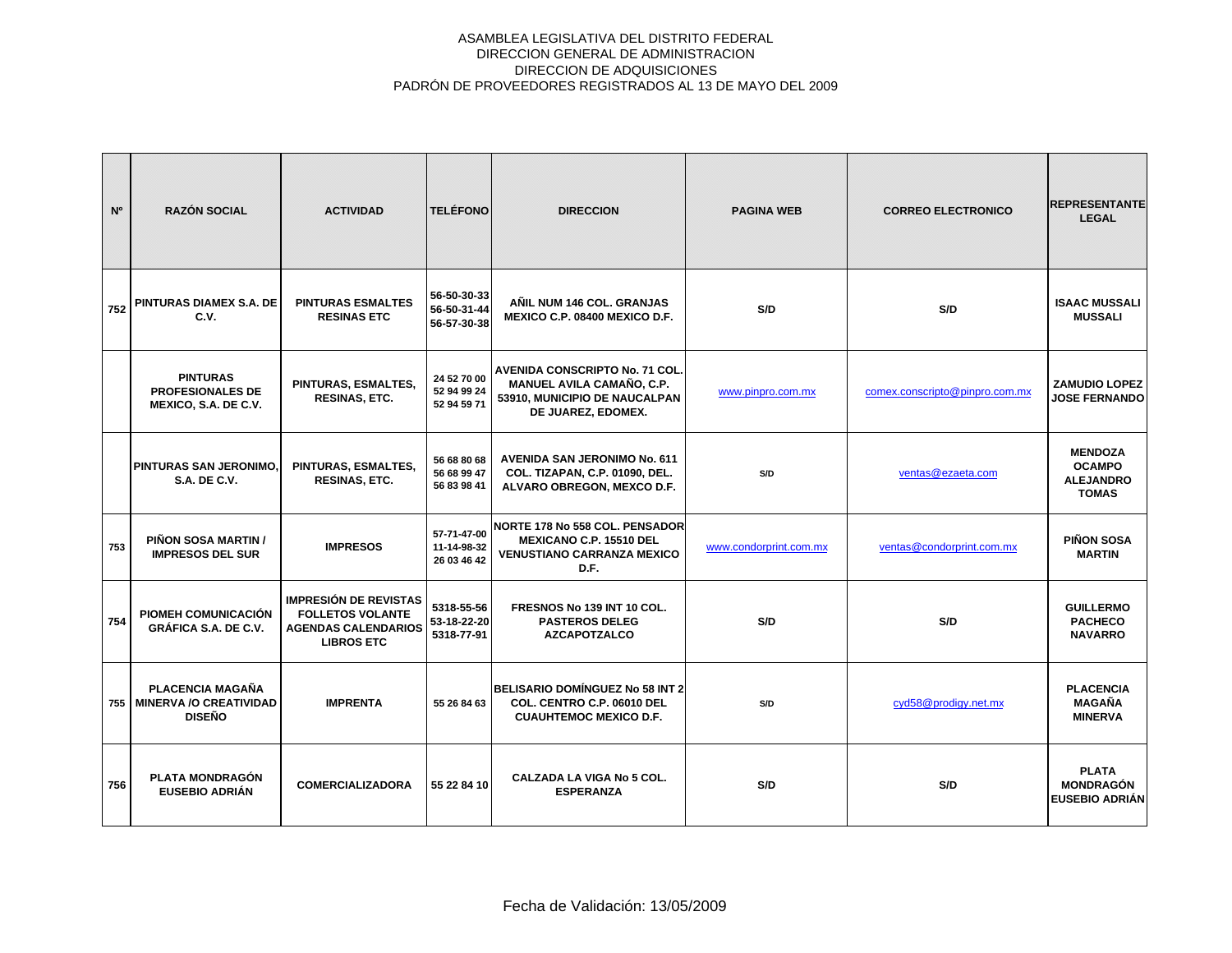ASAMBLEA LEGISLATIVA DEL DISTRITO FEDERAL
DIRECCION GENERAL DE ADMINISTRACION
DIRECCION DE ADQUISICIONES
PADRÓN DE PROVEEDORES REGISTRADOS AL 13 DE MAYO DEL 2009

| Nº | RAZÓN SOCIAL | ACTIVIDAD | TELÉFONO | DIRECCION | PAGINA WEB | CORREO ELECTRONICO | REPRESENTANTE LEGAL |
|---|---|---|---|---|---|---|---|
| 752 | PINTURAS DIAMEX S.A. DE C.V. | PINTURAS ESMALTES RESINAS ETC | 56-50-30-33 56-50-31-44 56-57-30-38 | AÑIL NUM 146 COL. GRANJAS MEXICO C.P. 08400 MEXICO D.F. | S/D | S/D | ISAAC MUSSALI MUSSALI |
| | PINTURAS PROFESIONALES DE MEXICO, S.A. DE C.V. | PINTURAS, ESMALTES, RESINAS, ETC. | 24 52 70 00 52 94 99 24 52 94 59 71 | AVENIDA CONSCRIPTO No. 71 COL. MANUEL AVILA CAMAÑO, C.P. 53910, MUNICIPIO DE NAUCALPAN DE JUAREZ, EDOMEX. | www.pinpro.com.mx | comex.conscripto@pinpro.com.mx | ZAMUDIO LOPEZ JOSE FERNANDO |
| | PINTURAS SAN JERONIMO, S.A. DE C.V. | PINTURAS, ESMALTES, RESINAS, ETC. | 56 68 80 68 56 68 99 47 56 83 98 41 | AVENIDA SAN JERONIMO No. 611 COL. TIZAPAN, C.P. 01090, DEL. ALVARO OBREGON, MEXCO D.F. | S/D | ventas@ezaeta.com | MENDOZA OCAMPO ALEJANDRO TOMAS |
| 753 | PIÑON SOSA MARTIN / IMPRESOS DEL SUR | IMPRESOS | 57-71-47-00 11-14-98-32 26 03 46 42 | NORTE 178 No 558 COL. PENSADOR MEXICANO C.P. 15510 DEL VENUSTIANO CARRANZA MEXICO D.F. | www.condorprint.com.mx | ventas@condorprint.com.mx | PIÑON SOSA MARTIN |
| 754 | PIOMEH COMUNICACIÓN GRÁFICA S.A. DE C.V. | IMPRESIÓN DE REVISTAS FOLLETOS VOLANTE AGENDAS CALENDARIOS LIBROS ETC | 5318-55-56 53-18-22-20 5318-77-91 | FRESNOS No 139 INT 10 COL. PASTEROS DELEG AZCAPOTZALCO | S/D | S/D | GUILLERMO PACHECO NAVARRO |
| 755 | PLACENCIA MAGAÑA MINERVA /O CREATIVIDAD DISEÑO | IMPRENTA | 55 26 84 63 | BELISARIO DOMÍNGUEZ No 58 INT 2 COL. CENTRO C.P. 06010 DEL CUAUHTEMOC MEXICO D.F. | S/D | cyd58@prodigy.net.mx | PLACENCIA MAGAÑA MINERVA |
| 756 | PLATA MONDRAGÓN EUSEBIO ADRIÁN | COMERCIALIZADORA | 55 22 84 10 | CALZADA LA VIGA No 5 COL. ESPERANZA | S/D | S/D | PLATA MONDRAGÓN EUSEBIO ADRIÁN |

Fecha de Validación: 13/05/2009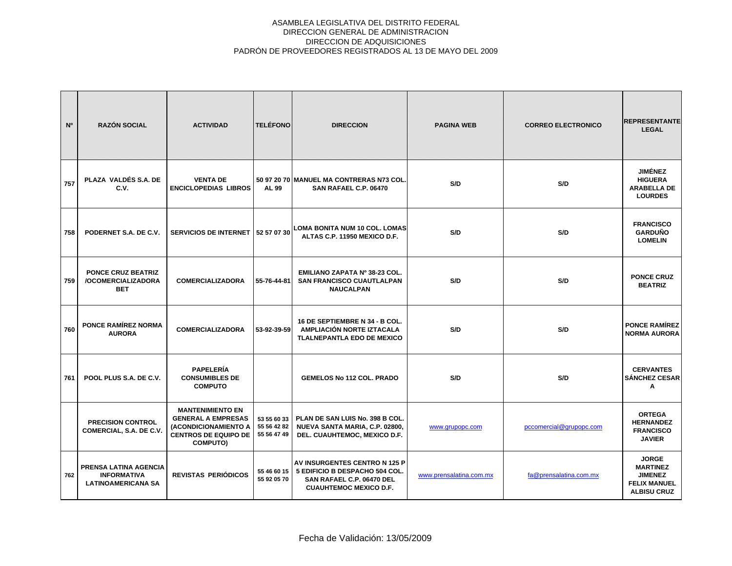ASAMBLEA LEGISLATIVA DEL DISTRITO FEDERAL
DIRECCION GENERAL DE ADMINISTRACION
DIRECCION DE ADQUISICIONES
PADRÓN DE PROVEEDORES REGISTRADOS AL 13 DE MAYO DEL 2009

| Nº | RAZÓN SOCIAL | ACTIVIDAD | TELÉFONO | DIRECCION | PAGINA WEB | CORREO ELECTRONICO | REPRESENTANTE LEGAL |
|---|---|---|---|---|---|---|---|
| 757 | PLAZA VALDÉS S.A. DE C.V. | VENTA DE ENCICLOPEDIAS LIBROS | 50 97 20 70 AL 99 | MANUEL MA CONTRERAS N73 COL. SAN RAFAEL C.P. 06470 | S/D | S/D | JIMÉNEZ HIGUERA ARABELLA DE LOURDES |
| 758 | PODERNET S.A. DE C.V. | SERVICIOS DE INTERNET | 52 57 07 30 | LOMA BONITA NUM 10 COL. LOMAS ALTAS C.P. 11950 MEXICO D.F. | S/D | S/D | FRANCISCO GARDUÑO LOMELIN |
| 759 | PONCE CRUZ BEATRIZ /OCOMERCIALIZADORA BET | COMERCIALIZADORA | 55-76-44-81 | EMILIANO ZAPATA Nº 38-23 COL. SAN FRANCISCO CUAUTLALPAN NAUCALPAN | S/D | S/D | PONCE CRUZ BEATRIZ |
| 760 | PONCE RAMÍREZ NORMA AURORA | COMERCIALIZADORA | 53-92-39-59 | 16 DE SEPTIEMBRE N 34 - B COL. AMPLIACIÓN NORTE IZTACALA TLALNEPANTLA EDO DE MEXICO | S/D | S/D | PONCE RAMÍREZ NORMA AURORA |
| 761 | POOL PLUS S.A. DE C.V. | PAPELERÍA CONSUMIBLES DE COMPUTO | | GEMELOS No 112 COL. PRADO | S/D | S/D | CERVANTES SÁNCHEZ CESAR A |
| | PRECISION CONTROL COMERCIAL, S.A. DE C.V. | MANTENIMIENTO EN GENERAL A EMPRESAS (ACONDICIONAMIENTO A CENTROS DE EQUIPO DE COMPUTO) | 53 55 60 33 55 56 42 82 55 56 47 49 | PLAN DE SAN LUIS No. 398 B COL. NUEVA SANTA MARIA, C.P. 02800, DEL. CUAUHTEMOC, MEXICO D.F. | www.grupopc.com | pccomercial@grupopc.com | ORTEGA HERNANDEZ FRANCISCO JAVIER |
| 762 | PRENSA LATINA AGENCIA INFORMATIVA LATINOAMERICANA SA | REVISTAS PERIÓDICOS | 55 46 60 15 55 92 05 70 | AV INSURGENTES CENTRO N 125 P 5 EDIFICIO B DESPACHO 504 COL. SAN RAFAEL C.P. 06470 DEL CUAUHTEMOC MEXICO D.F. | www.prensalatina.com.mx | fa@prensalatina.com.mx | JORGE MARTINEZ JIMENEZ FELIX MANUEL ALBISU CRUZ |

Fecha de Validación: 13/05/2009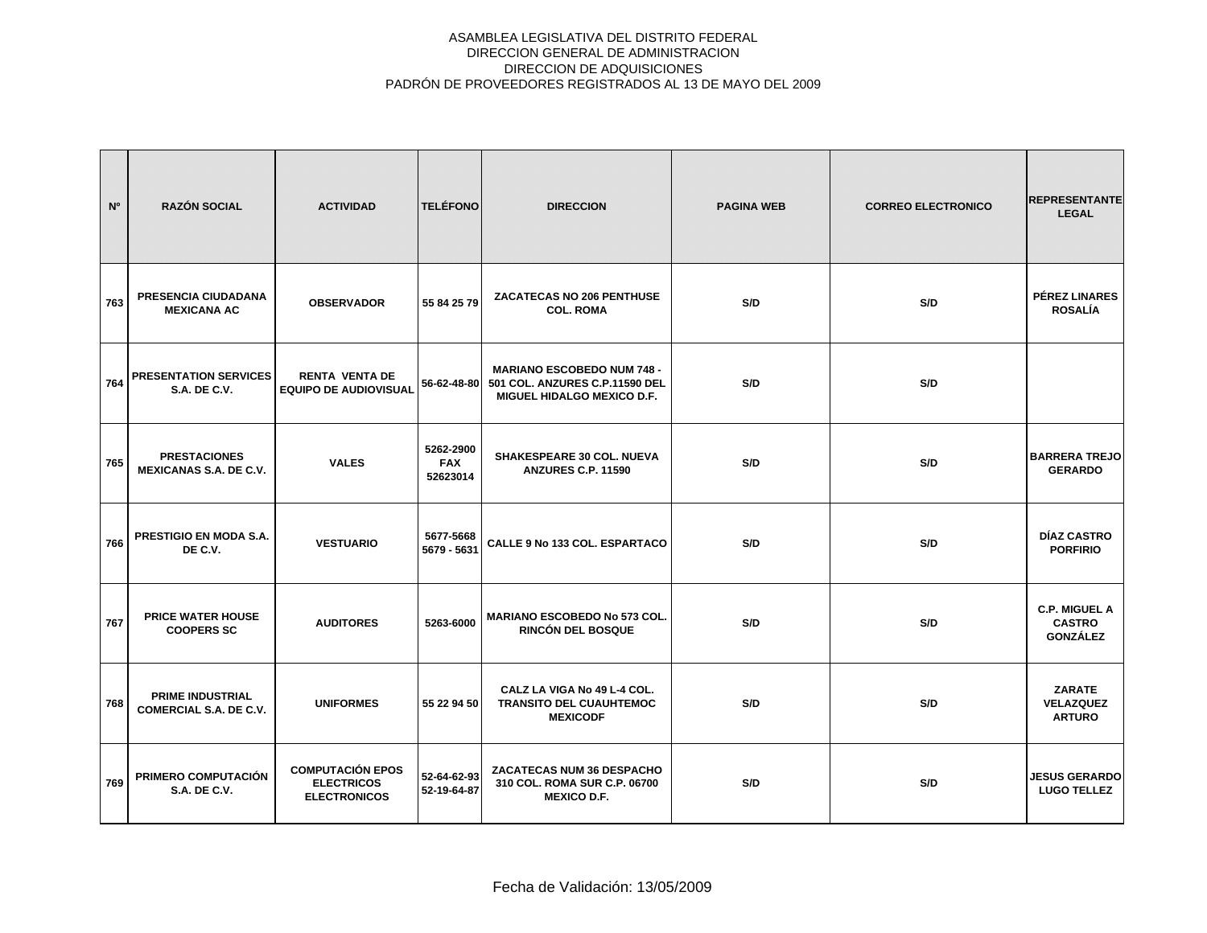ASAMBLEA LEGISLATIVA DEL DISTRITO FEDERAL
DIRECCION GENERAL DE ADMINISTRACION
DIRECCION DE ADQUISICIONES
PADRÓN DE PROVEEDORES REGISTRADOS AL 13 DE MAYO DEL 2009

| Nº | RAZÓN SOCIAL | ACTIVIDAD | TELÉFONO | DIRECCION | PAGINA WEB | CORREO ELECTRONICO | REPRESENTANTE LEGAL |
|---|---|---|---|---|---|---|---|
| 763 | PRESENCIA CIUDADANA MEXICANA AC | OBSERVADOR | 55 84 25 79 | ZACATECAS NO 206 PENTHUSE COL. ROMA | S/D | S/D | PÉREZ LINARES ROSALÍA |
| 764 | PRESENTATION SERVICES S.A. DE C.V. | RENTA VENTA DE EQUIPO DE AUDIOVISUAL | 56-62-48-80 | MARIANO ESCOBEDO NUM 748 - 501 COL. ANZURES C.P.11590 DEL MIGUEL HIDALGO MEXICO D.F. | S/D | S/D | |
| 765 | PRESTACIONES MEXICANAS S.A. DE C.V. | VALES | 5262-2900 FAX 52623014 | SHAKESPEARE 30 COL. NUEVA ANZURES C.P. 11590 | S/D | S/D | BARRERA TREJO GERARDO |
| 766 | PRESTIGIO EN MODA S.A. DE C.V. | VESTUARIO | 5677-5668 5679 - 5631 | CALLE 9 No 133 COL. ESPARTACO | S/D | S/D | DÍAZ CASTRO PORFIRIO |
| 767 | PRICE WATER HOUSE COOPERS SC | AUDITORES | 5263-6000 | MARIANO ESCOBEDO No 573 COL. RINCÓN DEL BOSQUE | S/D | S/D | C.P. MIGUEL A CASTRO GONZÁLEZ |
| 768 | PRIME INDUSTRIAL COMERCIAL S.A. DE C.V. | UNIFORMES | 55 22 94 50 | CALZ LA VIGA No 49 L-4 COL. TRANSITO DEL CUAUHTEMOC MEXICODF | S/D | S/D | ZARATE VELAZQUEZ ARTURO |
| 769 | PRIMERO COMPUTACIÓN S.A. DE C.V. | COMPUTACIÓN EPOS ELECTRICOS ELECTRONICOS | 52-64-62-93 52-19-64-87 | ZACATECAS NUM 36 DESPACHO 310 COL. ROMA SUR C.P. 06700 MEXICO D.F. | S/D | S/D | JESUS GERARDO LUGO TELLEZ |

Fecha de Validación: 13/05/2009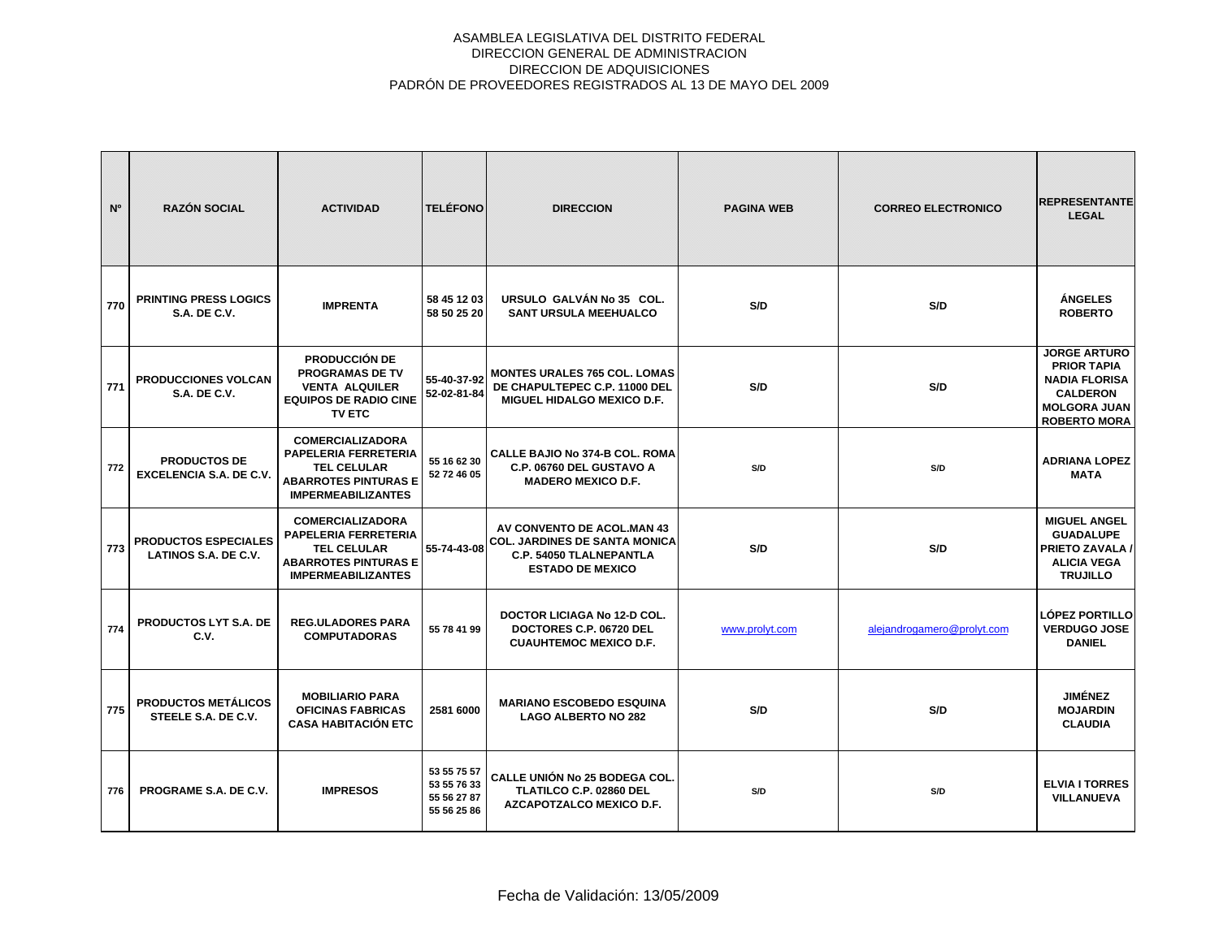ASAMBLEA LEGISLATIVA DEL DISTRITO FEDERAL
DIRECCION GENERAL DE ADMINISTRACION
DIRECCION DE ADQUISICIONES
PADRÓN DE PROVEEDORES REGISTRADOS AL 13 DE MAYO DEL 2009

| Nº | RAZÓN SOCIAL | ACTIVIDAD | TELÉFONO | DIRECCION | PAGINA WEB | CORREO ELECTRONICO | REPRESENTANTE LEGAL |
|---|---|---|---|---|---|---|---|
| 770 | PRINTING PRESS LOGICS S.A. DE C.V. | IMPRENTA | 58 45 12 03 58 50 25 20 | URSULO GALVÁN No 35 COL. SANT URSULA MEEHUALCO | S/D | S/D | ÁNGELES ROBERTO |
| 771 | PRODUCCIONES VOLCAN S.A. DE C.V. | PRODUCCIÓN DE PROGRAMAS DE TV VENTA ALQUILER EQUIPOS DE RADIO CINE TV ETC | 55-40-37-92 52-02-81-84 | MONTES URALES 765 COL. LOMAS DE CHAPULTEPEC C.P. 11000 DEL MIGUEL HIDALGO MEXICO D.F. | S/D | S/D | JORGE ARTURO PRIOR TAPIA NADIA FLORISA CALDERON MOLGORA JUAN ROBERTO MORA |
| 772 | PRODUCTOS DE EXCELENCIA S.A. DE C.V. | COMERCIALIZADORA PAPELERIA FERRETERIA TEL CELULAR ABARROTES PINTURAS E IMPERMEABILIZANTES | 55 16 62 30 52 72 46 05 | CALLE BAJIO No 374-B COL. ROMA C.P. 06760 DEL GUSTAVO A MADERO MEXICO D.F. | S/D | S/D | ADRIANA LOPEZ MATA |
| 773 | PRODUCTOS ESPECIALES LATINOS S.A. DE C.V. | COMERCIALIZADORA PAPELERIA FERRETERIA TEL CELULAR ABARROTES PINTURAS E IMPERMEABILIZANTES | 55-74-43-08 | AV CONVENTO DE ACOL.MAN 43 COL. JARDINES DE SANTA MONICA C.P. 54050 TLALNEPANTLA ESTADO DE MEXICO | S/D | S/D | MIGUEL ANGEL GUADALUPE PRIETO ZAVALA / ALICIA VEGA TRUJILLO |
| 774 | PRODUCTOS LYT S.A. DE C.V. | REG.ULADORES PARA COMPUTADORAS | 55 78 41 99 | DOCTOR LICIAGA No 12-D COL. DOCTORES C.P. 06720 DEL CUAUHTEMOC MEXICO D.F. | www.prolyt.com | alejandrogamero@prolyt.com | LÓPEZ PORTILLO VERDUGO JOSE DANIEL |
| 775 | PRODUCTOS METÁLICOS STEELE S.A. DE C.V. | MOBILIARIO PARA OFICINAS FABRICAS CASA HABITACIÓN ETC | 2581 6000 | MARIANO ESCOBEDO ESQUINA LAGO ALBERTO NO 282 | S/D | S/D | JIMÉNEZ MOJARDIN CLAUDIA |
| 776 | PROGRAME S.A. DE C.V. | IMPRESOS | 53 55 75 57 53 55 76 33 55 56 27 87 55 56 25 86 | CALLE UNIÓN No 25 BODEGA COL. TLATILCO C.P. 02860 DEL AZCAPOTZALCO MEXICO D.F. | S/D | S/D | ELVIA I TORRES VILLANUEVA |

Fecha de Validación: 13/05/2009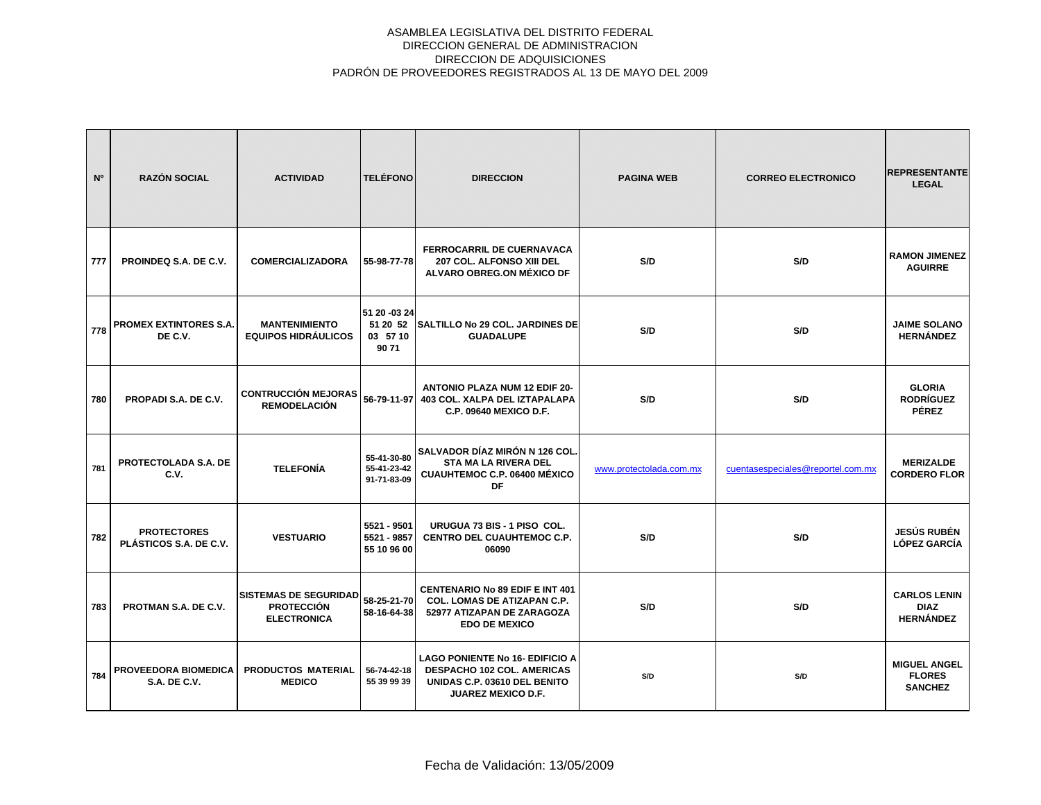ASAMBLEA LEGISLATIVA DEL DISTRITO FEDERAL
DIRECCION GENERAL DE ADMINISTRACION
DIRECCION DE ADQUISICIONES
PADRÓN DE PROVEEDORES REGISTRADOS AL 13 DE MAYO DEL 2009

| Nº | RAZÓN SOCIAL | ACTIVIDAD | TELÉFONO | DIRECCION | PAGINA WEB | CORREO ELECTRONICO | REPRESENTANTE LEGAL |
|---|---|---|---|---|---|---|---|
| 777 | PROINDEQ S.A. DE C.V. | COMERCIALIZADORA | 55-98-77-78 | FERROCARRIL DE CUERNAVACA 207 COL. ALFONSO XIII DEL ALVARO OBREG.ON MÉXICO DF | S/D | S/D | RAMON JIMENEZ AGUIRRE |
| 778 | PROMEX EXTINTORES S.A. DE C.V. | MANTENIMIENTO EQUIPOS HIDRÁULICOS | 51 20 -03 24 51 20 52 03 57 10 90 71 | SALTILLO No 29 COL. JARDINES DE GUADALUPE | S/D | S/D | JAIME SOLANO HERNÁNDEZ |
| 780 | PROPADI S.A. DE C.V. | CONTRUCCIÓN MEJORAS REMODELACIÓN | 56-79-11-97 | ANTONIO PLAZA NUM 12 EDIF 20-403 COL. XALPA DEL IZTAPALAPA C.P. 09640 MEXICO D.F. | S/D | S/D | GLORIA RODRÍGUEZ PÉREZ |
| 781 | PROTECTOLADA S.A. DE C.V. | TELEFONÍA | 55-41-30-80 55-41-23-42 91-71-83-09 | SALVADOR DÍAZ MIRÓN N 126 COL. STA MA LA RIVERA DEL CUAUHTEMOC C.P. 06400 MÉXICO DF | www.protectolada.com.mx | cuentasespeciales@reportel.com.mx | MERIZALDE CORDERO FLOR |
| 782 | PROTECTORES PLÁSTICOS S.A. DE C.V. | VESTUARIO | 5521 - 9501 5521 - 9857 55 10 96 00 | URUGUA 73 BIS - 1 PISO COL. CENTRO DEL CUAUHTEMOC C.P. 06090 | S/D | S/D | JESÚS RUBÉN LÓPEZ GARCÍA |
| 783 | PROTMAN S.A. DE C.V. | SISTEMAS DE SEGURIDAD PROTECCIÓN ELECTRONICA | 58-25-21-70 58-16-64-38 | CENTENARIO No 89 EDIF E INT 401 COL. LOMAS DE ATIZAPAN C.P. 52977 ATIZAPAN DE ZARAGOZA EDO DE MEXICO | S/D | S/D | CARLOS LENIN DIAZ HERNÁNDEZ |
| 784 | PROVEEDORA BIOMEDICA S.A. DE C.V. | PRODUCTOS MATERIAL MEDICO | 56-74-42-18 55 39 99 39 | LAGO PONIENTE No 16- EDIFICIO A DESPACHO 102 COL. AMERICAS UNIDAS C.P. 03610 DEL BENITO JUAREZ MEXICO D.F. | S/D | S/D | MIGUEL ANGEL FLORES SANCHEZ |

Fecha de Validación: 13/05/2009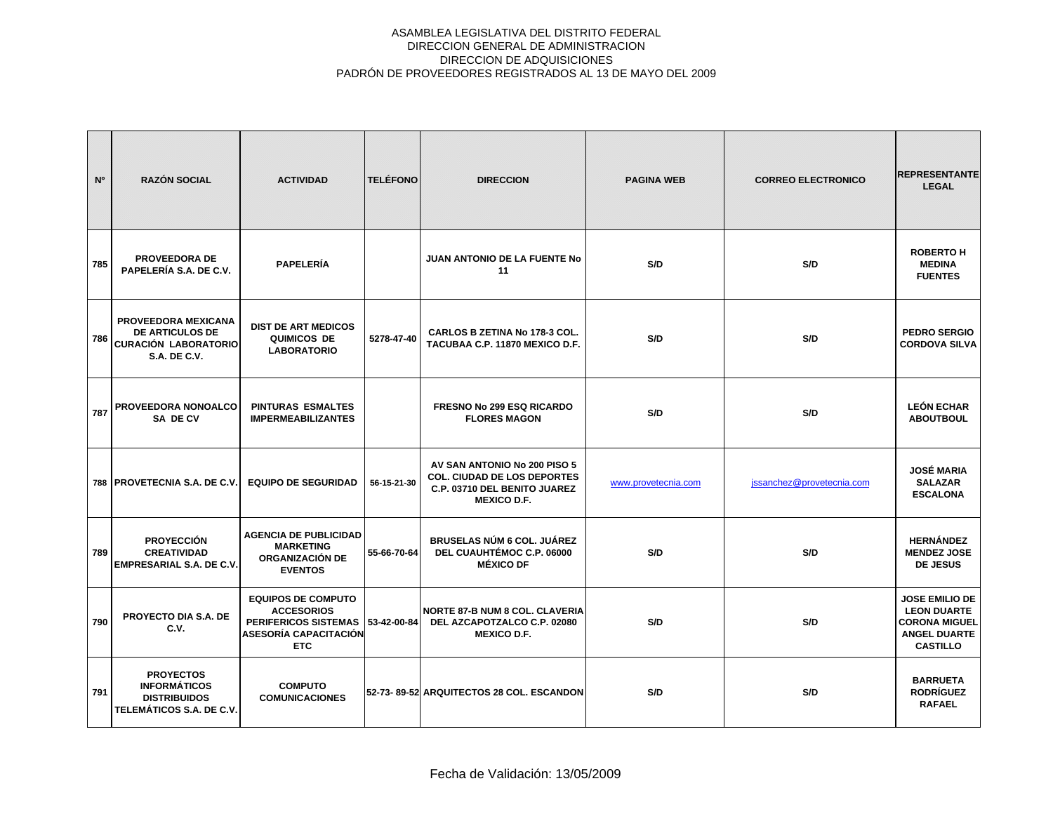ASAMBLEA LEGISLATIVA DEL DISTRITO FEDERAL
DIRECCION GENERAL DE ADMINISTRACION
DIRECCION DE ADQUISICIONES
PADRÓN DE PROVEEDORES REGISTRADOS AL 13 DE MAYO DEL 2009

| Nº | RAZÓN SOCIAL | ACTIVIDAD | TELÉFONO | DIRECCION | PAGINA WEB | CORREO ELECTRONICO | REPRESENTANTE LEGAL |
|---|---|---|---|---|---|---|---|
| 785 | PROVEEDORA DE PAPELERÍA S.A. DE C.V. | PAPELERÍA | | JUAN ANTONIO DE LA FUENTE No 11 | S/D | S/D | ROBERTO H MEDINA FUENTES |
| 786 | PROVEEDORA MEXICANA DE ARTICULOS DE CURACIÓN LABORATORIO S.A. DE C.V. | DIST DE ART MEDICOS QUIMICOS DE LABORATORIO | 5278-47-40 | CARLOS B ZETINA No 178-3 COL. TACUBAA C.P. 11870 MEXICO D.F. | S/D | S/D | PEDRO SERGIO CORDOVA SILVA |
| 787 | PROVEEDORA NONOALCO SA DE CV | PINTURAS ESMALTES IMPERMEABILIZANTES | | FRESNO No 299 ESQ RICARDO FLORES MAGON | S/D | S/D | LEÓN ECHAR ABOUTBOUL |
| 788 | PROVETECNIA S.A. DE C.V. | EQUIPO DE SEGURIDAD | 56-15-21-30 | AV SAN ANTONIO No 200 PISO 5 COL. CIUDAD DE LOS DEPORTES C.P. 03710 DEL BENITO JUAREZ MEXICO D.F. | www.provetecnia.com | jssanchez@provetecnia.com | JOSÉ MARIA SALAZAR ESCALONA |
| 789 | PROYECCIÓN CREATIVIDAD EMPRESARIAL S.A. DE C.V. | AGENCIA DE PUBLICIDAD MARKETING ORGANIZACIÓN DE EVENTOS | 55-66-70-64 | BRUSELAS NÚM 6 COL. JUÁREZ DEL CUAUHTÉMOC C.P. 06000 MÉXICO DF | S/D | S/D | HERNÁNDEZ MENDEZ JOSE DE JESUS |
| 790 | PROYECTO DIA S.A. DE C.V. | EQUIPOS DE COMPUTO ACCESORIOS PERIFERICOS SISTEMAS ASESORÍA CAPACITACIÓN ETC | 53-42-00-84 | NORTE 87-B NUM 8 COL. CLAVERIA DEL AZCAPOTZALCO C.P. 02080 MEXICO D.F. | S/D | S/D | JOSE EMILIO DE LEON DUARTE CORONA MIGUEL ANGEL DUARTE CASTILLO |
| 791 | PROYECTOS INFORMÁTICOS DISTRIBUIDOS TELEMÁTICOS S.A. DE C.V. | COMPUTO COMUNICACIONES | 52-73- 89-52 | ARQUITECTOS 28 COL. ESCANDON | S/D | S/D | BARRUETA RODRÍGUEZ RAFAEL |

Fecha de Validación: 13/05/2009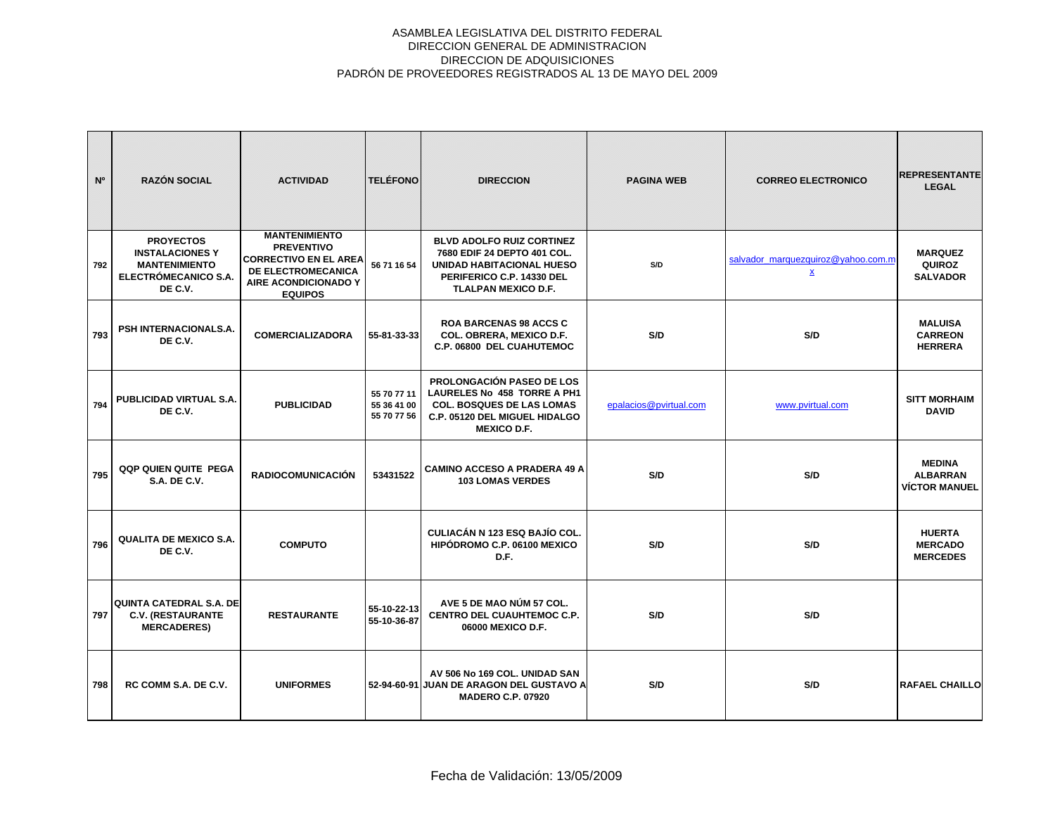ASAMBLEA LEGISLATIVA DEL DISTRITO FEDERAL
DIRECCION GENERAL DE ADMINISTRACION
DIRECCION DE ADQUISICIONES
PADRÓN DE PROVEEDORES REGISTRADOS AL 13 DE MAYO DEL 2009

| Nº | RAZÓN SOCIAL | ACTIVIDAD | TELÉFONO | DIRECCION | PAGINA WEB | CORREO ELECTRONICO | REPRESENTANTE LEGAL |
|---|---|---|---|---|---|---|---|
| 792 | PROYECTOS INSTALACIONES Y MANTENIMIENTO ELECTRÓMECANICO S.A. DE C.V. | MANTENIMIENTO PREVENTIVO CORRECTIVO EN EL AREA DE ELECTROMECANICA AIRE ACONDICIONADO Y EQUIPOS | 56 71 16 54 | BLVD ADOLFO RUIZ CORTINEZ 7680 EDIF 24 DEPTO 401 COL. UNIDAD HABITACIONAL HUESO PERIFERICO C.P. 14330 DEL TLALPAN MEXICO D.F. | S/D | salvador_marquezquiroz@yahoo.com.mx | MARQUEZ QUIROZ SALVADOR |
| 793 | PSH INTERNACIONALS.A. DE C.V. | COMERCIALIZADORA | 55-81-33-33 | ROA BARCENAS 98 ACCS C COL. OBRERA, MEXICO D.F. C.P. 06800 DEL CUAHUTEMOC | S/D | S/D | MALUISA CARREON HERRERA |
| 794 | PUBLICIDAD VIRTUAL S.A. DE C.V. | PUBLICIDAD | 55 70 77 11 55 36 41 00 55 70 77 56 | PROLONGACIÓN PASEO DE LOS LAURELES No 458 TORRE A PH1 COL. BOSQUES DE LAS LOMAS C.P. 05120 DEL MIGUEL HIDALGO MEXICO D.F. | epalacios@pvirtual.com | www.pvirtual.com | SITT MORHAIM DAVID |
| 795 | QQP QUIEN QUITE PEGA S.A. DE C.V. | RADIOCOMUNICACIÓN | 53431522 | CAMINO ACCESO A PRADERA 49 A 103 LOMAS VERDES | S/D | S/D | MEDINA ALBARRAN VÍCTOR MANUEL |
| 796 | QUALITA DE MEXICO S.A. DE C.V. | COMPUTO | | CULIACÁN N 123 ESQ BAJÍO COL. HIPÓDROMO C.P. 06100 MEXICO D.F. | S/D | S/D | HUERTA MERCADO MERCEDES |
| 797 | QUINTA CATEDRAL S.A. DE C.V. (RESTAURANTE MERCADERES) | RESTAURANTE | 55-10-22-13 55-10-36-87 | AVE 5 DE MAO NÚM 57 COL. CENTRO DEL CUAUHTEMOC C.P. 06000 MEXICO D.F. | S/D | S/D | |
| 798 | RC COMM S.A. DE C.V. | UNIFORMES | 52-94-60-91 | AV 506 No 169 COL. UNIDAD SAN JUAN DE ARAGON DEL GUSTAVO A MADERO C.P. 07920 | S/D | S/D | RAFAEL CHAILLO |

Fecha de Validación: 13/05/2009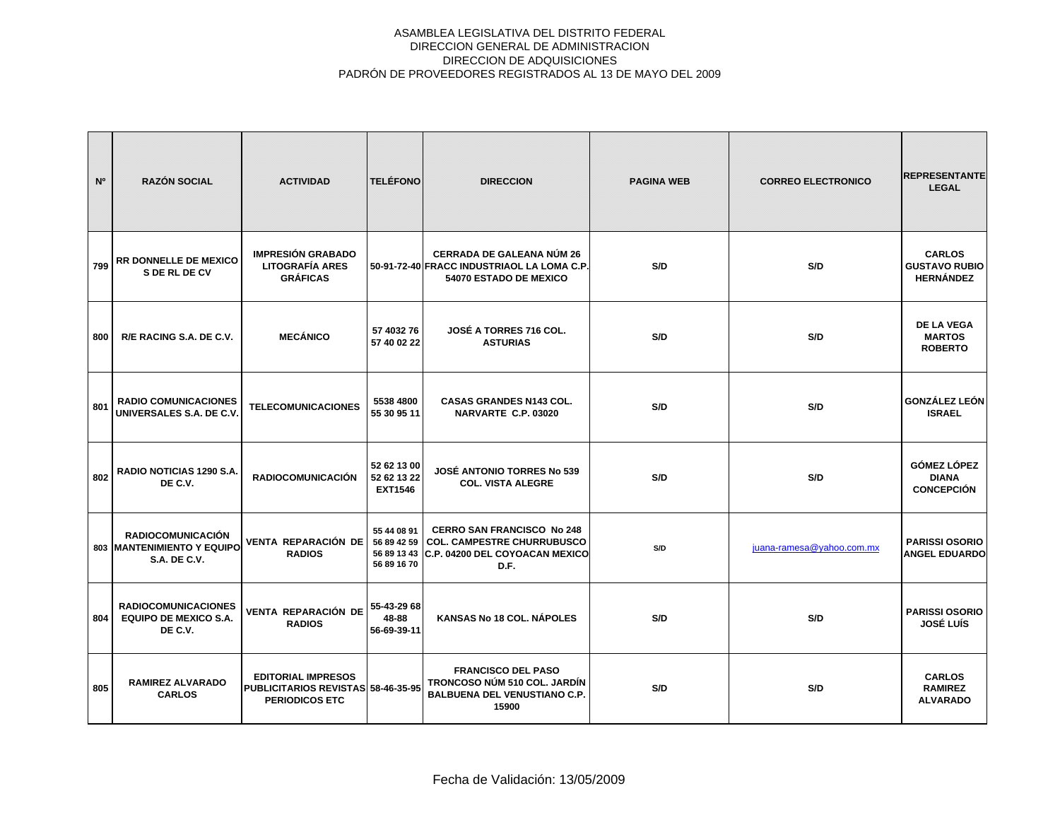ASAMBLEA LEGISLATIVA DEL DISTRITO FEDERAL
DIRECCION GENERAL DE ADMINISTRACION
DIRECCION DE ADQUISICIONES
PADRÓN DE PROVEEDORES REGISTRADOS AL 13 DE MAYO DEL 2009

| Nº | RAZÓN SOCIAL | ACTIVIDAD | TELÉFONO | DIRECCION | PAGINA WEB | CORREO ELECTRONICO | REPRESENTANTE LEGAL |
|---|---|---|---|---|---|---|---|
| 799 | RR DONNELLE DE MEXICO S DE RL DE CV | IMPRESIÓN GRABADO LITOGRAFÍA ARES GRÁFICAS | 50-91-72-40 | CERRADA DE GALEANA NÚM 26 FRACC INDUSTRIAOL LA LOMA C.P. 54070 ESTADO DE MEXICO | S/D | S/D | CARLOS GUSTAVO RUBIO HERNÁNDEZ |
| 800 | R/E RACING S.A. DE C.V. | MECÁNICO | 57 4032 76 57 40 02 22 | JOSÉ A TORRES 716 COL. ASTURIAS | S/D | S/D | DE LA VEGA MARTOS ROBERTO |
| 801 | RADIO COMUNICACIONES UNIVERSALES S.A. DE C.V. | TELECOMUNICACIONES | 5538 4800 55 30 95 11 | CASAS GRANDES N143 COL. NARVARTE C.P. 03020 | S/D | S/D | GONZÁLEZ LEÓN ISRAEL |
| 802 | RADIO NOTICIAS 1290 S.A. DE C.V. | RADIOCOMUNICACIÓN | 52 62 13 00 52 62 13 22 EXT1546 | JOSÉ ANTONIO TORRES No 539 COL. VISTA ALEGRE | S/D | S/D | GÓMEZ LÓPEZ DIANA CONCEPCIÓN |
| 803 | RADIOCOMUNICACIÓN MANTENIMIENTO Y EQUIPO S.A. DE C.V. | VENTA REPARACIÓN DE RADIOS | 55 44 08 91 56 89 42 59 56 89 13 43 56 89 16 70 | CERRO SAN FRANCISCO No 248 COL. CAMPESTRE CHURRUBUSCO C.P. 04200 DEL COYOACAN MEXICO D.F. | S/D | juana-ramesa@yahoo.com.mx | PARISSI OSORIO ANGEL EDUARDO |
| 804 | RADIOCOMUNICACIONES EQUIPO DE MEXICO S.A. DE C.V. | VENTA REPARACIÓN DE RADIOS | 55-43-29 68 48-88 56-69-39-11 | KANSAS No 18 COL. NÁPOLES | S/D | S/D | PARISSI OSORIO JOSÉ LUÍS |
| 805 | RAMIREZ ALVARADO CARLOS | EDITORIAL IMPRESOS PUBLICITARIOS REVISTAS PERIODICOS ETC | 58-46-35-95 | FRANCISCO DEL PASO TRONCOSO NÚM 510 COL. JARDÍN BALBUENA DEL VENUSTIANO C.P. 15900 | S/D | S/D | CARLOS RAMIREZ ALVARADO |

Fecha de Validación: 13/05/2009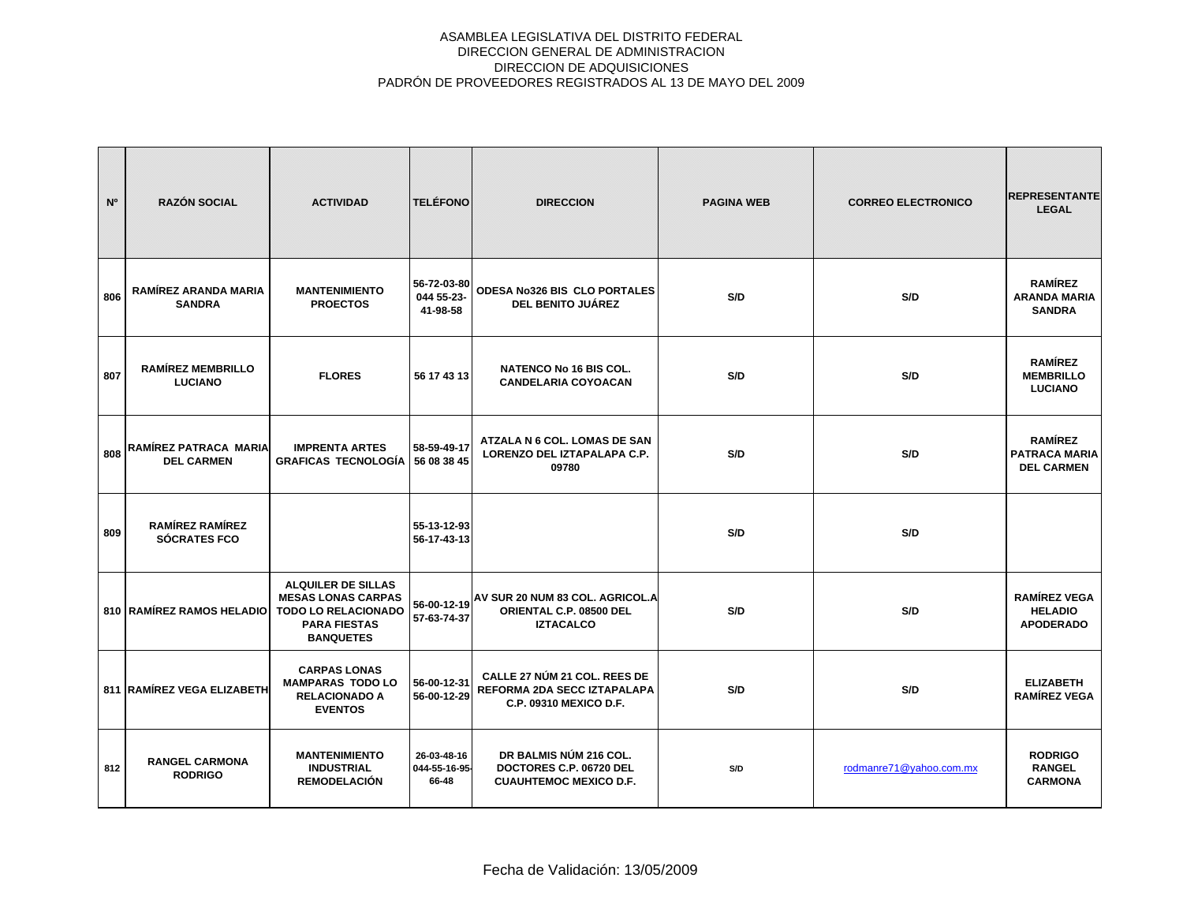ASAMBLEA LEGISLATIVA DEL DISTRITO FEDERAL
DIRECCION GENERAL DE ADMINISTRACION
DIRECCION DE ADQUISICIONES
PADRÓN DE PROVEEDORES REGISTRADOS AL 13 DE MAYO DEL 2009

| Nº | RAZÓN SOCIAL | ACTIVIDAD | TELÉFONO | DIRECCION | PAGINA WEB | CORREO ELECTRONICO | REPRESENTANTE LEGAL |
|---|---|---|---|---|---|---|---|
| 806 | RAMÍREZ ARANDA MARIA SANDRA | MANTENIMIENTO PROECTOS | 56-72-03-80 044 55-23-41-98-58 | ODESA No326 BIS CLO PORTALES DEL BENITO JUÁREZ | S/D | S/D | RAMÍREZ ARANDA MARIA SANDRA |
| 807 | RAMÍREZ MEMBRILLO LUCIANO | FLORES | 56 17 43 13 | NATENCO No 16 BIS COL. CANDELARIA COYOACAN | S/D | S/D | RAMÍREZ MEMBRILLO LUCIANO |
| 808 | RAMÍREZ PATRACA MARIA DEL CARMEN | IMPRENTA ARTES GRAFICAS TECNOLOGÍA | 58-59-49-17 56 08 38 45 | ATZALA N 6 COL. LOMAS DE SAN LORENZO DEL IZTAPALAPA C.P. 09780 | S/D | S/D | RAMÍREZ PATRACA MARIA DEL CARMEN |
| 809 | RAMÍREZ RAMÍREZ SÓCRATES FCO | | 55-13-12-93 56-17-43-13 | | S/D | S/D | |
| 810 | RAMÍREZ RAMOS HELADIO | ALQUILER DE SILLAS MESAS LONAS CARPAS TODO LO RELACIONADO PARA FIESTAS BANQUETES | 56-00-12-19 57-63-74-37 | AV SUR 20 NUM 83 COL. AGRICOL.A ORIENTAL C.P. 08500 DEL IZTACALCO | S/D | S/D | RAMÍREZ VEGA HELADIO APODERADO |
| 811 | RAMÍREZ VEGA ELIZABETH | CARPAS LONAS MAMPARAS TODO LO RELACIONADO A EVENTOS | 56-00-12-31 56-00-12-29 | CALLE 27 NÚM 21 COL. REES DE REFORMA 2DA SECC IZTAPALAPA C.P. 09310 MEXICO D.F. | S/D | S/D | ELIZABETH RAMÍREZ VEGA |
| 812 | RANGEL CARMONA RODRIGO | MANTENIMIENTO INDUSTRIAL REMODELACIÓN | 26-03-48-16 044-55-16-95-66-48 | DR BALMIS NÚM 216 COL. DOCTORES C.P. 06720 DEL CUAUHTEMOC MEXICO D.F. | S/D | rodmanre71@yahoo.com.mx | RODRIGO RANGEL CARMONA |

Fecha de Validación: 13/05/2009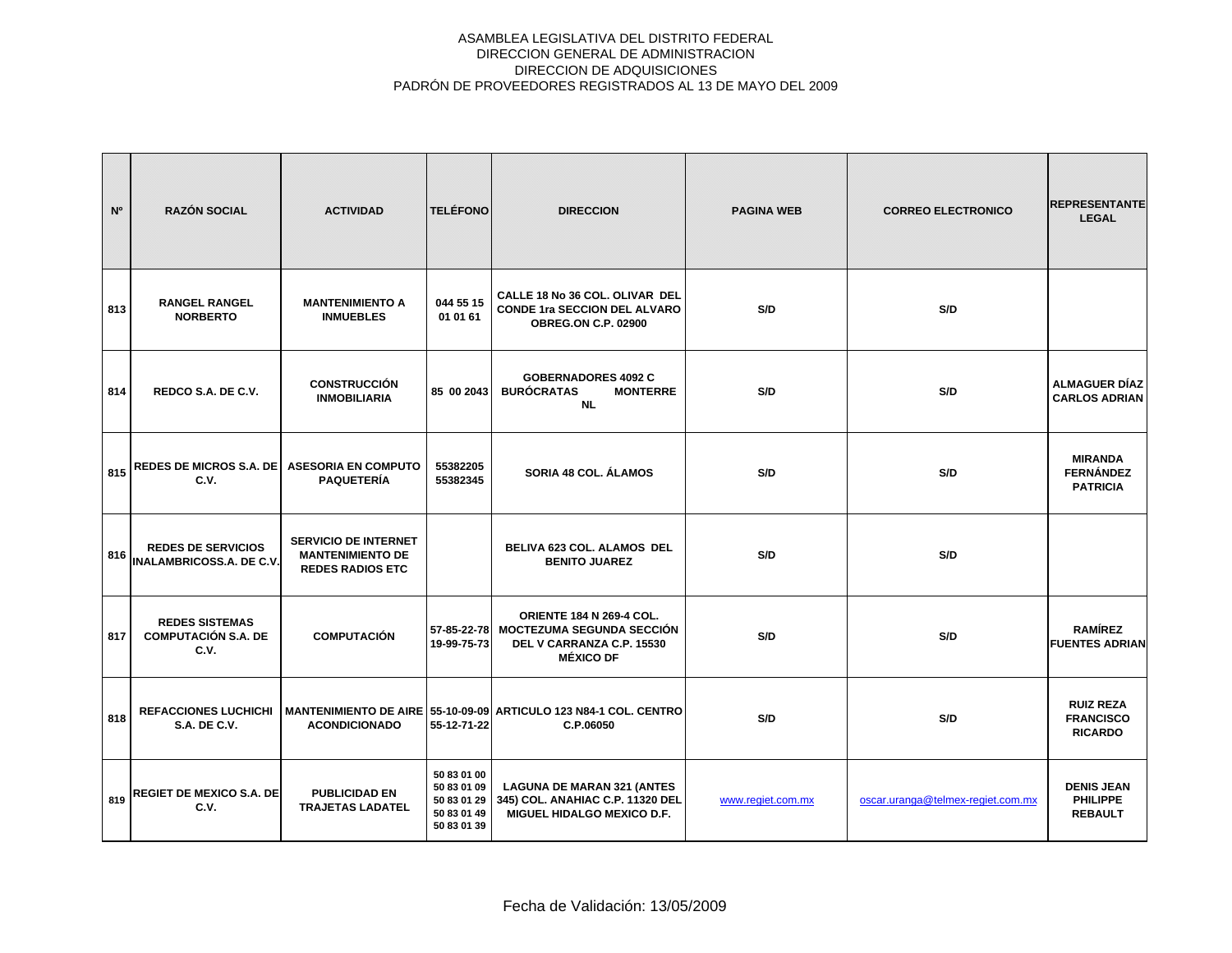ASAMBLEA LEGISLATIVA DEL DISTRITO FEDERAL
DIRECCION GENERAL DE ADMINISTRACION
DIRECCION DE ADQUISICIONES
PADRÓN DE PROVEEDORES REGISTRADOS AL 13 DE MAYO DEL 2009

| Nº | RAZÓN SOCIAL | ACTIVIDAD | TELÉFONO | DIRECCION | PAGINA WEB | CORREO ELECTRONICO | REPRESENTANTE LEGAL |
|---|---|---|---|---|---|---|---|
| 813 | RANGEL RANGEL NORBERTO | MANTENIMIENTO A INMUEBLES | 044 55 15 01 01 61 | CALLE 18 No 36 COL. OLIVAR DEL CONDE 1ra SECCION DEL ALVARO OBREG.ON C.P. 02900 | S/D | S/D | |
| 814 | REDCO S.A. DE C.V. | CONSTRUCCIÓN INMOBILIARIA | 85 00 2043 | GOBERNADORES 4092 C BURÓCRATAS MONTERRE NL | S/D | S/D | ALMAGUER DÍAZ CARLOS ADRIAN |
| 815 | REDES DE MICROS S.A. DE C.V. | ASESORIA EN COMPUTO PAQUETERÍA | 55382205 55382345 | SORIA 48 COL. ÁLAMOS | S/D | S/D | MIRANDA FERNÁNDEZ PATRICIA |
| 816 | REDES DE SERVICIOS INALAMBRICOSS.A. DE C.V. | SERVICIO DE INTERNET MANTENIMIENTO DE REDES RADIOS ETC | | BELIVA 623 COL. ALAMOS DEL BENITO JUAREZ | S/D | S/D | |
| 817 | REDES SISTEMAS COMPUTACIÓN S.A. DE C.V. | COMPUTACIÓN | 57-85-22-78 19-99-75-73 | ORIENTE 184 N 269-4 COL. MOCTEZUMA SEGUNDA SECCIÓN DEL V CARRANZA C.P. 15530 MÉXICO DF | S/D | S/D | RAMÍREZ FUENTES ADRIAN |
| 818 | REFACCIONES LUCHICHI S.A. DE C.V. | MANTENIMIENTO DE AIRE ACONDICIONADO | 55-10-09-09 55-12-71-22 | ARTICULO 123 N84-1 COL. CENTRO C.P.06050 | S/D | S/D | RUIZ REZA FRANCISCO RICARDO |
| 819 | REGIET DE MEXICO S.A. DE C.V. | PUBLICIDAD EN TRAJETAS LADATEL | 50 83 01 00 50 83 01 09 50 83 01 29 50 83 01 49 50 83 01 39 | LAGUNA DE MARAN 321 (ANTES 345) COL. ANAHIAC C.P. 11320 DEL MIGUEL HIDALGO MEXICO D.F. | www.regiet.com.mx | oscar.uranga@telmex-regiet.com.mx | DENIS JEAN PHILIPPE REBAULT |

Fecha de Validación: 13/05/2009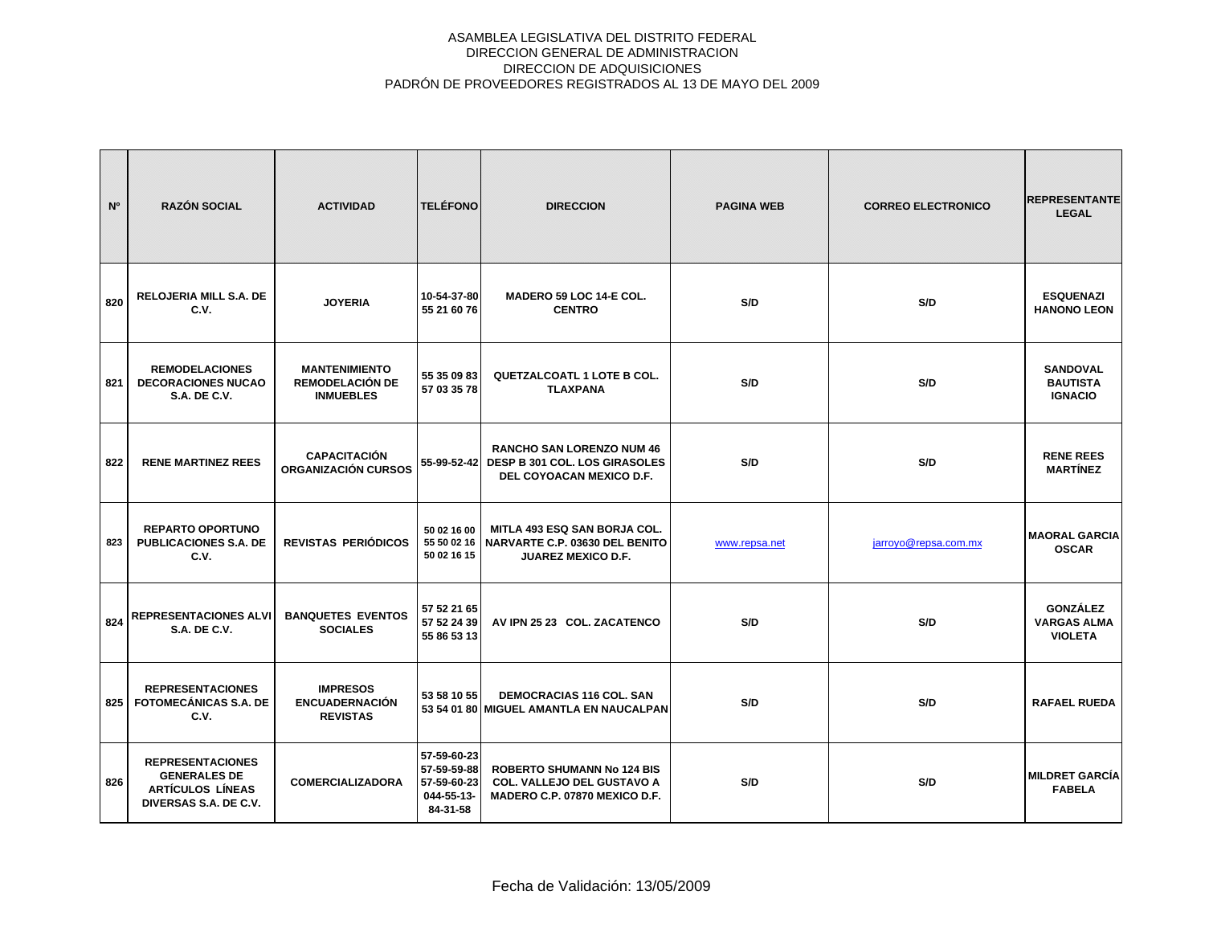ASAMBLEA LEGISLATIVA DEL DISTRITO FEDERAL
DIRECCION GENERAL DE ADMINISTRACION
DIRECCION DE ADQUISICIONES
PADRÓN DE PROVEEDORES REGISTRADOS AL 13 DE MAYO DEL 2009

| Nº | RAZÓN SOCIAL | ACTIVIDAD | TELÉFONO | DIRECCION | PAGINA WEB | CORREO ELECTRONICO | REPRESENTANTE LEGAL |
|---|---|---|---|---|---|---|---|
| 820 | RELOJERIA MILL S.A. DE C.V. | JOYERIA | 10-54-37-80 55 21 60 76 | MADERO 59 LOC 14-E COL. CENTRO | S/D | S/D | ESQUENAZI HANONO LEON |
| 821 | REMODELACIONES DECORACIONES NUCAO S.A. DE C.V. | MANTENIMIENTO REMODELACIÓN DE INMUEBLES | 55 35 09 83 57 03 35 78 | QUETZALCOATL 1 LOTE B COL. TLAXPANA | S/D | S/D | SANDOVAL BAUTISTA IGNACIO |
| 822 | RENE MARTINEZ REES | CAPACITACIÓN ORGANIZACIÓN CURSOS | 55-99-52-42 | RANCHO SAN LORENZO NUM 46 DESP B 301 COL. LOS GIRASOLES DEL COYOACAN MEXICO D.F. | S/D | S/D | RENE REES MARTÍNEZ |
| 823 | REPARTO OPORTUNO PUBLICACIONES S.A. DE C.V. | REVISTAS PERIÓDICOS | 50 02 16 00 55 50 02 16 50 02 16 15 | MITLA 493 ESQ SAN BORJA COL. NARVARTE C.P. 03630 DEL BENITO JUAREZ MEXICO D.F. | www.repsa.net | jarroyo@repsa.com.mx | MAORAL GARCIA OSCAR |
| 824 | REPRESENTACIONES ALVI S.A. DE C.V. | BANQUETES EVENTOS SOCIALES | 57 52 21 65 57 52 24 39 55 86 53 13 | AV IPN 25 23 COL. ZACATENCO | S/D | S/D | GONZÁLEZ VARGAS ALMA VIOLETA |
| 825 | REPRESENTACIONES FOTOMECÁNICAS S.A. DE C.V. | IMPRESOS ENCUADERNACIÓN REVISTAS | 53 58 10 55 53 54 01 80 | DEMOCRACIAS 116 COL. SAN MIGUEL AMANTLA EN NAUCALPAN | S/D | S/D | RAFAEL RUEDA |
| 826 | REPRESENTACIONES GENERALES DE ARTÍCULOS LÍNEAS DIVERSAS S.A. DE C.V. | COMERCIALIZADORA | 57-59-60-23 57-59-59-88 57-59-60-23 044-55-13-84-31-58 | ROBERTO SHUMANN No 124 BIS COL. VALLEJO DEL GUSTAVO A MADERO C.P. 07870 MEXICO D.F. | S/D | S/D | MILDRET GARCÍA FABELA |

Fecha de Validación: 13/05/2009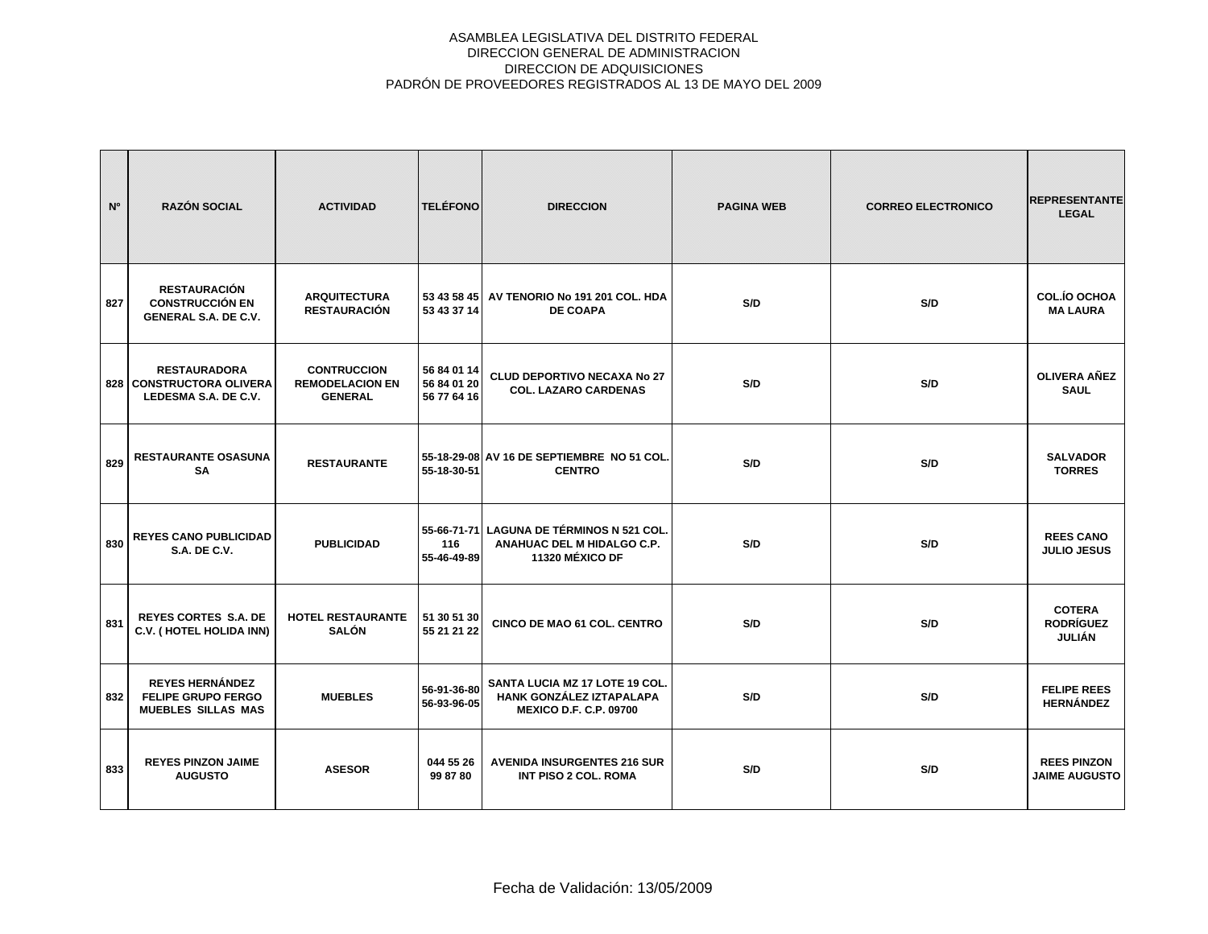ASAMBLEA LEGISLATIVA DEL DISTRITO FEDERAL
DIRECCION GENERAL DE ADMINISTRACION
DIRECCION DE ADQUISICIONES
PADRÓN DE PROVEEDORES REGISTRADOS AL 13 DE MAYO DEL 2009

| Nº | RAZÓN SOCIAL | ACTIVIDAD | TELÉFONO | DIRECCION | PAGINA WEB | CORREO ELECTRONICO | REPRESENTANTE LEGAL |
|---|---|---|---|---|---|---|---|
| 827 | RESTAURACIÓN CONSTRUCCIÓN EN GENERAL S.A. DE C.V. | ARQUITECTURA RESTAURACIÓN | 53 43 58 45 53 43 37 14 | AV TENORIO No 191 201 COL. HDA DE COAPA | S/D | S/D | COL.ÍO OCHOA MA LAURA |
| 828 | RESTAURADORA CONSTRUCTORA OLIVERA LEDESMA S.A. DE C.V. | CONTRUCCION REMODELACION EN GENERAL | 56 84 01 14 56 84 01 20 56 77 64 16 | CLUD DEPORTIVO NECAXA No 27 COL. LAZARO CARDENAS | S/D | S/D | OLIVERA AÑEZ SAUL |
| 829 | RESTAURANTE OSASUNA SA | RESTAURANTE | 55-18-29-08 55-18-30-51 | AV 16 DE SEPTIEMBRE NO 51 COL. CENTRO | S/D | S/D | SALVADOR TORRES |
| 830 | REYES CANO PUBLICIDAD S.A. DE C.V. | PUBLICIDAD | 55-66-71-71 116 55-46-49-89 | LAGUNA DE TÉRMINOS N 521 COL. ANAHUAC DEL M HIDALGO C.P. 11320 MÉXICO DF | S/D | S/D | REES CANO JULIO JESUS |
| 831 | REYES CORTES S.A. DE C.V. ( HOTEL HOLIDA INN) | HOTEL RESTAURANTE SALÓN | 51 30 51 30 55 21 21 22 | CINCO DE MAO 61 COL. CENTRO | S/D | S/D | COTERA RODRÍGUEZ JULIÁN |
| 832 | REYES HERNÁNDEZ FELIPE GRUPO FERGO MUEBLES SILLAS MAS | MUEBLES | 56-91-36-80 56-93-96-05 | SANTA LUCIA MZ 17 LOTE 19 COL. HANK GONZÁLEZ IZTAPALAPA MEXICO D.F. C.P. 09700 | S/D | S/D | FELIPE REES HERNÁNDEZ |
| 833 | REYES PINZON JAIME AUGUSTO | ASESOR | 044 55 26 99 87 80 | AVENIDA INSURGENTES 216 SUR INT PISO 2 COL. ROMA | S/D | S/D | REES PINZON JAIME AUGUSTO |

Fecha de Validación: 13/05/2009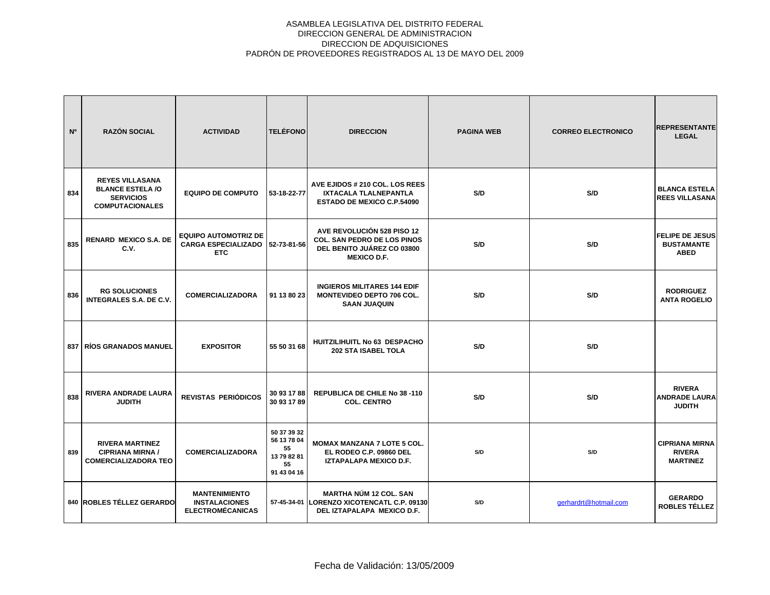ASAMBLEA LEGISLATIVA DEL DISTRITO FEDERAL
DIRECCION GENERAL DE ADMINISTRACION
DIRECCION DE ADQUISICIONES
PADRÓN DE PROVEEDORES REGISTRADOS AL 13 DE MAYO DEL 2009

| Nº | RAZÓN SOCIAL | ACTIVIDAD | TELÉFONO | DIRECCION | PAGINA WEB | CORREO ELECTRONICO | REPRESENTANTE LEGAL |
|---|---|---|---|---|---|---|---|
| 834 | REYES VILLASANA BLANCE ESTELA /O SERVICIOS COMPUTACIONALES | EQUIPO DE COMPUTO | 53-18-22-77 | AVE EJIDOS # 210 COL. LOS REES IXTACALA TLALNEPANTLA ESTADO DE MEXICO C.P.54090 | S/D | S/D | BLANCA ESTELA REES VILLASANA |
| 835 | RENARD MEXICO S.A. DE C.V. | EQUIPO AUTOMOTRIZ DE CARGA ESPECIALIZADO ETC | 52-73-81-56 | AVE REVOLUCIÓN 528 PISO 12 COL. SAN PEDRO DE LOS PINOS DEL BENITO JUÁREZ CO 03800 MEXICO D.F. | S/D | S/D | FELIPE DE JESUS BUSTAMANTE ABED |
| 836 | RG SOLUCIONES INTEGRALES S.A. DE C.V. | COMERCIALIZADORA | 91 13 80 23 | INGIEROS MILITARES 144 EDIF MONTEVIDEO DEPTO 706 COL. SAAN JUAQUIN | S/D | S/D | RODRIGUEZ ANTA ROGELIO |
| 837 | RÍOS GRANADOS MANUEL | EXPOSITOR | 55 50 31 68 | HUITZILIHUITL No 63 DESPACHO 202 STA ISABEL TOLA | S/D | S/D | |
| 838 | RIVERA ANDRADE LAURA JUDITH | REVISTAS PERIÓDICOS | 30 93 17 88<br>30 93 17 89 | REPUBLICA DE CHILE No 38 -110 COL. CENTRO | S/D | S/D | RIVERA ANDRADE LAURA JUDITH |
| 839 | RIVERA MARTINEZ CIPRIANA MIRNA / COMERCIALIZADORA TEO | COMERCIALIZADORA | 50 37 39 32<br>56 13 78 04<br>55<br>13 79 82 81<br>55<br>91 43 04 16 | MOMAX MANZANA 7 LOTE 5 COL. EL RODEO C.P. 09860 DEL IZTAPALAPA MEXICO D.F. | S/D | S/D | CIPRIANA MIRNA RIVERA MARTINEZ |
| 840 | ROBLES TÉLLEZ GERARDO | MANTENIMIENTO INSTALACIONES ELECTROMÉCANICAS | 57-45-34-01 | MARTHA NÚM 12 COL. SAN LORENZO XICOTENCATL C.P. 09130 DEL IZTAPALAPA MEXICO D.F. | S/D | gerhardrt@hotmail.com | GERARDO ROBLES TÉLLEZ |

Fecha de Validación: 13/05/2009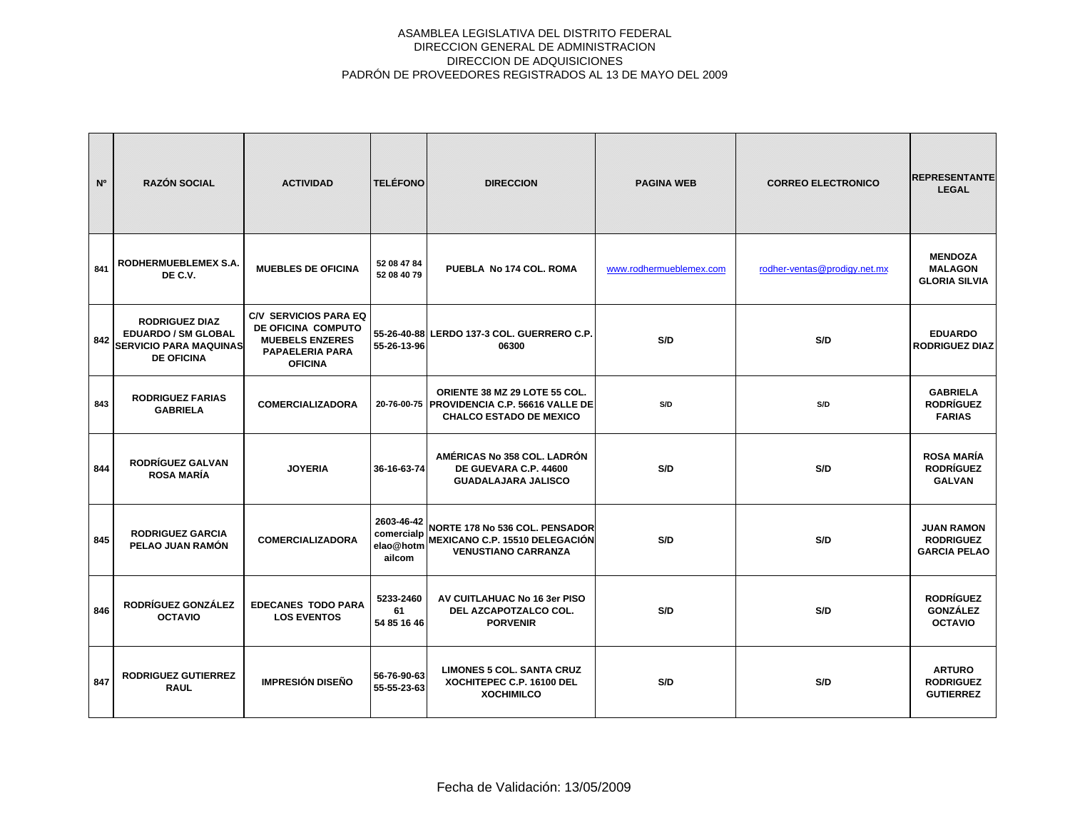ASAMBLEA LEGISLATIVA DEL DISTRITO FEDERAL
DIRECCION GENERAL DE ADMINISTRACION
DIRECCION DE ADQUISICIONES
PADRÓN DE PROVEEDORES REGISTRADOS AL 13 DE MAYO DEL 2009

| Nº | RAZÓN SOCIAL | ACTIVIDAD | TELÉFONO | DIRECCION | PAGINA WEB | CORREO ELECTRONICO | REPRESENTANTE LEGAL |
|---|---|---|---|---|---|---|---|
| 841 | RODHERMUEBLEMEX S.A. DE C.V. | MUEBLES DE OFICINA | 52 08 47 84 52 08 40 79 | PUEBLA No 174 COL. ROMA | www.rodhermueblemex.com | rodher-ventas@prodigy.net.mx | MENDOZA MALAGON GLORIA SILVIA |
| 842 | RODRIGUEZ DIAZ EDUARDO / SM GLOBAL SERVICIO PARA MAQUINAS DE OFICINA | C/V SERVICIOS PARA EQ DE OFICINA COMPUTO MUEBELS ENZERES PAPAELERIA PARA OFICINA | 55-26-40-88 55-26-13-96 | LERDO 137-3 COL. GUERRERO C.P. 06300 | S/D | S/D | EDUARDO RODRIGUEZ DIAZ |
| 843 | RODRIGUEZ FARIAS GABRIELA | COMERCIALIZADORA | 20-76-00-75 | ORIENTE 38 MZ 29 LOTE 55 COL. PROVIDENCIA C.P. 56616 VALLE DE CHALCO ESTADO DE MEXICO | S/D | S/D | GABRIELA RODRÍGUEZ FARIAS |
| 844 | RODRÍGUEZ GALVAN ROSA MARÍA | JOYERIA | 36-16-63-74 | AMÉRICAS No 358 COL. LADRÓN DE GUEVARA C.P. 44600 GUADALAJARA JALISCO | S/D | S/D | ROSA MARÍA RODRÍGUEZ GALVAN |
| 845 | RODRIGUEZ GARCIA PELAO JUAN RAMÓN | COMERCIALIZADORA | 2603-46-42 comercialpelao@hotmailcom | NORTE 178 No 536 COL. PENSADOR MEXICANO C.P. 15510 DELEGACIÓN VENUSTIANO CARRANZA | S/D | S/D | JUAN RAMON RODRIGUEZ GARCIA PELAO |
| 846 | RODRÍGUEZ GONZÁLEZ OCTAVIO | EDECANES TODO PARA LOS EVENTOS | 5233-2460 61 54 85 16 46 | AV CUITLAHUAC No 16 3er PISO DEL AZCAPOTZALCO COL. PORVENIR | S/D | S/D | RODRÍGUEZ GONZÁLEZ OCTAVIO |
| 847 | RODRIGUEZ GUTIERREZ RAUL | IMPRESIÓN DISEÑO | 56-76-90-63 55-55-23-63 | LIMONES 5 COL. SANTA CRUZ XOCHITEPEC C.P. 16100 DEL XOCHIMILCO | S/D | S/D | ARTURO RODRIGUEZ GUTIERREZ |

Fecha de Validación: 13/05/2009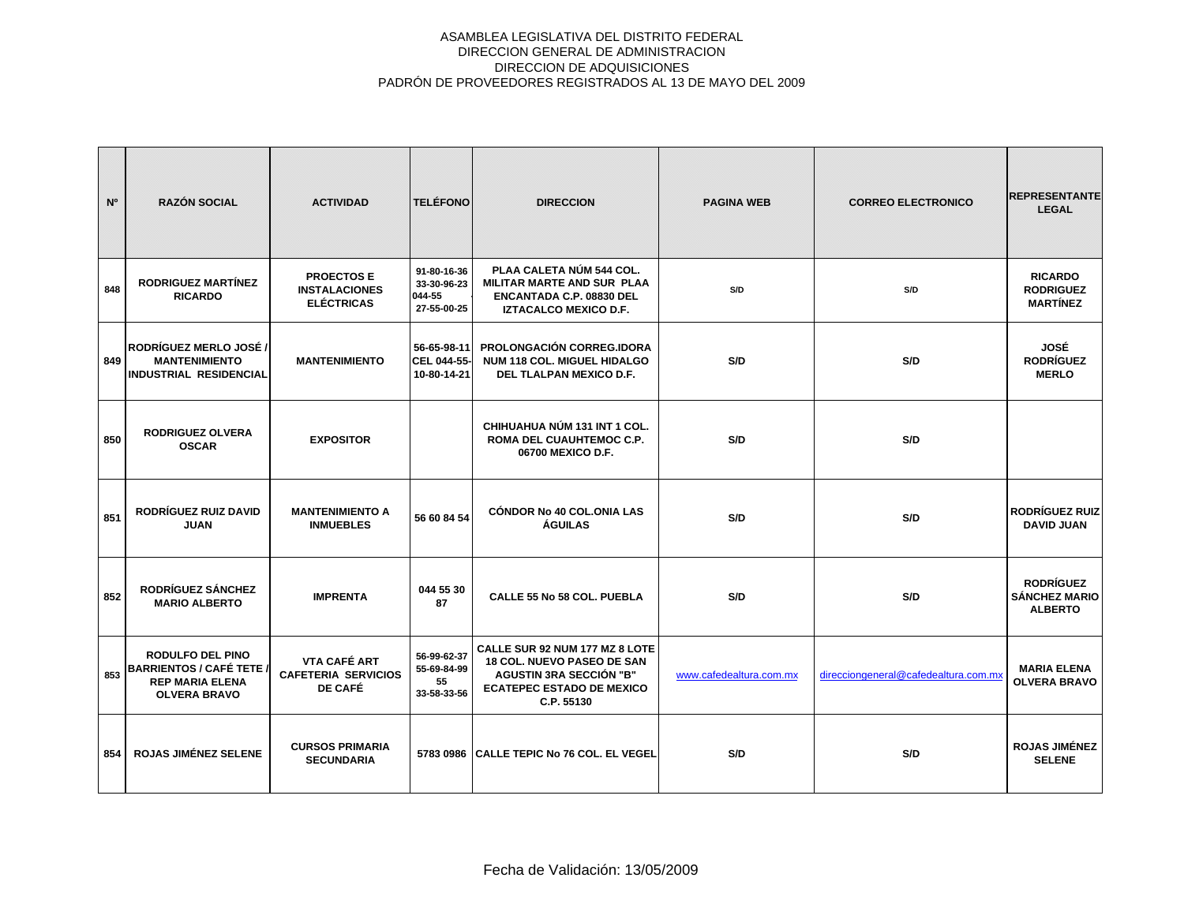ASAMBLEA LEGISLATIVA DEL DISTRITO FEDERAL
DIRECCION GENERAL DE ADMINISTRACION
DIRECCION DE ADQUISICIONES
PADRÓN DE PROVEEDORES REGISTRADOS AL 13 DE MAYO DEL 2009

| Nº | RAZÓN SOCIAL | ACTIVIDAD | TELÉFONO | DIRECCION | PAGINA WEB | CORREO ELECTRONICO | REPRESENTANTE LEGAL |
|---|---|---|---|---|---|---|---|
| 848 | RODRIGUEZ MARTÍNEZ RICARDO | PROECTOS E INSTALACIONES ELÉCTRICAS | 91-80-16-36 33-30-96-23 044-55 27-55-00-25 | PLAA CALETA NÚM 544 COL. MILITAR MARTE AND SUR PLAA ENCANTADA C.P. 08830 DEL IZTACALCO MEXICO D.F. | S/D | S/D | RICARDO RODRIGUEZ MARTÍNEZ |
| 849 | RODRÍGUEZ MERLO JOSÉ / MANTENIMIENTO INDUSTRIAL RESIDENCIAL | MANTENIMIENTO | 56-65-98-11 CEL 044-55-10-80-14-21 | PROLONGACIÓN CORREG.IDORA NUM 118 COL. MIGUEL HIDALGO DEL TLALPAN MEXICO D.F. | S/D | S/D | JOSÉ RODRÍGUEZ MERLO |
| 850 | RODRIGUEZ OLVERA OSCAR | EXPOSITOR | | CHIHUAHUA NÚM 131 INT 1 COL. ROMA DEL CUAUHTEMOC C.P. 06700 MEXICO D.F. | S/D | S/D | |
| 851 | RODRÍGUEZ RUIZ DAVID JUAN | MANTENIMIENTO A INMUEBLES | 56 60 84 54 | CÓNDOR No 40 COL.ONIA LAS ÁGUILAS | S/D | S/D | RODRÍGUEZ RUIZ DAVID JUAN |
| 852 | RODRÍGUEZ SÁNCHEZ MARIO ALBERTO | IMPRENTA | 044 55 30 87 | CALLE 55 No 58 COL. PUEBLA | S/D | S/D | RODRÍGUEZ SÁNCHEZ MARIO ALBERTO |
| 853 | RODULFO DEL PINO BARRIENTOS / CAFÉ TETE / REP MARIA ELENA OLVERA BRAVO | VTA CAFÉ ART CAFETERIA SERVICIOS DE CAFÉ | 56-99-62-37 55-69-84-99 55 33-58-33-56 | CALLE SUR 92 NUM 177 MZ 8 LOTE 18 COL. NUEVO PASEO DE SAN AGUSTIN 3RA SECCIÓN "B" ECATEPEC ESTADO DE MEXICO C.P. 55130 | www.cafedealtura.com.mx | direcciongeneral@cafedealtura.com.mx | MARIA ELENA OLVERA BRAVO |
| 854 | ROJAS JIMÉNEZ SELENE | CURSOS PRIMARIA SECUNDARIA | 5783 0986 | CALLE TEPIC No 76 COL. EL VEGEL | S/D | S/D | ROJAS JIMÉNEZ SELENE |

Fecha de Validación: 13/05/2009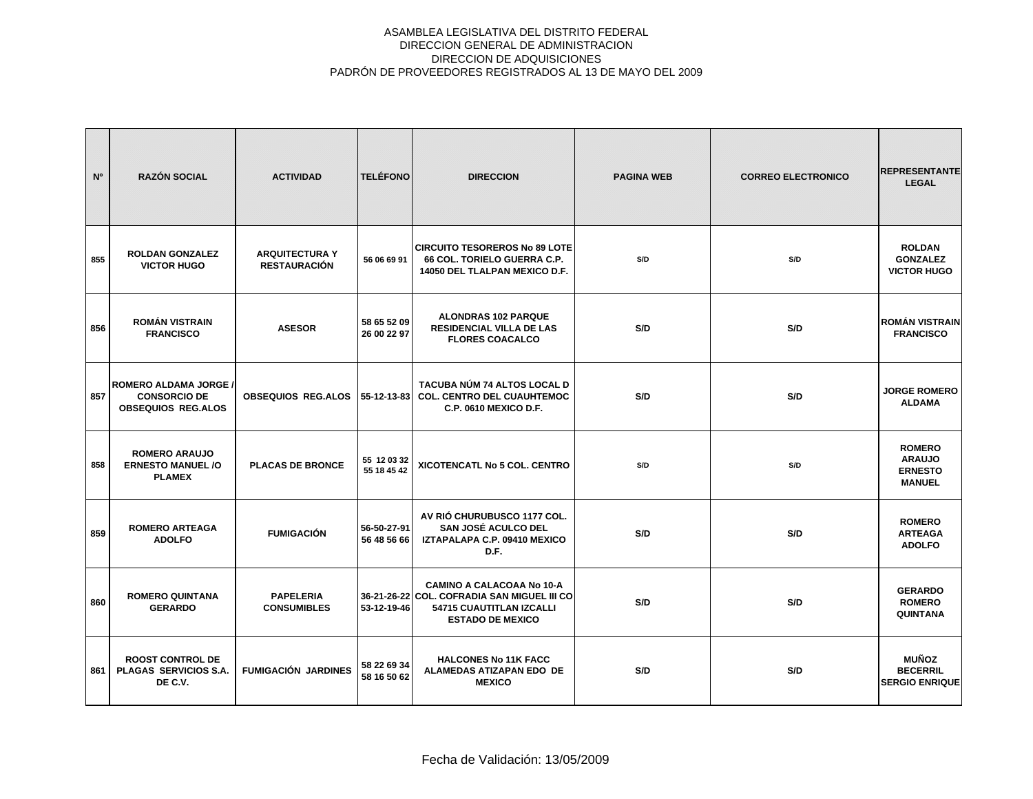ASAMBLEA LEGISLATIVA DEL DISTRITO FEDERAL
DIRECCION GENERAL DE ADMINISTRACION
DIRECCION DE ADQUISICIONES
PADRÓN DE PROVEEDORES REGISTRADOS AL 13 DE MAYO DEL 2009

| Nº | RAZÓN SOCIAL | ACTIVIDAD | TELÉFONO | DIRECCION | PAGINA WEB | CORREO ELECTRONICO | REPRESENTANTE LEGAL |
|---|---|---|---|---|---|---|---|
| 855 | ROLDAN GONZALEZ VICTOR HUGO | ARQUITECTURA Y RESTAURACIÓN | 56 06 69 91 | CIRCUITO TESOREROS No 89 LOTE 66 COL. TORIELO GUERRA C.P. 14050 DEL TLALPAN MEXICO D.F. | S/D | S/D | ROLDAN GONZALEZ VICTOR HUGO |
| 856 | ROMÁN VISTRAIN FRANCISCO | ASESOR | 58 65 52 09 26 00 22 97 | ALONDRAS 102 PARQUE RESIDENCIAL VILLA DE LAS FLORES COACALCO | S/D | S/D | ROMÁN VISTRAIN FRANCISCO |
| 857 | ROMERO ALDAMA JORGE / CONSORCIO DE OBSEQUIOS REG.ALOS | OBSEQUIOS REG.ALOS | 55-12-13-83 | TACUBA NÚM 74 ALTOS LOCAL D COL. CENTRO DEL CUAUHTEMOC C.P. 0610 MEXICO D.F. | S/D | S/D | JORGE ROMERO ALDAMA |
| 858 | ROMERO ARAUJO ERNESTO MANUEL /O PLAMEX | PLACAS DE BRONCE | 55 12 03 32 55 18 45 42 | XICOTENCATL No 5 COL. CENTRO | S/D | S/D | ROMERO ARAUJO ERNESTO MANUEL |
| 859 | ROMERO ARTEAGA ADOLFO | FUMIGACIÓN | 56-50-27-91 56 48 56 66 | AV RIÓ CHURUBUSCO 1177 COL. SAN JOSÉ ACULCO DEL IZTAPALAPA C.P. 09410 MEXICO D.F. | S/D | S/D | ROMERO ARTEAGA ADOLFO |
| 860 | ROMERO QUINTANA GERARDO | PAPELERIA CONSUMIBLES | 36-21-26-22 53-12-19-46 | CAMINO A CALACOAA No 10-A COL. COFRADIA SAN MIGUEL III CO 54715 CUAUTITLAN IZCALLI ESTADO DE MEXICO | S/D | S/D | GERARDO ROMERO QUINTANA |
| 861 | ROOST CONTROL DE PLAGAS SERVICIOS S.A. DE C.V. | FUMIGACIÓN JARDINES | 58 22 69 34 58 16 50 62 | HALCONES No 11K FACC ALAMEDAS ATIZAPAN EDO DE MEXICO | S/D | S/D | MUÑOZ BECERRIL SERGIO ENRIQUE |

Fecha de Validación: 13/05/2009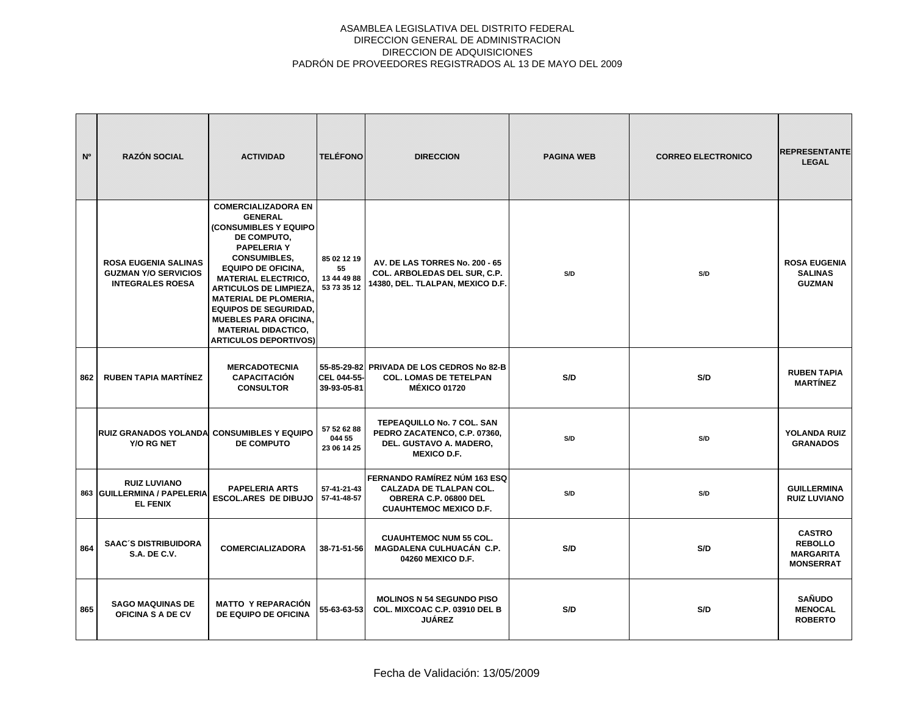ASAMBLEA LEGISLATIVA DEL DISTRITO FEDERAL
DIRECCION GENERAL DE ADMINISTRACION
DIRECCION DE ADQUISICIONES
PADRÓN DE PROVEEDORES REGISTRADOS AL 13 DE MAYO DEL 2009

| Nº | RAZÓN SOCIAL | ACTIVIDAD | TELÉFONO | DIRECCION | PAGINA WEB | CORREO ELECTRONICO | REPRESENTANTE LEGAL |
|---|---|---|---|---|---|---|---|
| | ROSA EUGENIA SALINAS GUZMAN Y/O SERVICIOS INTEGRALES ROESA | COMERCIALIZADORA EN GENERAL (CONSUMIBLES Y EQUIPO DE COMPUTO, PAPELERIA Y CONSUMIBLES, EQUIPO DE OFICINA, MATERIAL ELECTRICO, ARTICULOS DE LIMPIEZA, MATERIAL DE PLOMERIA, EQUIPOS DE SEGURIDAD, MUEBLES PARA OFICINA, MATERIAL DIDACTICO, ARTICULOS DEPORTIVOS) | 85 02 12 19 55 13 44 49 88 53 73 35 12 | AV. DE LAS TORRES No. 200 - 65 COL. ARBOLEDAS DEL SUR, C.P. 14380, DEL. TLALPAN, MEXICO D.F. | S/D | S/D | ROSA EUGENIA SALINAS GUZMAN |
| 862 | RUBEN TAPIA MARTÍNEZ | MERCADOTECNIA CAPACITACIÓN CONSULTOR | 55-85-29-82 CEL 044-55-39-93-05-81 | PRIVADA DE LOS CEDROS No 82-B COL. LOMAS DE TETELPAN MÉXICO 01720 | S/D | S/D | RUBEN TAPIA MARTÍNEZ |
| | RUIZ GRANADOS YOLANDA Y/O RG NET | CONSUMIBLES Y EQUIPO DE COMPUTO | 57 52 62 88 044 55 23 06 14 25 | TEPEAQUILLO No. 7 COL. SAN PEDRO ZACATENCO, C.P. 07360, DEL. GUSTAVO A. MADERO, MEXICO D.F. | S/D | S/D | YOLANDA RUIZ GRANADOS |
| 863 | RUIZ LUVIANO GUILLERMINA / PAPELERIA EL FENIX | PAPELERIA ARTS ESCOL.ARES DE DIBUJO | 57-41-21-43 57-41-48-57 | FERNANDO RAMÍREZ NÚM 163 ESQ CALZADA DE TLALPAN COL. OBRERA C.P. 06800 DEL CUAUHTEMOC MEXICO D.F. | S/D | S/D | GUILLERMINA RUIZ LUVIANO |
| 864 | SAAC´S DISTRIBUIDORA S.A. DE C.V. | COMERCIALIZADORA | 38-71-51-56 | CUAUHTEMOC NUM 55 COL. MAGDALENA CULHUACÁN C.P. 04260 MEXICO D.F. | S/D | S/D | CASTRO REBOLLO MARGARITA MONSERRAT |
| 865 | SAGO MAQUINAS DE OFICINA S A DE CV | MATTO Y REPARACIÓN DE EQUIPO DE OFICINA | 55-63-63-53 | MOLINOS N 54 SEGUNDO PISO COL. MIXCOAC C.P. 03910 DEL B JUÁREZ | S/D | S/D | SAÑUDO MENOCAL ROBERTO |

Fecha de Validación: 13/05/2009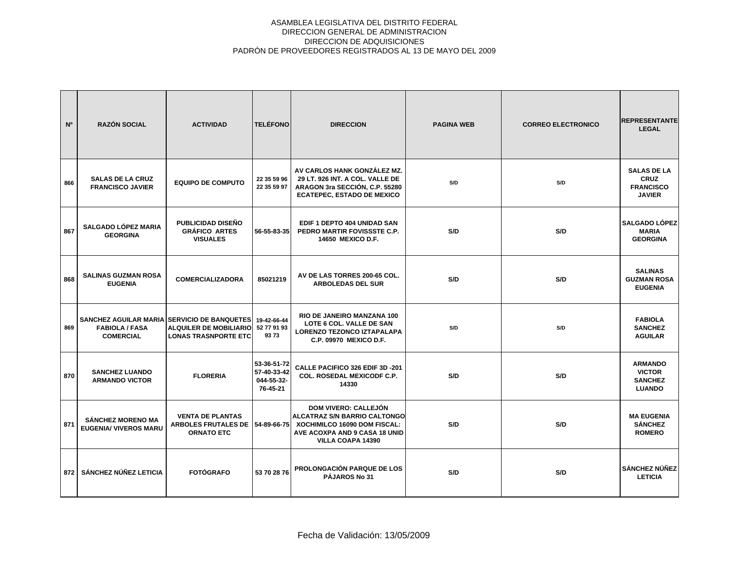ASAMBLEA LEGISLATIVA DEL DISTRITO FEDERAL
DIRECCION GENERAL DE ADMINISTRACION
DIRECCION DE ADQUISICIONES
PADRÓN DE PROVEEDORES REGISTRADOS AL 13 DE MAYO DEL 2009

| Nº | RAZÓN SOCIAL | ACTIVIDAD | TELÉFONO | DIRECCION | PAGINA WEB | CORREO ELECTRONICO | REPRESENTANTE LEGAL |
|---|---|---|---|---|---|---|---|
| 866 | SALAS DE LA CRUZ FRANCISCO JAVIER | EQUIPO DE COMPUTO | 22 35 59 96 22 35 59 97 | AV CARLOS HANK GONZÁLEZ MZ. 29 LT. 926 INT. A COL. VALLE DE ARAGON 3ra SECCIÓN, C.P. 55280 ECATEPEC, ESTADO DE MEXICO | S/D | S/D | SALAS DE LA CRUZ FRANCISCO JAVIER |
| 867 | SALGADO LÓPEZ MARIA GEORGINA | PUBLICIDAD DISEÑO GRÁFICO ARTES VISUALES | 56-55-83-35 | EDIF 1 DEPTO 404 UNIDAD SAN PEDRO MARTIR FOVISSSTE C.P. 14650 MEXICO D.F. | S/D | S/D | SALGADO LÓPEZ MARIA GEORGINA |
| 868 | SALINAS GUZMAN ROSA EUGENIA | COMERCIALIZADORA | 85021219 | AV DE LAS TORRES 200-65 COL. ARBOLEDAS DEL SUR | S/D | S/D | SALINAS GUZMAN ROSA EUGENIA |
| 869 | SANCHEZ AGUILAR MARIA FABIOLA / FASA COMERCIAL | SERVICIO DE BANQUETES ALQUILER DE MOBILIARIO LONAS TRASNPORTE ETC | 19-42-66-44 52 77 91 93 93 73 | RIO DE JANEIRO MANZANA 100 LOTE 6 COL. VALLE DE SAN LORENZO TEZONCO IZTAPALAPA C.P. 09970 MEXICO D.F. | S/D | S/D | FABIOLA SANCHEZ AGUILAR |
| 870 | SANCHEZ LUANDO ARMANDO VICTOR | FLORERIA | 53-36-51-72 57-40-33-42 044-55-32-76-45-21 | CALLE PACIFICO 326 EDIF 3D -201 COL. ROSEDAL MEXICODF C.P. 14330 | S/D | S/D | ARMANDO VICTOR SANCHEZ LUANDO |
| 871 | SÁNCHEZ MORENO MA EUGENIA/ VIVEROS MARU | VENTA DE PLANTAS ARBOLES FRUTALES DE ORNATO ETC | 54-89-66-75 | DOM VIVERO: CALLEJÓN ALCATRAZ S/N BARRIO CALTONGO XOCHIMILCO 16090 DOM FISCAL: AVE ACOXPA AND 9 CASA 18 UNID VILLA COAPA 14390 | S/D | S/D | MA EUGENIA SÁNCHEZ ROMERO |
| 872 | SÁNCHEZ NÚÑEZ LETICIA | FOTÓGRAFO | 53 70 28 76 | PROLONGACIÓN PARQUE DE LOS PÁJAROS No 31 | S/D | S/D | SÁNCHEZ NÚÑEZ LETICIA |

Fecha de Validación: 13/05/2009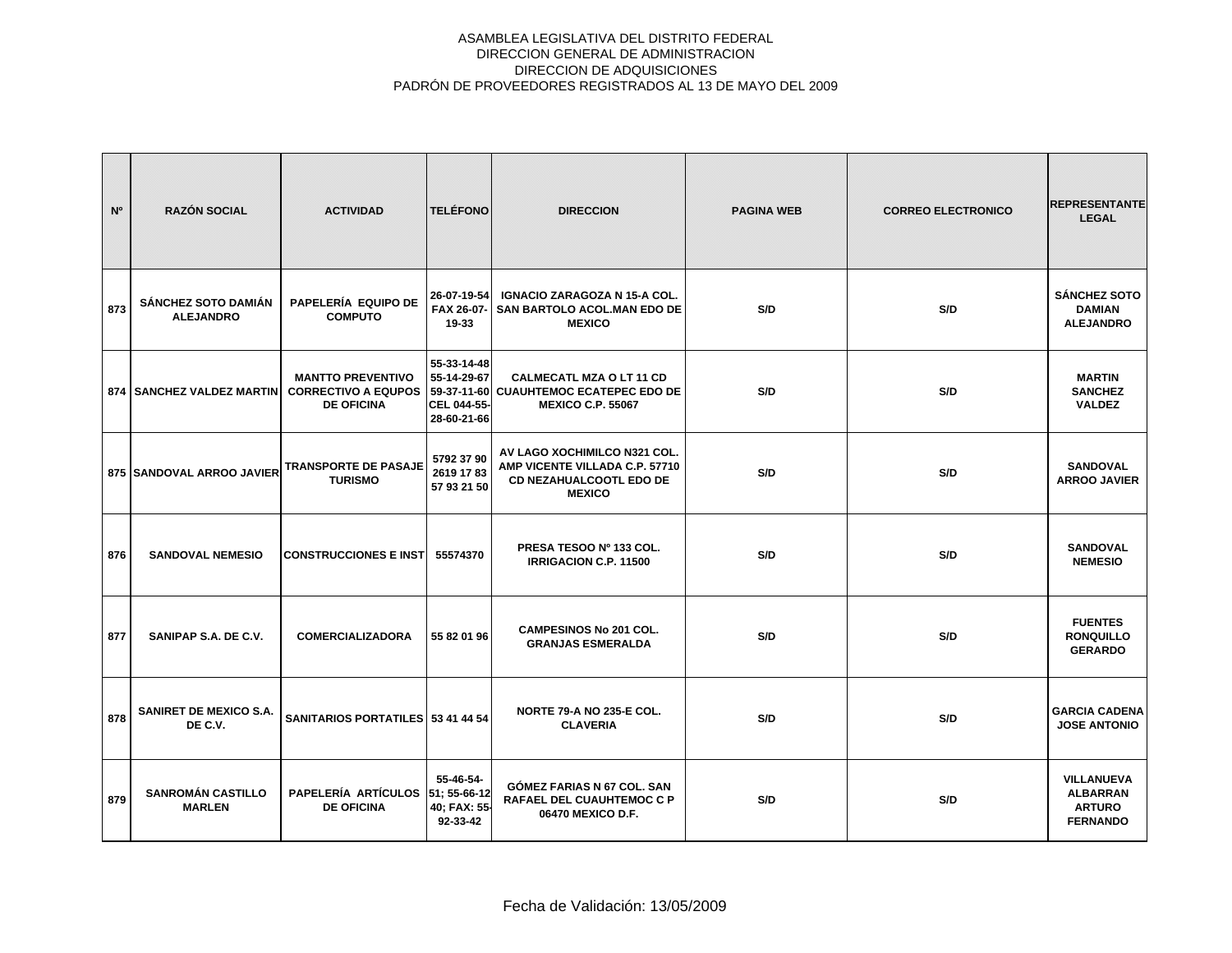ASAMBLEA LEGISLATIVA DEL DISTRITO FEDERAL
DIRECCION GENERAL DE ADMINISTRACION
DIRECCION DE ADQUISICIONES
PADRÓN DE PROVEEDORES REGISTRADOS AL 13 DE MAYO DEL 2009

| Nº | RAZÓN SOCIAL | ACTIVIDAD | TELÉFONO | DIRECCION | PAGINA WEB | CORREO ELECTRONICO | REPRESENTANTE LEGAL |
|---|---|---|---|---|---|---|---|
| 873 | SÁNCHEZ SOTO DAMIÁN ALEJANDRO | PAPELERÍA EQUIPO DE COMPUTO | 26-07-19-54 FAX 26-07-19-33 | IGNACIO ZARAGOZA N 15-A COL. SAN BARTOLO ACOL.MAN EDO DE MEXICO | S/D | S/D | SÁNCHEZ SOTO DAMIAN ALEJANDRO |
| 874 | SANCHEZ VALDEZ MARTIN | MANTTO PREVENTIVO CORRECTIVO A EQUPOS DE OFICINA | 55-33-14-48 55-14-29-67 59-37-11-60 CEL 044-55-28-60-21-66 | CALMECATL MZA O LT 11 CD CUAUHTEMOC ECATEPEC EDO DE MEXICO C.P. 55067 | S/D | S/D | MARTIN SANCHEZ VALDEZ |
| 875 | SANDOVAL ARROO JAVIER | TRANSPORTE DE PASAJE TURISMO | 5792 37 90 2619 17 83 57 93 21 50 | AV LAGO XOCHIMILCO N321 COL. AMP VICENTE VILLADA C.P. 57710 CD NEZAHUALCOOTL EDO DE MEXICO | S/D | S/D | SANDOVAL ARROO JAVIER |
| 876 | SANDOVAL NEMESIO | CONSTRUCCIONES E INST | 55574370 | PRESA TESOO Nº 133 COL. IRRIGACION C.P. 11500 | S/D | S/D | SANDOVAL NEMESIO |
| 877 | SANIPAP S.A. DE C.V. | COMERCIALIZADORA | 55 82 01 96 | CAMPESINOS No 201 COL. GRANJAS ESMERALDA | S/D | S/D | FUENTES RONQUILLO GERARDO |
| 878 | SANIRET DE MEXICO S.A. DE C.V. | SANITARIOS PORTATILES | 53 41 44 54 | NORTE 79-A NO 235-E COL. CLAVERIA | S/D | S/D | GARCIA CADENA JOSE ANTONIO |
| 879 | SANROMÁN CASTILLO MARLEN | PAPELERÍA ARTÍCULOS DE OFICINA | 55-46-54-51; 55-66-12 40; FAX: 55-92-33-42 | GÓMEZ FARIAS N 67 COL. SAN RAFAEL DEL CUAUHTEMOC C P 06470 MEXICO D.F. | S/D | S/D | VILLANUEVA ALBARRAN ARTURO FERNANDO |

Fecha de Validación: 13/05/2009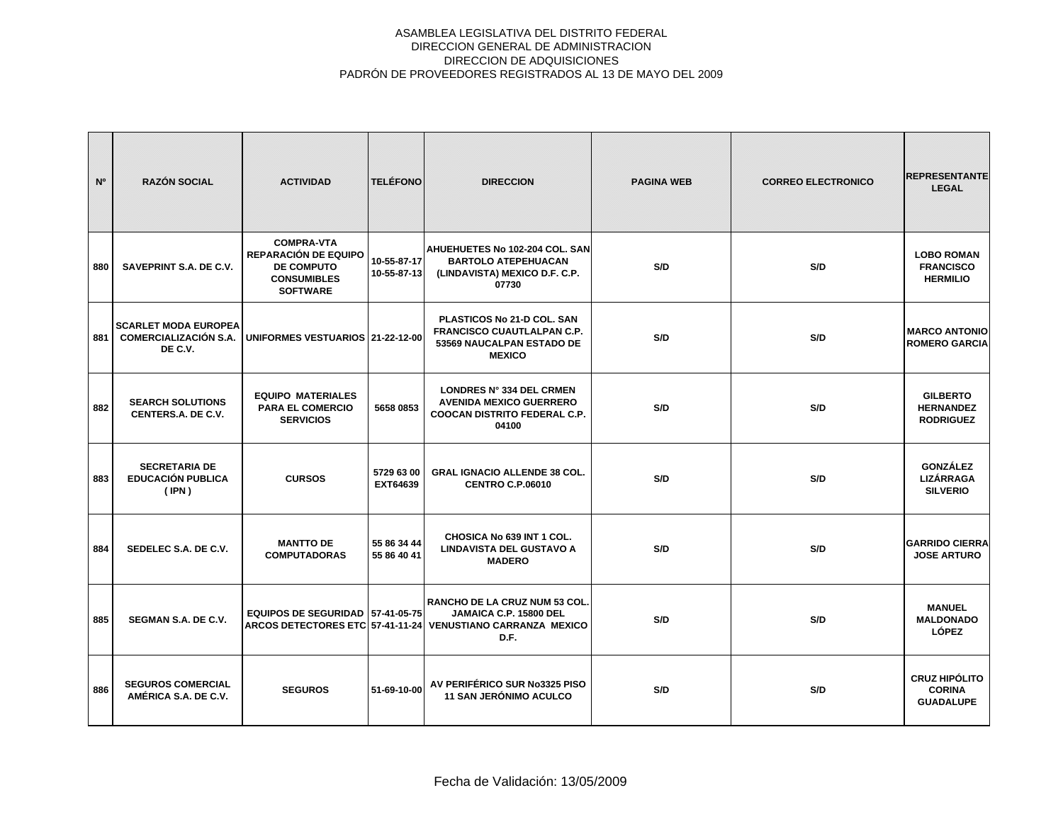ASAMBLEA LEGISLATIVA DEL DISTRITO FEDERAL
DIRECCION GENERAL DE ADMINISTRACION
DIRECCION DE ADQUISICIONES
PADRÓN DE PROVEEDORES REGISTRADOS AL 13 DE MAYO DEL 2009

| Nº | RAZÓN SOCIAL | ACTIVIDAD | TELÉFONO | DIRECCION | PAGINA WEB | CORREO ELECTRONICO | REPRESENTANTE LEGAL |
|---|---|---|---|---|---|---|---|
| 880 | SAVEPRINT S.A. DE C.V. | COMPRA-VTA REPARACIÓN DE EQUIPO DE COMPUTO CONSUMIBLES SOFTWARE | 10-55-87-17 10-55-87-13 | AHUEHUETES No 102-204 COL. SAN BARTOLO ATEPEHUACAN (LINDAVISTA) MEXICO D.F. C.P. 07730 | S/D | S/D | LOBO ROMAN FRANCISCO HERMILIO |
| 881 | SCARLET MODA EUROPEA COMERCIALIZACIÓN S.A. DE C.V. | UNIFORMES VESTUARIOS | 21-22-12-00 | PLASTICOS No 21-D COL. SAN FRANCISCO CUAUTLALPAN C.P. 53569 NAUCALPAN ESTADO DE MEXICO | S/D | S/D | MARCO ANTONIO ROMERO GARCIA |
| 882 | SEARCH SOLUTIONS CENTERS.A. DE C.V. | EQUIPO MATERIALES PARA EL COMERCIO SERVICIOS | 5658 0853 | LONDRES N° 334 DEL CRMEN AVENIDA MEXICO GUERRERO COOCAN DISTRITO FEDERAL C.P. 04100 | S/D | S/D | GILBERTO HERNANDEZ RODRIGUEZ |
| 883 | SECRETARIA DE EDUCACIÓN PUBLICA ( IPN ) | CURSOS | 5729 63 00 EXT64639 | GRAL IGNACIO ALLENDE 38 COL. CENTRO C.P.06010 | S/D | S/D | GONZÁLEZ LIZÁRRAGA SILVERIO |
| 884 | SEDELEC S.A. DE C.V. | MANTTO DE COMPUTADORAS | 55 86 34 44 55 86 40 41 | CHOSICA No 639 INT 1 COL. LINDAVISTA DEL GUSTAVO A MADERO | S/D | S/D | GARRIDO CIERRA JOSE ARTURO |
| 885 | SEGMAN S.A. DE C.V. | EQUIPOS DE SEGURIDAD ARCOS DETECTORES ETC | 57-41-05-75 57-41-11-24 | RANCHO DE LA CRUZ NUM 53 COL. JAMAICA C.P. 15800 DEL VENUSTIANO CARRANZA MEXICO D.F. | S/D | S/D | MANUEL MALDONADO LÓPEZ |
| 886 | SEGUROS COMERCIAL AMÉRICA S.A. DE C.V. | SEGUROS | 51-69-10-00 | AV PERIFÉRICO SUR No3325 PISO 11 SAN JERÓNIMO ACULCO | S/D | S/D | CRUZ HIPÓLITO CORINA GUADALUPE |

Fecha de Validación: 13/05/2009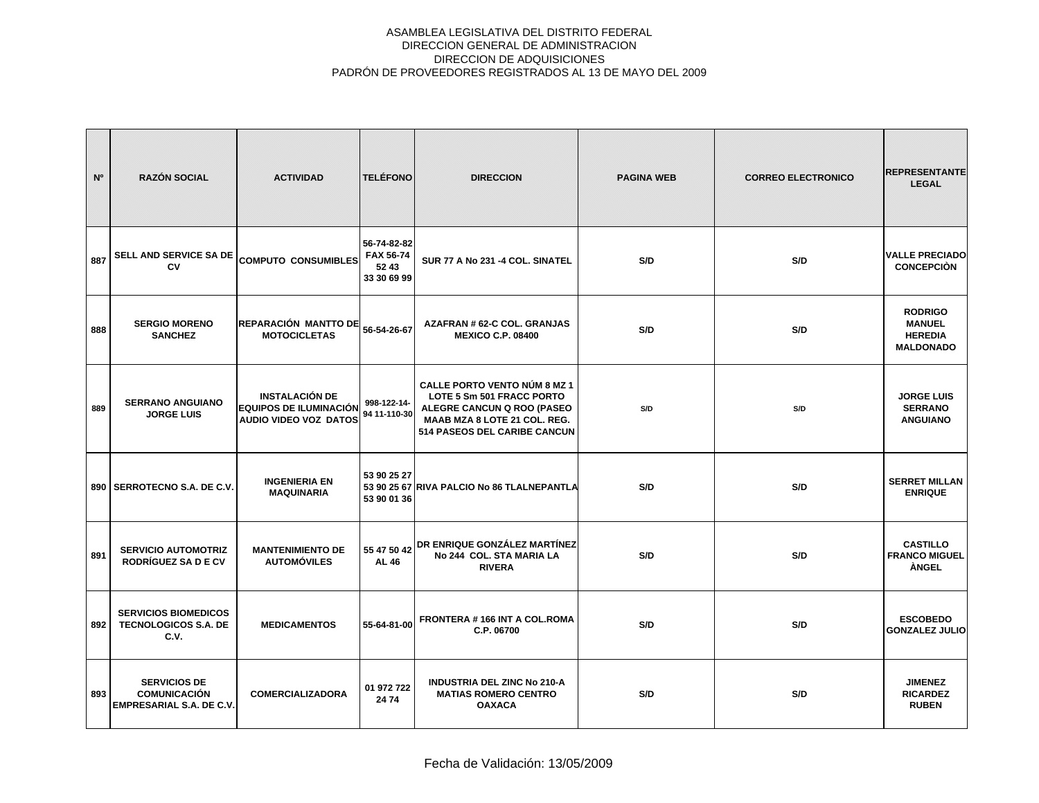ASAMBLEA LEGISLATIVA DEL DISTRITO FEDERAL
DIRECCION GENERAL DE ADMINISTRACION
DIRECCION DE ADQUISICIONES
PADRÓN DE PROVEEDORES REGISTRADOS AL 13 DE MAYO DEL 2009

| Nº | RAZÓN SOCIAL | ACTIVIDAD | TELÉFONO | DIRECCION | PAGINA WEB | CORREO ELECTRONICO | REPRESENTANTE LEGAL |
|---|---|---|---|---|---|---|---|
| 887 | SELL AND SERVICE SA DE CV | COMPUTO CONSUMIBLES | 56-74-82-82 FAX 56-74 52 43 33 30 69 99 | SUR 77 A No 231 -4 COL. SINATEL | S/D | S/D | VALLE PRECIADO CONCEPCIÒN |
| 888 | SERGIO MORENO SANCHEZ | REPARACIÓN MANTTO DE MOTOCICLETAS | 56-54-26-67 | AZAFRAN # 62-C COL. GRANJAS MEXICO C.P. 08400 | S/D | S/D | RODRIGO MANUEL HEREDIA MALDONADO |
| 889 | SERRANO ANGUIANO JORGE LUIS | INSTALACIÓN DE EQUIPOS DE ILUMINACIÓN AUDIO VIDEO VOZ DATOS | 998-122-14-94 11-110-30 | CALLE PORTO VENTO NÚM 8 MZ 1 LOTE 5 Sm 501 FRACC PORTO ALEGRE CANCUN Q ROO (PASEO MAAB MZA 8 LOTE 21 COL. REG. 514 PASEOS DEL CARIBE CANCUN | S/D | S/D | JORGE LUIS SERRANO ANGUIANO |
| 890 | SERROTECNO S.A. DE C.V. | INGENIERIA EN MAQUINARIA | 53 90 25 27 53 90 25 67 53 90 01 36 | RIVA PALCIO No 86 TLALNEPANTLA | S/D | S/D | SERRET MILLAN ENRIQUE |
| 891 | SERVICIO AUTOMOTRIZ RODRÍGUEZ SA D E CV | MANTENIMIENTO DE AUTOMÓVILES | 55 47 50 42 AL 46 | DR ENRIQUE GONZÁLEZ MARTÍNEZ No 244 COL. STA MARIA LA RIVERA | S/D | S/D | CASTILLO FRANCO MIGUEL ÀNGEL |
| 892 | SERVICIOS BIOMEDICOS TECNOLOGICOS S.A. DE C.V. | MEDICAMENTOS | 55-64-81-00 | FRONTERA # 166 INT A COL.ROMA C.P. 06700 | S/D | S/D | ESCOBEDO GONZALEZ JULIO |
| 893 | SERVICIOS DE COMUNICACIÓN EMPRESARIAL S.A. DE C.V. | COMERCIALIZADORA | 01 972 722 24 74 | INDUSTRIA DEL ZINC No 210-A MATIAS ROMERO CENTRO OAXACA | S/D | S/D | JIMENEZ RICARDEZ RUBEN |

Fecha de Validación: 13/05/2009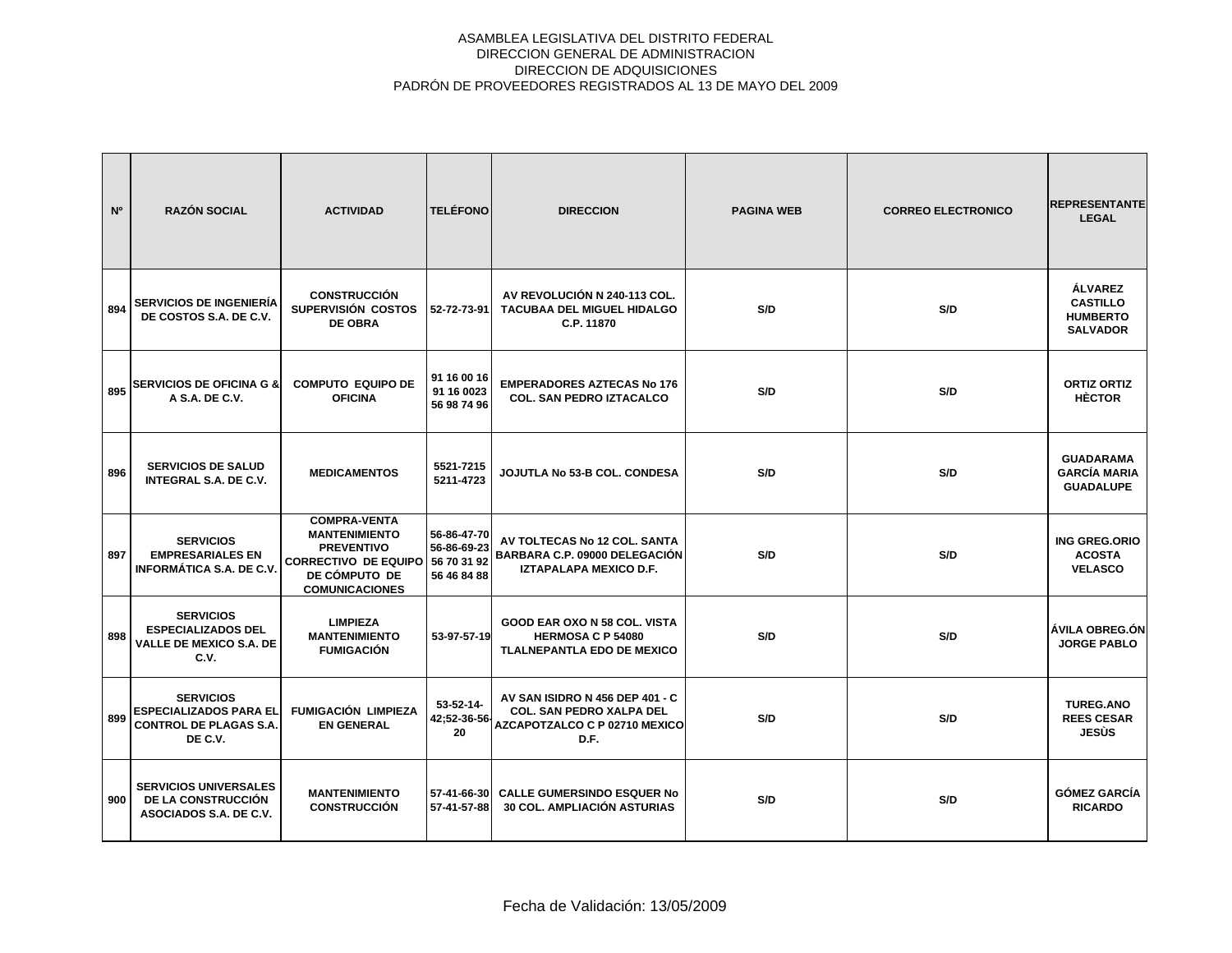ASAMBLEA LEGISLATIVA DEL DISTRITO FEDERAL
DIRECCION GENERAL DE ADMINISTRACION
DIRECCION DE ADQUISICIONES
PADRÓN DE PROVEEDORES REGISTRADOS AL 13 DE MAYO DEL 2009

| Nº | RAZÓN SOCIAL | ACTIVIDAD | TELÉFONO | DIRECCION | PAGINA WEB | CORREO ELECTRONICO | REPRESENTANTE LEGAL |
|---|---|---|---|---|---|---|---|
| 894 | SERVICIOS DE INGENIERÍA DE COSTOS S.A. DE C.V. | CONSTRUCCIÓN SUPERVISIÓN COSTOS DE OBRA | 52-72-73-91 | AV REVOLUCIÓN N 240-113 COL. TACUBAA DEL MIGUEL HIDALGO C.P. 11870 | S/D | S/D | ÁLVAREZ CASTILLO HUMBERTO SALVADOR |
| 895 | SERVICIOS DE OFICINA G & A S.A. DE C.V. | COMPUTO EQUIPO DE OFICINA | 91 16 00 16 91 16 0023 56 98 74 96 | EMPERADORES AZTECAS No 176 COL. SAN PEDRO IZTACALCO | S/D | S/D | ORTIZ ORTIZ HÈCTOR |
| 896 | SERVICIOS DE SALUD INTEGRAL S.A. DE C.V. | MEDICAMENTOS | 5521-7215 5211-4723 | JOJUTLA No 53-B COL. CONDESA | S/D | S/D | GUADARAMA GARCÍA MARIA GUADALUPE |
| 897 | SERVICIOS EMPRESARIALES EN INFORMÁTICA S.A. DE C.V. | COMPRA-VENTA MANTENIMIENTO PREVENTIVO CORRECTIVO DE EQUIPO DE CÓMPUTO DE COMUNICACIONES | 56-86-47-70 56-86-69-23 56 70 31 92 56 46 84 88 | AV TOLTECAS No 12 COL. SANTA BARBARA C.P. 09000 DELEGACIÓN IZTAPALAPA MEXICO D.F. | S/D | S/D | ING GREG.ORIO ACOSTA VELASCO |
| 898 | SERVICIOS ESPECIALIZADOS DEL VALLE DE MEXICO S.A. DE C.V. | LIMPIEZA MANTENIMIENTO FUMIGACIÓN | 53-97-57-19 | GOOD EAR OXO N 58 COL. VISTA HERMOSA C P 54080 TLALNEPANTLA EDO DE MEXICO | S/D | S/D | ÁVILA OBREG.ÓN JORGE PABLO |
| 899 | SERVICIOS ESPECIALIZADOS PARA EL CONTROL DE PLAGAS S.A. DE C.V. | FUMIGACIÓN LIMPIEZA EN GENERAL | 53-52-14-42;52-36-56-20 | AV SAN ISIDRO N 456 DEP 401 - C COL. SAN PEDRO XALPA DEL AZCAPOTZALCO C P 02710 MEXICO D.F. | S/D | S/D | TUREG.ANO REES CESAR JESÙS |
| 900 | SERVICIOS UNIVERSALES DE LA CONSTRUCCIÓN ASOCIADOS S.A. DE C.V. | MANTENIMIENTO CONSTRUCCIÓN | 57-41-66-30 57-41-57-88 | CALLE GUMERSINDO ESQUER No 30 COL. AMPLIACIÓN ASTURIAS | S/D | S/D | GÓMEZ GARCÍA RICARDO |

Fecha de Validación: 13/05/2009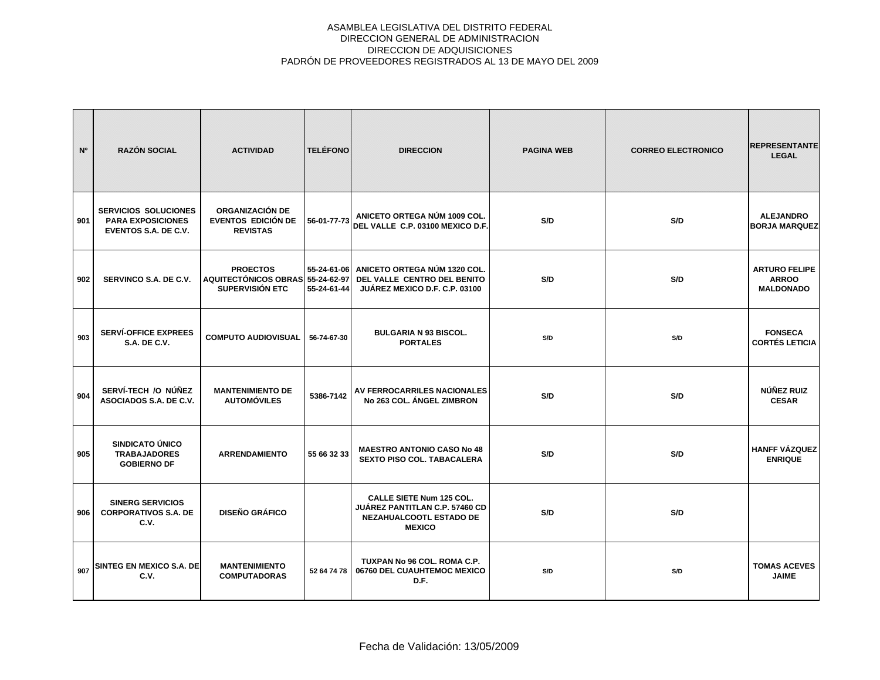ASAMBLEA LEGISLATIVA DEL DISTRITO FEDERAL
DIRECCION GENERAL DE ADMINISTRACION
DIRECCION DE ADQUISICIONES
PADRÓN DE PROVEEDORES REGISTRADOS AL 13 DE MAYO DEL 2009

| Nº | RAZÓN SOCIAL | ACTIVIDAD | TELÉFONO | DIRECCION | PAGINA WEB | CORREO ELECTRONICO | REPRESENTANTE LEGAL |
|---|---|---|---|---|---|---|---|
| 901 | SERVICIOS SOLUCIONES PARA EXPOSICIONES EVENTOS S.A. DE C.V. | ORGANIZACIÓN DE EVENTOS EDICIÓN DE REVISTAS | 56-01-77-73 | ANICETO ORTEGA NÚM 1009 COL. DEL VALLE C.P. 03100 MEXICO D.F. | S/D | S/D | ALEJANDRO BORJA MARQUEZ |
| 902 | SERVINCO S.A. DE C.V. | PROECTOS AQUITECTÓNICOS OBRAS SUPERVISIÓN ETC | 55-24-61-06 55-24-62-97 55-24-61-44 | ANICETO ORTEGA NÚM 1320 COL. DEL VALLE CENTRO DEL BENITO JUÁREZ MEXICO D.F. C.P. 03100 | S/D | S/D | ARTURO FELIPE ARROO MALDONADO |
| 903 | SERVÍ-OFFICE EXPREES S.A. DE C.V. | COMPUTO AUDIOVISUAL | 56-74-67-30 | BULGARIA N 93 BISCOL. PORTALES | S/D | S/D | FONSECA CORTÉS LETICIA |
| 904 | SERVÍ-TECH /O NÚÑEZ ASOCIADOS S.A. DE C.V. | MANTENIMIENTO DE AUTOMÓVILES | 5386-7142 | AV FERROCARRILES NACIONALES No 263 COL. ÁNGEL ZIMBRON | S/D | S/D | NÚÑEZ RUIZ CESAR |
| 905 | SINDICATO ÚNICO TRABAJADORES GOBIERNO DF | ARRENDAMIENTO | 55 66 32 33 | MAESTRO ANTONIO CASO No 48 SEXTO PISO COL. TABACALERA | S/D | S/D | HANFF VÁZQUEZ ENRIQUE |
| 906 | SINERG SERVICIOS CORPORATIVOS S.A. DE C.V. | DISEÑO GRÁFICO | | CALLE SIETE Num 125 COL. JUÁREZ PANTITLAN C.P. 57460 CD NEZAHUALCOOTL ESTADO DE MEXICO | S/D | S/D | |
| 907 | SINTEG EN MEXICO S.A. DE C.V. | MANTENIMIENTO COMPUTADORAS | 52 64 74 78 | TUXPAN No 96 COL. ROMA C.P. 06760 DEL CUAUHTEMOC MEXICO D.F. | S/D | S/D | TOMAS ACEVES JAIME |

Fecha de Validación: 13/05/2009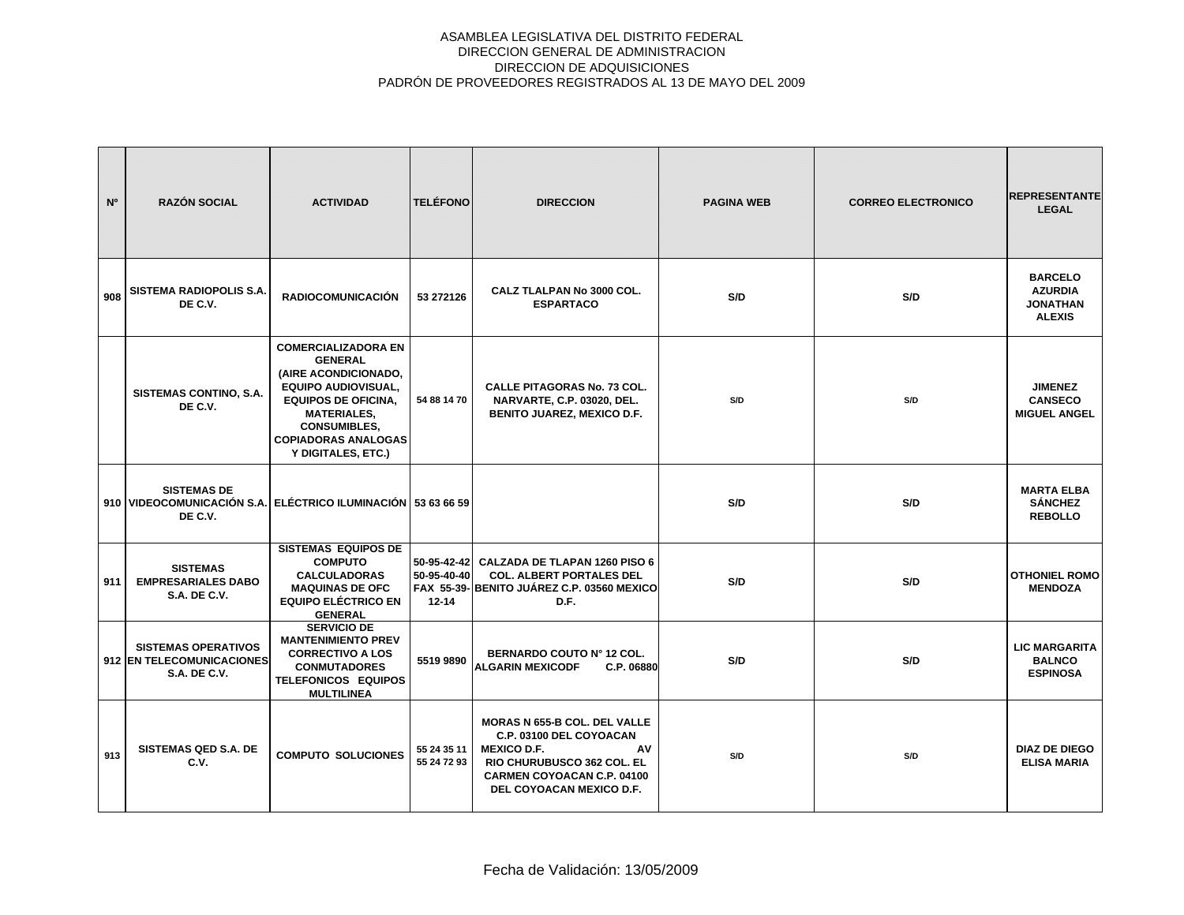ASAMBLEA LEGISLATIVA DEL DISTRITO FEDERAL
DIRECCION GENERAL DE ADMINISTRACION
DIRECCION DE ADQUISICIONES
PADRÓN DE PROVEEDORES REGISTRADOS AL 13 DE MAYO DEL 2009

| Nº | RAZÓN SOCIAL | ACTIVIDAD | TELÉFONO | DIRECCION | PAGINA WEB | CORREO ELECTRONICO | REPRESENTANTE LEGAL |
|---|---|---|---|---|---|---|---|
| 908 | SISTEMA RADIOPOLIS S.A. DE C.V. | RADIOCOMUNICACIÓN | 53 272126 | CALZ TLALPAN No 3000 COL. ESPARTACO | S/D | S/D | BARCELO AZURDIA JONATHAN ALEXIS |
| | SISTEMAS CONTINO, S.A. DE C.V. | COMERCIALIZADORA EN GENERAL (AIRE ACONDICIONADO, EQUIPO AUDIOVISUAL, EQUIPOS DE OFICINA, MATERIALES, CONSUMIBLES, COPIADORAS ANALOGAS Y DIGITALES, ETC.) | 54 88 14 70 | CALLE PITAGORAS No. 73 COL. NARVARTE, C.P. 03020, DEL. BENITO JUAREZ, MEXICO D.F. | S/D | S/D | JIMENEZ CANSECO MIGUEL ANGEL |
| 910 | SISTEMAS DE VIDEOCOMUNICACIÓN S.A. DE C.V. | ELÉCTRICO ILUMINACIÓN | 53 63 66 59 | | S/D | S/D | MARTA ELBA SÁNCHEZ REBOLLO |
| 911 | SISTEMAS EMPRESARIALES DABO S.A. DE C.V. | SISTEMAS EQUIPOS DE COMPUTO CALCULADORAS MAQUINAS DE OFC EQUIPO ELÉCTRICO EN GENERAL | 50-95-42-42 50-95-40-40 FAX 55-39-12-14 | CALZADA DE TLAPAN 1260 PISO 6 COL. ALBERT PORTALES DEL BENITO JUÁREZ C.P. 03560 MEXICO D.F. | S/D | S/D | OTHONIEL ROMO MENDOZA |
| 912 | SISTEMAS OPERATIVOS EN TELECOMUNICACIONES S.A. DE C.V. | SERVICIO DE MANTENIMIENTO PREV CORRECTIVO A LOS CONMUTADORES TELEFONICOS EQUIPOS MULTILINEA | 5519 9890 | BERNARDO COUTO N° 12 COL. ALGARIN MEXICODF C.P. 06880 | S/D | S/D | LIC MARGARITA BALNCO ESPINOSA |
| 913 | SISTEMAS QED S.A. DE C.V. | COMPUTO SOLUCIONES | 55 24 35 11 55 24 72 93 | MORAS N 655-B COL. DEL VALLE C.P. 03100 DEL COYOACAN MEXICO D.F. AV RIO CHURUBUSCO 362 COL. EL CARMEN COYOACAN C.P. 04100 DEL COYOACAN MEXICO D.F. | S/D | S/D | DIAZ DE DIEGO ELISA MARIA |

Fecha de Validación: 13/05/2009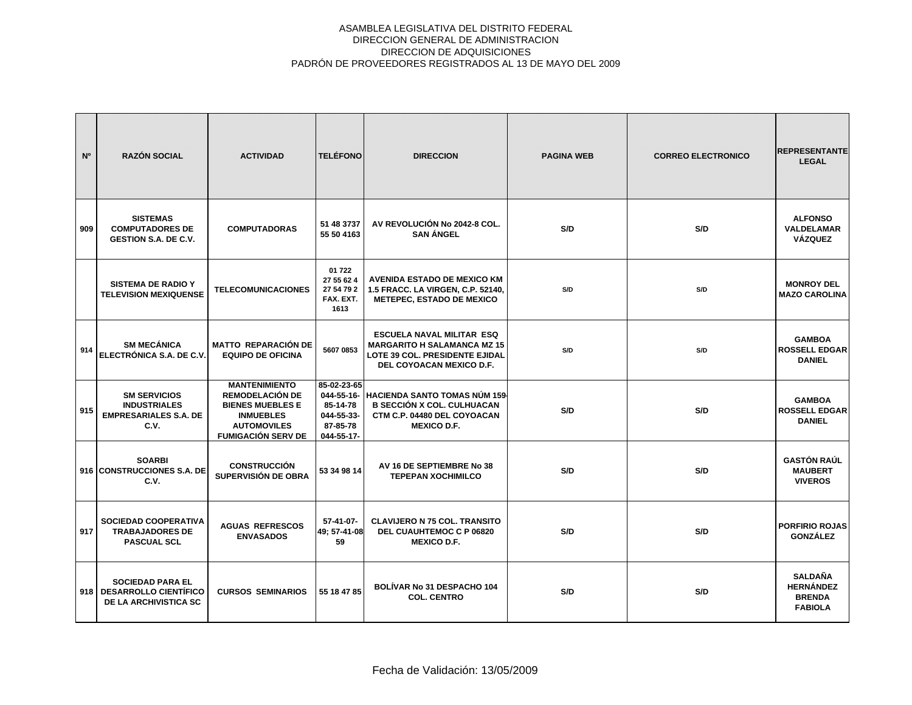ASAMBLEA LEGISLATIVA DEL DISTRITO FEDERAL
DIRECCION GENERAL DE ADMINISTRACION
DIRECCION DE ADQUISICIONES
PADRÓN DE PROVEEDORES REGISTRADOS AL 13 DE MAYO DEL 2009

| Nº | RAZÓN SOCIAL | ACTIVIDAD | TELÉFONO | DIRECCION | PAGINA WEB | CORREO ELECTRONICO | REPRESENTANTE LEGAL |
|---|---|---|---|---|---|---|---|
| 909 | SISTEMAS COMPUTADORES DE GESTION S.A. DE C.V. | COMPUTADORAS | 51 48 3737 55 50 4163 | AV REVOLUCIÓN No 2042-8 COL. SAN ÁNGEL | S/D | S/D | ALFONSO VALDELAMAR VÁZQUEZ |
| | SISTEMA DE RADIO Y TELEVISION MEXIQUENSE | TELECOMUNICACIONES | 01 722 27 55 62 4 27 54 79 2 FAX. EXT. 1613 | AVENIDA ESTADO DE MEXICO KM 1.5 FRACC. LA VIRGEN, C.P. 52140, METEPEC, ESTADO DE MEXICO | S/D | S/D | MONROY DEL MAZO CAROLINA |
| 914 | SM MECÁNICA ELECTRÓNICA S.A. DE C.V. | MATTO REPARACIÓN DE EQUIPO DE OFICINA | 5607 0853 | ESCUELA NAVAL MILITAR ESQ MARGARITO H SALAMANCA MZ 15 LOTE 39 COL. PRESIDENTE EJIDAL DEL COYOACAN MEXICO D.F. | S/D | S/D | GAMBOA ROSSELL EDGAR DANIEL |
| 915 | SM SERVICIOS INDUSTRIALES EMPRESARIALES S.A. DE C.V. | MANTENIMIENTO REMODELACIÓN DE BIENES MUEBLES E INMUEBLES AUTOMOVILES FUMIGACIÓN SERV DE | 85-02-23-65 044-55-16-85-14-78 044-55-33-87-85-78 044-55-17- | HACIENDA SANTO TOMAS NÚM 159-B SECCIÓN X COL. CULHUACAN CTM C.P. 04480 DEL COYOACAN MEXICO D.F. | S/D | S/D | GAMBOA ROSSELL EDGAR DANIEL |
| 916 | SOARBI CONSTRUCCIONES S.A. DE C.V. | CONSTRUCCIÓN SUPERVISIÓN DE OBRA | 53 34 98 14 | AV 16 DE SEPTIEMBRE No 38 TEPEPAN XOCHIMILCO | S/D | S/D | GASTÓN RAÚL MAUBERT VIVEROS |
| 917 | SOCIEDAD COOPERATIVA TRABAJADORES DE PASCUAL SCL | AGUAS REFRESCOS ENVASADOS | 57-41-07-49; 57-41-08 59 | CLAVIJERO N 75 COL. TRANSITO DEL CUAUHTEMOC C P 06820 MEXICO D.F. | S/D | S/D | PORFIRIO ROJAS GONZÁLEZ |
| 918 | SOCIEDAD PARA EL DESARROLLO CIENTÍFICO DE LA ARCHIVISTICA SC | CURSOS SEMINARIOS | 55 18 47 85 | BOLÍVAR No 31 DESPACHO 104 COL. CENTRO | S/D | S/D | SALDAÑA HERNÁNDEZ BRENDA FABIOLA |

Fecha de Validación: 13/05/2009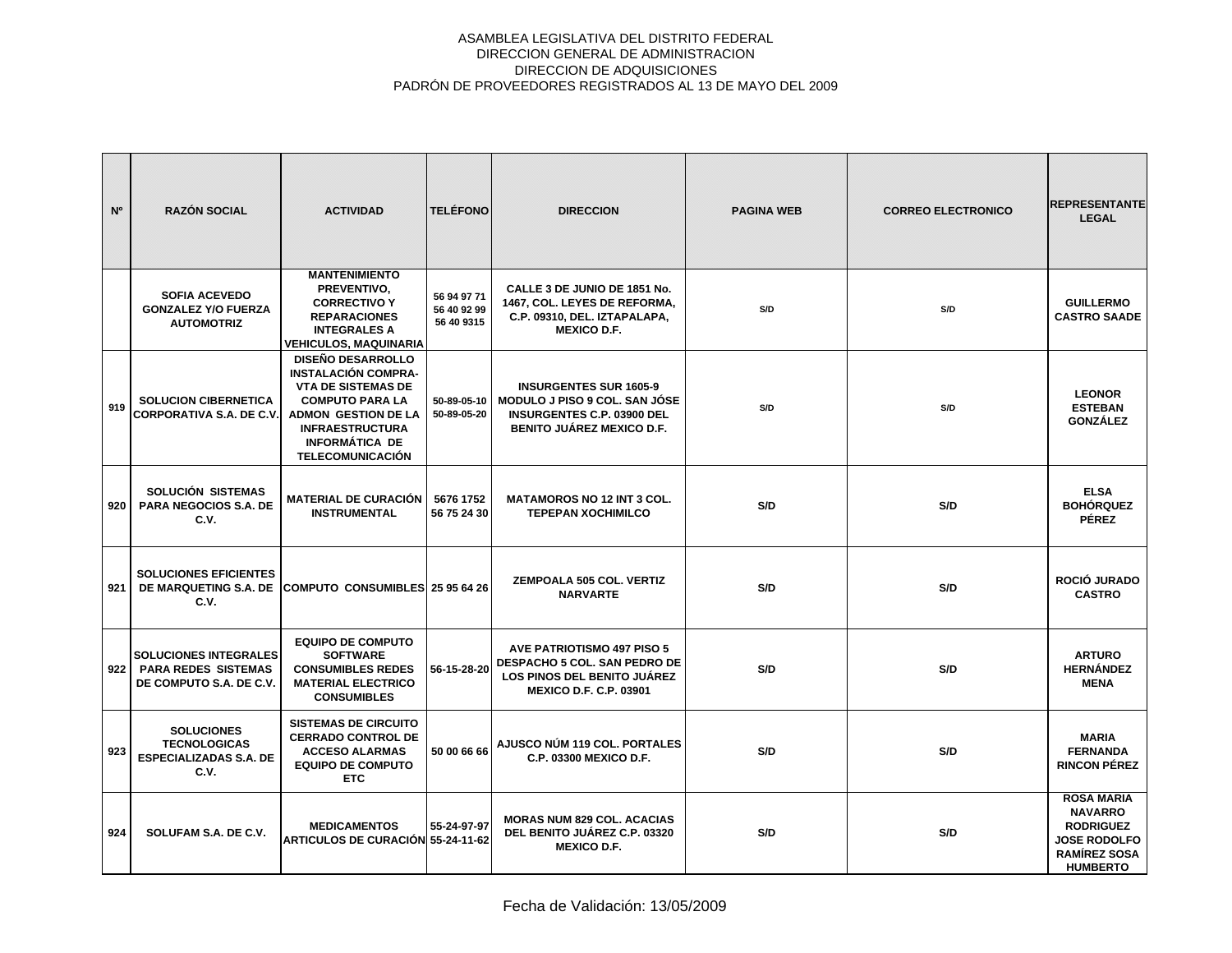ASAMBLEA LEGISLATIVA DEL DISTRITO FEDERAL
DIRECCION GENERAL DE ADMINISTRACION
DIRECCION DE ADQUISICIONES
PADRÓN DE PROVEEDORES REGISTRADOS AL 13 DE MAYO DEL 2009

| Nº | RAZÓN SOCIAL | ACTIVIDAD | TELÉFONO | DIRECCION | PAGINA WEB | CORREO ELECTRONICO | REPRESENTANTE LEGAL |
|---|---|---|---|---|---|---|---|
| | SOFIA ACEVEDO GONZALEZ Y/O FUERZA AUTOMOTRIZ | MANTENIMIENTO PREVENTIVO, CORRECTIVO Y REPARACIONES INTEGRALES A VEHICULOS, MAQUINARIA | 56 94 97 71 56 40 92 99 56 40 9315 | CALLE 3 DE JUNIO DE 1851 No. 1467, COL. LEYES DE REFORMA, C.P. 09310, DEL. IZTAPALAPA, MEXICO D.F. | S/D | S/D | GUILLERMO CASTRO SAADE |
| 919 | SOLUCION CIBERNETICA CORPORATIVA S.A. DE C.V. | DISEÑO DESARROLLO INSTALACIÓN COMPRA-VTA DE SISTEMAS DE COMPUTO PARA LA ADMON GESTION DE LA INFRAESTRUCTURA INFORMÁTICA DE TELECOMUNICACIÓN | 50-89-05-10 50-89-05-20 | INSURGENTES SUR 1605-9 MODULO J PISO 9 COL. SAN JÓSE INSURGENTES C.P. 03900 DEL BENITO JUÁREZ MEXICO D.F. | S/D | S/D | LEONOR ESTEBAN GONZÁLEZ |
| 920 | SOLUCIÓN SISTEMAS PARA NEGOCIOS S.A. DE C.V. | MATERIAL DE CURACIÓN INSTRUMENTAL | 5676 1752 56 75 24 30 | MATAMOROS NO 12 INT 3 COL. TEPEPAN XOCHIMILCO | S/D | S/D | ELSA BOHÓRQUEZ PÉREZ |
| 921 | SOLUCIONES EFICIENTES DE MARQUETING S.A. DE C.V. | COMPUTO CONSUMIBLES | 25 95 64 26 | ZEMPOALA 505 COL. VERTIZ NARVARTE | S/D | S/D | ROCIÓ JURADO CASTRO |
| 922 | SOLUCIONES INTEGRALES PARA REDES SISTEMAS DE COMPUTO S.A. DE C.V. | EQUIPO DE COMPUTO SOFTWARE CONSUMIBLES REDES MATERIAL ELECTRICO CONSUMIBLES | 56-15-28-20 | AVE PATRIOTISMO 497 PISO 5 DESPACHO 5 COL. SAN PEDRO DE LOS PINOS DEL BENITO JUÁREZ MEXICO D.F. C.P. 03901 | S/D | S/D | ARTURO HERNÁNDEZ MENA |
| 923 | SOLUCIONES TECNOLOGICAS ESPECIALIZADAS S.A. DE C.V. | SISTEMAS DE CIRCUITO CERRADO CONTROL DE ACCESO ALARMAS EQUIPO DE COMPUTO ETC | 50 00 66 66 | AJUSCO NÚM 119 COL. PORTALES C.P. 03300 MEXICO D.F. | S/D | S/D | MARIA FERNANDA RINCON PÉREZ |
| 924 | SOLUFAM S.A. DE C.V. | MEDICAMENTOS ARTICULOS DE CURACIÓN | 55-24-97-97 55-24-11-62 | MORAS NUM 829 COL. ACACIAS DEL BENITO JUÁREZ C.P. 03320 MEXICO D.F. | S/D | S/D | ROSA MARIA NAVARRO RODRIGUEZ JOSE RODOLFO RAMÍREZ SOSA HUMBERTO |

Fecha de Validación: 13/05/2009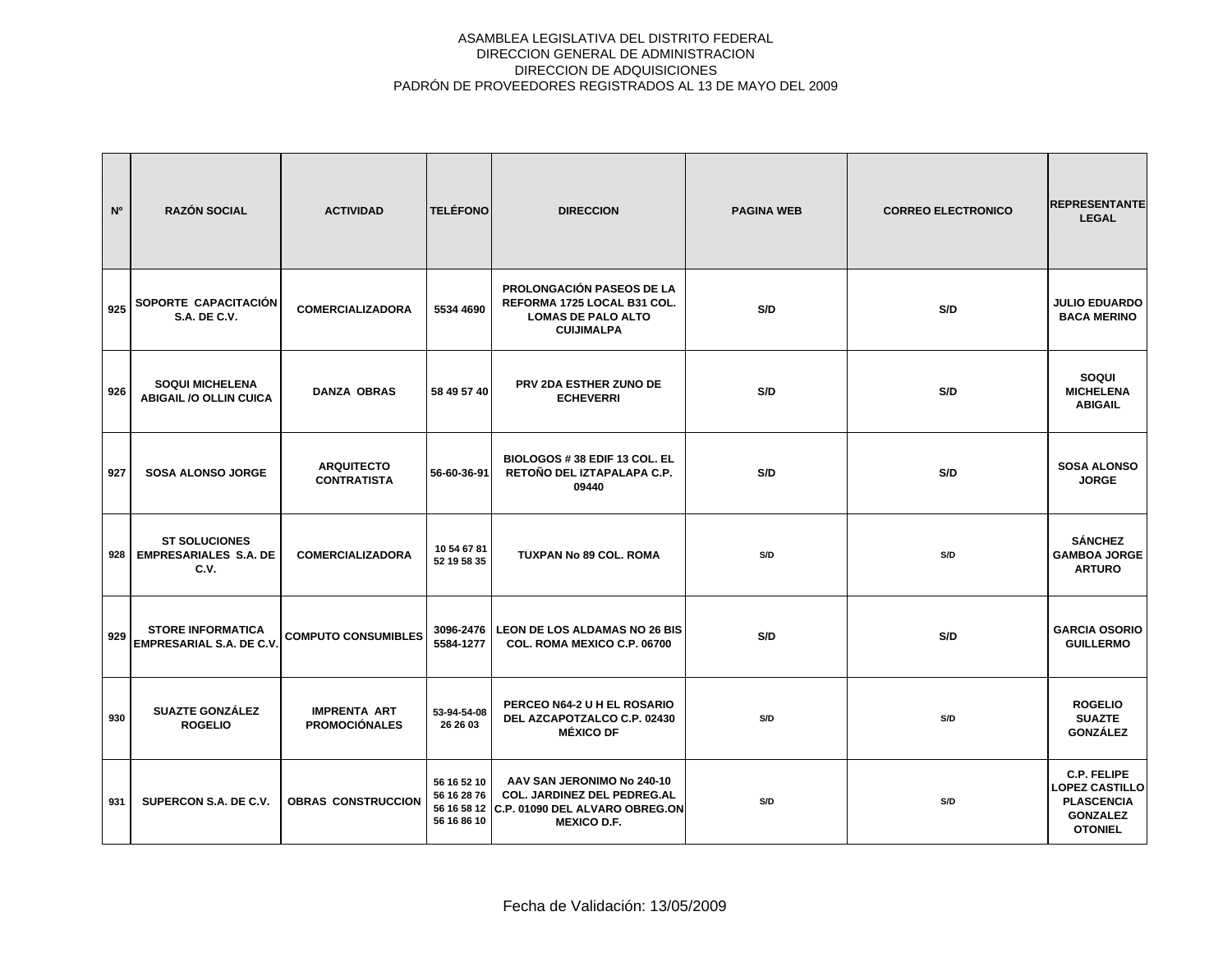ASAMBLEA LEGISLATIVA DEL DISTRITO FEDERAL
DIRECCION GENERAL DE ADMINISTRACION
DIRECCION DE ADQUISICIONES
PADRÓN DE PROVEEDORES REGISTRADOS AL 13 DE MAYO DEL 2009

| Nº | RAZÓN SOCIAL | ACTIVIDAD | TELÉFONO | DIRECCION | PAGINA WEB | CORREO ELECTRONICO | REPRESENTANTE LEGAL |
|---|---|---|---|---|---|---|---|
| 925 | SOPORTE CAPACITACIÓN S.A. DE C.V. | COMERCIALIZADORA | 5534 4690 | PROLONGACIÓN PASEOS DE LA REFORMA 1725 LOCAL B31 COL. LOMAS DE PALO ALTO CUIJIMALPA | S/D | S/D | JULIO EDUARDO BACA MERINO |
| 926 | SOQUI MICHELENA ABIGAIL /O OLLIN CUICA | DANZA OBRAS | 58 49 57 40 | PRV 2DA ESTHER ZUNO DE ECHEVERRI | S/D | S/D | SOQUI MICHELENA ABIGAIL |
| 927 | SOSA ALONSO JORGE | ARQUITECTO CONTRATISTA | 56-60-36-91 | BIOLOGOS # 38 EDIF 13 COL. EL RETOÑO DEL IZTAPALAPA C.P. 09440 | S/D | S/D | SOSA ALONSO JORGE |
| 928 | ST SOLUCIONES EMPRESARIALES S.A. DE C.V. | COMERCIALIZADORA | 10 54 67 81 52 19 58 35 | TUXPAN No 89 COL. ROMA | S/D | S/D | SÁNCHEZ GAMBOA JORGE ARTURO |
| 929 | STORE INFORMATICA EMPRESARIAL S.A. DE C.V. | COMPUTO CONSUMIBLES | 3096-2476 5584-1277 | LEON DE LOS ALDAMAS NO 26 BIS COL. ROMA MEXICO C.P. 06700 | S/D | S/D | GARCIA OSORIO GUILLERMO |
| 930 | SUAZTE GONZÁLEZ ROGELIO | IMPRENTA ART PROMOCIÓNALES | 53-94-54-08 26 26 03 | PERCEO N64-2 U H EL ROSARIO DEL AZCAPOTZALCO C.P. 02430 MÉXICO DF | S/D | S/D | ROGELIO SUAZTE GONZÁLEZ |
| 931 | SUPERCON S.A. DE C.V. | OBRAS CONSTRUCCION | 56 16 52 10 56 16 28 76 56 16 58 12 56 16 86 10 | AAV SAN JERONIMO No 240-10 COL. JARDINEZ DEL PEDREG.AL C.P. 01090 DEL ALVARO OBREG.ON MEXICO D.F. | S/D | S/D | C.P. FELIPE LOPEZ CASTILLO PLASCENCIA GONZALEZ OTONIEL |

Fecha de Validación: 13/05/2009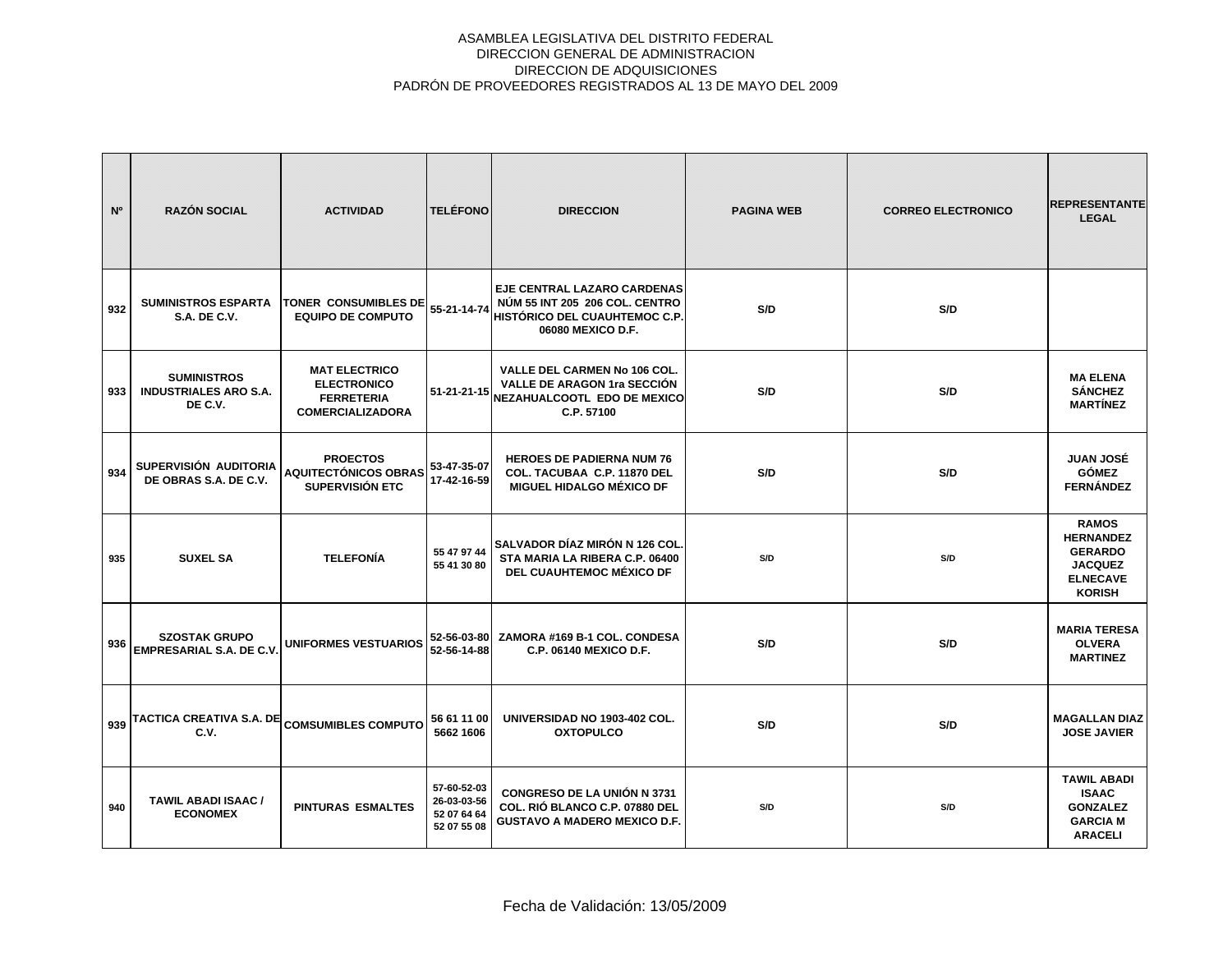ASAMBLEA LEGISLATIVA DEL DISTRITO FEDERAL
DIRECCION GENERAL DE ADMINISTRACION
DIRECCION DE ADQUISICIONES
PADRÓN DE PROVEEDORES REGISTRADOS AL 13 DE MAYO DEL 2009

| Nº | RAZÓN SOCIAL | ACTIVIDAD | TELÉFONO | DIRECCION | PAGINA WEB | CORREO ELECTRONICO | REPRESENTANTE LEGAL |
|---|---|---|---|---|---|---|---|
| 932 | SUMINISTROS ESPARTA S.A. DE C.V. | TONER CONSUMIBLES DE EQUIPO DE COMPUTO | 55-21-14-74 | EJE CENTRAL LAZARO CARDENAS NÚM 55 INT 205 206 COL. CENTRO HISTÓRICO DEL CUAUHTEMOC C.P. 06080 MEXICO D.F. | S/D | S/D | |
| 933 | SUMINISTROS INDUSTRIALES ARO S.A. DE C.V. | MAT ELECTRICO ELECTRONICO FERRETERIA COMERCIALIZADORA | 51-21-21-15 | VALLE DEL CARMEN No 106 COL. VALLE DE ARAGON 1ra SECCIÓN NEZAHUALCOOTL EDO DE MEXICO C.P. 57100 | S/D | S/D | MA ELENA SÁNCHEZ MARTÍNEZ |
| 934 | SUPERVISIÓN AUDITORIA DE OBRAS S.A. DE C.V. | PROECTOS AQUITECTÓNICOS OBRAS SUPERVISIÓN ETC | 53-47-35-07 17-42-16-59 | HEROES DE PADIERNA NUM 76 COL. TACUBAA C.P. 11870 DEL MIGUEL HIDALGO MÉXICO DF | S/D | S/D | JUAN JOSÉ GÓMEZ FERNÁNDEZ |
| 935 | SUXEL SA | TELEFONÍA | 55 47 97 44 55 41 30 80 | SALVADOR DÍAZ MIRÓN N 126 COL. STA MARIA LA RIBERA C.P. 06400 DEL CUAUHTEMOC MÉXICO DF | S/D | S/D | RAMOS HERNANDEZ GERARDO JACQUEZ ELNECAVE KORISH |
| 936 | SZOSTAK GRUPO EMPRESARIAL S.A. DE C.V. | UNIFORMES VESTUARIOS | 52-56-03-80 52-56-14-88 | ZAMORA #169 B-1 COL. CONDESA C.P. 06140 MEXICO D.F. | S/D | S/D | MARIA TERESA OLVERA MARTINEZ |
| 939 | TACTICA CREATIVA S.A. DE C.V. | COMSUMIBLES COMPUTO | 56 61 11 00 5662 1606 | UNIVERSIDAD NO 1903-402 COL. OXTOPULCO | S/D | S/D | MAGALLAN DIAZ JOSE JAVIER |
| 940 | TAWIL ABADI ISAAC / ECONOMEX | PINTURAS ESMALTES | 57-60-52-03 26-03-03-56 52 07 64 64 52 07 55 08 | CONGRESO DE LA UNIÓN N 3731 COL. RIÓ BLANCO C.P. 07880 DEL GUSTAVO A MADERO MEXICO D.F. | S/D | S/D | TAWIL ABADI ISAAC GONZALEZ GARCIA M ARACELI |

Fecha de Validación: 13/05/2009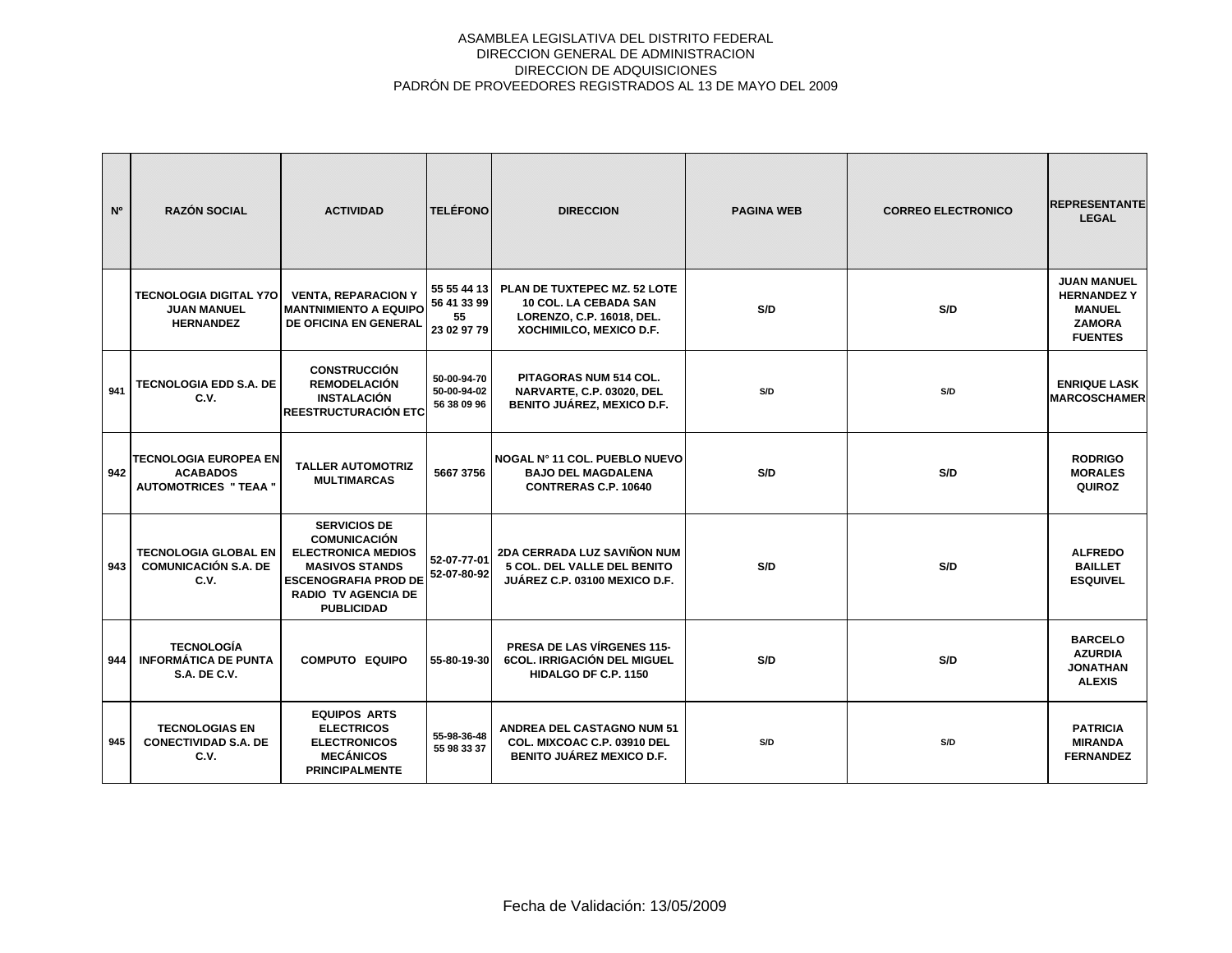ASAMBLEA LEGISLATIVA DEL DISTRITO FEDERAL
DIRECCION GENERAL DE ADMINISTRACION
DIRECCION DE ADQUISICIONES
PADRÓN DE PROVEEDORES REGISTRADOS AL 13 DE MAYO DEL 2009

| Nº | RAZÓN SOCIAL | ACTIVIDAD | TELÉFONO | DIRECCION | PAGINA WEB | CORREO ELECTRONICO | REPRESENTANTE LEGAL |
|---|---|---|---|---|---|---|---|
| | TECNOLOGIA DIGITAL Y7O JUAN MANUEL HERNANDEZ | VENTA, REPARACION Y MANTNIMIENTO A EQUIPO DE OFICINA EN GENERAL | 55 55 44 13 56 41 33 99 55 23 02 97 79 | PLAN DE TUXTEPEC MZ. 52 LOTE 10 COL. LA CEBADA SAN LORENZO, C.P. 16018, DEL. XOCHIMILCO, MEXICO D.F. | S/D | S/D | JUAN MANUEL HERNANDEZ Y MANUEL ZAMORA FUENTES |
| 941 | TECNOLOGIA EDD S.A. DE C.V. | CONSTRUCCIÓN REMODELACIÓN INSTALACIÓN REESTRUCTURACIÓN ETC | 50-00-94-70 50-00-94-02 56 38 09 96 | PITAGORAS NUM 514 COL. NARVARTE, C.P. 03020, DEL BENITO JUÁREZ, MEXICO D.F. | S/D | S/D | ENRIQUE LASK MARCOSCHAMER |
| 942 | TECNOLOGIA EUROPEA EN ACABADOS AUTOMOTRICES " TEAA " | TALLER AUTOMOTRIZ MULTIMARCAS | 5667 3756 | NOGAL N° 11 COL. PUEBLO NUEVO BAJO DEL MAGDALENA CONTRERAS C.P. 10640 | S/D | S/D | RODRIGO MORALES QUIROZ |
| 943 | TECNOLOGIA GLOBAL EN COMUNICACIÓN S.A. DE C.V. | SERVICIOS DE COMUNICACIÓN ELECTRONICA MEDIOS MASIVOS STANDS ESCENOGRAFIA PROD DE RADIO TV AGENCIA DE PUBLICIDAD | 52-07-77-01 52-07-80-92 | 2DA CERRADA LUZ SAVIÑON NUM 5 COL. DEL VALLE DEL BENITO JUÁREZ C.P. 03100 MEXICO D.F. | S/D | S/D | ALFREDO BAILLET ESQUIVEL |
| 944 | TECNOLOGÍA INFORMÁTICA DE PUNTA S.A. DE C.V. | COMPUTO EQUIPO | 55-80-19-30 | PRESA DE LAS VÍRGENES 115-6COL. IRRIGACIÓN DEL MIGUEL HIDALGO DF C.P. 1150 | S/D | S/D | BARCELO AZURDIA JONATHAN ALEXIS |
| 945 | TECNOLOGIAS EN CONECTIVIDAD S.A. DE C.V. | EQUIPOS ARTS ELECTRICOS ELECTRONICOS MECÁNICOS PRINCIPALMENTE | 55-98-36-48 55 98 33 37 | ANDREA DEL CASTAGNO NUM 51 COL. MIXCOAC C.P. 03910 DEL BENITO JUÁREZ MEXICO D.F. | S/D | S/D | PATRICIA MIRANDA FERNANDEZ |

Fecha de Validación: 13/05/2009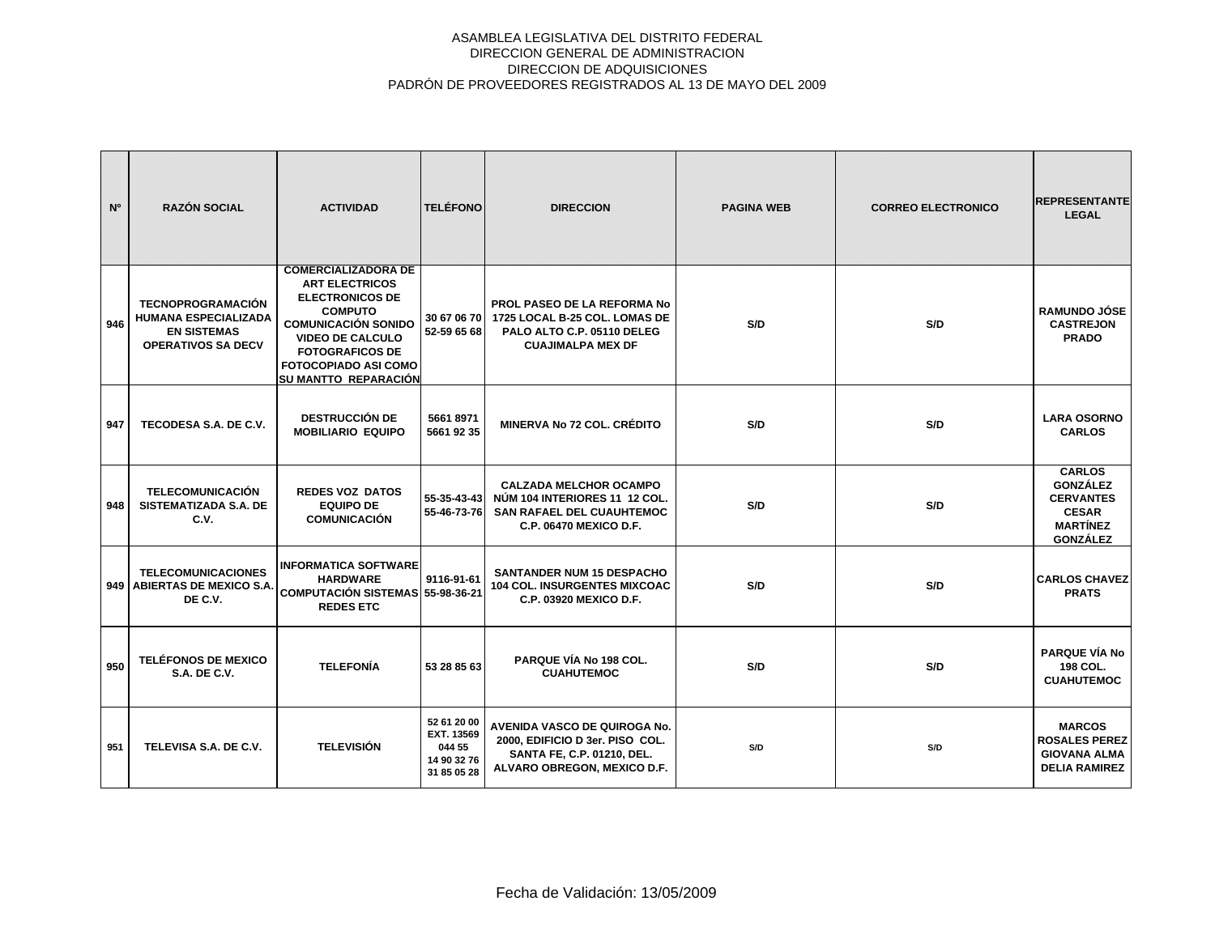ASAMBLEA LEGISLATIVA DEL DISTRITO FEDERAL
DIRECCION GENERAL DE ADMINISTRACION
DIRECCION DE ADQUISICIONES
PADRÓN DE PROVEEDORES REGISTRADOS AL 13 DE MAYO DEL 2009

| Nº | RAZÓN SOCIAL | ACTIVIDAD | TELÉFONO | DIRECCION | PAGINA WEB | CORREO ELECTRONICO | REPRESENTANTE LEGAL |
|---|---|---|---|---|---|---|---|
| 946 | TECNOPROGRAMACIÓN HUMANA ESPECIALIZADA EN SISTEMAS OPERATIVOS SA DECV | COMERCIALIZADORA DE ART ELECTRICOS ELECTRONICOS DE COMPUTO COMUNICACIÓN SONIDO VIDEO DE CALCULO FOTOGRAFICOS DE FOTOCOPIADO ASI COMO SU MANTTO REPARACIÓN | 30 67 06 70 52-59 65 68 | PROL PASEO DE LA REFORMA No 1725 LOCAL B-25 COL. LOMAS DE PALO ALTO C.P. 05110 DELEG CUAJIMALPA MEX DF | S/D | S/D | RAMUNDO JÓSE CASTREJON PRADO |
| 947 | TECODESA S.A. DE C.V. | DESTRUCCIÓN DE MOBILIARIO EQUIPO | 5661 8971 5661 92 35 | MINERVA No 72 COL. CRÉDITO | S/D | S/D | LARA OSORNO CARLOS |
| 948 | TELECOMUNICACIÓN SISTEMATIZADA S.A. DE C.V. | REDES VOZ DATOS EQUIPO DE COMUNICACIÓN | 55-35-43-43 55-46-73-76 | CALZADA MELCHOR OCAMPO NÚM 104 INTERIORES 11 12 COL. SAN RAFAEL DEL CUAUHTEMOC C.P. 06470 MEXICO D.F. | S/D | S/D | CARLOS GONZÁLEZ CERVANTES CESAR MARTÍNEZ GONZÁLEZ |
| 949 | TELECOMUNICACIONES ABIERTAS DE MEXICO S.A. DE C.V. | INFORMATICA SOFTWARE HARDWARE COMPUTACIÓN SISTEMAS REDES ETC | 9116-91-61 55-98-36-21 | SANTANDER NUM 15 DESPACHO 104 COL. INSURGENTES MIXCOAC C.P. 03920 MEXICO D.F. | S/D | S/D | CARLOS CHAVEZ PRATS |
| 950 | TELÉFONOS DE MEXICO S.A. DE C.V. | TELEFONÍA | 53 28 85 63 | PARQUE VÍA No 198 COL. CUAHUTEMOC | S/D | S/D | PARQUE VÍA No 198 COL. CUAHUTEMOC |
| 951 | TELEVISA S.A. DE C.V. | TELEVISIÓN | 52 61 20 00 EXT. 13569 044 55 14 90 32 76 31 85 05 28 | AVENIDA VASCO DE QUIROGA No. 2000, EDIFICIO D 3er. PISO COL. SANTA FE, C.P. 01210, DEL. ALVARO OBREGON, MEXICO D.F. | S/D | S/D | MARCOS ROSALES PEREZ GIOVANA ALMA DELIA RAMIREZ |

Fecha de Validación: 13/05/2009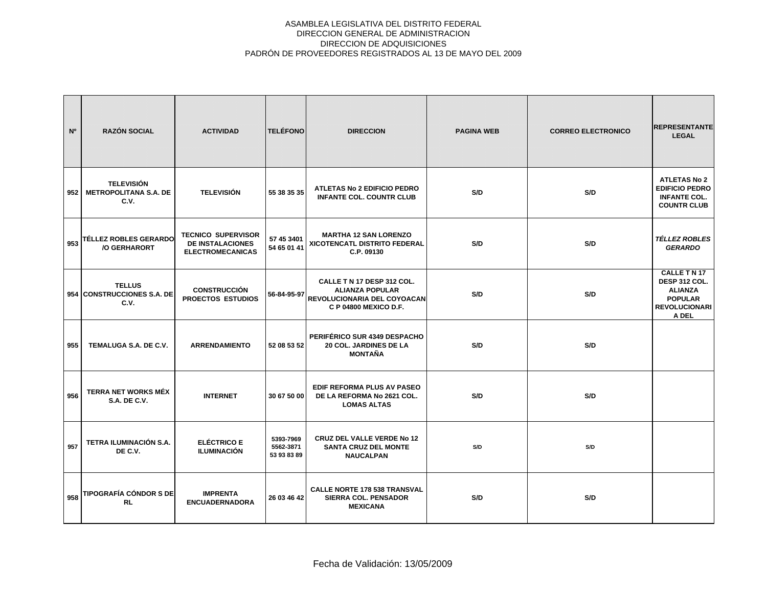ASAMBLEA LEGISLATIVA DEL DISTRITO FEDERAL
DIRECCION GENERAL DE ADMINISTRACION
DIRECCION DE ADQUISICIONES
PADRÓN DE PROVEEDORES REGISTRADOS AL 13 DE MAYO DEL 2009

| Nº | RAZÓN SOCIAL | ACTIVIDAD | TELÉFONO | DIRECCION | PAGINA WEB | CORREO ELECTRONICO | REPRESENTANTE LEGAL |
|---|---|---|---|---|---|---|---|
| 952 | TELEVISIÓN METROPOLITANA S.A. DE C.V. | TELEVISIÓN | 55 38 35 35 | ATLETAS No 2 EDIFICIO PEDRO INFANTE COL. COUNTR CLUB | S/D | S/D | ATLETAS No 2 EDIFICIO PEDRO INFANTE COL. COUNTR CLUB |
| 953 | TÉLLEZ ROBLES GERARDO /O GERHARORT | TECNICO SUPERVISOR DE INSTALACIONES ELECTROMECANICAS | 57 45 3401 54 65 01 41 | MARTHA 12 SAN LORENZO XICOTENCATL DISTRITO FEDERAL C.P. 09130 | S/D | S/D | *TÉLLEZ ROBLES GERARDO* |
| 954 | TELLUS CONSTRUCCIONES S.A. DE C.V. | CONSTRUCCIÓN PROECTOS ESTUDIOS | 56-84-95-97 | CALLE T N 17 DESP 312 COL. ALIANZA POPULAR REVOLUCIONARIA DEL COYOACAN C P 04800 MEXICO D.F. | S/D | S/D | CALLE T N 17 DESP 312 COL. ALIANZA POPULAR REVOLUCIONARIA DEL |
| 955 | TEMALUGA S.A. DE C.V. | ARRENDAMIENTO | 52 08 53 52 | PERIFÉRICO SUR 4349 DESPACHO 20 COL. JARDINES DE LA MONTAÑA | S/D | S/D | |
| 956 | TERRA NET WORKS MÉX S.A. DE C.V. | INTERNET | 30 67 50 00 | EDIF REFORMA PLUS AV PASEO DE LA REFORMA No 2621 COL. LOMAS ALTAS | S/D | S/D | |
| 957 | TETRA ILUMINACIÓN S.A. DE C.V. | ELÉCTRICO E ILUMINACIÓN | 5393-7969 5562-3871 53 93 83 89 | CRUZ DEL VALLE VERDE No 12 SANTA CRUZ DEL MONTE NAUCALPAN | S/D | S/D | |
| 958 | TIPOGRAFÍA CÓNDOR S DE RL | IMPRENTA ENCUADERNADORA | 26 03 46 42 | CALLE NORTE 178 538 TRANSVAL SIERRA COL. PENSADOR MEXICANA | S/D | S/D | |

Fecha de Validación: 13/05/2009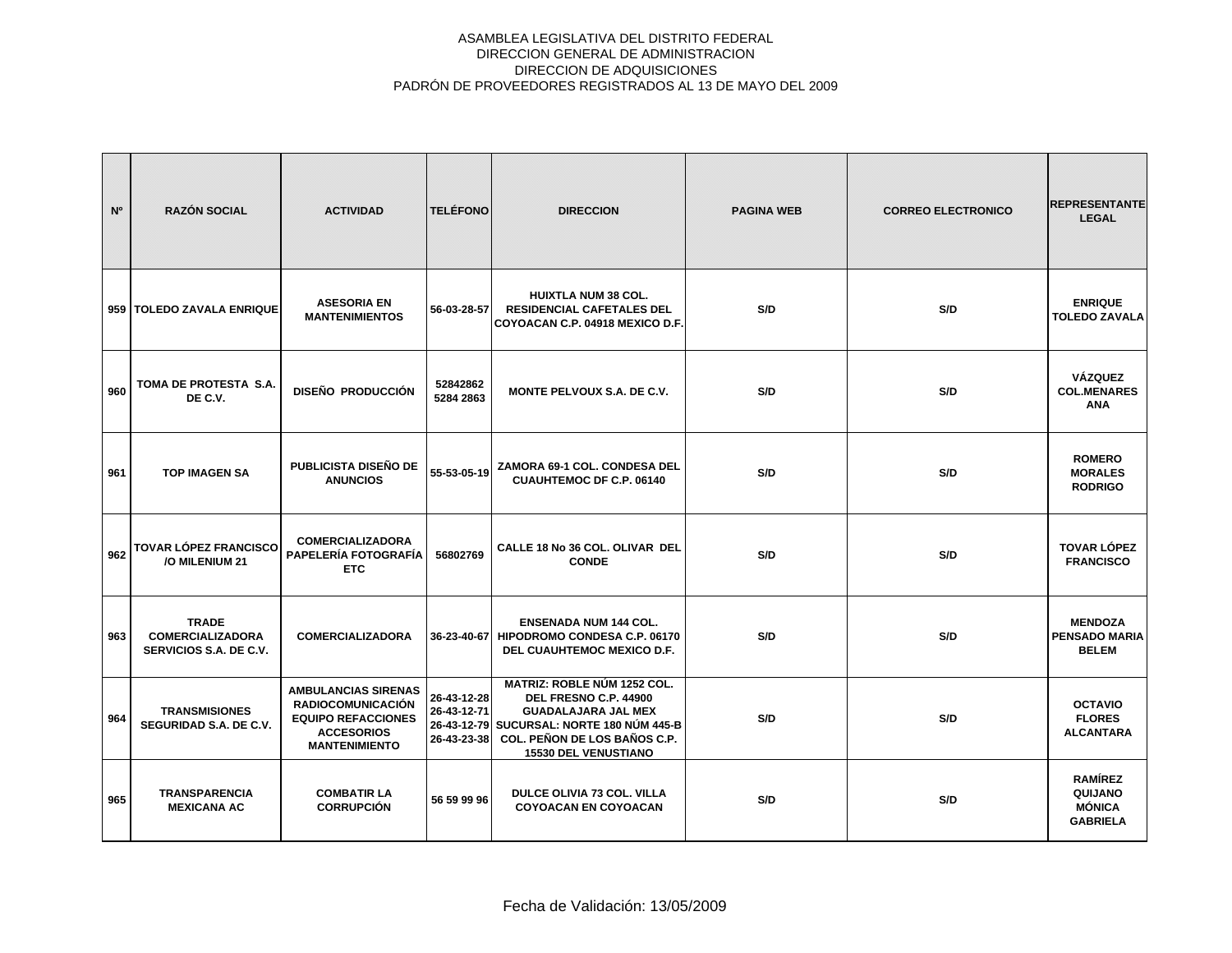ASAMBLEA LEGISLATIVA DEL DISTRITO FEDERAL
DIRECCION GENERAL DE ADMINISTRACION
DIRECCION DE ADQUISICIONES
PADRÓN DE PROVEEDORES REGISTRADOS AL 13 DE MAYO DEL 2009

| Nº | RAZÓN SOCIAL | ACTIVIDAD | TELÉFONO | DIRECCION | PAGINA WEB | CORREO ELECTRONICO | REPRESENTANTE LEGAL |
|---|---|---|---|---|---|---|---|
| 959 | TOLEDO ZAVALA ENRIQUE | ASESORIA EN MANTENIMIENTOS | 56-03-28-57 | HUIXTLA NUM 38 COL. RESIDENCIAL CAFETALES DEL COYOACAN C.P. 04918 MEXICO D.F. | S/D | S/D | ENRIQUE TOLEDO ZAVALA |
| 960 | TOMA DE PROTESTA S.A. DE C.V. | DISEÑO PRODUCCIÓN | 52842862 5284 2863 | MONTE PELVOUX S.A. DE C.V. | S/D | S/D | VÁZQUEZ COL.MENARES ANA |
| 961 | TOP IMAGEN SA | PUBLICISTA DISEÑO DE ANUNCIOS | 55-53-05-19 | ZAMORA 69-1 COL. CONDESA DEL CUAUHTEMOC DF C.P. 06140 | S/D | S/D | ROMERO MORALES RODRIGO |
| 962 | TOVAR LÓPEZ FRANCISCO /O MILENIUM 21 | COMERCIALIZADORA PAPELERÍA FOTOGRAFÍA ETC | 56802769 | CALLE 18 No 36 COL. OLIVAR DEL CONDE | S/D | S/D | TOVAR LÓPEZ FRANCISCO |
| 963 | TRADE COMERCIALIZADORA SERVICIOS S.A. DE C.V. | COMERCIALIZADORA | 36-23-40-67 | ENSENADA NUM 144 COL. HIPODROMO CONDESA C.P. 06170 DEL CUAUHTEMOC MEXICO D.F. | S/D | S/D | MENDOZA PENSADO MARIA BELEM |
| 964 | TRANSMISIONES SEGURIDAD S.A. DE C.V. | AMBULANCIAS SIRENAS RADIOCOMUNICACIÓN EQUIPO REFACCIONES ACCESORIOS MANTENIMIENTO | 26-43-12-28 26-43-12-71 26-43-12-79 26-43-23-38 | MATRIZ: ROBLE NÚM 1252 COL. DEL FRESNO C.P. 44900 GUADALAJARA JAL MEX SUCURSAL: NORTE 180 NÚM 445-B COL. PEÑON DE LOS BAÑOS C.P. 15530 DEL VENUSTIANO | S/D | S/D | OCTAVIO FLORES ALCANTARA |
| 965 | TRANSPARENCIA MEXICANA AC | COMBATIR LA CORRUPCIÓN | 56 59 99 96 | DULCE OLIVIA 73 COL. VILLA COYOACAN EN COYOACAN | S/D | S/D | RAMÍREZ QUIJANO MÓNICA GABRIELA |

Fecha de Validación: 13/05/2009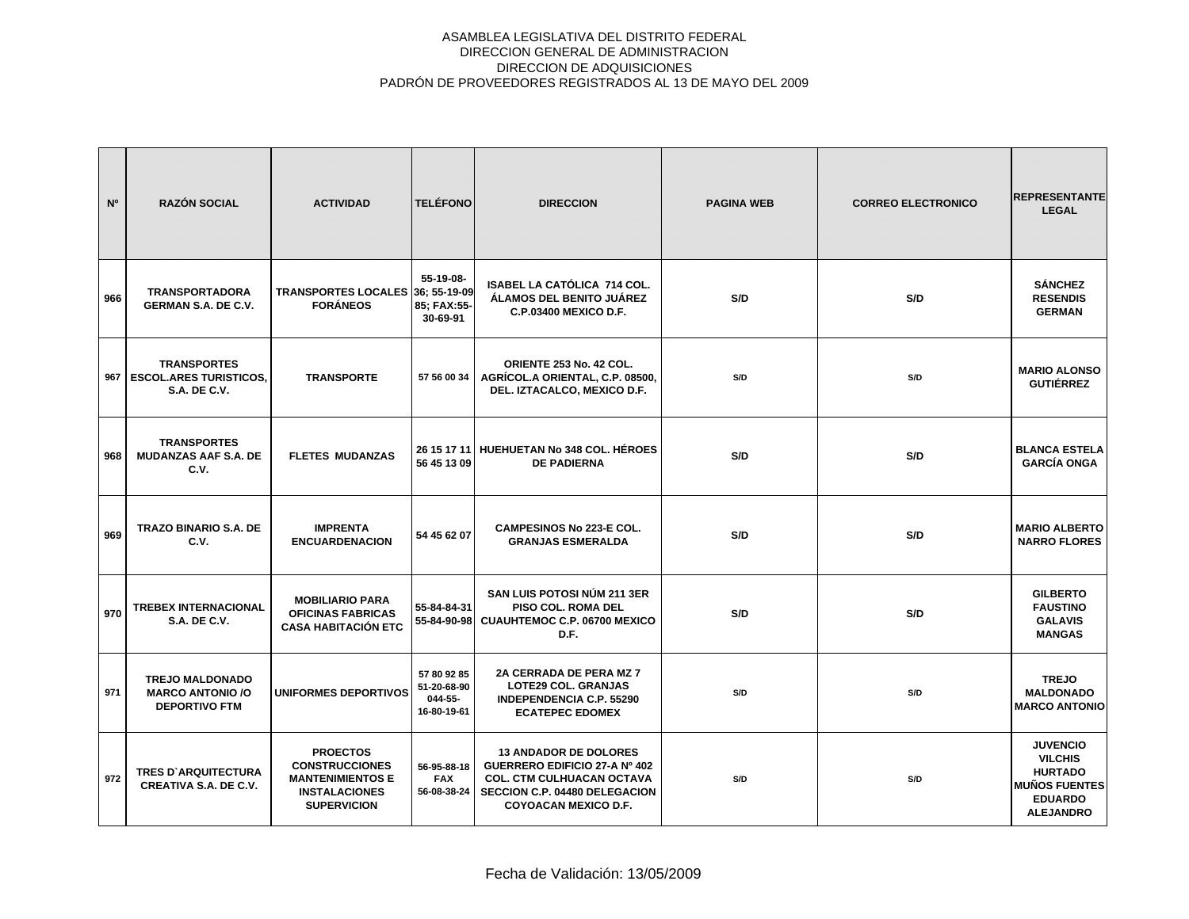ASAMBLEA LEGISLATIVA DEL DISTRITO FEDERAL
DIRECCION GENERAL DE ADMINISTRACION
DIRECCION DE ADQUISICIONES
PADRÓN DE PROVEEDORES REGISTRADOS AL 13 DE MAYO DEL 2009

| Nº | RAZÓN SOCIAL | ACTIVIDAD | TELÉFONO | DIRECCION | PAGINA WEB | CORREO ELECTRONICO | REPRESENTANTE LEGAL |
|---|---|---|---|---|---|---|---|
| 966 | TRANSPORTADORA GERMAN S.A. DE C.V. | TRANSPORTES LOCALES FORÁNEOS | 55-19-08-36; 55-19-09 85; FAX:55-30-69-91 | ISABEL LA CATÓLICA 714 COL. ÁLAMOS DEL BENITO JUÁREZ C.P.03400 MEXICO D.F. | S/D | S/D | SÁNCHEZ RESENDIS GERMAN |
| 967 | TRANSPORTES ESCOL.ARES TURISTICOS, S.A. DE C.V. | TRANSPORTE | 57 56 00 34 | ORIENTE 253 No. 42 COL. AGRÍCOL.A ORIENTAL, C.P. 08500, DEL. IZTACALCO, MEXICO D.F. | S/D | S/D | MARIO ALONSO GUTIÉRREZ |
| 968 | TRANSPORTES MUDANZAS AAF S.A. DE C.V. | FLETES MUDANZAS | 26 15 17 11 56 45 13 09 | HUEHUETAN No 348 COL. HÉROES DE PADIERNA | S/D | S/D | BLANCA ESTELA GARCÍA ONGA |
| 969 | TRAZO BINARIO S.A. DE C.V. | IMPRENTA ENCUARDENACION | 54 45 62 07 | CAMPESINOS No 223-E COL. GRANJAS ESMERALDA | S/D | S/D | MARIO ALBERTO NARRO FLORES |
| 970 | TREBEX INTERNACIONAL S.A. DE C.V. | MOBILIARIO PARA OFICINAS FABRICAS CASA HABITACIÓN ETC | 55-84-84-31 55-84-90-98 | SAN LUIS POTOSI NÚM 211 3ER PISO COL. ROMA DEL CUAUHTEMOC C.P. 06700 MEXICO D.F. | S/D | S/D | GILBERTO FAUSTINO GALAVIS MANGAS |
| 971 | TREJO MALDONADO MARCO ANTONIO /O DEPORTIVO FTM | UNIFORMES DEPORTIVOS | 57 80 92 85 51-20-68-90 044-55-16-80-19-61 | 2A CERRADA DE PERA MZ 7 LOTE29 COL. GRANJAS INDEPENDENCIA C.P. 55290 ECATEPEC EDOMEX | S/D | S/D | TREJO MALDONADO MARCO ANTONIO |
| 972 | TRES D`ARQUITECTURA CREATIVA S.A. DE C.V. | PROECTOS CONSTRUCCIONES MANTENIMIENTOS E INSTALACIONES SUPERVICION | 56-95-88-18 FAX 56-08-38-24 | 13 ANDADOR DE DOLORES GUERRERO EDIFICIO 27-A Nº 402 COL. CTM CULHUACAN OCTAVA SECCION C.P. 04480 DELEGACION COYOACAN MEXICO D.F. | S/D | S/D | JUVENCIO VILCHIS HURTADO MUÑOS FUENTES EDUARDO ALEJANDRO |

Fecha de Validación: 13/05/2009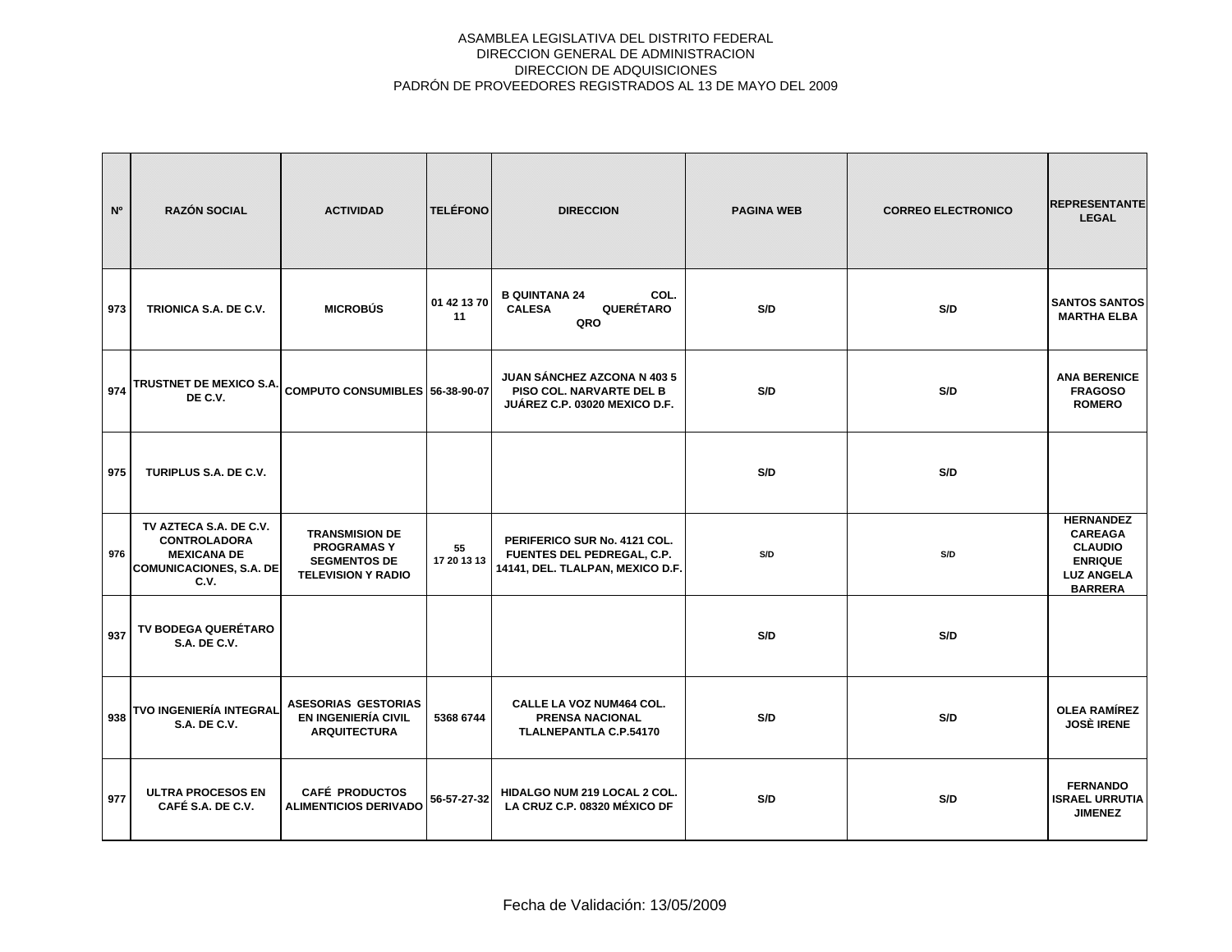ASAMBLEA LEGISLATIVA DEL DISTRITO FEDERAL
DIRECCION GENERAL DE ADMINISTRACION
DIRECCION DE ADQUISICIONES
PADRÓN DE PROVEEDORES REGISTRADOS AL 13 DE MAYO DEL 2009

| Nº | RAZÓN SOCIAL | ACTIVIDAD | TELÉFONO | DIRECCION | PAGINA WEB | CORREO ELECTRONICO | REPRESENTANTE LEGAL |
|---|---|---|---|---|---|---|---|
| 973 | TRIONICA S.A. DE C.V. | MICROBÚS | 01 42 13 70 11 | B QUINTANA 24 COL. CALESA QUERÉTARO QRO | S/D | S/D | SANTOS SANTOS MARTHA ELBA |
| 974 | TRUSTNET DE MEXICO S.A. DE C.V. | COMPUTO CONSUMIBLES | 56-38-90-07 | JUAN SÁNCHEZ AZCONA N 403 5 PISO COL. NARVARTE DEL B JUÁREZ C.P. 03020 MEXICO D.F. | S/D | S/D | ANA BERENICE FRAGOSO ROMERO |
| 975 | TURIPLUS S.A. DE C.V. | | | | S/D | S/D | |
| 976 | TV AZTECA S.A. DE C.V. CONTROLADORA MEXICANA DE COMUNICACIONES, S.A. DE C.V. | TRANSMISION DE PROGRAMAS Y SEGMENTOS DE TELEVISION Y RADIO | 55 17 20 13 13 | PERIFERICO SUR No. 4121 COL. FUENTES DEL PEDREGAL, C.P. 14141, DEL. TLALPAN, MEXICO D.F. | S/D | S/D | HERNANDEZ CAREAGA CLAUDIO ENRIQUE LUZ ANGELA BARRERA |
| 937 | TV BODEGA QUERÉTARO S.A. DE C.V. | | | | S/D | S/D | |
| 938 | TVO INGENIERÍA INTEGRAL S.A. DE C.V. | ASESORIAS GESTORIAS EN INGENIERÍA CIVIL ARQUITECTURA | 5368 6744 | CALLE LA VOZ NUM464 COL. PRENSA NACIONAL TLALNEPANTLA C.P.54170 | S/D | S/D | OLEA RAMÍREZ JOSÈ IRENE |
| 977 | ULTRA PROCESOS EN CAFÉ S.A. DE C.V. | CAFÉ PRODUCTOS ALIMENTICIOS DERIVADO | 56-57-27-32 | HIDALGO NUM 219 LOCAL 2 COL. LA CRUZ C.P. 08320 MÉXICO DF | S/D | S/D | FERNANDO ISRAEL URRUTIA JIMENEZ |

Fecha de Validación: 13/05/2009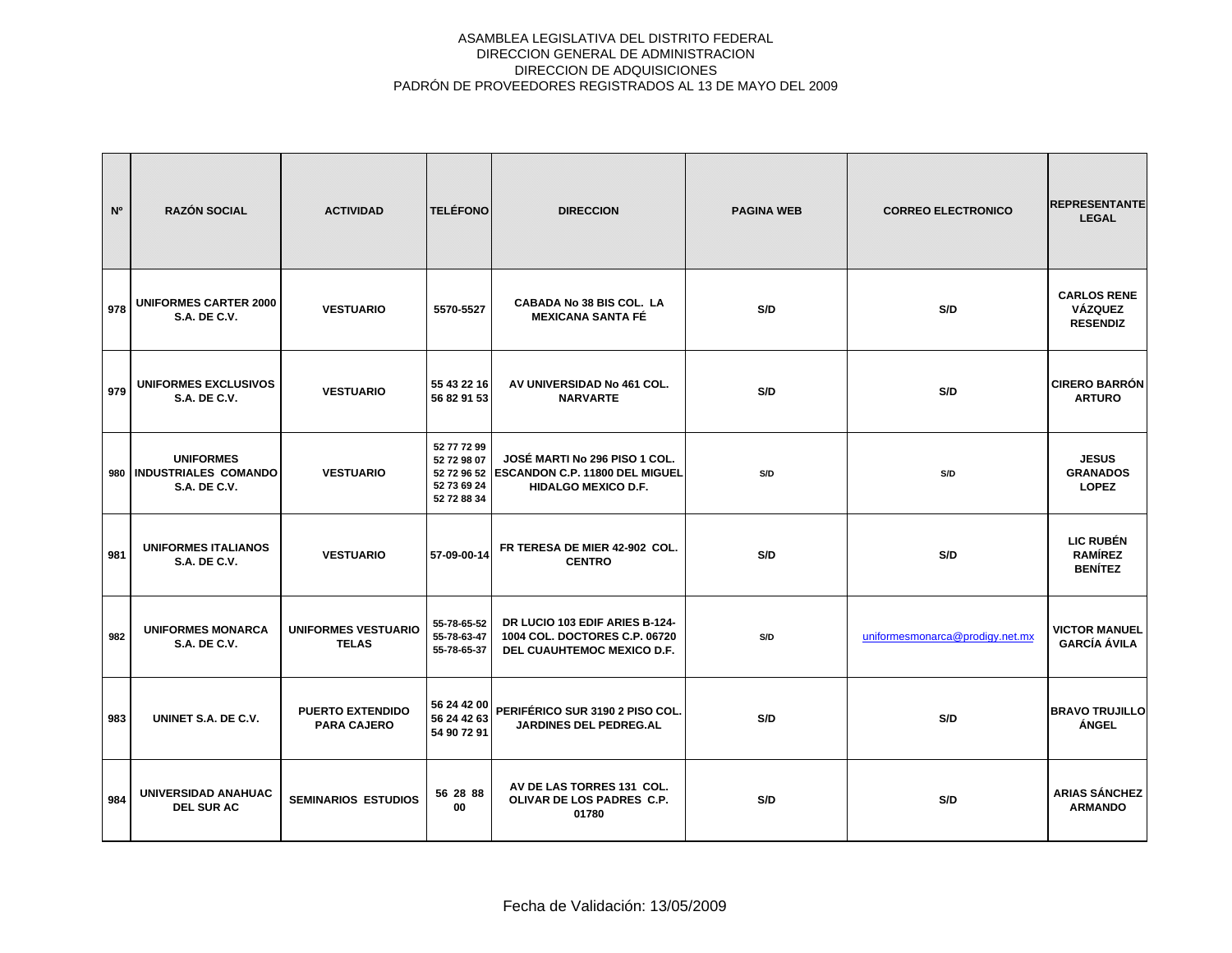ASAMBLEA LEGISLATIVA DEL DISTRITO FEDERAL
DIRECCION GENERAL DE ADMINISTRACION
DIRECCION DE ADQUISICIONES
PADRÓN DE PROVEEDORES REGISTRADOS AL 13 DE MAYO DEL 2009

| Nº | RAZÓN SOCIAL | ACTIVIDAD | TELÉFONO | DIRECCION | PAGINA WEB | CORREO ELECTRONICO | REPRESENTANTE LEGAL |
|---|---|---|---|---|---|---|---|
| 978 | UNIFORMES CARTER 2000 S.A. DE C.V. | VESTUARIO | 5570-5527 | CABADA No 38 BIS COL. LA MEXICANA SANTA FÉ | S/D | S/D | CARLOS RENE VÁZQUEZ RESENDIZ |
| 979 | UNIFORMES EXCLUSIVOS S.A. DE C.V. | VESTUARIO | 55 43 22 16 56 82 91 53 | AV UNIVERSIDAD No 461 COL. NARVARTE | S/D | S/D | CIRERO BARRÓN ARTURO |
| 980 | UNIFORMES INDUSTRIALES COMANDO S.A. DE C.V. | VESTUARIO | 52 77 72 99 52 72 98 07 52 72 96 52 52 73 69 24 52 72 88 34 | JOSÉ MARTI No 296 PISO 1 COL. ESCANDON C.P. 11800 DEL MIGUEL HIDALGO MEXICO D.F. | S/D | S/D | JESUS GRANADOS LOPEZ |
| 981 | UNIFORMES ITALIANOS S.A. DE C.V. | VESTUARIO | 57-09-00-14 | FR TERESA DE MIER 42-902 COL. CENTRO | S/D | S/D | LIC RUBÉN RAMÍREZ BENÍTEZ |
| 982 | UNIFORMES MONARCA S.A. DE C.V. | UNIFORMES VESTUARIO TELAS | 55-78-65-52 55-78-63-47 55-78-65-37 | DR LUCIO 103 EDIF ARIES B-124-1004 COL. DOCTORES C.P. 06720 DEL CUAUHTEMOC MEXICO D.F. | S/D | uniformesmonarca@prodigy.net.mx | VICTOR MANUEL GARCÍA ÁVILA |
| 983 | UNINET S.A. DE C.V. | PUERTO EXTENDIDO PARA CAJERO | 56 24 42 00 56 24 42 63 54 90 72 91 | PERIFÉRICO SUR 3190 2 PISO COL. JARDINES DEL PEDREG.AL | S/D | S/D | BRAVO TRUJILLO ÁNGEL |
| 984 | UNIVERSIDAD ANAHUAC DEL SUR AC | SEMINARIOS ESTUDIOS | 56 28 88 00 | AV DE LAS TORRES 131 COL. OLIVAR DE LOS PADRES C.P. 01780 | S/D | S/D | ARIAS SÁNCHEZ ARMANDO |

Fecha de Validación: 13/05/2009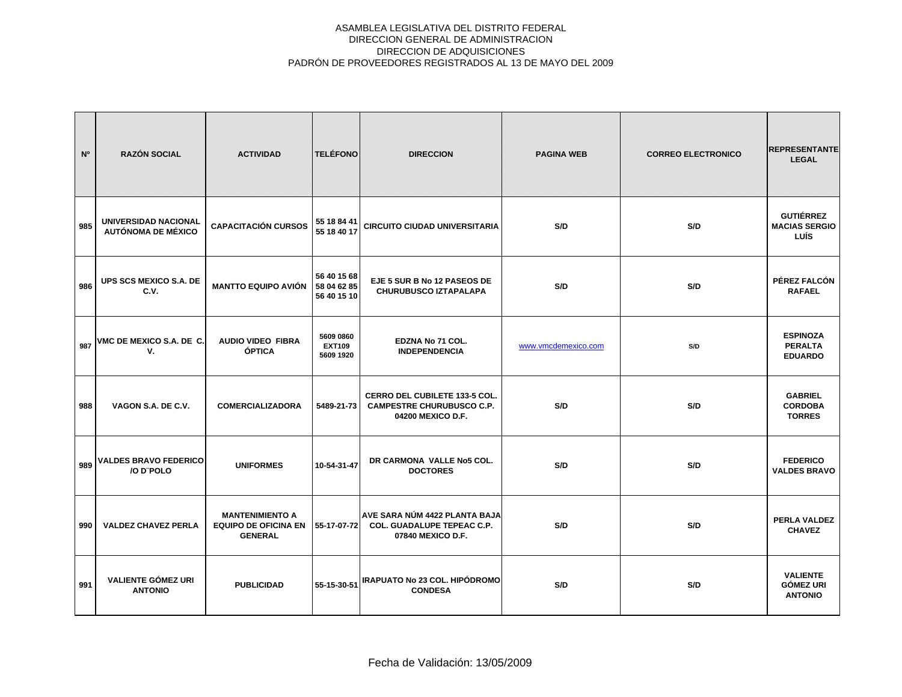ASAMBLEA LEGISLATIVA DEL DISTRITO FEDERAL
DIRECCION GENERAL DE ADMINISTRACION
DIRECCION DE ADQUISICIONES
PADRÓN DE PROVEEDORES REGISTRADOS AL 13 DE MAYO DEL 2009

| Nº | RAZÓN SOCIAL | ACTIVIDAD | TELÉFONO | DIRECCION | PAGINA WEB | CORREO ELECTRONICO | REPRESENTANTE LEGAL |
|---|---|---|---|---|---|---|---|
| 985 | UNIVERSIDAD NACIONAL AUTÓNOMA DE MÉXICO | CAPACITACIÓN CURSOS | 55 18 84 41 55 18 40 17 | CIRCUITO CIUDAD UNIVERSITARIA | S/D | S/D | GUTIÉRREZ MACIAS SERGIO LUÍS |
| 986 | UPS SCS MEXICO S.A. DE C.V. | MANTTO EQUIPO AVIÓN | 56 40 15 68 58 04 62 85 56 40 15 10 | EJE 5 SUR B No 12 PASEOS DE CHURUBUSCO IZTAPALAPA | S/D | S/D | PÉREZ FALCÓN RAFAEL |
| 987 | VMC DE MEXICO S.A. DE C. V. | AUDIO VIDEO FIBRA ÓPTICA | 5609 0860 EXT109 5609 1920 | EDZNA No 71 COL. INDEPENDENCIA | www.vmcdemexico.com | S/D | ESPINOZA PERALTA EDUARDO |
| 988 | VAGON S.A. DE C.V. | COMERCIALIZADORA | 5489-21-73 | CERRO DEL CUBILETE 133-5 COL. CAMPESTRE CHURUBUSCO C.P. 04200 MEXICO D.F. | S/D | S/D | GABRIEL CORDOBA TORRES |
| 989 | VALDES BRAVO FEDERICO /O D¨POLO | UNIFORMES | 10-54-31-47 | DR CARMONA VALLE No5 COL. DOCTORES | S/D | S/D | FEDERICO VALDES BRAVO |
| 990 | VALDEZ CHAVEZ PERLA | MANTENIMIENTO A EQUIPO DE OFICINA EN GENERAL | 55-17-07-72 | AVE SARA NÚM 4422 PLANTA BAJA COL. GUADALUPE TEPEAC C.P. 07840 MEXICO D.F. | S/D | S/D | PERLA VALDEZ CHAVEZ |
| 991 | VALIENTE GÓMEZ URI ANTONIO | PUBLICIDAD | 55-15-30-51 | IRAPUATO No 23 COL. HIPÓDROMO CONDESA | S/D | S/D | VALIENTE GÓMEZ URI ANTONIO |

Fecha de Validación: 13/05/2009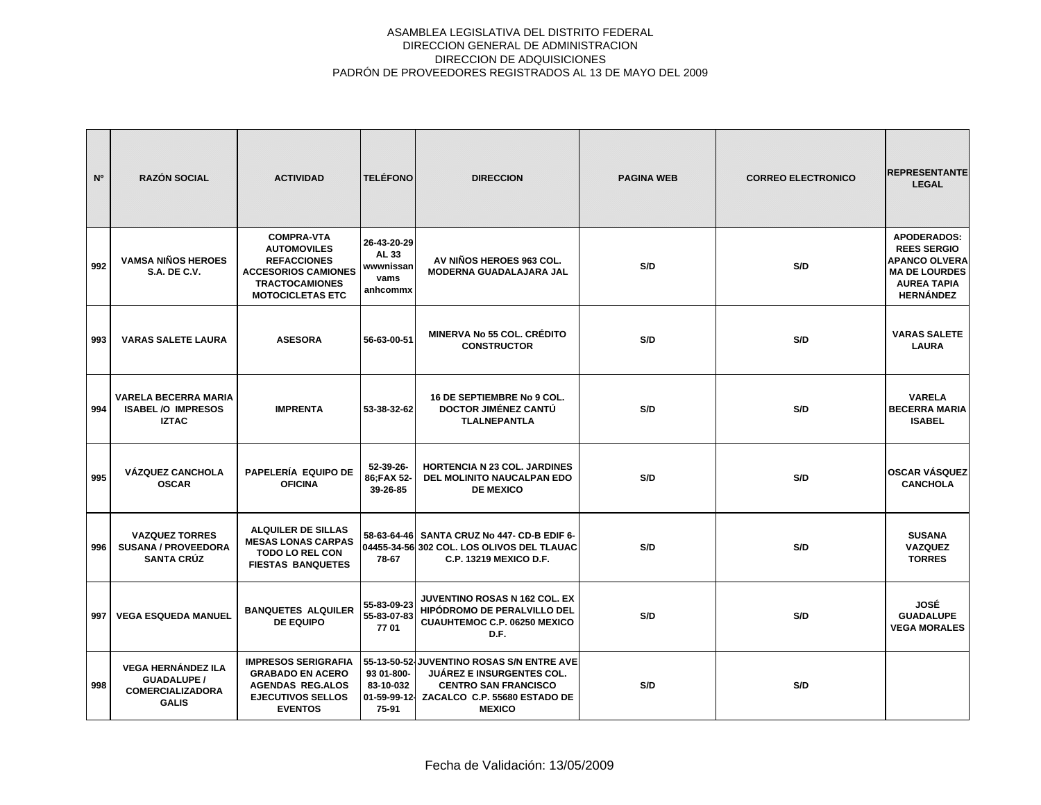ASAMBLEA LEGISLATIVA DEL DISTRITO FEDERAL
DIRECCION GENERAL DE ADMINISTRACION
DIRECCION DE ADQUISICIONES
PADRÓN DE PROVEEDORES REGISTRADOS AL 13 DE MAYO DEL 2009

| Nº | RAZÓN SOCIAL | ACTIVIDAD | TELÉFONO | DIRECCION | PAGINA WEB | CORREO ELECTRONICO | REPRESENTANTE LEGAL |
|---|---|---|---|---|---|---|---|
| 992 | VAMSA NIÑOS HEROES S.A. DE C.V. | COMPRA-VTA AUTOMOVILES REFACCIONES ACCESORIOS CAMIONES TRACTOCAMIONES MOTOCICLETAS ETC | 26-43-20-29 AL 33 wwwnissan vams anhcommx | AV NIÑOS HEROES 963 COL. MODERNA GUADALAJARA JAL | S/D | S/D | APODERADOS: REES SERGIO APANCO OLVERA MA DE LOURDES AUREA TAPIA HERNÁNDEZ |
| 993 | VARAS SALETE LAURA | ASESORA | 56-63-00-51 | MINERVA No 55 COL. CRÉDITO CONSTRUCTOR | S/D | S/D | VARAS SALETE LAURA |
| 994 | VARELA BECERRA MARIA ISABEL /O IMPRESOS IZTAC | IMPRENTA | 53-38-32-62 | 16 DE SEPTIEMBRE No 9 COL. DOCTOR JIMÉNEZ CANTÚ TLALNEPANTLA | S/D | S/D | VARELA BECERRA MARIA ISABEL |
| 995 | VÁZQUEZ CANCHOLA OSCAR | PAPELERÍA EQUIPO DE OFICINA | 52-39-26-86;FAX 52-39-26-85 | HORTENCIA N 23 COL. JARDINES DEL MOLINITO NAUCALPAN EDO DE MEXICO | S/D | S/D | OSCAR VÁSQUEZ CANCHOLA |
| 996 | VAZQUEZ TORRES SUSANA / PROVEEDORA SANTA CRÚZ | ALQUILER DE SILLAS MESAS LONAS CARPAS TODO LO REL CON FIESTAS BANQUETES | 58-63-64-46 04455-34-56 78-67 | SANTA CRUZ No 447- CD-B EDIF 6-302 COL. LOS OLIVOS DEL TLAUAC C.P. 13219 MEXICO D.F. | S/D | S/D | SUSANA VAZQUEZ TORRES |
| 997 | VEGA ESQUEDA MANUEL | BANQUETES ALQUILER DE EQUIPO | 55-83-09-23 55-83-07-83 77 01 | JUVENTINO ROSAS N 162 COL. EX HIPÓDROMO DE PERALVILLO DEL CUAUHTEMOC C.P. 06250 MEXICO D.F. | S/D | S/D | JOSÉ GUADALUPE VEGA MORALES |
| 998 | VEGA HERNÁNDEZ ILA GUADALUPE / COMERCIALIZADORA GALIS | IMPRESOS SERIGRAFIA GRABADO EN ACERO AGENDAS REG.ALOS EJECUTIVOS SELLOS EVENTOS | 55-13-50-52-93 01-800-83-10-032 01-59-99-12-75-91 | JUVENTINO ROSAS S/N ENTRE AVE JUÁREZ E INSURGENTES COL. CENTRO SAN FRANCISCO ZACALCO C.P. 55680 ESTADO DE MEXICO | S/D | S/D | |

Fecha de Validación: 13/05/2009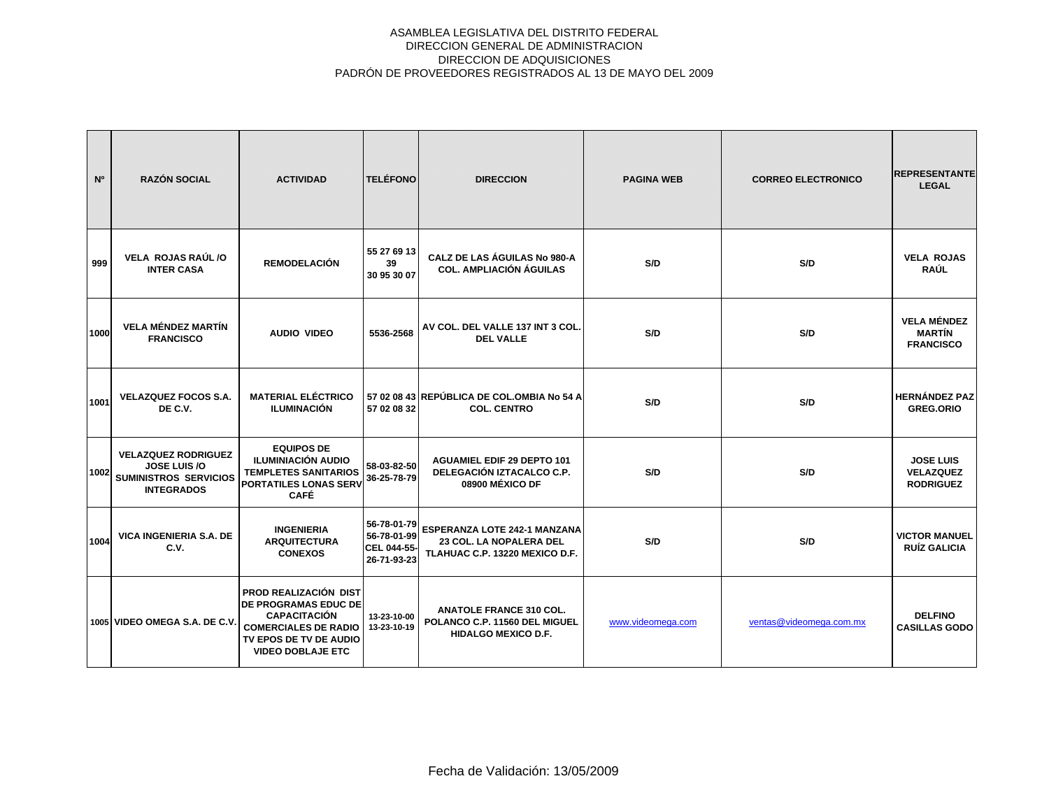ASAMBLEA LEGISLATIVA DEL DISTRITO FEDERAL
DIRECCION GENERAL DE ADMINISTRACION
DIRECCION DE ADQUISICIONES
PADRÓN DE PROVEEDORES REGISTRADOS AL 13 DE MAYO DEL 2009

| Nº | RAZÓN SOCIAL | ACTIVIDAD | TELÉFONO | DIRECCION | PAGINA WEB | CORREO ELECTRONICO | REPRESENTANTE LEGAL |
|---|---|---|---|---|---|---|---|
| 999 | VELA ROJAS RAÚL /O INTER CASA | REMODELACIÓN | 55 27 69 13 39 30 95 30 07 | CALZ DE LAS ÁGUILAS No 980-A COL. AMPLIACIÓN ÁGUILAS | S/D | S/D | VELA ROJAS RAÚL |
| 1000 | VELA MÉNDEZ MARTÍN FRANCISCO | AUDIO VIDEO | 5536-2568 | AV COL. DEL VALLE 137 INT 3 COL. DEL VALLE | S/D | S/D | VELA MÉNDEZ MARTÍN FRANCISCO |
| 1001 | VELAZQUEZ FOCOS S.A. DE C.V. | MATERIAL ELÉCTRICO ILUMINACIÓN | 57 02 08 43 57 02 08 32 | REPÚBLICA DE COL.OMBIA No 54 A COL. CENTRO | S/D | S/D | HERNÁNDEZ PAZ GREG.ORIO |
| 1002 | VELAZQUEZ RODRIGUEZ JOSE LUIS /O SUMINISTROS SERVICIOS INTEGRADOS | EQUIPOS DE ILUMINIACIÓN AUDIO TEMPLETES SANITARIOS PORTATILES LONAS SERV CAFÉ | 58-03-82-50 36-25-78-79 | AGUAMIEL EDIF 29 DEPTO 101 DELEGACIÓN IZTACALCO C.P. 08900 MÉXICO DF | S/D | S/D | JOSE LUIS VELAZQUEZ RODRIGUEZ |
| 1004 | VICA INGENIERIA S.A. DE C.V. | INGENIERIA ARQUITECTURA CONEXOS | 56-78-01-79 56-78-01-99 CEL 044-55-26-71-93-23 | ESPERANZA LOTE 242-1 MANZANA 23 COL. LA NOPALERA DEL TLAHUAC C.P. 13220 MEXICO D.F. | S/D | S/D | VICTOR MANUEL RUÍZ GALICIA |
| 1005 | VIDEO OMEGA S.A. DE C.V. | PROD REALIZACIÓN DIST DE PROGRAMAS EDUC DE CAPACITACIÓN COMERCIALES DE RADIO TV EPOS DE TV DE AUDIO VIDEO DOBLAJE ETC | 13-23-10-00 13-23-10-19 | ANATOLE FRANCE 310 COL. POLANCO C.P. 11560 DEL MIGUEL HIDALGO MEXICO D.F. | www.videomega.com | ventas@videomega.com.mx | DELFINO CASILLAS GODO |

Fecha de Validación: 13/05/2009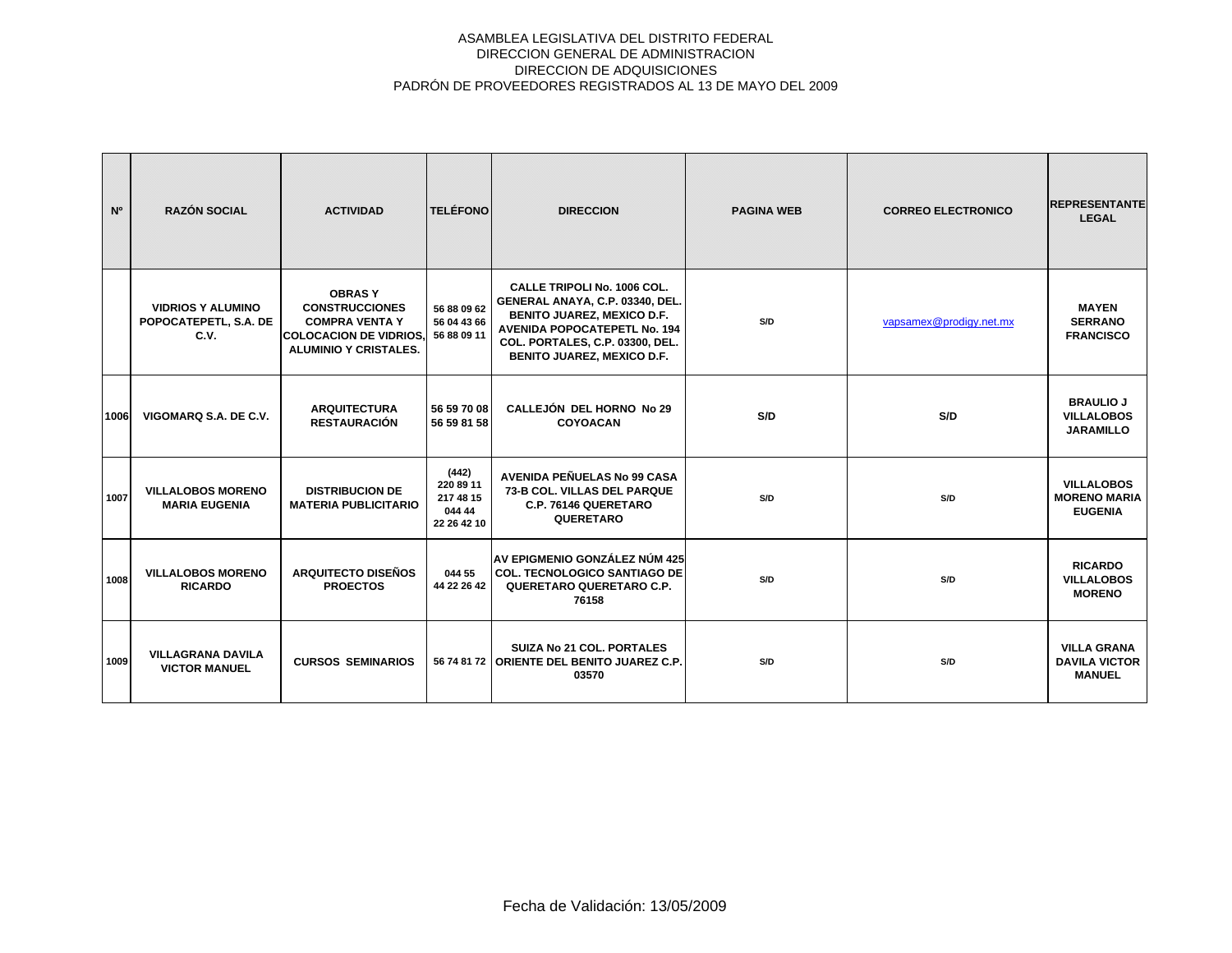ASAMBLEA LEGISLATIVA DEL DISTRITO FEDERAL
DIRECCION GENERAL DE ADMINISTRACION
DIRECCION DE ADQUISICIONES
PADRÓN DE PROVEEDORES REGISTRADOS AL 13 DE MAYO DEL 2009

| Nº | RAZÓN SOCIAL | ACTIVIDAD | TELÉFONO | DIRECCION | PAGINA WEB | CORREO ELECTRONICO | REPRESENTANTE LEGAL |
|---|---|---|---|---|---|---|---|
| | VIDRIOS Y ALUMINO POPOCATEPETL, S.A. DE C.V. | OBRAS Y CONSTRUCCIONES COMPRA VENTA Y COLOCACION DE VIDRIOS, ALUMINIO Y CRISTALES. | 56 88 09 62 56 04 43 66 56 88 09 11 | CALLE TRIPOLI No. 1006 COL. GENERAL ANAYA, C.P. 03340, DEL. BENITO JUAREZ, MEXICO D.F. AVENIDA POPOCATEPETL No. 194 COL. PORTALES, C.P. 03300, DEL. BENITO JUAREZ, MEXICO D.F. | S/D | vapsamex@prodigy.net.mx | MAYEN SERRANO FRANCISCO |
| 1006 | VIGOMARQ S.A. DE C.V. | ARQUITECTURA RESTAURACIÓN | 56 59 70 08 56 59 81 58 | CALLEJÓN DEL HORNO No 29 COYOACAN | S/D | S/D | BRAULIO J VILLALOBOS JARAMILLO |
| 1007 | VILLALOBOS MORENO MARIA EUGENIA | DISTRIBUCION DE MATERIA PUBLICITARIO | (442) 220 89 11 217 48 15 044 44 22 26 42 10 | AVENIDA PEÑUELAS No 99 CASA 73-B COL. VILLAS DEL PARQUE C.P. 76146 QUERETARO QUERETARO | S/D | S/D | VILLALOBOS MORENO MARIA EUGENIA |
| 1008 | VILLALOBOS MORENO RICARDO | ARQUITECTO DISEÑOS PROECTOS | 044 55 44 22 26 42 | AV EPIGMENIO GONZÁLEZ NÚM 425 COL. TECNOLOGICO SANTIAGO DE QUERETARO QUERETARO C.P. 76158 | S/D | S/D | RICARDO VILLALOBOS MORENO |
| 1009 | VILLAGRANA DAVILA VICTOR MANUEL | CURSOS SEMINARIOS | 56 74 81 72 | SUIZA No 21 COL. PORTALES ORIENTE DEL BENITO JUAREZ C.P. 03570 | S/D | S/D | VILLA GRANA DAVILA VICTOR MANUEL |

Fecha de Validación: 13/05/2009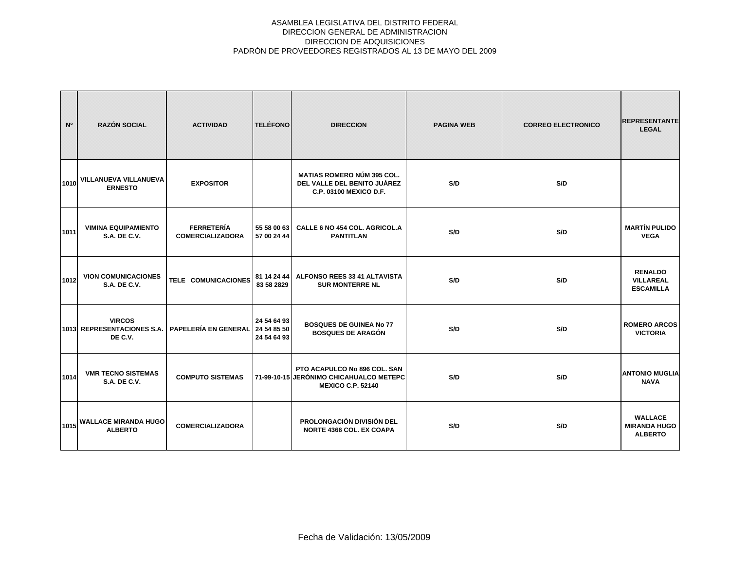ASAMBLEA LEGISLATIVA DEL DISTRITO FEDERAL
DIRECCION GENERAL DE ADMINISTRACION
DIRECCION DE ADQUISICIONES
PADRÓN DE PROVEEDORES REGISTRADOS AL 13 DE MAYO DEL 2009

| Nº | RAZÓN SOCIAL | ACTIVIDAD | TELÉFONO | DIRECCION | PAGINA WEB | CORREO ELECTRONICO | REPRESENTANTE LEGAL |
|---|---|---|---|---|---|---|---|
| 1010 | VILLANUEVA VILLANUEVA ERNESTO | EXPOSITOR | | MATIAS ROMERO NÚM 395 COL. DEL VALLE DEL BENITO JUÁREZ C.P. 03100 MEXICO D.F. | S/D | S/D | |
| 1011 | VIMINA EQUIPAMIENTO S.A. DE C.V. | FERRETERÍA COMERCIALIZADORA | 55 58 00 63 57 00 24 44 | CALLE 6 NO 454 COL. AGRICOL.A PANTITLAN | S/D | S/D | MARTÍN PULIDO VEGA |
| 1012 | VION COMUNICACIONES S.A. DE C.V. | TELE COMUNICACIONES | 81 14 24 44 83 58 2829 | ALFONSO REES 33 41 ALTAVISTA SUR MONTERRE NL | S/D | S/D | RENALDO VILLAREAL ESCAMILLA |
| 1013 | VIRCOS REPRESENTACIONES S.A. DE C.V. | PAPELERÍA EN GENERAL | 24 54 64 93 24 54 85 50 24 54 64 93 | BOSQUES DE GUINEA No 77 BOSQUES DE ARAGÓN | S/D | S/D | ROMERO ARCOS VICTORIA |
| 1014 | VMR TECNO SISTEMAS S.A. DE C.V. | COMPUTO SISTEMAS | 71-99-10-15 | PTO ACAPULCO No 896 COL. SAN JERÓNIMO CHICAHUALCO METEPC MEXICO C.P. 52140 | S/D | S/D | ANTONIO MUGLIA NAVA |
| 1015 | WALLACE MIRANDA HUGO ALBERTO | COMERCIALIZADORA | | PROLONGACIÓN DIVISIÓN DEL NORTE 4366 COL. EX COAPA | S/D | S/D | WALLACE MIRANDA HUGO ALBERTO |

Fecha de Validación: 13/05/2009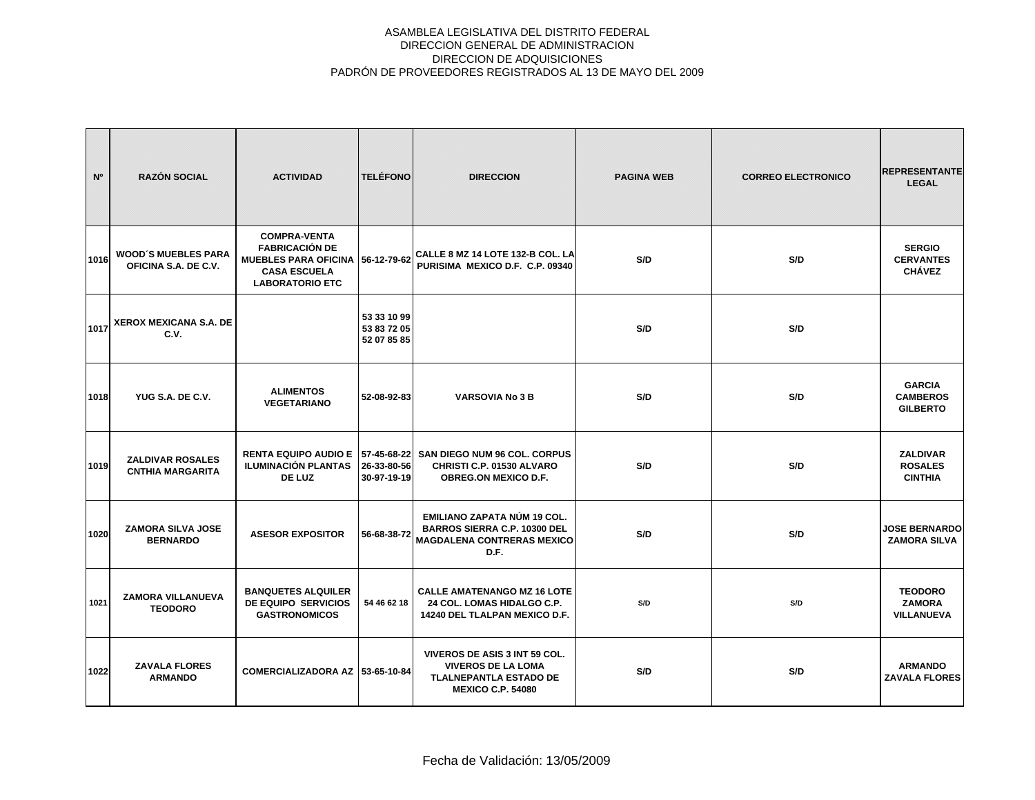ASAMBLEA LEGISLATIVA DEL DISTRITO FEDERAL
DIRECCION GENERAL DE ADMINISTRACION
DIRECCION DE ADQUISICIONES
PADRÓN DE PROVEEDORES REGISTRADOS AL 13 DE MAYO DEL 2009

| Nº | RAZÓN SOCIAL | ACTIVIDAD | TELÉFONO | DIRECCION | PAGINA WEB | CORREO ELECTRONICO | REPRESENTANTE LEGAL |
|---|---|---|---|---|---|---|---|
| 1016 | WOOD´S MUEBLES PARA OFICINA S.A. DE C.V. | COMPRA-VENTA FABRICACIÓN DE MUEBLES PARA OFICINA CASA ESCUELA LABORATORIO ETC | 56-12-79-62 | CALLE 8 MZ 14 LOTE 132-B COL. LA PURISIMA MEXICO D.F. C.P. 09340 | S/D | S/D | SERGIO CERVANTES CHÁVEZ |
| 1017 | XEROX MEXICANA S.A. DE C.V. | | 53 33 10 99 53 83 72 05 52 07 85 85 | | S/D | S/D | |
| 1018 | YUG S.A. DE C.V. | ALIMENTOS VEGETARIANO | 52-08-92-83 | VARSOVIA No 3 B | S/D | S/D | GARCIA CAMBEROS GILBERTO |
| 1019 | ZALDIVAR ROSALES CNTHIA MARGARITA | RENTA EQUIPO AUDIO E ILUMINACIÓN PLANTAS DE LUZ | 57-45-68-22 26-33-80-56 30-97-19-19 | SAN DIEGO NUM 96 COL. CORPUS CHRISTI C.P. 01530 ALVARO OBREG.ON MEXICO D.F. | S/D | S/D | ZALDIVAR ROSALES CINTHIA |
| 1020 | ZAMORA SILVA JOSE BERNARDO | ASESOR EXPOSITOR | 56-68-38-72 | EMILIANO ZAPATA NÚM 19 COL. BARROS SIERRA C.P. 10300 DEL MAGDALENA CONTRERAS MEXICO D.F. | S/D | S/D | JOSE BERNARDO ZAMORA SILVA |
| 1021 | ZAMORA VILLANUEVA TEODORO | BANQUETES ALQUILER DE EQUIPO SERVICIOS GASTRONOMICOS | 54 46 62 18 | CALLE AMATENANGO MZ 16 LOTE 24 COL. LOMAS HIDALGO C.P. 14240 DEL TLALPAN MEXICO D.F. | S/D | S/D | TEODORO ZAMORA VILLANUEVA |
| 1022 | ZAVALA FLORES ARMANDO | COMERCIALIZADORA AZ | 53-65-10-84 | VIVEROS DE ASIS 3 INT 59 COL. VIVEROS DE LA LOMA TLALNEPANTLA ESTADO DE MEXICO C.P. 54080 | S/D | S/D | ARMANDO ZAVALA FLORES |

Fecha de Validación: 13/05/2009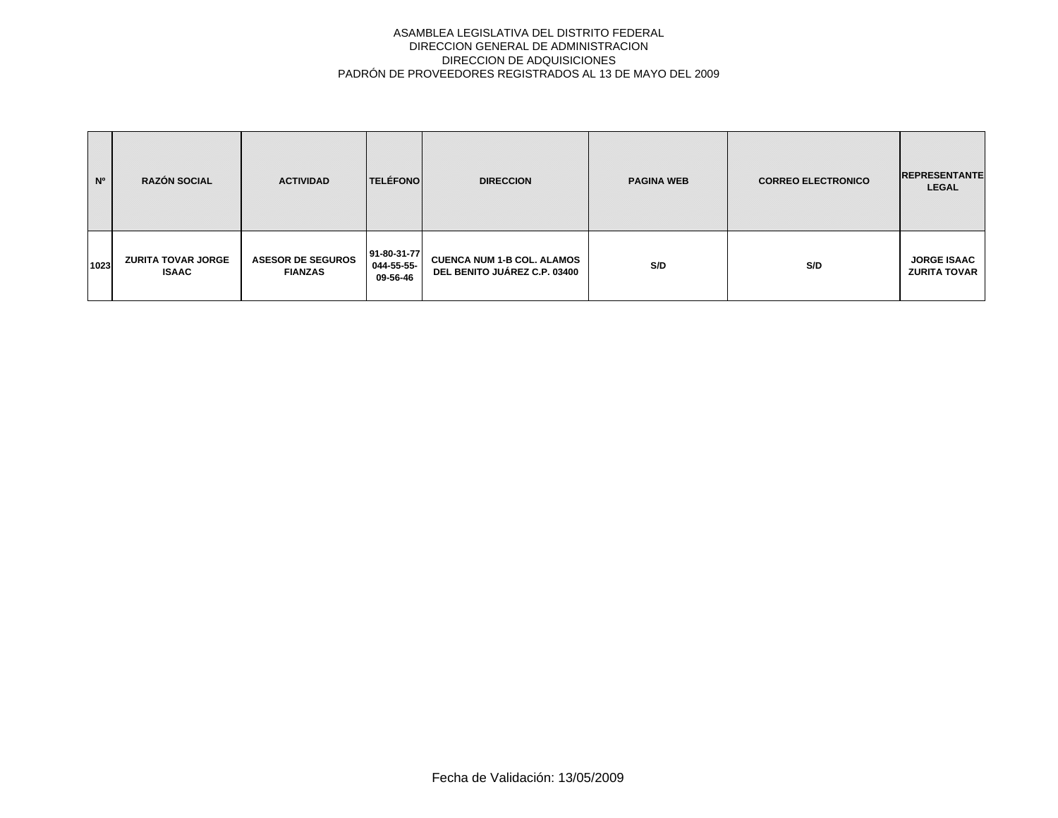ASAMBLEA LEGISLATIVA DEL DISTRITO FEDERAL
DIRECCION GENERAL DE ADMINISTRACION
DIRECCION DE ADQUISICIONES
PADRÓN DE PROVEEDORES REGISTRADOS AL 13 DE MAYO DEL 2009

| Nº | RAZÓN SOCIAL | ACTIVIDAD | TELÉFONO | DIRECCION | PAGINA WEB | CORREO ELECTRONICO | REPRESENTANTE LEGAL |
|---|---|---|---|---|---|---|---|
| 1023 | ZURITA TOVAR JORGE ISAAC | ASESOR DE SEGUROS FIANZAS | 91-80-31-77 044-55-55-09-56-46 | CUENCA NUM 1-B COL. ALAMOS DEL BENITO JUÁREZ C.P. 03400 | S/D | S/D | JORGE ISAAC ZURITA TOVAR |

Fecha de Validación: 13/05/2009